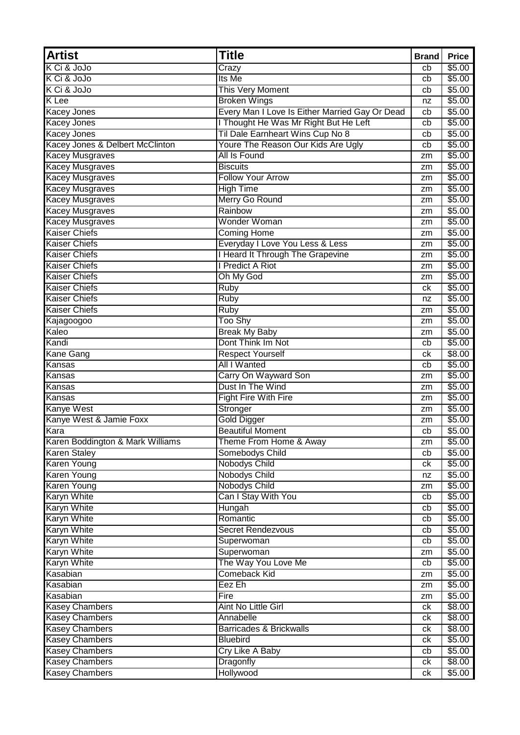| Artist | Title | Brand | Price |
| --- | --- | --- | --- |
| K Ci & JoJo | Crazy | cb | $5.00 |
| K Ci & JoJo | Its Me | cb | $5.00 |
| K Ci & JoJo | This Very Moment | cb | $5.00 |
| K Lee | Broken Wings | nz | $5.00 |
| Kacey Jones | Every Man I Love Is Either Married Gay Or Dead | cb | $5.00 |
| Kacey Jones | I Thought He Was Mr Right But He Left | cb | $5.00 |
| Kacey Jones | Til Dale Earnheart Wins Cup No 8 | cb | $5.00 |
| Kacey Jones & Delbert McClinton | Youre The Reason Our Kids Are Ugly | cb | $5.00 |
| Kacey Musgraves | All Is Found | zm | $5.00 |
| Kacey Musgraves | Biscuits | zm | $5.00 |
| Kacey Musgraves | Follow Your Arrow | zm | $5.00 |
| Kacey Musgraves | High Time | zm | $5.00 |
| Kacey Musgraves | Merry Go Round | zm | $5.00 |
| Kacey Musgraves | Rainbow | zm | $5.00 |
| Kacey Musgraves | Wonder Woman | zm | $5.00 |
| Kaiser Chiefs | Coming Home | zm | $5.00 |
| Kaiser Chiefs | Everyday I Love You Less & Less | zm | $5.00 |
| Kaiser Chiefs | I Heard It Through The Grapevine | zm | $5.00 |
| Kaiser Chiefs | I Predict A Riot | zm | $5.00 |
| Kaiser Chiefs | Oh My God | zm | $5.00 |
| Kaiser Chiefs | Ruby | ck | $5.00 |
| Kaiser Chiefs | Ruby | nz | $5.00 |
| Kaiser Chiefs | Ruby | zm | $5.00 |
| Kajagoogoo | Too Shy | zm | $5.00 |
| Kaleo | Break My Baby | zm | $5.00 |
| Kandi | Dont Think Im Not | cb | $5.00 |
| Kane Gang | Respect Yourself | ck | $8.00 |
| Kansas | All I Wanted | cb | $5.00 |
| Kansas | Carry On Wayward Son | zm | $5.00 |
| Kansas | Dust In The Wind | zm | $5.00 |
| Kansas | Fight Fire With Fire | zm | $5.00 |
| Kanye West | Stronger | zm | $5.00 |
| Kanye West & Jamie Foxx | Gold Digger | zm | $5.00 |
| Kara | Beautiful Moment | cb | $5.00 |
| Karen Boddington & Mark Williams | Theme From Home & Away | zm | $5.00 |
| Karen Staley | Somebodys Child | cb | $5.00 |
| Karen Young | Nobodys Child | ck | $5.00 |
| Karen Young | Nobodys Child | nz | $5.00 |
| Karen Young | Nobodys Child | zm | $5.00 |
| Karyn White | Can I Stay With You | cb | $5.00 |
| Karyn White | Hungah | cb | $5.00 |
| Karyn White | Romantic | cb | $5.00 |
| Karyn White | Secret Rendezvous | cb | $5.00 |
| Karyn White | Superwoman | cb | $5.00 |
| Karyn White | Superwoman | zm | $5.00 |
| Karyn White | The Way You Love Me | cb | $5.00 |
| Kasabian | Comeback Kid | zm | $5.00 |
| Kasabian | Eez Eh | zm | $5.00 |
| Kasabian | Fire | zm | $5.00 |
| Kasey Chambers | Aint No Little Girl | ck | $8.00 |
| Kasey Chambers | Annabelle | ck | $8.00 |
| Kasey Chambers | Barricades & Brickwalls | ck | $8.00 |
| Kasey Chambers | Bluebird | ck | $5.00 |
| Kasey Chambers | Cry Like A Baby | cb | $5.00 |
| Kasey Chambers | Dragonfly | ck | $8.00 |
| Kasey Chambers | Hollywood | ck | $5.00 |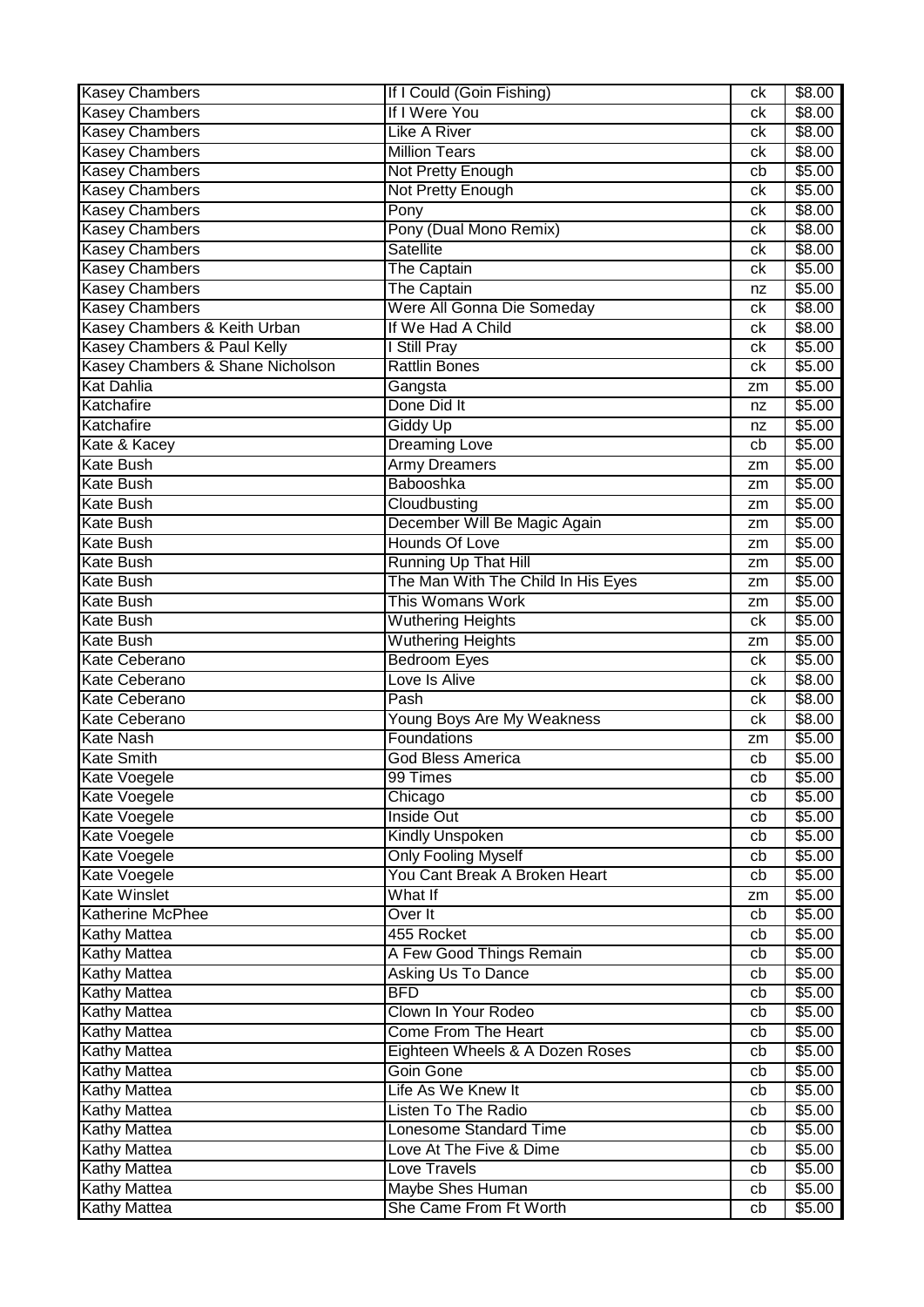| Kasey Chambers | If I Could (Goin Fishing) | ck | $8.00 |
|---|---|---|---|
| Kasey Chambers | If I Were You | ck | $8.00 |
| Kasey Chambers | Like A River | ck | $8.00 |
| Kasey Chambers | Million Tears | ck | $8.00 |
| Kasey Chambers | Not Pretty Enough | cb | $5.00 |
| Kasey Chambers | Not Pretty Enough | ck | $5.00 |
| Kasey Chambers | Pony | ck | $8.00 |
| Kasey Chambers | Pony (Dual Mono Remix) | ck | $8.00 |
| Kasey Chambers | Satellite | ck | $8.00 |
| Kasey Chambers | The Captain | ck | $5.00 |
| Kasey Chambers | The Captain | nz | $5.00 |
| Kasey Chambers | Were All Gonna Die Someday | ck | $8.00 |
| Kasey Chambers & Keith Urban | If We Had A Child | ck | $8.00 |
| Kasey Chambers & Paul Kelly | I Still Pray | ck | $5.00 |
| Kasey Chambers & Shane Nicholson | Rattlin Bones | ck | $5.00 |
| Kat Dahlia | Gangsta | zm | $5.00 |
| Katchafire | Done Did It | nz | $5.00 |
| Katchafire | Giddy Up | nz | $5.00 |
| Kate & Kacey | Dreaming Love | cb | $5.00 |
| Kate Bush | Army Dreamers | zm | $5.00 |
| Kate Bush | Babooshka | zm | $5.00 |
| Kate Bush | Cloudbusting | zm | $5.00 |
| Kate Bush | December Will Be Magic Again | zm | $5.00 |
| Kate Bush | Hounds Of Love | zm | $5.00 |
| Kate Bush | Running Up That Hill | zm | $5.00 |
| Kate Bush | The Man With The Child In His Eyes | zm | $5.00 |
| Kate Bush | This Womans Work | zm | $5.00 |
| Kate Bush | Wuthering Heights | ck | $5.00 |
| Kate Bush | Wuthering Heights | zm | $5.00 |
| Kate Ceberano | Bedroom Eyes | ck | $5.00 |
| Kate Ceberano | Love Is Alive | ck | $8.00 |
| Kate Ceberano | Pash | ck | $8.00 |
| Kate Ceberano | Young Boys Are My Weakness | ck | $8.00 |
| Kate Nash | Foundations | zm | $5.00 |
| Kate Smith | God Bless America | cb | $5.00 |
| Kate Voegele | 99 Times | cb | $5.00 |
| Kate Voegele | Chicago | cb | $5.00 |
| Kate Voegele | Inside Out | cb | $5.00 |
| Kate Voegele | Kindly Unspoken | cb | $5.00 |
| Kate Voegele | Only Fooling Myself | cb | $5.00 |
| Kate Voegele | You Cant Break A Broken Heart | cb | $5.00 |
| Kate Winslet | What If | zm | $5.00 |
| Katherine McPhee | Over It | cb | $5.00 |
| Kathy Mattea | 455 Rocket | cb | $5.00 |
| Kathy Mattea | A Few Good Things Remain | cb | $5.00 |
| Kathy Mattea | Asking Us To Dance | cb | $5.00 |
| Kathy Mattea | BFD | cb | $5.00 |
| Kathy Mattea | Clown In Your Rodeo | cb | $5.00 |
| Kathy Mattea | Come From The Heart | cb | $5.00 |
| Kathy Mattea | Eighteen Wheels & A Dozen Roses | cb | $5.00 |
| Kathy Mattea | Goin Gone | cb | $5.00 |
| Kathy Mattea | Life As We Knew It | cb | $5.00 |
| Kathy Mattea | Listen To The Radio | cb | $5.00 |
| Kathy Mattea | Lonesome Standard Time | cb | $5.00 |
| Kathy Mattea | Love At The Five & Dime | cb | $5.00 |
| Kathy Mattea | Love Travels | cb | $5.00 |
| Kathy Mattea | Maybe Shes Human | cb | $5.00 |
| Kathy Mattea | She Came From Ft Worth | cb | $5.00 |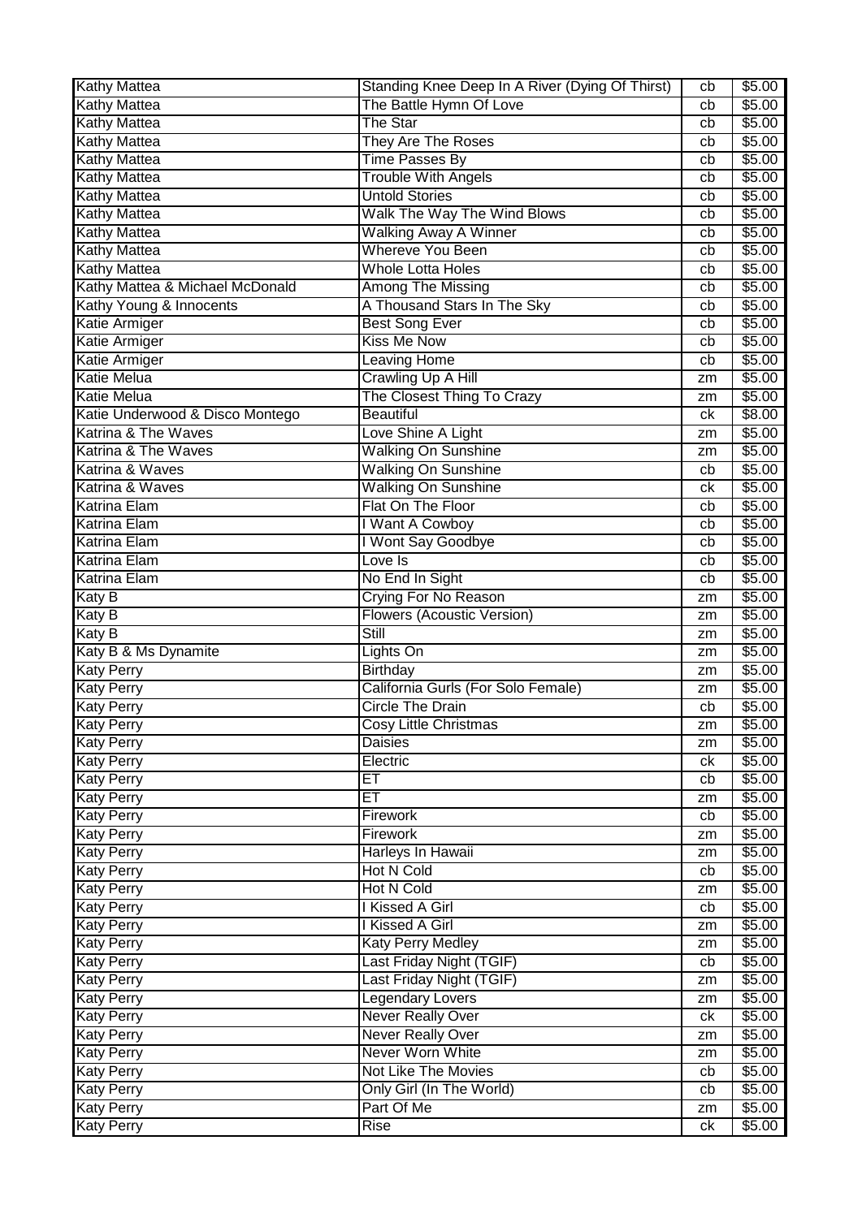| Kathy Mattea | Standing Knee Deep In A River (Dying Of Thirst) | cb | $5.00 |
|---|---|---|---|
| Kathy Mattea | The Battle Hymn Of Love | cb | $5.00 |
| Kathy Mattea | The Star | cb | $5.00 |
| Kathy Mattea | They Are The Roses | cb | $5.00 |
| Kathy Mattea | Time Passes By | cb | $5.00 |
| Kathy Mattea | Trouble With Angels | cb | $5.00 |
| Kathy Mattea | Untold Stories | cb | $5.00 |
| Kathy Mattea | Walk The Way The Wind Blows | cb | $5.00 |
| Kathy Mattea | Walking Away A Winner | cb | $5.00 |
| Kathy Mattea | Whereve You Been | cb | $5.00 |
| Kathy Mattea | Whole Lotta Holes | cb | $5.00 |
| Kathy Mattea & Michael McDonald | Among The Missing | cb | $5.00 |
| Kathy Young & Innocents | A Thousand Stars In The Sky | cb | $5.00 |
| Katie Armiger | Best Song Ever | cb | $5.00 |
| Katie Armiger | Kiss Me Now | cb | $5.00 |
| Katie Armiger | Leaving Home | cb | $5.00 |
| Katie Melua | Crawling Up A Hill | zm | $5.00 |
| Katie Melua | The Closest Thing To Crazy | zm | $5.00 |
| Katie Underwood & Disco Montego | Beautiful | ck | $8.00 |
| Katrina & The Waves | Love Shine A Light | zm | $5.00 |
| Katrina & The Waves | Walking On Sunshine | zm | $5.00 |
| Katrina & Waves | Walking On Sunshine | cb | $5.00 |
| Katrina & Waves | Walking On Sunshine | ck | $5.00 |
| Katrina Elam | Flat On The Floor | cb | $5.00 |
| Katrina Elam | I Want A Cowboy | cb | $5.00 |
| Katrina Elam | I Wont Say Goodbye | cb | $5.00 |
| Katrina Elam | Love Is | cb | $5.00 |
| Katrina Elam | No End In Sight | cb | $5.00 |
| Katy B | Crying For No Reason | zm | $5.00 |
| Katy B | Flowers (Acoustic Version) | zm | $5.00 |
| Katy B | Still | zm | $5.00 |
| Katy B & Ms Dynamite | Lights On | zm | $5.00 |
| Katy Perry | Birthday | zm | $5.00 |
| Katy Perry | California Gurls (For Solo Female) | zm | $5.00 |
| Katy Perry | Circle The Drain | cb | $5.00 |
| Katy Perry | Cosy Little Christmas | zm | $5.00 |
| Katy Perry | Daisies | zm | $5.00 |
| Katy Perry | Electric | ck | $5.00 |
| Katy Perry | ET | cb | $5.00 |
| Katy Perry | ET | zm | $5.00 |
| Katy Perry | Firework | cb | $5.00 |
| Katy Perry | Firework | zm | $5.00 |
| Katy Perry | Harleys In Hawaii | zm | $5.00 |
| Katy Perry | Hot N Cold | cb | $5.00 |
| Katy Perry | Hot N Cold | zm | $5.00 |
| Katy Perry | I Kissed A Girl | cb | $5.00 |
| Katy Perry | I Kissed A Girl | zm | $5.00 |
| Katy Perry | Katy Perry Medley | zm | $5.00 |
| Katy Perry | Last Friday Night (TGIF) | cb | $5.00 |
| Katy Perry | Last Friday Night (TGIF) | zm | $5.00 |
| Katy Perry | Legendary Lovers | zm | $5.00 |
| Katy Perry | Never Really Over | ck | $5.00 |
| Katy Perry | Never Really Over | zm | $5.00 |
| Katy Perry | Never Worn White | zm | $5.00 |
| Katy Perry | Not Like The Movies | cb | $5.00 |
| Katy Perry | Only Girl (In The World) | cb | $5.00 |
| Katy Perry | Part Of Me | zm | $5.00 |
| Katy Perry | Rise | ck | $5.00 |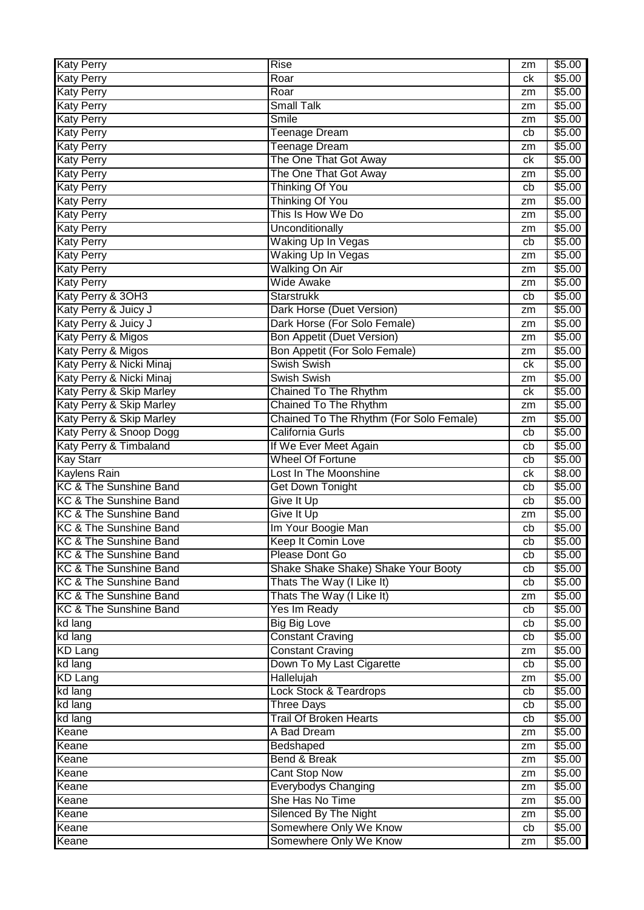| Katy Perry | Rise | zm | $5.00 |
|---|---|---|---|
| Katy Perry | Roar | ck | $5.00 |
| Katy Perry | Roar | zm | $5.00 |
| Katy Perry | Small Talk | zm | $5.00 |
| Katy Perry | Smile | zm | $5.00 |
| Katy Perry | Teenage Dream | cb | $5.00 |
| Katy Perry | Teenage Dream | zm | $5.00 |
| Katy Perry | The One That Got Away | ck | $5.00 |
| Katy Perry | The One That Got Away | zm | $5.00 |
| Katy Perry | Thinking Of You | cb | $5.00 |
| Katy Perry | Thinking Of You | zm | $5.00 |
| Katy Perry | This Is How We Do | zm | $5.00 |
| Katy Perry | Unconditionally | zm | $5.00 |
| Katy Perry | Waking Up In Vegas | cb | $5.00 |
| Katy Perry | Waking Up In Vegas | zm | $5.00 |
| Katy Perry | Walking On Air | zm | $5.00 |
| Katy Perry | Wide Awake | zm | $5.00 |
| Katy Perry & 3OH3 | Starstrukk | cb | $5.00 |
| Katy Perry & Juicy J | Dark Horse (Duet Version) | zm | $5.00 |
| Katy Perry & Juicy J | Dark Horse (For Solo Female) | zm | $5.00 |
| Katy Perry & Migos | Bon Appetit (Duet Version) | zm | $5.00 |
| Katy Perry & Migos | Bon Appetit (For Solo Female) | zm | $5.00 |
| Katy Perry & Nicki Minaj | Swish Swish | ck | $5.00 |
| Katy Perry & Nicki Minaj | Swish Swish | zm | $5.00 |
| Katy Perry & Skip Marley | Chained To The Rhythm | ck | $5.00 |
| Katy Perry & Skip Marley | Chained To The Rhythm | zm | $5.00 |
| Katy Perry & Skip Marley | Chained To The Rhythm (For Solo Female) | zm | $5.00 |
| Katy Perry & Snoop Dogg | California Gurls | cb | $5.00 |
| Katy Perry & Timbaland | If We Ever Meet Again | cb | $5.00 |
| Kay Starr | Wheel Of Fortune | cb | $5.00 |
| Kaylens Rain | Lost In The Moonshine | ck | $8.00 |
| KC & The Sunshine Band | Get Down Tonight | cb | $5.00 |
| KC & The Sunshine Band | Give It Up | cb | $5.00 |
| KC & The Sunshine Band | Give It Up | zm | $5.00 |
| KC & The Sunshine Band | Im Your Boogie Man | cb | $5.00 |
| KC & The Sunshine Band | Keep It Comin Love | cb | $5.00 |
| KC & The Sunshine Band | Please Dont Go | cb | $5.00 |
| KC & The Sunshine Band | Shake Shake Shake) Shake Your Booty | cb | $5.00 |
| KC & The Sunshine Band | Thats The Way (I Like It) | cb | $5.00 |
| KC & The Sunshine Band | Thats The Way (I Like It) | zm | $5.00 |
| KC & The Sunshine Band | Yes Im Ready | cb | $5.00 |
| kd lang | Big Big Love | cb | $5.00 |
| kd lang | Constant Craving | cb | $5.00 |
| KD Lang | Constant Craving | zm | $5.00 |
| kd lang | Down To My Last Cigarette | cb | $5.00 |
| KD Lang | Hallelujah | zm | $5.00 |
| kd lang | Lock Stock & Teardrops | cb | $5.00 |
| kd lang | Three Days | cb | $5.00 |
| kd lang | Trail Of Broken Hearts | cb | $5.00 |
| Keane | A Bad Dream | zm | $5.00 |
| Keane | Bedshaped | zm | $5.00 |
| Keane | Bend & Break | zm | $5.00 |
| Keane | Cant Stop Now | zm | $5.00 |
| Keane | Everybodys Changing | zm | $5.00 |
| Keane | She Has No Time | zm | $5.00 |
| Keane | Silenced By The Night | zm | $5.00 |
| Keane | Somewhere Only We Know | cb | $5.00 |
| Keane | Somewhere Only We Know | zm | $5.00 |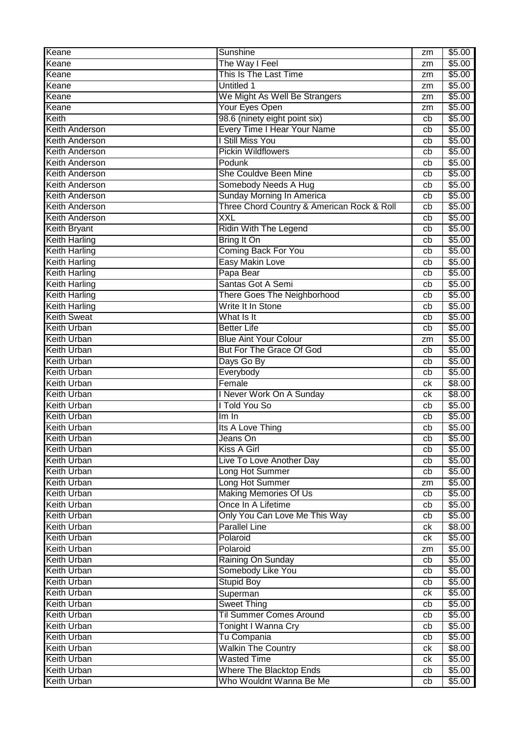| Keane | Sunshine | zm | $5.00 |
|---|---|---|---|
| Keane | The Way I Feel | zm | $5.00 |
| Keane | This Is The Last Time | zm | $5.00 |
| Keane | Untitled 1 | zm | $5.00 |
| Keane | We Might As Well Be Strangers | zm | $5.00 |
| Keane | Your Eyes Open | zm | $5.00 |
| Keith | 98.6 (ninety eight point six) | cb | $5.00 |
| Keith Anderson | Every Time I Hear Your Name | cb | $5.00 |
| Keith Anderson | I Still Miss You | cb | $5.00 |
| Keith Anderson | Pickin Wildflowers | cb | $5.00 |
| Keith Anderson | Podunk | cb | $5.00 |
| Keith Anderson | She Couldve Been Mine | cb | $5.00 |
| Keith Anderson | Somebody Needs A Hug | cb | $5.00 |
| Keith Anderson | Sunday Morning In America | cb | $5.00 |
| Keith Anderson | Three Chord Country & American Rock & Roll | cb | $5.00 |
| Keith Anderson | XXL | cb | $5.00 |
| Keith Bryant | Ridin With The Legend | cb | $5.00 |
| Keith Harling | Bring It On | cb | $5.00 |
| Keith Harling | Coming Back For You | cb | $5.00 |
| Keith Harling | Easy Makin Love | cb | $5.00 |
| Keith Harling | Papa Bear | cb | $5.00 |
| Keith Harling | Santas Got A Semi | cb | $5.00 |
| Keith Harling | There Goes The Neighborhood | cb | $5.00 |
| Keith Harling | Write It In Stone | cb | $5.00 |
| Keith Sweat | What Is It | cb | $5.00 |
| Keith Urban | Better Life | cb | $5.00 |
| Keith Urban | Blue Aint Your Colour | zm | $5.00 |
| Keith Urban | But For The Grace Of God | cb | $5.00 |
| Keith Urban | Days Go By | cb | $5.00 |
| Keith Urban | Everybody | cb | $5.00 |
| Keith Urban | Female | ck | $8.00 |
| Keith Urban | I Never Work On A Sunday | ck | $8.00 |
| Keith Urban | I Told You So | cb | $5.00 |
| Keith Urban | Im In | cb | $5.00 |
| Keith Urban | Its A Love Thing | cb | $5.00 |
| Keith Urban | Jeans On | cb | $5.00 |
| Keith Urban | Kiss A Girl | cb | $5.00 |
| Keith Urban | Live To Love Another Day | cb | $5.00 |
| Keith Urban | Long Hot Summer | cb | $5.00 |
| Keith Urban | Long Hot Summer | zm | $5.00 |
| Keith Urban | Making Memories Of Us | cb | $5.00 |
| Keith Urban | Once In A Lifetime | cb | $5.00 |
| Keith Urban | Only You Can Love Me This Way | cb | $5.00 |
| Keith Urban | Parallel Line | ck | $8.00 |
| Keith Urban | Polaroid | ck | $5.00 |
| Keith Urban | Polaroid | zm | $5.00 |
| Keith Urban | Raining On Sunday | cb | $5.00 |
| Keith Urban | Somebody Like You | cb | $5.00 |
| Keith Urban | Stupid Boy | cb | $5.00 |
| Keith Urban | Superman | ck | $5.00 |
| Keith Urban | Sweet Thing | cb | $5.00 |
| Keith Urban | Til Summer Comes Around | cb | $5.00 |
| Keith Urban | Tonight I Wanna Cry | cb | $5.00 |
| Keith Urban | Tu Compania | cb | $5.00 |
| Keith Urban | Walkin The Country | ck | $8.00 |
| Keith Urban | Wasted Time | ck | $5.00 |
| Keith Urban | Where The Blacktop Ends | cb | $5.00 |
| Keith Urban | Who Wouldnt Wanna Be Me | cb | $5.00 |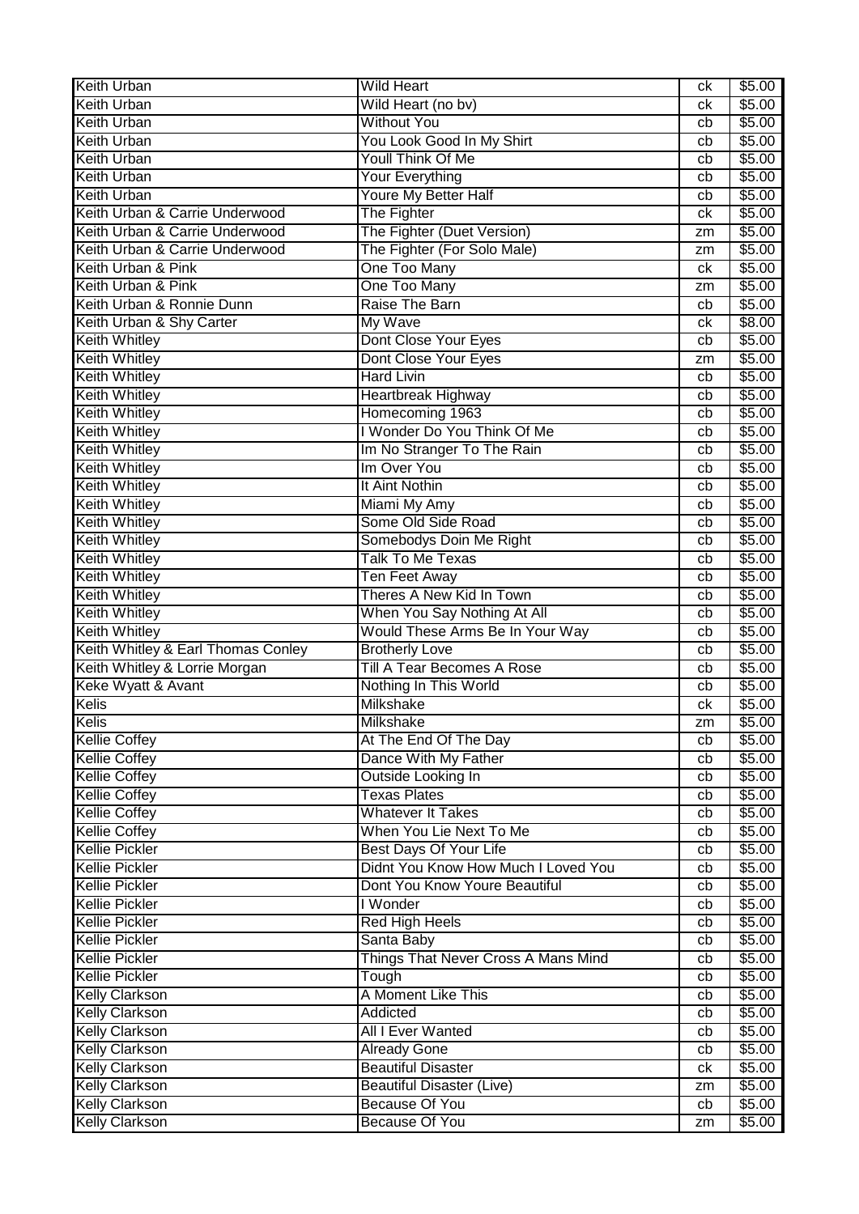| Keith Urban | Wild Heart | ck | $5.00 |
|---|---|---|---|
| Keith Urban | Wild Heart (no bv) | ck | $5.00 |
| Keith Urban | Without You | cb | $5.00 |
| Keith Urban | You Look Good In My Shirt | cb | $5.00 |
| Keith Urban | Youll Think Of Me | cb | $5.00 |
| Keith Urban | Your Everything | cb | $5.00 |
| Keith Urban | Youre My Better Half | cb | $5.00 |
| Keith Urban & Carrie Underwood | The Fighter | ck | $5.00 |
| Keith Urban & Carrie Underwood | The Fighter (Duet Version) | zm | $5.00 |
| Keith Urban & Carrie Underwood | The Fighter (For Solo Male) | zm | $5.00 |
| Keith Urban & Pink | One Too Many | ck | $5.00 |
| Keith Urban & Pink | One Too Many | zm | $5.00 |
| Keith Urban & Ronnie Dunn | Raise The Barn | cb | $5.00 |
| Keith Urban & Shy Carter | My Wave | ck | $8.00 |
| Keith Whitley | Dont Close Your Eyes | cb | $5.00 |
| Keith Whitley | Dont Close Your Eyes | zm | $5.00 |
| Keith Whitley | Hard Livin | cb | $5.00 |
| Keith Whitley | Heartbreak Highway | cb | $5.00 |
| Keith Whitley | Homecoming 1963 | cb | $5.00 |
| Keith Whitley | I Wonder Do You Think Of Me | cb | $5.00 |
| Keith Whitley | Im No Stranger To The Rain | cb | $5.00 |
| Keith Whitley | Im Over You | cb | $5.00 |
| Keith Whitley | It Aint Nothin | cb | $5.00 |
| Keith Whitley | Miami My Amy | cb | $5.00 |
| Keith Whitley | Some Old Side Road | cb | $5.00 |
| Keith Whitley | Somebodys Doin Me Right | cb | $5.00 |
| Keith Whitley | Talk To Me Texas | cb | $5.00 |
| Keith Whitley | Ten Feet Away | cb | $5.00 |
| Keith Whitley | Theres A New Kid In Town | cb | $5.00 |
| Keith Whitley | When You Say Nothing At All | cb | $5.00 |
| Keith Whitley | Would These Arms Be In Your Way | cb | $5.00 |
| Keith Whitley & Earl Thomas Conley | Brotherly Love | cb | $5.00 |
| Keith Whitley & Lorrie Morgan | Till A Tear Becomes A Rose | cb | $5.00 |
| Keke Wyatt & Avant | Nothing In This World | cb | $5.00 |
| Kelis | Milkshake | ck | $5.00 |
| Kelis | Milkshake | zm | $5.00 |
| Kellie Coffey | At The End Of The Day | cb | $5.00 |
| Kellie Coffey | Dance With My Father | cb | $5.00 |
| Kellie Coffey | Outside Looking In | cb | $5.00 |
| Kellie Coffey | Texas Plates | cb | $5.00 |
| Kellie Coffey | Whatever It Takes | cb | $5.00 |
| Kellie Coffey | When You Lie Next To Me | cb | $5.00 |
| Kellie Pickler | Best Days Of Your Life | cb | $5.00 |
| Kellie Pickler | Didnt You Know How Much I Loved You | cb | $5.00 |
| Kellie Pickler | Dont You Know Youre Beautiful | cb | $5.00 |
| Kellie Pickler | I Wonder | cb | $5.00 |
| Kellie Pickler | Red High Heels | cb | $5.00 |
| Kellie Pickler | Santa Baby | cb | $5.00 |
| Kellie Pickler | Things That Never Cross A Mans Mind | cb | $5.00 |
| Kellie Pickler | Tough | cb | $5.00 |
| Kelly Clarkson | A Moment Like This | cb | $5.00 |
| Kelly Clarkson | Addicted | cb | $5.00 |
| Kelly Clarkson | All I Ever Wanted | cb | $5.00 |
| Kelly Clarkson | Already Gone | cb | $5.00 |
| Kelly Clarkson | Beautiful Disaster | ck | $5.00 |
| Kelly Clarkson | Beautiful Disaster (Live) | zm | $5.00 |
| Kelly Clarkson | Because Of You | cb | $5.00 |
| Kelly Clarkson | Because Of You | zm | $5.00 |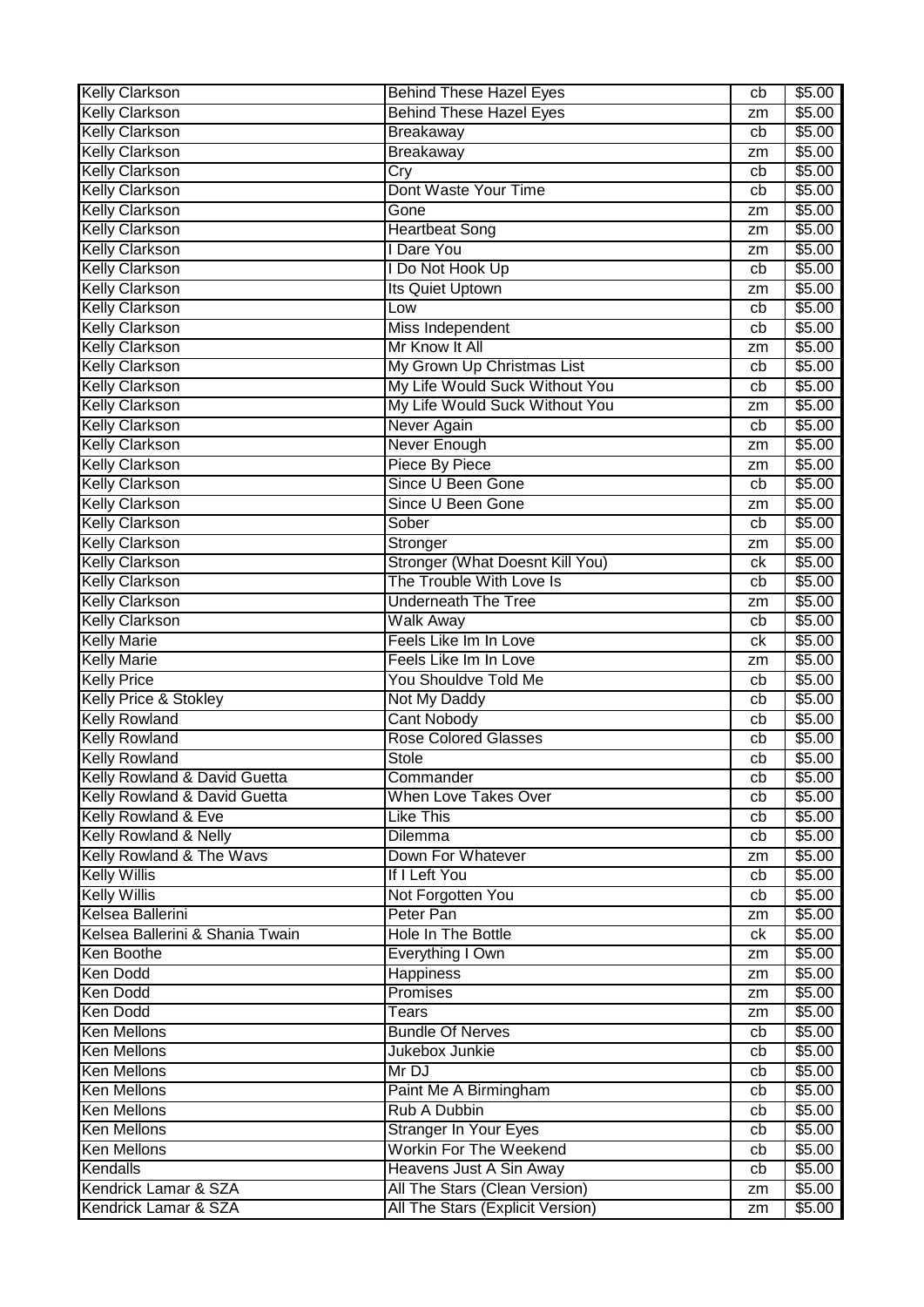| Kelly Clarkson | Behind These Hazel Eyes | cb | $5.00 |
|---|---|---|---|
| Kelly Clarkson | Behind These Hazel Eyes | zm | $5.00 |
| Kelly Clarkson | Breakaway | cb | $5.00 |
| Kelly Clarkson | Breakaway | zm | $5.00 |
| Kelly Clarkson | Cry | cb | $5.00 |
| Kelly Clarkson | Dont Waste Your Time | cb | $5.00 |
| Kelly Clarkson | Gone | zm | $5.00 |
| Kelly Clarkson | Heartbeat Song | zm | $5.00 |
| Kelly Clarkson | I Dare You | zm | $5.00 |
| Kelly Clarkson | I Do Not Hook Up | cb | $5.00 |
| Kelly Clarkson | Its Quiet Uptown | zm | $5.00 |
| Kelly Clarkson | Low | cb | $5.00 |
| Kelly Clarkson | Miss Independent | cb | $5.00 |
| Kelly Clarkson | Mr Know It All | zm | $5.00 |
| Kelly Clarkson | My Grown Up Christmas List | cb | $5.00 |
| Kelly Clarkson | My Life Would Suck Without You | cb | $5.00 |
| Kelly Clarkson | My Life Would Suck Without You | zm | $5.00 |
| Kelly Clarkson | Never Again | cb | $5.00 |
| Kelly Clarkson | Never Enough | zm | $5.00 |
| Kelly Clarkson | Piece By Piece | zm | $5.00 |
| Kelly Clarkson | Since U Been Gone | cb | $5.00 |
| Kelly Clarkson | Since U Been Gone | zm | $5.00 |
| Kelly Clarkson | Sober | cb | $5.00 |
| Kelly Clarkson | Stronger | zm | $5.00 |
| Kelly Clarkson | Stronger (What Doesnt Kill You) | ck | $5.00 |
| Kelly Clarkson | The Trouble With Love Is | cb | $5.00 |
| Kelly Clarkson | Underneath The Tree | zm | $5.00 |
| Kelly Clarkson | Walk Away | cb | $5.00 |
| Kelly Marie | Feels Like Im In Love | ck | $5.00 |
| Kelly Marie | Feels Like Im In Love | zm | $5.00 |
| Kelly Price | You Shouldve Told Me | cb | $5.00 |
| Kelly Price & Stokley | Not My Daddy | cb | $5.00 |
| Kelly Rowland | Cant Nobody | cb | $5.00 |
| Kelly Rowland | Rose Colored Glasses | cb | $5.00 |
| Kelly Rowland | Stole | cb | $5.00 |
| Kelly Rowland & David Guetta | Commander | cb | $5.00 |
| Kelly Rowland & David Guetta | When Love Takes Over | cb | $5.00 |
| Kelly Rowland & Eve | Like This | cb | $5.00 |
| Kelly Rowland & Nelly | Dilemma | cb | $5.00 |
| Kelly Rowland & The Wavs | Down For Whatever | zm | $5.00 |
| Kelly Willis | If I Left You | cb | $5.00 |
| Kelly Willis | Not Forgotten You | cb | $5.00 |
| Kelsea Ballerini | Peter Pan | zm | $5.00 |
| Kelsea Ballerini & Shania Twain | Hole In The Bottle | ck | $5.00 |
| Ken Boothe | Everything I Own | zm | $5.00 |
| Ken Dodd | Happiness | zm | $5.00 |
| Ken Dodd | Promises | zm | $5.00 |
| Ken Dodd | Tears | zm | $5.00 |
| Ken Mellons | Bundle Of Nerves | cb | $5.00 |
| Ken Mellons | Jukebox Junkie | cb | $5.00 |
| Ken Mellons | Mr DJ | cb | $5.00 |
| Ken Mellons | Paint Me A Birmingham | cb | $5.00 |
| Ken Mellons | Rub A Dubbin | cb | $5.00 |
| Ken Mellons | Stranger In Your Eyes | cb | $5.00 |
| Ken Mellons | Workin For The Weekend | cb | $5.00 |
| Kendalls | Heavens Just A Sin Away | cb | $5.00 |
| Kendrick Lamar & SZA | All The Stars (Clean Version) | zm | $5.00 |
| Kendrick Lamar & SZA | All The Stars (Explicit Version) | zm | $5.00 |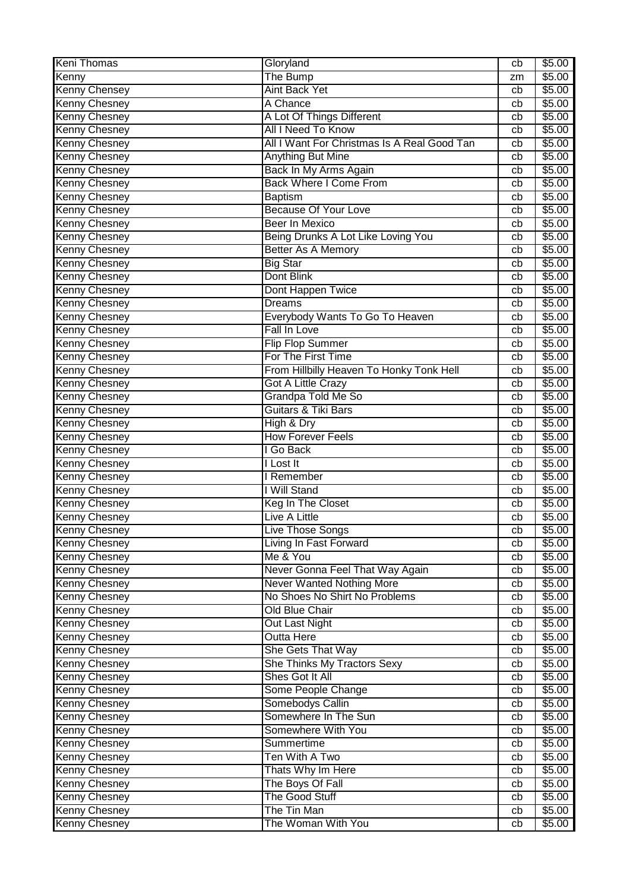| Keni Thomas | Gloryland | cb | $5.00 |
|---|---|---|---|
| Kenny | The Bump | zm | $5.00 |
| Kenny Chensey | Aint Back Yet | cb | $5.00 |
| Kenny Chesney | A Chance | cb | $5.00 |
| Kenny Chesney | A Lot Of Things Different | cb | $5.00 |
| Kenny Chesney | All I Need To Know | cb | $5.00 |
| Kenny Chesney | All I Want For Christmas Is A Real Good Tan | cb | $5.00 |
| Kenny Chesney | Anything But Mine | cb | $5.00 |
| Kenny Chesney | Back In My Arms Again | cb | $5.00 |
| Kenny Chesney | Back Where I Come From | cb | $5.00 |
| Kenny Chesney | Baptism | cb | $5.00 |
| Kenny Chesney | Because Of Your Love | cb | $5.00 |
| Kenny Chesney | Beer In Mexico | cb | $5.00 |
| Kenny Chesney | Being Drunks A Lot Like Loving You | cb | $5.00 |
| Kenny Chesney | Better As A Memory | cb | $5.00 |
| Kenny Chesney | Big Star | cb | $5.00 |
| Kenny Chesney | Dont Blink | cb | $5.00 |
| Kenny Chesney | Dont Happen Twice | cb | $5.00 |
| Kenny Chesney | Dreams | cb | $5.00 |
| Kenny Chesney | Everybody Wants To Go To Heaven | cb | $5.00 |
| Kenny Chesney | Fall In Love | cb | $5.00 |
| Kenny Chesney | Flip Flop Summer | cb | $5.00 |
| Kenny Chesney | For The First Time | cb | $5.00 |
| Kenny Chesney | From Hillbilly Heaven To Honky Tonk Hell | cb | $5.00 |
| Kenny Chesney | Got A Little Crazy | cb | $5.00 |
| Kenny Chesney | Grandpa Told Me So | cb | $5.00 |
| Kenny Chesney | Guitars & Tiki Bars | cb | $5.00 |
| Kenny Chesney | High & Dry | cb | $5.00 |
| Kenny Chesney | How Forever Feels | cb | $5.00 |
| Kenny Chesney | I Go Back | cb | $5.00 |
| Kenny Chesney | I Lost It | cb | $5.00 |
| Kenny Chesney | I Remember | cb | $5.00 |
| Kenny Chesney | I Will Stand | cb | $5.00 |
| Kenny Chesney | Keg In The Closet | cb | $5.00 |
| Kenny Chesney | Live A Little | cb | $5.00 |
| Kenny Chesney | Live Those Songs | cb | $5.00 |
| Kenny Chesney | Living In Fast Forward | cb | $5.00 |
| Kenny Chesney | Me & You | cb | $5.00 |
| Kenny Chesney | Never Gonna Feel That Way Again | cb | $5.00 |
| Kenny Chesney | Never Wanted Nothing More | cb | $5.00 |
| Kenny Chesney | No Shoes No Shirt No Problems | cb | $5.00 |
| Kenny Chesney | Old Blue Chair | cb | $5.00 |
| Kenny Chesney | Out Last Night | cb | $5.00 |
| Kenny Chesney | Outta Here | cb | $5.00 |
| Kenny Chesney | She Gets That Way | cb | $5.00 |
| Kenny Chesney | She Thinks My Tractors Sexy | cb | $5.00 |
| Kenny Chesney | Shes Got It All | cb | $5.00 |
| Kenny Chesney | Some People Change | cb | $5.00 |
| Kenny Chesney | Somebodys Callin | cb | $5.00 |
| Kenny Chesney | Somewhere In The Sun | cb | $5.00 |
| Kenny Chesney | Somewhere With You | cb | $5.00 |
| Kenny Chesney | Summertime | cb | $5.00 |
| Kenny Chesney | Ten With A Two | cb | $5.00 |
| Kenny Chesney | Thats Why Im Here | cb | $5.00 |
| Kenny Chesney | The Boys Of Fall | cb | $5.00 |
| Kenny Chesney | The Good Stuff | cb | $5.00 |
| Kenny Chesney | The Tin Man | cb | $5.00 |
| Kenny Chesney | The Woman With You | cb | $5.00 |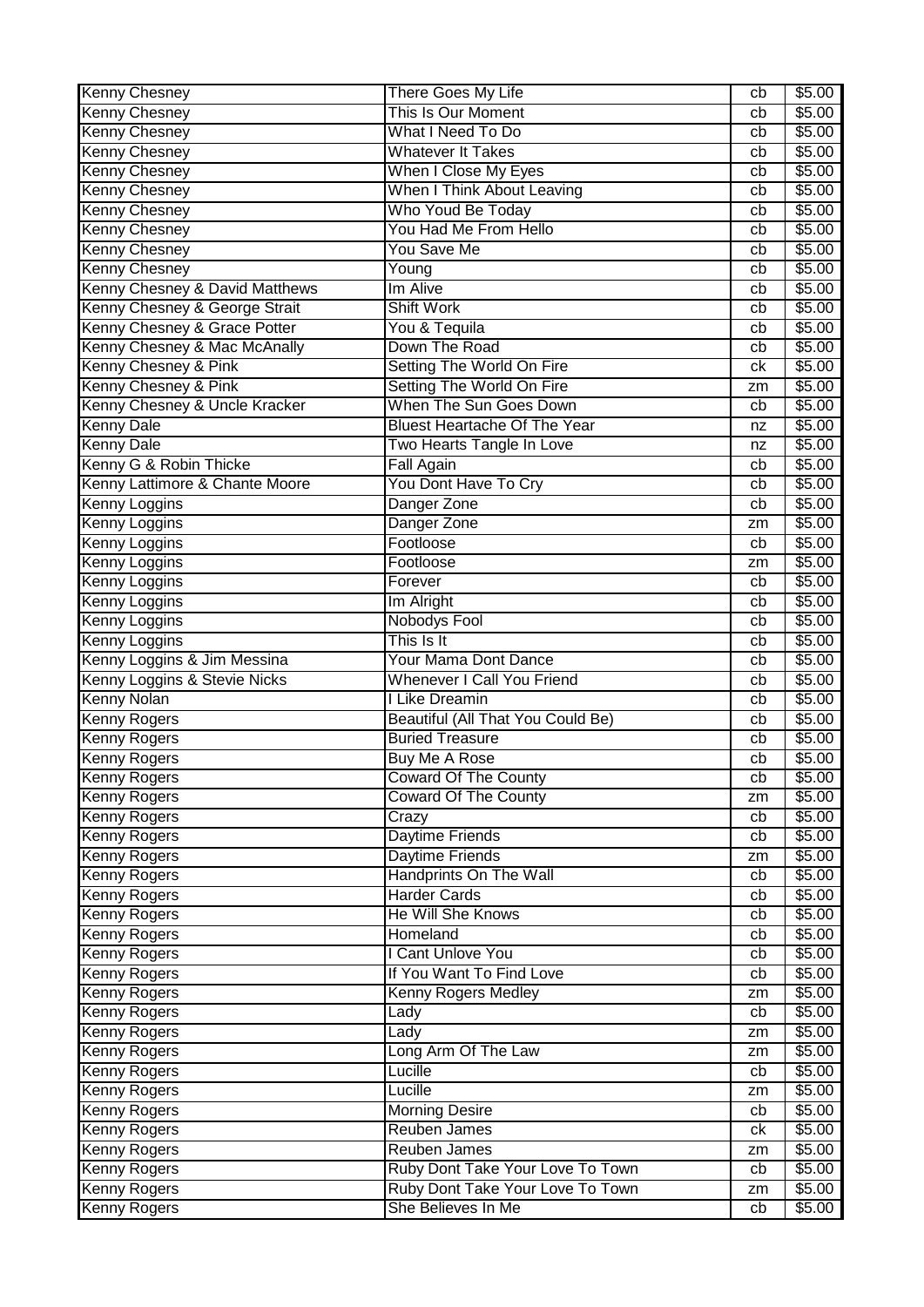| Kenny Chesney | There Goes My Life | cb | $5.00 |
|---|---|---|---|
| Kenny Chesney | This Is Our Moment | cb | $5.00 |
| Kenny Chesney | What I Need To Do | cb | $5.00 |
| Kenny Chesney | Whatever It Takes | cb | $5.00 |
| Kenny Chesney | When I Close My Eyes | cb | $5.00 |
| Kenny Chesney | When I Think About Leaving | cb | $5.00 |
| Kenny Chesney | Who Youd Be Today | cb | $5.00 |
| Kenny Chesney | You Had Me From Hello | cb | $5.00 |
| Kenny Chesney | You Save Me | cb | $5.00 |
| Kenny Chesney | Young | cb | $5.00 |
| Kenny Chesney & David Matthews | Im Alive | cb | $5.00 |
| Kenny Chesney & George Strait | Shift Work | cb | $5.00 |
| Kenny Chesney & Grace Potter | You & Tequila | cb | $5.00 |
| Kenny Chesney & Mac McAnally | Down The Road | cb | $5.00 |
| Kenny Chesney & Pink | Setting The World On Fire | ck | $5.00 |
| Kenny Chesney & Pink | Setting The World On Fire | zm | $5.00 |
| Kenny Chesney & Uncle Kracker | When The Sun Goes Down | cb | $5.00 |
| Kenny Dale | Bluest Heartache Of The Year | nz | $5.00 |
| Kenny Dale | Two Hearts Tangle In Love | nz | $5.00 |
| Kenny G & Robin Thicke | Fall Again | cb | $5.00 |
| Kenny Lattimore & Chante Moore | You Dont Have To Cry | cb | $5.00 |
| Kenny Loggins | Danger Zone | cb | $5.00 |
| Kenny Loggins | Danger Zone | zm | $5.00 |
| Kenny Loggins | Footloose | cb | $5.00 |
| Kenny Loggins | Footloose | zm | $5.00 |
| Kenny Loggins | Forever | cb | $5.00 |
| Kenny Loggins | Im Alright | cb | $5.00 |
| Kenny Loggins | Nobodys Fool | cb | $5.00 |
| Kenny Loggins | This Is It | cb | $5.00 |
| Kenny Loggins & Jim Messina | Your Mama Dont Dance | cb | $5.00 |
| Kenny Loggins & Stevie Nicks | Whenever I Call You Friend | cb | $5.00 |
| Kenny Nolan | I Like Dreamin | cb | $5.00 |
| Kenny Rogers | Beautiful (All That You Could Be) | cb | $5.00 |
| Kenny Rogers | Buried Treasure | cb | $5.00 |
| Kenny Rogers | Buy Me A Rose | cb | $5.00 |
| Kenny Rogers | Coward Of The County | cb | $5.00 |
| Kenny Rogers | Coward Of The County | zm | $5.00 |
| Kenny Rogers | Crazy | cb | $5.00 |
| Kenny Rogers | Daytime Friends | cb | $5.00 |
| Kenny Rogers | Daytime Friends | zm | $5.00 |
| Kenny Rogers | Handprints On The Wall | cb | $5.00 |
| Kenny Rogers | Harder Cards | cb | $5.00 |
| Kenny Rogers | He Will She Knows | cb | $5.00 |
| Kenny Rogers | Homeland | cb | $5.00 |
| Kenny Rogers | I Cant Unlove You | cb | $5.00 |
| Kenny Rogers | If You Want To Find Love | cb | $5.00 |
| Kenny Rogers | Kenny Rogers Medley | zm | $5.00 |
| Kenny Rogers | Lady | cb | $5.00 |
| Kenny Rogers | Lady | zm | $5.00 |
| Kenny Rogers | Long Arm Of The Law | zm | $5.00 |
| Kenny Rogers | Lucille | cb | $5.00 |
| Kenny Rogers | Lucille | zm | $5.00 |
| Kenny Rogers | Morning Desire | cb | $5.00 |
| Kenny Rogers | Reuben James | ck | $5.00 |
| Kenny Rogers | Reuben James | zm | $5.00 |
| Kenny Rogers | Ruby Dont Take Your Love To Town | cb | $5.00 |
| Kenny Rogers | Ruby Dont Take Your Love To Town | zm | $5.00 |
| Kenny Rogers | She Believes In Me | cb | $5.00 |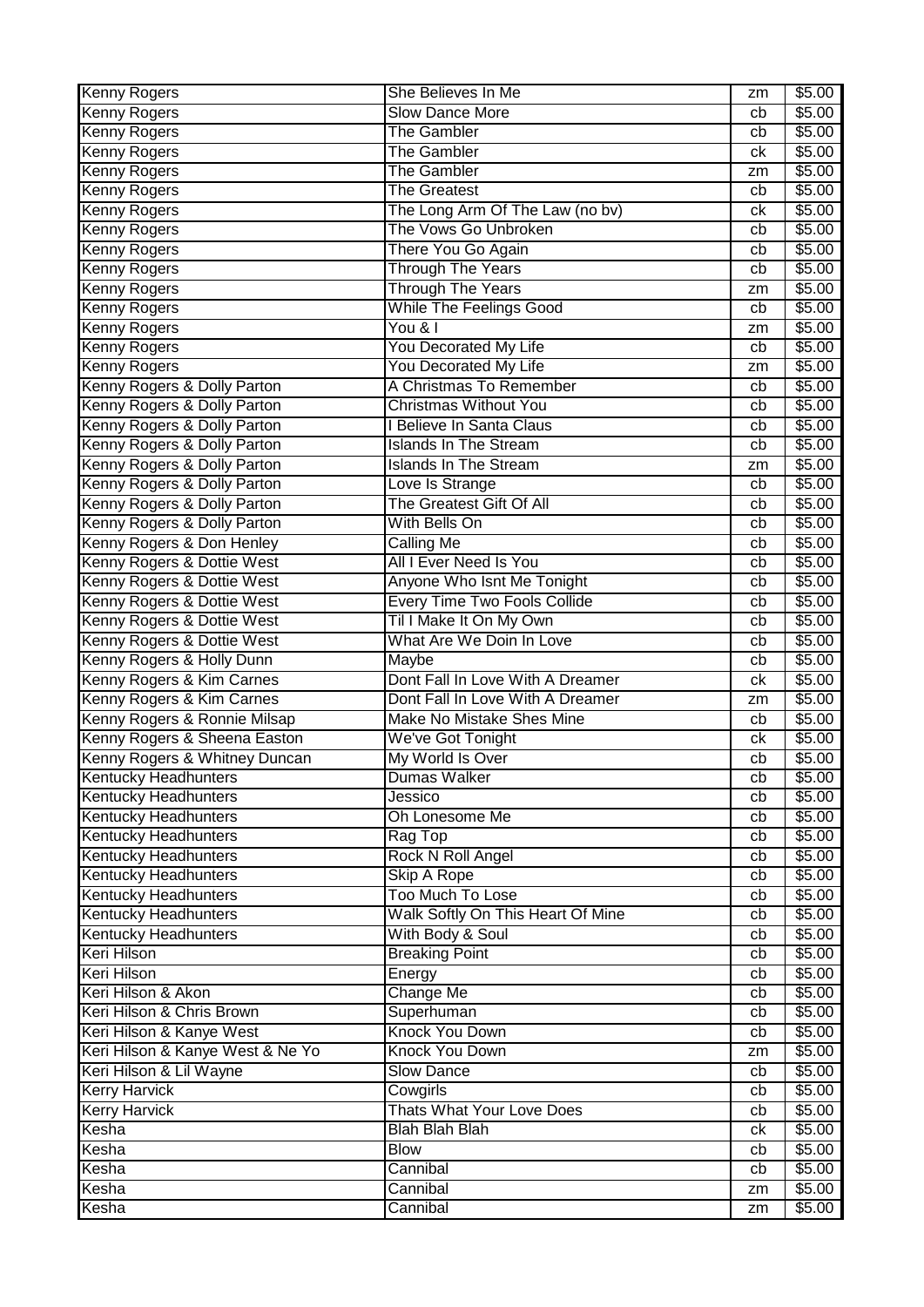| Kenny Rogers | She Believes In Me | zm | $5.00 |
|---|---|---|---|
| Kenny Rogers | Slow Dance More | cb | $5.00 |
| Kenny Rogers | The Gambler | cb | $5.00 |
| Kenny Rogers | The Gambler | ck | $5.00 |
| Kenny Rogers | The Gambler | zm | $5.00 |
| Kenny Rogers | The Greatest | cb | $5.00 |
| Kenny Rogers | The Long Arm Of The Law (no bv) | ck | $5.00 |
| Kenny Rogers | The Vows Go Unbroken | cb | $5.00 |
| Kenny Rogers | There You Go Again | cb | $5.00 |
| Kenny Rogers | Through The Years | cb | $5.00 |
| Kenny Rogers | Through The Years | zm | $5.00 |
| Kenny Rogers | While The Feelings Good | cb | $5.00 |
| Kenny Rogers | You & I | zm | $5.00 |
| Kenny Rogers | You Decorated My Life | cb | $5.00 |
| Kenny Rogers | You Decorated My Life | zm | $5.00 |
| Kenny Rogers & Dolly Parton | A Christmas To Remember | cb | $5.00 |
| Kenny Rogers & Dolly Parton | Christmas Without You | cb | $5.00 |
| Kenny Rogers & Dolly Parton | I Believe In Santa Claus | cb | $5.00 |
| Kenny Rogers & Dolly Parton | Islands In The Stream | cb | $5.00 |
| Kenny Rogers & Dolly Parton | Islands In The Stream | zm | $5.00 |
| Kenny Rogers & Dolly Parton | Love Is Strange | cb | $5.00 |
| Kenny Rogers & Dolly Parton | The Greatest Gift Of All | cb | $5.00 |
| Kenny Rogers & Dolly Parton | With Bells On | cb | $5.00 |
| Kenny Rogers & Don Henley | Calling Me | cb | $5.00 |
| Kenny Rogers & Dottie West | All I Ever Need Is You | cb | $5.00 |
| Kenny Rogers & Dottie West | Anyone Who Isnt Me Tonight | cb | $5.00 |
| Kenny Rogers & Dottie West | Every Time Two Fools Collide | cb | $5.00 |
| Kenny Rogers & Dottie West | Til I Make It On My Own | cb | $5.00 |
| Kenny Rogers & Dottie West | What Are We Doin In Love | cb | $5.00 |
| Kenny Rogers & Holly Dunn | Maybe | cb | $5.00 |
| Kenny Rogers & Kim Carnes | Dont Fall In Love With A Dreamer | ck | $5.00 |
| Kenny Rogers & Kim Carnes | Dont Fall In Love With A Dreamer | zm | $5.00 |
| Kenny Rogers & Ronnie Milsap | Make No Mistake Shes Mine | cb | $5.00 |
| Kenny Rogers & Sheena Easton | We've Got Tonight | ck | $5.00 |
| Kenny Rogers & Whitney Duncan | My World Is Over | cb | $5.00 |
| Kentucky Headhunters | Dumas Walker | cb | $5.00 |
| Kentucky Headhunters | Jessico | cb | $5.00 |
| Kentucky Headhunters | Oh Lonesome Me | cb | $5.00 |
| Kentucky Headhunters | Rag Top | cb | $5.00 |
| Kentucky Headhunters | Rock N Roll Angel | cb | $5.00 |
| Kentucky Headhunters | Skip A Rope | cb | $5.00 |
| Kentucky Headhunters | Too Much To Lose | cb | $5.00 |
| Kentucky Headhunters | Walk Softly On This Heart Of Mine | cb | $5.00 |
| Kentucky Headhunters | With Body & Soul | cb | $5.00 |
| Keri Hilson | Breaking Point | cb | $5.00 |
| Keri Hilson | Energy | cb | $5.00 |
| Keri Hilson & Akon | Change Me | cb | $5.00 |
| Keri Hilson & Chris Brown | Superhuman | cb | $5.00 |
| Keri Hilson & Kanye West | Knock You Down | cb | $5.00 |
| Keri Hilson & Kanye West & Ne Yo | Knock You Down | zm | $5.00 |
| Keri Hilson & Lil Wayne | Slow Dance | cb | $5.00 |
| Kerry Harvick | Cowgirls | cb | $5.00 |
| Kerry Harvick | Thats What Your Love Does | cb | $5.00 |
| Kesha | Blah Blah Blah | ck | $5.00 |
| Kesha | Blow | cb | $5.00 |
| Kesha | Cannibal | cb | $5.00 |
| Kesha | Cannibal | zm | $5.00 |
| Kesha | Cannibal | zm | $5.00 |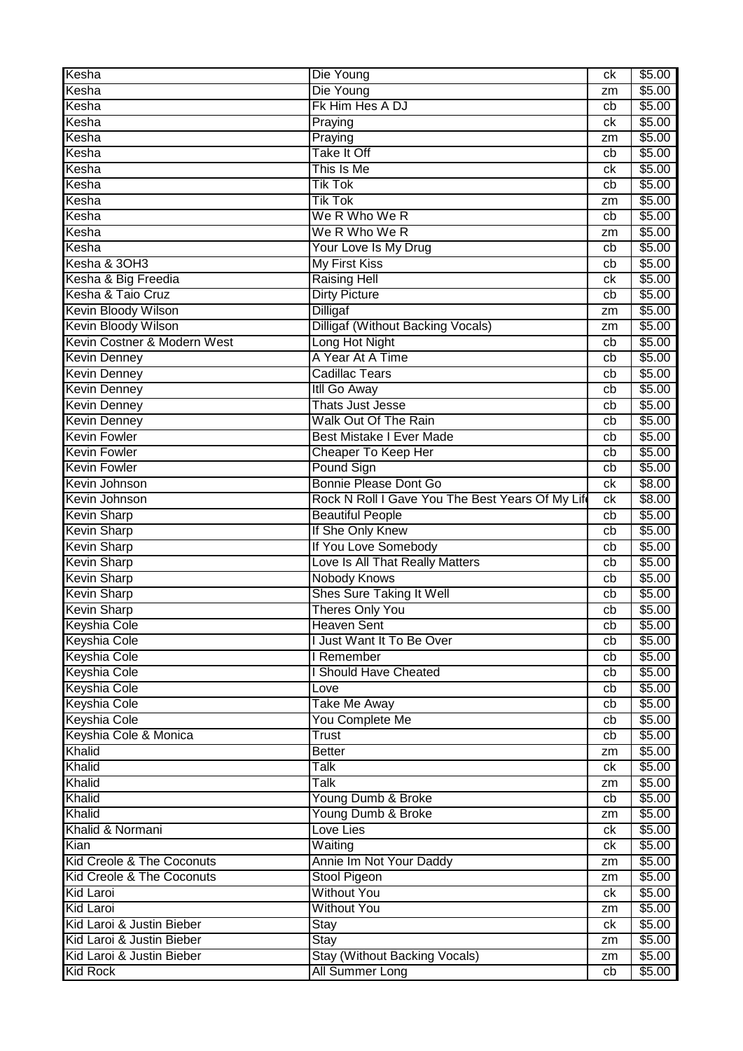| Kesha | Die Young | ck | $5.00 |
|---|---|---|---|
| Kesha | Die Young | zm | $5.00 |
| Kesha | Fk Him Hes A DJ | cb | $5.00 |
| Kesha | Praying | ck | $5.00 |
| Kesha | Praying | zm | $5.00 |
| Kesha | Take It Off | cb | $5.00 |
| Kesha | This Is Me | ck | $5.00 |
| Kesha | Tik Tok | cb | $5.00 |
| Kesha | Tik Tok | zm | $5.00 |
| Kesha | We R Who We R | cb | $5.00 |
| Kesha | We R Who We R | zm | $5.00 |
| Kesha | Your Love Is My Drug | cb | $5.00 |
| Kesha & 3OH3 | My First Kiss | cb | $5.00 |
| Kesha & Big Freedia | Raising Hell | ck | $5.00 |
| Kesha & Taio Cruz | Dirty Picture | cb | $5.00 |
| Kevin Bloody Wilson | Dilligaf | zm | $5.00 |
| Kevin Bloody Wilson | Dilligaf (Without Backing Vocals) | zm | $5.00 |
| Kevin Costner & Modern West | Long Hot Night | cb | $5.00 |
| Kevin Denney | A Year At A Time | cb | $5.00 |
| Kevin Denney | Cadillac Tears | cb | $5.00 |
| Kevin Denney | Itll Go Away | cb | $5.00 |
| Kevin Denney | Thats Just Jesse | cb | $5.00 |
| Kevin Denney | Walk Out Of The Rain | cb | $5.00 |
| Kevin Fowler | Best Mistake I Ever Made | cb | $5.00 |
| Kevin Fowler | Cheaper To Keep Her | cb | $5.00 |
| Kevin Fowler | Pound Sign | cb | $5.00 |
| Kevin Johnson | Bonnie Please Dont Go | ck | $8.00 |
| Kevin Johnson | Rock N Roll I Gave You The Best Years Of My Lif | ck | $8.00 |
| Kevin Sharp | Beautiful People | cb | $5.00 |
| Kevin Sharp | If She Only Knew | cb | $5.00 |
| Kevin Sharp | If You Love Somebody | cb | $5.00 |
| Kevin Sharp | Love Is All That Really Matters | cb | $5.00 |
| Kevin Sharp | Nobody Knows | cb | $5.00 |
| Kevin Sharp | Shes Sure Taking It Well | cb | $5.00 |
| Kevin Sharp | Theres Only You | cb | $5.00 |
| Keyshia Cole | Heaven Sent | cb | $5.00 |
| Keyshia Cole | I Just Want It To Be Over | cb | $5.00 |
| Keyshia Cole | I Remember | cb | $5.00 |
| Keyshia Cole | I Should Have Cheated | cb | $5.00 |
| Keyshia Cole | Love | cb | $5.00 |
| Keyshia Cole | Take Me Away | cb | $5.00 |
| Keyshia Cole | You Complete Me | cb | $5.00 |
| Keyshia Cole & Monica | Trust | cb | $5.00 |
| Khalid | Better | zm | $5.00 |
| Khalid | Talk | ck | $5.00 |
| Khalid | Talk | zm | $5.00 |
| Khalid | Young Dumb & Broke | cb | $5.00 |
| Khalid | Young Dumb & Broke | zm | $5.00 |
| Khalid & Normani | Love Lies | ck | $5.00 |
| Kian | Waiting | ck | $5.00 |
| Kid Creole & The Coconuts | Annie Im Not Your Daddy | zm | $5.00 |
| Kid Creole & The Coconuts | Stool Pigeon | zm | $5.00 |
| Kid Laroi | Without You | ck | $5.00 |
| Kid Laroi | Without You | zm | $5.00 |
| Kid Laroi & Justin Bieber | Stay | ck | $5.00 |
| Kid Laroi & Justin Bieber | Stay | zm | $5.00 |
| Kid Laroi & Justin Bieber | Stay (Without Backing Vocals) | zm | $5.00 |
| Kid Rock | All Summer Long | cb | $5.00 |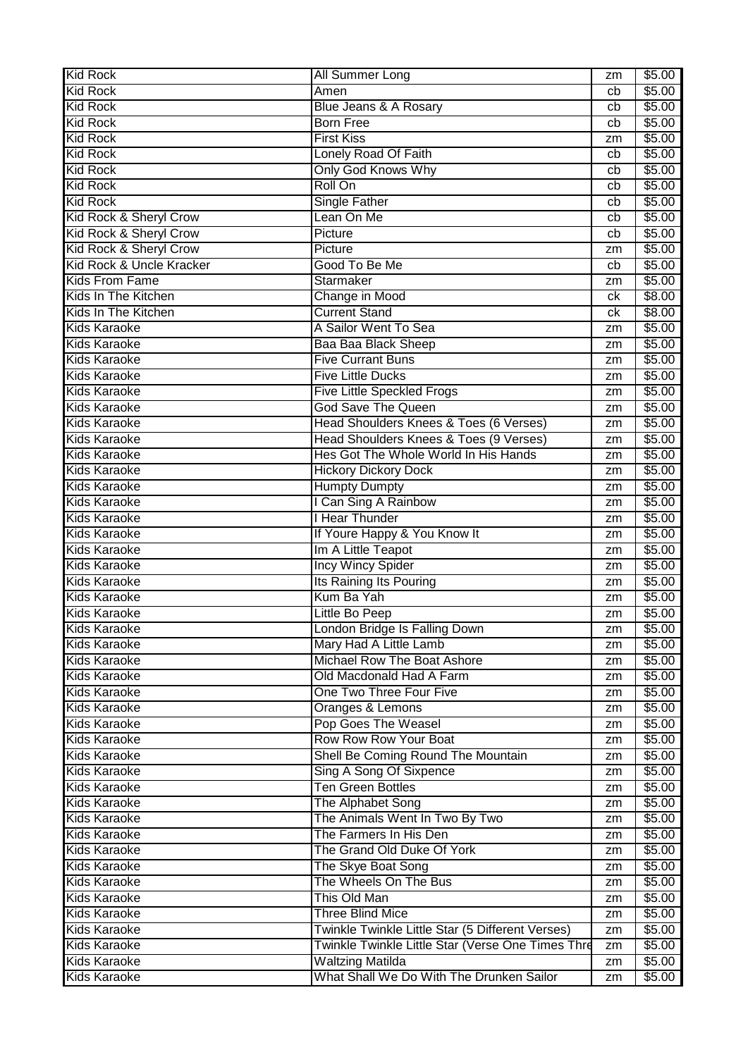| Kid Rock | All Summer Long | zm | $5.00 |
|---|---|---|---|
| Kid Rock | Amen | cb | $5.00 |
| Kid Rock | Blue Jeans & A Rosary | cb | $5.00 |
| Kid Rock | Born Free | cb | $5.00 |
| Kid Rock | First Kiss | zm | $5.00 |
| Kid Rock | Lonely Road Of Faith | cb | $5.00 |
| Kid Rock | Only God Knows Why | cb | $5.00 |
| Kid Rock | Roll On | cb | $5.00 |
| Kid Rock | Single Father | cb | $5.00 |
| Kid Rock & Sheryl Crow | Lean On Me | cb | $5.00 |
| Kid Rock & Sheryl Crow | Picture | cb | $5.00 |
| Kid Rock & Sheryl Crow | Picture | zm | $5.00 |
| Kid Rock & Uncle Kracker | Good To Be Me | cb | $5.00 |
| Kids From Fame | Starmaker | zm | $5.00 |
| Kids In The Kitchen | Change in Mood | ck | $8.00 |
| Kids In The Kitchen | Current Stand | ck | $8.00 |
| Kids Karaoke | A Sailor Went To Sea | zm | $5.00 |
| Kids Karaoke | Baa Baa Black Sheep | zm | $5.00 |
| Kids Karaoke | Five Currant Buns | zm | $5.00 |
| Kids Karaoke | Five Little Ducks | zm | $5.00 |
| Kids Karaoke | Five Little Speckled Frogs | zm | $5.00 |
| Kids Karaoke | God Save The Queen | zm | $5.00 |
| Kids Karaoke | Head Shoulders Knees & Toes (6 Verses) | zm | $5.00 |
| Kids Karaoke | Head Shoulders Knees & Toes (9 Verses) | zm | $5.00 |
| Kids Karaoke | Hes Got The Whole World In His Hands | zm | $5.00 |
| Kids Karaoke | Hickory Dickory Dock | zm | $5.00 |
| Kids Karaoke | Humpty Dumpty | zm | $5.00 |
| Kids Karaoke | I Can Sing A Rainbow | zm | $5.00 |
| Kids Karaoke | I Hear Thunder | zm | $5.00 |
| Kids Karaoke | If Youre Happy & You Know It | zm | $5.00 |
| Kids Karaoke | Im A Little Teapot | zm | $5.00 |
| Kids Karaoke | Incy Wincy Spider | zm | $5.00 |
| Kids Karaoke | Its Raining Its Pouring | zm | $5.00 |
| Kids Karaoke | Kum Ba Yah | zm | $5.00 |
| Kids Karaoke | Little Bo Peep | zm | $5.00 |
| Kids Karaoke | London Bridge Is Falling Down | zm | $5.00 |
| Kids Karaoke | Mary Had A Little Lamb | zm | $5.00 |
| Kids Karaoke | Michael Row The Boat Ashore | zm | $5.00 |
| Kids Karaoke | Old Macdonald Had A Farm | zm | $5.00 |
| Kids Karaoke | One Two Three Four Five | zm | $5.00 |
| Kids Karaoke | Oranges & Lemons | zm | $5.00 |
| Kids Karaoke | Pop Goes The Weasel | zm | $5.00 |
| Kids Karaoke | Row Row Row Your Boat | zm | $5.00 |
| Kids Karaoke | Shell Be Coming Round The Mountain | zm | $5.00 |
| Kids Karaoke | Sing A Song Of Sixpence | zm | $5.00 |
| Kids Karaoke | Ten Green Bottles | zm | $5.00 |
| Kids Karaoke | The Alphabet Song | zm | $5.00 |
| Kids Karaoke | The Animals Went In Two By Two | zm | $5.00 |
| Kids Karaoke | The Farmers In His Den | zm | $5.00 |
| Kids Karaoke | The Grand Old Duke Of York | zm | $5.00 |
| Kids Karaoke | The Skye Boat Song | zm | $5.00 |
| Kids Karaoke | The Wheels On The Bus | zm | $5.00 |
| Kids Karaoke | This Old Man | zm | $5.00 |
| Kids Karaoke | Three Blind Mice | zm | $5.00 |
| Kids Karaoke | Twinkle Twinkle Little Star (5 Different Verses) | zm | $5.00 |
| Kids Karaoke | Twinkle Twinkle Little Star (Verse One Times Thre | zm | $5.00 |
| Kids Karaoke | Waltzing Matilda | zm | $5.00 |
| Kids Karaoke | What Shall We Do With The Drunken Sailor | zm | $5.00 |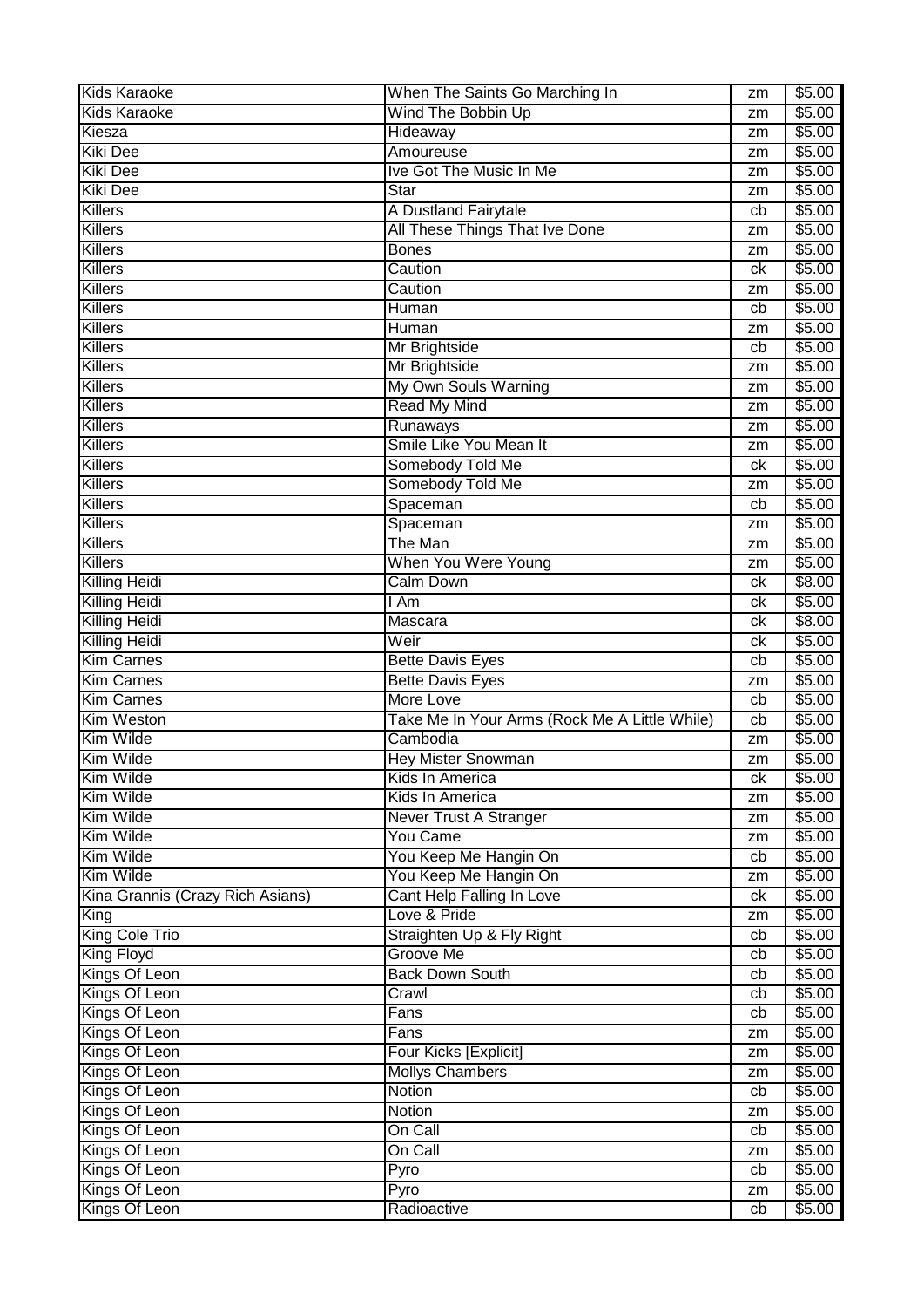| Kids Karaoke | When The Saints Go Marching In | zm | $5.00 |
|---|---|---|---|
| Kids Karaoke | Wind The Bobbin Up | zm | $5.00 |
| Kiesza | Hideaway | zm | $5.00 |
| Kiki Dee | Amoureuse | zm | $5.00 |
| Kiki Dee | Ive Got The Music In Me | zm | $5.00 |
| Kiki Dee | Star | zm | $5.00 |
| Killers | A Dustland Fairytale | cb | $5.00 |
| Killers | All These Things That Ive Done | zm | $5.00 |
| Killers | Bones | zm | $5.00 |
| Killers | Caution | ck | $5.00 |
| Killers | Caution | zm | $5.00 |
| Killers | Human | cb | $5.00 |
| Killers | Human | zm | $5.00 |
| Killers | Mr Brightside | cb | $5.00 |
| Killers | Mr Brightside | zm | $5.00 |
| Killers | My Own Souls Warning | zm | $5.00 |
| Killers | Read My Mind | zm | $5.00 |
| Killers | Runaways | zm | $5.00 |
| Killers | Smile Like You Mean It | zm | $5.00 |
| Killers | Somebody Told Me | ck | $5.00 |
| Killers | Somebody Told Me | zm | $5.00 |
| Killers | Spaceman | cb | $5.00 |
| Killers | Spaceman | zm | $5.00 |
| Killers | The Man | zm | $5.00 |
| Killers | When You Were Young | zm | $5.00 |
| Killing Heidi | Calm Down | ck | $8.00 |
| Killing Heidi | I Am | ck | $5.00 |
| Killing Heidi | Mascara | ck | $8.00 |
| Killing Heidi | Weir | ck | $5.00 |
| Kim Carnes | Bette Davis Eyes | cb | $5.00 |
| Kim Carnes | Bette Davis Eyes | zm | $5.00 |
| Kim Carnes | More Love | cb | $5.00 |
| Kim Weston | Take Me In Your Arms (Rock Me A Little While) | cb | $5.00 |
| Kim Wilde | Cambodia | zm | $5.00 |
| Kim Wilde | Hey Mister Snowman | zm | $5.00 |
| Kim Wilde | Kids In America | ck | $5.00 |
| Kim Wilde | Kids In America | zm | $5.00 |
| Kim Wilde | Never Trust A Stranger | zm | $5.00 |
| Kim Wilde | You Came | zm | $5.00 |
| Kim Wilde | You Keep Me Hangin On | cb | $5.00 |
| Kim Wilde | You Keep Me Hangin On | zm | $5.00 |
| Kina Grannis (Crazy Rich Asians) | Cant Help Falling In Love | ck | $5.00 |
| King | Love & Pride | zm | $5.00 |
| King Cole Trio | Straighten Up & Fly Right | cb | $5.00 |
| King Floyd | Groove Me | cb | $5.00 |
| Kings Of Leon | Back Down South | cb | $5.00 |
| Kings Of Leon | Crawl | cb | $5.00 |
| Kings Of Leon | Fans | cb | $5.00 |
| Kings Of Leon | Fans | zm | $5.00 |
| Kings Of Leon | Four Kicks [Explicit] | zm | $5.00 |
| Kings Of Leon | Mollys Chambers | zm | $5.00 |
| Kings Of Leon | Notion | cb | $5.00 |
| Kings Of Leon | Notion | zm | $5.00 |
| Kings Of Leon | On Call | cb | $5.00 |
| Kings Of Leon | On Call | zm | $5.00 |
| Kings Of Leon | Pyro | cb | $5.00 |
| Kings Of Leon | Pyro | zm | $5.00 |
| Kings Of Leon | Radioactive | cb | $5.00 |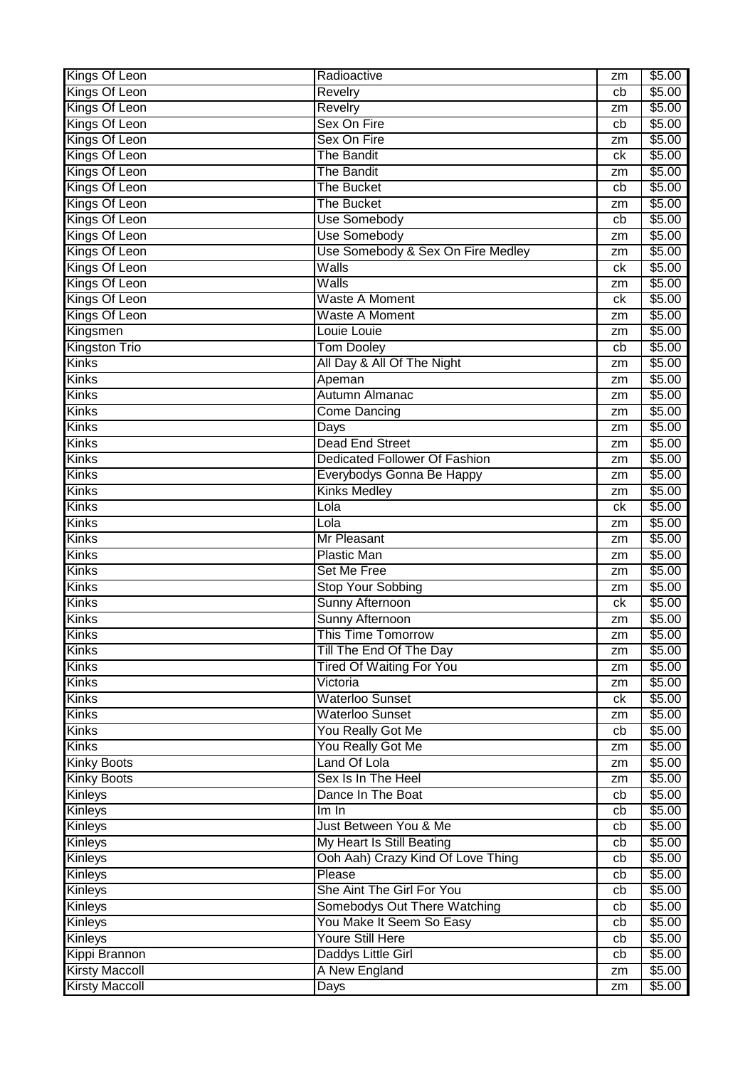| Kings Of Leon | Radioactive | zm | $5.00 |
|---|---|---|---|
| Kings Of Leon | Revelry | cb | $5.00 |
| Kings Of Leon | Revelry | zm | $5.00 |
| Kings Of Leon | Sex On Fire | cb | $5.00 |
| Kings Of Leon | Sex On Fire | zm | $5.00 |
| Kings Of Leon | The Bandit | ck | $5.00 |
| Kings Of Leon | The Bandit | zm | $5.00 |
| Kings Of Leon | The Bucket | cb | $5.00 |
| Kings Of Leon | The Bucket | zm | $5.00 |
| Kings Of Leon | Use Somebody | cb | $5.00 |
| Kings Of Leon | Use Somebody | zm | $5.00 |
| Kings Of Leon | Use Somebody & Sex On Fire Medley | zm | $5.00 |
| Kings Of Leon | Walls | ck | $5.00 |
| Kings Of Leon | Walls | zm | $5.00 |
| Kings Of Leon | Waste A Moment | ck | $5.00 |
| Kings Of Leon | Waste A Moment | zm | $5.00 |
| Kingsmen | Louie Louie | zm | $5.00 |
| Kingston Trio | Tom Dooley | cb | $5.00 |
| Kinks | All Day & All Of The Night | zm | $5.00 |
| Kinks | Apeman | zm | $5.00 |
| Kinks | Autumn Almanac | zm | $5.00 |
| Kinks | Come Dancing | zm | $5.00 |
| Kinks | Days | zm | $5.00 |
| Kinks | Dead End Street | zm | $5.00 |
| Kinks | Dedicated Follower Of Fashion | zm | $5.00 |
| Kinks | Everybodys Gonna Be Happy | zm | $5.00 |
| Kinks | Kinks Medley | zm | $5.00 |
| Kinks | Lola | ck | $5.00 |
| Kinks | Lola | zm | $5.00 |
| Kinks | Mr Pleasant | zm | $5.00 |
| Kinks | Plastic Man | zm | $5.00 |
| Kinks | Set Me Free | zm | $5.00 |
| Kinks | Stop Your Sobbing | zm | $5.00 |
| Kinks | Sunny Afternoon | ck | $5.00 |
| Kinks | Sunny Afternoon | zm | $5.00 |
| Kinks | This Time Tomorrow | zm | $5.00 |
| Kinks | Till The End Of The Day | zm | $5.00 |
| Kinks | Tired Of Waiting For You | zm | $5.00 |
| Kinks | Victoria | zm | $5.00 |
| Kinks | Waterloo Sunset | ck | $5.00 |
| Kinks | Waterloo Sunset | zm | $5.00 |
| Kinks | You Really Got Me | cb | $5.00 |
| Kinks | You Really Got Me | zm | $5.00 |
| Kinky Boots | Land Of Lola | zm | $5.00 |
| Kinky Boots | Sex Is In The Heel | zm | $5.00 |
| Kinleys | Dance In The Boat | cb | $5.00 |
| Kinleys | Im In | cb | $5.00 |
| Kinleys | Just Between You & Me | cb | $5.00 |
| Kinleys | My Heart Is Still Beating | cb | $5.00 |
| Kinleys | Ooh Aah) Crazy Kind Of Love Thing | cb | $5.00 |
| Kinleys | Please | cb | $5.00 |
| Kinleys | She Aint The Girl For You | cb | $5.00 |
| Kinleys | Somebodys Out There Watching | cb | $5.00 |
| Kinleys | You Make It Seem So Easy | cb | $5.00 |
| Kinleys | Youre Still Here | cb | $5.00 |
| Kippi Brannon | Daddys Little Girl | cb | $5.00 |
| Kirsty Maccoll | A New England | zm | $5.00 |
| Kirsty Maccoll | Days | zm | $5.00 |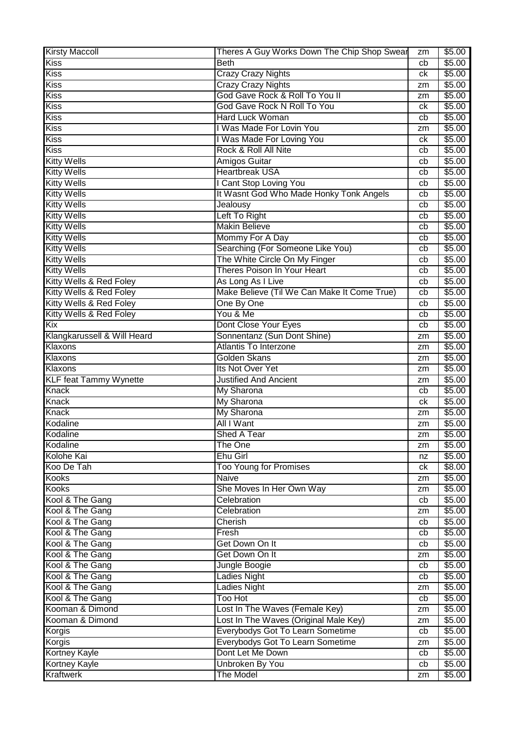| Kirsty Maccoll | Theres A Guy Works Down The Chip Shop Swear | zm | $5.00 |
|---|---|---|---|
| Kiss | Beth | cb | $5.00 |
| Kiss | Crazy Crazy Nights | ck | $5.00 |
| Kiss | Crazy Crazy Nights | zm | $5.00 |
| Kiss | God Gave Rock & Roll To You II | zm | $5.00 |
| Kiss | God Gave Rock N Roll To You | ck | $5.00 |
| Kiss | Hard Luck Woman | cb | $5.00 |
| Kiss | I Was Made For Lovin You | zm | $5.00 |
| Kiss | I Was Made For Loving You | ck | $5.00 |
| Kiss | Rock & Roll All Nite | cb | $5.00 |
| Kitty Wells | Amigos Guitar | cb | $5.00 |
| Kitty Wells | Heartbreak USA | cb | $5.00 |
| Kitty Wells | I Cant Stop Loving You | cb | $5.00 |
| Kitty Wells | It Wasnt God Who Made Honky Tonk Angels | cb | $5.00 |
| Kitty Wells | Jealousy | cb | $5.00 |
| Kitty Wells | Left To Right | cb | $5.00 |
| Kitty Wells | Makin Believe | cb | $5.00 |
| Kitty Wells | Mommy For A Day | cb | $5.00 |
| Kitty Wells | Searching (For Someone Like You) | cb | $5.00 |
| Kitty Wells | The White Circle On My Finger | cb | $5.00 |
| Kitty Wells | Theres Poison In Your Heart | cb | $5.00 |
| Kitty Wells & Red Foley | As Long As I Live | cb | $5.00 |
| Kitty Wells & Red Foley | Make Believe (Til We Can Make It Come True) | cb | $5.00 |
| Kitty Wells & Red Foley | One By One | cb | $5.00 |
| Kitty Wells & Red Foley | You & Me | cb | $5.00 |
| Kix | Dont Close Your Eyes | cb | $5.00 |
| Klangkarussell & Will Heard | Sonnentanz (Sun Dont Shine) | zm | $5.00 |
| Klaxons | Atlantis To Interzone | zm | $5.00 |
| Klaxons | Golden Skans | zm | $5.00 |
| Klaxons | Its Not Over Yet | zm | $5.00 |
| KLF feat Tammy Wynette | Justified And Ancient | zm | $5.00 |
| Knack | My Sharona | cb | $5.00 |
| Knack | My Sharona | ck | $5.00 |
| Knack | My Sharona | zm | $5.00 |
| Kodaline | All I Want | zm | $5.00 |
| Kodaline | Shed A Tear | zm | $5.00 |
| Kodaline | The One | zm | $5.00 |
| Kolohe Kai | Ehu Girl | nz | $5.00 |
| Koo De Tah | Too Young for Promises | ck | $8.00 |
| Kooks | Naive | zm | $5.00 |
| Kooks | She Moves In Her Own Way | zm | $5.00 |
| Kool & The Gang | Celebration | cb | $5.00 |
| Kool & The Gang | Celebration | zm | $5.00 |
| Kool & The Gang | Cherish | cb | $5.00 |
| Kool & The Gang | Fresh | cb | $5.00 |
| Kool & The Gang | Get Down On It | cb | $5.00 |
| Kool & The Gang | Get Down On It | zm | $5.00 |
| Kool & The Gang | Jungle Boogie | cb | $5.00 |
| Kool & The Gang | Ladies Night | cb | $5.00 |
| Kool & The Gang | Ladies Night | zm | $5.00 |
| Kool & The Gang | Too Hot | cb | $5.00 |
| Kooman & Dimond | Lost In The Waves (Female Key) | zm | $5.00 |
| Kooman & Dimond | Lost In The Waves (Original Male Key) | zm | $5.00 |
| Korgis | Everybodys Got To Learn Sometime | cb | $5.00 |
| Korgis | Everybodys Got To Learn Sometime | zm | $5.00 |
| Kortney Kayle | Dont Let Me Down | cb | $5.00 |
| Kortney Kayle | Unbroken By You | cb | $5.00 |
| Kraftwerk | The Model | zm | $5.00 |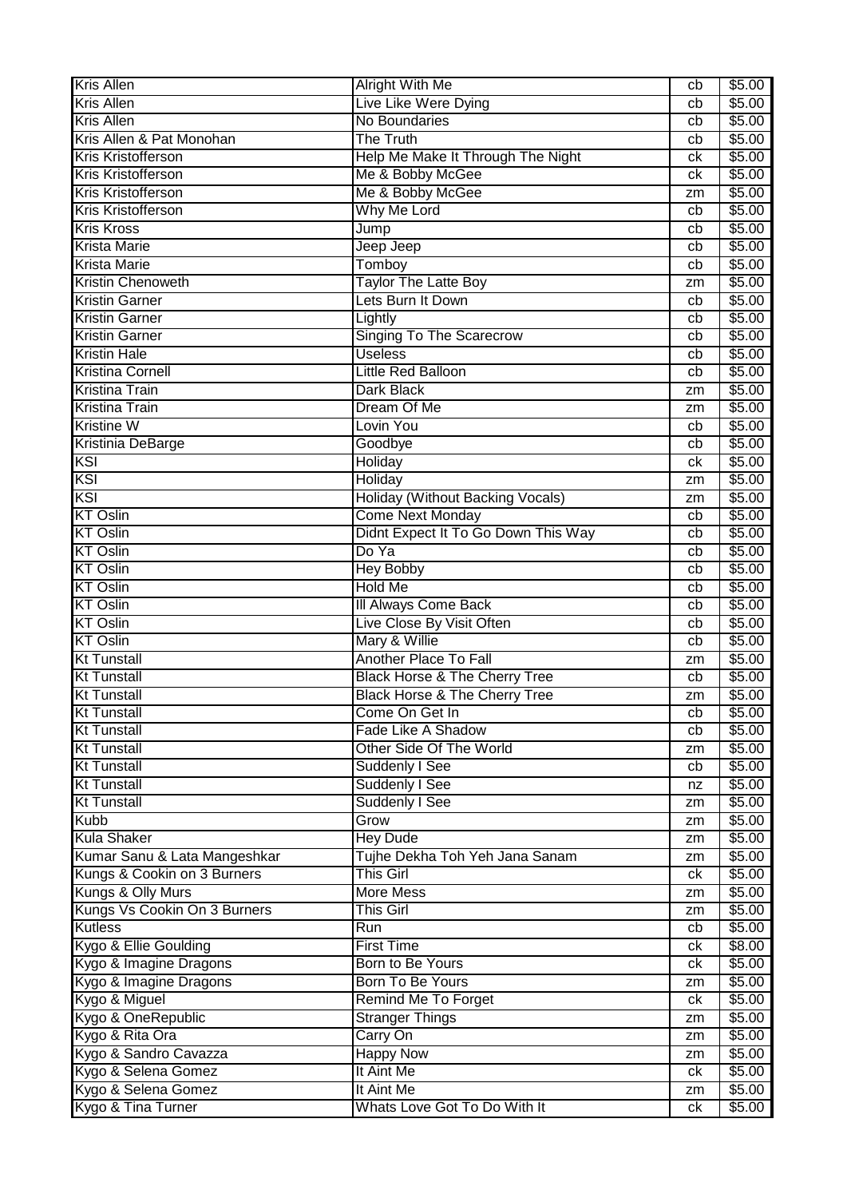| Kris Allen | Alright With Me | cb | $5.00 |
|---|---|---|---|
| Kris Allen | Live Like Were Dying | cb | $5.00 |
| Kris Allen | No Boundaries | cb | $5.00 |
| Kris Allen & Pat Monohan | The Truth | cb | $5.00 |
| Kris Kristofferson | Help Me Make It Through The Night | ck | $5.00 |
| Kris Kristofferson | Me & Bobby McGee | ck | $5.00 |
| Kris Kristofferson | Me & Bobby McGee | zm | $5.00 |
| Kris Kristofferson | Why Me Lord | cb | $5.00 |
| Kris Kross | Jump | cb | $5.00 |
| Krista Marie | Jeep Jeep | cb | $5.00 |
| Krista Marie | Tomboy | cb | $5.00 |
| Kristin Chenoweth | Taylor The Latte Boy | zm | $5.00 |
| Kristin Garner | Lets Burn It Down | cb | $5.00 |
| Kristin Garner | Lightly | cb | $5.00 |
| Kristin Garner | Singing To The Scarecrow | cb | $5.00 |
| Kristin Hale | Useless | cb | $5.00 |
| Kristina Cornell | Little Red Balloon | cb | $5.00 |
| Kristina Train | Dark Black | zm | $5.00 |
| Kristina Train | Dream Of Me | zm | $5.00 |
| Kristine W | Lovin You | cb | $5.00 |
| Kristinia DeBarge | Goodbye | cb | $5.00 |
| KSI | Holiday | ck | $5.00 |
| KSI | Holiday | zm | $5.00 |
| KSI | Holiday (Without Backing Vocals) | zm | $5.00 |
| KT Oslin | Come Next Monday | cb | $5.00 |
| KT Oslin | Didnt Expect It To Go Down This Way | cb | $5.00 |
| KT Oslin | Do Ya | cb | $5.00 |
| KT Oslin | Hey Bobby | cb | $5.00 |
| KT Oslin | Hold Me | cb | $5.00 |
| KT Oslin | Ill Always Come Back | cb | $5.00 |
| KT Oslin | Live Close By Visit Often | cb | $5.00 |
| KT Oslin | Mary & Willie | cb | $5.00 |
| Kt Tunstall | Another Place To Fall | zm | $5.00 |
| Kt Tunstall | Black Horse & The Cherry Tree | cb | $5.00 |
| Kt Tunstall | Black Horse & The Cherry Tree | zm | $5.00 |
| Kt Tunstall | Come On Get In | cb | $5.00 |
| Kt Tunstall | Fade Like A Shadow | cb | $5.00 |
| Kt Tunstall | Other Side Of The World | zm | $5.00 |
| Kt Tunstall | Suddenly I See | cb | $5.00 |
| Kt Tunstall | Suddenly I See | nz | $5.00 |
| Kt Tunstall | Suddenly I See | zm | $5.00 |
| Kubb | Grow | zm | $5.00 |
| Kula Shaker | Hey Dude | zm | $5.00 |
| Kumar Sanu & Lata Mangeshkar | Tujhe Dekha Toh Yeh Jana Sanam | zm | $5.00 |
| Kungs & Cookin on 3 Burners | This Girl | ck | $5.00 |
| Kungs & Olly Murs | More Mess | zm | $5.00 |
| Kungs Vs Cookin On 3 Burners | This Girl | zm | $5.00 |
| Kutless | Run | cb | $5.00 |
| Kygo & Ellie Goulding | First Time | ck | $8.00 |
| Kygo & Imagine Dragons | Born to Be Yours | ck | $5.00 |
| Kygo & Imagine Dragons | Born To Be Yours | zm | $5.00 |
| Kygo & Miguel | Remind Me To Forget | ck | $5.00 |
| Kygo & OneRepublic | Stranger Things | zm | $5.00 |
| Kygo & Rita Ora | Carry On | zm | $5.00 |
| Kygo & Sandro Cavazza | Happy Now | zm | $5.00 |
| Kygo & Selena Gomez | It Aint Me | ck | $5.00 |
| Kygo & Selena Gomez | It Aint Me | zm | $5.00 |
| Kygo & Tina Turner | Whats Love Got To Do With It | ck | $5.00 |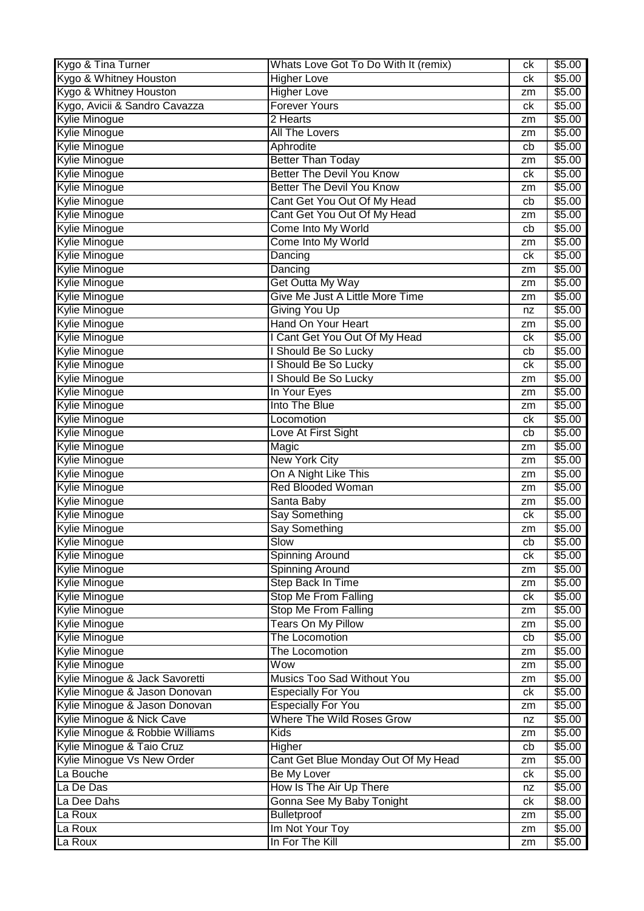| Kygo & Tina Turner | Whats Love Got To Do With It (remix) | ck | $5.00 |
|---|---|---|---|
| Kygo & Whitney Houston | Higher Love | ck | $5.00 |
| Kygo & Whitney Houston | Higher Love | zm | $5.00 |
| Kygo, Avicii & Sandro Cavazza | Forever Yours | ck | $5.00 |
| Kylie Minogue | 2 Hearts | zm | $5.00 |
| Kylie Minogue | All The Lovers | zm | $5.00 |
| Kylie Minogue | Aphrodite | cb | $5.00 |
| Kylie Minogue | Better Than Today | zm | $5.00 |
| Kylie Minogue | Better The Devil You Know | ck | $5.00 |
| Kylie Minogue | Better The Devil You Know | zm | $5.00 |
| Kylie Minogue | Cant Get You Out Of My Head | cb | $5.00 |
| Kylie Minogue | Cant Get You Out Of My Head | zm | $5.00 |
| Kylie Minogue | Come Into My World | cb | $5.00 |
| Kylie Minogue | Come Into My World | zm | $5.00 |
| Kylie Minogue | Dancing | ck | $5.00 |
| Kylie Minogue | Dancing | zm | $5.00 |
| Kylie Minogue | Get Outta My Way | zm | $5.00 |
| Kylie Minogue | Give Me Just A Little More Time | zm | $5.00 |
| Kylie Minogue | Giving You Up | nz | $5.00 |
| Kylie Minogue | Hand On Your Heart | zm | $5.00 |
| Kylie Minogue | I Cant Get You Out Of My Head | ck | $5.00 |
| Kylie Minogue | I Should Be So Lucky | cb | $5.00 |
| Kylie Minogue | I Should Be So Lucky | ck | $5.00 |
| Kylie Minogue | I Should Be So Lucky | zm | $5.00 |
| Kylie Minogue | In Your Eyes | zm | $5.00 |
| Kylie Minogue | Into The Blue | zm | $5.00 |
| Kylie Minogue | Locomotion | ck | $5.00 |
| Kylie Minogue | Love At First Sight | cb | $5.00 |
| Kylie Minogue | Magic | zm | $5.00 |
| Kylie Minogue | New York City | zm | $5.00 |
| Kylie Minogue | On A Night Like This | zm | $5.00 |
| Kylie Minogue | Red Blooded Woman | zm | $5.00 |
| Kylie Minogue | Santa Baby | zm | $5.00 |
| Kylie Minogue | Say Something | ck | $5.00 |
| Kylie Minogue | Say Something | zm | $5.00 |
| Kylie Minogue | Slow | cb | $5.00 |
| Kylie Minogue | Spinning Around | ck | $5.00 |
| Kylie Minogue | Spinning Around | zm | $5.00 |
| Kylie Minogue | Step Back In Time | zm | $5.00 |
| Kylie Minogue | Stop Me From Falling | ck | $5.00 |
| Kylie Minogue | Stop Me From Falling | zm | $5.00 |
| Kylie Minogue | Tears On My Pillow | zm | $5.00 |
| Kylie Minogue | The Locomotion | cb | $5.00 |
| Kylie Minogue | The Locomotion | zm | $5.00 |
| Kylie Minogue | Wow | zm | $5.00 |
| Kylie Minogue & Jack Savoretti | Musics Too Sad Without You | zm | $5.00 |
| Kylie Minogue & Jason Donovan | Especially For You | ck | $5.00 |
| Kylie Minogue & Jason Donovan | Especially For You | zm | $5.00 |
| Kylie Minogue & Nick Cave | Where The Wild Roses Grow | nz | $5.00 |
| Kylie Minogue & Robbie Williams | Kids | zm | $5.00 |
| Kylie Minogue & Taio Cruz | Higher | cb | $5.00 |
| Kylie Minogue Vs New Order | Cant Get Blue Monday Out Of My Head | zm | $5.00 |
| La Bouche | Be My Lover | ck | $5.00 |
| La De Das | How Is The Air Up There | nz | $5.00 |
| La Dee Dahs | Gonna See My Baby Tonight | ck | $8.00 |
| La Roux | Bulletproof | zm | $5.00 |
| La Roux | Im Not Your Toy | zm | $5.00 |
| La Roux | In For The Kill | zm | $5.00 |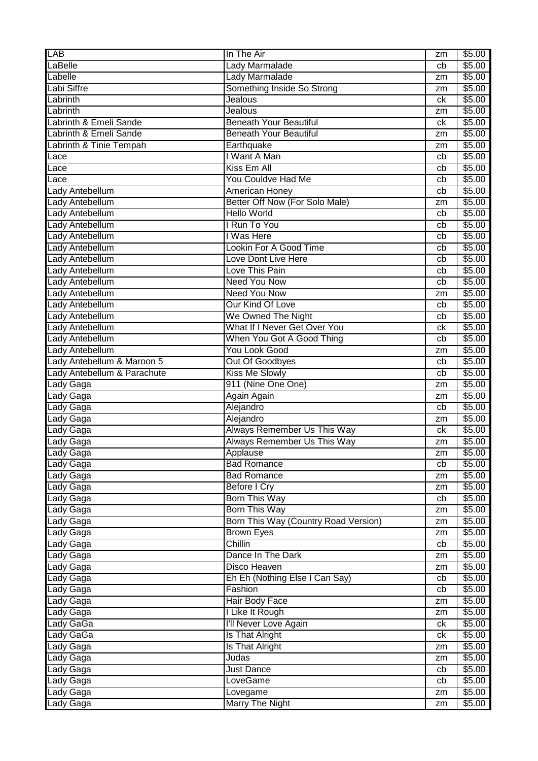| LAB | In The Air | zm | $5.00 |
|---|---|---|---|
| LaBelle | Lady Marmalade | cb | $5.00 |
| Labelle | Lady Marmalade | zm | $5.00 |
| Labi Siffre | Something Inside So Strong | zm | $5.00 |
| Labrinth | Jealous | ck | $5.00 |
| Labrinth | Jealous | zm | $5.00 |
| Labrinth & Emeli Sande | Beneath Your Beautiful | ck | $5.00 |
| Labrinth & Emeli Sande | Beneath Your Beautiful | zm | $5.00 |
| Labrinth & Tinie Tempah | Earthquake | zm | $5.00 |
| Lace | I Want A Man | cb | $5.00 |
| Lace | Kiss Em All | cb | $5.00 |
| Lace | You Couldve Had Me | cb | $5.00 |
| Lady Antebellum | American Honey | cb | $5.00 |
| Lady Antebellum | Better Off Now (For Solo Male) | zm | $5.00 |
| Lady Antebellum | Hello World | cb | $5.00 |
| Lady Antebellum | I Run To You | cb | $5.00 |
| Lady Antebellum | I Was Here | cb | $5.00 |
| Lady Antebellum | Lookin For A Good Time | cb | $5.00 |
| Lady Antebellum | Love Dont Live Here | cb | $5.00 |
| Lady Antebellum | Love This Pain | cb | $5.00 |
| Lady Antebellum | Need You Now | cb | $5.00 |
| Lady Antebellum | Need You Now | zm | $5.00 |
| Lady Antebellum | Our Kind Of Love | cb | $5.00 |
| Lady Antebellum | We Owned The Night | cb | $5.00 |
| Lady Antebellum | What If I Never Get Over You | ck | $5.00 |
| Lady Antebellum | When You Got A Good Thing | cb | $5.00 |
| Lady Antebellum | You Look Good | zm | $5.00 |
| Lady Antebellum & Maroon 5 | Out Of Goodbyes | cb | $5.00 |
| Lady Antebellum & Parachute | Kiss Me Slowly | cb | $5.00 |
| Lady Gaga | 911 (Nine One One) | zm | $5.00 |
| Lady Gaga | Again Again | zm | $5.00 |
| Lady Gaga | Alejandro | cb | $5.00 |
| Lady Gaga | Alejandro | zm | $5.00 |
| Lady Gaga | Always Remember Us This Way | ck | $5.00 |
| Lady Gaga | Always Remember Us This Way | zm | $5.00 |
| Lady Gaga | Applause | zm | $5.00 |
| Lady Gaga | Bad Romance | cb | $5.00 |
| Lady Gaga | Bad Romance | zm | $5.00 |
| Lady Gaga | Before I Cry | zm | $5.00 |
| Lady Gaga | Born This Way | cb | $5.00 |
| Lady Gaga | Born This Way | zm | $5.00 |
| Lady Gaga | Born This Way (Country Road Version) | zm | $5.00 |
| Lady Gaga | Brown Eyes | zm | $5.00 |
| Lady Gaga | Chillin | cb | $5.00 |
| Lady Gaga | Dance In The Dark | zm | $5.00 |
| Lady Gaga | Disco Heaven | zm | $5.00 |
| Lady Gaga | Eh Eh (Nothing Else I Can Say) | cb | $5.00 |
| Lady Gaga | Fashion | cb | $5.00 |
| Lady Gaga | Hair Body Face | zm | $5.00 |
| Lady Gaga | I Like It Rough | zm | $5.00 |
| Lady GaGa | I'll Never Love Again | ck | $5.00 |
| Lady GaGa | Is That Alright | ck | $5.00 |
| Lady Gaga | Is That Alright | zm | $5.00 |
| Lady Gaga | Judas | zm | $5.00 |
| Lady Gaga | Just Dance | cb | $5.00 |
| Lady Gaga | LoveGame | cb | $5.00 |
| Lady Gaga | Lovegame | zm | $5.00 |
| Lady Gaga | Marry The Night | zm | $5.00 |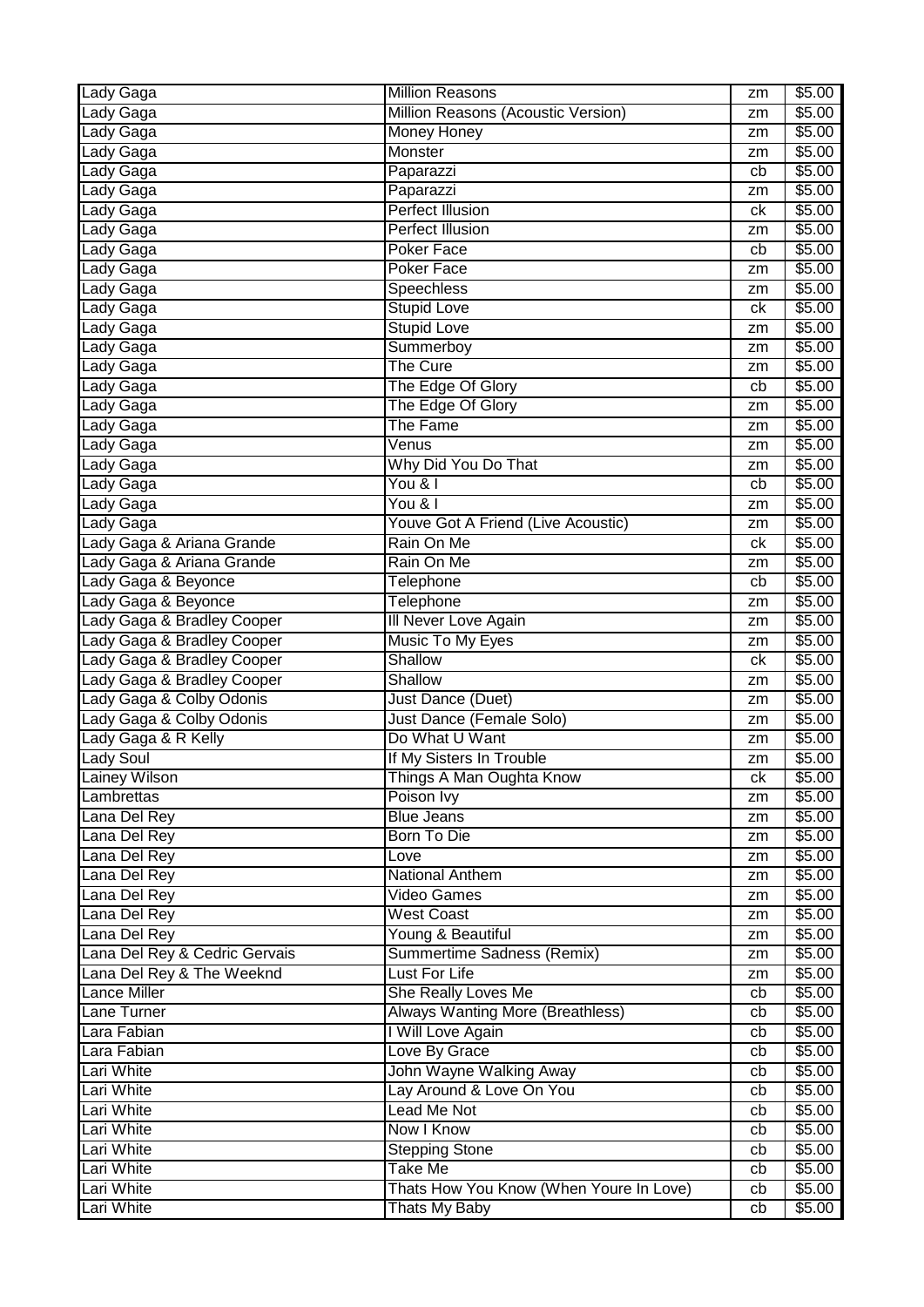| Lady Gaga | Million Reasons | zm | $5.00 |
|---|---|---|---|
| Lady Gaga | Million Reasons (Acoustic Version) | zm | $5.00 |
| Lady Gaga | Money Honey | zm | $5.00 |
| Lady Gaga | Monster | zm | $5.00 |
| Lady Gaga | Paparazzi | cb | $5.00 |
| Lady Gaga | Paparazzi | zm | $5.00 |
| Lady Gaga | Perfect Illusion | ck | $5.00 |
| Lady Gaga | Perfect Illusion | zm | $5.00 |
| Lady Gaga | Poker Face | cb | $5.00 |
| Lady Gaga | Poker Face | zm | $5.00 |
| Lady Gaga | Speechless | zm | $5.00 |
| Lady Gaga | Stupid Love | ck | $5.00 |
| Lady Gaga | Stupid Love | zm | $5.00 |
| Lady Gaga | Summerboy | zm | $5.00 |
| Lady Gaga | The Cure | zm | $5.00 |
| Lady Gaga | The Edge Of Glory | cb | $5.00 |
| Lady Gaga | The Edge Of Glory | zm | $5.00 |
| Lady Gaga | The Fame | zm | $5.00 |
| Lady Gaga | Venus | zm | $5.00 |
| Lady Gaga | Why Did You Do That | zm | $5.00 |
| Lady Gaga | You & I | cb | $5.00 |
| Lady Gaga | You & I | zm | $5.00 |
| Lady Gaga | Youve Got A Friend (Live Acoustic) | zm | $5.00 |
| Lady Gaga & Ariana Grande | Rain On Me | ck | $5.00 |
| Lady Gaga & Ariana Grande | Rain On Me | zm | $5.00 |
| Lady Gaga & Beyonce | Telephone | cb | $5.00 |
| Lady Gaga & Beyonce | Telephone | zm | $5.00 |
| Lady Gaga & Bradley Cooper | Ill Never Love Again | zm | $5.00 |
| Lady Gaga & Bradley Cooper | Music To My Eyes | zm | $5.00 |
| Lady Gaga & Bradley Cooper | Shallow | ck | $5.00 |
| Lady Gaga & Bradley Cooper | Shallow | zm | $5.00 |
| Lady Gaga & Colby Odonis | Just Dance (Duet) | zm | $5.00 |
| Lady Gaga & Colby Odonis | Just Dance (Female Solo) | zm | $5.00 |
| Lady Gaga & R Kelly | Do What U Want | zm | $5.00 |
| Lady Soul | If My Sisters In Trouble | zm | $5.00 |
| Lainey Wilson | Things A Man Oughta Know | ck | $5.00 |
| Lambrettas | Poison Ivy | zm | $5.00 |
| Lana Del Rey | Blue Jeans | zm | $5.00 |
| Lana Del Rey | Born To Die | zm | $5.00 |
| Lana Del Rey | Love | zm | $5.00 |
| Lana Del Rey | National Anthem | zm | $5.00 |
| Lana Del Rey | Video Games | zm | $5.00 |
| Lana Del Rey | West Coast | zm | $5.00 |
| Lana Del Rey | Young & Beautiful | zm | $5.00 |
| Lana Del Rey & Cedric Gervais | Summertime Sadness (Remix) | zm | $5.00 |
| Lana Del Rey & The Weeknd | Lust For Life | zm | $5.00 |
| Lance Miller | She Really Loves Me | cb | $5.00 |
| Lane Turner | Always Wanting More (Breathless) | cb | $5.00 |
| Lara Fabian | I Will Love Again | cb | $5.00 |
| Lara Fabian | Love By Grace | cb | $5.00 |
| Lari White | John Wayne Walking Away | cb | $5.00 |
| Lari White | Lay Around & Love On You | cb | $5.00 |
| Lari White | Lead Me Not | cb | $5.00 |
| Lari White | Now I Know | cb | $5.00 |
| Lari White | Stepping Stone | cb | $5.00 |
| Lari White | Take Me | cb | $5.00 |
| Lari White | Thats How You Know (When Youre In Love) | cb | $5.00 |
| Lari White | Thats My Baby | cb | $5.00 |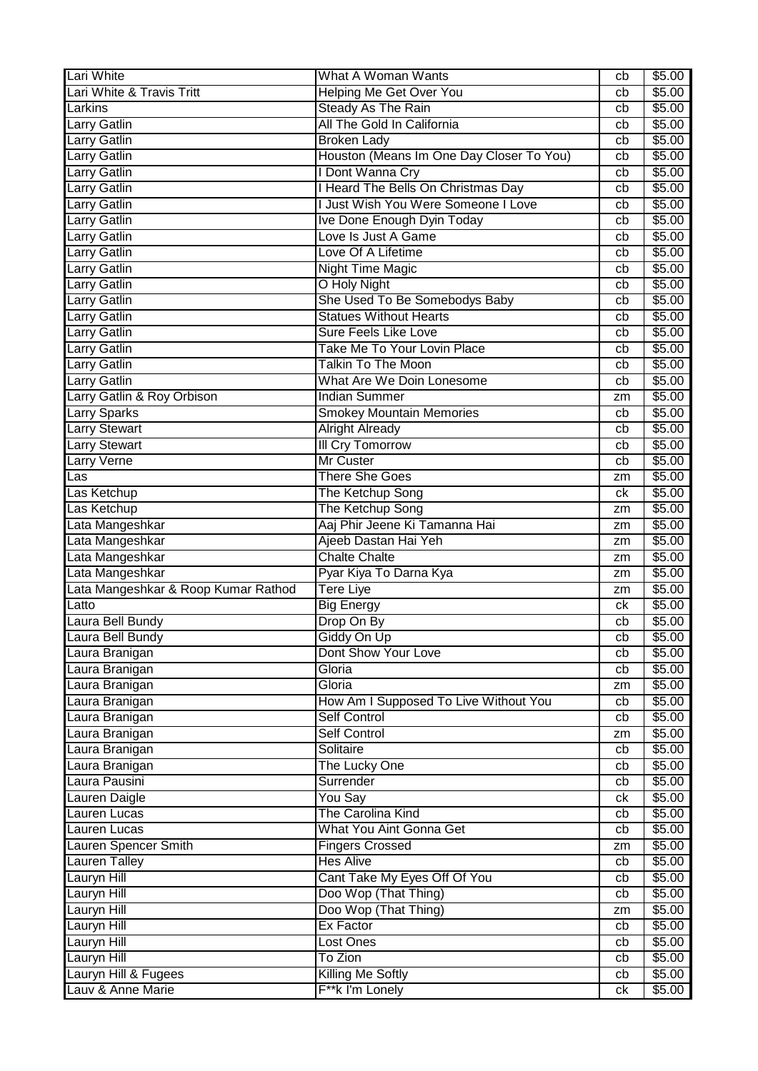| Lari White | What A Woman Wants | cb | $5.00 |
|---|---|---|---|
| Lari White & Travis Tritt | Helping Me Get Over You | cb | $5.00 |
| Larkins | Steady As The Rain | cb | $5.00 |
| Larry Gatlin | All The Gold In California | cb | $5.00 |
| Larry Gatlin | Broken Lady | cb | $5.00 |
| Larry Gatlin | Houston (Means Im One Day Closer To You) | cb | $5.00 |
| Larry Gatlin | I Dont Wanna Cry | cb | $5.00 |
| Larry Gatlin | I Heard The Bells On Christmas Day | cb | $5.00 |
| Larry Gatlin | I Just Wish You Were Someone I Love | cb | $5.00 |
| Larry Gatlin | Ive Done Enough Dyin Today | cb | $5.00 |
| Larry Gatlin | Love Is Just A Game | cb | $5.00 |
| Larry Gatlin | Love Of A Lifetime | cb | $5.00 |
| Larry Gatlin | Night Time Magic | cb | $5.00 |
| Larry Gatlin | O Holy Night | cb | $5.00 |
| Larry Gatlin | She Used To Be Somebodys Baby | cb | $5.00 |
| Larry Gatlin | Statues Without Hearts | cb | $5.00 |
| Larry Gatlin | Sure Feels Like Love | cb | $5.00 |
| Larry Gatlin | Take Me To Your Lovin Place | cb | $5.00 |
| Larry Gatlin | Talkin To The Moon | cb | $5.00 |
| Larry Gatlin | What Are We Doin Lonesome | cb | $5.00 |
| Larry Gatlin & Roy Orbison | Indian Summer | zm | $5.00 |
| Larry Sparks | Smokey Mountain Memories | cb | $5.00 |
| Larry Stewart | Alright Already | cb | $5.00 |
| Larry Stewart | Ill Cry Tomorrow | cb | $5.00 |
| Larry Verne | Mr Custer | cb | $5.00 |
| Las | There She Goes | zm | $5.00 |
| Las Ketchup | The Ketchup Song | ck | $5.00 |
| Las Ketchup | The Ketchup Song | zm | $5.00 |
| Lata Mangeshkar | Aaj Phir Jeene Ki Tamanna Hai | zm | $5.00 |
| Lata Mangeshkar | Ajeeb Dastan Hai Yeh | zm | $5.00 |
| Lata Mangeshkar | Chalte Chalte | zm | $5.00 |
| Lata Mangeshkar | Pyar Kiya To Darna Kya | zm | $5.00 |
| Lata Mangeshkar & Roop Kumar Rathod | Tere Liye | zm | $5.00 |
| Latto | Big Energy | ck | $5.00 |
| Laura Bell Bundy | Drop On By | cb | $5.00 |
| Laura Bell Bundy | Giddy On Up | cb | $5.00 |
| Laura Branigan | Dont Show Your Love | cb | $5.00 |
| Laura Branigan | Gloria | cb | $5.00 |
| Laura Branigan | Gloria | zm | $5.00 |
| Laura Branigan | How Am I Supposed To Live Without You | cb | $5.00 |
| Laura Branigan | Self Control | cb | $5.00 |
| Laura Branigan | Self Control | zm | $5.00 |
| Laura Branigan | Solitaire | cb | $5.00 |
| Laura Branigan | The Lucky One | cb | $5.00 |
| Laura Pausini | Surrender | cb | $5.00 |
| Lauren Daigle | You Say | ck | $5.00 |
| Lauren Lucas | The Carolina Kind | cb | $5.00 |
| Lauren Lucas | What You Aint Gonna Get | cb | $5.00 |
| Lauren Spencer Smith | Fingers Crossed | zm | $5.00 |
| Lauren Talley | Hes Alive | cb | $5.00 |
| Lauryn Hill | Cant Take My Eyes Off Of You | cb | $5.00 |
| Lauryn Hill | Doo Wop (That Thing) | cb | $5.00 |
| Lauryn Hill | Doo Wop (That Thing) | zm | $5.00 |
| Lauryn Hill | Ex Factor | cb | $5.00 |
| Lauryn Hill | Lost Ones | cb | $5.00 |
| Lauryn Hill | To Zion | cb | $5.00 |
| Lauryn Hill & Fugees | Killing Me Softly | cb | $5.00 |
| Lauv & Anne Marie | F**k I'm Lonely | ck | $5.00 |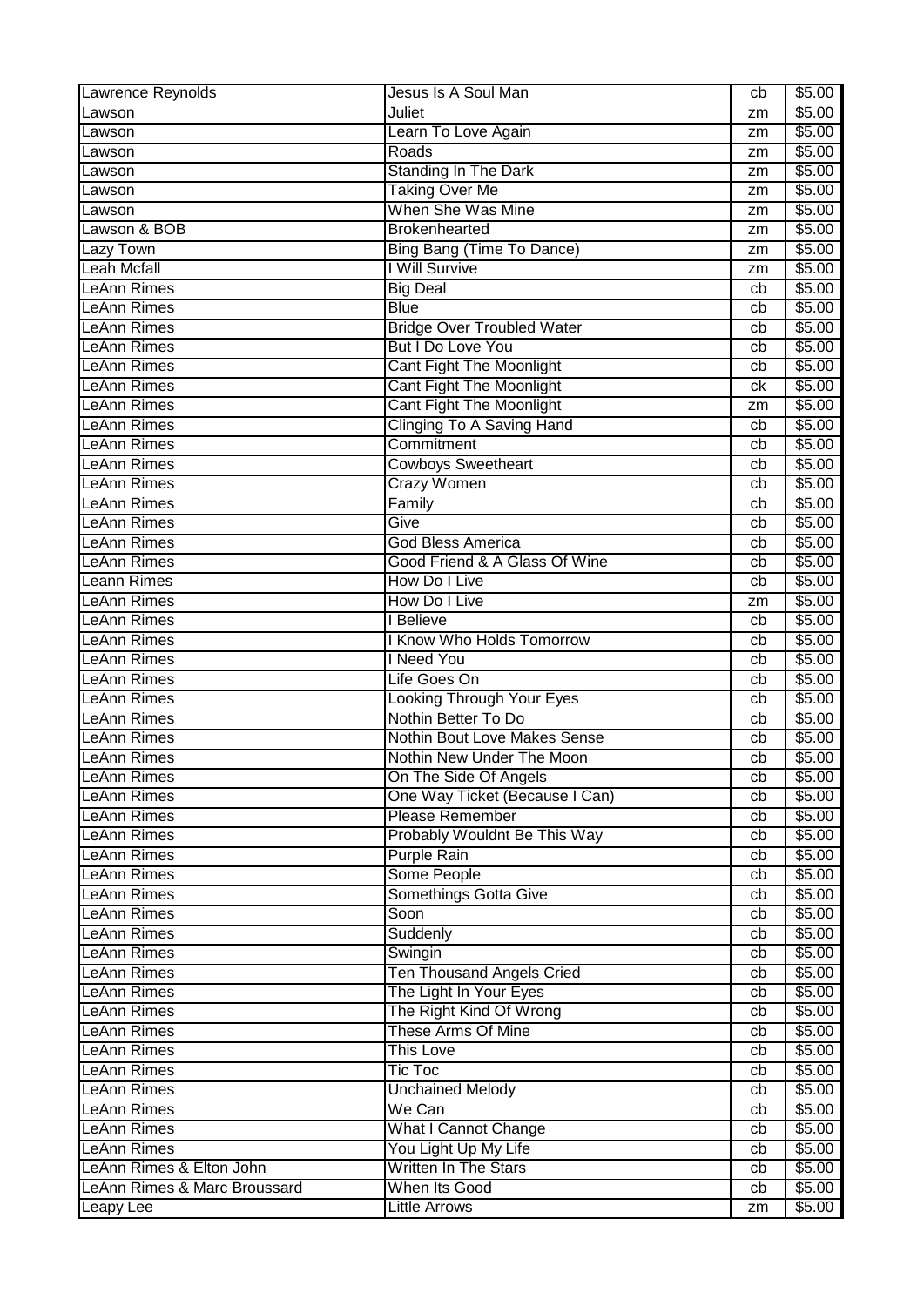| Lawrence Reynolds | Jesus Is A Soul Man | cb | $5.00 |
|---|---|---|---|
| Lawson | Juliet | zm | $5.00 |
| Lawson | Learn To Love Again | zm | $5.00 |
| Lawson | Roads | zm | $5.00 |
| Lawson | Standing In The Dark | zm | $5.00 |
| Lawson | Taking Over Me | zm | $5.00 |
| Lawson | When She Was Mine | zm | $5.00 |
| Lawson & BOB | Brokenhearted | zm | $5.00 |
| Lazy Town | Bing Bang (Time To Dance) | zm | $5.00 |
| Leah Mcfall | I Will Survive | zm | $5.00 |
| LeAnn Rimes | Big Deal | cb | $5.00 |
| LeAnn Rimes | Blue | cb | $5.00 |
| LeAnn Rimes | Bridge Over Troubled Water | cb | $5.00 |
| LeAnn Rimes | But I Do Love You | cb | $5.00 |
| LeAnn Rimes | Cant Fight The Moonlight | cb | $5.00 |
| LeAnn Rimes | Cant Fight The Moonlight | ck | $5.00 |
| LeAnn Rimes | Cant Fight The Moonlight | zm | $5.00 |
| LeAnn Rimes | Clinging To A Saving Hand | cb | $5.00 |
| LeAnn Rimes | Commitment | cb | $5.00 |
| LeAnn Rimes | Cowboys Sweetheart | cb | $5.00 |
| LeAnn Rimes | Crazy Women | cb | $5.00 |
| LeAnn Rimes | Family | cb | $5.00 |
| LeAnn Rimes | Give | cb | $5.00 |
| LeAnn Rimes | God Bless America | cb | $5.00 |
| LeAnn Rimes | Good Friend & A Glass Of Wine | cb | $5.00 |
| Leann Rimes | How Do I Live | cb | $5.00 |
| LeAnn Rimes | How Do I Live | zm | $5.00 |
| LeAnn Rimes | I Believe | cb | $5.00 |
| LeAnn Rimes | I Know Who Holds Tomorrow | cb | $5.00 |
| LeAnn Rimes | I Need You | cb | $5.00 |
| LeAnn Rimes | Life Goes On | cb | $5.00 |
| LeAnn Rimes | Looking Through Your Eyes | cb | $5.00 |
| LeAnn Rimes | Nothin Better To Do | cb | $5.00 |
| LeAnn Rimes | Nothin Bout Love Makes Sense | cb | $5.00 |
| LeAnn Rimes | Nothin New Under The Moon | cb | $5.00 |
| LeAnn Rimes | On The Side Of Angels | cb | $5.00 |
| LeAnn Rimes | One Way Ticket (Because I Can) | cb | $5.00 |
| LeAnn Rimes | Please Remember | cb | $5.00 |
| LeAnn Rimes | Probably Wouldnt Be This Way | cb | $5.00 |
| LeAnn Rimes | Purple Rain | cb | $5.00 |
| LeAnn Rimes | Some People | cb | $5.00 |
| LeAnn Rimes | Somethings Gotta Give | cb | $5.00 |
| LeAnn Rimes | Soon | cb | $5.00 |
| LeAnn Rimes | Suddenly | cb | $5.00 |
| LeAnn Rimes | Swingin | cb | $5.00 |
| LeAnn Rimes | Ten Thousand Angels Cried | cb | $5.00 |
| LeAnn Rimes | The Light In Your Eyes | cb | $5.00 |
| LeAnn Rimes | The Right Kind Of Wrong | cb | $5.00 |
| LeAnn Rimes | These Arms Of Mine | cb | $5.00 |
| LeAnn Rimes | This Love | cb | $5.00 |
| LeAnn Rimes | Tic Toc | cb | $5.00 |
| LeAnn Rimes | Unchained Melody | cb | $5.00 |
| LeAnn Rimes | We Can | cb | $5.00 |
| LeAnn Rimes | What I Cannot Change | cb | $5.00 |
| LeAnn Rimes | You Light Up My Life | cb | $5.00 |
| LeAnn Rimes & Elton John | Written In The Stars | cb | $5.00 |
| LeAnn Rimes & Marc Broussard | When Its Good | cb | $5.00 |
| Leapy Lee | Little Arrows | zm | $5.00 |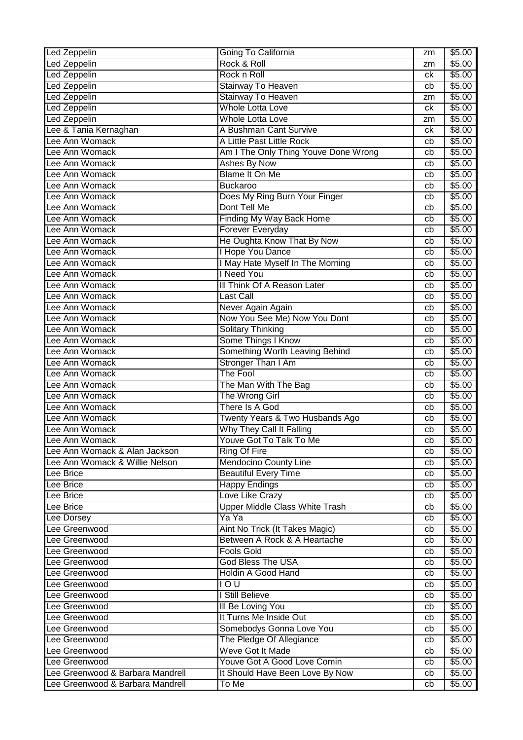| | | | |
|---|---|---|---|
| Led Zeppelin | Going To California | zm | $5.00 |
| Led Zeppelin | Rock & Roll | zm | $5.00 |
| Led Zeppelin | Rock n Roll | ck | $5.00 |
| Led Zeppelin | Stairway To Heaven | cb | $5.00 |
| Led Zeppelin | Stairway To Heaven | zm | $5.00 |
| Led Zeppelin | Whole Lotta Love | ck | $5.00 |
| Led Zeppelin | Whole Lotta Love | zm | $5.00 |
| Lee & Tania Kernaghan | A Bushman Cant Survive | ck | $8.00 |
| Lee Ann Womack | A Little Past Little Rock | cb | $5.00 |
| Lee Ann Womack | Am I The Only Thing Youve Done Wrong | cb | $5.00 |
| Lee Ann Womack | Ashes By Now | cb | $5.00 |
| Lee Ann Womack | Blame It On Me | cb | $5.00 |
| Lee Ann Womack | Buckaroo | cb | $5.00 |
| Lee Ann Womack | Does My Ring Burn Your Finger | cb | $5.00 |
| Lee Ann Womack | Dont Tell Me | cb | $5.00 |
| Lee Ann Womack | Finding My Way Back Home | cb | $5.00 |
| Lee Ann Womack | Forever Everyday | cb | $5.00 |
| Lee Ann Womack | He Oughta Know That By Now | cb | $5.00 |
| Lee Ann Womack | I Hope You Dance | cb | $5.00 |
| Lee Ann Womack | I May Hate Myself In The Morning | cb | $5.00 |
| Lee Ann Womack | I Need You | cb | $5.00 |
| Lee Ann Womack | Ill Think Of A Reason Later | cb | $5.00 |
| Lee Ann Womack | Last Call | cb | $5.00 |
| Lee Ann Womack | Never Again Again | cb | $5.00 |
| Lee Ann Womack | Now You See Me) Now You Dont | cb | $5.00 |
| Lee Ann Womack | Solitary Thinking | cb | $5.00 |
| Lee Ann Womack | Some Things I Know | cb | $5.00 |
| Lee Ann Womack | Something Worth Leaving Behind | cb | $5.00 |
| Lee Ann Womack | Stronger Than I Am | cb | $5.00 |
| Lee Ann Womack | The Fool | cb | $5.00 |
| Lee Ann Womack | The Man With The Bag | cb | $5.00 |
| Lee Ann Womack | The Wrong Girl | cb | $5.00 |
| Lee Ann Womack | There Is A God | cb | $5.00 |
| Lee Ann Womack | Twenty Years & Two Husbands Ago | cb | $5.00 |
| Lee Ann Womack | Why They Call It Falling | cb | $5.00 |
| Lee Ann Womack | Youve Got To Talk To Me | cb | $5.00 |
| Lee Ann Womack & Alan Jackson | Ring Of Fire | cb | $5.00 |
| Lee Ann Womack & Willie Nelson | Mendocino County Line | cb | $5.00 |
| Lee Brice | Beautiful Every Time | cb | $5.00 |
| Lee Brice | Happy Endings | cb | $5.00 |
| Lee Brice | Love Like Crazy | cb | $5.00 |
| Lee Brice | Upper Middle Class White Trash | cb | $5.00 |
| Lee Dorsey | Ya Ya | cb | $5.00 |
| Lee Greenwood | Aint No Trick (It Takes Magic) | cb | $5.00 |
| Lee Greenwood | Between A Rock & A Heartache | cb | $5.00 |
| Lee Greenwood | Fools Gold | cb | $5.00 |
| Lee Greenwood | God Bless The USA | cb | $5.00 |
| Lee Greenwood | Holdin A Good Hand | cb | $5.00 |
| Lee Greenwood | I O U | cb | $5.00 |
| Lee Greenwood | I Still Believe | cb | $5.00 |
| Lee Greenwood | Ill Be Loving You | cb | $5.00 |
| Lee Greenwood | It Turns Me Inside Out | cb | $5.00 |
| Lee Greenwood | Somebodys Gonna Love You | cb | $5.00 |
| Lee Greenwood | The Pledge Of Allegiance | cb | $5.00 |
| Lee Greenwood | Weve Got It Made | cb | $5.00 |
| Lee Greenwood | Youve Got A Good Love Comin | cb | $5.00 |
| Lee Greenwood & Barbara Mandrell | It Should Have Been Love By Now | cb | $5.00 |
| Lee Greenwood & Barbara Mandrell | To Me | cb | $5.00 |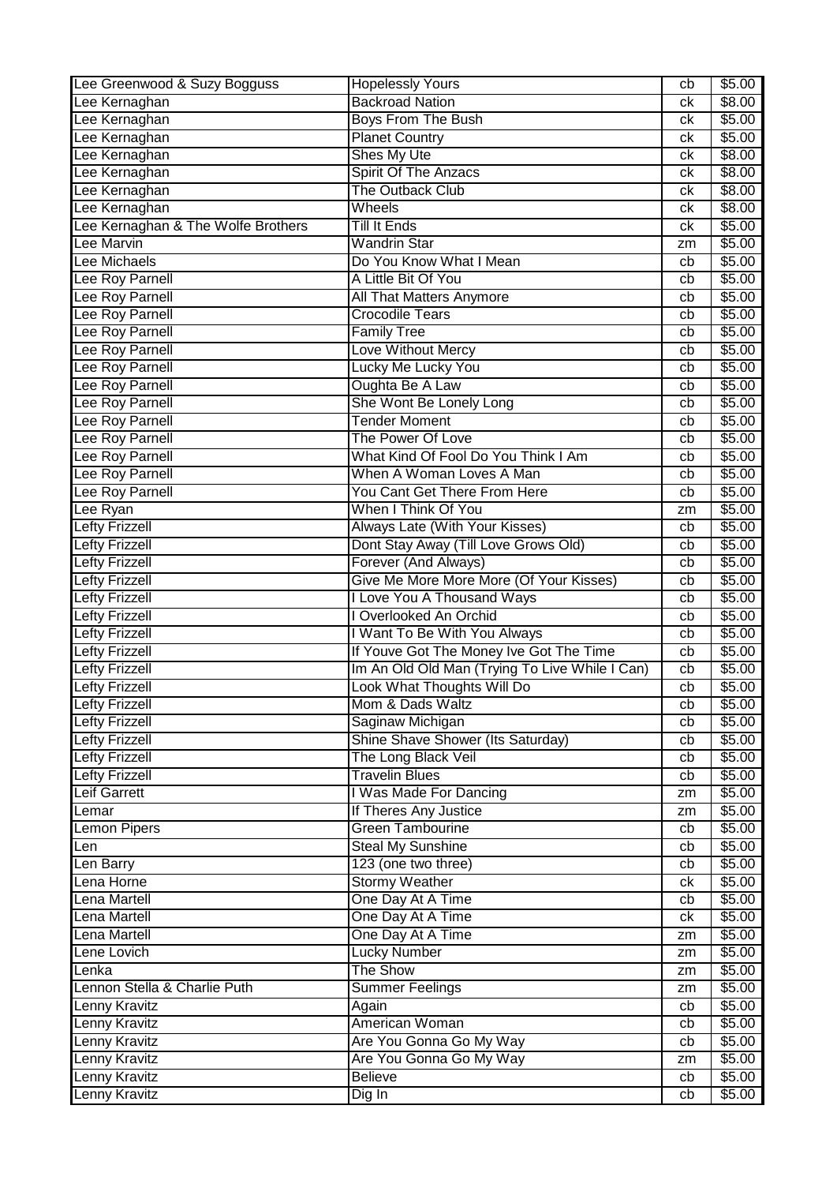| | | | |
|---|---|---|---|
| Lee Greenwood & Suzy Bogguss | Hopelessly Yours | cb | $5.00 |
| Lee Kernaghan | Backroad Nation | ck | $8.00 |
| Lee Kernaghan | Boys From The Bush | ck | $5.00 |
| Lee Kernaghan | Planet Country | ck | $5.00 |
| Lee Kernaghan | Shes My Ute | ck | $8.00 |
| Lee Kernaghan | Spirit Of The Anzacs | ck | $8.00 |
| Lee Kernaghan | The Outback Club | ck | $8.00 |
| Lee Kernaghan | Wheels | ck | $8.00 |
| Lee Kernaghan & The Wolfe Brothers | Till It Ends | ck | $5.00 |
| Lee Marvin | Wandrin Star | zm | $5.00 |
| Lee Michaels | Do You Know What I Mean | cb | $5.00 |
| Lee Roy Parnell | A Little Bit Of You | cb | $5.00 |
| Lee Roy Parnell | All That Matters Anymore | cb | $5.00 |
| Lee Roy Parnell | Crocodile Tears | cb | $5.00 |
| Lee Roy Parnell | Family Tree | cb | $5.00 |
| Lee Roy Parnell | Love Without Mercy | cb | $5.00 |
| Lee Roy Parnell | Lucky Me Lucky You | cb | $5.00 |
| Lee Roy Parnell | Oughta Be A Law | cb | $5.00 |
| Lee Roy Parnell | She Wont Be Lonely Long | cb | $5.00 |
| Lee Roy Parnell | Tender Moment | cb | $5.00 |
| Lee Roy Parnell | The Power Of Love | cb | $5.00 |
| Lee Roy Parnell | What Kind Of Fool Do You Think I Am | cb | $5.00 |
| Lee Roy Parnell | When A Woman Loves A Man | cb | $5.00 |
| Lee Roy Parnell | You Cant Get There From Here | cb | $5.00 |
| Lee Ryan | When I Think Of You | zm | $5.00 |
| Lefty Frizzell | Always Late (With Your Kisses) | cb | $5.00 |
| Lefty Frizzell | Dont Stay Away (Till Love Grows Old) | cb | $5.00 |
| Lefty Frizzell | Forever (And Always) | cb | $5.00 |
| Lefty Frizzell | Give Me More More More (Of Your Kisses) | cb | $5.00 |
| Lefty Frizzell | I Love You A Thousand Ways | cb | $5.00 |
| Lefty Frizzell | I Overlooked An Orchid | cb | $5.00 |
| Lefty Frizzell | I Want To Be With You Always | cb | $5.00 |
| Lefty Frizzell | If Youve Got The Money Ive Got The Time | cb | $5.00 |
| Lefty Frizzell | Im An Old Old Man (Trying To Live While I Can) | cb | $5.00 |
| Lefty Frizzell | Look What Thoughts Will Do | cb | $5.00 |
| Lefty Frizzell | Mom & Dads Waltz | cb | $5.00 |
| Lefty Frizzell | Saginaw Michigan | cb | $5.00 |
| Lefty Frizzell | Shine Shave Shower (Its Saturday) | cb | $5.00 |
| Lefty Frizzell | The Long Black Veil | cb | $5.00 |
| Lefty Frizzell | Travelin Blues | cb | $5.00 |
| Leif Garrett | I Was Made For Dancing | zm | $5.00 |
| Lemar | If Theres Any Justice | zm | $5.00 |
| Lemon Pipers | Green Tambourine | cb | $5.00 |
| Len | Steal My Sunshine | cb | $5.00 |
| Len Barry | 123 (one two three) | cb | $5.00 |
| Lena Horne | Stormy Weather | ck | $5.00 |
| Lena Martell | One Day At A Time | cb | $5.00 |
| Lena Martell | One Day At A Time | ck | $5.00 |
| Lena Martell | One Day At A Time | zm | $5.00 |
| Lene Lovich | Lucky Number | zm | $5.00 |
| Lenka | The Show | zm | $5.00 |
| Lennon Stella & Charlie Puth | Summer Feelings | zm | $5.00 |
| Lenny Kravitz | Again | cb | $5.00 |
| Lenny Kravitz | American Woman | cb | $5.00 |
| Lenny Kravitz | Are You Gonna Go My Way | cb | $5.00 |
| Lenny Kravitz | Are You Gonna Go My Way | zm | $5.00 |
| Lenny Kravitz | Believe | cb | $5.00 |
| Lenny Kravitz | Dig In | cb | $5.00 |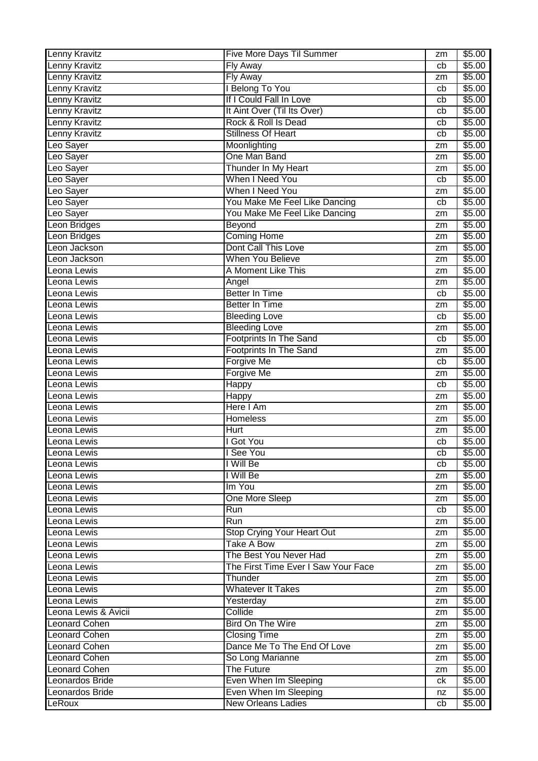| Lenny Kravitz | Five More Days Til Summer | zm | $5.00 |
|---|---|---|---|
| Lenny Kravitz | Fly Away | cb | $5.00 |
| Lenny Kravitz | Fly Away | zm | $5.00 |
| Lenny Kravitz | I Belong To You | cb | $5.00 |
| Lenny Kravitz | If I Could Fall In Love | cb | $5.00 |
| Lenny Kravitz | It Aint Over (Til Its Over) | cb | $5.00 |
| Lenny Kravitz | Rock & Roll Is Dead | cb | $5.00 |
| Lenny Kravitz | Stillness Of Heart | cb | $5.00 |
| Leo Sayer | Moonlighting | zm | $5.00 |
| Leo Sayer | One Man Band | zm | $5.00 |
| Leo Sayer | Thunder In My Heart | zm | $5.00 |
| Leo Sayer | When I Need You | cb | $5.00 |
| Leo Sayer | When I Need You | zm | $5.00 |
| Leo Sayer | You Make Me Feel Like Dancing | cb | $5.00 |
| Leo Sayer | You Make Me Feel Like Dancing | zm | $5.00 |
| Leon Bridges | Beyond | zm | $5.00 |
| Leon Bridges | Coming Home | zm | $5.00 |
| Leon Jackson | Dont Call This Love | zm | $5.00 |
| Leon Jackson | When You Believe | zm | $5.00 |
| Leona Lewis | A Moment Like This | zm | $5.00 |
| Leona Lewis | Angel | zm | $5.00 |
| Leona Lewis | Better In Time | cb | $5.00 |
| Leona Lewis | Better In Time | zm | $5.00 |
| Leona Lewis | Bleeding Love | cb | $5.00 |
| Leona Lewis | Bleeding Love | zm | $5.00 |
| Leona Lewis | Footprints In The Sand | cb | $5.00 |
| Leona Lewis | Footprints In The Sand | zm | $5.00 |
| Leona Lewis | Forgive Me | cb | $5.00 |
| Leona Lewis | Forgive Me | zm | $5.00 |
| Leona Lewis | Happy | cb | $5.00 |
| Leona Lewis | Happy | zm | $5.00 |
| Leona Lewis | Here I Am | zm | $5.00 |
| Leona Lewis | Homeless | zm | $5.00 |
| Leona Lewis | Hurt | zm | $5.00 |
| Leona Lewis | I Got You | cb | $5.00 |
| Leona Lewis | I See You | cb | $5.00 |
| Leona Lewis | I Will Be | cb | $5.00 |
| Leona Lewis | I Will Be | zm | $5.00 |
| Leona Lewis | Im You | zm | $5.00 |
| Leona Lewis | One More Sleep | zm | $5.00 |
| Leona Lewis | Run | cb | $5.00 |
| Leona Lewis | Run | zm | $5.00 |
| Leona Lewis | Stop Crying Your Heart Out | zm | $5.00 |
| Leona Lewis | Take A Bow | zm | $5.00 |
| Leona Lewis | The Best You Never Had | zm | $5.00 |
| Leona Lewis | The First Time Ever I Saw Your Face | zm | $5.00 |
| Leona Lewis | Thunder | zm | $5.00 |
| Leona Lewis | Whatever It Takes | zm | $5.00 |
| Leona Lewis | Yesterday | zm | $5.00 |
| Leona Lewis & Avicii | Collide | zm | $5.00 |
| Leonard Cohen | Bird On The Wire | zm | $5.00 |
| Leonard Cohen | Closing Time | zm | $5.00 |
| Leonard Cohen | Dance Me To The End Of Love | zm | $5.00 |
| Leonard Cohen | So Long Marianne | zm | $5.00 |
| Leonard Cohen | The Future | zm | $5.00 |
| Leonardos Bride | Even When Im Sleeping | ck | $5.00 |
| Leonardos Bride | Even When Im Sleeping | nz | $5.00 |
| LeRoux | New Orleans Ladies | cb | $5.00 |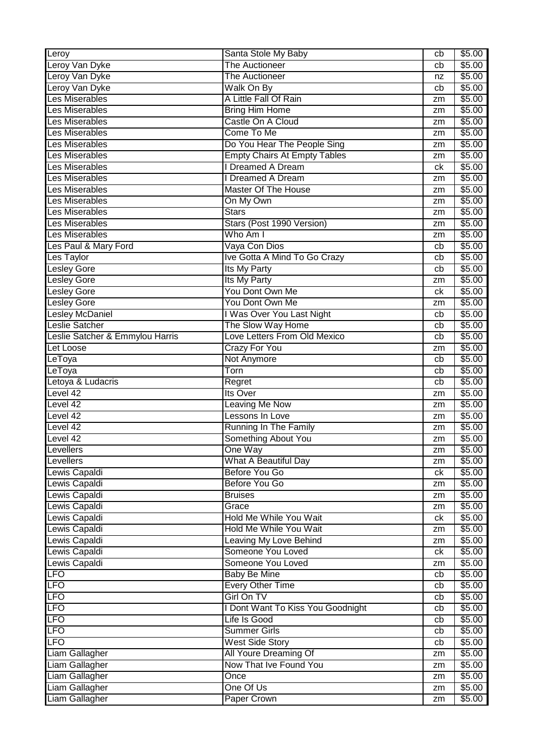| Leroy | Santa Stole My Baby | cb | $5.00 |
|---|---|---|---|
| Leroy Van Dyke | The Auctioneer | cb | $5.00 |
| Leroy Van Dyke | The Auctioneer | nz | $5.00 |
| Leroy Van Dyke | Walk On By | cb | $5.00 |
| Les Miserables | A Little Fall Of Rain | zm | $5.00 |
| Les Miserables | Bring Him Home | zm | $5.00 |
| Les Miserables | Castle On A Cloud | zm | $5.00 |
| Les Miserables | Come To Me | zm | $5.00 |
| Les Miserables | Do You Hear The People Sing | zm | $5.00 |
| Les Miserables | Empty Chairs At Empty Tables | zm | $5.00 |
| Les Miserables | I Dreamed A Dream | ck | $5.00 |
| Les Miserables | I Dreamed A Dream | zm | $5.00 |
| Les Miserables | Master Of The House | zm | $5.00 |
| Les Miserables | On My Own | zm | $5.00 |
| Les Miserables | Stars | zm | $5.00 |
| Les Miserables | Stars (Post 1990 Version) | zm | $5.00 |
| Les Miserables | Who Am I | zm | $5.00 |
| Les Paul & Mary Ford | Vaya Con Dios | cb | $5.00 |
| Les Taylor | Ive Gotta A Mind To Go Crazy | cb | $5.00 |
| Lesley Gore | Its My Party | cb | $5.00 |
| Lesley Gore | Its My Party | zm | $5.00 |
| Lesley Gore | You Dont Own Me | ck | $5.00 |
| Lesley Gore | You Dont Own Me | zm | $5.00 |
| Lesley McDaniel | I Was Over You Last Night | cb | $5.00 |
| Leslie Satcher | The Slow Way Home | cb | $5.00 |
| Leslie Satcher & Emmylou Harris | Love Letters From Old Mexico | cb | $5.00 |
| Let Loose | Crazy For You | zm | $5.00 |
| LeToya | Not Anymore | cb | $5.00 |
| LeToya | Torn | cb | $5.00 |
| Letoya & Ludacris | Regret | cb | $5.00 |
| Level 42 | Its Over | zm | $5.00 |
| Level 42 | Leaving Me Now | zm | $5.00 |
| Level 42 | Lessons In Love | zm | $5.00 |
| Level 42 | Running In The Family | zm | $5.00 |
| Level 42 | Something About You | zm | $5.00 |
| Levellers | One Way | zm | $5.00 |
| Levellers | What A Beautiful Day | zm | $5.00 |
| Lewis Capaldi | Before You Go | ck | $5.00 |
| Lewis Capaldi | Before You Go | zm | $5.00 |
| Lewis Capaldi | Bruises | zm | $5.00 |
| Lewis Capaldi | Grace | zm | $5.00 |
| Lewis Capaldi | Hold Me While You Wait | ck | $5.00 |
| Lewis Capaldi | Hold Me While You Wait | zm | $5.00 |
| Lewis Capaldi | Leaving My Love Behind | zm | $5.00 |
| Lewis Capaldi | Someone You Loved | ck | $5.00 |
| Lewis Capaldi | Someone You Loved | zm | $5.00 |
| LFO | Baby Be Mine | cb | $5.00 |
| LFO | Every Other Time | cb | $5.00 |
| LFO | Girl On TV | cb | $5.00 |
| LFO | I Dont Want To Kiss You Goodnight | cb | $5.00 |
| LFO | Life Is Good | cb | $5.00 |
| LFO | Summer Girls | cb | $5.00 |
| LFO | West Side Story | cb | $5.00 |
| Liam Gallagher | All Youre Dreaming Of | zm | $5.00 |
| Liam Gallagher | Now That Ive Found You | zm | $5.00 |
| Liam Gallagher | Once | zm | $5.00 |
| Liam Gallagher | One Of Us | zm | $5.00 |
| Liam Gallagher | Paper Crown | zm | $5.00 |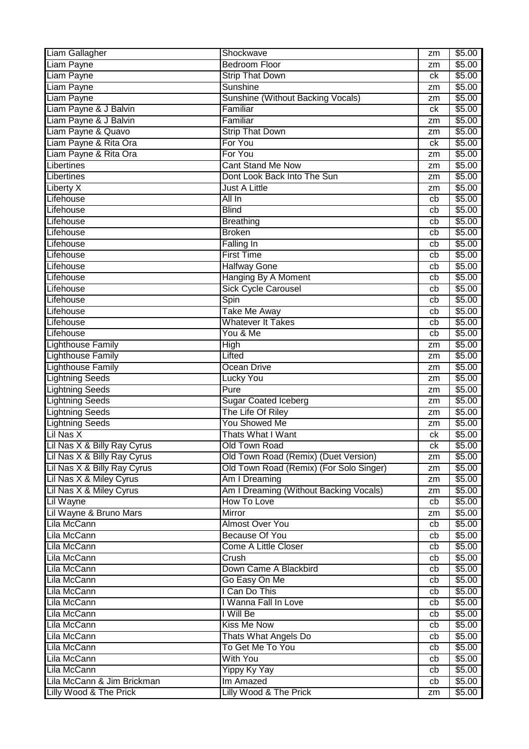| Liam Gallagher | Shockwave | zm | $5.00 |
|---|---|---|---|
| Liam Payne | Bedroom Floor | zm | $5.00 |
| Liam Payne | Strip That Down | ck | $5.00 |
| Liam Payne | Sunshine | zm | $5.00 |
| Liam Payne | Sunshine (Without Backing Vocals) | zm | $5.00 |
| Liam Payne & J Balvin | Familiar | ck | $5.00 |
| Liam Payne & J Balvin | Familiar | zm | $5.00 |
| Liam Payne & Quavo | Strip That Down | zm | $5.00 |
| Liam Payne & Rita Ora | For You | ck | $5.00 |
| Liam Payne & Rita Ora | For You | zm | $5.00 |
| Libertines | Cant Stand Me Now | zm | $5.00 |
| Libertines | Dont Look Back Into The Sun | zm | $5.00 |
| Liberty X | Just A Little | zm | $5.00 |
| Lifehouse | All In | cb | $5.00 |
| Lifehouse | Blind | cb | $5.00 |
| Lifehouse | Breathing | cb | $5.00 |
| Lifehouse | Broken | cb | $5.00 |
| Lifehouse | Falling In | cb | $5.00 |
| Lifehouse | First Time | cb | $5.00 |
| Lifehouse | Halfway Gone | cb | $5.00 |
| Lifehouse | Hanging By A Moment | cb | $5.00 |
| Lifehouse | Sick Cycle Carousel | cb | $5.00 |
| Lifehouse | Spin | cb | $5.00 |
| Lifehouse | Take Me Away | cb | $5.00 |
| Lifehouse | Whatever It Takes | cb | $5.00 |
| Lifehouse | You & Me | cb | $5.00 |
| Lighthouse Family | High | zm | $5.00 |
| Lighthouse Family | Lifted | zm | $5.00 |
| Lighthouse Family | Ocean Drive | zm | $5.00 |
| Lightning Seeds | Lucky You | zm | $5.00 |
| Lightning Seeds | Pure | zm | $5.00 |
| Lightning Seeds | Sugar Coated Iceberg | zm | $5.00 |
| Lightning Seeds | The Life Of Riley | zm | $5.00 |
| Lightning Seeds | You Showed Me | zm | $5.00 |
| Lil Nas X | Thats What I Want | ck | $5.00 |
| Lil Nas X & Billy Ray Cyrus | Old Town Road | ck | $5.00 |
| Lil Nas X & Billy Ray Cyrus | Old Town Road (Remix) (Duet Version) | zm | $5.00 |
| Lil Nas X & Billy Ray Cyrus | Old Town Road (Remix) (For Solo Singer) | zm | $5.00 |
| Lil Nas X & Miley Cyrus | Am I Dreaming | zm | $5.00 |
| Lil Nas X & Miley Cyrus | Am I Dreaming (Without Backing Vocals) | zm | $5.00 |
| Lil Wayne | How To Love | cb | $5.00 |
| Lil Wayne & Bruno Mars | Mirror | zm | $5.00 |
| Lila McCann | Almost Over You | cb | $5.00 |
| Lila McCann | Because Of You | cb | $5.00 |
| Lila McCann | Come A Little Closer | cb | $5.00 |
| Lila McCann | Crush | cb | $5.00 |
| Lila McCann | Down Came A Blackbird | cb | $5.00 |
| Lila McCann | Go Easy On Me | cb | $5.00 |
| Lila McCann | I Can Do This | cb | $5.00 |
| Lila McCann | I Wanna Fall In Love | cb | $5.00 |
| Lila McCann | I Will Be | cb | $5.00 |
| Lila McCann | Kiss Me Now | cb | $5.00 |
| Lila McCann | Thats What Angels Do | cb | $5.00 |
| Lila McCann | To Get Me To You | cb | $5.00 |
| Lila McCann | With You | cb | $5.00 |
| Lila McCann | Yippy Ky Yay | cb | $5.00 |
| Lila McCann & Jim Brickman | Im Amazed | cb | $5.00 |
| Lilly Wood & The Prick | Lilly Wood & The Prick | zm | $5.00 |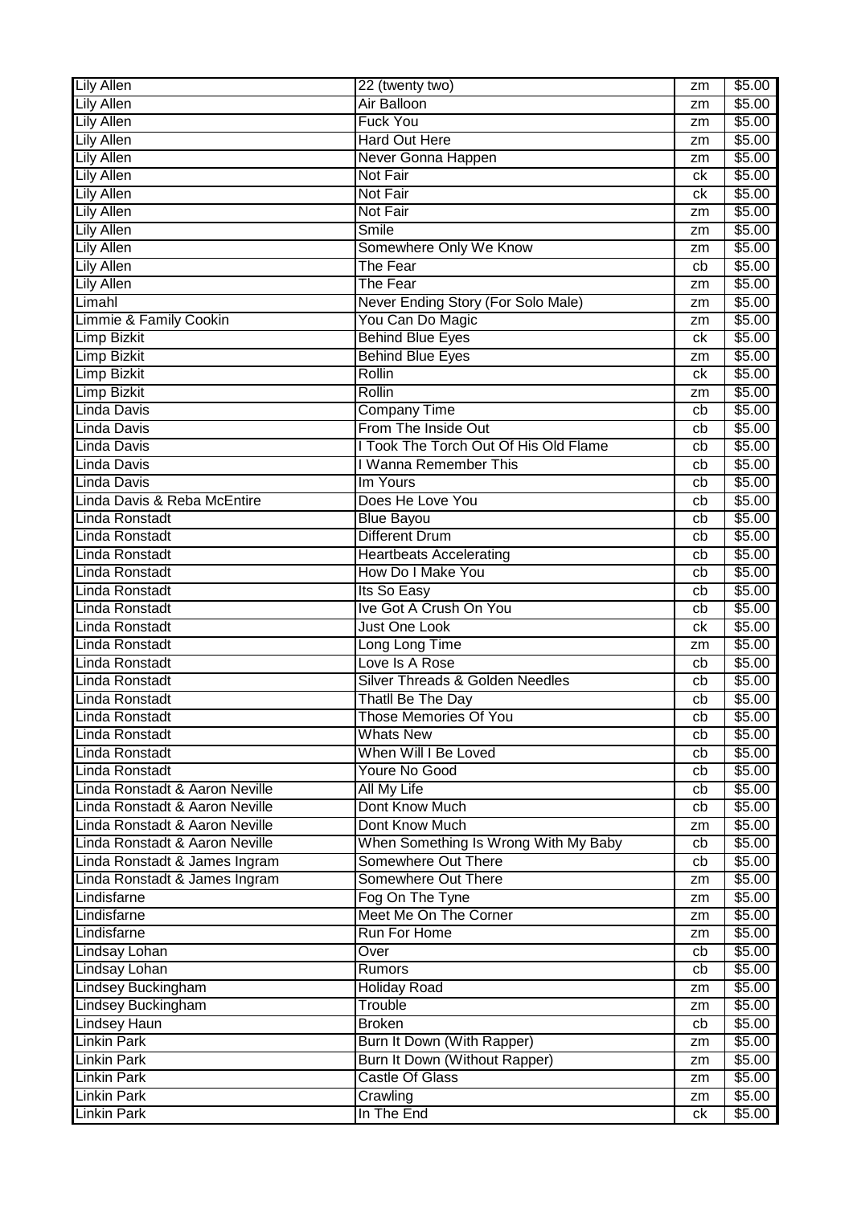| Lily Allen | 22 (twenty two) | zm | $5.00 |
|---|---|---|---|
| Lily Allen | Air Balloon | zm | $5.00 |
| Lily Allen | Fuck You | zm | $5.00 |
| Lily Allen | Hard Out Here | zm | $5.00 |
| Lily Allen | Never Gonna Happen | zm | $5.00 |
| Lily Allen | Not Fair | ck | $5.00 |
| Lily Allen | Not Fair | ck | $5.00 |
| Lily Allen | Not Fair | zm | $5.00 |
| Lily Allen | Smile | zm | $5.00 |
| Lily Allen | Somewhere Only We Know | zm | $5.00 |
| Lily Allen | The Fear | cb | $5.00 |
| Lily Allen | The Fear | zm | $5.00 |
| Limahl | Never Ending Story (For Solo Male) | zm | $5.00 |
| Limmie & Family Cookin | You Can Do Magic | zm | $5.00 |
| Limp Bizkit | Behind Blue Eyes | ck | $5.00 |
| Limp Bizkit | Behind Blue Eyes | zm | $5.00 |
| Limp Bizkit | Rollin | ck | $5.00 |
| Limp Bizkit | Rollin | zm | $5.00 |
| Linda Davis | Company Time | cb | $5.00 |
| Linda Davis | From The Inside Out | cb | $5.00 |
| Linda Davis | I Took The Torch Out Of His Old Flame | cb | $5.00 |
| Linda Davis | I Wanna Remember This | cb | $5.00 |
| Linda Davis | Im Yours | cb | $5.00 |
| Linda Davis & Reba McEntire | Does He Love You | cb | $5.00 |
| Linda Ronstadt | Blue Bayou | cb | $5.00 |
| Linda Ronstadt | Different Drum | cb | $5.00 |
| Linda Ronstadt | Heartbeats Accelerating | cb | $5.00 |
| Linda Ronstadt | How Do I Make You | cb | $5.00 |
| Linda Ronstadt | Its So Easy | cb | $5.00 |
| Linda Ronstadt | Ive Got A Crush On You | cb | $5.00 |
| Linda Ronstadt | Just One Look | ck | $5.00 |
| Linda Ronstadt | Long Long Time | zm | $5.00 |
| Linda Ronstadt | Love Is A Rose | cb | $5.00 |
| Linda Ronstadt | Silver Threads & Golden Needles | cb | $5.00 |
| Linda Ronstadt | Thatll Be The Day | cb | $5.00 |
| Linda Ronstadt | Those Memories Of You | cb | $5.00 |
| Linda Ronstadt | Whats New | cb | $5.00 |
| Linda Ronstadt | When Will I Be Loved | cb | $5.00 |
| Linda Ronstadt | Youre No Good | cb | $5.00 |
| Linda Ronstadt & Aaron Neville | All My Life | cb | $5.00 |
| Linda Ronstadt & Aaron Neville | Dont Know Much | cb | $5.00 |
| Linda Ronstadt & Aaron Neville | Dont Know Much | zm | $5.00 |
| Linda Ronstadt & Aaron Neville | When Something Is Wrong With My Baby | cb | $5.00 |
| Linda Ronstadt & James Ingram | Somewhere Out There | cb | $5.00 |
| Linda Ronstadt & James Ingram | Somewhere Out There | zm | $5.00 |
| Lindisfarne | Fog On The Tyne | zm | $5.00 |
| Lindisfarne | Meet Me On The Corner | zm | $5.00 |
| Lindisfarne | Run For Home | zm | $5.00 |
| Lindsay Lohan | Over | cb | $5.00 |
| Lindsay Lohan | Rumors | cb | $5.00 |
| Lindsey Buckingham | Holiday Road | zm | $5.00 |
| Lindsey Buckingham | Trouble | zm | $5.00 |
| Lindsey Haun | Broken | cb | $5.00 |
| Linkin Park | Burn It Down (With Rapper) | zm | $5.00 |
| Linkin Park | Burn It Down (Without Rapper) | zm | $5.00 |
| Linkin Park | Castle Of Glass | zm | $5.00 |
| Linkin Park | Crawling | zm | $5.00 |
| Linkin Park | In The End | ck | $5.00 |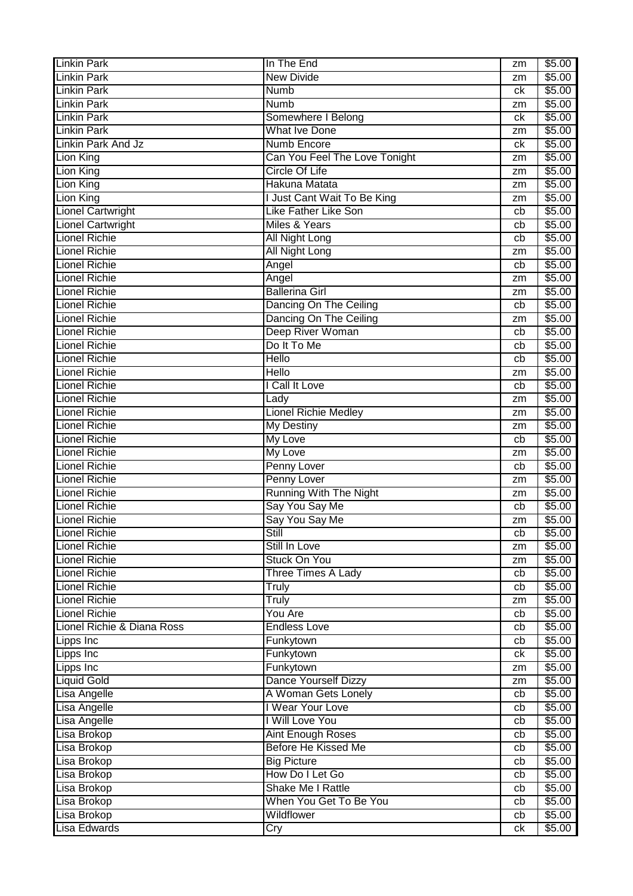| Linkin Park | In The End | zm | $5.00 |
|---|---|---|---|
| Linkin Park | New Divide | zm | $5.00 |
| Linkin Park | Numb | ck | $5.00 |
| Linkin Park | Numb | zm | $5.00 |
| Linkin Park | Somewhere I Belong | ck | $5.00 |
| Linkin Park | What Ive Done | zm | $5.00 |
| Linkin Park And Jz | Numb Encore | ck | $5.00 |
| Lion King | Can You Feel The Love Tonight | zm | $5.00 |
| Lion King | Circle Of Life | zm | $5.00 |
| Lion King | Hakuna Matata | zm | $5.00 |
| Lion King | I Just Cant Wait To Be King | zm | $5.00 |
| Lionel Cartwright | Like Father Like Son | cb | $5.00 |
| Lionel Cartwright | Miles & Years | cb | $5.00 |
| Lionel Richie | All Night Long | cb | $5.00 |
| Lionel Richie | All Night Long | zm | $5.00 |
| Lionel Richie | Angel | cb | $5.00 |
| Lionel Richie | Angel | zm | $5.00 |
| Lionel Richie | Ballerina Girl | zm | $5.00 |
| Lionel Richie | Dancing On The Ceiling | cb | $5.00 |
| Lionel Richie | Dancing On The Ceiling | zm | $5.00 |
| Lionel Richie | Deep River Woman | cb | $5.00 |
| Lionel Richie | Do It To Me | cb | $5.00 |
| Lionel Richie | Hello | cb | $5.00 |
| Lionel Richie | Hello | zm | $5.00 |
| Lionel Richie | I Call It Love | cb | $5.00 |
| Lionel Richie | Lady | zm | $5.00 |
| Lionel Richie | Lionel Richie Medley | zm | $5.00 |
| Lionel Richie | My Destiny | zm | $5.00 |
| Lionel Richie | My Love | cb | $5.00 |
| Lionel Richie | My Love | zm | $5.00 |
| Lionel Richie | Penny Lover | cb | $5.00 |
| Lionel Richie | Penny Lover | zm | $5.00 |
| Lionel Richie | Running With The Night | zm | $5.00 |
| Lionel Richie | Say You Say Me | cb | $5.00 |
| Lionel Richie | Say You Say Me | zm | $5.00 |
| Lionel Richie | Still | cb | $5.00 |
| Lionel Richie | Still In Love | zm | $5.00 |
| Lionel Richie | Stuck On You | zm | $5.00 |
| Lionel Richie | Three Times A Lady | cb | $5.00 |
| Lionel Richie | Truly | cb | $5.00 |
| Lionel Richie | Truly | zm | $5.00 |
| Lionel Richie | You Are | cb | $5.00 |
| Lionel Richie & Diana Ross | Endless Love | cb | $5.00 |
| Lipps Inc | Funkytown | cb | $5.00 |
| Lipps Inc | Funkytown | ck | $5.00 |
| Lipps Inc | Funkytown | zm | $5.00 |
| Liquid Gold | Dance Yourself Dizzy | zm | $5.00 |
| Lisa Angelle | A Woman Gets Lonely | cb | $5.00 |
| Lisa Angelle | I Wear Your Love | cb | $5.00 |
| Lisa Angelle | I Will Love You | cb | $5.00 |
| Lisa Brokop | Aint Enough Roses | cb | $5.00 |
| Lisa Brokop | Before He Kissed Me | cb | $5.00 |
| Lisa Brokop | Big Picture | cb | $5.00 |
| Lisa Brokop | How Do I Let Go | cb | $5.00 |
| Lisa Brokop | Shake Me I Rattle | cb | $5.00 |
| Lisa Brokop | When You Get To Be You | cb | $5.00 |
| Lisa Brokop | Wildflower | cb | $5.00 |
| Lisa Edwards | Cry | ck | $5.00 |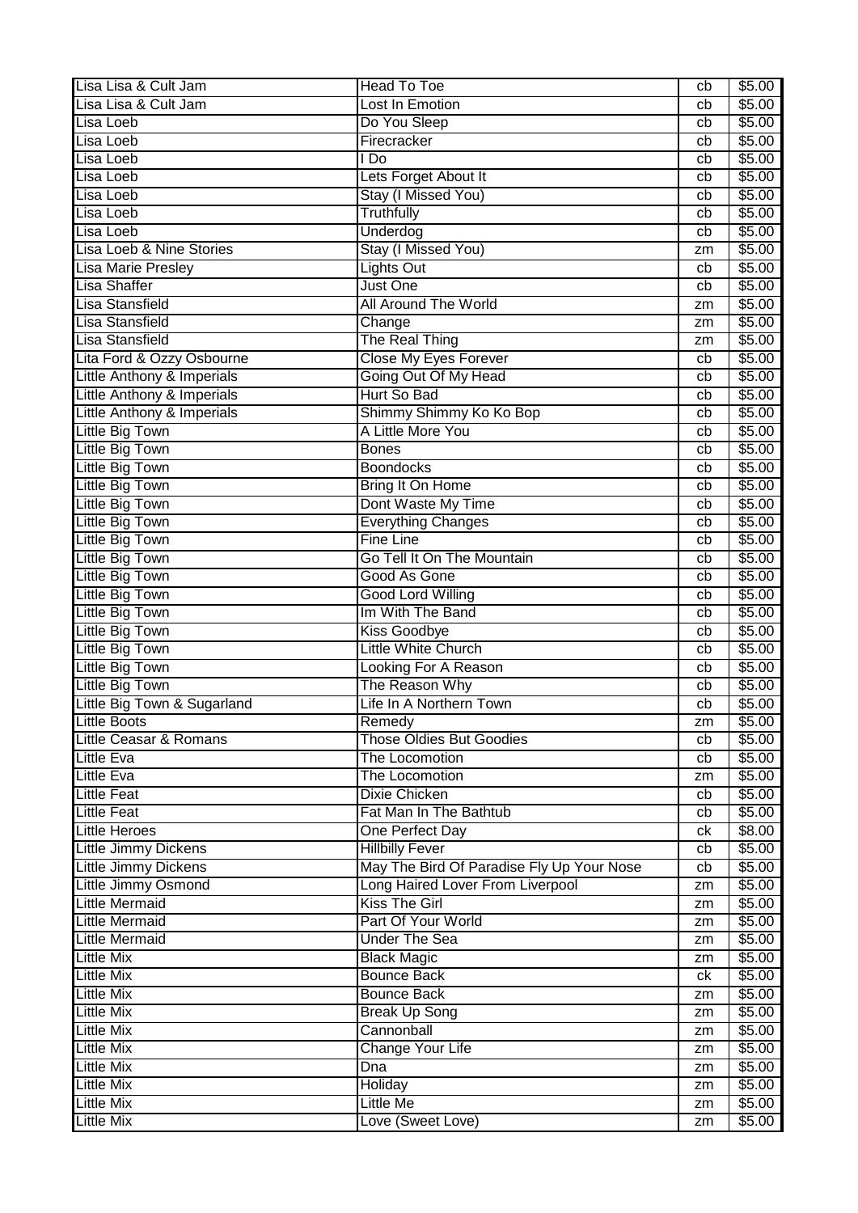| Lisa Lisa & Cult Jam | Head To Toe | cb | $5.00 |
|---|---|---|---|
| Lisa Lisa & Cult Jam | Lost In Emotion | cb | $5.00 |
| Lisa Loeb | Do You Sleep | cb | $5.00 |
| Lisa Loeb | Firecracker | cb | $5.00 |
| Lisa Loeb | I Do | cb | $5.00 |
| Lisa Loeb | Lets Forget About It | cb | $5.00 |
| Lisa Loeb | Stay (I Missed You) | cb | $5.00 |
| Lisa Loeb | Truthfully | cb | $5.00 |
| Lisa Loeb | Underdog | cb | $5.00 |
| Lisa Loeb & Nine Stories | Stay (I Missed You) | zm | $5.00 |
| Lisa Marie Presley | Lights Out | cb | $5.00 |
| Lisa Shaffer | Just One | cb | $5.00 |
| Lisa Stansfield | All Around The World | zm | $5.00 |
| Lisa Stansfield | Change | zm | $5.00 |
| Lisa Stansfield | The Real Thing | zm | $5.00 |
| Lita Ford & Ozzy Osbourne | Close My Eyes Forever | cb | $5.00 |
| Little Anthony & Imperials | Going Out Of My Head | cb | $5.00 |
| Little Anthony & Imperials | Hurt So Bad | cb | $5.00 |
| Little Anthony & Imperials | Shimmy Shimmy Ko Ko Bop | cb | $5.00 |
| Little Big Town | A Little More You | cb | $5.00 |
| Little Big Town | Bones | cb | $5.00 |
| Little Big Town | Boondocks | cb | $5.00 |
| Little Big Town | Bring It On Home | cb | $5.00 |
| Little Big Town | Dont Waste My Time | cb | $5.00 |
| Little Big Town | Everything Changes | cb | $5.00 |
| Little Big Town | Fine Line | cb | $5.00 |
| Little Big Town | Go Tell It On The Mountain | cb | $5.00 |
| Little Big Town | Good As Gone | cb | $5.00 |
| Little Big Town | Good Lord Willing | cb | $5.00 |
| Little Big Town | Im With The Band | cb | $5.00 |
| Little Big Town | Kiss Goodbye | cb | $5.00 |
| Little Big Town | Little White Church | cb | $5.00 |
| Little Big Town | Looking For A Reason | cb | $5.00 |
| Little Big Town | The Reason Why | cb | $5.00 |
| Little Big Town & Sugarland | Life In A Northern Town | cb | $5.00 |
| Little Boots | Remedy | zm | $5.00 |
| Little Ceasar & Romans | Those Oldies But Goodies | cb | $5.00 |
| Little Eva | The Locomotion | cb | $5.00 |
| Little Eva | The Locomotion | zm | $5.00 |
| Little Feat | Dixie Chicken | cb | $5.00 |
| Little Feat | Fat Man In The Bathtub | cb | $5.00 |
| Little Heroes | One Perfect Day | ck | $8.00 |
| Little Jimmy Dickens | Hillbilly Fever | cb | $5.00 |
| Little Jimmy Dickens | May The Bird Of Paradise Fly Up Your Nose | cb | $5.00 |
| Little Jimmy Osmond | Long Haired Lover From Liverpool | zm | $5.00 |
| Little Mermaid | Kiss The Girl | zm | $5.00 |
| Little Mermaid | Part Of Your World | zm | $5.00 |
| Little Mermaid | Under The Sea | zm | $5.00 |
| Little Mix | Black Magic | zm | $5.00 |
| Little Mix | Bounce Back | ck | $5.00 |
| Little Mix | Bounce Back | zm | $5.00 |
| Little Mix | Break Up Song | zm | $5.00 |
| Little Mix | Cannonball | zm | $5.00 |
| Little Mix | Change Your Life | zm | $5.00 |
| Little Mix | Dna | zm | $5.00 |
| Little Mix | Holiday | zm | $5.00 |
| Little Mix | Little Me | zm | $5.00 |
| Little Mix | Love (Sweet Love) | zm | $5.00 |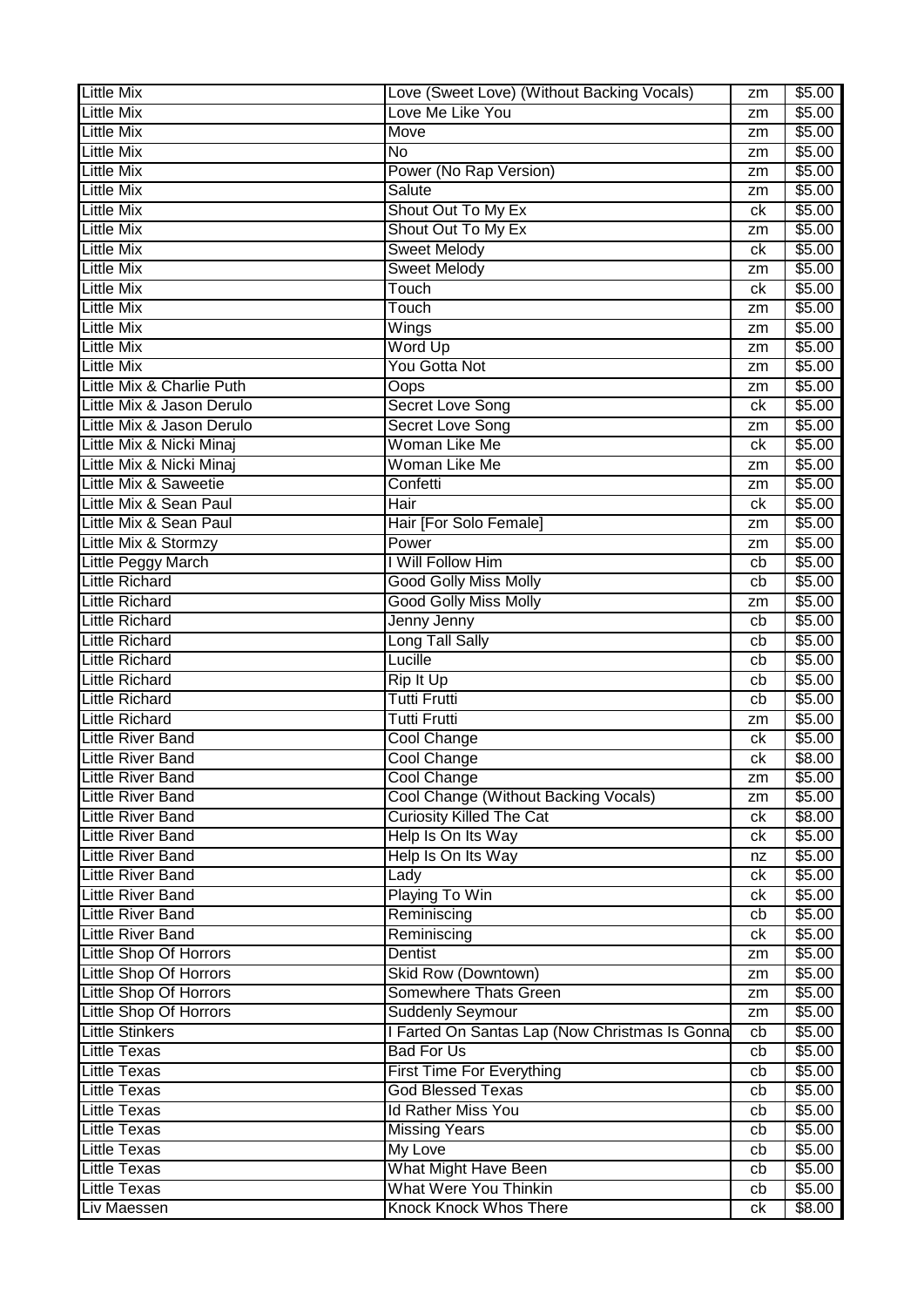| Little Mix | Love (Sweet Love) (Without Backing Vocals) | zm | $5.00 |
|---|---|---|---|
| Little Mix | Love Me Like You | zm | $5.00 |
| Little Mix | Move | zm | $5.00 |
| Little Mix | No | zm | $5.00 |
| Little Mix | Power (No Rap Version) | zm | $5.00 |
| Little Mix | Salute | zm | $5.00 |
| Little Mix | Shout Out To My Ex | ck | $5.00 |
| Little Mix | Shout Out To My Ex | zm | $5.00 |
| Little Mix | Sweet Melody | ck | $5.00 |
| Little Mix | Sweet Melody | zm | $5.00 |
| Little Mix | Touch | ck | $5.00 |
| Little Mix | Touch | zm | $5.00 |
| Little Mix | Wings | zm | $5.00 |
| Little Mix | Word Up | zm | $5.00 |
| Little Mix | You Gotta Not | zm | $5.00 |
| Little Mix & Charlie Puth | Oops | zm | $5.00 |
| Little Mix & Jason Derulo | Secret Love Song | ck | $5.00 |
| Little Mix & Jason Derulo | Secret Love Song | zm | $5.00 |
| Little Mix & Nicki Minaj | Woman Like Me | ck | $5.00 |
| Little Mix & Nicki Minaj | Woman Like Me | zm | $5.00 |
| Little Mix & Saweetie | Confetti | zm | $5.00 |
| Little Mix & Sean Paul | Hair | ck | $5.00 |
| Little Mix & Sean Paul | Hair [For Solo Female] | zm | $5.00 |
| Little Mix & Stormzy | Power | zm | $5.00 |
| Little Peggy March | I Will Follow Him | cb | $5.00 |
| Little Richard | Good Golly Miss Molly | cb | $5.00 |
| Little Richard | Good Golly Miss Molly | zm | $5.00 |
| Little Richard | Jenny Jenny | cb | $5.00 |
| Little Richard | Long Tall Sally | cb | $5.00 |
| Little Richard | Lucille | cb | $5.00 |
| Little Richard | Rip It Up | cb | $5.00 |
| Little Richard | Tutti Frutti | cb | $5.00 |
| Little Richard | Tutti Frutti | zm | $5.00 |
| Little River Band | Cool Change | ck | $5.00 |
| Little River Band | Cool Change | ck | $8.00 |
| Little River Band | Cool Change | zm | $5.00 |
| Little River Band | Cool Change (Without Backing Vocals) | zm | $5.00 |
| Little River Band | Curiosity Killed The Cat | ck | $8.00 |
| Little River Band | Help Is On Its Way | ck | $5.00 |
| Little River Band | Help Is On Its Way | nz | $5.00 |
| Little River Band | Lady | ck | $5.00 |
| Little River Band | Playing To Win | ck | $5.00 |
| Little River Band | Reminiscing | cb | $5.00 |
| Little River Band | Reminiscing | ck | $5.00 |
| Little Shop Of Horrors | Dentist | zm | $5.00 |
| Little Shop Of Horrors | Skid Row (Downtown) | zm | $5.00 |
| Little Shop Of Horrors | Somewhere Thats Green | zm | $5.00 |
| Little Shop Of Horrors | Suddenly Seymour | zm | $5.00 |
| Little Stinkers | I Farted On Santas Lap (Now Christmas Is Gonna | cb | $5.00 |
| Little Texas | Bad For Us | cb | $5.00 |
| Little Texas | First Time For Everything | cb | $5.00 |
| Little Texas | God Blessed Texas | cb | $5.00 |
| Little Texas | Id Rather Miss You | cb | $5.00 |
| Little Texas | Missing Years | cb | $5.00 |
| Little Texas | My Love | cb | $5.00 |
| Little Texas | What Might Have Been | cb | $5.00 |
| Little Texas | What Were You Thinkin | cb | $5.00 |
| Liv Maessen | Knock Knock Whos There | ck | $8.00 |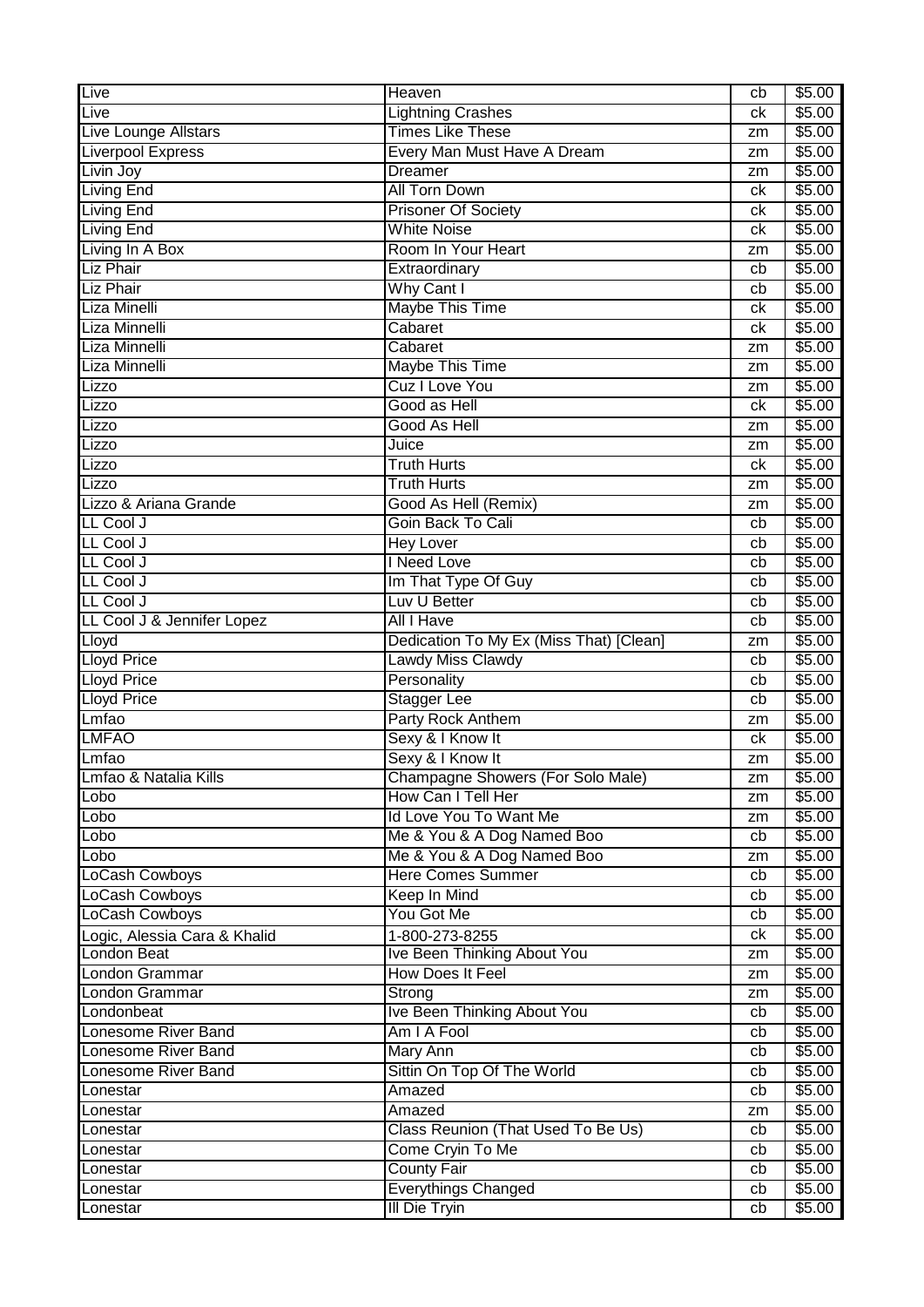| | | | |
|---|---|---|---|
| Live | Heaven | cb | $5.00 |
| Live | Lightning Crashes | ck | $5.00 |
| Live Lounge Allstars | Times Like These | zm | $5.00 |
| Liverpool Express | Every Man Must Have A Dream | zm | $5.00 |
| Livin Joy | Dreamer | zm | $5.00 |
| Living End | All Torn Down | ck | $5.00 |
| Living End | Prisoner Of Society | ck | $5.00 |
| Living End | White Noise | ck | $5.00 |
| Living In A Box | Room In Your Heart | zm | $5.00 |
| Liz Phair | Extraordinary | cb | $5.00 |
| Liz Phair | Why Cant I | cb | $5.00 |
| Liza Minelli | Maybe This Time | ck | $5.00 |
| Liza Minnelli | Cabaret | ck | $5.00 |
| Liza Minnelli | Cabaret | zm | $5.00 |
| Liza Minnelli | Maybe This Time | zm | $5.00 |
| Lizzo | Cuz I Love You | zm | $5.00 |
| Lizzo | Good as Hell | ck | $5.00 |
| Lizzo | Good As Hell | zm | $5.00 |
| Lizzo | Juice | zm | $5.00 |
| Lizzo | Truth Hurts | ck | $5.00 |
| Lizzo | Truth Hurts | zm | $5.00 |
| Lizzo & Ariana Grande | Good As Hell (Remix) | zm | $5.00 |
| LL Cool J | Goin Back To Cali | cb | $5.00 |
| LL Cool J | Hey Lover | cb | $5.00 |
| LL Cool J | I Need Love | cb | $5.00 |
| LL Cool J | Im That Type Of Guy | cb | $5.00 |
| LL Cool J | Luv U Better | cb | $5.00 |
| LL Cool J & Jennifer Lopez | All I Have | cb | $5.00 |
| Lloyd | Dedication To My Ex (Miss That) [Clean] | zm | $5.00 |
| Lloyd Price | Lawdy Miss Clawdy | cb | $5.00 |
| Lloyd Price | Personality | cb | $5.00 |
| Lloyd Price | Stagger Lee | cb | $5.00 |
| Lmfao | Party Rock Anthem | zm | $5.00 |
| LMFAO | Sexy & I Know It | ck | $5.00 |
| Lmfao | Sexy & I Know It | zm | $5.00 |
| Lmfao & Natalia Kills | Champagne Showers (For Solo Male) | zm | $5.00 |
| Lobo | How Can I Tell Her | zm | $5.00 |
| Lobo | Id Love You To Want Me | zm | $5.00 |
| Lobo | Me & You & A Dog Named Boo | cb | $5.00 |
| Lobo | Me & You & A Dog Named Boo | zm | $5.00 |
| LoCash Cowboys | Here Comes Summer | cb | $5.00 |
| LoCash Cowboys | Keep In Mind | cb | $5.00 |
| LoCash Cowboys | You Got Me | cb | $5.00 |
| Logic, Alessia Cara & Khalid | 1-800-273-8255 | ck | $5.00 |
| London Beat | Ive Been Thinking About You | zm | $5.00 |
| London Grammar | How Does It Feel | zm | $5.00 |
| London Grammar | Strong | zm | $5.00 |
| Londonbeat | Ive Been Thinking About You | cb | $5.00 |
| Lonesome River Band | Am I A Fool | cb | $5.00 |
| Lonesome River Band | Mary Ann | cb | $5.00 |
| Lonesome River Band | Sittin On Top Of The World | cb | $5.00 |
| Lonestar | Amazed | cb | $5.00 |
| Lonestar | Amazed | zm | $5.00 |
| Lonestar | Class Reunion (That Used To Be Us) | cb | $5.00 |
| Lonestar | Come Cryin To Me | cb | $5.00 |
| Lonestar | County Fair | cb | $5.00 |
| Lonestar | Everythings Changed | cb | $5.00 |
| Lonestar | Ill Die Tryin | cb | $5.00 |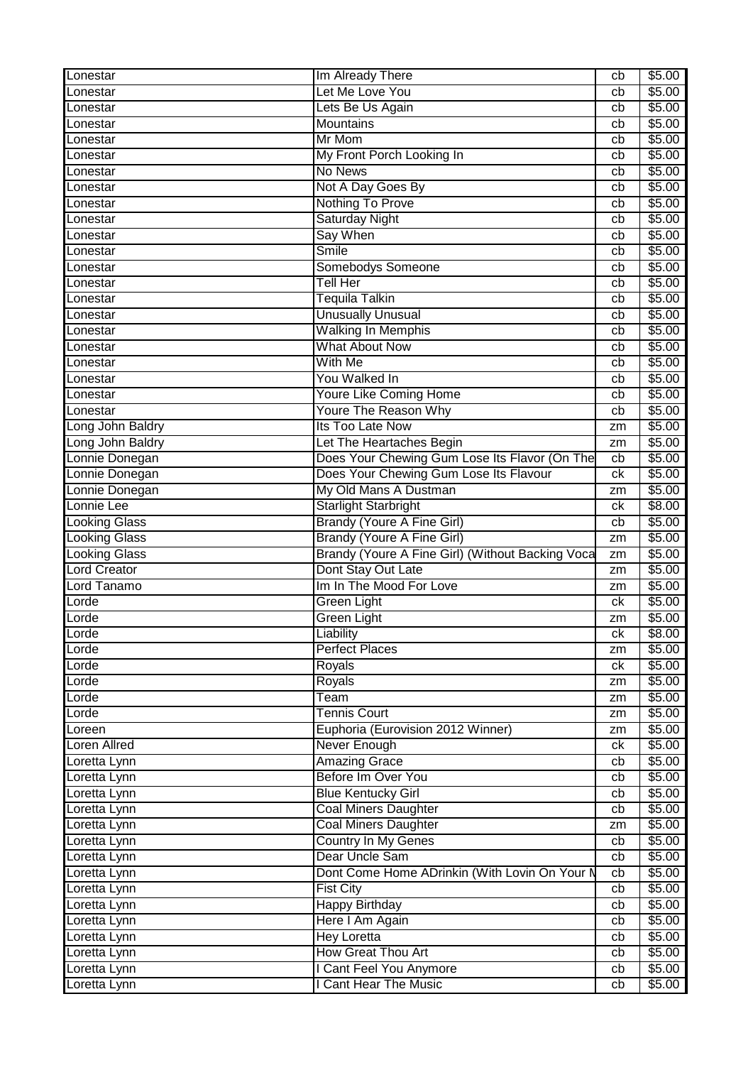| | | | |
|---|---|---|---|
| Lonestar | Im Already There | cb | $5.00 |
| Lonestar | Let Me Love You | cb | $5.00 |
| Lonestar | Lets Be Us Again | cb | $5.00 |
| Lonestar | Mountains | cb | $5.00 |
| Lonestar | Mr Mom | cb | $5.00 |
| Lonestar | My Front Porch Looking In | cb | $5.00 |
| Lonestar | No News | cb | $5.00 |
| Lonestar | Not A Day Goes By | cb | $5.00 |
| Lonestar | Nothing To Prove | cb | $5.00 |
| Lonestar | Saturday Night | cb | $5.00 |
| Lonestar | Say When | cb | $5.00 |
| Lonestar | Smile | cb | $5.00 |
| Lonestar | Somebodys Someone | cb | $5.00 |
| Lonestar | Tell Her | cb | $5.00 |
| Lonestar | Tequila Talkin | cb | $5.00 |
| Lonestar | Unusually Unusual | cb | $5.00 |
| Lonestar | Walking In Memphis | cb | $5.00 |
| Lonestar | What About Now | cb | $5.00 |
| Lonestar | With Me | cb | $5.00 |
| Lonestar | You Walked In | cb | $5.00 |
| Lonestar | Youre Like Coming Home | cb | $5.00 |
| Lonestar | Youre The Reason Why | cb | $5.00 |
| Long John Baldry | Its Too Late Now | zm | $5.00 |
| Long John Baldry | Let The Heartaches Begin | zm | $5.00 |
| Lonnie Donegan | Does Your Chewing Gum Lose Its Flavor (On The | cb | $5.00 |
| Lonnie Donegan | Does Your Chewing Gum Lose Its Flavour | ck | $5.00 |
| Lonnie Donegan | My Old Mans A Dustman | zm | $5.00 |
| Lonnie Lee | Starlight Starbright | ck | $8.00 |
| Looking Glass | Brandy (Youre A Fine Girl) | cb | $5.00 |
| Looking Glass | Brandy (Youre A Fine Girl) | zm | $5.00 |
| Looking Glass | Brandy (Youre A Fine Girl) (Without Backing Voca | zm | $5.00 |
| Lord Creator | Dont Stay Out Late | zm | $5.00 |
| Lord Tanamo | Im In The Mood For Love | zm | $5.00 |
| Lorde | Green Light | ck | $5.00 |
| Lorde | Green Light | zm | $5.00 |
| Lorde | Liability | ck | $8.00 |
| Lorde | Perfect Places | zm | $5.00 |
| Lorde | Royals | ck | $5.00 |
| Lorde | Royals | zm | $5.00 |
| Lorde | Team | zm | $5.00 |
| Lorde | Tennis Court | zm | $5.00 |
| Loreen | Euphoria (Eurovision 2012 Winner) | zm | $5.00 |
| Loren Allred | Never Enough | ck | $5.00 |
| Loretta Lynn | Amazing Grace | cb | $5.00 |
| Loretta Lynn | Before Im Over You | cb | $5.00 |
| Loretta Lynn | Blue Kentucky Girl | cb | $5.00 |
| Loretta Lynn | Coal Miners Daughter | cb | $5.00 |
| Loretta Lynn | Coal Miners Daughter | zm | $5.00 |
| Loretta Lynn | Country In My Genes | cb | $5.00 |
| Loretta Lynn | Dear Uncle Sam | cb | $5.00 |
| Loretta Lynn | Dont Come Home ADrinkin (With Lovin On Your M | cb | $5.00 |
| Loretta Lynn | Fist City | cb | $5.00 |
| Loretta Lynn | Happy Birthday | cb | $5.00 |
| Loretta Lynn | Here I Am Again | cb | $5.00 |
| Loretta Lynn | Hey Loretta | cb | $5.00 |
| Loretta Lynn | How Great Thou Art | cb | $5.00 |
| Loretta Lynn | I Cant Feel You Anymore | cb | $5.00 |
| Loretta Lynn | I Cant Hear The Music | cb | $5.00 |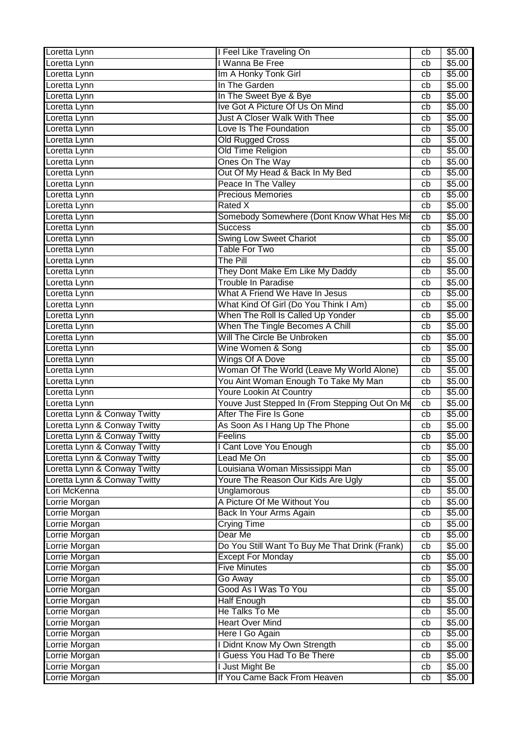| Loretta Lynn | I Feel Like Traveling On | cb | $5.00 |
|---|---|---|---|
| Loretta Lynn | I Wanna Be Free | cb | $5.00 |
| Loretta Lynn | Im A Honky Tonk Girl | cb | $5.00 |
| Loretta Lynn | In The Garden | cb | $5.00 |
| Loretta Lynn | In The Sweet Bye & Bye | cb | $5.00 |
| Loretta Lynn | Ive Got A Picture Of Us On Mind | cb | $5.00 |
| Loretta Lynn | Just A Closer Walk With Thee | cb | $5.00 |
| Loretta Lynn | Love Is The Foundation | cb | $5.00 |
| Loretta Lynn | Old Rugged Cross | cb | $5.00 |
| Loretta Lynn | Old Time Religion | cb | $5.00 |
| Loretta Lynn | Ones On The Way | cb | $5.00 |
| Loretta Lynn | Out Of My Head & Back In My Bed | cb | $5.00 |
| Loretta Lynn | Peace In The Valley | cb | $5.00 |
| Loretta Lynn | Precious Memories | cb | $5.00 |
| Loretta Lynn | Rated X | cb | $5.00 |
| Loretta Lynn | Somebody Somewhere (Dont Know What Hes Mis | cb | $5.00 |
| Loretta Lynn | Success | cb | $5.00 |
| Loretta Lynn | Swing Low Sweet Chariot | cb | $5.00 |
| Loretta Lynn | Table For Two | cb | $5.00 |
| Loretta Lynn | The Pill | cb | $5.00 |
| Loretta Lynn | They Dont Make Em Like My Daddy | cb | $5.00 |
| Loretta Lynn | Trouble In Paradise | cb | $5.00 |
| Loretta Lynn | What A Friend We Have In Jesus | cb | $5.00 |
| Loretta Lynn | What Kind Of Girl (Do You Think I Am) | cb | $5.00 |
| Loretta Lynn | When The Roll Is Called Up Yonder | cb | $5.00 |
| Loretta Lynn | When The Tingle Becomes A Chill | cb | $5.00 |
| Loretta Lynn | Will The Circle Be Unbroken | cb | $5.00 |
| Loretta Lynn | Wine Women & Song | cb | $5.00 |
| Loretta Lynn | Wings Of A Dove | cb | $5.00 |
| Loretta Lynn | Woman Of The World (Leave My World Alone) | cb | $5.00 |
| Loretta Lynn | You Aint Woman Enough To Take My Man | cb | $5.00 |
| Loretta Lynn | Youre Lookin At Country | cb | $5.00 |
| Loretta Lynn | Youve Just Stepped In (From Stepping Out On Me | cb | $5.00 |
| Loretta Lynn & Conway Twitty | After The Fire Is Gone | cb | $5.00 |
| Loretta Lynn & Conway Twitty | As Soon As I Hang Up The Phone | cb | $5.00 |
| Loretta Lynn & Conway Twitty | Feelins | cb | $5.00 |
| Loretta Lynn & Conway Twitty | I Cant Love You Enough | cb | $5.00 |
| Loretta Lynn & Conway Twitty | Lead Me On | cb | $5.00 |
| Loretta Lynn & Conway Twitty | Louisiana Woman Mississippi Man | cb | $5.00 |
| Loretta Lynn & Conway Twitty | Youre The Reason Our Kids Are Ugly | cb | $5.00 |
| Lori McKenna | Unglamorous | cb | $5.00 |
| Lorrie Morgan | A Picture Of Me Without You | cb | $5.00 |
| Lorrie Morgan | Back In Your Arms Again | cb | $5.00 |
| Lorrie Morgan | Crying Time | cb | $5.00 |
| Lorrie Morgan | Dear Me | cb | $5.00 |
| Lorrie Morgan | Do You Still Want To Buy Me That Drink (Frank) | cb | $5.00 |
| Lorrie Morgan | Except For Monday | cb | $5.00 |
| Lorrie Morgan | Five Minutes | cb | $5.00 |
| Lorrie Morgan | Go Away | cb | $5.00 |
| Lorrie Morgan | Good As I Was To You | cb | $5.00 |
| Lorrie Morgan | Half Enough | cb | $5.00 |
| Lorrie Morgan | He Talks To Me | cb | $5.00 |
| Lorrie Morgan | Heart Over Mind | cb | $5.00 |
| Lorrie Morgan | Here I Go Again | cb | $5.00 |
| Lorrie Morgan | I Didnt Know My Own Strength | cb | $5.00 |
| Lorrie Morgan | I Guess You Had To Be There | cb | $5.00 |
| Lorrie Morgan | I Just Might Be | cb | $5.00 |
| Lorrie Morgan | If You Came Back From Heaven | cb | $5.00 |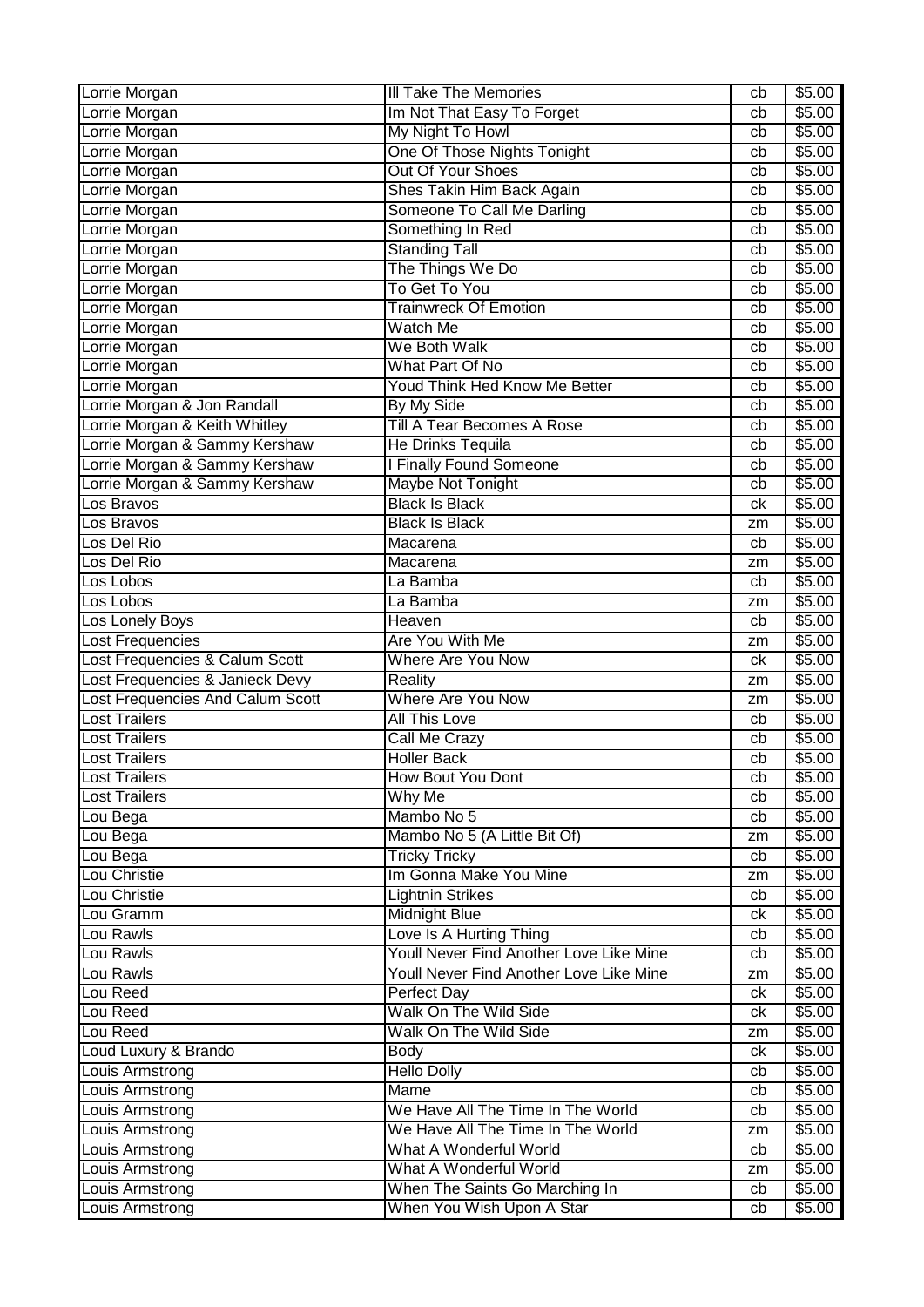| Lorrie Morgan | Ill Take The Memories | cb | $5.00 |
|---|---|---|---|
| Lorrie Morgan | Im Not That Easy To Forget | cb | $5.00 |
| Lorrie Morgan | My Night To Howl | cb | $5.00 |
| Lorrie Morgan | One Of Those Nights Tonight | cb | $5.00 |
| Lorrie Morgan | Out Of Your Shoes | cb | $5.00 |
| Lorrie Morgan | Shes Takin Him Back Again | cb | $5.00 |
| Lorrie Morgan | Someone To Call Me Darling | cb | $5.00 |
| Lorrie Morgan | Something In Red | cb | $5.00 |
| Lorrie Morgan | Standing Tall | cb | $5.00 |
| Lorrie Morgan | The Things We Do | cb | $5.00 |
| Lorrie Morgan | To Get To You | cb | $5.00 |
| Lorrie Morgan | Trainwreck Of Emotion | cb | $5.00 |
| Lorrie Morgan | Watch Me | cb | $5.00 |
| Lorrie Morgan | We Both Walk | cb | $5.00 |
| Lorrie Morgan | What Part Of No | cb | $5.00 |
| Lorrie Morgan | Youd Think Hed Know Me Better | cb | $5.00 |
| Lorrie Morgan & Jon Randall | By My Side | cb | $5.00 |
| Lorrie Morgan & Keith Whitley | Till A Tear Becomes A Rose | cb | $5.00 |
| Lorrie Morgan & Sammy Kershaw | He Drinks Tequila | cb | $5.00 |
| Lorrie Morgan & Sammy Kershaw | I Finally Found Someone | cb | $5.00 |
| Lorrie Morgan & Sammy Kershaw | Maybe Not Tonight | cb | $5.00 |
| Los Bravos | Black Is Black | ck | $5.00 |
| Los Bravos | Black Is Black | zm | $5.00 |
| Los Del Rio | Macarena | cb | $5.00 |
| Los Del Rio | Macarena | zm | $5.00 |
| Los Lobos | La Bamba | cb | $5.00 |
| Los Lobos | La Bamba | zm | $5.00 |
| Los Lonely Boys | Heaven | cb | $5.00 |
| Lost Frequencies | Are You With Me | zm | $5.00 |
| Lost Frequencies & Calum Scott | Where Are You Now | ck | $5.00 |
| Lost Frequencies & Janieck Devy | Reality | zm | $5.00 |
| Lost Frequencies And Calum Scott | Where Are You Now | zm | $5.00 |
| Lost Trailers | All This Love | cb | $5.00 |
| Lost Trailers | Call Me Crazy | cb | $5.00 |
| Lost Trailers | Holler Back | cb | $5.00 |
| Lost Trailers | How Bout You Dont | cb | $5.00 |
| Lost Trailers | Why Me | cb | $5.00 |
| Lou Bega | Mambo No 5 | cb | $5.00 |
| Lou Bega | Mambo No 5 (A Little Bit Of) | zm | $5.00 |
| Lou Bega | Tricky Tricky | cb | $5.00 |
| Lou Christie | Im Gonna Make You Mine | zm | $5.00 |
| Lou Christie | Lightnin Strikes | cb | $5.00 |
| Lou Gramm | Midnight Blue | ck | $5.00 |
| Lou Rawls | Love Is A Hurting Thing | cb | $5.00 |
| Lou Rawls | Youll Never Find Another Love Like Mine | cb | $5.00 |
| Lou Rawls | Youll Never Find Another Love Like Mine | zm | $5.00 |
| Lou Reed | Perfect Day | ck | $5.00 |
| Lou Reed | Walk On The Wild Side | ck | $5.00 |
| Lou Reed | Walk On The Wild Side | zm | $5.00 |
| Loud Luxury & Brando | Body | ck | $5.00 |
| Louis Armstrong | Hello Dolly | cb | $5.00 |
| Louis Armstrong | Mame | cb | $5.00 |
| Louis Armstrong | We Have All The Time In The World | cb | $5.00 |
| Louis Armstrong | We Have All The Time In The World | zm | $5.00 |
| Louis Armstrong | What A Wonderful World | cb | $5.00 |
| Louis Armstrong | What A Wonderful World | zm | $5.00 |
| Louis Armstrong | When The Saints Go Marching In | cb | $5.00 |
| Louis Armstrong | When You Wish Upon A Star | cb | $5.00 |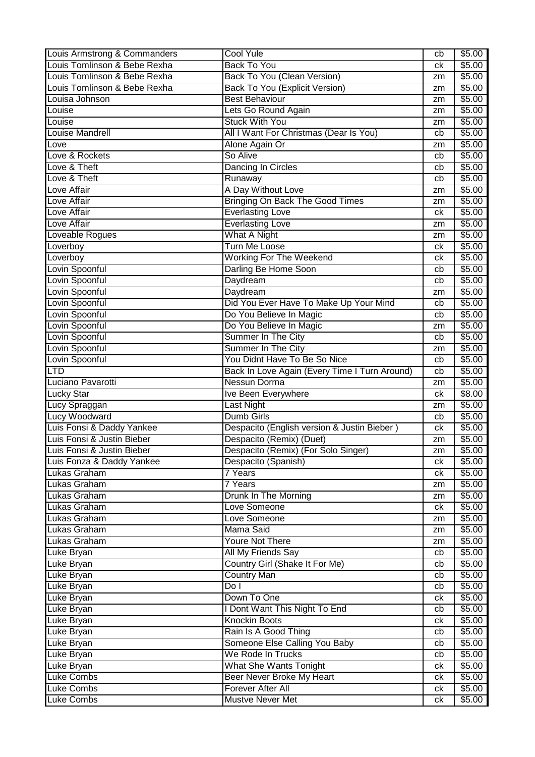| Louis Armstrong & Commanders | Cool Yule | cb | $5.00 |
|---|---|---|---|
| Louis Tomlinson & Bebe Rexha | Back To You | ck | $5.00 |
| Louis Tomlinson & Bebe Rexha | Back To You (Clean Version) | zm | $5.00 |
| Louis Tomlinson & Bebe Rexha | Back To You (Explicit Version) | zm | $5.00 |
| Louisa Johnson | Best Behaviour | zm | $5.00 |
| Louise | Lets Go Round Again | zm | $5.00 |
| Louise | Stuck With You | zm | $5.00 |
| Louise Mandrell | All I Want For Christmas (Dear Is You) | cb | $5.00 |
| Love | Alone Again Or | zm | $5.00 |
| Love & Rockets | So Alive | cb | $5.00 |
| Love & Theft | Dancing In Circles | cb | $5.00 |
| Love & Theft | Runaway | cb | $5.00 |
| Love Affair | A Day Without Love | zm | $5.00 |
| Love Affair | Bringing On Back The Good Times | zm | $5.00 |
| Love Affair | Everlasting Love | ck | $5.00 |
| Love Affair | Everlasting Love | zm | $5.00 |
| Loveable Rogues | What A Night | zm | $5.00 |
| Loverboy | Turn Me Loose | ck | $5.00 |
| Loverboy | Working For The Weekend | ck | $5.00 |
| Lovin Spoonful | Darling Be Home Soon | cb | $5.00 |
| Lovin Spoonful | Daydream | cb | $5.00 |
| Lovin Spoonful | Daydream | zm | $5.00 |
| Lovin Spoonful | Did You Ever Have To Make Up Your Mind | cb | $5.00 |
| Lovin Spoonful | Do You Believe In Magic | cb | $5.00 |
| Lovin Spoonful | Do You Believe In Magic | zm | $5.00 |
| Lovin Spoonful | Summer In The City | cb | $5.00 |
| Lovin Spoonful | Summer In The City | zm | $5.00 |
| Lovin Spoonful | You Didnt Have To Be So Nice | cb | $5.00 |
| LTD | Back In Love Again (Every Time I Turn Around) | cb | $5.00 |
| Luciano Pavarotti | Nessun Dorma | zm | $5.00 |
| Lucky Star | Ive Been Everywhere | ck | $8.00 |
| Lucy Spraggan | Last Night | zm | $5.00 |
| Lucy Woodward | Dumb Girls | cb | $5.00 |
| Luis Fonsi & Daddy Yankee | Despacito (English version & Justin Bieber ) | ck | $5.00 |
| Luis Fonsi & Justin Bieber | Despacito (Remix) (Duet) | zm | $5.00 |
| Luis Fonsi & Justin Bieber | Despacito (Remix) (For Solo Singer) | zm | $5.00 |
| Luis Fonza & Daddy Yankee | Despacito (Spanish) | ck | $5.00 |
| Lukas Graham | 7 Years | ck | $5.00 |
| Lukas Graham | 7 Years | zm | $5.00 |
| Lukas Graham | Drunk In The Morning | zm | $5.00 |
| Lukas Graham | Love Someone | ck | $5.00 |
| Lukas Graham | Love Someone | zm | $5.00 |
| Lukas Graham | Mama Said | zm | $5.00 |
| Lukas Graham | Youre Not There | zm | $5.00 |
| Luke Bryan | All My Friends Say | cb | $5.00 |
| Luke Bryan | Country Girl (Shake It For Me) | cb | $5.00 |
| Luke Bryan | Country Man | cb | $5.00 |
| Luke Bryan | Do I | cb | $5.00 |
| Luke Bryan | Down To One | ck | $5.00 |
| Luke Bryan | I Dont Want This Night To End | cb | $5.00 |
| Luke Bryan | Knockin Boots | ck | $5.00 |
| Luke Bryan | Rain Is A Good Thing | cb | $5.00 |
| Luke Bryan | Someone Else Calling You Baby | cb | $5.00 |
| Luke Bryan | We Rode In Trucks | cb | $5.00 |
| Luke Bryan | What She Wants Tonight | ck | $5.00 |
| Luke Combs | Beer Never Broke My Heart | ck | $5.00 |
| Luke Combs | Forever After All | ck | $5.00 |
| Luke Combs | Mustve Never Met | ck | $5.00 |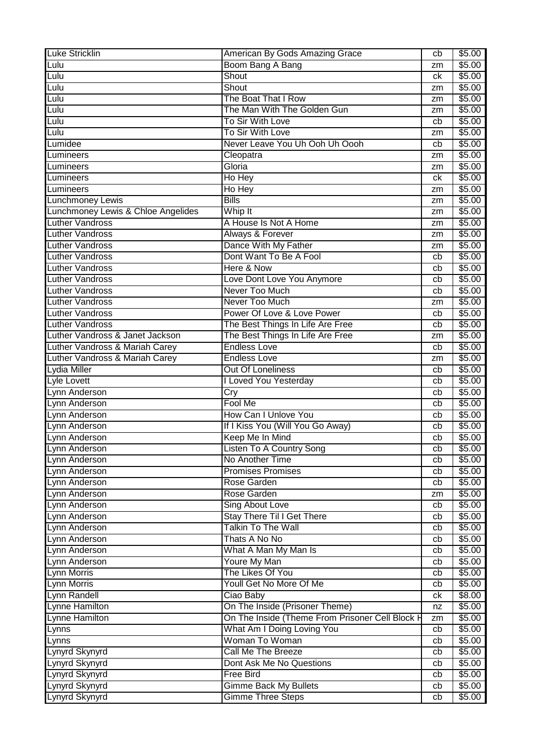| Luke Stricklin | American By Gods Amazing Grace | cb | $5.00 |
|---|---|---|---|
| Lulu | Boom Bang A Bang | zm | $5.00 |
| Lulu | Shout | ck | $5.00 |
| Lulu | Shout | zm | $5.00 |
| Lulu | The Boat That I Row | zm | $5.00 |
| Lulu | The Man With The Golden Gun | zm | $5.00 |
| Lulu | To Sir With Love | cb | $5.00 |
| Lulu | To Sir With Love | zm | $5.00 |
| Lumidee | Never Leave You Uh Ooh Uh Oooh | cb | $5.00 |
| Lumineers | Cleopatra | zm | $5.00 |
| Lumineers | Gloria | zm | $5.00 |
| Lumineers | Ho Hey | ck | $5.00 |
| Lumineers | Ho Hey | zm | $5.00 |
| Lunchmoney Lewis | Bills | zm | $5.00 |
| Lunchmoney Lewis & Chloe Angelides | Whip It | zm | $5.00 |
| Luther Vandross | A House Is Not A Home | zm | $5.00 |
| Luther Vandross | Always & Forever | zm | $5.00 |
| Luther Vandross | Dance With My Father | zm | $5.00 |
| Luther Vandross | Dont Want To Be A Fool | cb | $5.00 |
| Luther Vandross | Here & Now | cb | $5.00 |
| Luther Vandross | Love Dont Love You Anymore | cb | $5.00 |
| Luther Vandross | Never Too Much | cb | $5.00 |
| Luther Vandross | Never Too Much | zm | $5.00 |
| Luther Vandross | Power Of Love & Love Power | cb | $5.00 |
| Luther Vandross | The Best Things In Life Are Free | cb | $5.00 |
| Luther Vandross & Janet Jackson | The Best Things In Life Are Free | zm | $5.00 |
| Luther Vandross & Mariah Carey | Endless Love | cb | $5.00 |
| Luther Vandross & Mariah Carey | Endless Love | zm | $5.00 |
| Lydia Miller | Out Of Loneliness | cb | $5.00 |
| Lyle Lovett | I Loved You Yesterday | cb | $5.00 |
| Lynn Anderson | Cry | cb | $5.00 |
| Lynn Anderson | Fool Me | cb | $5.00 |
| Lynn Anderson | How Can I Unlove You | cb | $5.00 |
| Lynn Anderson | If I Kiss You (Will You Go Away) | cb | $5.00 |
| Lynn Anderson | Keep Me In Mind | cb | $5.00 |
| Lynn Anderson | Listen To A Country Song | cb | $5.00 |
| Lynn Anderson | No Another Time | cb | $5.00 |
| Lynn Anderson | Promises Promises | cb | $5.00 |
| Lynn Anderson | Rose Garden | cb | $5.00 |
| Lynn Anderson | Rose Garden | zm | $5.00 |
| Lynn Anderson | Sing About Love | cb | $5.00 |
| Lynn Anderson | Stay There Til I Get There | cb | $5.00 |
| Lynn Anderson | Talkin To The Wall | cb | $5.00 |
| Lynn Anderson | Thats A No No | cb | $5.00 |
| Lynn Anderson | What A Man My Man Is | cb | $5.00 |
| Lynn Anderson | Youre My Man | cb | $5.00 |
| Lynn Morris | The Likes Of You | cb | $5.00 |
| Lynn Morris | Youll Get No More Of Me | cb | $5.00 |
| Lynn Randell | Ciao Baby | ck | $8.00 |
| Lynne Hamilton | On The Inside (Prisoner Theme) | nz | $5.00 |
| Lynne Hamilton | On The Inside (Theme From Prisoner Cell Block H | zm | $5.00 |
| Lynns | What Am I Doing Loving You | cb | $5.00 |
| Lynns | Woman To Woman | cb | $5.00 |
| Lynyrd Skynyrd | Call Me The Breeze | cb | $5.00 |
| Lynyrd Skynyrd | Dont Ask Me No Questions | cb | $5.00 |
| Lynyrd Skynyrd | Free Bird | cb | $5.00 |
| Lynyrd Skynyrd | Gimme Back My Bullets | cb | $5.00 |
| Lynyrd Skynyrd | Gimme Three Steps | cb | $5.00 |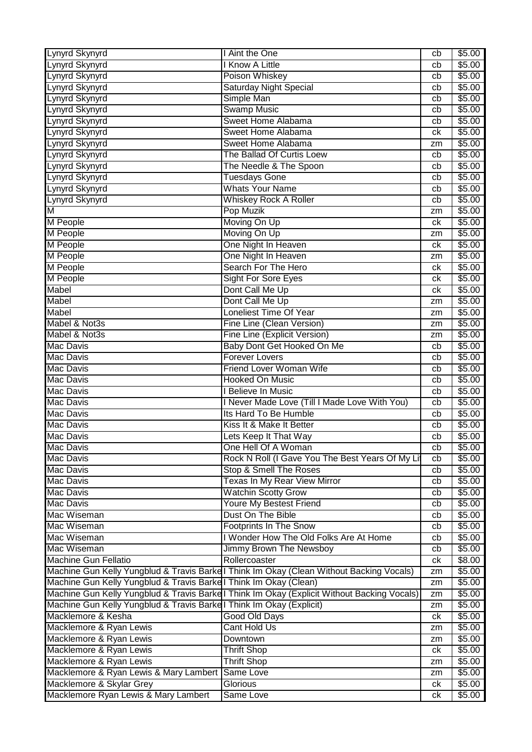| | | | |
|---|---|---|---|
| Lynyrd Skynyrd | I Aint the One | cb | $5.00 |
| Lynyrd Skynyrd | I Know A Little | cb | $5.00 |
| Lynyrd Skynyrd | Poison Whiskey | cb | $5.00 |
| Lynyrd Skynyrd | Saturday Night Special | cb | $5.00 |
| Lynyrd Skynyrd | Simple Man | cb | $5.00 |
| Lynyrd Skynyrd | Swamp Music | cb | $5.00 |
| Lynyrd Skynyrd | Sweet Home Alabama | cb | $5.00 |
| Lynyrd Skynyrd | Sweet Home Alabama | ck | $5.00 |
| Lynyrd Skynyrd | Sweet Home Alabama | zm | $5.00 |
| Lynyrd Skynyrd | The Ballad Of Curtis Loew | cb | $5.00 |
| Lynyrd Skynyrd | The Needle & The Spoon | cb | $5.00 |
| Lynyrd Skynyrd | Tuesdays Gone | cb | $5.00 |
| Lynyrd Skynyrd | Whats Your Name | cb | $5.00 |
| Lynyrd Skynyrd | Whiskey Rock A Roller | cb | $5.00 |
| M | Pop Muzik | zm | $5.00 |
| M People | Moving On Up | ck | $5.00 |
| M People | Moving On Up | zm | $5.00 |
| M People | One Night In Heaven | ck | $5.00 |
| M People | One Night In Heaven | zm | $5.00 |
| M People | Search For The Hero | ck | $5.00 |
| M People | Sight For Sore Eyes | ck | $5.00 |
| Mabel | Dont Call Me Up | ck | $5.00 |
| Mabel | Dont Call Me Up | zm | $5.00 |
| Mabel | Loneliest Time Of Year | zm | $5.00 |
| Mabel & Not3s | Fine Line (Clean Version) | zm | $5.00 |
| Mabel & Not3s | Fine Line (Explicit Version) | zm | $5.00 |
| Mac Davis | Baby Dont Get Hooked On Me | cb | $5.00 |
| Mac Davis | Forever Lovers | cb | $5.00 |
| Mac Davis | Friend Lover Woman Wife | cb | $5.00 |
| Mac Davis | Hooked On Music | cb | $5.00 |
| Mac Davis | I Believe In Music | cb | $5.00 |
| Mac Davis | I Never Made Love (Till I Made Love With You) | cb | $5.00 |
| Mac Davis | Its Hard To Be Humble | cb | $5.00 |
| Mac Davis | Kiss It & Make It Better | cb | $5.00 |
| Mac Davis | Lets Keep It That Way | cb | $5.00 |
| Mac Davis | One Hell Of A Woman | cb | $5.00 |
| Mac Davis | Rock N Roll (I Gave You The Best Years Of My Li | cb | $5.00 |
| Mac Davis | Stop & Smell The Roses | cb | $5.00 |
| Mac Davis | Texas In My Rear View Mirror | cb | $5.00 |
| Mac Davis | Watchin Scotty Grow | cb | $5.00 |
| Mac Davis | Youre My Bestest Friend | cb | $5.00 |
| Mac Wiseman | Dust On The Bible | cb | $5.00 |
| Mac Wiseman | Footprints In The Snow | cb | $5.00 |
| Mac Wiseman | I Wonder How The Old Folks Are At Home | cb | $5.00 |
| Mac Wiseman | Jimmy Brown The Newsboy | cb | $5.00 |
| Machine Gun Fellatio | Rollercoaster | ck | $8.00 |
| Machine Gun Kelly Yungblud & Travis Barke | I Think Im Okay (Clean Without Backing Vocals) | zm | $5.00 |
| Machine Gun Kelly Yungblud & Travis Barke | I Think Im Okay (Clean) | zm | $5.00 |
| Machine Gun Kelly Yungblud & Travis Barke | I Think Im Okay (Explicit Without Backing Vocals) | zm | $5.00 |
| Machine Gun Kelly Yungblud & Travis Barke | I Think Im Okay (Explicit) | zm | $5.00 |
| Macklemore & Kesha | Good Old Days | ck | $5.00 |
| Macklemore & Ryan Lewis | Cant Hold Us | zm | $5.00 |
| Macklemore & Ryan Lewis | Downtown | zm | $5.00 |
| Macklemore & Ryan Lewis | Thrift Shop | ck | $5.00 |
| Macklemore & Ryan Lewis | Thrift Shop | zm | $5.00 |
| Macklemore & Ryan Lewis & Mary Lambert | Same Love | zm | $5.00 |
| Macklemore & Skylar Grey | Glorious | ck | $5.00 |
| Macklemore Ryan Lewis & Mary Lambert | Same Love | ck | $5.00 |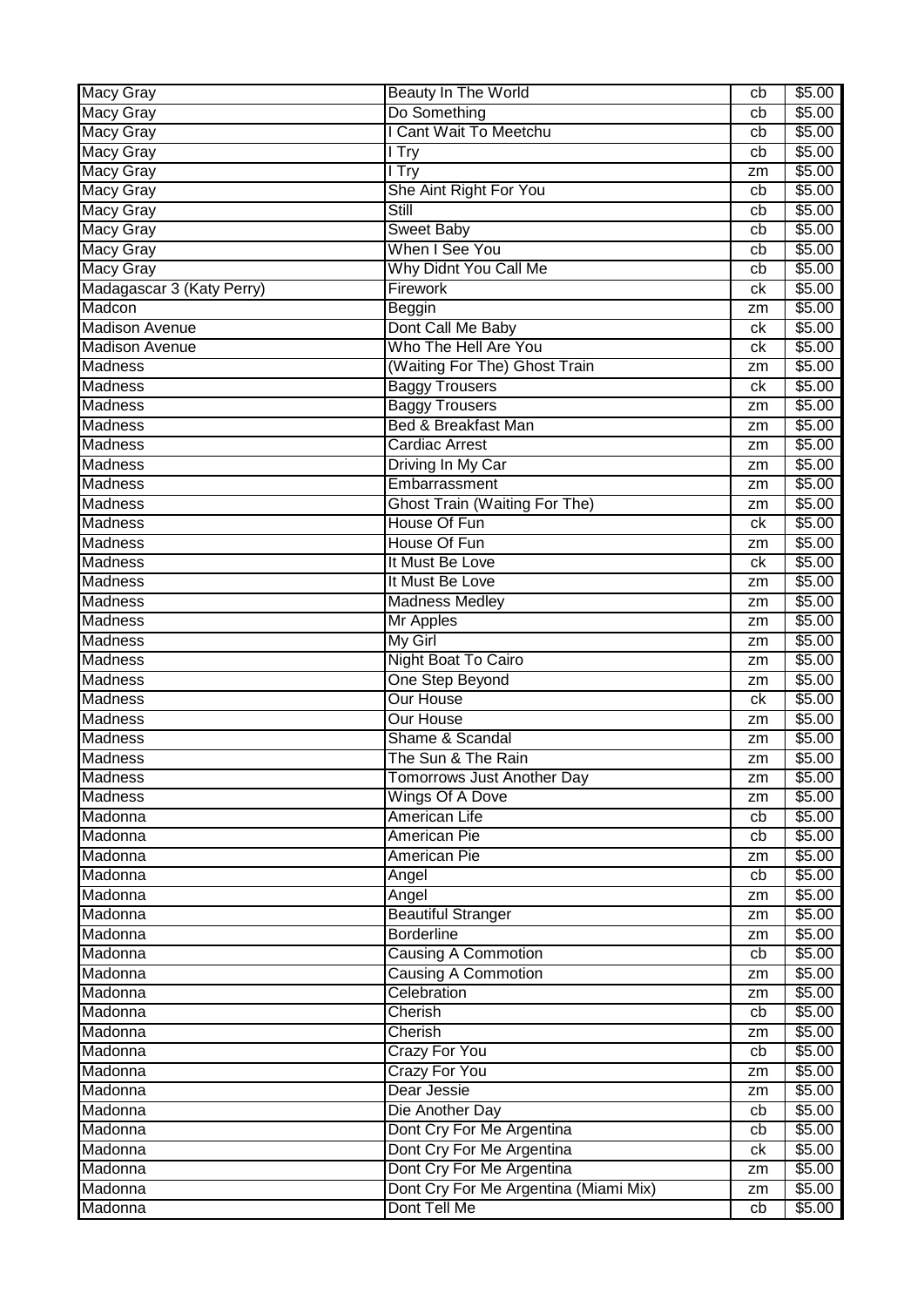| Macy Gray | Beauty In The World | cb | $5.00 |
|---|---|---|---|
| Macy Gray | Do Something | cb | $5.00 |
| Macy Gray | I Cant Wait To Meetchu | cb | $5.00 |
| Macy Gray | I Try | cb | $5.00 |
| Macy Gray | I Try | zm | $5.00 |
| Macy Gray | She Aint Right For You | cb | $5.00 |
| Macy Gray | Still | cb | $5.00 |
| Macy Gray | Sweet Baby | cb | $5.00 |
| Macy Gray | When I See You | cb | $5.00 |
| Macy Gray | Why Didnt You Call Me | cb | $5.00 |
| Madagascar 3 (Katy Perry) | Firework | ck | $5.00 |
| Madcon | Beggin | zm | $5.00 |
| Madison Avenue | Dont Call Me Baby | ck | $5.00 |
| Madison Avenue | Who The Hell Are You | ck | $5.00 |
| Madness | (Waiting For The) Ghost Train | zm | $5.00 |
| Madness | Baggy Trousers | ck | $5.00 |
| Madness | Baggy Trousers | zm | $5.00 |
| Madness | Bed & Breakfast Man | zm | $5.00 |
| Madness | Cardiac Arrest | zm | $5.00 |
| Madness | Driving In My Car | zm | $5.00 |
| Madness | Embarrassment | zm | $5.00 |
| Madness | Ghost Train (Waiting For The) | zm | $5.00 |
| Madness | House Of Fun | ck | $5.00 |
| Madness | House Of Fun | zm | $5.00 |
| Madness | It Must Be Love | ck | $5.00 |
| Madness | It Must Be Love | zm | $5.00 |
| Madness | Madness Medley | zm | $5.00 |
| Madness | Mr Apples | zm | $5.00 |
| Madness | My Girl | zm | $5.00 |
| Madness | Night Boat To Cairo | zm | $5.00 |
| Madness | One Step Beyond | zm | $5.00 |
| Madness | Our House | ck | $5.00 |
| Madness | Our House | zm | $5.00 |
| Madness | Shame & Scandal | zm | $5.00 |
| Madness | The Sun & The Rain | zm | $5.00 |
| Madness | Tomorrows Just Another Day | zm | $5.00 |
| Madness | Wings Of A Dove | zm | $5.00 |
| Madonna | American Life | cb | $5.00 |
| Madonna | American Pie | cb | $5.00 |
| Madonna | American Pie | zm | $5.00 |
| Madonna | Angel | cb | $5.00 |
| Madonna | Angel | zm | $5.00 |
| Madonna | Beautiful Stranger | zm | $5.00 |
| Madonna | Borderline | zm | $5.00 |
| Madonna | Causing A Commotion | cb | $5.00 |
| Madonna | Causing A Commotion | zm | $5.00 |
| Madonna | Celebration | zm | $5.00 |
| Madonna | Cherish | cb | $5.00 |
| Madonna | Cherish | zm | $5.00 |
| Madonna | Crazy For You | cb | $5.00 |
| Madonna | Crazy For You | zm | $5.00 |
| Madonna | Dear Jessie | zm | $5.00 |
| Madonna | Die Another Day | cb | $5.00 |
| Madonna | Dont Cry For Me Argentina | cb | $5.00 |
| Madonna | Dont Cry For Me Argentina | ck | $5.00 |
| Madonna | Dont Cry For Me Argentina | zm | $5.00 |
| Madonna | Dont Cry For Me Argentina (Miami Mix) | zm | $5.00 |
| Madonna | Dont Tell Me | cb | $5.00 |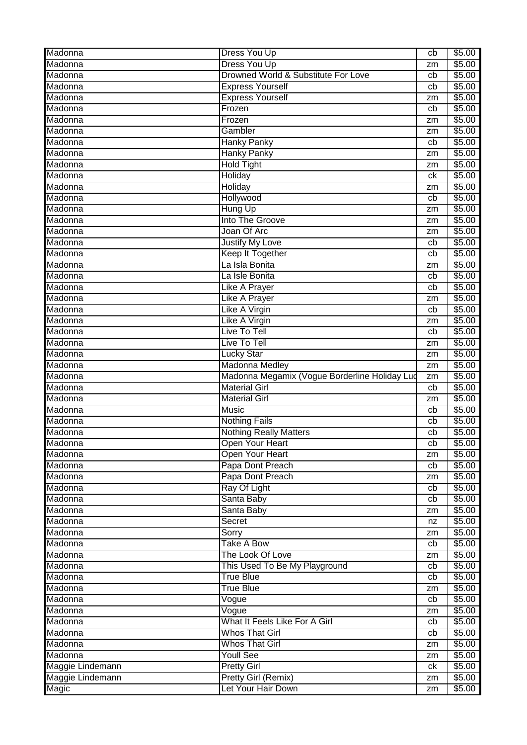| Madonna | Dress You Up | cb | $5.00 |
|---|---|---|---|
| Madonna | Dress You Up | zm | $5.00 |
| Madonna | Drowned World & Substitute For Love | cb | $5.00 |
| Madonna | Express Yourself | cb | $5.00 |
| Madonna | Express Yourself | zm | $5.00 |
| Madonna | Frozen | cb | $5.00 |
| Madonna | Frozen | zm | $5.00 |
| Madonna | Gambler | zm | $5.00 |
| Madonna | Hanky Panky | cb | $5.00 |
| Madonna | Hanky Panky | zm | $5.00 |
| Madonna | Hold Tight | zm | $5.00 |
| Madonna | Holiday | ck | $5.00 |
| Madonna | Holiday | zm | $5.00 |
| Madonna | Hollywood | cb | $5.00 |
| Madonna | Hung Up | zm | $5.00 |
| Madonna | Into The Groove | zm | $5.00 |
| Madonna | Joan Of Arc | zm | $5.00 |
| Madonna | Justify My Love | cb | $5.00 |
| Madonna | Keep It Together | cb | $5.00 |
| Madonna | La Isla Bonita | zm | $5.00 |
| Madonna | La Isle Bonita | cb | $5.00 |
| Madonna | Like A Prayer | cb | $5.00 |
| Madonna | Like A Prayer | zm | $5.00 |
| Madonna | Like A Virgin | cb | $5.00 |
| Madonna | Like A Virgin | zm | $5.00 |
| Madonna | Live To Tell | cb | $5.00 |
| Madonna | Live To Tell | zm | $5.00 |
| Madonna | Lucky Star | zm | $5.00 |
| Madonna | Madonna Medley | zm | $5.00 |
| Madonna | Madonna Megamix (Vogue Borderline Holiday Luc | zm | $5.00 |
| Madonna | Material Girl | cb | $5.00 |
| Madonna | Material Girl | zm | $5.00 |
| Madonna | Music | cb | $5.00 |
| Madonna | Nothing Fails | cb | $5.00 |
| Madonna | Nothing Really Matters | cb | $5.00 |
| Madonna | Open Your Heart | cb | $5.00 |
| Madonna | Open Your Heart | zm | $5.00 |
| Madonna | Papa Dont Preach | cb | $5.00 |
| Madonna | Papa Dont Preach | zm | $5.00 |
| Madonna | Ray Of Light | cb | $5.00 |
| Madonna | Santa Baby | cb | $5.00 |
| Madonna | Santa Baby | zm | $5.00 |
| Madonna | Secret | nz | $5.00 |
| Madonna | Sorry | zm | $5.00 |
| Madonna | Take A Bow | cb | $5.00 |
| Madonna | The Look Of Love | zm | $5.00 |
| Madonna | This Used To Be My Playground | cb | $5.00 |
| Madonna | True Blue | cb | $5.00 |
| Madonna | True Blue | zm | $5.00 |
| Madonna | Vogue | cb | $5.00 |
| Madonna | Vogue | zm | $5.00 |
| Madonna | What It Feels Like For A Girl | cb | $5.00 |
| Madonna | Whos That Girl | cb | $5.00 |
| Madonna | Whos That Girl | zm | $5.00 |
| Madonna | Youll See | zm | $5.00 |
| Maggie Lindemann | Pretty Girl | ck | $5.00 |
| Maggie Lindemann | Pretty Girl (Remix) | zm | $5.00 |
| Magic | Let Your Hair Down | zm | $5.00 |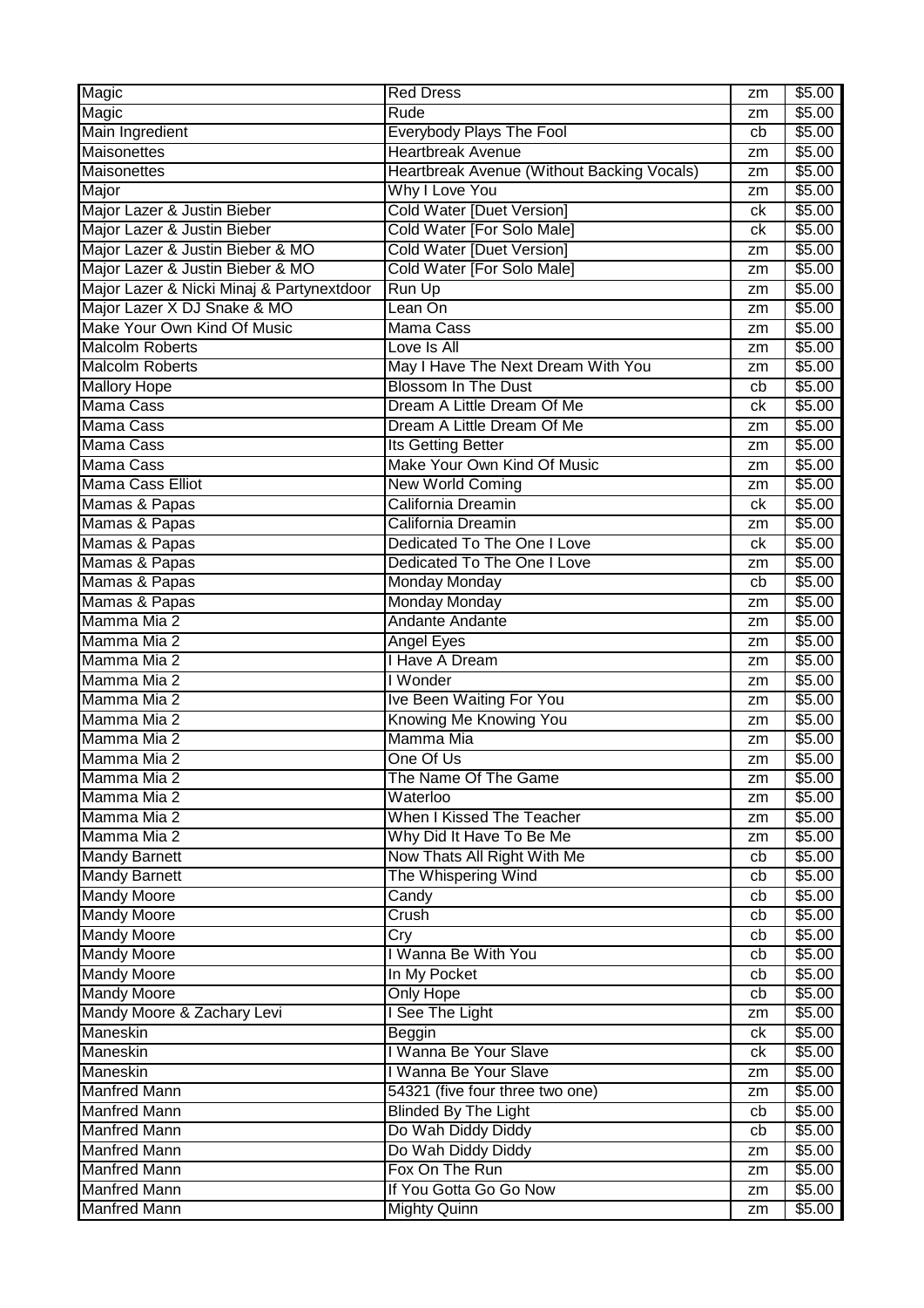| Magic | Red Dress | zm | $5.00 |
|---|---|---|---|
| Magic | Rude | zm | $5.00 |
| Main Ingredient | Everybody Plays The Fool | cb | $5.00 |
| Maisonettes | Heartbreak Avenue | zm | $5.00 |
| Maisonettes | Heartbreak Avenue (Without Backing Vocals) | zm | $5.00 |
| Major | Why I Love You | zm | $5.00 |
| Major Lazer & Justin Bieber | Cold Water [Duet Version] | ck | $5.00 |
| Major Lazer & Justin Bieber | Cold Water [For Solo Male] | ck | $5.00 |
| Major Lazer & Justin Bieber & MO | Cold Water [Duet Version] | zm | $5.00 |
| Major Lazer & Justin Bieber & MO | Cold Water [For Solo Male] | zm | $5.00 |
| Major Lazer & Nicki Minaj & Partynextdoor | Run Up | zm | $5.00 |
| Major Lazer X DJ Snake & MO | Lean On | zm | $5.00 |
| Make Your Own Kind Of Music | Mama Cass | zm | $5.00 |
| Malcolm Roberts | Love Is All | zm | $5.00 |
| Malcolm Roberts | May I Have The Next Dream With You | zm | $5.00 |
| Mallory Hope | Blossom In The Dust | cb | $5.00 |
| Mama Cass | Dream A Little Dream Of Me | ck | $5.00 |
| Mama Cass | Dream A Little Dream Of Me | zm | $5.00 |
| Mama Cass | Its Getting Better | zm | $5.00 |
| Mama Cass | Make Your Own Kind Of Music | zm | $5.00 |
| Mama Cass Elliot | New World Coming | zm | $5.00 |
| Mamas & Papas | California Dreamin | ck | $5.00 |
| Mamas & Papas | California Dreamin | zm | $5.00 |
| Mamas & Papas | Dedicated To The One I Love | ck | $5.00 |
| Mamas & Papas | Dedicated To The One I Love | zm | $5.00 |
| Mamas & Papas | Monday Monday | cb | $5.00 |
| Mamas & Papas | Monday Monday | zm | $5.00 |
| Mamma Mia 2 | Andante Andante | zm | $5.00 |
| Mamma Mia 2 | Angel Eyes | zm | $5.00 |
| Mamma Mia 2 | I Have A Dream | zm | $5.00 |
| Mamma Mia 2 | I Wonder | zm | $5.00 |
| Mamma Mia 2 | Ive Been Waiting For You | zm | $5.00 |
| Mamma Mia 2 | Knowing Me Knowing You | zm | $5.00 |
| Mamma Mia 2 | Mamma Mia | zm | $5.00 |
| Mamma Mia 2 | One Of Us | zm | $5.00 |
| Mamma Mia 2 | The Name Of The Game | zm | $5.00 |
| Mamma Mia 2 | Waterloo | zm | $5.00 |
| Mamma Mia 2 | When I Kissed The Teacher | zm | $5.00 |
| Mamma Mia 2 | Why Did It Have To Be Me | zm | $5.00 |
| Mandy Barnett | Now Thats All Right With Me | cb | $5.00 |
| Mandy Barnett | The Whispering Wind | cb | $5.00 |
| Mandy Moore | Candy | cb | $5.00 |
| Mandy Moore | Crush | cb | $5.00 |
| Mandy Moore | Cry | cb | $5.00 |
| Mandy Moore | I Wanna Be With You | cb | $5.00 |
| Mandy Moore | In My Pocket | cb | $5.00 |
| Mandy Moore | Only Hope | cb | $5.00 |
| Mandy Moore & Zachary Levi | I See The Light | zm | $5.00 |
| Maneskin | Beggin | ck | $5.00 |
| Maneskin | I Wanna Be Your Slave | ck | $5.00 |
| Maneskin | I Wanna Be Your Slave | zm | $5.00 |
| Manfred Mann | 54321 (five four three two one) | zm | $5.00 |
| Manfred Mann | Blinded By The Light | cb | $5.00 |
| Manfred Mann | Do Wah Diddy Diddy | cb | $5.00 |
| Manfred Mann | Do Wah Diddy Diddy | zm | $5.00 |
| Manfred Mann | Fox On The Run | zm | $5.00 |
| Manfred Mann | If You Gotta Go Go Now | zm | $5.00 |
| Manfred Mann | Mighty Quinn | zm | $5.00 |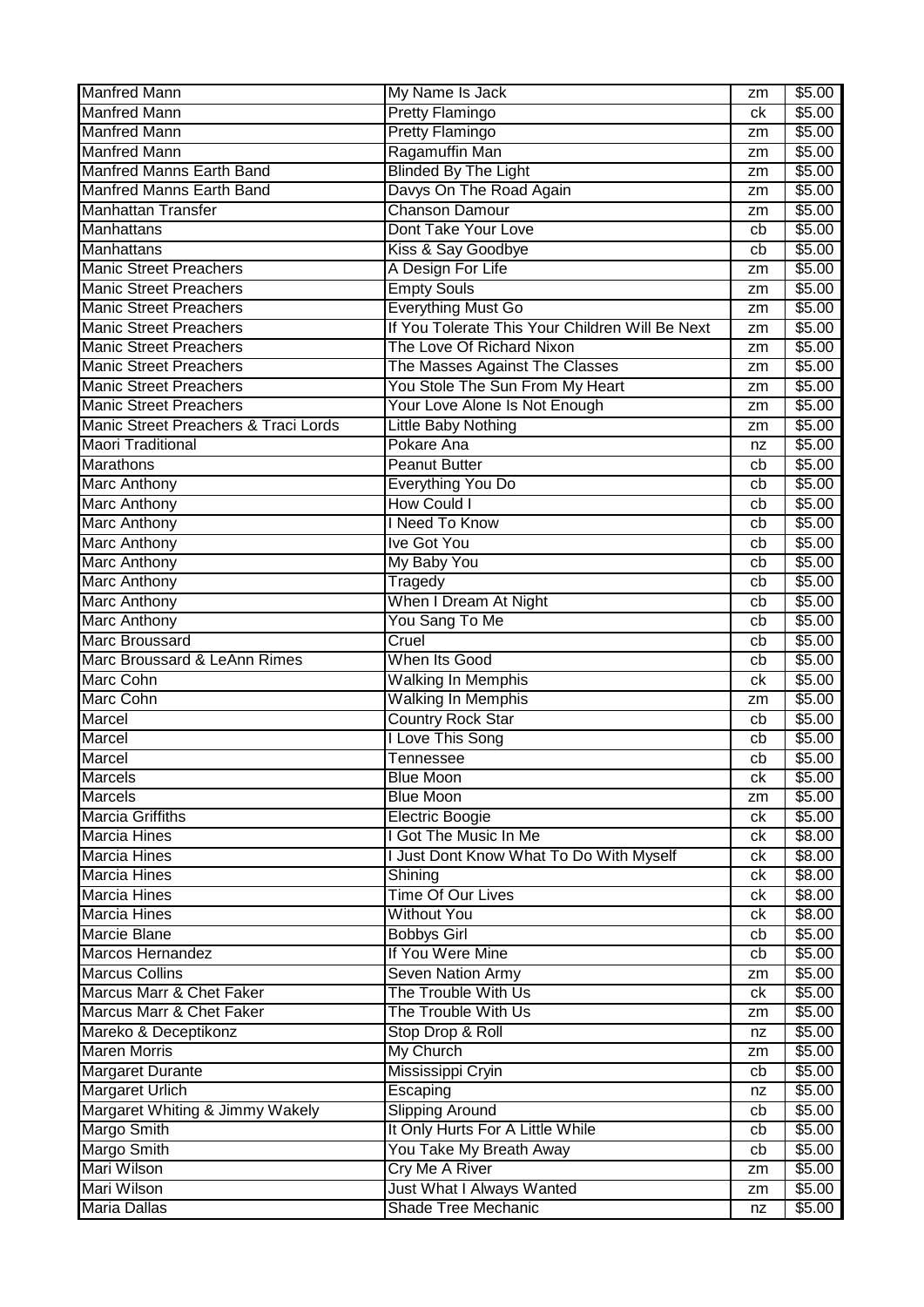| Manfred Mann | My Name Is Jack | zm | $5.00 |
|---|---|---|---|
| Manfred Mann | Pretty Flamingo | ck | $5.00 |
| Manfred Mann | Pretty Flamingo | zm | $5.00 |
| Manfred Mann | Ragamuffin Man | zm | $5.00 |
| Manfred Manns Earth Band | Blinded By The Light | zm | $5.00 |
| Manfred Manns Earth Band | Davys On The Road Again | zm | $5.00 |
| Manhattan Transfer | Chanson Damour | zm | $5.00 |
| Manhattans | Dont Take Your Love | cb | $5.00 |
| Manhattans | Kiss & Say Goodbye | cb | $5.00 |
| Manic Street Preachers | A Design For Life | zm | $5.00 |
| Manic Street Preachers | Empty Souls | zm | $5.00 |
| Manic Street Preachers | Everything Must Go | zm | $5.00 |
| Manic Street Preachers | If You Tolerate This Your Children Will Be Next | zm | $5.00 |
| Manic Street Preachers | The Love Of Richard Nixon | zm | $5.00 |
| Manic Street Preachers | The Masses Against The Classes | zm | $5.00 |
| Manic Street Preachers | You Stole The Sun From My Heart | zm | $5.00 |
| Manic Street Preachers | Your Love Alone Is Not Enough | zm | $5.00 |
| Manic Street Preachers & Traci Lords | Little Baby Nothing | zm | $5.00 |
| Maori Traditional | Pokare Ana | nz | $5.00 |
| Marathons | Peanut Butter | cb | $5.00 |
| Marc Anthony | Everything You Do | cb | $5.00 |
| Marc Anthony | How Could I | cb | $5.00 |
| Marc Anthony | I Need To Know | cb | $5.00 |
| Marc Anthony | Ive Got You | cb | $5.00 |
| Marc Anthony | My Baby You | cb | $5.00 |
| Marc Anthony | Tragedy | cb | $5.00 |
| Marc Anthony | When I Dream At Night | cb | $5.00 |
| Marc Anthony | You Sang To Me | cb | $5.00 |
| Marc Broussard | Cruel | cb | $5.00 |
| Marc Broussard & LeAnn Rimes | When Its Good | cb | $5.00 |
| Marc Cohn | Walking In Memphis | ck | $5.00 |
| Marc Cohn | Walking In Memphis | zm | $5.00 |
| Marcel | Country Rock Star | cb | $5.00 |
| Marcel | I Love This Song | cb | $5.00 |
| Marcel | Tennessee | cb | $5.00 |
| Marcels | Blue Moon | ck | $5.00 |
| Marcels | Blue Moon | zm | $5.00 |
| Marcia Griffiths | Electric Boogie | ck | $5.00 |
| Marcia Hines | I Got The Music In Me | ck | $8.00 |
| Marcia Hines | I Just Dont Know What To Do With Myself | ck | $8.00 |
| Marcia Hines | Shining | ck | $8.00 |
| Marcia Hines | Time Of Our Lives | ck | $8.00 |
| Marcia Hines | Without You | ck | $8.00 |
| Marcie Blane | Bobbys Girl | cb | $5.00 |
| Marcos Hernandez | If You Were Mine | cb | $5.00 |
| Marcus Collins | Seven Nation Army | zm | $5.00 |
| Marcus Marr & Chet Faker | The Trouble With Us | ck | $5.00 |
| Marcus Marr & Chet Faker | The Trouble With Us | zm | $5.00 |
| Mareko & Deceptikonz | Stop Drop & Roll | nz | $5.00 |
| Maren Morris | My Church | zm | $5.00 |
| Margaret Durante | Mississippi Cryin | cb | $5.00 |
| Margaret Urlich | Escaping | nz | $5.00 |
| Margaret Whiting & Jimmy Wakely | Slipping Around | cb | $5.00 |
| Margo Smith | It Only Hurts For A Little While | cb | $5.00 |
| Margo Smith | You Take My Breath Away | cb | $5.00 |
| Mari Wilson | Cry Me A River | zm | $5.00 |
| Mari Wilson | Just What I Always Wanted | zm | $5.00 |
| Maria Dallas | Shade Tree Mechanic | nz | $5.00 |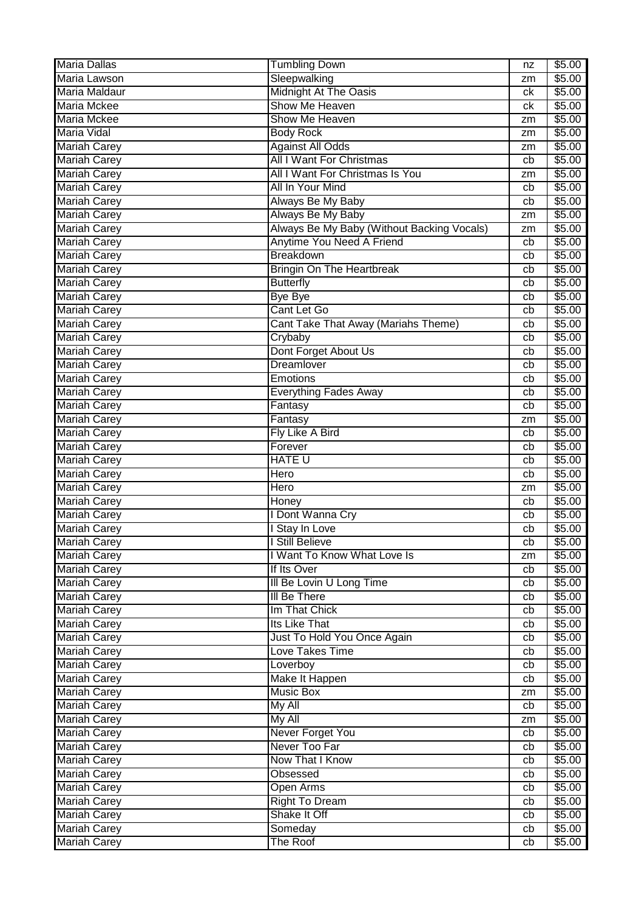| Maria Dallas | Tumbling Down | nz | $5.00 |
|---|---|---|---|
| Maria Lawson | Sleepwalking | zm | $5.00 |
| Maria Maldaur | Midnight At The Oasis | ck | $5.00 |
| Maria Mckee | Show Me Heaven | ck | $5.00 |
| Maria Mckee | Show Me Heaven | zm | $5.00 |
| Maria Vidal | Body Rock | zm | $5.00 |
| Mariah Carey | Against All Odds | zm | $5.00 |
| Mariah Carey | All I Want For Christmas | cb | $5.00 |
| Mariah Carey | All I Want For Christmas Is You | zm | $5.00 |
| Mariah Carey | All In Your Mind | cb | $5.00 |
| Mariah Carey | Always Be My Baby | cb | $5.00 |
| Mariah Carey | Always Be My Baby | zm | $5.00 |
| Mariah Carey | Always Be My Baby (Without Backing Vocals) | zm | $5.00 |
| Mariah Carey | Anytime You Need A Friend | cb | $5.00 |
| Mariah Carey | Breakdown | cb | $5.00 |
| Mariah Carey | Bringin On The Heartbreak | cb | $5.00 |
| Mariah Carey | Butterfly | cb | $5.00 |
| Mariah Carey | Bye Bye | cb | $5.00 |
| Mariah Carey | Cant Let Go | cb | $5.00 |
| Mariah Carey | Cant Take That Away (Mariahs Theme) | cb | $5.00 |
| Mariah Carey | Crybaby | cb | $5.00 |
| Mariah Carey | Dont Forget About Us | cb | $5.00 |
| Mariah Carey | Dreamlover | cb | $5.00 |
| Mariah Carey | Emotions | cb | $5.00 |
| Mariah Carey | Everything Fades Away | cb | $5.00 |
| Mariah Carey | Fantasy | cb | $5.00 |
| Mariah Carey | Fantasy | zm | $5.00 |
| Mariah Carey | Fly Like A Bird | cb | $5.00 |
| Mariah Carey | Forever | cb | $5.00 |
| Mariah Carey | HATE U | cb | $5.00 |
| Mariah Carey | Hero | cb | $5.00 |
| Mariah Carey | Hero | zm | $5.00 |
| Mariah Carey | Honey | cb | $5.00 |
| Mariah Carey | I Dont Wanna Cry | cb | $5.00 |
| Mariah Carey | I Stay In Love | cb | $5.00 |
| Mariah Carey | I Still Believe | cb | $5.00 |
| Mariah Carey | I Want To Know What Love Is | zm | $5.00 |
| Mariah Carey | If Its Over | cb | $5.00 |
| Mariah Carey | Ill Be Lovin U Long Time | cb | $5.00 |
| Mariah Carey | Ill Be There | cb | $5.00 |
| Mariah Carey | Im That Chick | cb | $5.00 |
| Mariah Carey | Its Like That | cb | $5.00 |
| Mariah Carey | Just To Hold You Once Again | cb | $5.00 |
| Mariah Carey | Love Takes Time | cb | $5.00 |
| Mariah Carey | Loverboy | cb | $5.00 |
| Mariah Carey | Make It Happen | cb | $5.00 |
| Mariah Carey | Music Box | zm | $5.00 |
| Mariah Carey | My All | cb | $5.00 |
| Mariah Carey | My All | zm | $5.00 |
| Mariah Carey | Never Forget You | cb | $5.00 |
| Mariah Carey | Never Too Far | cb | $5.00 |
| Mariah Carey | Now That I Know | cb | $5.00 |
| Mariah Carey | Obsessed | cb | $5.00 |
| Mariah Carey | Open Arms | cb | $5.00 |
| Mariah Carey | Right To Dream | cb | $5.00 |
| Mariah Carey | Shake It Off | cb | $5.00 |
| Mariah Carey | Someday | cb | $5.00 |
| Mariah Carey | The Roof | cb | $5.00 |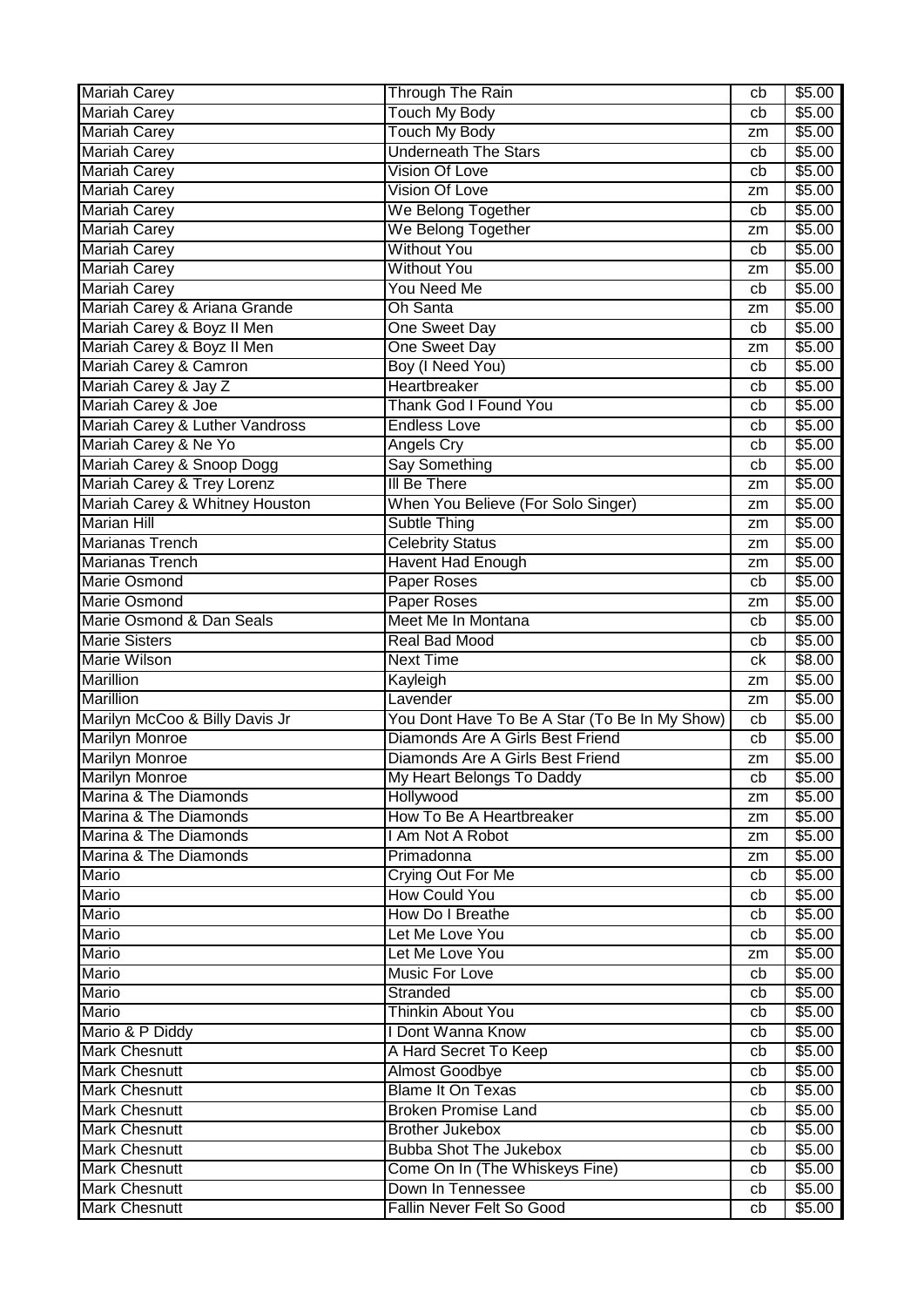| Mariah Carey | Through The Rain | cb | $5.00 |
|---|---|---|---|
| Mariah Carey | Touch My Body | cb | $5.00 |
| Mariah Carey | Touch My Body | zm | $5.00 |
| Mariah Carey | Underneath The Stars | cb | $5.00 |
| Mariah Carey | Vision Of Love | cb | $5.00 |
| Mariah Carey | Vision Of Love | zm | $5.00 |
| Mariah Carey | We Belong Together | cb | $5.00 |
| Mariah Carey | We Belong Together | zm | $5.00 |
| Mariah Carey | Without You | cb | $5.00 |
| Mariah Carey | Without You | zm | $5.00 |
| Mariah Carey | You Need Me | cb | $5.00 |
| Mariah Carey & Ariana Grande | Oh Santa | zm | $5.00 |
| Mariah Carey & Boyz II Men | One Sweet Day | cb | $5.00 |
| Mariah Carey & Boyz II Men | One Sweet Day | zm | $5.00 |
| Mariah Carey & Camron | Boy (I Need You) | cb | $5.00 |
| Mariah Carey & Jay Z | Heartbreaker | cb | $5.00 |
| Mariah Carey & Joe | Thank God I Found You | cb | $5.00 |
| Mariah Carey & Luther Vandross | Endless Love | cb | $5.00 |
| Mariah Carey & Ne Yo | Angels Cry | cb | $5.00 |
| Mariah Carey & Snoop Dogg | Say Something | cb | $5.00 |
| Mariah Carey & Trey Lorenz | Ill Be There | zm | $5.00 |
| Mariah Carey & Whitney Houston | When You Believe (For Solo Singer) | zm | $5.00 |
| Marian Hill | Subtle Thing | zm | $5.00 |
| Marianas Trench | Celebrity Status | zm | $5.00 |
| Marianas Trench | Havent Had Enough | zm | $5.00 |
| Marie Osmond | Paper Roses | cb | $5.00 |
| Marie Osmond | Paper Roses | zm | $5.00 |
| Marie Osmond & Dan Seals | Meet Me In Montana | cb | $5.00 |
| Marie Sisters | Real Bad Mood | cb | $5.00 |
| Marie Wilson | Next Time | ck | $8.00 |
| Marillion | Kayleigh | zm | $5.00 |
| Marillion | Lavender | zm | $5.00 |
| Marilyn McCoo & Billy Davis Jr | You Dont Have To Be A Star (To Be In My Show) | cb | $5.00 |
| Marilyn Monroe | Diamonds Are A Girls Best Friend | cb | $5.00 |
| Marilyn Monroe | Diamonds Are A Girls Best Friend | zm | $5.00 |
| Marilyn Monroe | My Heart Belongs To Daddy | cb | $5.00 |
| Marina & The Diamonds | Hollywood | zm | $5.00 |
| Marina & The Diamonds | How To Be A Heartbreaker | zm | $5.00 |
| Marina & The Diamonds | I Am Not A Robot | zm | $5.00 |
| Marina & The Diamonds | Primadonna | zm | $5.00 |
| Mario | Crying Out For Me | cb | $5.00 |
| Mario | How Could You | cb | $5.00 |
| Mario | How Do I Breathe | cb | $5.00 |
| Mario | Let Me Love You | cb | $5.00 |
| Mario | Let Me Love You | zm | $5.00 |
| Mario | Music For Love | cb | $5.00 |
| Mario | Stranded | cb | $5.00 |
| Mario | Thinkin About You | cb | $5.00 |
| Mario & P Diddy | I Dont Wanna Know | cb | $5.00 |
| Mark Chesnutt | A Hard Secret To Keep | cb | $5.00 |
| Mark Chesnutt | Almost Goodbye | cb | $5.00 |
| Mark Chesnutt | Blame It On Texas | cb | $5.00 |
| Mark Chesnutt | Broken Promise Land | cb | $5.00 |
| Mark Chesnutt | Brother Jukebox | cb | $5.00 |
| Mark Chesnutt | Bubba Shot The Jukebox | cb | $5.00 |
| Mark Chesnutt | Come On In (The Whiskeys Fine) | cb | $5.00 |
| Mark Chesnutt | Down In Tennessee | cb | $5.00 |
| Mark Chesnutt | Fallin Never Felt So Good | cb | $5.00 |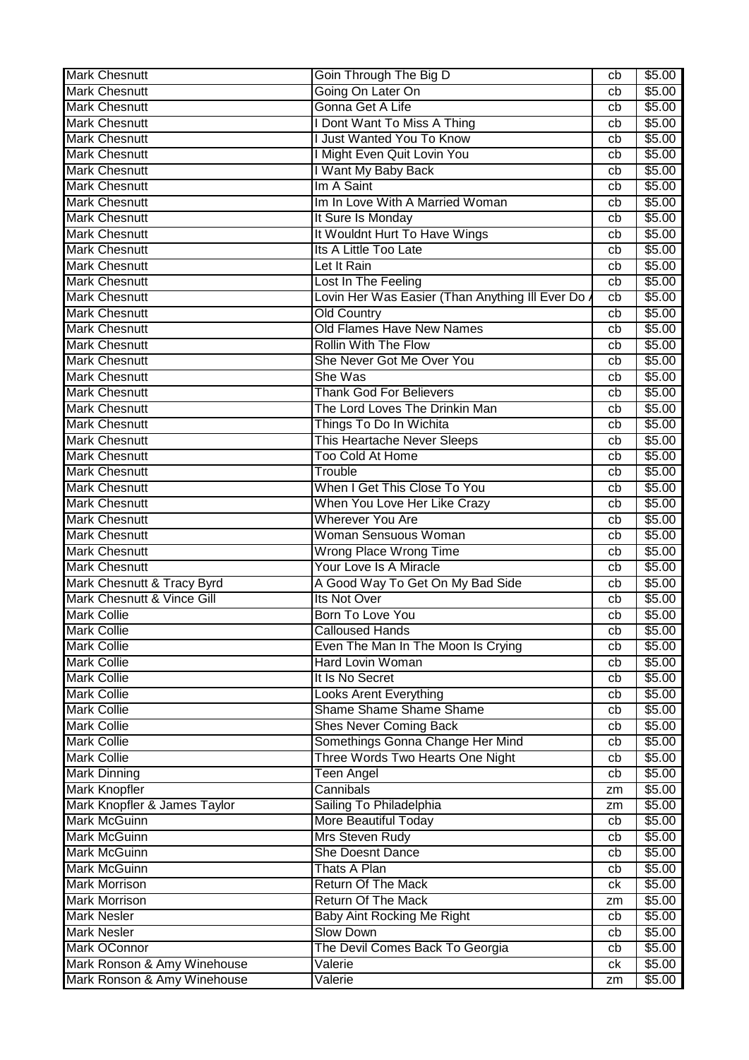| Mark Chesnutt | Goin Through The Big D | cb | $5.00 |
|---|---|---|---|
| Mark Chesnutt | Going On Later On | cb | $5.00 |
| Mark Chesnutt | Gonna Get A Life | cb | $5.00 |
| Mark Chesnutt | I Dont Want To Miss A Thing | cb | $5.00 |
| Mark Chesnutt | I Just Wanted You To Know | cb | $5.00 |
| Mark Chesnutt | I Might Even Quit Lovin You | cb | $5.00 |
| Mark Chesnutt | I Want My Baby Back | cb | $5.00 |
| Mark Chesnutt | Im A Saint | cb | $5.00 |
| Mark Chesnutt | Im In Love With A Married Woman | cb | $5.00 |
| Mark Chesnutt | It Sure Is Monday | cb | $5.00 |
| Mark Chesnutt | It Wouldnt Hurt To Have Wings | cb | $5.00 |
| Mark Chesnutt | Its A Little Too Late | cb | $5.00 |
| Mark Chesnutt | Let It Rain | cb | $5.00 |
| Mark Chesnutt | Lost In The Feeling | cb | $5.00 |
| Mark Chesnutt | Lovin Her Was Easier (Than Anything Ill Ever Do A | cb | $5.00 |
| Mark Chesnutt | Old Country | cb | $5.00 |
| Mark Chesnutt | Old Flames Have New Names | cb | $5.00 |
| Mark Chesnutt | Rollin With The Flow | cb | $5.00 |
| Mark Chesnutt | She Never Got Me Over You | cb | $5.00 |
| Mark Chesnutt | She Was | cb | $5.00 |
| Mark Chesnutt | Thank God For Believers | cb | $5.00 |
| Mark Chesnutt | The Lord Loves The Drinkin Man | cb | $5.00 |
| Mark Chesnutt | Things To Do In Wichita | cb | $5.00 |
| Mark Chesnutt | This Heartache Never Sleeps | cb | $5.00 |
| Mark Chesnutt | Too Cold At Home | cb | $5.00 |
| Mark Chesnutt | Trouble | cb | $5.00 |
| Mark Chesnutt | When I Get This Close To You | cb | $5.00 |
| Mark Chesnutt | When You Love Her Like Crazy | cb | $5.00 |
| Mark Chesnutt | Wherever You Are | cb | $5.00 |
| Mark Chesnutt | Woman Sensuous Woman | cb | $5.00 |
| Mark Chesnutt | Wrong Place Wrong Time | cb | $5.00 |
| Mark Chesnutt | Your Love Is A Miracle | cb | $5.00 |
| Mark Chesnutt & Tracy Byrd | A Good Way To Get On My Bad Side | cb | $5.00 |
| Mark Chesnutt & Vince Gill | Its Not Over | cb | $5.00 |
| Mark Collie | Born To Love You | cb | $5.00 |
| Mark Collie | Calloused Hands | cb | $5.00 |
| Mark Collie | Even The Man In The Moon Is Crying | cb | $5.00 |
| Mark Collie | Hard Lovin Woman | cb | $5.00 |
| Mark Collie | It Is No Secret | cb | $5.00 |
| Mark Collie | Looks Arent Everything | cb | $5.00 |
| Mark Collie | Shame Shame Shame Shame | cb | $5.00 |
| Mark Collie | Shes Never Coming Back | cb | $5.00 |
| Mark Collie | Somethings Gonna Change Her Mind | cb | $5.00 |
| Mark Collie | Three Words Two Hearts One Night | cb | $5.00 |
| Mark Dinning | Teen Angel | cb | $5.00 |
| Mark Knopfler | Cannibals | zm | $5.00 |
| Mark Knopfler & James Taylor | Sailing To Philadelphia | zm | $5.00 |
| Mark McGuinn | More Beautiful Today | cb | $5.00 |
| Mark McGuinn | Mrs Steven Rudy | cb | $5.00 |
| Mark McGuinn | She Doesnt Dance | cb | $5.00 |
| Mark McGuinn | Thats A Plan | cb | $5.00 |
| Mark Morrison | Return Of The Mack | ck | $5.00 |
| Mark Morrison | Return Of The Mack | zm | $5.00 |
| Mark Nesler | Baby Aint Rocking Me Right | cb | $5.00 |
| Mark Nesler | Slow Down | cb | $5.00 |
| Mark OConnor | The Devil Comes Back To Georgia | cb | $5.00 |
| Mark Ronson & Amy Winehouse | Valerie | ck | $5.00 |
| Mark Ronson & Amy Winehouse | Valerie | zm | $5.00 |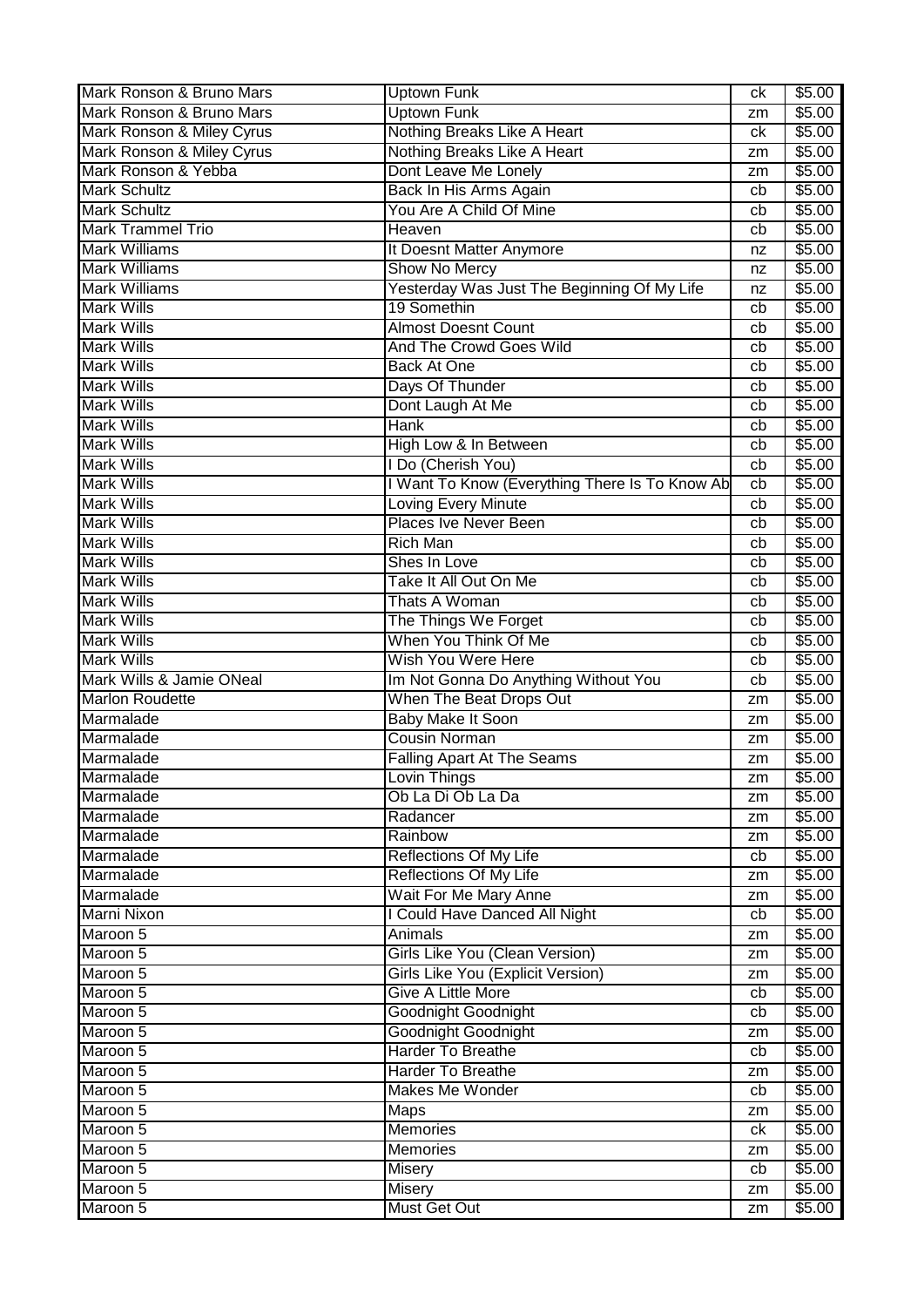| Mark Ronson & Bruno Mars | Uptown Funk | ck | $5.00 |
|---|---|---|---|
| Mark Ronson & Bruno Mars | Uptown Funk | zm | $5.00 |
| Mark Ronson & Miley Cyrus | Nothing Breaks Like A Heart | ck | $5.00 |
| Mark Ronson & Miley Cyrus | Nothing Breaks Like A Heart | zm | $5.00 |
| Mark Ronson & Yebba | Dont Leave Me Lonely | zm | $5.00 |
| Mark Schultz | Back In His Arms Again | cb | $5.00 |
| Mark Schultz | You Are A Child Of Mine | cb | $5.00 |
| Mark Trammel Trio | Heaven | cb | $5.00 |
| Mark Williams | It Doesnt Matter Anymore | nz | $5.00 |
| Mark Williams | Show No Mercy | nz | $5.00 |
| Mark Williams | Yesterday Was Just The Beginning Of My Life | nz | $5.00 |
| Mark Wills | 19 Somethin | cb | $5.00 |
| Mark Wills | Almost Doesnt Count | cb | $5.00 |
| Mark Wills | And The Crowd Goes Wild | cb | $5.00 |
| Mark Wills | Back At One | cb | $5.00 |
| Mark Wills | Days Of Thunder | cb | $5.00 |
| Mark Wills | Dont Laugh At Me | cb | $5.00 |
| Mark Wills | Hank | cb | $5.00 |
| Mark Wills | High Low & In Between | cb | $5.00 |
| Mark Wills | I Do (Cherish You) | cb | $5.00 |
| Mark Wills | I Want To Know (Everything There Is To Know Ab | cb | $5.00 |
| Mark Wills | Loving Every Minute | cb | $5.00 |
| Mark Wills | Places Ive Never Been | cb | $5.00 |
| Mark Wills | Rich Man | cb | $5.00 |
| Mark Wills | Shes In Love | cb | $5.00 |
| Mark Wills | Take It All Out On Me | cb | $5.00 |
| Mark Wills | Thats A Woman | cb | $5.00 |
| Mark Wills | The Things We Forget | cb | $5.00 |
| Mark Wills | When You Think Of Me | cb | $5.00 |
| Mark Wills | Wish You Were Here | cb | $5.00 |
| Mark Wills & Jamie ONeal | Im Not Gonna Do Anything Without You | cb | $5.00 |
| Marlon Roudette | When The Beat Drops Out | zm | $5.00 |
| Marmalade | Baby Make It Soon | zm | $5.00 |
| Marmalade | Cousin Norman | zm | $5.00 |
| Marmalade | Falling Apart At The Seams | zm | $5.00 |
| Marmalade | Lovin Things | zm | $5.00 |
| Marmalade | Ob La Di Ob La Da | zm | $5.00 |
| Marmalade | Radancer | zm | $5.00 |
| Marmalade | Rainbow | zm | $5.00 |
| Marmalade | Reflections Of My Life | cb | $5.00 |
| Marmalade | Reflections Of My Life | zm | $5.00 |
| Marmalade | Wait For Me Mary Anne | zm | $5.00 |
| Marni Nixon | I Could Have Danced All Night | cb | $5.00 |
| Maroon 5 | Animals | zm | $5.00 |
| Maroon 5 | Girls Like You (Clean Version) | zm | $5.00 |
| Maroon 5 | Girls Like You (Explicit Version) | zm | $5.00 |
| Maroon 5 | Give A Little More | cb | $5.00 |
| Maroon 5 | Goodnight Goodnight | cb | $5.00 |
| Maroon 5 | Goodnight Goodnight | zm | $5.00 |
| Maroon 5 | Harder To Breathe | cb | $5.00 |
| Maroon 5 | Harder To Breathe | zm | $5.00 |
| Maroon 5 | Makes Me Wonder | cb | $5.00 |
| Maroon 5 | Maps | zm | $5.00 |
| Maroon 5 | Memories | ck | $5.00 |
| Maroon 5 | Memories | zm | $5.00 |
| Maroon 5 | Misery | cb | $5.00 |
| Maroon 5 | Misery | zm | $5.00 |
| Maroon 5 | Must Get Out | zm | $5.00 |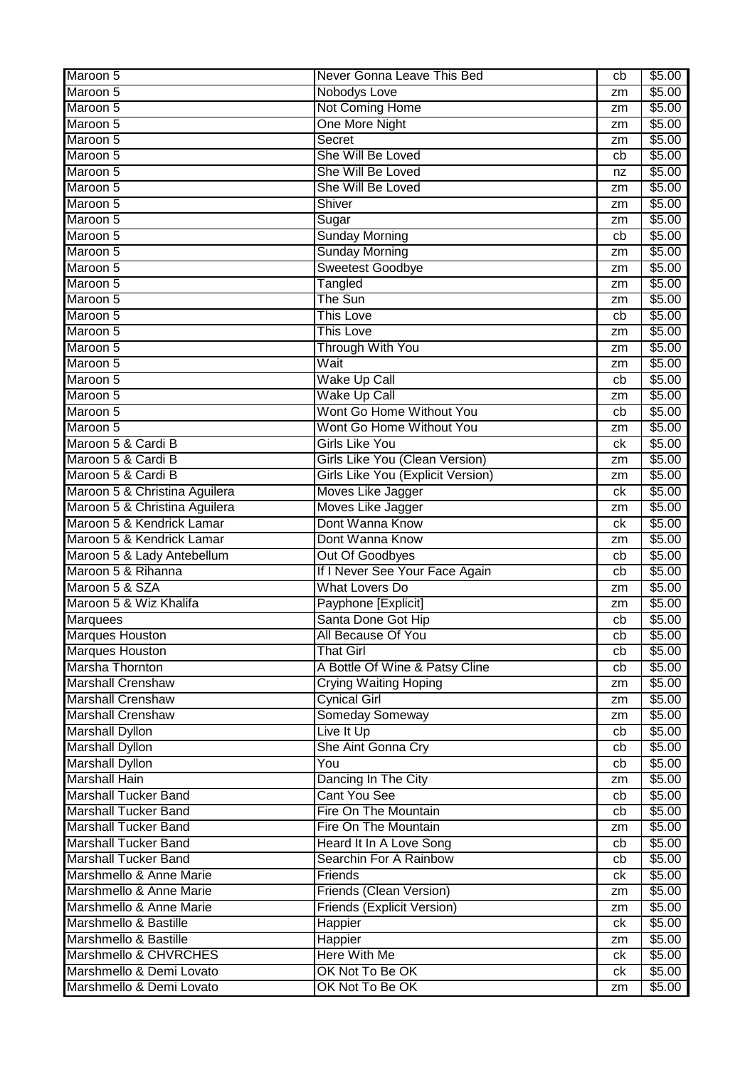| Maroon 5 | Never Gonna Leave This Bed | cb | $5.00 |
|---|---|---|---|
| Maroon 5 | Nobodys Love | zm | $5.00 |
| Maroon 5 | Not Coming Home | zm | $5.00 |
| Maroon 5 | One More Night | zm | $5.00 |
| Maroon 5 | Secret | zm | $5.00 |
| Maroon 5 | She Will Be Loved | cb | $5.00 |
| Maroon 5 | She Will Be Loved | nz | $5.00 |
| Maroon 5 | She Will Be Loved | zm | $5.00 |
| Maroon 5 | Shiver | zm | $5.00 |
| Maroon 5 | Sugar | zm | $5.00 |
| Maroon 5 | Sunday Morning | cb | $5.00 |
| Maroon 5 | Sunday Morning | zm | $5.00 |
| Maroon 5 | Sweetest Goodbye | zm | $5.00 |
| Maroon 5 | Tangled | zm | $5.00 |
| Maroon 5 | The Sun | zm | $5.00 |
| Maroon 5 | This Love | cb | $5.00 |
| Maroon 5 | This Love | zm | $5.00 |
| Maroon 5 | Through With You | zm | $5.00 |
| Maroon 5 | Wait | zm | $5.00 |
| Maroon 5 | Wake Up Call | cb | $5.00 |
| Maroon 5 | Wake Up Call | zm | $5.00 |
| Maroon 5 | Wont Go Home Without You | cb | $5.00 |
| Maroon 5 | Wont Go Home Without You | zm | $5.00 |
| Maroon 5 & Cardi B | Girls Like You | ck | $5.00 |
| Maroon 5 & Cardi B | Girls Like You (Clean Version) | zm | $5.00 |
| Maroon 5 & Cardi B | Girls Like You (Explicit Version) | zm | $5.00 |
| Maroon 5 & Christina Aguilera | Moves Like Jagger | ck | $5.00 |
| Maroon 5 & Christina Aguilera | Moves Like Jagger | zm | $5.00 |
| Maroon 5 & Kendrick Lamar | Dont Wanna Know | ck | $5.00 |
| Maroon 5 & Kendrick Lamar | Dont Wanna Know | zm | $5.00 |
| Maroon 5 & Lady Antebellum | Out Of Goodbyes | cb | $5.00 |
| Maroon 5 & Rihanna | If I Never See Your Face Again | cb | $5.00 |
| Maroon 5 & SZA | What Lovers Do | zm | $5.00 |
| Maroon 5 & Wiz Khalifa | Payphone [Explicit] | zm | $5.00 |
| Marquees | Santa Done Got Hip | cb | $5.00 |
| Marques Houston | All Because Of You | cb | $5.00 |
| Marques Houston | That Girl | cb | $5.00 |
| Marsha Thornton | A Bottle Of Wine & Patsy Cline | cb | $5.00 |
| Marshall Crenshaw | Crying Waiting Hoping | zm | $5.00 |
| Marshall Crenshaw | Cynical Girl | zm | $5.00 |
| Marshall Crenshaw | Someday Someway | zm | $5.00 |
| Marshall Dyllon | Live It Up | cb | $5.00 |
| Marshall Dyllon | She Aint Gonna Cry | cb | $5.00 |
| Marshall Dyllon | You | cb | $5.00 |
| Marshall Hain | Dancing In The City | zm | $5.00 |
| Marshall Tucker Band | Cant You See | cb | $5.00 |
| Marshall Tucker Band | Fire On The Mountain | cb | $5.00 |
| Marshall Tucker Band | Fire On The Mountain | zm | $5.00 |
| Marshall Tucker Band | Heard It In A Love Song | cb | $5.00 |
| Marshall Tucker Band | Searchin For A Rainbow | cb | $5.00 |
| Marshmello & Anne Marie | Friends | ck | $5.00 |
| Marshmello & Anne Marie | Friends (Clean Version) | zm | $5.00 |
| Marshmello & Anne Marie | Friends (Explicit Version) | zm | $5.00 |
| Marshmello & Bastille | Happier | ck | $5.00 |
| Marshmello & Bastille | Happier | zm | $5.00 |
| Marshmello & CHVRCHES | Here With Me | ck | $5.00 |
| Marshmello & Demi Lovato | OK Not To Be OK | ck | $5.00 |
| Marshmello & Demi Lovato | OK Not To Be OK | zm | $5.00 |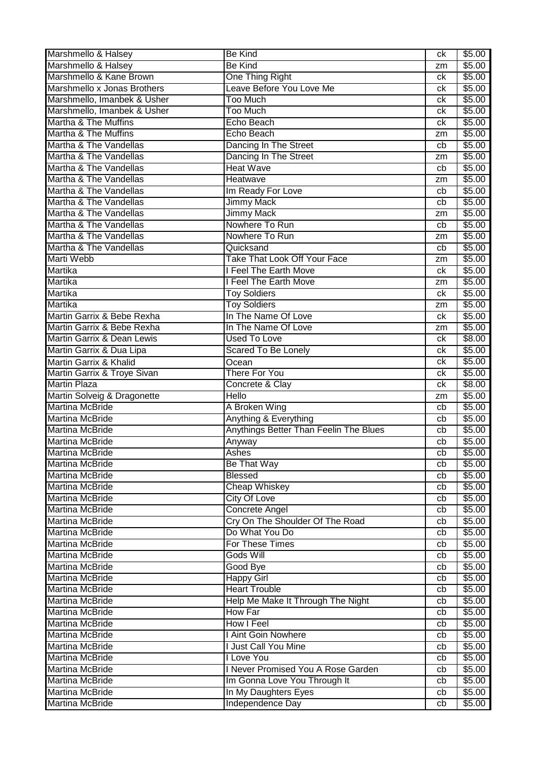| | | | |
|---|---|---|---|
| Marshmello & Halsey | Be Kind | ck | $5.00 |
| Marshmello & Halsey | Be Kind | zm | $5.00 |
| Marshmello & Kane Brown | One Thing Right | ck | $5.00 |
| Marshmello x Jonas Brothers | Leave Before You Love Me | ck | $5.00 |
| Marshmello, Imanbek & Usher | Too Much | ck | $5.00 |
| Marshmello, Imanbek & Usher | Too Much | ck | $5.00 |
| Martha & The Muffins | Echo Beach | ck | $5.00 |
| Martha & The Muffins | Echo Beach | zm | $5.00 |
| Martha & The Vandellas | Dancing In The Street | cb | $5.00 |
| Martha & The Vandellas | Dancing In The Street | zm | $5.00 |
| Martha & The Vandellas | Heat Wave | cb | $5.00 |
| Martha & The Vandellas | Heatwave | zm | $5.00 |
| Martha & The Vandellas | Im Ready For Love | cb | $5.00 |
| Martha & The Vandellas | Jimmy Mack | cb | $5.00 |
| Martha & The Vandellas | Jimmy Mack | zm | $5.00 |
| Martha & The Vandellas | Nowhere To Run | cb | $5.00 |
| Martha & The Vandellas | Nowhere To Run | zm | $5.00 |
| Martha & The Vandellas | Quicksand | cb | $5.00 |
| Marti Webb | Take That Look Off Your Face | zm | $5.00 |
| Martika | I Feel The Earth Move | ck | $5.00 |
| Martika | I Feel The Earth Move | zm | $5.00 |
| Martika | Toy Soldiers | ck | $5.00 |
| Martika | Toy Soldiers | zm | $5.00 |
| Martin Garrix & Bebe Rexha | In The Name Of Love | ck | $5.00 |
| Martin Garrix & Bebe Rexha | In The Name Of Love | zm | $5.00 |
| Martin Garrix & Dean Lewis | Used To Love | ck | $8.00 |
| Martin Garrix & Dua Lipa | Scared To Be Lonely | ck | $5.00 |
| Martin Garrix & Khalid | Ocean | ck | $5.00 |
| Martin Garrix & Troye Sivan | There For You | ck | $5.00 |
| Martin Plaza | Concrete & Clay | ck | $8.00 |
| Martin Solveig & Dragonette | Hello | zm | $5.00 |
| Martina McBride | A Broken Wing | cb | $5.00 |
| Martina McBride | Anything & Everything | cb | $5.00 |
| Martina McBride | Anythings Better Than Feelin The Blues | cb | $5.00 |
| Martina McBride | Anyway | cb | $5.00 |
| Martina McBride | Ashes | cb | $5.00 |
| Martina McBride | Be That Way | cb | $5.00 |
| Martina McBride | Blessed | cb | $5.00 |
| Martina McBride | Cheap Whiskey | cb | $5.00 |
| Martina McBride | City Of Love | cb | $5.00 |
| Martina McBride | Concrete Angel | cb | $5.00 |
| Martina McBride | Cry On The Shoulder Of The Road | cb | $5.00 |
| Martina McBride | Do What You Do | cb | $5.00 |
| Martina McBride | For These Times | cb | $5.00 |
| Martina McBride | Gods Will | cb | $5.00 |
| Martina McBride | Good Bye | cb | $5.00 |
| Martina McBride | Happy Girl | cb | $5.00 |
| Martina McBride | Heart Trouble | cb | $5.00 |
| Martina McBride | Help Me Make It Through The Night | cb | $5.00 |
| Martina McBride | How Far | cb | $5.00 |
| Martina McBride | How I Feel | cb | $5.00 |
| Martina McBride | I Aint Goin Nowhere | cb | $5.00 |
| Martina McBride | I Just Call You Mine | cb | $5.00 |
| Martina McBride | I Love You | cb | $5.00 |
| Martina McBride | I Never Promised You A Rose Garden | cb | $5.00 |
| Martina McBride | Im Gonna Love You Through It | cb | $5.00 |
| Martina McBride | In My Daughters Eyes | cb | $5.00 |
| Martina McBride | Independence Day | cb | $5.00 |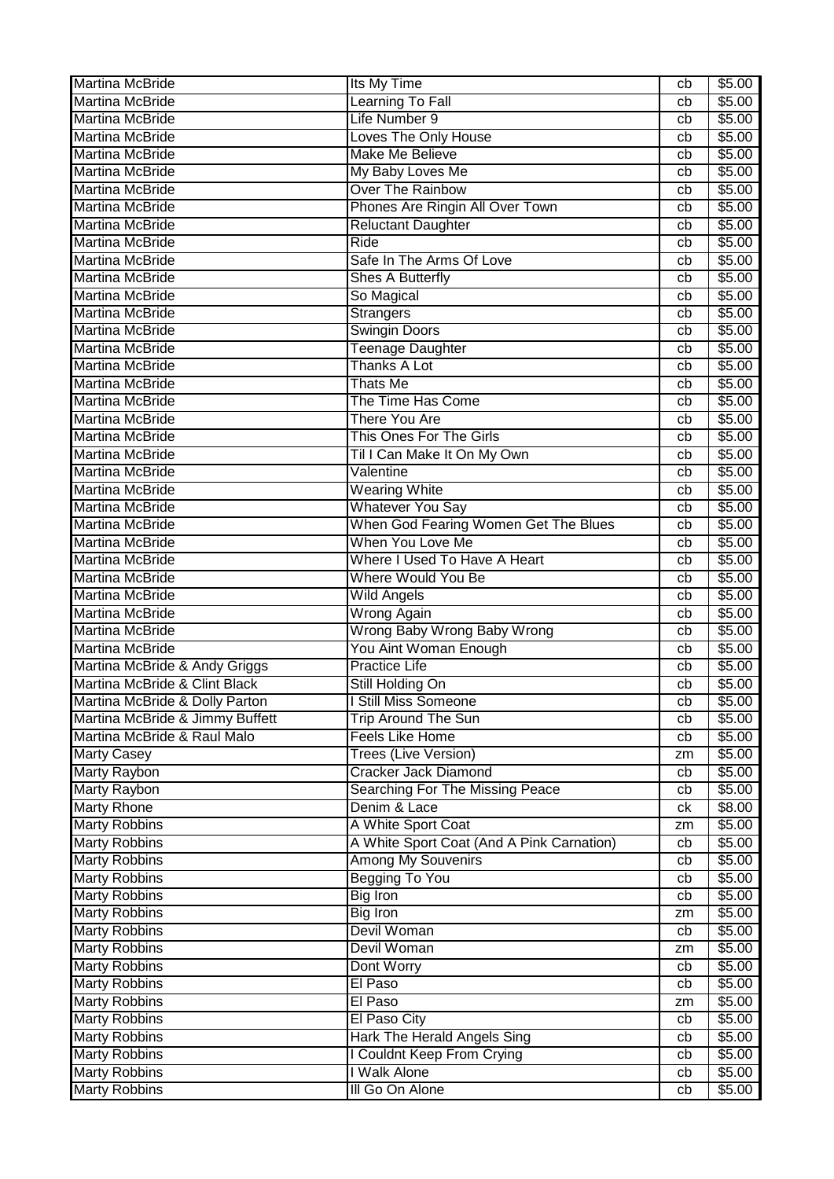| Martina McBride | Its My Time | cb | $5.00 |
|---|---|---|---|
| Martina McBride | Learning To Fall | cb | $5.00 |
| Martina McBride | Life Number 9 | cb | $5.00 |
| Martina McBride | Loves The Only House | cb | $5.00 |
| Martina McBride | Make Me Believe | cb | $5.00 |
| Martina McBride | My Baby Loves Me | cb | $5.00 |
| Martina McBride | Over The Rainbow | cb | $5.00 |
| Martina McBride | Phones Are Ringin All Over Town | cb | $5.00 |
| Martina McBride | Reluctant Daughter | cb | $5.00 |
| Martina McBride | Ride | cb | $5.00 |
| Martina McBride | Safe In The Arms Of Love | cb | $5.00 |
| Martina McBride | Shes A Butterfly | cb | $5.00 |
| Martina McBride | So Magical | cb | $5.00 |
| Martina McBride | Strangers | cb | $5.00 |
| Martina McBride | Swingin Doors | cb | $5.00 |
| Martina McBride | Teenage Daughter | cb | $5.00 |
| Martina McBride | Thanks A Lot | cb | $5.00 |
| Martina McBride | Thats Me | cb | $5.00 |
| Martina McBride | The Time Has Come | cb | $5.00 |
| Martina McBride | There You Are | cb | $5.00 |
| Martina McBride | This Ones For The Girls | cb | $5.00 |
| Martina McBride | Til I Can Make It On My Own | cb | $5.00 |
| Martina McBride | Valentine | cb | $5.00 |
| Martina McBride | Wearing White | cb | $5.00 |
| Martina McBride | Whatever You Say | cb | $5.00 |
| Martina McBride | When God Fearing Women Get The Blues | cb | $5.00 |
| Martina McBride | When You Love Me | cb | $5.00 |
| Martina McBride | Where I Used To Have A Heart | cb | $5.00 |
| Martina McBride | Where Would You Be | cb | $5.00 |
| Martina McBride | Wild Angels | cb | $5.00 |
| Martina McBride | Wrong Again | cb | $5.00 |
| Martina McBride | Wrong Baby Wrong Baby Wrong | cb | $5.00 |
| Martina McBride | You Aint Woman Enough | cb | $5.00 |
| Martina McBride & Andy Griggs | Practice Life | cb | $5.00 |
| Martina McBride & Clint Black | Still Holding On | cb | $5.00 |
| Martina McBride & Dolly Parton | I Still Miss Someone | cb | $5.00 |
| Martina McBride & Jimmy Buffett | Trip Around The Sun | cb | $5.00 |
| Martina McBride & Raul Malo | Feels Like Home | cb | $5.00 |
| Marty Casey | Trees (Live Version) | zm | $5.00 |
| Marty Raybon | Cracker Jack Diamond | cb | $5.00 |
| Marty Raybon | Searching For The Missing Peace | cb | $5.00 |
| Marty Rhone | Denim & Lace | ck | $8.00 |
| Marty Robbins | A White Sport Coat | zm | $5.00 |
| Marty Robbins | A White Sport Coat (And A Pink Carnation) | cb | $5.00 |
| Marty Robbins | Among My Souvenirs | cb | $5.00 |
| Marty Robbins | Begging To You | cb | $5.00 |
| Marty Robbins | Big Iron | cb | $5.00 |
| Marty Robbins | Big Iron | zm | $5.00 |
| Marty Robbins | Devil Woman | cb | $5.00 |
| Marty Robbins | Devil Woman | zm | $5.00 |
| Marty Robbins | Dont Worry | cb | $5.00 |
| Marty Robbins | El Paso | cb | $5.00 |
| Marty Robbins | El Paso | zm | $5.00 |
| Marty Robbins | El Paso City | cb | $5.00 |
| Marty Robbins | Hark The Herald Angels Sing | cb | $5.00 |
| Marty Robbins | I Couldnt Keep From Crying | cb | $5.00 |
| Marty Robbins | I Walk Alone | cb | $5.00 |
| Marty Robbins | Ill Go On Alone | cb | $5.00 |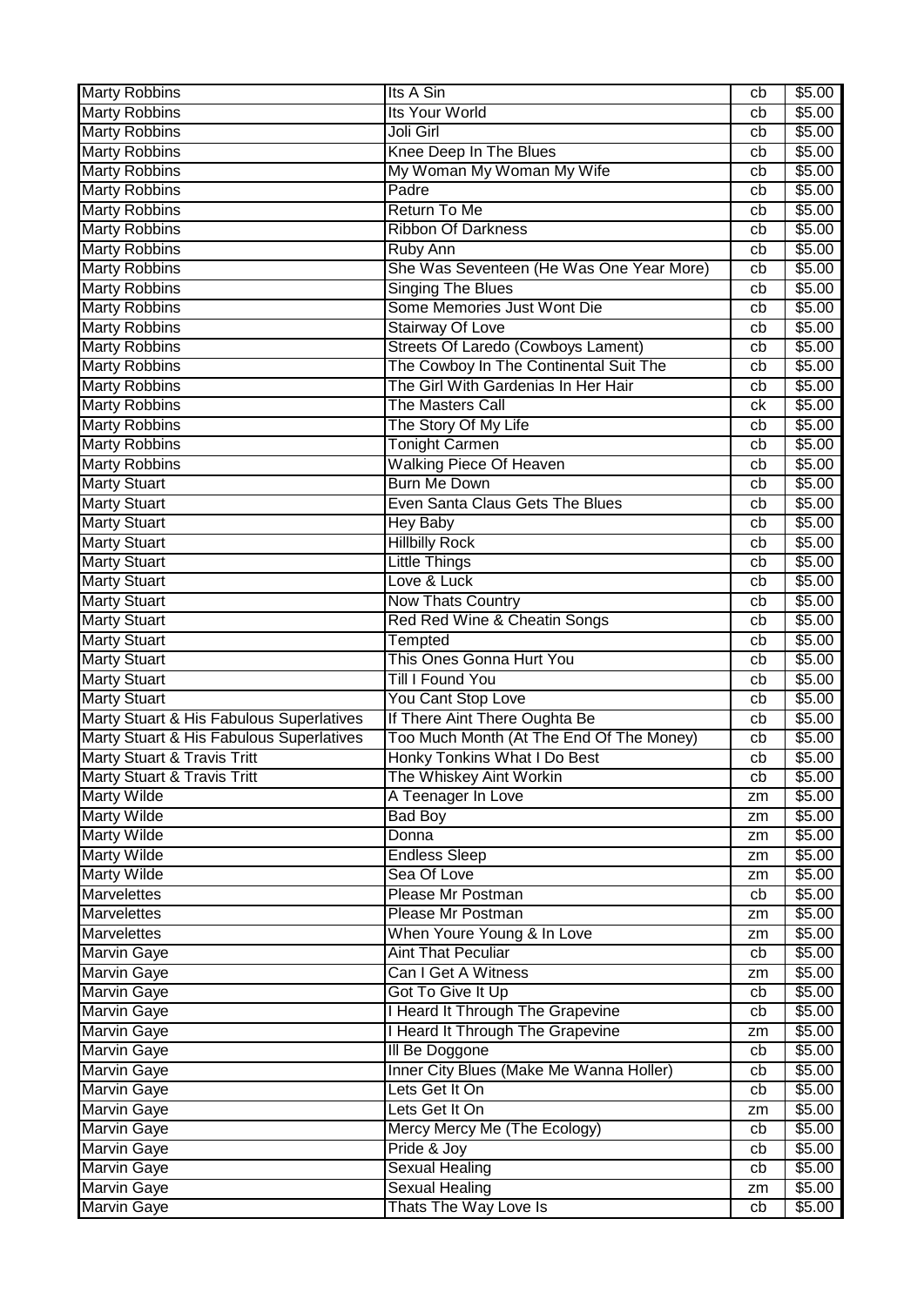| Marty Robbins | Its A Sin | cb | $5.00 |
|---|---|---|---|
| Marty Robbins | Its Your World | cb | $5.00 |
| Marty Robbins | Joli Girl | cb | $5.00 |
| Marty Robbins | Knee Deep In The Blues | cb | $5.00 |
| Marty Robbins | My Woman My Woman My Wife | cb | $5.00 |
| Marty Robbins | Padre | cb | $5.00 |
| Marty Robbins | Return To Me | cb | $5.00 |
| Marty Robbins | Ribbon Of Darkness | cb | $5.00 |
| Marty Robbins | Ruby Ann | cb | $5.00 |
| Marty Robbins | She Was Seventeen (He Was One Year More) | cb | $5.00 |
| Marty Robbins | Singing The Blues | cb | $5.00 |
| Marty Robbins | Some Memories Just Wont Die | cb | $5.00 |
| Marty Robbins | Stairway Of Love | cb | $5.00 |
| Marty Robbins | Streets Of Laredo (Cowboys Lament) | cb | $5.00 |
| Marty Robbins | The Cowboy In The Continental Suit The | cb | $5.00 |
| Marty Robbins | The Girl With Gardenias In Her Hair | cb | $5.00 |
| Marty Robbins | The Masters Call | ck | $5.00 |
| Marty Robbins | The Story Of My Life | cb | $5.00 |
| Marty Robbins | Tonight Carmen | cb | $5.00 |
| Marty Robbins | Walking Piece Of Heaven | cb | $5.00 |
| Marty Stuart | Burn Me Down | cb | $5.00 |
| Marty Stuart | Even Santa Claus Gets The Blues | cb | $5.00 |
| Marty Stuart | Hey Baby | cb | $5.00 |
| Marty Stuart | Hillbilly Rock | cb | $5.00 |
| Marty Stuart | Little Things | cb | $5.00 |
| Marty Stuart | Love & Luck | cb | $5.00 |
| Marty Stuart | Now Thats Country | cb | $5.00 |
| Marty Stuart | Red Red Wine & Cheatin Songs | cb | $5.00 |
| Marty Stuart | Tempted | cb | $5.00 |
| Marty Stuart | This Ones Gonna Hurt You | cb | $5.00 |
| Marty Stuart | Till I Found You | cb | $5.00 |
| Marty Stuart | You Cant Stop Love | cb | $5.00 |
| Marty Stuart & His Fabulous Superlatives | If There Aint There Oughta Be | cb | $5.00 |
| Marty Stuart & His Fabulous Superlatives | Too Much Month (At The End Of The Money) | cb | $5.00 |
| Marty Stuart & Travis Tritt | Honky Tonkins What I Do Best | cb | $5.00 |
| Marty Stuart & Travis Tritt | The Whiskey Aint Workin | cb | $5.00 |
| Marty Wilde | A Teenager In Love | zm | $5.00 |
| Marty Wilde | Bad Boy | zm | $5.00 |
| Marty Wilde | Donna | zm | $5.00 |
| Marty Wilde | Endless Sleep | zm | $5.00 |
| Marty Wilde | Sea Of Love | zm | $5.00 |
| Marvelettes | Please Mr Postman | cb | $5.00 |
| Marvelettes | Please Mr Postman | zm | $5.00 |
| Marvelettes | When Youre Young & In Love | zm | $5.00 |
| Marvin Gaye | Aint That Peculiar | cb | $5.00 |
| Marvin Gaye | Can I Get A Witness | zm | $5.00 |
| Marvin Gaye | Got To Give It Up | cb | $5.00 |
| Marvin Gaye | I Heard It Through The Grapevine | cb | $5.00 |
| Marvin Gaye | I Heard It Through The Grapevine | zm | $5.00 |
| Marvin Gaye | Ill Be Doggone | cb | $5.00 |
| Marvin Gaye | Inner City Blues (Make Me Wanna Holler) | cb | $5.00 |
| Marvin Gaye | Lets Get It On | cb | $5.00 |
| Marvin Gaye | Lets Get It On | zm | $5.00 |
| Marvin Gaye | Mercy Mercy Me (The Ecology) | cb | $5.00 |
| Marvin Gaye | Pride & Joy | cb | $5.00 |
| Marvin Gaye | Sexual Healing | cb | $5.00 |
| Marvin Gaye | Sexual Healing | zm | $5.00 |
| Marvin Gaye | Thats The Way Love Is | cb | $5.00 |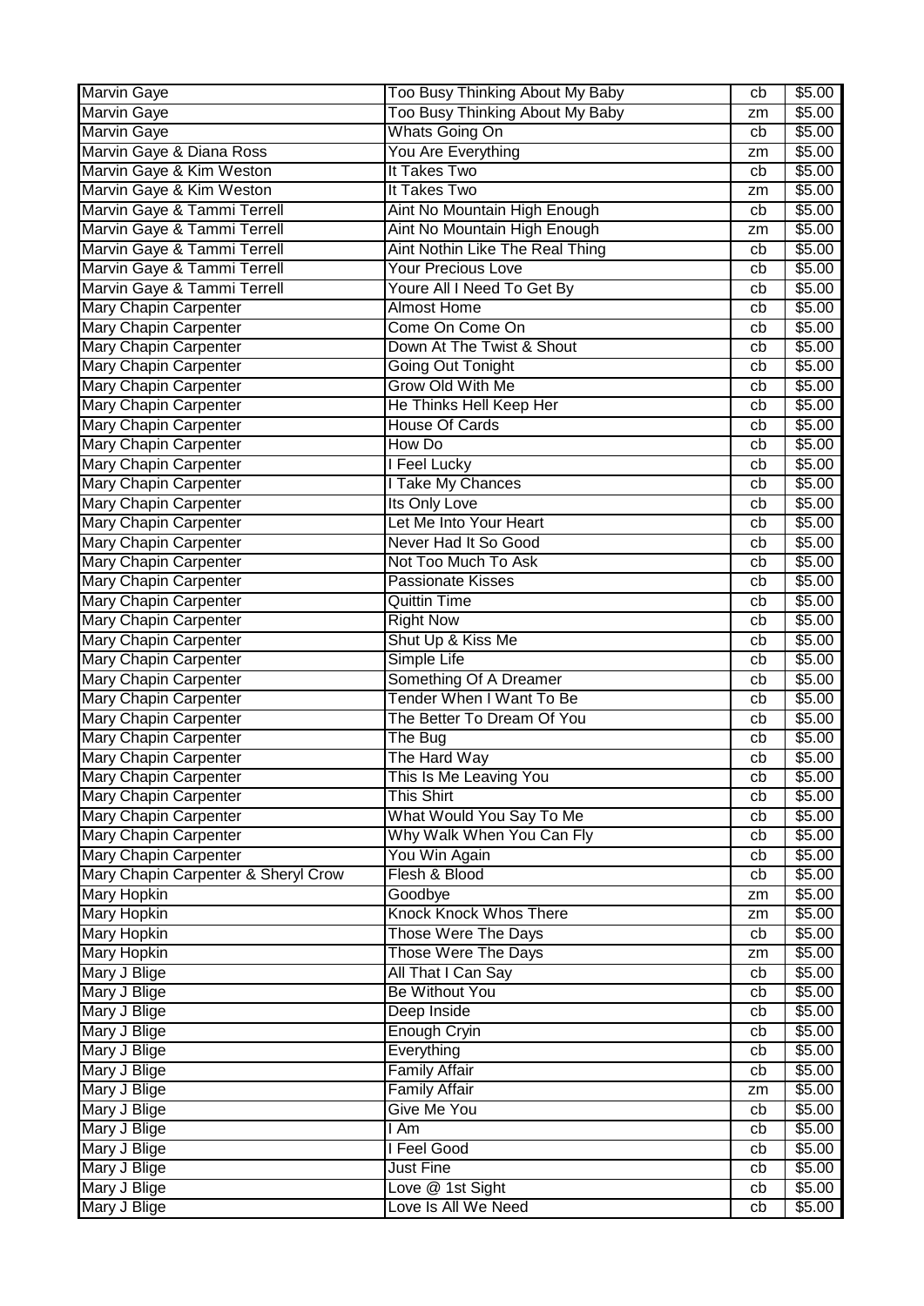| Marvin Gaye | Too Busy Thinking About My Baby | cb | $5.00 |
|---|---|---|---|
| Marvin Gaye | Too Busy Thinking About My Baby | zm | $5.00 |
| Marvin Gaye | Whats Going On | cb | $5.00 |
| Marvin Gaye & Diana Ross | You Are Everything | zm | $5.00 |
| Marvin Gaye & Kim Weston | It Takes Two | cb | $5.00 |
| Marvin Gaye & Kim Weston | It Takes Two | zm | $5.00 |
| Marvin Gaye & Tammi Terrell | Aint No Mountain High Enough | cb | $5.00 |
| Marvin Gaye & Tammi Terrell | Aint No Mountain High Enough | zm | $5.00 |
| Marvin Gaye & Tammi Terrell | Aint Nothin Like The Real Thing | cb | $5.00 |
| Marvin Gaye & Tammi Terrell | Your Precious Love | cb | $5.00 |
| Marvin Gaye & Tammi Terrell | Youre All I Need To Get By | cb | $5.00 |
| Mary Chapin Carpenter | Almost Home | cb | $5.00 |
| Mary Chapin Carpenter | Come On Come On | cb | $5.00 |
| Mary Chapin Carpenter | Down At The Twist & Shout | cb | $5.00 |
| Mary Chapin Carpenter | Going Out Tonight | cb | $5.00 |
| Mary Chapin Carpenter | Grow Old With Me | cb | $5.00 |
| Mary Chapin Carpenter | He Thinks Hell Keep Her | cb | $5.00 |
| Mary Chapin Carpenter | House Of Cards | cb | $5.00 |
| Mary Chapin Carpenter | How Do | cb | $5.00 |
| Mary Chapin Carpenter | I Feel Lucky | cb | $5.00 |
| Mary Chapin Carpenter | I Take My Chances | cb | $5.00 |
| Mary Chapin Carpenter | Its Only Love | cb | $5.00 |
| Mary Chapin Carpenter | Let Me Into Your Heart | cb | $5.00 |
| Mary Chapin Carpenter | Never Had It So Good | cb | $5.00 |
| Mary Chapin Carpenter | Not Too Much To Ask | cb | $5.00 |
| Mary Chapin Carpenter | Passionate Kisses | cb | $5.00 |
| Mary Chapin Carpenter | Quittin Time | cb | $5.00 |
| Mary Chapin Carpenter | Right Now | cb | $5.00 |
| Mary Chapin Carpenter | Shut Up & Kiss Me | cb | $5.00 |
| Mary Chapin Carpenter | Simple Life | cb | $5.00 |
| Mary Chapin Carpenter | Something Of A Dreamer | cb | $5.00 |
| Mary Chapin Carpenter | Tender When I Want To Be | cb | $5.00 |
| Mary Chapin Carpenter | The Better To Dream Of You | cb | $5.00 |
| Mary Chapin Carpenter | The Bug | cb | $5.00 |
| Mary Chapin Carpenter | The Hard Way | cb | $5.00 |
| Mary Chapin Carpenter | This Is Me Leaving You | cb | $5.00 |
| Mary Chapin Carpenter | This Shirt | cb | $5.00 |
| Mary Chapin Carpenter | What Would You Say To Me | cb | $5.00 |
| Mary Chapin Carpenter | Why Walk When You Can Fly | cb | $5.00 |
| Mary Chapin Carpenter | You Win Again | cb | $5.00 |
| Mary Chapin Carpenter & Sheryl Crow | Flesh & Blood | cb | $5.00 |
| Mary Hopkin | Goodbye | zm | $5.00 |
| Mary Hopkin | Knock Knock Whos There | zm | $5.00 |
| Mary Hopkin | Those Were The Days | cb | $5.00 |
| Mary Hopkin | Those Were The Days | zm | $5.00 |
| Mary J Blige | All That I Can Say | cb | $5.00 |
| Mary J Blige | Be Without You | cb | $5.00 |
| Mary J Blige | Deep Inside | cb | $5.00 |
| Mary J Blige | Enough Cryin | cb | $5.00 |
| Mary J Blige | Everything | cb | $5.00 |
| Mary J Blige | Family Affair | cb | $5.00 |
| Mary J Blige | Family Affair | zm | $5.00 |
| Mary J Blige | Give Me You | cb | $5.00 |
| Mary J Blige | I Am | cb | $5.00 |
| Mary J Blige | I Feel Good | cb | $5.00 |
| Mary J Blige | Just Fine | cb | $5.00 |
| Mary J Blige | Love @ 1st Sight | cb | $5.00 |
| Mary J Blige | Love Is All We Need | cb | $5.00 |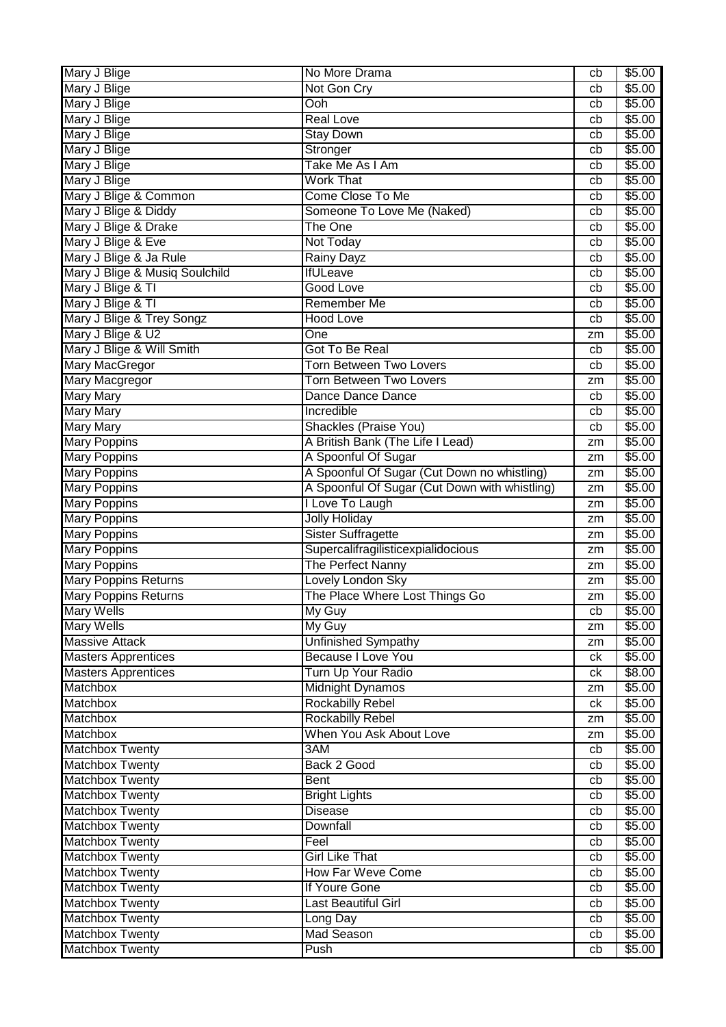| Mary J Blige | No More Drama | cb | $5.00 |
|---|---|---|---|
| Mary J Blige | Not Gon Cry | cb | $5.00 |
| Mary J Blige | Ooh | cb | $5.00 |
| Mary J Blige | Real Love | cb | $5.00 |
| Mary J Blige | Stay Down | cb | $5.00 |
| Mary J Blige | Stronger | cb | $5.00 |
| Mary J Blige | Take Me As I Am | cb | $5.00 |
| Mary J Blige | Work That | cb | $5.00 |
| Mary J Blige & Common | Come Close To Me | cb | $5.00 |
| Mary J Blige & Diddy | Someone To Love Me (Naked) | cb | $5.00 |
| Mary J Blige & Drake | The One | cb | $5.00 |
| Mary J Blige & Eve | Not Today | cb | $5.00 |
| Mary J Blige & Ja Rule | Rainy Dayz | cb | $5.00 |
| Mary J Blige & Musiq Soulchild | IfULeave | cb | $5.00 |
| Mary J Blige & TI | Good Love | cb | $5.00 |
| Mary J Blige & TI | Remember Me | cb | $5.00 |
| Mary J Blige & Trey Songz | Hood Love | cb | $5.00 |
| Mary J Blige & U2 | One | zm | $5.00 |
| Mary J Blige & Will Smith | Got To Be Real | cb | $5.00 |
| Mary MacGregor | Torn Between Two Lovers | cb | $5.00 |
| Mary Macgregor | Torn Between Two Lovers | zm | $5.00 |
| Mary Mary | Dance Dance Dance | cb | $5.00 |
| Mary Mary | Incredible | cb | $5.00 |
| Mary Mary | Shackles (Praise You) | cb | $5.00 |
| Mary Poppins | A British Bank (The Life I Lead) | zm | $5.00 |
| Mary Poppins | A Spoonful Of Sugar | zm | $5.00 |
| Mary Poppins | A Spoonful Of Sugar (Cut Down no whistling) | zm | $5.00 |
| Mary Poppins | A Spoonful Of Sugar (Cut Down with whistling) | zm | $5.00 |
| Mary Poppins | I Love To Laugh | zm | $5.00 |
| Mary Poppins | Jolly Holiday | zm | $5.00 |
| Mary Poppins | Sister Suffragette | zm | $5.00 |
| Mary Poppins | Supercalifragilisticexpialidocious | zm | $5.00 |
| Mary Poppins | The Perfect Nanny | zm | $5.00 |
| Mary Poppins Returns | Lovely London Sky | zm | $5.00 |
| Mary Poppins Returns | The Place Where Lost Things Go | zm | $5.00 |
| Mary Wells | My Guy | cb | $5.00 |
| Mary Wells | My Guy | zm | $5.00 |
| Massive Attack | Unfinished Sympathy | zm | $5.00 |
| Masters Apprentices | Because I Love You | ck | $5.00 |
| Masters Apprentices | Turn Up Your Radio | ck | $8.00 |
| Matchbox | Midnight Dynamos | zm | $5.00 |
| Matchbox | Rockabilly Rebel | ck | $5.00 |
| Matchbox | Rockabilly Rebel | zm | $5.00 |
| Matchbox | When You Ask About Love | zm | $5.00 |
| Matchbox Twenty | 3AM | cb | $5.00 |
| Matchbox Twenty | Back 2 Good | cb | $5.00 |
| Matchbox Twenty | Bent | cb | $5.00 |
| Matchbox Twenty | Bright Lights | cb | $5.00 |
| Matchbox Twenty | Disease | cb | $5.00 |
| Matchbox Twenty | Downfall | cb | $5.00 |
| Matchbox Twenty | Feel | cb | $5.00 |
| Matchbox Twenty | Girl Like That | cb | $5.00 |
| Matchbox Twenty | How Far Weve Come | cb | $5.00 |
| Matchbox Twenty | If Youre Gone | cb | $5.00 |
| Matchbox Twenty | Last Beautiful Girl | cb | $5.00 |
| Matchbox Twenty | Long Day | cb | $5.00 |
| Matchbox Twenty | Mad Season | cb | $5.00 |
| Matchbox Twenty | Push | cb | $5.00 |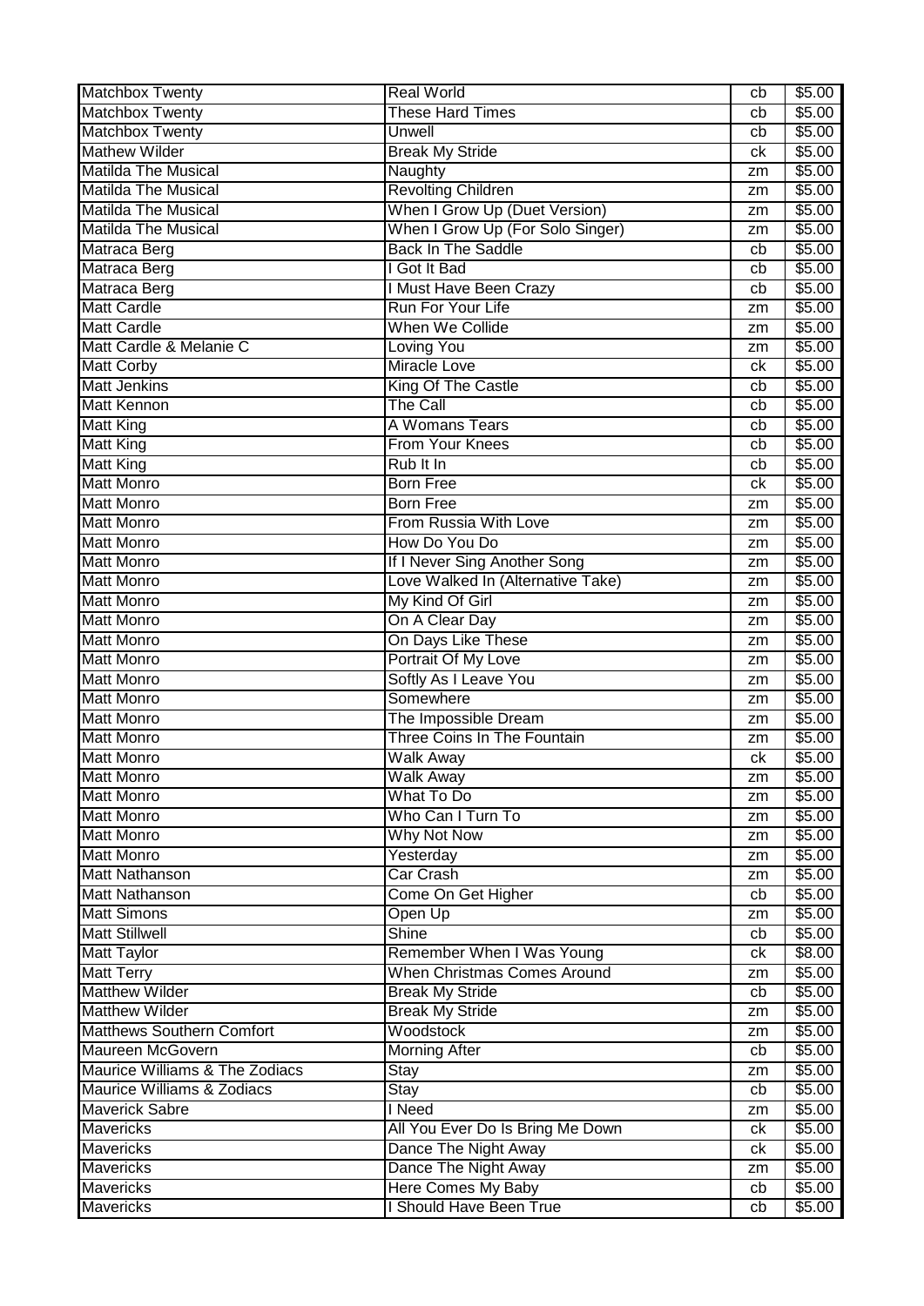| | | | |
|---|---|---|---|
| Matchbox Twenty | Real World | cb | $5.00 |
| Matchbox Twenty | These Hard Times | cb | $5.00 |
| Matchbox Twenty | Unwell | cb | $5.00 |
| Mathew Wilder | Break My Stride | ck | $5.00 |
| Matilda The Musical | Naughty | zm | $5.00 |
| Matilda The Musical | Revolting Children | zm | $5.00 |
| Matilda The Musical | When I Grow Up (Duet Version) | zm | $5.00 |
| Matilda The Musical | When I Grow Up (For Solo Singer) | zm | $5.00 |
| Matraca Berg | Back In The Saddle | cb | $5.00 |
| Matraca Berg | I Got It Bad | cb | $5.00 |
| Matraca Berg | I Must Have Been Crazy | cb | $5.00 |
| Matt Cardle | Run For Your Life | zm | $5.00 |
| Matt Cardle | When We Collide | zm | $5.00 |
| Matt Cardle & Melanie C | Loving You | zm | $5.00 |
| Matt Corby | Miracle Love | ck | $5.00 |
| Matt Jenkins | King Of The Castle | cb | $5.00 |
| Matt Kennon | The Call | cb | $5.00 |
| Matt King | A Womans Tears | cb | $5.00 |
| Matt King | From Your Knees | cb | $5.00 |
| Matt King | Rub It In | cb | $5.00 |
| Matt Monro | Born Free | ck | $5.00 |
| Matt Monro | Born Free | zm | $5.00 |
| Matt Monro | From Russia With Love | zm | $5.00 |
| Matt Monro | How Do You Do | zm | $5.00 |
| Matt Monro | If I Never Sing Another Song | zm | $5.00 |
| Matt Monro | Love Walked In (Alternative Take) | zm | $5.00 |
| Matt Monro | My Kind Of Girl | zm | $5.00 |
| Matt Monro | On A Clear Day | zm | $5.00 |
| Matt Monro | On Days Like These | zm | $5.00 |
| Matt Monro | Portrait Of My Love | zm | $5.00 |
| Matt Monro | Softly As I Leave You | zm | $5.00 |
| Matt Monro | Somewhere | zm | $5.00 |
| Matt Monro | The Impossible Dream | zm | $5.00 |
| Matt Monro | Three Coins In The Fountain | zm | $5.00 |
| Matt Monro | Walk Away | ck | $5.00 |
| Matt Monro | Walk Away | zm | $5.00 |
| Matt Monro | What To Do | zm | $5.00 |
| Matt Monro | Who Can I Turn To | zm | $5.00 |
| Matt Monro | Why Not Now | zm | $5.00 |
| Matt Monro | Yesterday | zm | $5.00 |
| Matt Nathanson | Car Crash | zm | $5.00 |
| Matt Nathanson | Come On Get Higher | cb | $5.00 |
| Matt Simons | Open Up | zm | $5.00 |
| Matt Stillwell | Shine | cb | $5.00 |
| Matt Taylor | Remember When I Was Young | ck | $8.00 |
| Matt Terry | When Christmas Comes Around | zm | $5.00 |
| Matthew Wilder | Break My Stride | cb | $5.00 |
| Matthew Wilder | Break My Stride | zm | $5.00 |
| Matthews Southern Comfort | Woodstock | zm | $5.00 |
| Maureen McGovern | Morning After | cb | $5.00 |
| Maurice Williams & The Zodiacs | Stay | zm | $5.00 |
| Maurice Williams & Zodiacs | Stay | cb | $5.00 |
| Maverick Sabre | I Need | zm | $5.00 |
| Mavericks | All You Ever Do Is Bring Me Down | ck | $5.00 |
| Mavericks | Dance The Night Away | ck | $5.00 |
| Mavericks | Dance The Night Away | zm | $5.00 |
| Mavericks | Here Comes My Baby | cb | $5.00 |
| Mavericks | I Should Have Been True | cb | $5.00 |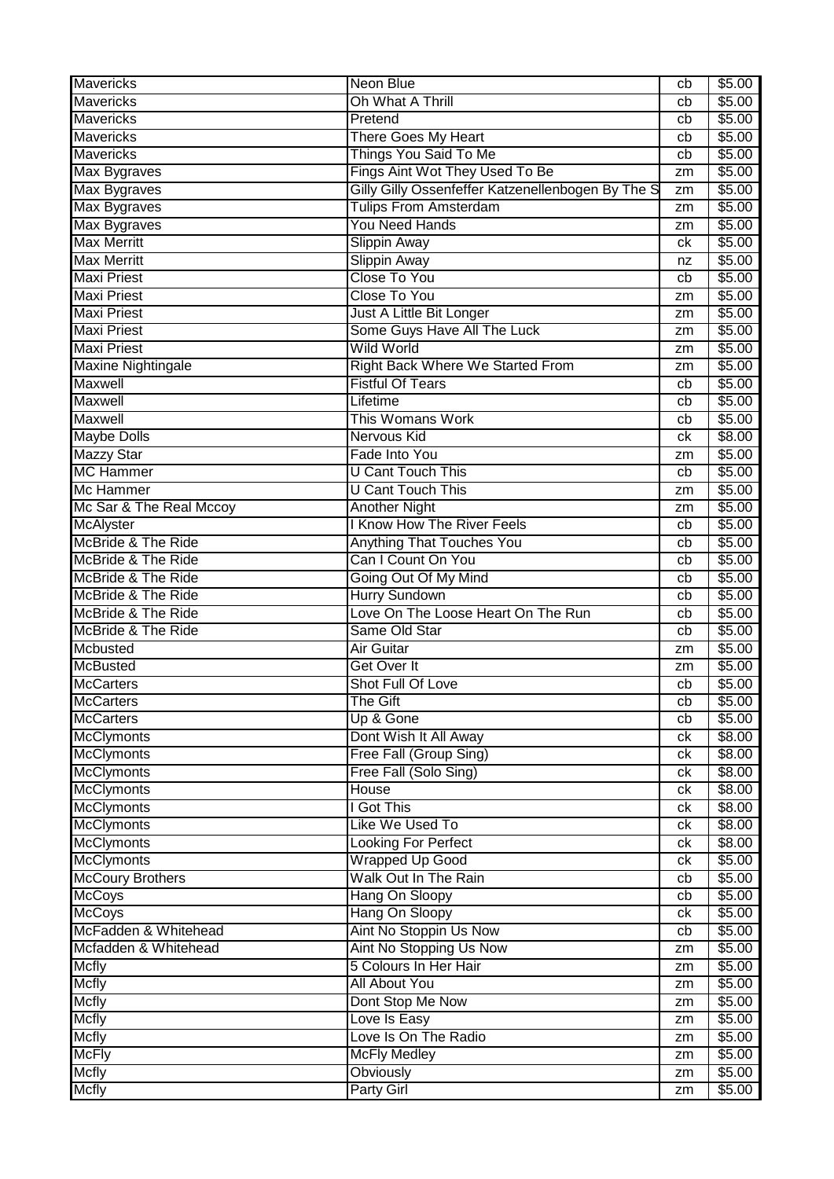| Mavericks | Neon Blue | cb | $5.00 |
|---|---|---|---|
| Mavericks | Oh What A Thrill | cb | $5.00 |
| Mavericks | Pretend | cb | $5.00 |
| Mavericks | There Goes My Heart | cb | $5.00 |
| Mavericks | Things You Said To Me | cb | $5.00 |
| Max Bygraves | Fings Aint Wot They Used To Be | zm | $5.00 |
| Max Bygraves | Gilly Gilly Ossenfeffer Katzenellenbogen By The S | zm | $5.00 |
| Max Bygraves | Tulips From Amsterdam | zm | $5.00 |
| Max Bygraves | You Need Hands | zm | $5.00 |
| Max Merritt | Slippin Away | ck | $5.00 |
| Max Merritt | Slippin Away | nz | $5.00 |
| Maxi Priest | Close To You | cb | $5.00 |
| Maxi Priest | Close To You | zm | $5.00 |
| Maxi Priest | Just A Little Bit Longer | zm | $5.00 |
| Maxi Priest | Some Guys Have All The Luck | zm | $5.00 |
| Maxi Priest | Wild World | zm | $5.00 |
| Maxine Nightingale | Right Back Where We Started From | zm | $5.00 |
| Maxwell | Fistful Of Tears | cb | $5.00 |
| Maxwell | Lifetime | cb | $5.00 |
| Maxwell | This Womans Work | cb | $5.00 |
| Maybe Dolls | Nervous Kid | ck | $8.00 |
| Mazzy Star | Fade Into You | zm | $5.00 |
| MC Hammer | U Cant Touch This | cb | $5.00 |
| Mc Hammer | U Cant Touch This | zm | $5.00 |
| Mc Sar & The Real Mccoy | Another Night | zm | $5.00 |
| McAlyster | I Know How The River Feels | cb | $5.00 |
| McBride & The Ride | Anything That Touches You | cb | $5.00 |
| McBride & The Ride | Can I Count On You | cb | $5.00 |
| McBride & The Ride | Going Out Of My Mind | cb | $5.00 |
| McBride & The Ride | Hurry Sundown | cb | $5.00 |
| McBride & The Ride | Love On The Loose Heart On The Run | cb | $5.00 |
| McBride & The Ride | Same Old Star | cb | $5.00 |
| Mcbusted | Air Guitar | zm | $5.00 |
| McBusted | Get Over It | zm | $5.00 |
| McCarters | Shot Full Of Love | cb | $5.00 |
| McCarters | The Gift | cb | $5.00 |
| McCarters | Up & Gone | cb | $5.00 |
| McClymonts | Dont Wish It All Away | ck | $8.00 |
| McClymonts | Free Fall (Group Sing) | ck | $8.00 |
| McClymonts | Free Fall (Solo Sing) | ck | $8.00 |
| McClymonts | House | ck | $8.00 |
| McClymonts | I Got This | ck | $8.00 |
| McClymonts | Like We Used To | ck | $8.00 |
| McClymonts | Looking For Perfect | ck | $8.00 |
| McClymonts | Wrapped Up Good | ck | $5.00 |
| McCoury Brothers | Walk Out In The Rain | cb | $5.00 |
| McCoys | Hang On Sloopy | cb | $5.00 |
| McCoys | Hang On Sloopy | ck | $5.00 |
| McFadden & Whitehead | Aint No Stoppin Us Now | cb | $5.00 |
| Mcfadden & Whitehead | Aint No Stopping Us Now | zm | $5.00 |
| Mcfly | 5 Colours In Her Hair | zm | $5.00 |
| Mcfly | All About You | zm | $5.00 |
| Mcfly | Dont Stop Me Now | zm | $5.00 |
| Mcfly | Love Is Easy | zm | $5.00 |
| Mcfly | Love Is On The Radio | zm | $5.00 |
| McFly | McFly Medley | zm | $5.00 |
| Mcfly | Obviously | zm | $5.00 |
| Mcfly | Party Girl | zm | $5.00 |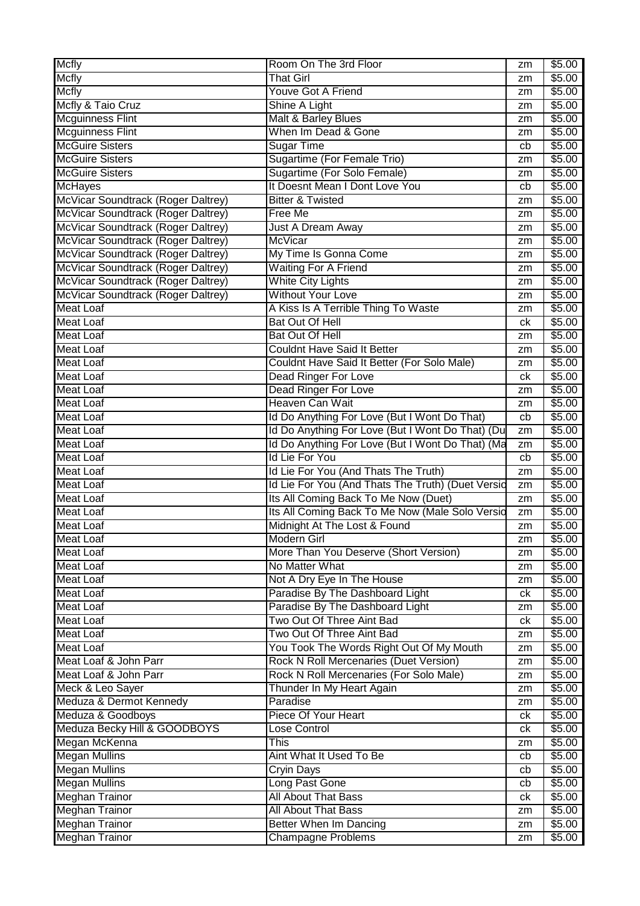| | | | |
|---|---|---|---|
| Mcfly | Room On The 3rd Floor | zm | $5.00 |
| Mcfly | That Girl | zm | $5.00 |
| Mcfly | Youve Got A Friend | zm | $5.00 |
| Mcfly & Taio Cruz | Shine A Light | zm | $5.00 |
| Mcguinness Flint | Malt & Barley Blues | zm | $5.00 |
| Mcguinness Flint | When Im Dead & Gone | zm | $5.00 |
| McGuire Sisters | Sugar Time | cb | $5.00 |
| McGuire Sisters | Sugartime (For Female Trio) | zm | $5.00 |
| McGuire Sisters | Sugartime (For Solo Female) | zm | $5.00 |
| McHayes | It Doesnt Mean I Dont Love You | cb | $5.00 |
| McVicar Soundtrack (Roger Daltrey) | Bitter & Twisted | zm | $5.00 |
| McVicar Soundtrack (Roger Daltrey) | Free Me | zm | $5.00 |
| McVicar Soundtrack (Roger Daltrey) | Just A Dream Away | zm | $5.00 |
| McVicar Soundtrack (Roger Daltrey) | McVicar | zm | $5.00 |
| McVicar Soundtrack (Roger Daltrey) | My Time Is Gonna Come | zm | $5.00 |
| McVicar Soundtrack (Roger Daltrey) | Waiting For A Friend | zm | $5.00 |
| McVicar Soundtrack (Roger Daltrey) | White City Lights | zm | $5.00 |
| McVicar Soundtrack (Roger Daltrey) | Without Your Love | zm | $5.00 |
| Meat Loaf | A Kiss Is A Terrible Thing To Waste | zm | $5.00 |
| Meat Loaf | Bat Out Of Hell | ck | $5.00 |
| Meat Loaf | Bat Out Of Hell | zm | $5.00 |
| Meat Loaf | Couldnt Have Said It Better | zm | $5.00 |
| Meat Loaf | Couldnt Have Said It Better (For Solo Male) | zm | $5.00 |
| Meat Loaf | Dead Ringer For Love | ck | $5.00 |
| Meat Loaf | Dead Ringer For Love | zm | $5.00 |
| Meat Loaf | Heaven Can Wait | zm | $5.00 |
| Meat Loaf | Id Do Anything For Love (But I Wont Do That) | cb | $5.00 |
| Meat Loaf | Id Do Anything For Love (But I Wont Do That) (Du | zm | $5.00 |
| Meat Loaf | Id Do Anything For Love (But I Wont Do That) (Ma | zm | $5.00 |
| Meat Loaf | Id Lie For You | cb | $5.00 |
| Meat Loaf | Id Lie For You (And Thats The Truth) | zm | $5.00 |
| Meat Loaf | Id Lie For You (And Thats The Truth) (Duet Versio | zm | $5.00 |
| Meat Loaf | Its All Coming Back To Me Now (Duet) | zm | $5.00 |
| Meat Loaf | Its All Coming Back To Me Now (Male Solo Versio | zm | $5.00 |
| Meat Loaf | Midnight At The Lost & Found | zm | $5.00 |
| Meat Loaf | Modern Girl | zm | $5.00 |
| Meat Loaf | More Than You Deserve (Short Version) | zm | $5.00 |
| Meat Loaf | No Matter What | zm | $5.00 |
| Meat Loaf | Not A Dry Eye In The House | zm | $5.00 |
| Meat Loaf | Paradise By The Dashboard Light | ck | $5.00 |
| Meat Loaf | Paradise By The Dashboard Light | zm | $5.00 |
| Meat Loaf | Two Out Of Three Aint Bad | ck | $5.00 |
| Meat Loaf | Two Out Of Three Aint Bad | zm | $5.00 |
| Meat Loaf | You Took The Words Right Out Of My Mouth | zm | $5.00 |
| Meat Loaf & John Parr | Rock N Roll Mercenaries (Duet Version) | zm | $5.00 |
| Meat Loaf & John Parr | Rock N Roll Mercenaries (For Solo Male) | zm | $5.00 |
| Meck & Leo Sayer | Thunder In My Heart Again | zm | $5.00 |
| Meduza & Dermot Kennedy | Paradise | zm | $5.00 |
| Meduza & Goodboys | Piece Of Your Heart | ck | $5.00 |
| Meduza Becky Hill & GOODBOYS | Lose Control | ck | $5.00 |
| Megan McKenna | This | zm | $5.00 |
| Megan Mullins | Aint What It Used To Be | cb | $5.00 |
| Megan Mullins | Cryin Days | cb | $5.00 |
| Megan Mullins | Long Past Gone | cb | $5.00 |
| Meghan Trainor | All About That Bass | ck | $5.00 |
| Meghan Trainor | All About That Bass | zm | $5.00 |
| Meghan Trainor | Better When Im Dancing | zm | $5.00 |
| Meghan Trainor | Champagne Problems | zm | $5.00 |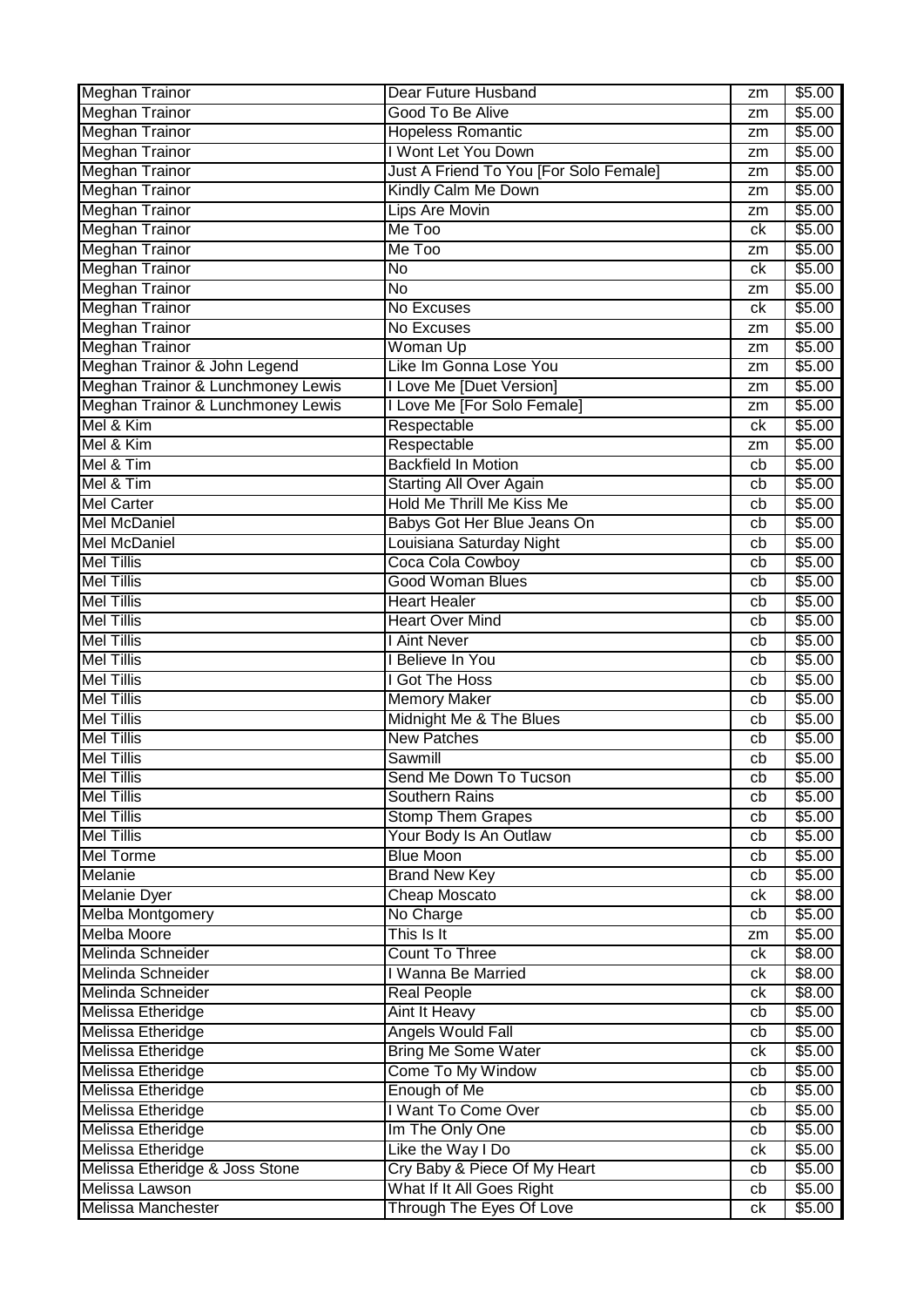| | | | |
|---|---|---|---|
| Meghan Trainor | Dear Future Husband | zm | $5.00 |
| Meghan Trainor | Good To Be Alive | zm | $5.00 |
| Meghan Trainor | Hopeless Romantic | zm | $5.00 |
| Meghan Trainor | I Wont Let You Down | zm | $5.00 |
| Meghan Trainor | Just A Friend To You [For Solo Female] | zm | $5.00 |
| Meghan Trainor | Kindly Calm Me Down | zm | $5.00 |
| Meghan Trainor | Lips Are Movin | zm | $5.00 |
| Meghan Trainor | Me Too | ck | $5.00 |
| Meghan Trainor | Me Too | zm | $5.00 |
| Meghan Trainor | No | ck | $5.00 |
| Meghan Trainor | No | zm | $5.00 |
| Meghan Trainor | No Excuses | ck | $5.00 |
| Meghan Trainor | No Excuses | zm | $5.00 |
| Meghan Trainor | Woman Up | zm | $5.00 |
| Meghan Trainor & John Legend | Like Im Gonna Lose You | zm | $5.00 |
| Meghan Trainor & Lunchmoney Lewis | I Love Me [Duet Version] | zm | $5.00 |
| Meghan Trainor & Lunchmoney Lewis | I Love Me [For Solo Female] | zm | $5.00 |
| Mel & Kim | Respectable | ck | $5.00 |
| Mel & Kim | Respectable | zm | $5.00 |
| Mel & Tim | Backfield In Motion | cb | $5.00 |
| Mel & Tim | Starting All Over Again | cb | $5.00 |
| Mel Carter | Hold Me Thrill Me Kiss Me | cb | $5.00 |
| Mel McDaniel | Babys Got Her Blue Jeans On | cb | $5.00 |
| Mel McDaniel | Louisiana Saturday Night | cb | $5.00 |
| Mel Tillis | Coca Cola Cowboy | cb | $5.00 |
| Mel Tillis | Good Woman Blues | cb | $5.00 |
| Mel Tillis | Heart Healer | cb | $5.00 |
| Mel Tillis | Heart Over Mind | cb | $5.00 |
| Mel Tillis | I Aint Never | cb | $5.00 |
| Mel Tillis | I Believe In You | cb | $5.00 |
| Mel Tillis | I Got The Hoss | cb | $5.00 |
| Mel Tillis | Memory Maker | cb | $5.00 |
| Mel Tillis | Midnight Me & The Blues | cb | $5.00 |
| Mel Tillis | New Patches | cb | $5.00 |
| Mel Tillis | Sawmill | cb | $5.00 |
| Mel Tillis | Send Me Down To Tucson | cb | $5.00 |
| Mel Tillis | Southern Rains | cb | $5.00 |
| Mel Tillis | Stomp Them Grapes | cb | $5.00 |
| Mel Tillis | Your Body Is An Outlaw | cb | $5.00 |
| Mel Torme | Blue Moon | cb | $5.00 |
| Melanie | Brand New Key | cb | $5.00 |
| Melanie Dyer | Cheap Moscato | ck | $8.00 |
| Melba Montgomery | No Charge | cb | $5.00 |
| Melba Moore | This Is It | zm | $5.00 |
| Melinda Schneider | Count To Three | ck | $8.00 |
| Melinda Schneider | I Wanna Be Married | ck | $8.00 |
| Melinda Schneider | Real People | ck | $8.00 |
| Melissa Etheridge | Aint It Heavy | cb | $5.00 |
| Melissa Etheridge | Angels Would Fall | cb | $5.00 |
| Melissa Etheridge | Bring Me Some Water | ck | $5.00 |
| Melissa Etheridge | Come To My Window | cb | $5.00 |
| Melissa Etheridge | Enough of Me | cb | $5.00 |
| Melissa Etheridge | I Want To Come Over | cb | $5.00 |
| Melissa Etheridge | Im The Only One | cb | $5.00 |
| Melissa Etheridge | Like the Way I Do | ck | $5.00 |
| Melissa Etheridge & Joss Stone | Cry Baby & Piece Of My Heart | cb | $5.00 |
| Melissa Lawson | What If It All Goes Right | cb | $5.00 |
| Melissa Manchester | Through The Eyes Of Love | ck | $5.00 |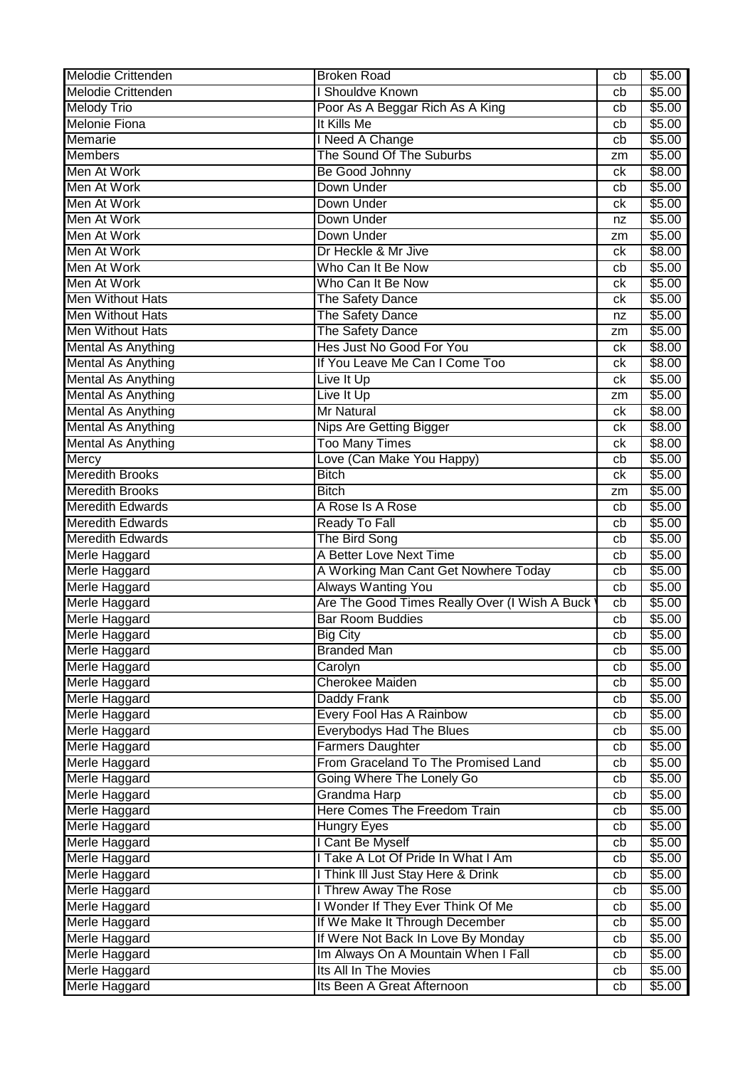| Melodie Crittenden | Broken Road | cb | $5.00 |
|---|---|---|---|
| Melodie Crittenden | I Shouldve Known | cb | $5.00 |
| Melody Trio | Poor As A Beggar Rich As A King | cb | $5.00 |
| Melonie Fiona | It Kills Me | cb | $5.00 |
| Memarie | I Need A Change | cb | $5.00 |
| Members | The Sound Of The Suburbs | zm | $5.00 |
| Men At Work | Be Good Johnny | ck | $8.00 |
| Men At Work | Down Under | cb | $5.00 |
| Men At Work | Down Under | ck | $5.00 |
| Men At Work | Down Under | nz | $5.00 |
| Men At Work | Down Under | zm | $5.00 |
| Men At Work | Dr Heckle & Mr Jive | ck | $8.00 |
| Men At Work | Who Can It Be Now | cb | $5.00 |
| Men At Work | Who Can It Be Now | ck | $5.00 |
| Men Without Hats | The Safety Dance | ck | $5.00 |
| Men Without Hats | The Safety Dance | nz | $5.00 |
| Men Without Hats | The Safety Dance | zm | $5.00 |
| Mental As Anything | Hes Just No Good For You | ck | $8.00 |
| Mental As Anything | If You Leave Me Can I Come Too | ck | $8.00 |
| Mental As Anything | Live It Up | ck | $5.00 |
| Mental As Anything | Live It Up | zm | $5.00 |
| Mental As Anything | Mr Natural | ck | $8.00 |
| Mental As Anything | Nips Are Getting Bigger | ck | $8.00 |
| Mental As Anything | Too Many Times | ck | $8.00 |
| Mercy | Love (Can Make You Happy) | cb | $5.00 |
| Meredith Brooks | Bitch | ck | $5.00 |
| Meredith Brooks | Bitch | zm | $5.00 |
| Meredith Edwards | A Rose Is A Rose | cb | $5.00 |
| Meredith Edwards | Ready To Fall | cb | $5.00 |
| Meredith Edwards | The Bird Song | cb | $5.00 |
| Merle Haggard | A Better Love Next Time | cb | $5.00 |
| Merle Haggard | A Working Man Cant Get Nowhere Today | cb | $5.00 |
| Merle Haggard | Always Wanting You | cb | $5.00 |
| Merle Haggard | Are The Good Times Really Over (I Wish A Buck | cb | $5.00 |
| Merle Haggard | Bar Room Buddies | cb | $5.00 |
| Merle Haggard | Big City | cb | $5.00 |
| Merle Haggard | Branded Man | cb | $5.00 |
| Merle Haggard | Carolyn | cb | $5.00 |
| Merle Haggard | Cherokee Maiden | cb | $5.00 |
| Merle Haggard | Daddy Frank | cb | $5.00 |
| Merle Haggard | Every Fool Has A Rainbow | cb | $5.00 |
| Merle Haggard | Everybodys Had The Blues | cb | $5.00 |
| Merle Haggard | Farmers Daughter | cb | $5.00 |
| Merle Haggard | From Graceland To The Promised Land | cb | $5.00 |
| Merle Haggard | Going Where The Lonely Go | cb | $5.00 |
| Merle Haggard | Grandma Harp | cb | $5.00 |
| Merle Haggard | Here Comes The Freedom Train | cb | $5.00 |
| Merle Haggard | Hungry Eyes | cb | $5.00 |
| Merle Haggard | I Cant Be Myself | cb | $5.00 |
| Merle Haggard | I Take A Lot Of Pride In What I Am | cb | $5.00 |
| Merle Haggard | I Think Ill Just Stay Here & Drink | cb | $5.00 |
| Merle Haggard | I Threw Away The Rose | cb | $5.00 |
| Merle Haggard | I Wonder If They Ever Think Of Me | cb | $5.00 |
| Merle Haggard | If We Make It Through December | cb | $5.00 |
| Merle Haggard | If Were Not Back In Love By Monday | cb | $5.00 |
| Merle Haggard | Im Always On A Mountain When I Fall | cb | $5.00 |
| Merle Haggard | Its All In The Movies | cb | $5.00 |
| Merle Haggard | Its Been A Great Afternoon | cb | $5.00 |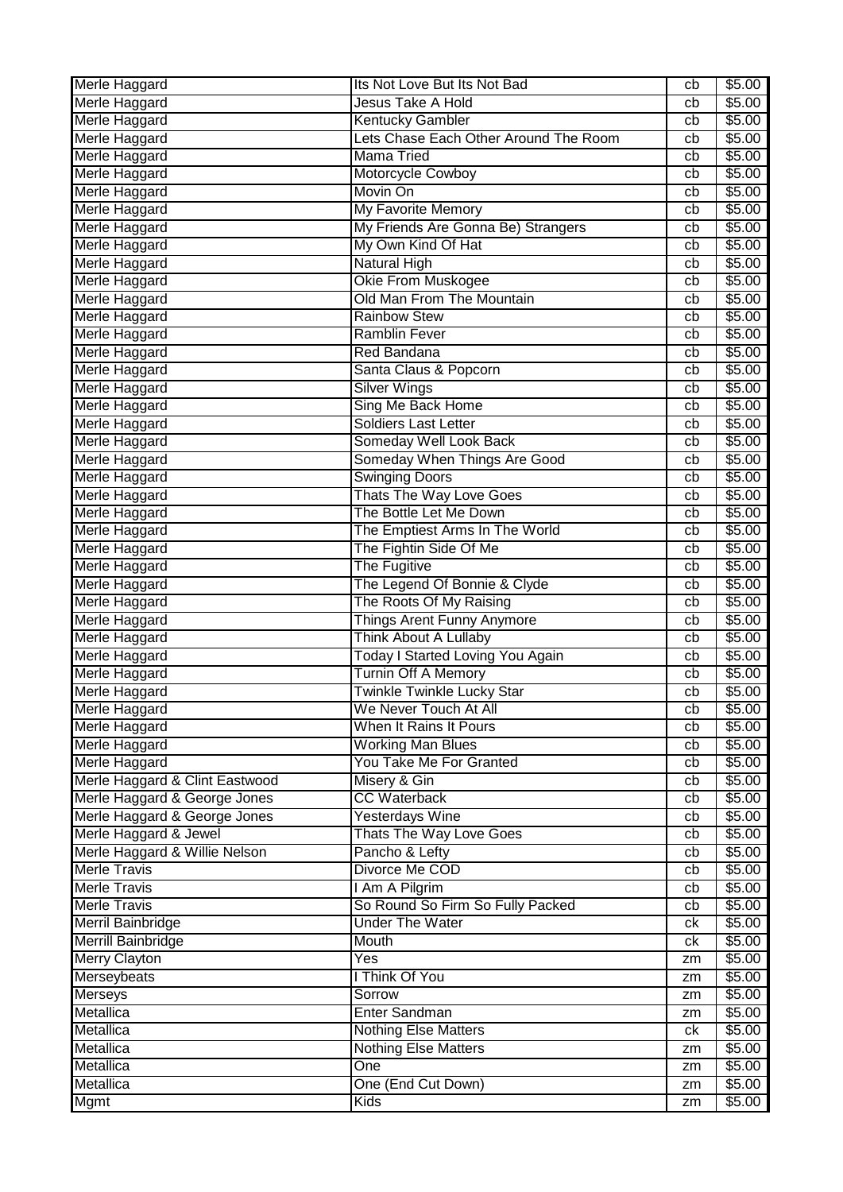| Merle Haggard | Its Not Love But Its Not Bad | cb | $5.00 |
|---|---|---|---|
| Merle Haggard | Jesus Take A Hold | cb | $5.00 |
| Merle Haggard | Kentucky Gambler | cb | $5.00 |
| Merle Haggard | Lets Chase Each Other Around The Room | cb | $5.00 |
| Merle Haggard | Mama Tried | cb | $5.00 |
| Merle Haggard | Motorcycle Cowboy | cb | $5.00 |
| Merle Haggard | Movin On | cb | $5.00 |
| Merle Haggard | My Favorite Memory | cb | $5.00 |
| Merle Haggard | My Friends Are Gonna Be) Strangers | cb | $5.00 |
| Merle Haggard | My Own Kind Of Hat | cb | $5.00 |
| Merle Haggard | Natural High | cb | $5.00 |
| Merle Haggard | Okie From Muskogee | cb | $5.00 |
| Merle Haggard | Old Man From The Mountain | cb | $5.00 |
| Merle Haggard | Rainbow Stew | cb | $5.00 |
| Merle Haggard | Ramblin Fever | cb | $5.00 |
| Merle Haggard | Red Bandana | cb | $5.00 |
| Merle Haggard | Santa Claus & Popcorn | cb | $5.00 |
| Merle Haggard | Silver Wings | cb | $5.00 |
| Merle Haggard | Sing Me Back Home | cb | $5.00 |
| Merle Haggard | Soldiers Last Letter | cb | $5.00 |
| Merle Haggard | Someday Well Look Back | cb | $5.00 |
| Merle Haggard | Someday When Things Are Good | cb | $5.00 |
| Merle Haggard | Swinging Doors | cb | $5.00 |
| Merle Haggard | Thats The Way Love Goes | cb | $5.00 |
| Merle Haggard | The Bottle Let Me Down | cb | $5.00 |
| Merle Haggard | The Emptiest Arms In The World | cb | $5.00 |
| Merle Haggard | The Fightin Side Of Me | cb | $5.00 |
| Merle Haggard | The Fugitive | cb | $5.00 |
| Merle Haggard | The Legend Of Bonnie & Clyde | cb | $5.00 |
| Merle Haggard | The Roots Of My Raising | cb | $5.00 |
| Merle Haggard | Things Arent Funny Anymore | cb | $5.00 |
| Merle Haggard | Think About A Lullaby | cb | $5.00 |
| Merle Haggard | Today I Started Loving You Again | cb | $5.00 |
| Merle Haggard | Turnin Off A Memory | cb | $5.00 |
| Merle Haggard | Twinkle Twinkle Lucky Star | cb | $5.00 |
| Merle Haggard | We Never Touch At All | cb | $5.00 |
| Merle Haggard | When It Rains It Pours | cb | $5.00 |
| Merle Haggard | Working Man Blues | cb | $5.00 |
| Merle Haggard | You Take Me For Granted | cb | $5.00 |
| Merle Haggard & Clint Eastwood | Misery & Gin | cb | $5.00 |
| Merle Haggard & George Jones | CC Waterback | cb | $5.00 |
| Merle Haggard & George Jones | Yesterdays Wine | cb | $5.00 |
| Merle Haggard & Jewel | Thats The Way Love Goes | cb | $5.00 |
| Merle Haggard & Willie Nelson | Pancho & Lefty | cb | $5.00 |
| Merle Travis | Divorce Me COD | cb | $5.00 |
| Merle Travis | I Am A Pilgrim | cb | $5.00 |
| Merle Travis | So Round So Firm So Fully Packed | cb | $5.00 |
| Merril Bainbridge | Under The Water | ck | $5.00 |
| Merrill Bainbridge | Mouth | ck | $5.00 |
| Merry Clayton | Yes | zm | $5.00 |
| Merseybeats | I Think Of You | zm | $5.00 |
| Merseys | Sorrow | zm | $5.00 |
| Metallica | Enter Sandman | zm | $5.00 |
| Metallica | Nothing Else Matters | ck | $5.00 |
| Metallica | Nothing Else Matters | zm | $5.00 |
| Metallica | One | zm | $5.00 |
| Metallica | One (End Cut Down) | zm | $5.00 |
| Mgmt | Kids | zm | $5.00 |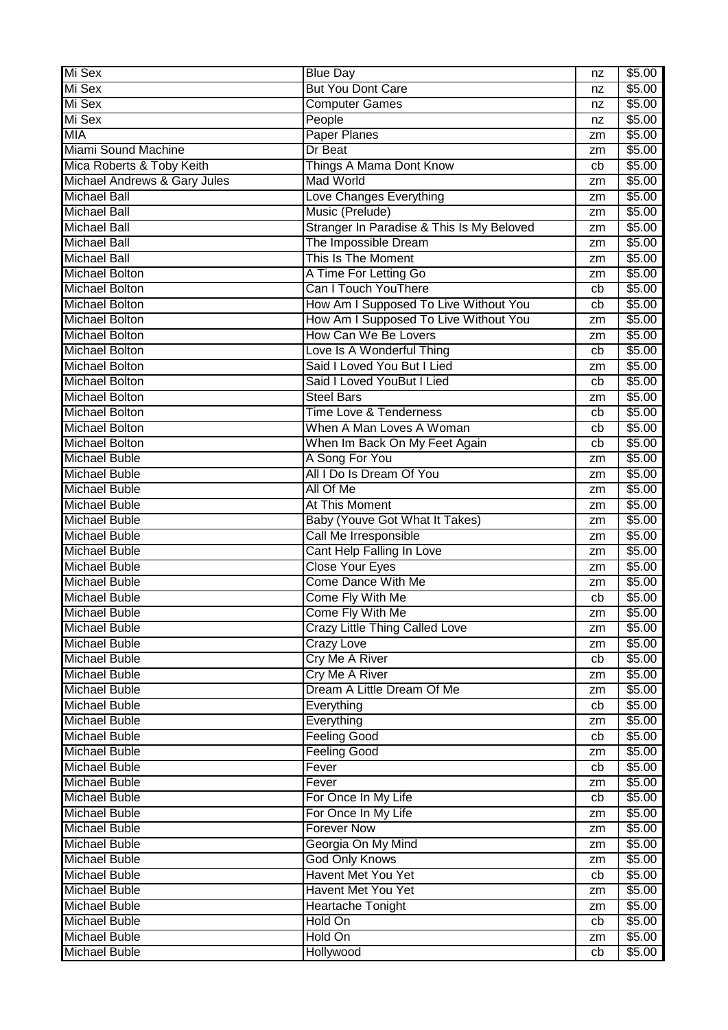| Mi Sex | Blue Day | nz | $5.00 |
|---|---|---|---|
| Mi Sex | But You Dont Care | nz | $5.00 |
| Mi Sex | Computer Games | nz | $5.00 |
| Mi Sex | People | nz | $5.00 |
| MIA | Paper Planes | zm | $5.00 |
| Miami Sound Machine | Dr Beat | zm | $5.00 |
| Mica Roberts & Toby Keith | Things A Mama Dont Know | cb | $5.00 |
| Michael Andrews & Gary Jules | Mad World | zm | $5.00 |
| Michael Ball | Love Changes Everything | zm | $5.00 |
| Michael Ball | Music (Prelude) | zm | $5.00 |
| Michael Ball | Stranger In Paradise & This Is My Beloved | zm | $5.00 |
| Michael Ball | The Impossible Dream | zm | $5.00 |
| Michael Ball | This Is The Moment | zm | $5.00 |
| Michael Bolton | A Time For Letting Go | zm | $5.00 |
| Michael Bolton | Can I Touch YouThere | cb | $5.00 |
| Michael Bolton | How Am I Supposed To Live Without You | cb | $5.00 |
| Michael Bolton | How Am I Supposed To Live Without You | zm | $5.00 |
| Michael Bolton | How Can We Be Lovers | zm | $5.00 |
| Michael Bolton | Love Is A Wonderful Thing | cb | $5.00 |
| Michael Bolton | Said I Loved You But I Lied | zm | $5.00 |
| Michael Bolton | Said I Loved YouBut I Lied | cb | $5.00 |
| Michael Bolton | Steel Bars | zm | $5.00 |
| Michael Bolton | Time Love & Tenderness | cb | $5.00 |
| Michael Bolton | When A Man Loves A Woman | cb | $5.00 |
| Michael Bolton | When Im Back On My Feet Again | cb | $5.00 |
| Michael Buble | A Song For You | zm | $5.00 |
| Michael Buble | All I Do Is Dream Of You | zm | $5.00 |
| Michael Buble | All Of Me | zm | $5.00 |
| Michael Buble | At This Moment | zm | $5.00 |
| Michael Buble | Baby (Youve Got What It Takes) | zm | $5.00 |
| Michael Buble | Call Me Irresponsible | zm | $5.00 |
| Michael Buble | Cant Help Falling In Love | zm | $5.00 |
| Michael Buble | Close Your Eyes | zm | $5.00 |
| Michael Buble | Come Dance With Me | zm | $5.00 |
| Michael Buble | Come Fly With Me | cb | $5.00 |
| Michael Buble | Come Fly With Me | zm | $5.00 |
| Michael Buble | Crazy Little Thing Called Love | zm | $5.00 |
| Michael Buble | Crazy Love | zm | $5.00 |
| Michael Buble | Cry Me A River | cb | $5.00 |
| Michael Buble | Cry Me A River | zm | $5.00 |
| Michael Buble | Dream A Little Dream Of Me | zm | $5.00 |
| Michael Buble | Everything | cb | $5.00 |
| Michael Buble | Everything | zm | $5.00 |
| Michael Buble | Feeling Good | cb | $5.00 |
| Michael Buble | Feeling Good | zm | $5.00 |
| Michael Buble | Fever | cb | $5.00 |
| Michael Buble | Fever | zm | $5.00 |
| Michael Buble | For Once In My Life | cb | $5.00 |
| Michael Buble | For Once In My Life | zm | $5.00 |
| Michael Buble | Forever Now | zm | $5.00 |
| Michael Buble | Georgia On My Mind | zm | $5.00 |
| Michael Buble | God Only Knows | zm | $5.00 |
| Michael Buble | Havent Met You Yet | cb | $5.00 |
| Michael Buble | Havent Met You Yet | zm | $5.00 |
| Michael Buble | Heartache Tonight | zm | $5.00 |
| Michael Buble | Hold On | cb | $5.00 |
| Michael Buble | Hold On | zm | $5.00 |
| Michael Buble | Hollywood | cb | $5.00 |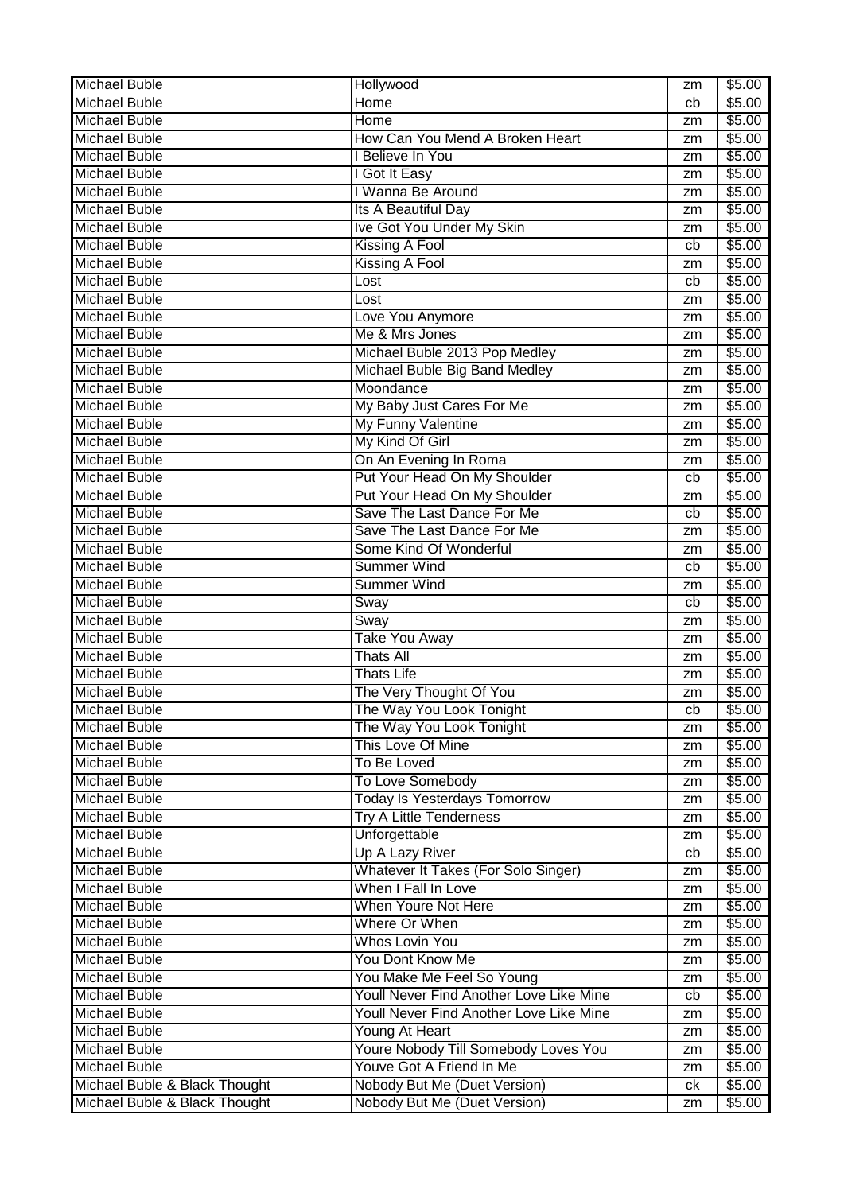| Michael Buble | Hollywood | zm | $5.00 |
|---|---|---|---|
| Michael Buble | Home | cb | $5.00 |
| Michael Buble | Home | zm | $5.00 |
| Michael Buble | How Can You Mend A Broken Heart | zm | $5.00 |
| Michael Buble | I Believe In You | zm | $5.00 |
| Michael Buble | I Got It Easy | zm | $5.00 |
| Michael Buble | I Wanna Be Around | zm | $5.00 |
| Michael Buble | Its A Beautiful Day | zm | $5.00 |
| Michael Buble | Ive Got You Under My Skin | zm | $5.00 |
| Michael Buble | Kissing A Fool | cb | $5.00 |
| Michael Buble | Kissing A Fool | zm | $5.00 |
| Michael Buble | Lost | cb | $5.00 |
| Michael Buble | Lost | zm | $5.00 |
| Michael Buble | Love You Anymore | zm | $5.00 |
| Michael Buble | Me & Mrs Jones | zm | $5.00 |
| Michael Buble | Michael Buble 2013 Pop Medley | zm | $5.00 |
| Michael Buble | Michael Buble Big Band Medley | zm | $5.00 |
| Michael Buble | Moondance | zm | $5.00 |
| Michael Buble | My Baby Just Cares For Me | zm | $5.00 |
| Michael Buble | My Funny Valentine | zm | $5.00 |
| Michael Buble | My Kind Of Girl | zm | $5.00 |
| Michael Buble | On An Evening In Roma | zm | $5.00 |
| Michael Buble | Put Your Head On My Shoulder | cb | $5.00 |
| Michael Buble | Put Your Head On My Shoulder | zm | $5.00 |
| Michael Buble | Save The Last Dance For Me | cb | $5.00 |
| Michael Buble | Save The Last Dance For Me | zm | $5.00 |
| Michael Buble | Some Kind Of Wonderful | zm | $5.00 |
| Michael Buble | Summer Wind | cb | $5.00 |
| Michael Buble | Summer Wind | zm | $5.00 |
| Michael Buble | Sway | cb | $5.00 |
| Michael Buble | Sway | zm | $5.00 |
| Michael Buble | Take You Away | zm | $5.00 |
| Michael Buble | Thats All | zm | $5.00 |
| Michael Buble | Thats Life | zm | $5.00 |
| Michael Buble | The Very Thought Of You | zm | $5.00 |
| Michael Buble | The Way You Look Tonight | cb | $5.00 |
| Michael Buble | The Way You Look Tonight | zm | $5.00 |
| Michael Buble | This Love Of Mine | zm | $5.00 |
| Michael Buble | To Be Loved | zm | $5.00 |
| Michael Buble | To Love Somebody | zm | $5.00 |
| Michael Buble | Today Is Yesterdays Tomorrow | zm | $5.00 |
| Michael Buble | Try A Little Tenderness | zm | $5.00 |
| Michael Buble | Unforgettable | zm | $5.00 |
| Michael Buble | Up A Lazy River | cb | $5.00 |
| Michael Buble | Whatever It Takes (For Solo Singer) | zm | $5.00 |
| Michael Buble | When I Fall In Love | zm | $5.00 |
| Michael Buble | When Youre Not Here | zm | $5.00 |
| Michael Buble | Where Or When | zm | $5.00 |
| Michael Buble | Whos Lovin You | zm | $5.00 |
| Michael Buble | You Dont Know Me | zm | $5.00 |
| Michael Buble | You Make Me Feel So Young | zm | $5.00 |
| Michael Buble | Youll Never Find Another Love Like Mine | cb | $5.00 |
| Michael Buble | Youll Never Find Another Love Like Mine | zm | $5.00 |
| Michael Buble | Young At Heart | zm | $5.00 |
| Michael Buble | Youre Nobody Till Somebody Loves You | zm | $5.00 |
| Michael Buble | Youve Got A Friend In Me | zm | $5.00 |
| Michael Buble & Black Thought | Nobody But Me (Duet Version) | ck | $5.00 |
| Michael Buble & Black Thought | Nobody But Me (Duet Version) | zm | $5.00 |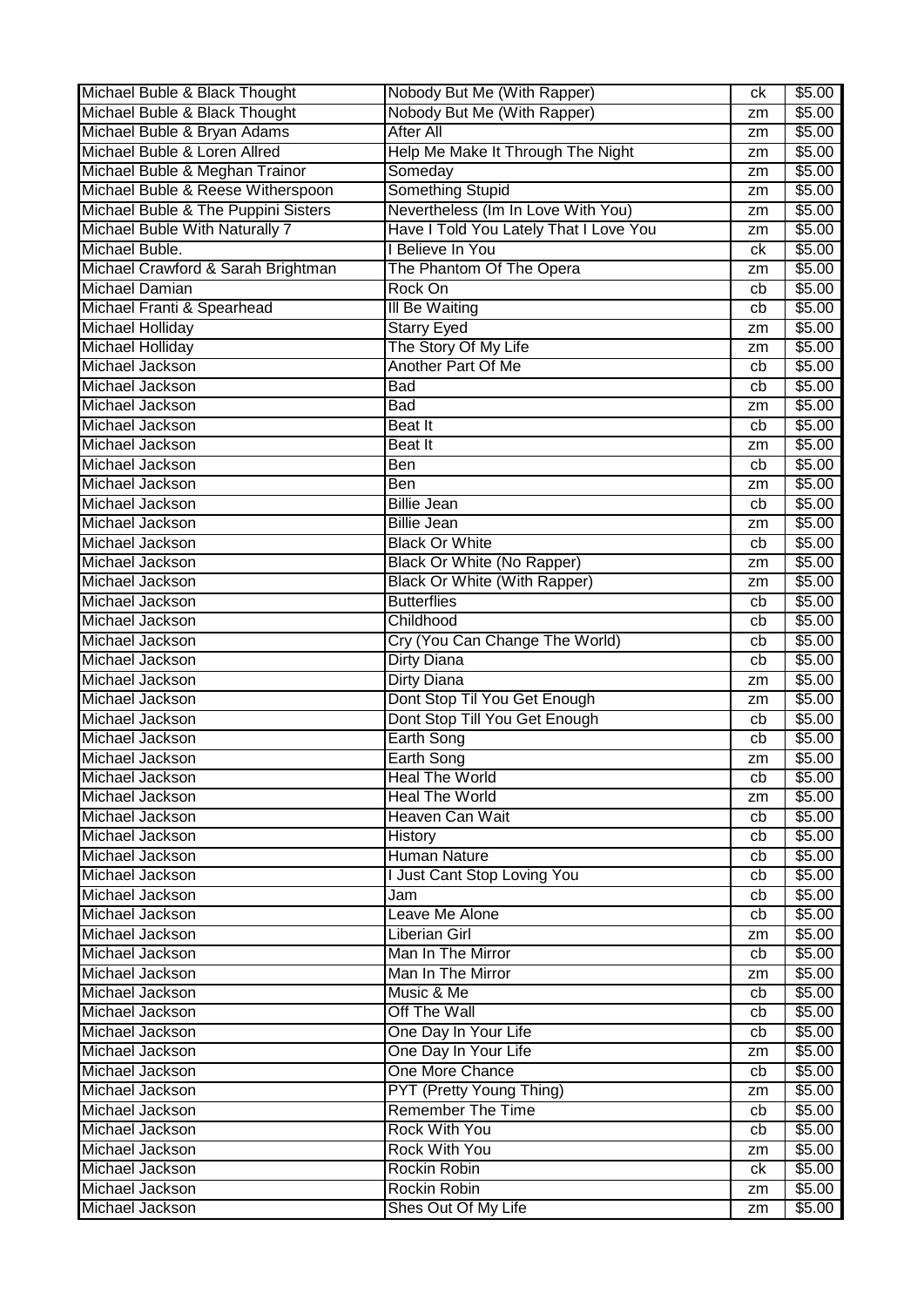| Michael Buble & Black Thought | Nobody But Me (With Rapper) | ck | $5.00 |
|---|---|---|---|
| Michael Buble & Black Thought | Nobody But Me (With Rapper) | zm | $5.00 |
| Michael Buble & Bryan Adams | After All | zm | $5.00 |
| Michael Buble & Loren Allred | Help Me Make It Through The Night | zm | $5.00 |
| Michael Buble & Meghan Trainor | Someday | zm | $5.00 |
| Michael Buble & Reese Witherspoon | Something Stupid | zm | $5.00 |
| Michael Buble & The Puppini Sisters | Nevertheless (Im In Love With You) | zm | $5.00 |
| Michael Buble With Naturally 7 | Have I Told You Lately That I Love You | zm | $5.00 |
| Michael Buble. | I Believe In You | ck | $5.00 |
| Michael Crawford & Sarah Brightman | The Phantom Of The Opera | zm | $5.00 |
| Michael Damian | Rock On | cb | $5.00 |
| Michael Franti & Spearhead | Ill Be Waiting | cb | $5.00 |
| Michael Holliday | Starry Eyed | zm | $5.00 |
| Michael Holliday | The Story Of My Life | zm | $5.00 |
| Michael Jackson | Another Part Of Me | cb | $5.00 |
| Michael Jackson | Bad | cb | $5.00 |
| Michael Jackson | Bad | zm | $5.00 |
| Michael Jackson | Beat It | cb | $5.00 |
| Michael Jackson | Beat It | zm | $5.00 |
| Michael Jackson | Ben | cb | $5.00 |
| Michael Jackson | Ben | zm | $5.00 |
| Michael Jackson | Billie Jean | cb | $5.00 |
| Michael Jackson | Billie Jean | zm | $5.00 |
| Michael Jackson | Black Or White | cb | $5.00 |
| Michael Jackson | Black Or White (No Rapper) | zm | $5.00 |
| Michael Jackson | Black Or White (With Rapper) | zm | $5.00 |
| Michael Jackson | Butterflies | cb | $5.00 |
| Michael Jackson | Childhood | cb | $5.00 |
| Michael Jackson | Cry (You Can Change The World) | cb | $5.00 |
| Michael Jackson | Dirty Diana | cb | $5.00 |
| Michael Jackson | Dirty Diana | zm | $5.00 |
| Michael Jackson | Dont Stop Til You Get Enough | zm | $5.00 |
| Michael Jackson | Dont Stop Till You Get Enough | cb | $5.00 |
| Michael Jackson | Earth Song | cb | $5.00 |
| Michael Jackson | Earth Song | zm | $5.00 |
| Michael Jackson | Heal The World | cb | $5.00 |
| Michael Jackson | Heal The World | zm | $5.00 |
| Michael Jackson | Heaven Can Wait | cb | $5.00 |
| Michael Jackson | History | cb | $5.00 |
| Michael Jackson | Human Nature | cb | $5.00 |
| Michael Jackson | I Just Cant Stop Loving You | cb | $5.00 |
| Michael Jackson | Jam | cb | $5.00 |
| Michael Jackson | Leave Me Alone | cb | $5.00 |
| Michael Jackson | Liberian Girl | zm | $5.00 |
| Michael Jackson | Man In The Mirror | cb | $5.00 |
| Michael Jackson | Man In The Mirror | zm | $5.00 |
| Michael Jackson | Music & Me | cb | $5.00 |
| Michael Jackson | Off The Wall | cb | $5.00 |
| Michael Jackson | One Day In Your Life | cb | $5.00 |
| Michael Jackson | One Day In Your Life | zm | $5.00 |
| Michael Jackson | One More Chance | cb | $5.00 |
| Michael Jackson | PYT (Pretty Young Thing) | zm | $5.00 |
| Michael Jackson | Remember The Time | cb | $5.00 |
| Michael Jackson | Rock With You | cb | $5.00 |
| Michael Jackson | Rock With You | zm | $5.00 |
| Michael Jackson | Rockin Robin | ck | $5.00 |
| Michael Jackson | Rockin Robin | zm | $5.00 |
| Michael Jackson | Shes Out Of My Life | zm | $5.00 |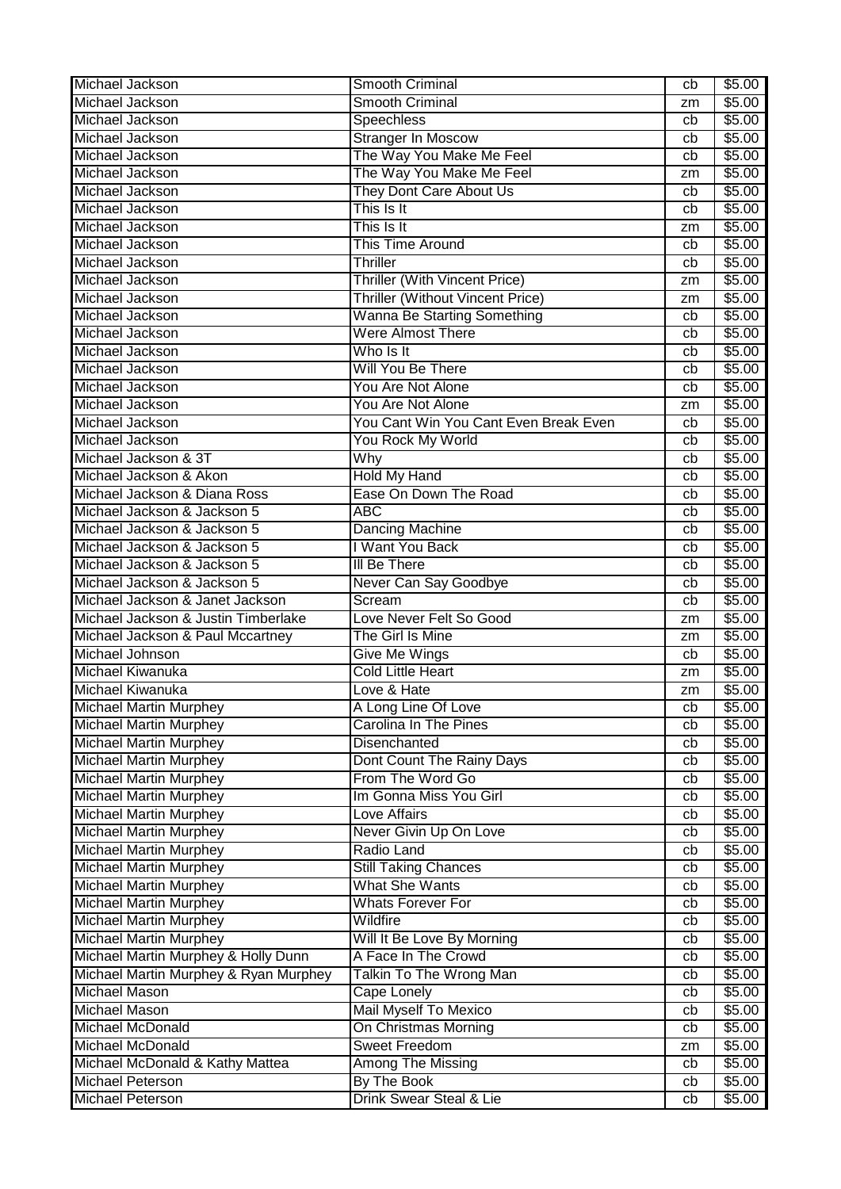| Michael Jackson | Smooth Criminal | cb | $5.00 |
|---|---|---|---|
| Michael Jackson | Smooth Criminal | zm | $5.00 |
| Michael Jackson | Speechless | cb | $5.00 |
| Michael Jackson | Stranger In Moscow | cb | $5.00 |
| Michael Jackson | The Way You Make Me Feel | cb | $5.00 |
| Michael Jackson | The Way You Make Me Feel | zm | $5.00 |
| Michael Jackson | They Dont Care About Us | cb | $5.00 |
| Michael Jackson | This Is It | cb | $5.00 |
| Michael Jackson | This Is It | zm | $5.00 |
| Michael Jackson | This Time Around | cb | $5.00 |
| Michael Jackson | Thriller | cb | $5.00 |
| Michael Jackson | Thriller (With Vincent Price) | zm | $5.00 |
| Michael Jackson | Thriller (Without Vincent Price) | zm | $5.00 |
| Michael Jackson | Wanna Be Starting Something | cb | $5.00 |
| Michael Jackson | Were Almost There | cb | $5.00 |
| Michael Jackson | Who Is It | cb | $5.00 |
| Michael Jackson | Will You Be There | cb | $5.00 |
| Michael Jackson | You Are Not Alone | cb | $5.00 |
| Michael Jackson | You Are Not Alone | zm | $5.00 |
| Michael Jackson | You Cant Win You Cant Even Break Even | cb | $5.00 |
| Michael Jackson | You Rock My World | cb | $5.00 |
| Michael Jackson & 3T | Why | cb | $5.00 |
| Michael Jackson & Akon | Hold My Hand | cb | $5.00 |
| Michael Jackson & Diana Ross | Ease On Down The Road | cb | $5.00 |
| Michael Jackson & Jackson 5 | ABC | cb | $5.00 |
| Michael Jackson & Jackson 5 | Dancing Machine | cb | $5.00 |
| Michael Jackson & Jackson 5 | I Want You Back | cb | $5.00 |
| Michael Jackson & Jackson 5 | Ill Be There | cb | $5.00 |
| Michael Jackson & Jackson 5 | Never Can Say Goodbye | cb | $5.00 |
| Michael Jackson & Janet Jackson | Scream | cb | $5.00 |
| Michael Jackson & Justin Timberlake | Love Never Felt So Good | zm | $5.00 |
| Michael Jackson & Paul Mccartney | The Girl Is Mine | zm | $5.00 |
| Michael Johnson | Give Me Wings | cb | $5.00 |
| Michael Kiwanuka | Cold Little Heart | zm | $5.00 |
| Michael Kiwanuka | Love & Hate | zm | $5.00 |
| Michael Martin Murphey | A Long Line Of Love | cb | $5.00 |
| Michael Martin Murphey | Carolina In The Pines | cb | $5.00 |
| Michael Martin Murphey | Disenchanted | cb | $5.00 |
| Michael Martin Murphey | Dont Count The Rainy Days | cb | $5.00 |
| Michael Martin Murphey | From The Word Go | cb | $5.00 |
| Michael Martin Murphey | Im Gonna Miss You Girl | cb | $5.00 |
| Michael Martin Murphey | Love Affairs | cb | $5.00 |
| Michael Martin Murphey | Never Givin Up On Love | cb | $5.00 |
| Michael Martin Murphey | Radio Land | cb | $5.00 |
| Michael Martin Murphey | Still Taking Chances | cb | $5.00 |
| Michael Martin Murphey | What She Wants | cb | $5.00 |
| Michael Martin Murphey | Whats Forever For | cb | $5.00 |
| Michael Martin Murphey | Wildfire | cb | $5.00 |
| Michael Martin Murphey | Will It Be Love By Morning | cb | $5.00 |
| Michael Martin Murphey & Holly Dunn | A Face In The Crowd | cb | $5.00 |
| Michael Martin Murphey & Ryan Murphey | Talkin To The Wrong Man | cb | $5.00 |
| Michael Mason | Cape Lonely | cb | $5.00 |
| Michael Mason | Mail Myself To Mexico | cb | $5.00 |
| Michael McDonald | On Christmas Morning | cb | $5.00 |
| Michael McDonald | Sweet Freedom | zm | $5.00 |
| Michael McDonald & Kathy Mattea | Among The Missing | cb | $5.00 |
| Michael Peterson | By The Book | cb | $5.00 |
| Michael Peterson | Drink Swear Steal & Lie | cb | $5.00 |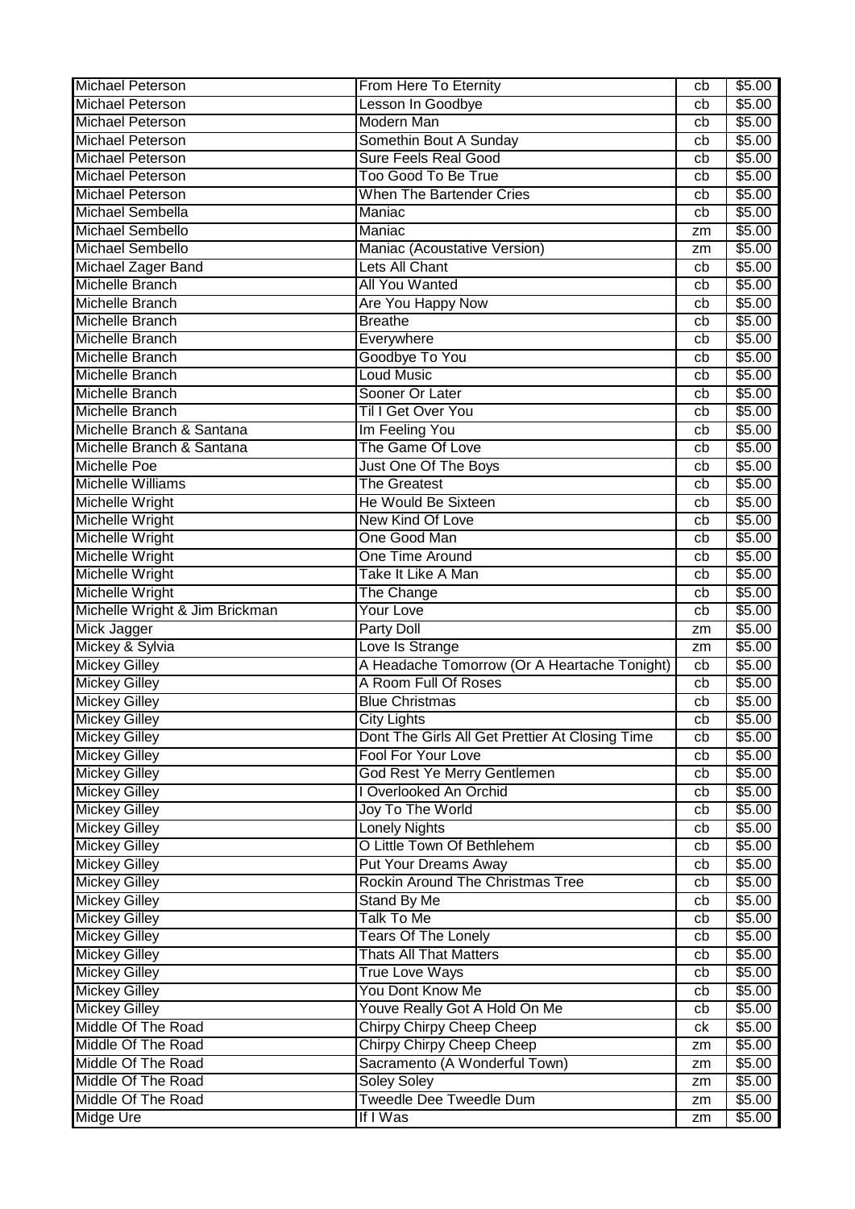| Michael Peterson | From Here To Eternity | cb | $5.00 |
|---|---|---|---|
| Michael Peterson | Lesson In Goodbye | cb | $5.00 |
| Michael Peterson | Modern Man | cb | $5.00 |
| Michael Peterson | Somethin Bout A Sunday | cb | $5.00 |
| Michael Peterson | Sure Feels Real Good | cb | $5.00 |
| Michael Peterson | Too Good To Be True | cb | $5.00 |
| Michael Peterson | When The Bartender Cries | cb | $5.00 |
| Michael Sembella | Maniac | cb | $5.00 |
| Michael Sembello | Maniac | zm | $5.00 |
| Michael Sembello | Maniac (Acoustative Version) | zm | $5.00 |
| Michael Zager Band | Lets All Chant | cb | $5.00 |
| Michelle Branch | All You Wanted | cb | $5.00 |
| Michelle Branch | Are You Happy Now | cb | $5.00 |
| Michelle Branch | Breathe | cb | $5.00 |
| Michelle Branch | Everywhere | cb | $5.00 |
| Michelle Branch | Goodbye To You | cb | $5.00 |
| Michelle Branch | Loud Music | cb | $5.00 |
| Michelle Branch | Sooner Or Later | cb | $5.00 |
| Michelle Branch | Til I Get Over You | cb | $5.00 |
| Michelle Branch & Santana | Im Feeling You | cb | $5.00 |
| Michelle Branch & Santana | The Game Of Love | cb | $5.00 |
| Michelle Poe | Just One Of The Boys | cb | $5.00 |
| Michelle Williams | The Greatest | cb | $5.00 |
| Michelle Wright | He Would Be Sixteen | cb | $5.00 |
| Michelle Wright | New Kind Of Love | cb | $5.00 |
| Michelle Wright | One Good Man | cb | $5.00 |
| Michelle Wright | One Time Around | cb | $5.00 |
| Michelle Wright | Take It Like A Man | cb | $5.00 |
| Michelle Wright | The Change | cb | $5.00 |
| Michelle Wright & Jim Brickman | Your Love | cb | $5.00 |
| Mick Jagger | Party Doll | zm | $5.00 |
| Mickey & Sylvia | Love Is Strange | zm | $5.00 |
| Mickey Gilley | A Headache Tomorrow (Or A Heartache Tonight) | cb | $5.00 |
| Mickey Gilley | A Room Full Of Roses | cb | $5.00 |
| Mickey Gilley | Blue Christmas | cb | $5.00 |
| Mickey Gilley | City Lights | cb | $5.00 |
| Mickey Gilley | Dont The Girls All Get Prettier At Closing Time | cb | $5.00 |
| Mickey Gilley | Fool For Your Love | cb | $5.00 |
| Mickey Gilley | God Rest Ye Merry Gentlemen | cb | $5.00 |
| Mickey Gilley | I Overlooked An Orchid | cb | $5.00 |
| Mickey Gilley | Joy To The World | cb | $5.00 |
| Mickey Gilley | Lonely Nights | cb | $5.00 |
| Mickey Gilley | O Little Town Of Bethlehem | cb | $5.00 |
| Mickey Gilley | Put Your Dreams Away | cb | $5.00 |
| Mickey Gilley | Rockin Around The Christmas Tree | cb | $5.00 |
| Mickey Gilley | Stand By Me | cb | $5.00 |
| Mickey Gilley | Talk To Me | cb | $5.00 |
| Mickey Gilley | Tears Of The Lonely | cb | $5.00 |
| Mickey Gilley | Thats All That Matters | cb | $5.00 |
| Mickey Gilley | True Love Ways | cb | $5.00 |
| Mickey Gilley | You Dont Know Me | cb | $5.00 |
| Mickey Gilley | Youve Really Got A Hold On Me | cb | $5.00 |
| Middle Of The Road | Chirpy Chirpy Cheep Cheep | ck | $5.00 |
| Middle Of The Road | Chirpy Chirpy Cheep Cheep | zm | $5.00 |
| Middle Of The Road | Sacramento (A Wonderful Town) | zm | $5.00 |
| Middle Of The Road | Soley Soley | zm | $5.00 |
| Middle Of The Road | Tweedle Dee Tweedle Dum | zm | $5.00 |
| Midge Ure | If I Was | zm | $5.00 |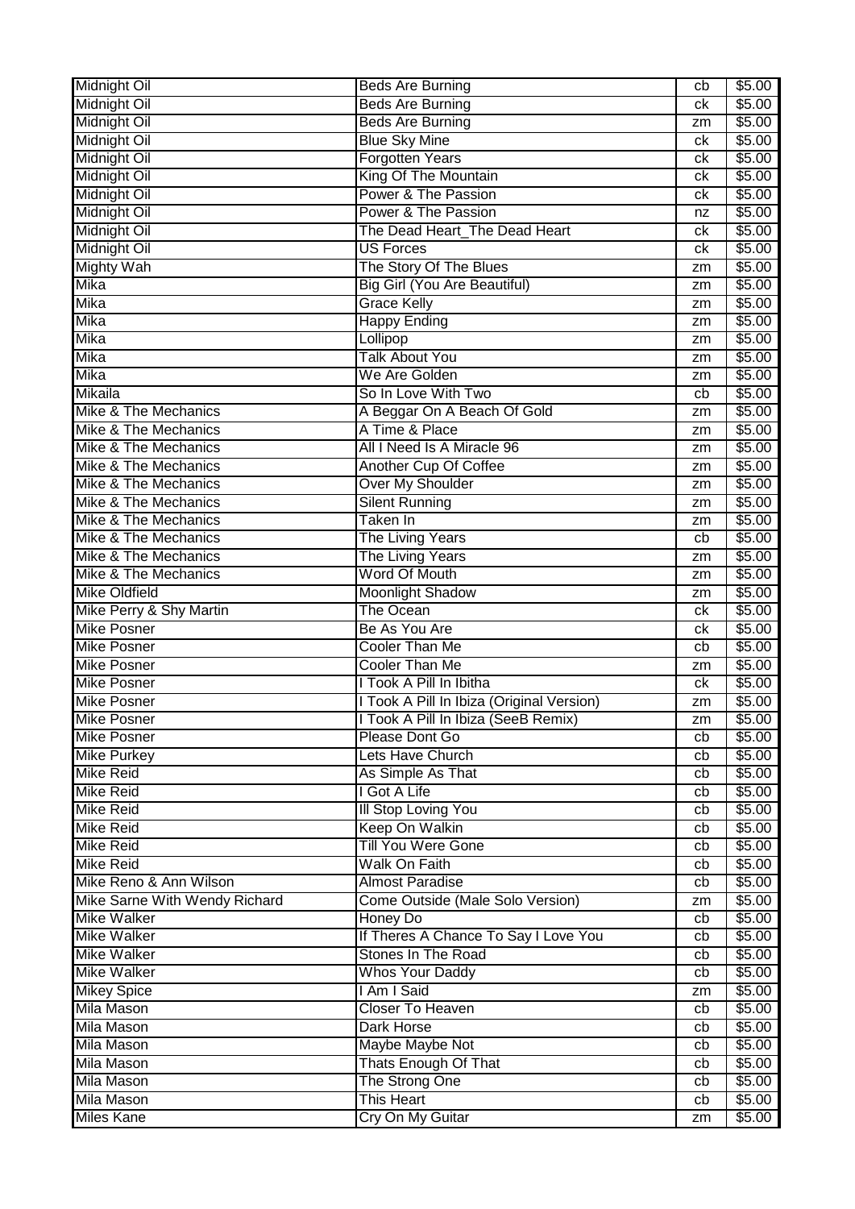| Midnight Oil | Beds Are Burning | cb | $5.00 |
|---|---|---|---|
| Midnight Oil | Beds Are Burning | ck | $5.00 |
| Midnight Oil | Beds Are Burning | zm | $5.00 |
| Midnight Oil | Blue Sky Mine | ck | $5.00 |
| Midnight Oil | Forgotten Years | ck | $5.00 |
| Midnight Oil | King Of The Mountain | ck | $5.00 |
| Midnight Oil | Power & The Passion | ck | $5.00 |
| Midnight Oil | Power & The Passion | nz | $5.00 |
| Midnight Oil | The Dead Heart_The Dead Heart | ck | $5.00 |
| Midnight Oil | US Forces | ck | $5.00 |
| Mighty Wah | The Story Of The Blues | zm | $5.00 |
| Mika | Big Girl (You Are Beautiful) | zm | $5.00 |
| Mika | Grace Kelly | zm | $5.00 |
| Mika | Happy Ending | zm | $5.00 |
| Mika | Lollipop | zm | $5.00 |
| Mika | Talk About You | zm | $5.00 |
| Mika | We Are Golden | zm | $5.00 |
| Mikaila | So In Love With Two | cb | $5.00 |
| Mike & The Mechanics | A Beggar On A Beach Of Gold | zm | $5.00 |
| Mike & The Mechanics | A Time & Place | zm | $5.00 |
| Mike & The Mechanics | All I Need Is A Miracle 96 | zm | $5.00 |
| Mike & The Mechanics | Another Cup Of Coffee | zm | $5.00 |
| Mike & The Mechanics | Over My Shoulder | zm | $5.00 |
| Mike & The Mechanics | Silent Running | zm | $5.00 |
| Mike & The Mechanics | Taken In | zm | $5.00 |
| Mike & The Mechanics | The Living Years | cb | $5.00 |
| Mike & The Mechanics | The Living Years | zm | $5.00 |
| Mike & The Mechanics | Word Of Mouth | zm | $5.00 |
| Mike Oldfield | Moonlight Shadow | zm | $5.00 |
| Mike Perry & Shy Martin | The Ocean | ck | $5.00 |
| Mike Posner | Be As You Are | ck | $5.00 |
| Mike Posner | Cooler Than Me | cb | $5.00 |
| Mike Posner | Cooler Than Me | zm | $5.00 |
| Mike Posner | I Took A Pill In Ibitha | ck | $5.00 |
| Mike Posner | I Took A Pill In Ibiza (Original Version) | zm | $5.00 |
| Mike Posner | I Took A Pill In Ibiza (SeeB Remix) | zm | $5.00 |
| Mike Posner | Please Dont Go | cb | $5.00 |
| Mike Purkey | Lets Have Church | cb | $5.00 |
| Mike Reid | As Simple As That | cb | $5.00 |
| Mike Reid | I Got A Life | cb | $5.00 |
| Mike Reid | Ill Stop Loving You | cb | $5.00 |
| Mike Reid | Keep On Walkin | cb | $5.00 |
| Mike Reid | Till You Were Gone | cb | $5.00 |
| Mike Reid | Walk On Faith | cb | $5.00 |
| Mike Reno & Ann Wilson | Almost Paradise | cb | $5.00 |
| Mike Sarne With Wendy Richard | Come Outside (Male Solo Version) | zm | $5.00 |
| Mike Walker | Honey Do | cb | $5.00 |
| Mike Walker | If Theres A Chance To Say I Love You | cb | $5.00 |
| Mike Walker | Stones In The Road | cb | $5.00 |
| Mike Walker | Whos Your Daddy | cb | $5.00 |
| Mikey Spice | I Am I Said | zm | $5.00 |
| Mila Mason | Closer To Heaven | cb | $5.00 |
| Mila Mason | Dark Horse | cb | $5.00 |
| Mila Mason | Maybe Maybe Not | cb | $5.00 |
| Mila Mason | Thats Enough Of That | cb | $5.00 |
| Mila Mason | The Strong One | cb | $5.00 |
| Mila Mason | This Heart | cb | $5.00 |
| Miles Kane | Cry On My Guitar | zm | $5.00 |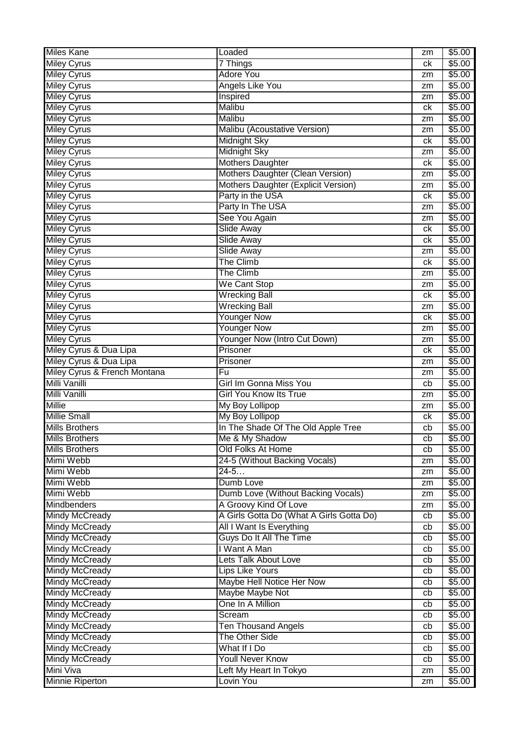| Miles Kane | Loaded | zm | $5.00 |
|---|---|---|---|
| Miley Cyrus | 7 Things | ck | $5.00 |
| Miley Cyrus | Adore You | zm | $5.00 |
| Miley Cyrus | Angels Like You | zm | $5.00 |
| Miley Cyrus | Inspired | zm | $5.00 |
| Miley Cyrus | Malibu | ck | $5.00 |
| Miley Cyrus | Malibu | zm | $5.00 |
| Miley Cyrus | Malibu (Acoustative Version) | zm | $5.00 |
| Miley Cyrus | Midnight Sky | ck | $5.00 |
| Miley Cyrus | Midnight Sky | zm | $5.00 |
| Miley Cyrus | Mothers Daughter | ck | $5.00 |
| Miley Cyrus | Mothers Daughter (Clean Version) | zm | $5.00 |
| Miley Cyrus | Mothers Daughter (Explicit Version) | zm | $5.00 |
| Miley Cyrus | Party in the USA | ck | $5.00 |
| Miley Cyrus | Party In The USA | zm | $5.00 |
| Miley Cyrus | See You Again | zm | $5.00 |
| Miley Cyrus | Slide Away | ck | $5.00 |
| Miley Cyrus | Slide Away | ck | $5.00 |
| Miley Cyrus | Slide Away | zm | $5.00 |
| Miley Cyrus | The Climb | ck | $5.00 |
| Miley Cyrus | The Climb | zm | $5.00 |
| Miley Cyrus | We Cant Stop | zm | $5.00 |
| Miley Cyrus | Wrecking Ball | ck | $5.00 |
| Miley Cyrus | Wrecking Ball | zm | $5.00 |
| Miley Cyrus | Younger Now | ck | $5.00 |
| Miley Cyrus | Younger Now | zm | $5.00 |
| Miley Cyrus | Younger Now (Intro Cut Down) | zm | $5.00 |
| Miley Cyrus & Dua Lipa | Prisoner | ck | $5.00 |
| Miley Cyrus & Dua Lipa | Prisoner | zm | $5.00 |
| Miley Cyrus & French Montana | Fu | zm | $5.00 |
| Milli Vanilli | Girl Im Gonna Miss You | cb | $5.00 |
| Milli Vanilli | Girl You Know Its True | zm | $5.00 |
| Millie | My Boy Lollipop | zm | $5.00 |
| Millie Small | My Boy Lollipop | ck | $5.00 |
| Mills Brothers | In The Shade Of The Old Apple Tree | cb | $5.00 |
| Mills Brothers | Me & My Shadow | cb | $5.00 |
| Mills Brothers | Old Folks At Home | cb | $5.00 |
| Mimi Webb | 24-5 (Without Backing Vocals) | zm | $5.00 |
| Mimi Webb | 24-5… | zm | $5.00 |
| Mimi Webb | Dumb Love | zm | $5.00 |
| Mimi Webb | Dumb Love (Without Backing Vocals) | zm | $5.00 |
| Mindbenders | A Groovy Kind Of Love | zm | $5.00 |
| Mindy McCready | A Girls Gotta Do (What A Girls Gotta Do) | cb | $5.00 |
| Mindy McCready | All I Want Is Everything | cb | $5.00 |
| Mindy McCready | Guys Do It All The Time | cb | $5.00 |
| Mindy McCready | I Want A Man | cb | $5.00 |
| Mindy McCready | Lets Talk About Love | cb | $5.00 |
| Mindy McCready | Lips Like Yours | cb | $5.00 |
| Mindy McCready | Maybe Hell Notice Her Now | cb | $5.00 |
| Mindy McCready | Maybe Maybe Not | cb | $5.00 |
| Mindy McCready | One In A Million | cb | $5.00 |
| Mindy McCready | Scream | cb | $5.00 |
| Mindy McCready | Ten Thousand Angels | cb | $5.00 |
| Mindy McCready | The Other Side | cb | $5.00 |
| Mindy McCready | What If I Do | cb | $5.00 |
| Mindy McCready | Youll Never Know | cb | $5.00 |
| Mini Viva | Left My Heart In Tokyo | zm | $5.00 |
| Minnie Riperton | Lovin You | zm | $5.00 |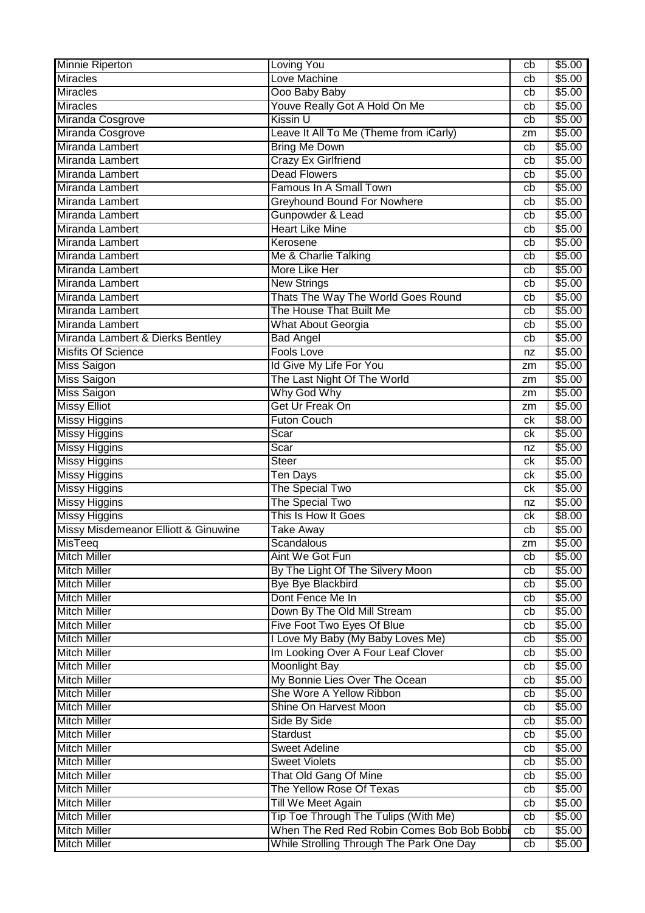| Minnie Riperton | Loving You | cb | $5.00 |
|---|---|---|---|
| Miracles | Love Machine | cb | $5.00 |
| Miracles | Ooo Baby Baby | cb | $5.00 |
| Miracles | Youve Really Got A Hold On Me | cb | $5.00 |
| Miranda Cosgrove | Kissin U | cb | $5.00 |
| Miranda Cosgrove | Leave It All To Me (Theme from iCarly) | zm | $5.00 |
| Miranda Lambert | Bring Me Down | cb | $5.00 |
| Miranda Lambert | Crazy Ex Girlfriend | cb | $5.00 |
| Miranda Lambert | Dead Flowers | cb | $5.00 |
| Miranda Lambert | Famous In A Small Town | cb | $5.00 |
| Miranda Lambert | Greyhound Bound For Nowhere | cb | $5.00 |
| Miranda Lambert | Gunpowder & Lead | cb | $5.00 |
| Miranda Lambert | Heart Like Mine | cb | $5.00 |
| Miranda Lambert | Kerosene | cb | $5.00 |
| Miranda Lambert | Me & Charlie Talking | cb | $5.00 |
| Miranda Lambert | More Like Her | cb | $5.00 |
| Miranda Lambert | New Strings | cb | $5.00 |
| Miranda Lambert | Thats The Way The World Goes Round | cb | $5.00 |
| Miranda Lambert | The House That Built Me | cb | $5.00 |
| Miranda Lambert | What About Georgia | cb | $5.00 |
| Miranda Lambert & Dierks Bentley | Bad Angel | cb | $5.00 |
| Misfits Of Science | Fools Love | nz | $5.00 |
| Miss Saigon | Id Give My Life For You | zm | $5.00 |
| Miss Saigon | The Last Night Of The World | zm | $5.00 |
| Miss Saigon | Why God Why | zm | $5.00 |
| Missy Elliot | Get Ur Freak On | zm | $5.00 |
| Missy Higgins | Futon Couch | ck | $8.00 |
| Missy Higgins | Scar | ck | $5.00 |
| Missy Higgins | Scar | nz | $5.00 |
| Missy Higgins | Steer | ck | $5.00 |
| Missy Higgins | Ten Days | ck | $5.00 |
| Missy Higgins | The Special Two | ck | $5.00 |
| Missy Higgins | The Special Two | nz | $5.00 |
| Missy Higgins | This Is How It Goes | ck | $8.00 |
| Missy Misdemeanor Elliott & Ginuwine | Take Away | cb | $5.00 |
| MisTeeq | Scandalous | zm | $5.00 |
| Mitch Miller | Aint We Got Fun | cb | $5.00 |
| Mitch Miller | By The Light Of The Silvery Moon | cb | $5.00 |
| Mitch Miller | Bye Bye Blackbird | cb | $5.00 |
| Mitch Miller | Dont Fence Me In | cb | $5.00 |
| Mitch Miller | Down By The Old Mill Stream | cb | $5.00 |
| Mitch Miller | Five Foot Two Eyes Of Blue | cb | $5.00 |
| Mitch Miller | I Love My Baby (My Baby Loves Me) | cb | $5.00 |
| Mitch Miller | Im Looking Over A Four Leaf Clover | cb | $5.00 |
| Mitch Miller | Moonlight Bay | cb | $5.00 |
| Mitch Miller | My Bonnie Lies Over The Ocean | cb | $5.00 |
| Mitch Miller | She Wore A Yellow Ribbon | cb | $5.00 |
| Mitch Miller | Shine On Harvest Moon | cb | $5.00 |
| Mitch Miller | Side By Side | cb | $5.00 |
| Mitch Miller | Stardust | cb | $5.00 |
| Mitch Miller | Sweet Adeline | cb | $5.00 |
| Mitch Miller | Sweet Violets | cb | $5.00 |
| Mitch Miller | That Old Gang Of Mine | cb | $5.00 |
| Mitch Miller | The Yellow Rose Of Texas | cb | $5.00 |
| Mitch Miller | Till We Meet Again | cb | $5.00 |
| Mitch Miller | Tip Toe Through The Tulips (With Me) | cb | $5.00 |
| Mitch Miller | When The Red Red Robin Comes Bob Bob Bobbi | cb | $5.00 |
| Mitch Miller | While Strolling Through The Park One Day | cb | $5.00 |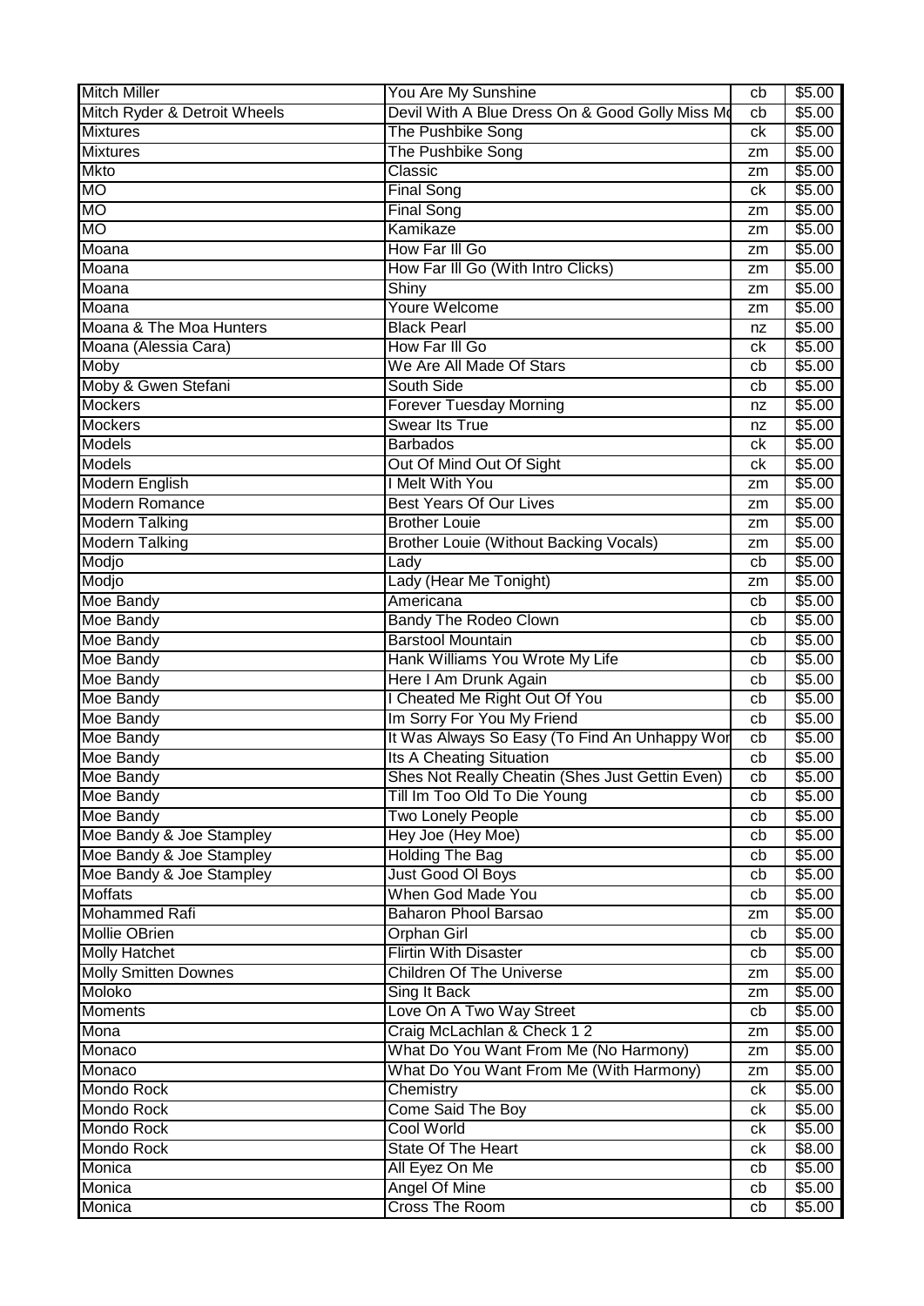| Mitch Miller | You Are My Sunshine | cb | $5.00 |
|---|---|---|---|
| Mitch Ryder & Detroit Wheels | Devil With A Blue Dress On & Good Golly Miss Mo | cb | $5.00 |
| Mixtures | The Pushbike Song | ck | $5.00 |
| Mixtures | The Pushbike Song | zm | $5.00 |
| Mkto | Classic | zm | $5.00 |
| MO | Final Song | ck | $5.00 |
| MO | Final Song | zm | $5.00 |
| MO | Kamikaze | zm | $5.00 |
| Moana | How Far Ill Go | zm | $5.00 |
| Moana | How Far Ill Go (With Intro Clicks) | zm | $5.00 |
| Moana | Shiny | zm | $5.00 |
| Moana | Youre Welcome | zm | $5.00 |
| Moana & The Moa Hunters | Black Pearl | nz | $5.00 |
| Moana (Alessia Cara) | How Far Ill Go | ck | $5.00 |
| Moby | We Are All Made Of Stars | cb | $5.00 |
| Moby & Gwen Stefani | South Side | cb | $5.00 |
| Mockers | Forever Tuesday Morning | nz | $5.00 |
| Mockers | Swear Its True | nz | $5.00 |
| Models | Barbados | ck | $5.00 |
| Models | Out Of Mind Out Of Sight | ck | $5.00 |
| Modern English | I Melt With You | zm | $5.00 |
| Modern Romance | Best Years Of Our Lives | zm | $5.00 |
| Modern Talking | Brother Louie | zm | $5.00 |
| Modern Talking | Brother Louie (Without Backing Vocals) | zm | $5.00 |
| Modjo | Lady | cb | $5.00 |
| Modjo | Lady (Hear Me Tonight) | zm | $5.00 |
| Moe Bandy | Americana | cb | $5.00 |
| Moe Bandy | Bandy The Rodeo Clown | cb | $5.00 |
| Moe Bandy | Barstool Mountain | cb | $5.00 |
| Moe Bandy | Hank Williams You Wrote My Life | cb | $5.00 |
| Moe Bandy | Here I Am Drunk Again | cb | $5.00 |
| Moe Bandy | I Cheated Me Right Out Of You | cb | $5.00 |
| Moe Bandy | Im Sorry For You My Friend | cb | $5.00 |
| Moe Bandy | It Was Always So Easy (To Find An Unhappy Wor | cb | $5.00 |
| Moe Bandy | Its A Cheating Situation | cb | $5.00 |
| Moe Bandy | Shes Not Really Cheatin (Shes Just Gettin Even) | cb | $5.00 |
| Moe Bandy | Till Im Too Old To Die Young | cb | $5.00 |
| Moe Bandy | Two Lonely People | cb | $5.00 |
| Moe Bandy & Joe Stampley | Hey Joe (Hey Moe) | cb | $5.00 |
| Moe Bandy & Joe Stampley | Holding The Bag | cb | $5.00 |
| Moe Bandy & Joe Stampley | Just Good Ol Boys | cb | $5.00 |
| Moffats | When God Made You | cb | $5.00 |
| Mohammed Rafi | Baharon Phool Barsao | zm | $5.00 |
| Mollie OBrien | Orphan Girl | cb | $5.00 |
| Molly Hatchet | Flirtin With Disaster | cb | $5.00 |
| Molly Smitten Downes | Children Of The Universe | zm | $5.00 |
| Moloko | Sing It Back | zm | $5.00 |
| Moments | Love On A Two Way Street | cb | $5.00 |
| Mona | Craig McLachlan & Check 1 2 | zm | $5.00 |
| Monaco | What Do You Want From Me (No Harmony) | zm | $5.00 |
| Monaco | What Do You Want From Me (With Harmony) | zm | $5.00 |
| Mondo Rock | Chemistry | ck | $5.00 |
| Mondo Rock | Come Said The Boy | ck | $5.00 |
| Mondo Rock | Cool World | ck | $5.00 |
| Mondo Rock | State Of The Heart | ck | $8.00 |
| Monica | All Eyez On Me | cb | $5.00 |
| Monica | Angel Of Mine | cb | $5.00 |
| Monica | Cross The Room | cb | $5.00 |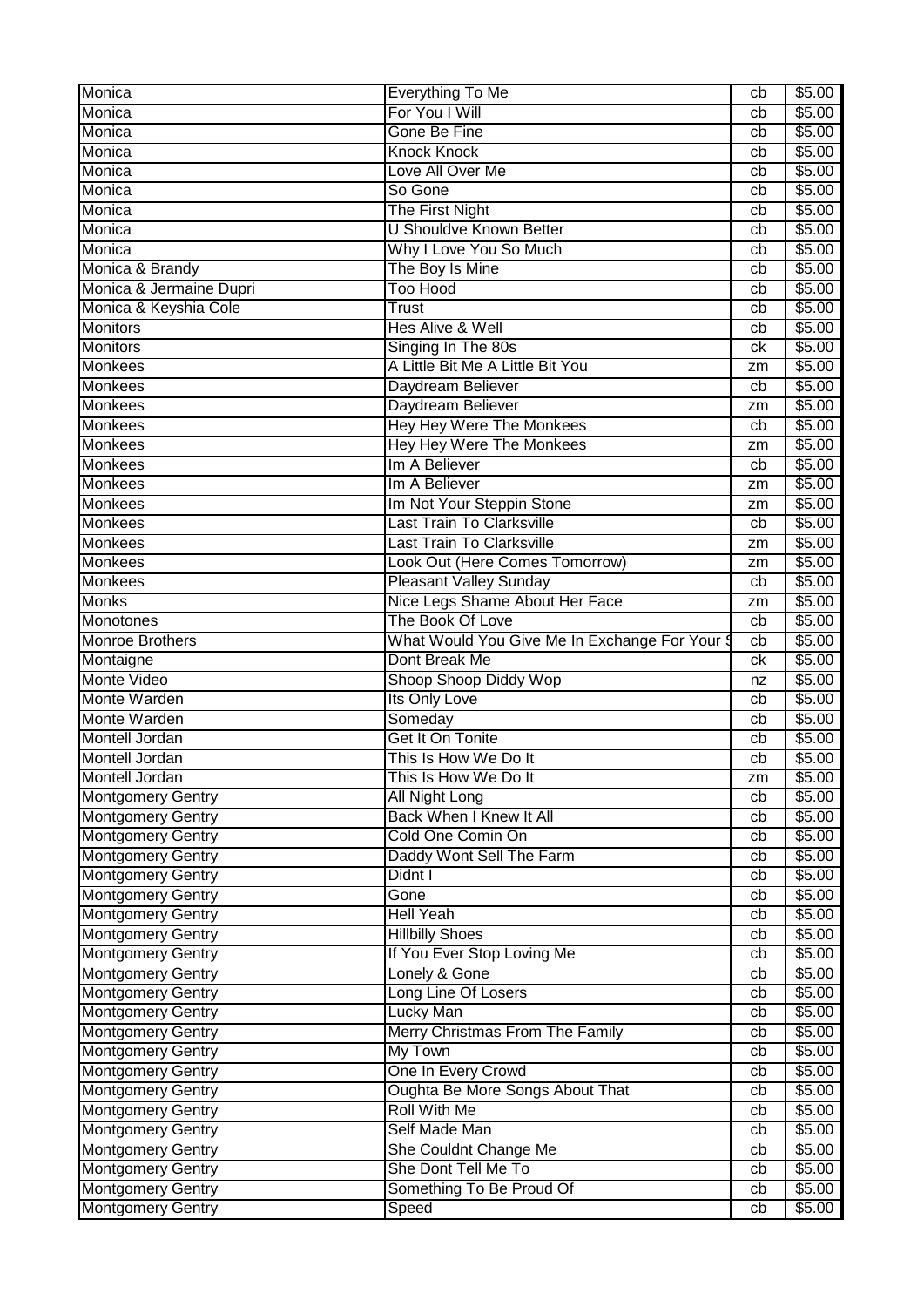| Monica | Everything To Me | cb | $5.00 |
|---|---|---|---|
| Monica | For You I Will | cb | $5.00 |
| Monica | Gone Be Fine | cb | $5.00 |
| Monica | Knock Knock | cb | $5.00 |
| Monica | Love All Over Me | cb | $5.00 |
| Monica | So Gone | cb | $5.00 |
| Monica | The First Night | cb | $5.00 |
| Monica | U Shouldve Known Better | cb | $5.00 |
| Monica | Why I Love You So Much | cb | $5.00 |
| Monica & Brandy | The Boy Is Mine | cb | $5.00 |
| Monica & Jermaine Dupri | Too Hood | cb | $5.00 |
| Monica & Keyshia Cole | Trust | cb | $5.00 |
| Monitors | Hes Alive & Well | cb | $5.00 |
| Monitors | Singing In The 80s | ck | $5.00 |
| Monkees | A Little Bit Me A Little Bit You | zm | $5.00 |
| Monkees | Daydream Believer | cb | $5.00 |
| Monkees | Daydream Believer | zm | $5.00 |
| Monkees | Hey Hey Were The Monkees | cb | $5.00 |
| Monkees | Hey Hey Were The Monkees | zm | $5.00 |
| Monkees | Im A Believer | cb | $5.00 |
| Monkees | Im A Believer | zm | $5.00 |
| Monkees | Im Not Your Steppin Stone | zm | $5.00 |
| Monkees | Last Train To Clarksville | cb | $5.00 |
| Monkees | Last Train To Clarksville | zm | $5.00 |
| Monkees | Look Out (Here Comes Tomorrow) | zm | $5.00 |
| Monkees | Pleasant Valley Sunday | cb | $5.00 |
| Monks | Nice Legs Shame About Her Face | zm | $5.00 |
| Monotones | The Book Of Love | cb | $5.00 |
| Monroe Brothers | What Would You Give Me In Exchange For Your S | cb | $5.00 |
| Montaigne | Dont Break Me | ck | $5.00 |
| Monte Video | Shoop Shoop Diddy Wop | nz | $5.00 |
| Monte Warden | Its Only Love | cb | $5.00 |
| Monte Warden | Someday | cb | $5.00 |
| Montell Jordan | Get It On Tonite | cb | $5.00 |
| Montell Jordan | This Is How We Do It | cb | $5.00 |
| Montell Jordan | This Is How We Do It | zm | $5.00 |
| Montgomery Gentry | All Night Long | cb | $5.00 |
| Montgomery Gentry | Back When I Knew It All | cb | $5.00 |
| Montgomery Gentry | Cold One Comin On | cb | $5.00 |
| Montgomery Gentry | Daddy Wont Sell The Farm | cb | $5.00 |
| Montgomery Gentry | Didnt I | cb | $5.00 |
| Montgomery Gentry | Gone | cb | $5.00 |
| Montgomery Gentry | Hell Yeah | cb | $5.00 |
| Montgomery Gentry | Hillbilly Shoes | cb | $5.00 |
| Montgomery Gentry | If You Ever Stop Loving Me | cb | $5.00 |
| Montgomery Gentry | Lonely & Gone | cb | $5.00 |
| Montgomery Gentry | Long Line Of Losers | cb | $5.00 |
| Montgomery Gentry | Lucky Man | cb | $5.00 |
| Montgomery Gentry | Merry Christmas From The Family | cb | $5.00 |
| Montgomery Gentry | My Town | cb | $5.00 |
| Montgomery Gentry | One In Every Crowd | cb | $5.00 |
| Montgomery Gentry | Oughta Be More Songs About That | cb | $5.00 |
| Montgomery Gentry | Roll With Me | cb | $5.00 |
| Montgomery Gentry | Self Made Man | cb | $5.00 |
| Montgomery Gentry | She Couldnt Change Me | cb | $5.00 |
| Montgomery Gentry | She Dont Tell Me To | cb | $5.00 |
| Montgomery Gentry | Something To Be Proud Of | cb | $5.00 |
| Montgomery Gentry | Speed | cb | $5.00 |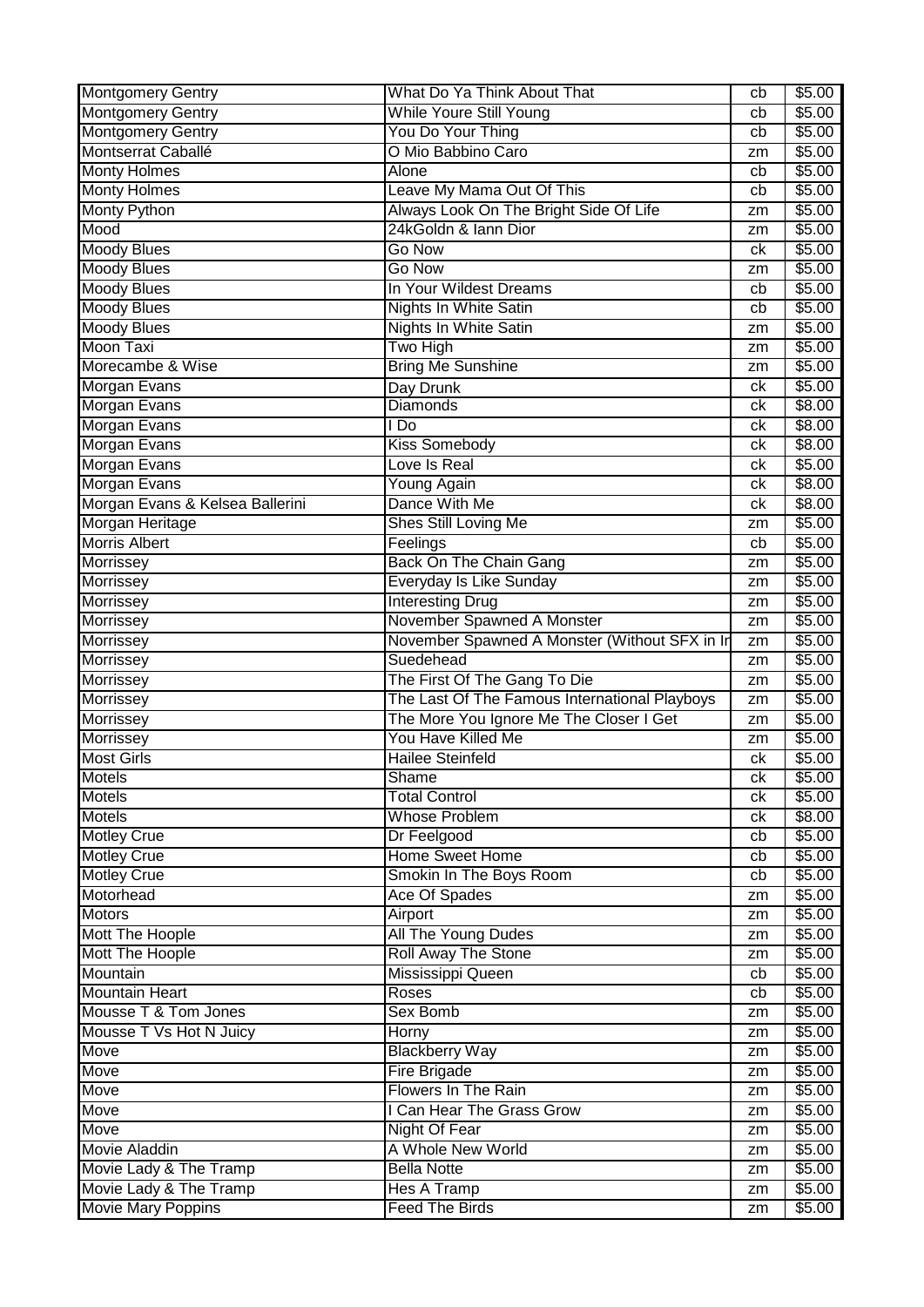| Montgomery Gentry | What Do Ya Think About That | cb | $5.00 |
|---|---|---|---|
| Montgomery Gentry | While Youre Still Young | cb | $5.00 |
| Montgomery Gentry | You Do Your Thing | cb | $5.00 |
| Montserrat Caballé | O Mio Babbino Caro | zm | $5.00 |
| Monty Holmes | Alone | cb | $5.00 |
| Monty Holmes | Leave My Mama Out Of This | cb | $5.00 |
| Monty Python | Always Look On The Bright Side Of Life | zm | $5.00 |
| Mood | 24kGoldn & Iann Dior | zm | $5.00 |
| Moody Blues | Go Now | ck | $5.00 |
| Moody Blues | Go Now | zm | $5.00 |
| Moody Blues | In Your Wildest Dreams | cb | $5.00 |
| Moody Blues | Nights In White Satin | cb | $5.00 |
| Moody Blues | Nights In White Satin | zm | $5.00 |
| Moon Taxi | Two High | zm | $5.00 |
| Morecambe & Wise | Bring Me Sunshine | zm | $5.00 |
| Morgan Evans | Day Drunk | ck | $5.00 |
| Morgan Evans | Diamonds | ck | $8.00 |
| Morgan Evans | I Do | ck | $8.00 |
| Morgan Evans | Kiss Somebody | ck | $8.00 |
| Morgan Evans | Love Is Real | ck | $5.00 |
| Morgan Evans | Young Again | ck | $8.00 |
| Morgan Evans & Kelsea Ballerini | Dance With Me | ck | $8.00 |
| Morgan Heritage | Shes Still Loving Me | zm | $5.00 |
| Morris Albert | Feelings | cb | $5.00 |
| Morrissey | Back On The Chain Gang | zm | $5.00 |
| Morrissey | Everyday Is Like Sunday | zm | $5.00 |
| Morrissey | Interesting Drug | zm | $5.00 |
| Morrissey | November Spawned A Monster | zm | $5.00 |
| Morrissey | November Spawned A Monster (Without SFX in Ir | zm | $5.00 |
| Morrissey | Suedehead | zm | $5.00 |
| Morrissey | The First Of The Gang To Die | zm | $5.00 |
| Morrissey | The Last Of The Famous International Playboys | zm | $5.00 |
| Morrissey | The More You Ignore Me The Closer I Get | zm | $5.00 |
| Morrissey | You Have Killed Me | zm | $5.00 |
| Most Girls | Hailee Steinfeld | ck | $5.00 |
| Motels | Shame | ck | $5.00 |
| Motels | Total Control | ck | $5.00 |
| Motels | Whose Problem | ck | $8.00 |
| Motley Crue | Dr Feelgood | cb | $5.00 |
| Motley Crue | Home Sweet Home | cb | $5.00 |
| Motley Crue | Smokin In The Boys Room | cb | $5.00 |
| Motorhead | Ace Of Spades | zm | $5.00 |
| Motors | Airport | zm | $5.00 |
| Mott The Hoople | All The Young Dudes | zm | $5.00 |
| Mott The Hoople | Roll Away The Stone | zm | $5.00 |
| Mountain | Mississippi Queen | cb | $5.00 |
| Mountain Heart | Roses | cb | $5.00 |
| Mousse T & Tom Jones | Sex Bomb | zm | $5.00 |
| Mousse T Vs Hot N Juicy | Horny | zm | $5.00 |
| Move | Blackberry Way | zm | $5.00 |
| Move | Fire Brigade | zm | $5.00 |
| Move | Flowers In The Rain | zm | $5.00 |
| Move | I Can Hear The Grass Grow | zm | $5.00 |
| Move | Night Of Fear | zm | $5.00 |
| Movie Aladdin | A Whole New World | zm | $5.00 |
| Movie Lady & The Tramp | Bella Notte | zm | $5.00 |
| Movie Lady & The Tramp | Hes A Tramp | zm | $5.00 |
| Movie Mary Poppins | Feed The Birds | zm | $5.00 |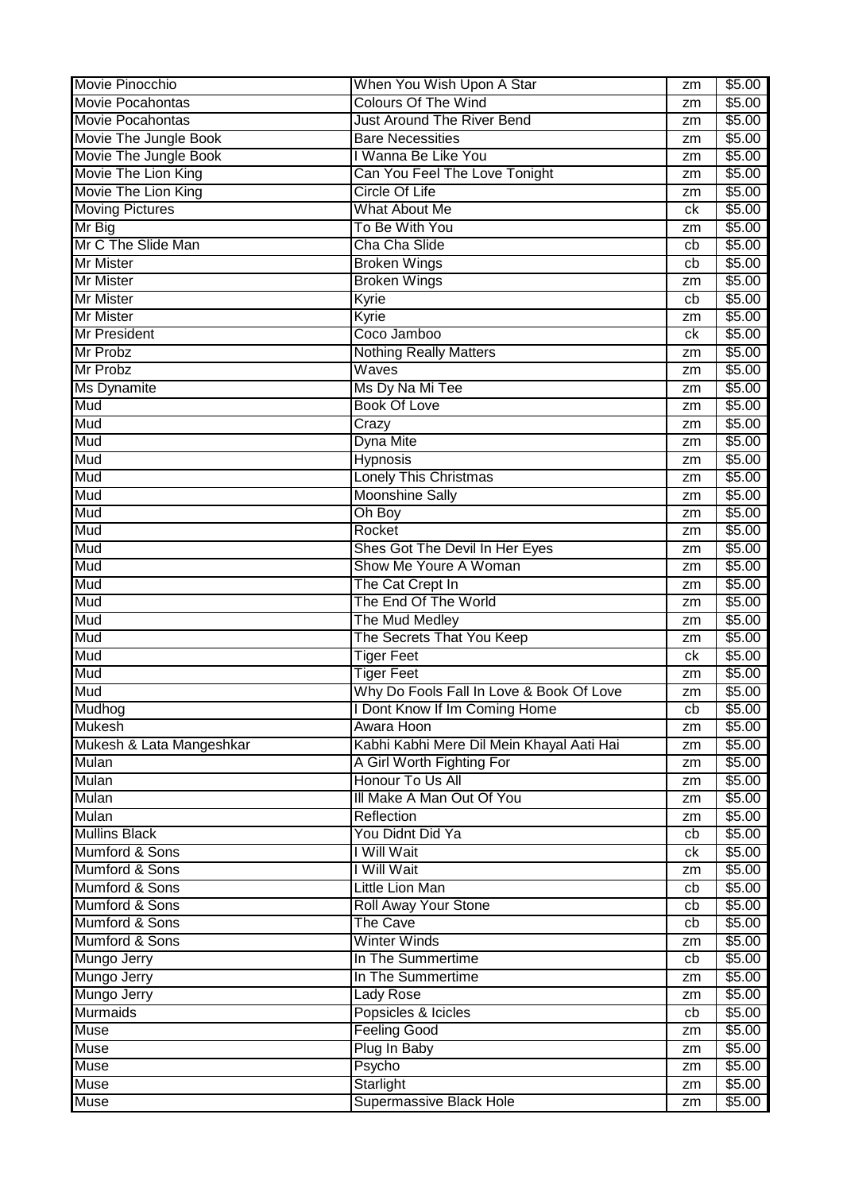| Movie Pinocchio | When You Wish Upon A Star | zm | $5.00 |
|---|---|---|---|
| Movie Pocahontas | Colours Of The Wind | zm | $5.00 |
| Movie Pocahontas | Just Around The River Bend | zm | $5.00 |
| Movie The Jungle Book | Bare Necessities | zm | $5.00 |
| Movie The Jungle Book | I Wanna Be Like You | zm | $5.00 |
| Movie The Lion King | Can You Feel The Love Tonight | zm | $5.00 |
| Movie The Lion King | Circle Of Life | zm | $5.00 |
| Moving Pictures | What About Me | ck | $5.00 |
| Mr Big | To Be With You | zm | $5.00 |
| Mr C The Slide Man | Cha Cha Slide | cb | $5.00 |
| Mr Mister | Broken Wings | cb | $5.00 |
| Mr Mister | Broken Wings | zm | $5.00 |
| Mr Mister | Kyrie | cb | $5.00 |
| Mr Mister | Kyrie | zm | $5.00 |
| Mr President | Coco Jamboo | ck | $5.00 |
| Mr Probz | Nothing Really Matters | zm | $5.00 |
| Mr Probz | Waves | zm | $5.00 |
| Ms Dynamite | Ms Dy Na Mi Tee | zm | $5.00 |
| Mud | Book Of Love | zm | $5.00 |
| Mud | Crazy | zm | $5.00 |
| Mud | Dyna Mite | zm | $5.00 |
| Mud | Hypnosis | zm | $5.00 |
| Mud | Lonely This Christmas | zm | $5.00 |
| Mud | Moonshine Sally | zm | $5.00 |
| Mud | Oh Boy | zm | $5.00 |
| Mud | Rocket | zm | $5.00 |
| Mud | Shes Got The Devil In Her Eyes | zm | $5.00 |
| Mud | Show Me Youre A Woman | zm | $5.00 |
| Mud | The Cat Crept In | zm | $5.00 |
| Mud | The End Of The World | zm | $5.00 |
| Mud | The Mud Medley | zm | $5.00 |
| Mud | The Secrets That You Keep | zm | $5.00 |
| Mud | Tiger Feet | ck | $5.00 |
| Mud | Tiger Feet | zm | $5.00 |
| Mud | Why Do Fools Fall In Love & Book Of Love | zm | $5.00 |
| Mudhog | I Dont Know If Im Coming Home | cb | $5.00 |
| Mukesh | Awara Hoon | zm | $5.00 |
| Mukesh & Lata Mangeshkar | Kabhi Kabhi Mere Dil Mein Khayal Aati Hai | zm | $5.00 |
| Mulan | A Girl Worth Fighting For | zm | $5.00 |
| Mulan | Honour To Us All | zm | $5.00 |
| Mulan | Ill Make A Man Out Of You | zm | $5.00 |
| Mulan | Reflection | zm | $5.00 |
| Mullins Black | You Didnt Did Ya | cb | $5.00 |
| Mumford & Sons | I Will Wait | ck | $5.00 |
| Mumford & Sons | I Will Wait | zm | $5.00 |
| Mumford & Sons | Little Lion Man | cb | $5.00 |
| Mumford & Sons | Roll Away Your Stone | cb | $5.00 |
| Mumford & Sons | The Cave | cb | $5.00 |
| Mumford & Sons | Winter Winds | zm | $5.00 |
| Mungo Jerry | In The Summertime | cb | $5.00 |
| Mungo Jerry | In The Summertime | zm | $5.00 |
| Mungo Jerry | Lady Rose | zm | $5.00 |
| Murmaids | Popsicles & Icicles | cb | $5.00 |
| Muse | Feeling Good | zm | $5.00 |
| Muse | Plug In Baby | zm | $5.00 |
| Muse | Psycho | zm | $5.00 |
| Muse | Starlight | zm | $5.00 |
| Muse | Supermassive Black Hole | zm | $5.00 |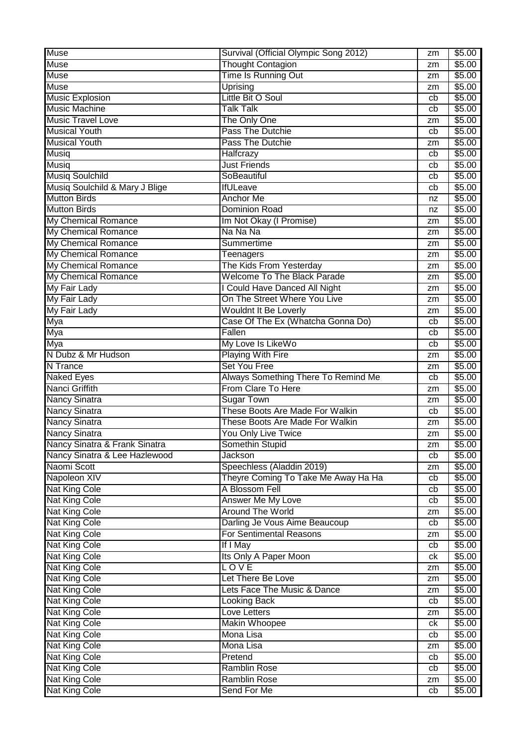| Muse | Survival (Official Olympic Song 2012) | zm | $5.00 |
|---|---|---|---|
| Muse | Thought Contagion | zm | $5.00 |
| Muse | Time Is Running Out | zm | $5.00 |
| Muse | Uprising | zm | $5.00 |
| Music Explosion | Little Bit O Soul | cb | $5.00 |
| Music Machine | Talk Talk | cb | $5.00 |
| Music Travel Love | The Only One | zm | $5.00 |
| Musical Youth | Pass The Dutchie | cb | $5.00 |
| Musical Youth | Pass The Dutchie | zm | $5.00 |
| Musiq | Halfcrazy | cb | $5.00 |
| Musiq | Just Friends | cb | $5.00 |
| Musiq Soulchild | SoBeautiful | cb | $5.00 |
| Musiq Soulchild & Mary J Blige | IfULeave | cb | $5.00 |
| Mutton Birds | Anchor Me | nz | $5.00 |
| Mutton Birds | Dominion Road | nz | $5.00 |
| My Chemical Romance | Im Not Okay (I Promise) | zm | $5.00 |
| My Chemical Romance | Na Na Na | zm | $5.00 |
| My Chemical Romance | Summertime | zm | $5.00 |
| My Chemical Romance | Teenagers | zm | $5.00 |
| My Chemical Romance | The Kids From Yesterday | zm | $5.00 |
| My Chemical Romance | Welcome To The Black Parade | zm | $5.00 |
| My Fair Lady | I Could Have Danced All Night | zm | $5.00 |
| My Fair Lady | On The Street Where You Live | zm | $5.00 |
| My Fair Lady | Wouldnt It Be Loverly | zm | $5.00 |
| Mya | Case Of The Ex (Whatcha Gonna Do) | cb | $5.00 |
| Mya | Fallen | cb | $5.00 |
| Mya | My Love Is LikeWo | cb | $5.00 |
| N Dubz & Mr Hudson | Playing With Fire | zm | $5.00 |
| N Trance | Set You Free | zm | $5.00 |
| Naked Eyes | Always Something There To Remind Me | cb | $5.00 |
| Nanci Griffith | From Clare To Here | zm | $5.00 |
| Nancy Sinatra | Sugar Town | zm | $5.00 |
| Nancy Sinatra | These Boots Are Made For Walkin | cb | $5.00 |
| Nancy Sinatra | These Boots Are Made For Walkin | zm | $5.00 |
| Nancy Sinatra | You Only Live Twice | zm | $5.00 |
| Nancy Sinatra & Frank Sinatra | Somethin Stupid | zm | $5.00 |
| Nancy Sinatra & Lee Hazlewood | Jackson | cb | $5.00 |
| Naomi Scott | Speechless (Aladdin 2019) | zm | $5.00 |
| Napoleon XIV | Theyre Coming To Take Me Away Ha Ha | cb | $5.00 |
| Nat King Cole | A Blossom Fell | cb | $5.00 |
| Nat King Cole | Answer Me My Love | cb | $5.00 |
| Nat King Cole | Around The World | zm | $5.00 |
| Nat King Cole | Darling Je Vous Aime Beaucoup | cb | $5.00 |
| Nat King Cole | For Sentimental Reasons | zm | $5.00 |
| Nat King Cole | If I May | cb | $5.00 |
| Nat King Cole | Its Only A Paper Moon | ck | $5.00 |
| Nat King Cole | L O V E | zm | $5.00 |
| Nat King Cole | Let There Be Love | zm | $5.00 |
| Nat King Cole | Lets Face The Music & Dance | zm | $5.00 |
| Nat King Cole | Looking Back | cb | $5.00 |
| Nat King Cole | Love Letters | zm | $5.00 |
| Nat King Cole | Makin Whoopee | ck | $5.00 |
| Nat King Cole | Mona Lisa | cb | $5.00 |
| Nat King Cole | Mona Lisa | zm | $5.00 |
| Nat King Cole | Pretend | cb | $5.00 |
| Nat King Cole | Ramblin Rose | cb | $5.00 |
| Nat King Cole | Ramblin Rose | zm | $5.00 |
| Nat King Cole | Send For Me | cb | $5.00 |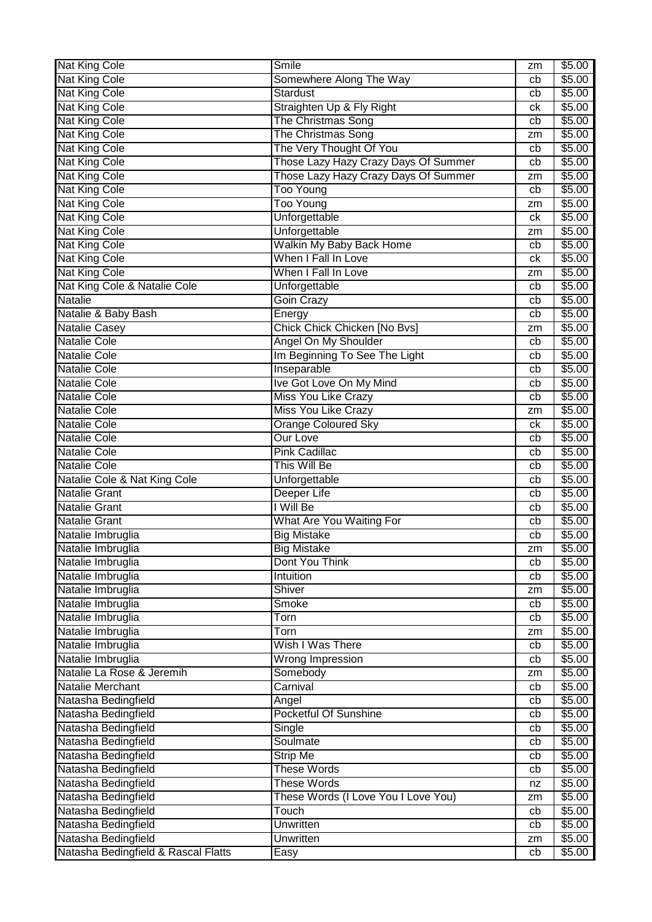| Nat King Cole | Smile | zm | $5.00 |
|---|---|---|---|
| Nat King Cole | Somewhere Along The Way | cb | $5.00 |
| Nat King Cole | Stardust | cb | $5.00 |
| Nat King Cole | Straighten Up & Fly Right | ck | $5.00 |
| Nat King Cole | The Christmas Song | cb | $5.00 |
| Nat King Cole | The Christmas Song | zm | $5.00 |
| Nat King Cole | The Very Thought Of You | cb | $5.00 |
| Nat King Cole | Those Lazy Hazy Crazy Days Of Summer | cb | $5.00 |
| Nat King Cole | Those Lazy Hazy Crazy Days Of Summer | zm | $5.00 |
| Nat King Cole | Too Young | cb | $5.00 |
| Nat King Cole | Too Young | zm | $5.00 |
| Nat King Cole | Unforgettable | ck | $5.00 |
| Nat King Cole | Unforgettable | zm | $5.00 |
| Nat King Cole | Walkin My Baby Back Home | cb | $5.00 |
| Nat King Cole | When I Fall In Love | ck | $5.00 |
| Nat King Cole | When I Fall In Love | zm | $5.00 |
| Nat King Cole & Natalie Cole | Unforgettable | cb | $5.00 |
| Natalie | Goin Crazy | cb | $5.00 |
| Natalie & Baby Bash | Energy | cb | $5.00 |
| Natalie Casey | Chick Chick Chicken [No Bvs] | zm | $5.00 |
| Natalie Cole | Angel On My Shoulder | cb | $5.00 |
| Natalie Cole | Im Beginning To See The Light | cb | $5.00 |
| Natalie Cole | Inseparable | cb | $5.00 |
| Natalie Cole | Ive Got Love On My Mind | cb | $5.00 |
| Natalie Cole | Miss You Like Crazy | cb | $5.00 |
| Natalie Cole | Miss You Like Crazy | zm | $5.00 |
| Natalie Cole | Orange Coloured Sky | ck | $5.00 |
| Natalie Cole | Our Love | cb | $5.00 |
| Natalie Cole | Pink Cadillac | cb | $5.00 |
| Natalie Cole | This Will Be | cb | $5.00 |
| Natalie Cole & Nat King Cole | Unforgettable | cb | $5.00 |
| Natalie Grant | Deeper Life | cb | $5.00 |
| Natalie Grant | I Will Be | cb | $5.00 |
| Natalie Grant | What Are You Waiting For | cb | $5.00 |
| Natalie Imbruglia | Big Mistake | cb | $5.00 |
| Natalie Imbruglia | Big Mistake | zm | $5.00 |
| Natalie Imbruglia | Dont You Think | cb | $5.00 |
| Natalie Imbruglia | Intuition | cb | $5.00 |
| Natalie Imbruglia | Shiver | zm | $5.00 |
| Natalie Imbruglia | Smoke | cb | $5.00 |
| Natalie Imbruglia | Torn | cb | $5.00 |
| Natalie Imbruglia | Torn | zm | $5.00 |
| Natalie Imbruglia | Wish I Was There | cb | $5.00 |
| Natalie Imbruglia | Wrong Impression | cb | $5.00 |
| Natalie La Rose & Jeremih | Somebody | zm | $5.00 |
| Natalie Merchant | Carnival | cb | $5.00 |
| Natasha Bedingfield | Angel | cb | $5.00 |
| Natasha Bedingfield | Pocketful Of Sunshine | cb | $5.00 |
| Natasha Bedingfield | Single | cb | $5.00 |
| Natasha Bedingfield | Soulmate | cb | $5.00 |
| Natasha Bedingfield | Strip Me | cb | $5.00 |
| Natasha Bedingfield | These Words | cb | $5.00 |
| Natasha Bedingfield | These Words | nz | $5.00 |
| Natasha Bedingfield | These Words (I Love You I Love You) | zm | $5.00 |
| Natasha Bedingfield | Touch | cb | $5.00 |
| Natasha Bedingfield | Unwritten | cb | $5.00 |
| Natasha Bedingfield | Unwritten | zm | $5.00 |
| Natasha Bedingfield & Rascal Flatts | Easy | cb | $5.00 |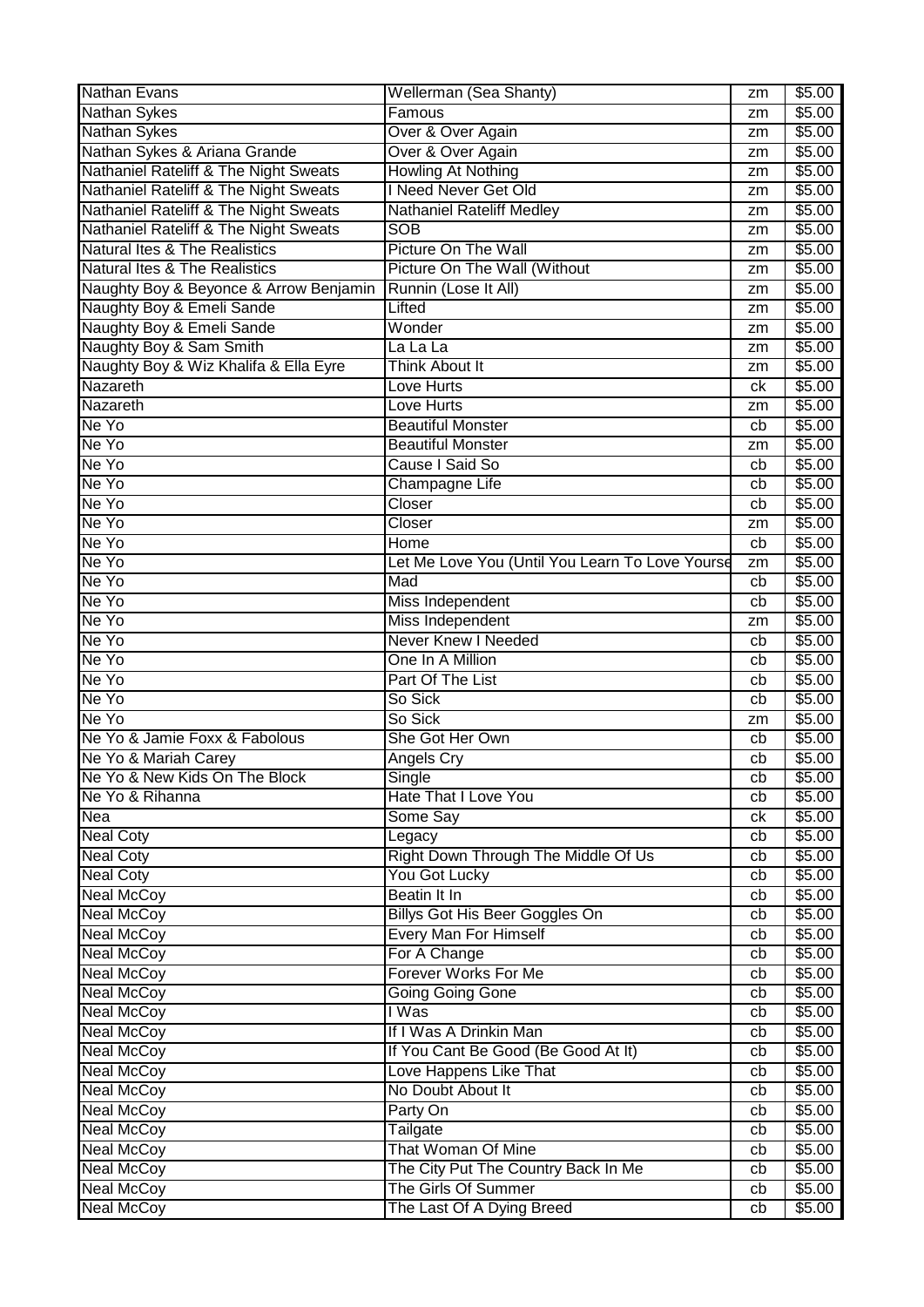| Nathan Evans | Wellerman (Sea Shanty) | zm | $5.00 |
|---|---|---|---|
| Nathan Sykes | Famous | zm | $5.00 |
| Nathan Sykes | Over & Over Again | zm | $5.00 |
| Nathan Sykes & Ariana Grande | Over & Over Again | zm | $5.00 |
| Nathaniel Rateliff & The Night Sweats | Howling At Nothing | zm | $5.00 |
| Nathaniel Rateliff & The Night Sweats | I Need Never Get Old | zm | $5.00 |
| Nathaniel Rateliff & The Night Sweats | Nathaniel Rateliff Medley | zm | $5.00 |
| Nathaniel Rateliff & The Night Sweats | SOB | zm | $5.00 |
| Natural Ites & The Realistics | Picture On The Wall | zm | $5.00 |
| Natural Ites & The Realistics | Picture On The Wall (Without | zm | $5.00 |
| Naughty Boy & Beyonce & Arrow Benjamin | Runnin (Lose It All) | zm | $5.00 |
| Naughty Boy & Emeli Sande | Lifted | zm | $5.00 |
| Naughty Boy & Emeli Sande | Wonder | zm | $5.00 |
| Naughty Boy & Sam Smith | La La La | zm | $5.00 |
| Naughty Boy & Wiz Khalifa & Ella Eyre | Think About It | zm | $5.00 |
| Nazareth | Love Hurts | ck | $5.00 |
| Nazareth | Love Hurts | zm | $5.00 |
| Ne Yo | Beautiful Monster | cb | $5.00 |
| Ne Yo | Beautiful Monster | zm | $5.00 |
| Ne Yo | Cause I Said So | cb | $5.00 |
| Ne Yo | Champagne Life | cb | $5.00 |
| Ne Yo | Closer | cb | $5.00 |
| Ne Yo | Closer | zm | $5.00 |
| Ne Yo | Home | cb | $5.00 |
| Ne Yo | Let Me Love You (Until You Learn To Love Yourse | zm | $5.00 |
| Ne Yo | Mad | cb | $5.00 |
| Ne Yo | Miss Independent | cb | $5.00 |
| Ne Yo | Miss Independent | zm | $5.00 |
| Ne Yo | Never Knew I Needed | cb | $5.00 |
| Ne Yo | One In A Million | cb | $5.00 |
| Ne Yo | Part Of The List | cb | $5.00 |
| Ne Yo | So Sick | cb | $5.00 |
| Ne Yo | So Sick | zm | $5.00 |
| Ne Yo & Jamie Foxx & Fabolous | She Got Her Own | cb | $5.00 |
| Ne Yo & Mariah Carey | Angels Cry | cb | $5.00 |
| Ne Yo & New Kids On The Block | Single | cb | $5.00 |
| Ne Yo & Rihanna | Hate That I Love You | cb | $5.00 |
| Nea | Some Say | ck | $5.00 |
| Neal Coty | Legacy | cb | $5.00 |
| Neal Coty | Right Down Through The Middle Of Us | cb | $5.00 |
| Neal Coty | You Got Lucky | cb | $5.00 |
| Neal McCoy | Beatin It In | cb | $5.00 |
| Neal McCoy | Billys Got His Beer Goggles On | cb | $5.00 |
| Neal McCoy | Every Man For Himself | cb | $5.00 |
| Neal McCoy | For A Change | cb | $5.00 |
| Neal McCoy | Forever Works For Me | cb | $5.00 |
| Neal McCoy | Going Going Gone | cb | $5.00 |
| Neal McCoy | I Was | cb | $5.00 |
| Neal McCoy | If I Was A Drinkin Man | cb | $5.00 |
| Neal McCoy | If You Cant Be Good (Be Good At It) | cb | $5.00 |
| Neal McCoy | Love Happens Like That | cb | $5.00 |
| Neal McCoy | No Doubt About It | cb | $5.00 |
| Neal McCoy | Party On | cb | $5.00 |
| Neal McCoy | Tailgate | cb | $5.00 |
| Neal McCoy | That Woman Of Mine | cb | $5.00 |
| Neal McCoy | The City Put The Country Back In Me | cb | $5.00 |
| Neal McCoy | The Girls Of Summer | cb | $5.00 |
| Neal McCoy | The Last Of A Dying Breed | cb | $5.00 |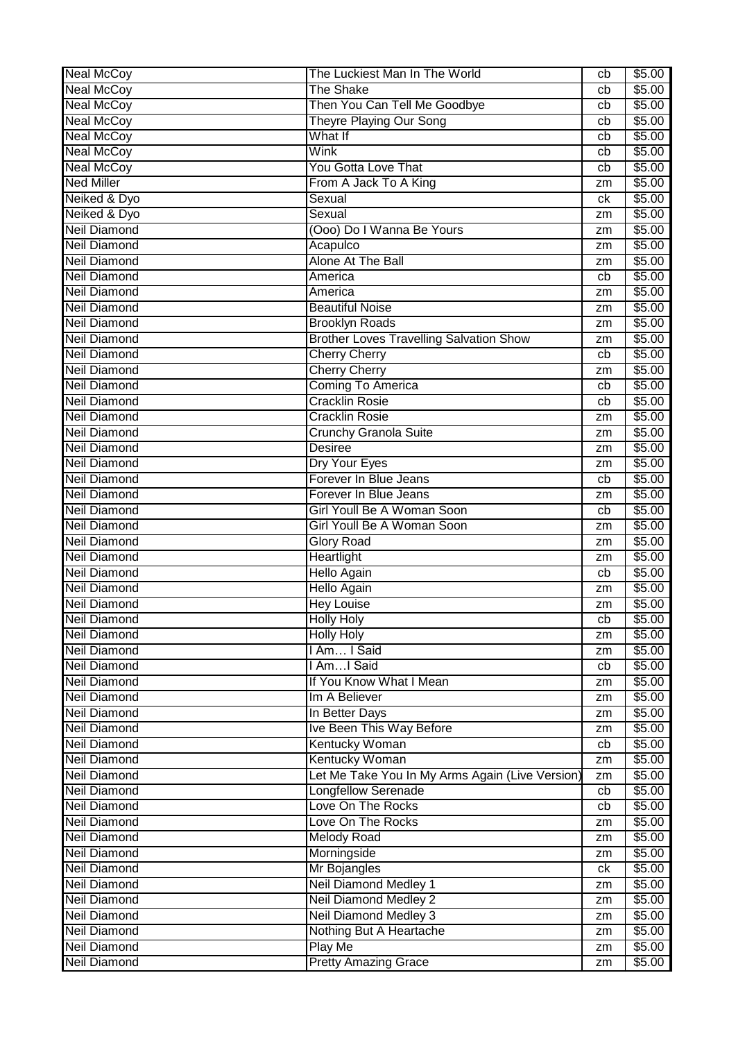| Neal McCoy | The Luckiest Man In The World | cb | $5.00 |
|---|---|---|---|
| Neal McCoy | The Shake | cb | $5.00 |
| Neal McCoy | Then You Can Tell Me Goodbye | cb | $5.00 |
| Neal McCoy | Theyre Playing Our Song | cb | $5.00 |
| Neal McCoy | What If | cb | $5.00 |
| Neal McCoy | Wink | cb | $5.00 |
| Neal McCoy | You Gotta Love That | cb | $5.00 |
| Ned Miller | From A Jack To A King | zm | $5.00 |
| Neiked & Dyo | Sexual | ck | $5.00 |
| Neiked & Dyo | Sexual | zm | $5.00 |
| Neil Diamond | (Ooo) Do I Wanna Be Yours | zm | $5.00 |
| Neil Diamond | Acapulco | zm | $5.00 |
| Neil Diamond | Alone At The Ball | zm | $5.00 |
| Neil Diamond | America | cb | $5.00 |
| Neil Diamond | America | zm | $5.00 |
| Neil Diamond | Beautiful Noise | zm | $5.00 |
| Neil Diamond | Brooklyn Roads | zm | $5.00 |
| Neil Diamond | Brother Loves Travelling Salvation Show | zm | $5.00 |
| Neil Diamond | Cherry Cherry | cb | $5.00 |
| Neil Diamond | Cherry Cherry | zm | $5.00 |
| Neil Diamond | Coming To America | cb | $5.00 |
| Neil Diamond | Cracklin Rosie | cb | $5.00 |
| Neil Diamond | Cracklin Rosie | zm | $5.00 |
| Neil Diamond | Crunchy Granola Suite | zm | $5.00 |
| Neil Diamond | Desiree | zm | $5.00 |
| Neil Diamond | Dry Your Eyes | zm | $5.00 |
| Neil Diamond | Forever In Blue Jeans | cb | $5.00 |
| Neil Diamond | Forever In Blue Jeans | zm | $5.00 |
| Neil Diamond | Girl Youll Be A Woman Soon | cb | $5.00 |
| Neil Diamond | Girl Youll Be A Woman Soon | zm | $5.00 |
| Neil Diamond | Glory Road | zm | $5.00 |
| Neil Diamond | Heartlight | zm | $5.00 |
| Neil Diamond | Hello Again | cb | $5.00 |
| Neil Diamond | Hello Again | zm | $5.00 |
| Neil Diamond | Hey Louise | zm | $5.00 |
| Neil Diamond | Holly Holy | cb | $5.00 |
| Neil Diamond | Holly Holy | zm | $5.00 |
| Neil Diamond | I Am… I Said | zm | $5.00 |
| Neil Diamond | I Am…I Said | cb | $5.00 |
| Neil Diamond | If You Know What I Mean | zm | $5.00 |
| Neil Diamond | Im A Believer | zm | $5.00 |
| Neil Diamond | In Better Days | zm | $5.00 |
| Neil Diamond | Ive Been This Way Before | zm | $5.00 |
| Neil Diamond | Kentucky Woman | cb | $5.00 |
| Neil Diamond | Kentucky Woman | zm | $5.00 |
| Neil Diamond | Let Me Take You In My Arms Again (Live Version) | zm | $5.00 |
| Neil Diamond | Longfellow Serenade | cb | $5.00 |
| Neil Diamond | Love On The Rocks | cb | $5.00 |
| Neil Diamond | Love On The Rocks | zm | $5.00 |
| Neil Diamond | Melody Road | zm | $5.00 |
| Neil Diamond | Morningside | zm | $5.00 |
| Neil Diamond | Mr Bojangles | ck | $5.00 |
| Neil Diamond | Neil Diamond Medley 1 | zm | $5.00 |
| Neil Diamond | Neil Diamond Medley 2 | zm | $5.00 |
| Neil Diamond | Neil Diamond Medley 3 | zm | $5.00 |
| Neil Diamond | Nothing But A Heartache | zm | $5.00 |
| Neil Diamond | Play Me | zm | $5.00 |
| Neil Diamond | Pretty Amazing Grace | zm | $5.00 |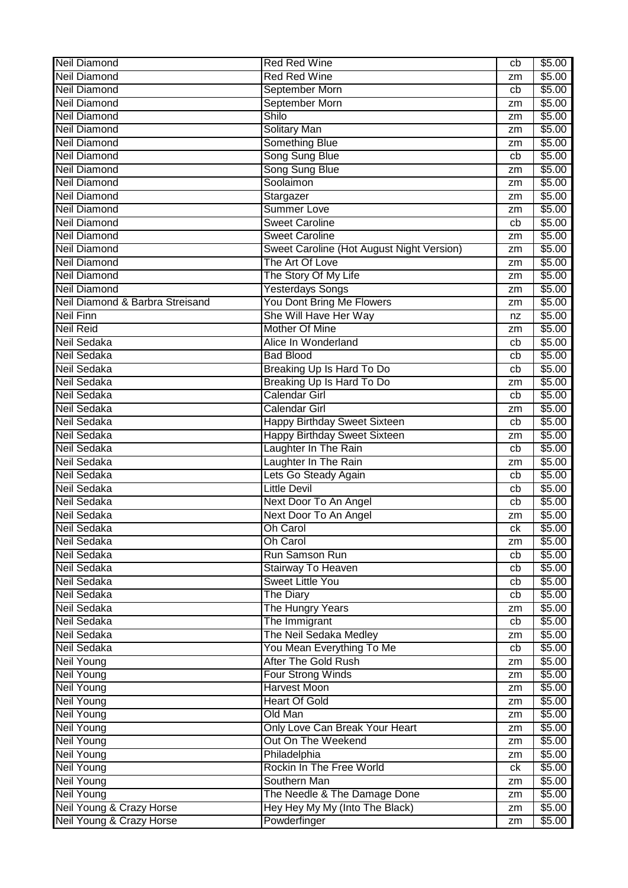| Neil Diamond | Red Red Wine | cb | $5.00 |
|---|---|---|---|
| Neil Diamond | Red Red Wine | zm | $5.00 |
| Neil Diamond | September Morn | cb | $5.00 |
| Neil Diamond | September Morn | zm | $5.00 |
| Neil Diamond | Shilo | zm | $5.00 |
| Neil Diamond | Solitary Man | zm | $5.00 |
| Neil Diamond | Something Blue | zm | $5.00 |
| Neil Diamond | Song Sung Blue | cb | $5.00 |
| Neil Diamond | Song Sung Blue | zm | $5.00 |
| Neil Diamond | Soolaimon | zm | $5.00 |
| Neil Diamond | Stargazer | zm | $5.00 |
| Neil Diamond | Summer Love | zm | $5.00 |
| Neil Diamond | Sweet Caroline | cb | $5.00 |
| Neil Diamond | Sweet Caroline | zm | $5.00 |
| Neil Diamond | Sweet Caroline (Hot August Night Version) | zm | $5.00 |
| Neil Diamond | The Art Of Love | zm | $5.00 |
| Neil Diamond | The Story Of My Life | zm | $5.00 |
| Neil Diamond | Yesterdays Songs | zm | $5.00 |
| Neil Diamond & Barbra Streisand | You Dont Bring Me Flowers | zm | $5.00 |
| Neil Finn | She Will Have Her Way | nz | $5.00 |
| Neil Reid | Mother Of Mine | zm | $5.00 |
| Neil Sedaka | Alice In Wonderland | cb | $5.00 |
| Neil Sedaka | Bad Blood | cb | $5.00 |
| Neil Sedaka | Breaking Up Is Hard To Do | cb | $5.00 |
| Neil Sedaka | Breaking Up Is Hard To Do | zm | $5.00 |
| Neil Sedaka | Calendar Girl | cb | $5.00 |
| Neil Sedaka | Calendar Girl | zm | $5.00 |
| Neil Sedaka | Happy Birthday Sweet Sixteen | cb | $5.00 |
| Neil Sedaka | Happy Birthday Sweet Sixteen | zm | $5.00 |
| Neil Sedaka | Laughter In The Rain | cb | $5.00 |
| Neil Sedaka | Laughter In The Rain | zm | $5.00 |
| Neil Sedaka | Lets Go Steady Again | cb | $5.00 |
| Neil Sedaka | Little Devil | cb | $5.00 |
| Neil Sedaka | Next Door To An Angel | cb | $5.00 |
| Neil Sedaka | Next Door To An Angel | zm | $5.00 |
| Neil Sedaka | Oh Carol | ck | $5.00 |
| Neil Sedaka | Oh Carol | zm | $5.00 |
| Neil Sedaka | Run Samson Run | cb | $5.00 |
| Neil Sedaka | Stairway To Heaven | cb | $5.00 |
| Neil Sedaka | Sweet Little You | cb | $5.00 |
| Neil Sedaka | The Diary | cb | $5.00 |
| Neil Sedaka | The Hungry Years | zm | $5.00 |
| Neil Sedaka | The Immigrant | cb | $5.00 |
| Neil Sedaka | The Neil Sedaka Medley | zm | $5.00 |
| Neil Sedaka | You Mean Everything To Me | cb | $5.00 |
| Neil Young | After The Gold Rush | zm | $5.00 |
| Neil Young | Four Strong Winds | zm | $5.00 |
| Neil Young | Harvest Moon | zm | $5.00 |
| Neil Young | Heart Of Gold | zm | $5.00 |
| Neil Young | Old Man | zm | $5.00 |
| Neil Young | Only Love Can Break Your Heart | zm | $5.00 |
| Neil Young | Out On The Weekend | zm | $5.00 |
| Neil Young | Philadelphia | zm | $5.00 |
| Neil Young | Rockin In The Free World | ck | $5.00 |
| Neil Young | Southern Man | zm | $5.00 |
| Neil Young | The Needle & The Damage Done | zm | $5.00 |
| Neil Young & Crazy Horse | Hey Hey My My (Into The Black) | zm | $5.00 |
| Neil Young & Crazy Horse | Powderfinger | zm | $5.00 |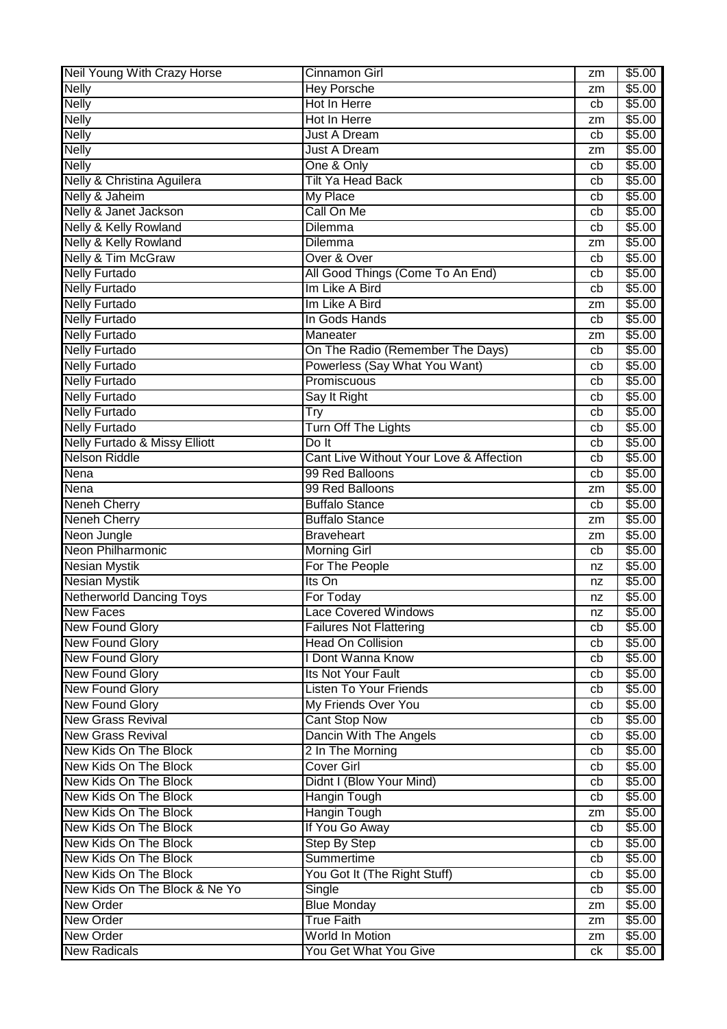| | | | |
|---|---|---|---|
| Neil Young With Crazy Horse | Cinnamon Girl | zm | $5.00 |
| Nelly | Hey Porsche | zm | $5.00 |
| Nelly | Hot In Herre | cb | $5.00 |
| Nelly | Hot In Herre | zm | $5.00 |
| Nelly | Just A Dream | cb | $5.00 |
| Nelly | Just A Dream | zm | $5.00 |
| Nelly | One & Only | cb | $5.00 |
| Nelly & Christina Aguilera | Tilt Ya Head Back | cb | $5.00 |
| Nelly & Jaheim | My Place | cb | $5.00 |
| Nelly & Janet Jackson | Call On Me | cb | $5.00 |
| Nelly & Kelly Rowland | Dilemma | cb | $5.00 |
| Nelly & Kelly Rowland | Dilemma | zm | $5.00 |
| Nelly & Tim McGraw | Over & Over | cb | $5.00 |
| Nelly Furtado | All Good Things (Come To An End) | cb | $5.00 |
| Nelly Furtado | Im Like A Bird | cb | $5.00 |
| Nelly Furtado | Im Like A Bird | zm | $5.00 |
| Nelly Furtado | In Gods Hands | cb | $5.00 |
| Nelly Furtado | Maneater | zm | $5.00 |
| Nelly Furtado | On The Radio (Remember The Days) | cb | $5.00 |
| Nelly Furtado | Powerless (Say What You Want) | cb | $5.00 |
| Nelly Furtado | Promiscuous | cb | $5.00 |
| Nelly Furtado | Say It Right | cb | $5.00 |
| Nelly Furtado | Try | cb | $5.00 |
| Nelly Furtado | Turn Off The Lights | cb | $5.00 |
| Nelly Furtado & Missy Elliott | Do It | cb | $5.00 |
| Nelson Riddle | Cant Live Without Your Love & Affection | cb | $5.00 |
| Nena | 99 Red Balloons | cb | $5.00 |
| Nena | 99 Red Balloons | zm | $5.00 |
| Neneh Cherry | Buffalo Stance | cb | $5.00 |
| Neneh Cherry | Buffalo Stance | zm | $5.00 |
| Neon Jungle | Braveheart | zm | $5.00 |
| Neon Philharmonic | Morning Girl | cb | $5.00 |
| Nesian Mystik | For The People | nz | $5.00 |
| Nesian Mystik | Its On | nz | $5.00 |
| Netherworld Dancing Toys | For Today | nz | $5.00 |
| New Faces | Lace Covered Windows | nz | $5.00 |
| New Found Glory | Failures Not Flattering | cb | $5.00 |
| New Found Glory | Head On Collision | cb | $5.00 |
| New Found Glory | I Dont Wanna Know | cb | $5.00 |
| New Found Glory | Its Not Your Fault | cb | $5.00 |
| New Found Glory | Listen To Your Friends | cb | $5.00 |
| New Found Glory | My Friends Over You | cb | $5.00 |
| New Grass Revival | Cant Stop Now | cb | $5.00 |
| New Grass Revival | Dancin With The Angels | cb | $5.00 |
| New Kids On The Block | 2 In The Morning | cb | $5.00 |
| New Kids On The Block | Cover Girl | cb | $5.00 |
| New Kids On The Block | Didnt I (Blow Your Mind) | cb | $5.00 |
| New Kids On The Block | Hangin Tough | cb | $5.00 |
| New Kids On The Block | Hangin Tough | zm | $5.00 |
| New Kids On The Block | If You Go Away | cb | $5.00 |
| New Kids On The Block | Step By Step | cb | $5.00 |
| New Kids On The Block | Summertime | cb | $5.00 |
| New Kids On The Block | You Got It (The Right Stuff) | cb | $5.00 |
| New Kids On The Block & Ne Yo | Single | cb | $5.00 |
| New Order | Blue Monday | zm | $5.00 |
| New Order | True Faith | zm | $5.00 |
| New Order | World In Motion | zm | $5.00 |
| New Radicals | You Get What You Give | ck | $5.00 |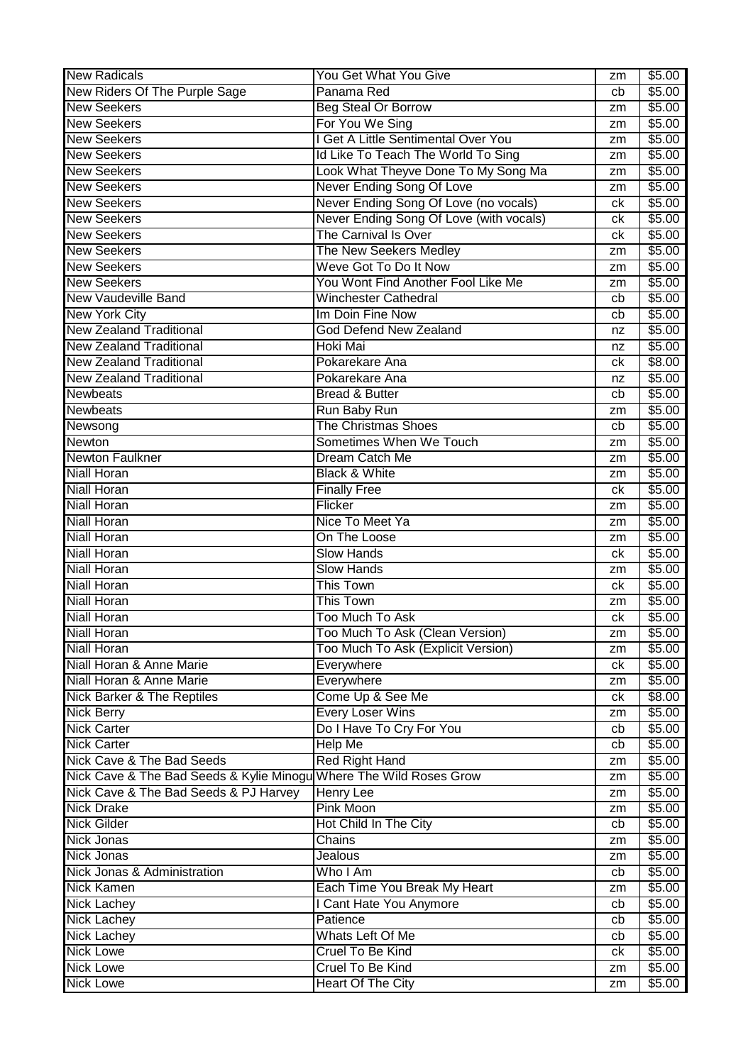| New Radicals | You Get What You Give | zm | $5.00 |
|---|---|---|---|
| New Riders Of The Purple Sage | Panama Red | cb | $5.00 |
| New Seekers | Beg Steal Or Borrow | zm | $5.00 |
| New Seekers | For You We Sing | zm | $5.00 |
| New Seekers | I Get A Little Sentimental Over You | zm | $5.00 |
| New Seekers | Id Like To Teach The World To Sing | zm | $5.00 |
| New Seekers | Look What Theyve Done To My Song Ma | zm | $5.00 |
| New Seekers | Never Ending Song Of Love | zm | $5.00 |
| New Seekers | Never Ending Song Of Love (no vocals) | ck | $5.00 |
| New Seekers | Never Ending Song Of Love (with vocals) | ck | $5.00 |
| New Seekers | The Carnival Is Over | ck | $5.00 |
| New Seekers | The New Seekers Medley | zm | $5.00 |
| New Seekers | Weve Got To Do It Now | zm | $5.00 |
| New Seekers | You Wont Find Another Fool Like Me | zm | $5.00 |
| New Vaudeville Band | Winchester Cathedral | cb | $5.00 |
| New York City | Im Doin Fine Now | cb | $5.00 |
| New Zealand Traditional | God Defend New Zealand | nz | $5.00 |
| New Zealand Traditional | Hoki Mai | nz | $5.00 |
| New Zealand Traditional | Pokarekare Ana | ck | $8.00 |
| New Zealand Traditional | Pokarekare Ana | nz | $5.00 |
| Newbeats | Bread & Butter | cb | $5.00 |
| Newbeats | Run Baby Run | zm | $5.00 |
| Newsong | The Christmas Shoes | cb | $5.00 |
| Newton | Sometimes When We Touch | zm | $5.00 |
| Newton Faulkner | Dream Catch Me | zm | $5.00 |
| Niall Horan | Black & White | zm | $5.00 |
| Niall Horan | Finally Free | ck | $5.00 |
| Niall Horan | Flicker | zm | $5.00 |
| Niall Horan | Nice To Meet Ya | zm | $5.00 |
| Niall Horan | On The Loose | zm | $5.00 |
| Niall Horan | Slow Hands | ck | $5.00 |
| Niall Horan | Slow Hands | zm | $5.00 |
| Niall Horan | This Town | ck | $5.00 |
| Niall Horan | This Town | zm | $5.00 |
| Niall Horan | Too Much To Ask | ck | $5.00 |
| Niall Horan | Too Much To Ask (Clean Version) | zm | $5.00 |
| Niall Horan | Too Much To Ask (Explicit Version) | zm | $5.00 |
| Niall Horan & Anne Marie | Everywhere | ck | $5.00 |
| Niall Horan & Anne Marie | Everywhere | zm | $5.00 |
| Nick Barker & The Reptiles | Come Up & See Me | ck | $8.00 |
| Nick Berry | Every Loser Wins | zm | $5.00 |
| Nick Carter | Do I Have To Cry For You | cb | $5.00 |
| Nick Carter | Help Me | cb | $5.00 |
| Nick Cave & The Bad Seeds | Red Right Hand | zm | $5.00 |
| Nick Cave & The Bad Seeds & Kylie Minogu | Where The Wild Roses Grow | zm | $5.00 |
| Nick Cave & The Bad Seeds & PJ Harvey | Henry Lee | zm | $5.00 |
| Nick Drake | Pink Moon | zm | $5.00 |
| Nick Gilder | Hot Child In The City | cb | $5.00 |
| Nick Jonas | Chains | zm | $5.00 |
| Nick Jonas | Jealous | zm | $5.00 |
| Nick Jonas & Administration | Who I Am | cb | $5.00 |
| Nick Kamen | Each Time You Break My Heart | zm | $5.00 |
| Nick Lachey | I Cant Hate You Anymore | cb | $5.00 |
| Nick Lachey | Patience | cb | $5.00 |
| Nick Lachey | Whats Left Of Me | cb | $5.00 |
| Nick Lowe | Cruel To Be Kind | ck | $5.00 |
| Nick Lowe | Cruel To Be Kind | zm | $5.00 |
| Nick Lowe | Heart Of The City | zm | $5.00 |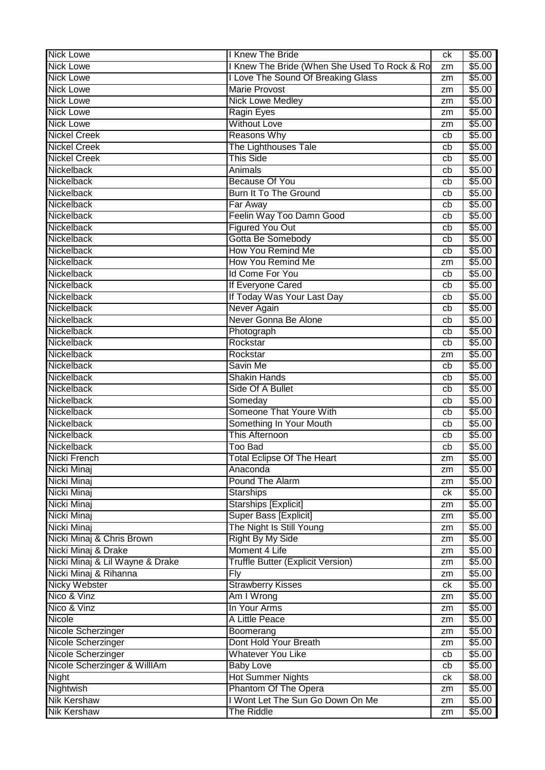| Nick Lowe | I Knew The Bride | ck | $5.00 |
|---|---|---|---|
| Nick Lowe | I Knew The Bride (When She Used To Rock & Ro | zm | $5.00 |
| Nick Lowe | I Love The Sound Of Breaking Glass | zm | $5.00 |
| Nick Lowe | Marie Provost | zm | $5.00 |
| Nick Lowe | Nick Lowe Medley | zm | $5.00 |
| Nick Lowe | Ragin Eyes | zm | $5.00 |
| Nick Lowe | Without Love | zm | $5.00 |
| Nickel Creek | Reasons Why | cb | $5.00 |
| Nickel Creek | The Lighthouses Tale | cb | $5.00 |
| Nickel Creek | This Side | cb | $5.00 |
| Nickelback | Animals | cb | $5.00 |
| Nickelback | Because Of You | cb | $5.00 |
| Nickelback | Burn It To The Ground | cb | $5.00 |
| Nickelback | Far Away | cb | $5.00 |
| Nickelback | Feelin Way Too Damn Good | cb | $5.00 |
| Nickelback | Figured You Out | cb | $5.00 |
| Nickelback | Gotta Be Somebody | cb | $5.00 |
| Nickelback | How You Remind Me | cb | $5.00 |
| Nickelback | How You Remind Me | zm | $5.00 |
| Nickelback | Id Come For You | cb | $5.00 |
| Nickelback | If Everyone Cared | cb | $5.00 |
| Nickelback | If Today Was Your Last Day | cb | $5.00 |
| Nickelback | Never Again | cb | $5.00 |
| Nickelback | Never Gonna Be Alone | cb | $5.00 |
| Nickelback | Photograph | cb | $5.00 |
| Nickelback | Rockstar | cb | $5.00 |
| Nickelback | Rockstar | zm | $5.00 |
| Nickelback | Savin Me | cb | $5.00 |
| Nickelback | Shakin Hands | cb | $5.00 |
| Nickelback | Side Of A Bullet | cb | $5.00 |
| Nickelback | Someday | cb | $5.00 |
| Nickelback | Someone That Youre With | cb | $5.00 |
| Nickelback | Something In Your Mouth | cb | $5.00 |
| Nickelback | This Afternoon | cb | $5.00 |
| Nickelback | Too Bad | cb | $5.00 |
| Nicki French | Total Eclipse Of The Heart | zm | $5.00 |
| Nicki Minaj | Anaconda | zm | $5.00 |
| Nicki Minaj | Pound The Alarm | zm | $5.00 |
| Nicki Minaj | Starships | ck | $5.00 |
| Nicki Minaj | Starships [Explicit] | zm | $5.00 |
| Nicki Minaj | Super Bass [Explicit] | zm | $5.00 |
| Nicki Minaj | The Night Is Still Young | zm | $5.00 |
| Nicki Minaj & Chris Brown | Right By My Side | zm | $5.00 |
| Nicki Minaj & Drake | Moment 4 Life | zm | $5.00 |
| Nicki Minaj & Lil Wayne & Drake | Truffle Butter (Explicit Version) | zm | $5.00 |
| Nicki Minaj & Rihanna | Fly | zm | $5.00 |
| Nicky Webster | Strawberry Kisses | ck | $5.00 |
| Nico & Vinz | Am I Wrong | zm | $5.00 |
| Nico & Vinz | In Your Arms | zm | $5.00 |
| Nicole | A Little Peace | zm | $5.00 |
| Nicole Scherzinger | Boomerang | zm | $5.00 |
| Nicole Scherzinger | Dont Hold Your Breath | zm | $5.00 |
| Nicole Scherzinger | Whatever You Like | cb | $5.00 |
| Nicole Scherzinger & WillIAm | Baby Love | cb | $5.00 |
| Night | Hot Summer Nights | ck | $8.00 |
| Nightwish | Phantom Of The Opera | zm | $5.00 |
| Nik Kershaw | I Wont Let The Sun Go Down On Me | zm | $5.00 |
| Nik Kershaw | The Riddle | zm | $5.00 |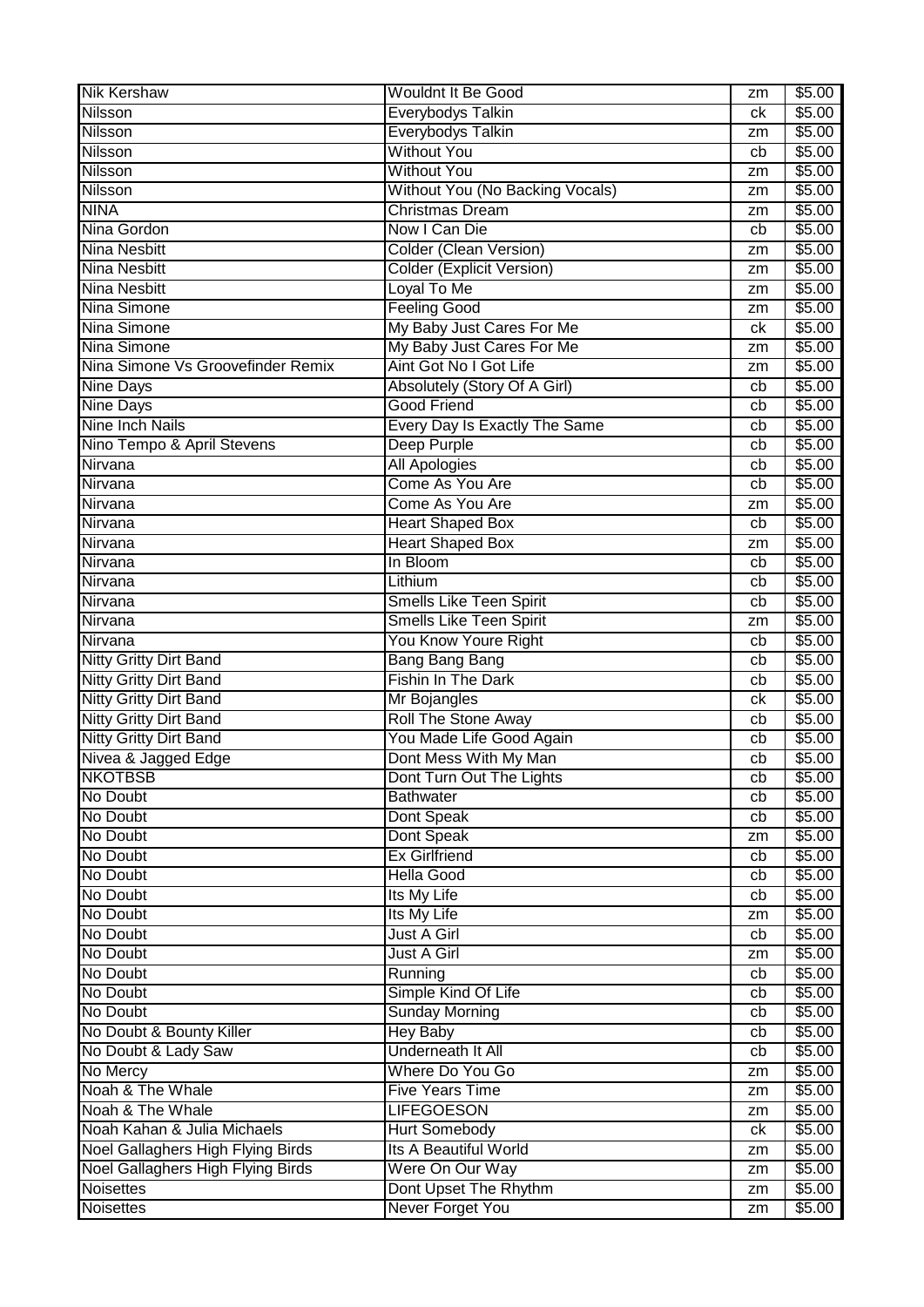| Nik Kershaw | Wouldnt It Be Good | zm | $5.00 |
|---|---|---|---|
| Nilsson | Everybodys Talkin | ck | $5.00 |
| Nilsson | Everybodys Talkin | zm | $5.00 |
| Nilsson | Without You | cb | $5.00 |
| Nilsson | Without You | zm | $5.00 |
| Nilsson | Without You (No Backing Vocals) | zm | $5.00 |
| NINA | Christmas Dream | zm | $5.00 |
| Nina Gordon | Now I Can Die | cb | $5.00 |
| Nina Nesbitt | Colder (Clean Version) | zm | $5.00 |
| Nina Nesbitt | Colder (Explicit Version) | zm | $5.00 |
| Nina Nesbitt | Loyal To Me | zm | $5.00 |
| Nina Simone | Feeling Good | zm | $5.00 |
| Nina Simone | My Baby Just Cares For Me | ck | $5.00 |
| Nina Simone | My Baby Just Cares For Me | zm | $5.00 |
| Nina Simone Vs Groovefinder Remix | Aint Got No I Got Life | zm | $5.00 |
| Nine Days | Absolutely (Story Of A Girl) | cb | $5.00 |
| Nine Days | Good Friend | cb | $5.00 |
| Nine Inch Nails | Every Day Is Exactly The Same | cb | $5.00 |
| Nino Tempo & April Stevens | Deep Purple | cb | $5.00 |
| Nirvana | All Apologies | cb | $5.00 |
| Nirvana | Come As You Are | cb | $5.00 |
| Nirvana | Come As You Are | zm | $5.00 |
| Nirvana | Heart Shaped Box | cb | $5.00 |
| Nirvana | Heart Shaped Box | zm | $5.00 |
| Nirvana | In Bloom | cb | $5.00 |
| Nirvana | Lithium | cb | $5.00 |
| Nirvana | Smells Like Teen Spirit | cb | $5.00 |
| Nirvana | Smells Like Teen Spirit | zm | $5.00 |
| Nirvana | You Know Youre Right | cb | $5.00 |
| Nitty Gritty Dirt Band | Bang Bang Bang | cb | $5.00 |
| Nitty Gritty Dirt Band | Fishin In The Dark | cb | $5.00 |
| Nitty Gritty Dirt Band | Mr Bojangles | ck | $5.00 |
| Nitty Gritty Dirt Band | Roll The Stone Away | cb | $5.00 |
| Nitty Gritty Dirt Band | You Made Life Good Again | cb | $5.00 |
| Nivea & Jagged Edge | Dont Mess With My Man | cb | $5.00 |
| NKOTBSB | Dont Turn Out The Lights | cb | $5.00 |
| No Doubt | Bathwater | cb | $5.00 |
| No Doubt | Dont Speak | cb | $5.00 |
| No Doubt | Dont Speak | zm | $5.00 |
| No Doubt | Ex Girlfriend | cb | $5.00 |
| No Doubt | Hella Good | cb | $5.00 |
| No Doubt | Its My Life | cb | $5.00 |
| No Doubt | Its My Life | zm | $5.00 |
| No Doubt | Just A Girl | cb | $5.00 |
| No Doubt | Just A Girl | zm | $5.00 |
| No Doubt | Running | cb | $5.00 |
| No Doubt | Simple Kind Of Life | cb | $5.00 |
| No Doubt | Sunday Morning | cb | $5.00 |
| No Doubt & Bounty Killer | Hey Baby | cb | $5.00 |
| No Doubt & Lady Saw | Underneath It All | cb | $5.00 |
| No Mercy | Where Do You Go | zm | $5.00 |
| Noah & The Whale | Five Years Time | zm | $5.00 |
| Noah & The Whale | LIFEGOESON | zm | $5.00 |
| Noah Kahan & Julia Michaels | Hurt Somebody | ck | $5.00 |
| Noel Gallaghers High Flying Birds | Its A Beautiful World | zm | $5.00 |
| Noel Gallaghers High Flying Birds | Were On Our Way | zm | $5.00 |
| Noisettes | Dont Upset The Rhythm | zm | $5.00 |
| Noisettes | Never Forget You | zm | $5.00 |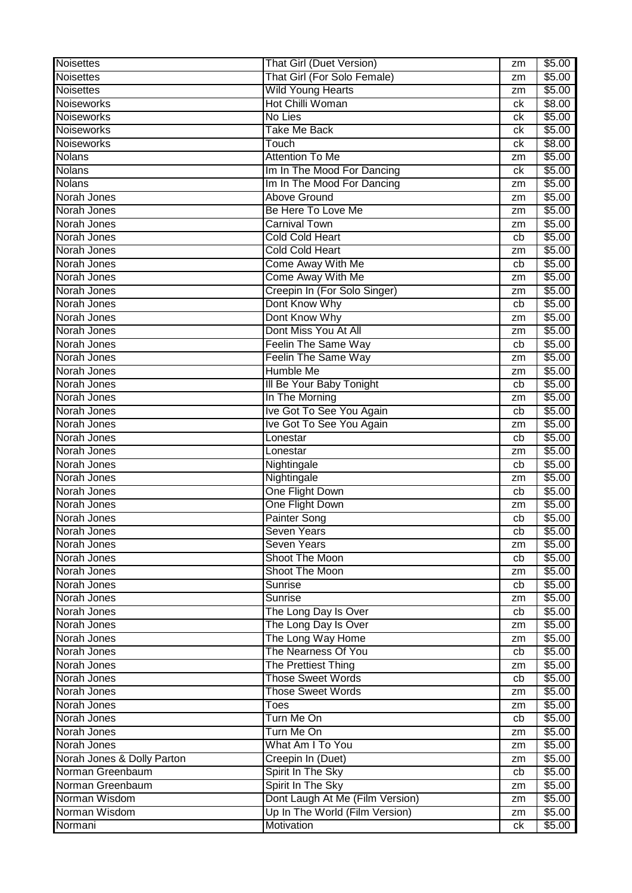| Noisettes | That Girl (Duet Version) | zm | $5.00 |
|---|---|---|---|
| Noisettes | That Girl (For Solo Female) | zm | $5.00 |
| Noisettes | Wild Young Hearts | zm | $5.00 |
| Noiseworks | Hot Chilli Woman | ck | $8.00 |
| Noiseworks | No Lies | ck | $5.00 |
| Noiseworks | Take Me Back | ck | $5.00 |
| Noiseworks | Touch | ck | $8.00 |
| Nolans | Attention To Me | zm | $5.00 |
| Nolans | Im In The Mood For Dancing | ck | $5.00 |
| Nolans | Im In The Mood For Dancing | zm | $5.00 |
| Norah Jones | Above Ground | zm | $5.00 |
| Norah Jones | Be Here To Love Me | zm | $5.00 |
| Norah Jones | Carnival Town | zm | $5.00 |
| Norah Jones | Cold Cold Heart | cb | $5.00 |
| Norah Jones | Cold Cold Heart | zm | $5.00 |
| Norah Jones | Come Away With Me | cb | $5.00 |
| Norah Jones | Come Away With Me | zm | $5.00 |
| Norah Jones | Creepin In (For Solo Singer) | zm | $5.00 |
| Norah Jones | Dont Know Why | cb | $5.00 |
| Norah Jones | Dont Know Why | zm | $5.00 |
| Norah Jones | Dont Miss You At All | zm | $5.00 |
| Norah Jones | Feelin The Same Way | cb | $5.00 |
| Norah Jones | Feelin The Same Way | zm | $5.00 |
| Norah Jones | Humble Me | zm | $5.00 |
| Norah Jones | Ill Be Your Baby Tonight | cb | $5.00 |
| Norah Jones | In The Morning | zm | $5.00 |
| Norah Jones | Ive Got To See You Again | cb | $5.00 |
| Norah Jones | Ive Got To See You Again | zm | $5.00 |
| Norah Jones | Lonestar | cb | $5.00 |
| Norah Jones | Lonestar | zm | $5.00 |
| Norah Jones | Nightingale | cb | $5.00 |
| Norah Jones | Nightingale | zm | $5.00 |
| Norah Jones | One Flight Down | cb | $5.00 |
| Norah Jones | One Flight Down | zm | $5.00 |
| Norah Jones | Painter Song | cb | $5.00 |
| Norah Jones | Seven Years | cb | $5.00 |
| Norah Jones | Seven Years | zm | $5.00 |
| Norah Jones | Shoot The Moon | cb | $5.00 |
| Norah Jones | Shoot The Moon | zm | $5.00 |
| Norah Jones | Sunrise | cb | $5.00 |
| Norah Jones | Sunrise | zm | $5.00 |
| Norah Jones | The Long Day Is Over | cb | $5.00 |
| Norah Jones | The Long Day Is Over | zm | $5.00 |
| Norah Jones | The Long Way Home | zm | $5.00 |
| Norah Jones | The Nearness Of You | cb | $5.00 |
| Norah Jones | The Prettiest Thing | zm | $5.00 |
| Norah Jones | Those Sweet Words | cb | $5.00 |
| Norah Jones | Those Sweet Words | zm | $5.00 |
| Norah Jones | Toes | zm | $5.00 |
| Norah Jones | Turn Me On | cb | $5.00 |
| Norah Jones | Turn Me On | zm | $5.00 |
| Norah Jones | What Am I To You | zm | $5.00 |
| Norah Jones & Dolly Parton | Creepin In (Duet) | zm | $5.00 |
| Norman Greenbaum | Spirit In The Sky | cb | $5.00 |
| Norman Greenbaum | Spirit In The Sky | zm | $5.00 |
| Norman Wisdom | Dont Laugh At Me (Film Version) | zm | $5.00 |
| Norman Wisdom | Up In The World (Film Version) | zm | $5.00 |
| Normani | Motivation | ck | $5.00 |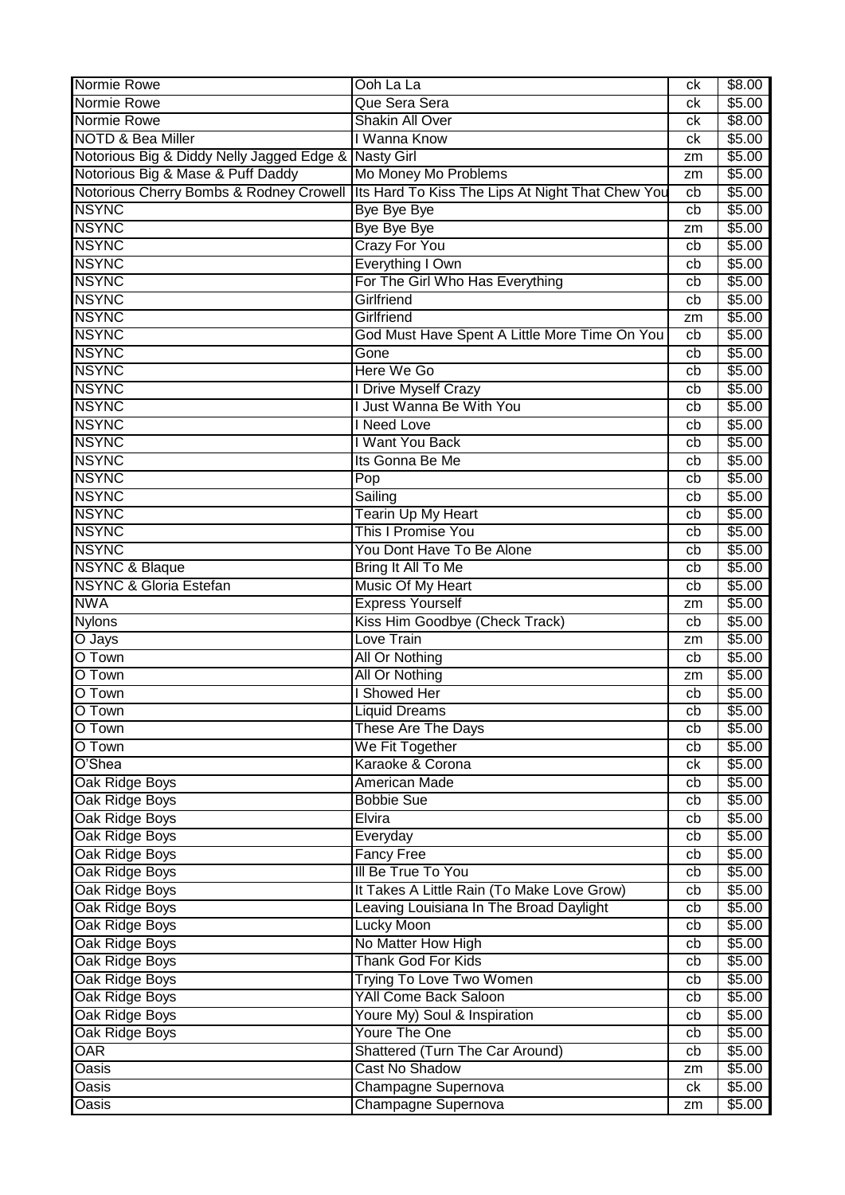| Normie Rowe | Ooh La La | ck | $8.00 |
|---|---|---|---|
| Normie Rowe | Que Sera Sera | ck | $5.00 |
| Normie Rowe | Shakin All Over | ck | $8.00 |
| NOTD & Bea Miller | I Wanna Know | ck | $5.00 |
| Notorious Big & Diddy Nelly Jagged Edge & | Nasty Girl | zm | $5.00 |
| Notorious Big & Mase & Puff Daddy | Mo Money Mo Problems | zm | $5.00 |
| Notorious Cherry Bombs & Rodney Crowell | Its Hard To Kiss The Lips At Night That Chew You | cb | $5.00 |
| NSYNC | Bye Bye Bye | cb | $5.00 |
| NSYNC | Bye Bye Bye | zm | $5.00 |
| NSYNC | Crazy For You | cb | $5.00 |
| NSYNC | Everything I Own | cb | $5.00 |
| NSYNC | For The Girl Who Has Everything | cb | $5.00 |
| NSYNC | Girlfriend | cb | $5.00 |
| NSYNC | Girlfriend | zm | $5.00 |
| NSYNC | God Must Have Spent A Little More Time On You | cb | $5.00 |
| NSYNC | Gone | cb | $5.00 |
| NSYNC | Here We Go | cb | $5.00 |
| NSYNC | I Drive Myself Crazy | cb | $5.00 |
| NSYNC | I Just Wanna Be With You | cb | $5.00 |
| NSYNC | I Need Love | cb | $5.00 |
| NSYNC | I Want You Back | cb | $5.00 |
| NSYNC | Its Gonna Be Me | cb | $5.00 |
| NSYNC | Pop | cb | $5.00 |
| NSYNC | Sailing | cb | $5.00 |
| NSYNC | Tearin Up My Heart | cb | $5.00 |
| NSYNC | This I Promise You | cb | $5.00 |
| NSYNC | You Dont Have To Be Alone | cb | $5.00 |
| NSYNC & Blaque | Bring It All To Me | cb | $5.00 |
| NSYNC & Gloria Estefan | Music Of My Heart | cb | $5.00 |
| NWA | Express Yourself | zm | $5.00 |
| Nylons | Kiss Him Goodbye (Check Track) | cb | $5.00 |
| O Jays | Love Train | zm | $5.00 |
| O Town | All Or Nothing | cb | $5.00 |
| O Town | All Or Nothing | zm | $5.00 |
| O Town | I Showed Her | cb | $5.00 |
| O Town | Liquid Dreams | cb | $5.00 |
| O Town | These Are The Days | cb | $5.00 |
| O Town | We Fit Together | cb | $5.00 |
| O'Shea | Karaoke & Corona | ck | $5.00 |
| Oak Ridge Boys | American Made | cb | $5.00 |
| Oak Ridge Boys | Bobbie Sue | cb | $5.00 |
| Oak Ridge Boys | Elvira | cb | $5.00 |
| Oak Ridge Boys | Everyday | cb | $5.00 |
| Oak Ridge Boys | Fancy Free | cb | $5.00 |
| Oak Ridge Boys | Ill Be True To You | cb | $5.00 |
| Oak Ridge Boys | It Takes A Little Rain (To Make Love Grow) | cb | $5.00 |
| Oak Ridge Boys | Leaving Louisiana In The Broad Daylight | cb | $5.00 |
| Oak Ridge Boys | Lucky Moon | cb | $5.00 |
| Oak Ridge Boys | No Matter How High | cb | $5.00 |
| Oak Ridge Boys | Thank God For Kids | cb | $5.00 |
| Oak Ridge Boys | Trying To Love Two Women | cb | $5.00 |
| Oak Ridge Boys | YAll Come Back Saloon | cb | $5.00 |
| Oak Ridge Boys | Youre My) Soul & Inspiration | cb | $5.00 |
| Oak Ridge Boys | Youre The One | cb | $5.00 |
| OAR | Shattered (Turn The Car Around) | cb | $5.00 |
| Oasis | Cast No Shadow | zm | $5.00 |
| Oasis | Champagne Supernova | ck | $5.00 |
| Oasis | Champagne Supernova | zm | $5.00 |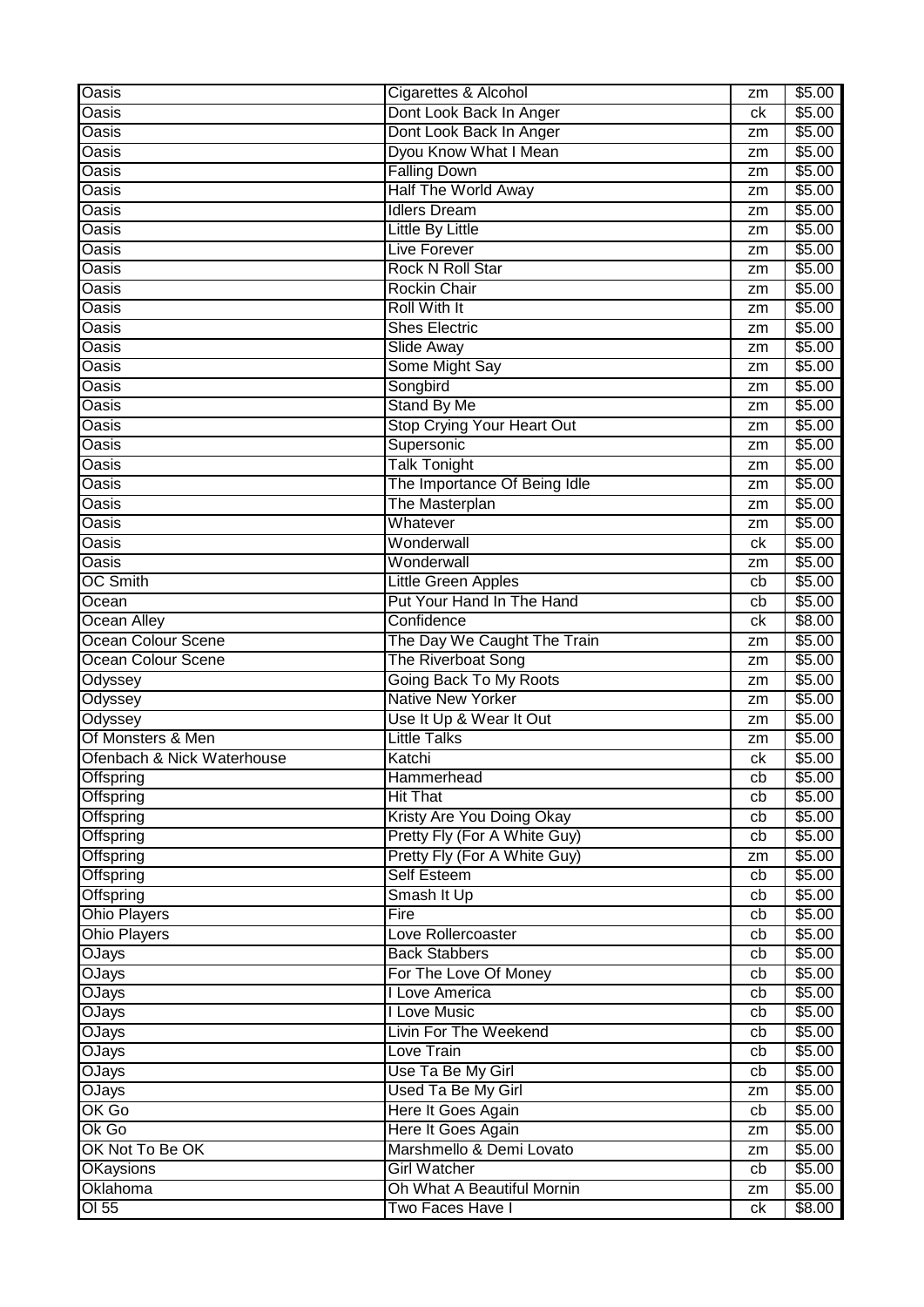| | | | |
|---|---|---|---|
| Oasis | Cigarettes & Alcohol | zm | $5.00 |
| Oasis | Dont Look Back In Anger | ck | $5.00 |
| Oasis | Dont Look Back In Anger | zm | $5.00 |
| Oasis | Dyou Know What I Mean | zm | $5.00 |
| Oasis | Falling Down | zm | $5.00 |
| Oasis | Half The World Away | zm | $5.00 |
| Oasis | Idlers Dream | zm | $5.00 |
| Oasis | Little By Little | zm | $5.00 |
| Oasis | Live Forever | zm | $5.00 |
| Oasis | Rock N Roll Star | zm | $5.00 |
| Oasis | Rockin Chair | zm | $5.00 |
| Oasis | Roll With It | zm | $5.00 |
| Oasis | Shes Electric | zm | $5.00 |
| Oasis | Slide Away | zm | $5.00 |
| Oasis | Some Might Say | zm | $5.00 |
| Oasis | Songbird | zm | $5.00 |
| Oasis | Stand By Me | zm | $5.00 |
| Oasis | Stop Crying Your Heart Out | zm | $5.00 |
| Oasis | Supersonic | zm | $5.00 |
| Oasis | Talk Tonight | zm | $5.00 |
| Oasis | The Importance Of Being Idle | zm | $5.00 |
| Oasis | The Masterplan | zm | $5.00 |
| Oasis | Whatever | zm | $5.00 |
| Oasis | Wonderwall | ck | $5.00 |
| Oasis | Wonderwall | zm | $5.00 |
| OC Smith | Little Green Apples | cb | $5.00 |
| Ocean | Put Your Hand In The Hand | cb | $5.00 |
| Ocean Alley | Confidence | ck | $8.00 |
| Ocean Colour Scene | The Day We Caught The Train | zm | $5.00 |
| Ocean Colour Scene | The Riverboat Song | zm | $5.00 |
| Odyssey | Going Back To My Roots | zm | $5.00 |
| Odyssey | Native New Yorker | zm | $5.00 |
| Odyssey | Use It Up & Wear It Out | zm | $5.00 |
| Of Monsters & Men | Little Talks | zm | $5.00 |
| Ofenbach & Nick Waterhouse | Katchi | ck | $5.00 |
| Offspring | Hammerhead | cb | $5.00 |
| Offspring | Hit That | cb | $5.00 |
| Offspring | Kristy Are You Doing Okay | cb | $5.00 |
| Offspring | Pretty Fly (For A White Guy) | cb | $5.00 |
| Offspring | Pretty Fly (For A White Guy) | zm | $5.00 |
| Offspring | Self Esteem | cb | $5.00 |
| Offspring | Smash It Up | cb | $5.00 |
| Ohio Players | Fire | cb | $5.00 |
| Ohio Players | Love Rollercoaster | cb | $5.00 |
| OJays | Back Stabbers | cb | $5.00 |
| OJays | For The Love Of Money | cb | $5.00 |
| OJays | I Love America | cb | $5.00 |
| OJays | I Love Music | cb | $5.00 |
| OJays | Livin For The Weekend | cb | $5.00 |
| OJays | Love Train | cb | $5.00 |
| OJays | Use Ta Be My Girl | cb | $5.00 |
| OJays | Used Ta Be My Girl | zm | $5.00 |
| OK Go | Here It Goes Again | cb | $5.00 |
| Ok Go | Here It Goes Again | zm | $5.00 |
| OK Not To Be OK | Marshmello & Demi Lovato | zm | $5.00 |
| OKaysions | Girl Watcher | cb | $5.00 |
| Oklahoma | Oh What A Beautiful Mornin | zm | $5.00 |
| Ol 55 | Two Faces Have I | ck | $8.00 |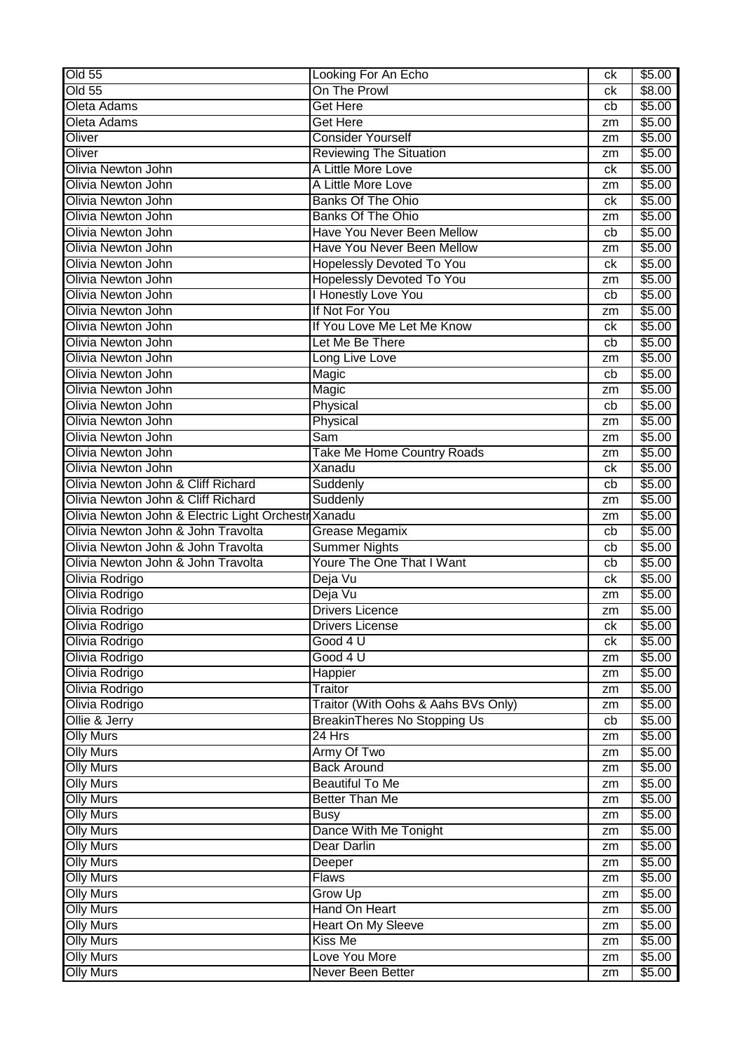| Old 55 | Looking For An Echo | ck | $5.00 |
|---|---|---|---|
| Old 55 | On The Prowl | ck | $8.00 |
| Oleta Adams | Get Here | cb | $5.00 |
| Oleta Adams | Get Here | zm | $5.00 |
| Oliver | Consider Yourself | zm | $5.00 |
| Oliver | Reviewing The Situation | zm | $5.00 |
| Olivia Newton John | A Little More Love | ck | $5.00 |
| Olivia Newton John | A Little More Love | zm | $5.00 |
| Olivia Newton John | Banks Of The Ohio | ck | $5.00 |
| Olivia Newton John | Banks Of The Ohio | zm | $5.00 |
| Olivia Newton John | Have You Never Been Mellow | cb | $5.00 |
| Olivia Newton John | Have You Never Been Mellow | zm | $5.00 |
| Olivia Newton John | Hopelessly Devoted To You | ck | $5.00 |
| Olivia Newton John | Hopelessly Devoted To You | zm | $5.00 |
| Olivia Newton John | I Honestly Love You | cb | $5.00 |
| Olivia Newton John | If Not For You | zm | $5.00 |
| Olivia Newton John | If You Love Me Let Me Know | ck | $5.00 |
| Olivia Newton John | Let Me Be There | cb | $5.00 |
| Olivia Newton John | Long Live Love | zm | $5.00 |
| Olivia Newton John | Magic | cb | $5.00 |
| Olivia Newton John | Magic | zm | $5.00 |
| Olivia Newton John | Physical | cb | $5.00 |
| Olivia Newton John | Physical | zm | $5.00 |
| Olivia Newton John | Sam | zm | $5.00 |
| Olivia Newton John | Take Me Home Country Roads | zm | $5.00 |
| Olivia Newton John | Xanadu | ck | $5.00 |
| Olivia Newton John & Cliff Richard | Suddenly | cb | $5.00 |
| Olivia Newton John & Cliff Richard | Suddenly | zm | $5.00 |
| Olivia Newton John & Electric Light Orchestr | Xanadu | zm | $5.00 |
| Olivia Newton John & John Travolta | Grease Megamix | cb | $5.00 |
| Olivia Newton John & John Travolta | Summer Nights | cb | $5.00 |
| Olivia Newton John & John Travolta | Youre The One That I Want | cb | $5.00 |
| Olivia Rodrigo | Deja Vu | ck | $5.00 |
| Olivia Rodrigo | Deja Vu | zm | $5.00 |
| Olivia Rodrigo | Drivers Licence | zm | $5.00 |
| Olivia Rodrigo | Drivers License | ck | $5.00 |
| Olivia Rodrigo | Good 4 U | ck | $5.00 |
| Olivia Rodrigo | Good 4 U | zm | $5.00 |
| Olivia Rodrigo | Happier | zm | $5.00 |
| Olivia Rodrigo | Traitor | zm | $5.00 |
| Olivia Rodrigo | Traitor (With Oohs & Aahs BVs Only) | zm | $5.00 |
| Ollie & Jerry | BreakinTheres No Stopping Us | cb | $5.00 |
| Olly Murs | 24 Hrs | zm | $5.00 |
| Olly Murs | Army Of Two | zm | $5.00 |
| Olly Murs | Back Around | zm | $5.00 |
| Olly Murs | Beautiful To Me | zm | $5.00 |
| Olly Murs | Better Than Me | zm | $5.00 |
| Olly Murs | Busy | zm | $5.00 |
| Olly Murs | Dance With Me Tonight | zm | $5.00 |
| Olly Murs | Dear Darlin | zm | $5.00 |
| Olly Murs | Deeper | zm | $5.00 |
| Olly Murs | Flaws | zm | $5.00 |
| Olly Murs | Grow Up | zm | $5.00 |
| Olly Murs | Hand On Heart | zm | $5.00 |
| Olly Murs | Heart On My Sleeve | zm | $5.00 |
| Olly Murs | Kiss Me | zm | $5.00 |
| Olly Murs | Love You More | zm | $5.00 |
| Olly Murs | Never Been Better | zm | $5.00 |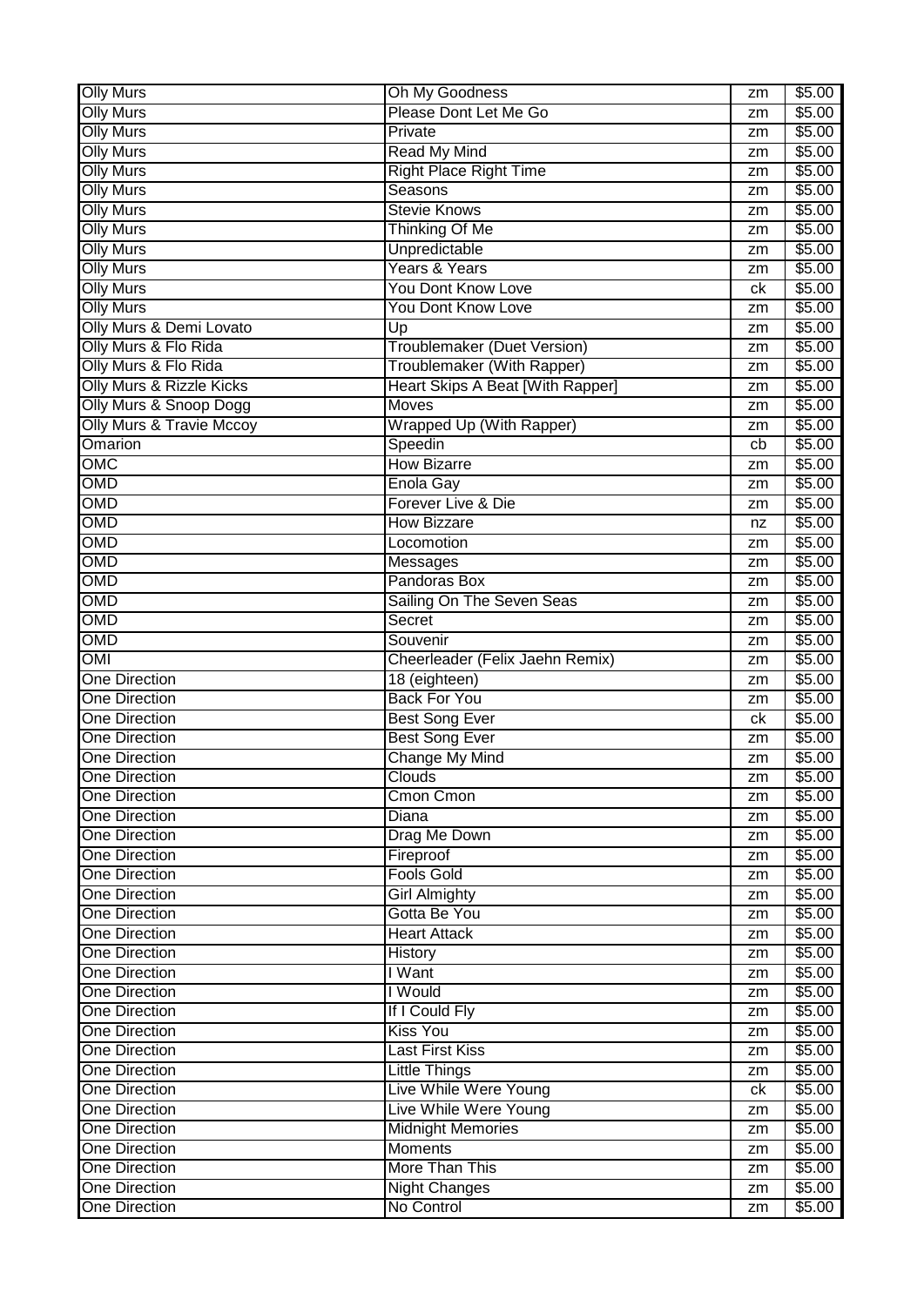| Olly Murs | Oh My Goodness | zm | $5.00 |
|---|---|---|---|
| Olly Murs | Please Dont Let Me Go | zm | $5.00 |
| Olly Murs | Private | zm | $5.00 |
| Olly Murs | Read My Mind | zm | $5.00 |
| Olly Murs | Right Place Right Time | zm | $5.00 |
| Olly Murs | Seasons | zm | $5.00 |
| Olly Murs | Stevie Knows | zm | $5.00 |
| Olly Murs | Thinking Of Me | zm | $5.00 |
| Olly Murs | Unpredictable | zm | $5.00 |
| Olly Murs | Years & Years | zm | $5.00 |
| Olly Murs | You Dont Know Love | ck | $5.00 |
| Olly Murs | You Dont Know Love | zm | $5.00 |
| Olly Murs & Demi Lovato | Up | zm | $5.00 |
| Olly Murs & Flo Rida | Troublemaker (Duet Version) | zm | $5.00 |
| Olly Murs & Flo Rida | Troublemaker (With Rapper) | zm | $5.00 |
| Olly Murs & Rizzle Kicks | Heart Skips A Beat [With Rapper] | zm | $5.00 |
| Olly Murs & Snoop Dogg | Moves | zm | $5.00 |
| Olly Murs & Travie Mccoy | Wrapped Up (With Rapper) | zm | $5.00 |
| Omarion | Speedin | cb | $5.00 |
| OMC | How Bizarre | zm | $5.00 |
| OMD | Enola Gay | zm | $5.00 |
| OMD | Forever Live & Die | zm | $5.00 |
| OMD | How Bizzare | nz | $5.00 |
| OMD | Locomotion | zm | $5.00 |
| OMD | Messages | zm | $5.00 |
| OMD | Pandoras Box | zm | $5.00 |
| OMD | Sailing On The Seven Seas | zm | $5.00 |
| OMD | Secret | zm | $5.00 |
| OMD | Souvenir | zm | $5.00 |
| OMI | Cheerleader (Felix Jaehn Remix) | zm | $5.00 |
| One Direction | 18 (eighteen) | zm | $5.00 |
| One Direction | Back For You | zm | $5.00 |
| One Direction | Best Song Ever | ck | $5.00 |
| One Direction | Best Song Ever | zm | $5.00 |
| One Direction | Change My Mind | zm | $5.00 |
| One Direction | Clouds | zm | $5.00 |
| One Direction | Cmon Cmon | zm | $5.00 |
| One Direction | Diana | zm | $5.00 |
| One Direction | Drag Me Down | zm | $5.00 |
| One Direction | Fireproof | zm | $5.00 |
| One Direction | Fools Gold | zm | $5.00 |
| One Direction | Girl Almighty | zm | $5.00 |
| One Direction | Gotta Be You | zm | $5.00 |
| One Direction | Heart Attack | zm | $5.00 |
| One Direction | History | zm | $5.00 |
| One Direction | I Want | zm | $5.00 |
| One Direction | I Would | zm | $5.00 |
| One Direction | If I Could Fly | zm | $5.00 |
| One Direction | Kiss You | zm | $5.00 |
| One Direction | Last First Kiss | zm | $5.00 |
| One Direction | Little Things | zm | $5.00 |
| One Direction | Live While Were Young | ck | $5.00 |
| One Direction | Live While Were Young | zm | $5.00 |
| One Direction | Midnight Memories | zm | $5.00 |
| One Direction | Moments | zm | $5.00 |
| One Direction | More Than This | zm | $5.00 |
| One Direction | Night Changes | zm | $5.00 |
| One Direction | No Control | zm | $5.00 |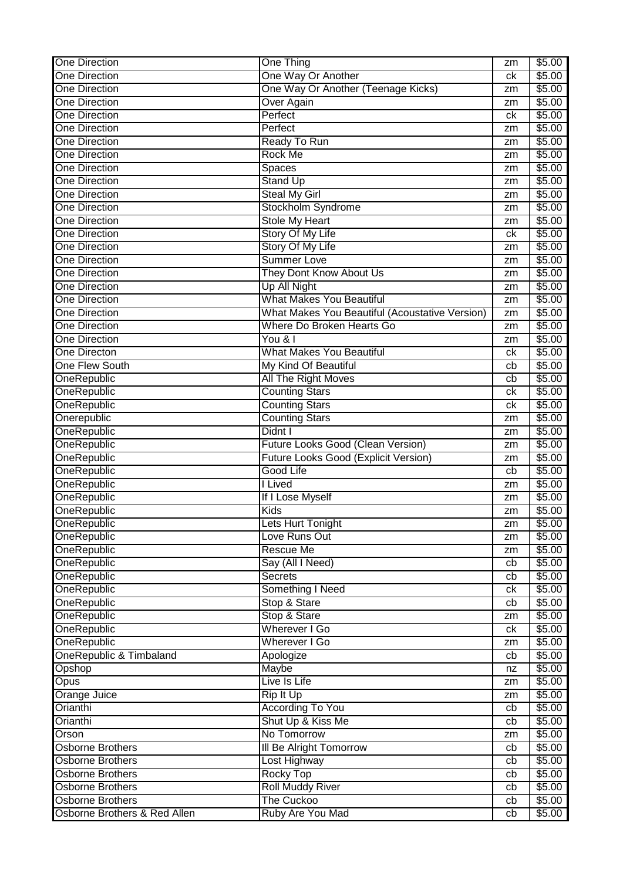| One Direction | One Thing | zm | $5.00 |
|---|---|---|---|
| One Direction | One Way Or Another | ck | $5.00 |
| One Direction | One Way Or Another (Teenage Kicks) | zm | $5.00 |
| One Direction | Over Again | zm | $5.00 |
| One Direction | Perfect | ck | $5.00 |
| One Direction | Perfect | zm | $5.00 |
| One Direction | Ready To Run | zm | $5.00 |
| One Direction | Rock Me | zm | $5.00 |
| One Direction | Spaces | zm | $5.00 |
| One Direction | Stand Up | zm | $5.00 |
| One Direction | Steal My Girl | zm | $5.00 |
| One Direction | Stockholm Syndrome | zm | $5.00 |
| One Direction | Stole My Heart | zm | $5.00 |
| One Direction | Story Of My Life | ck | $5.00 |
| One Direction | Story Of My Life | zm | $5.00 |
| One Direction | Summer Love | zm | $5.00 |
| One Direction | They Dont Know About Us | zm | $5.00 |
| One Direction | Up All Night | zm | $5.00 |
| One Direction | What Makes You Beautiful | zm | $5.00 |
| One Direction | What Makes You Beautiful (Acoustative Version) | zm | $5.00 |
| One Direction | Where Do Broken Hearts Go | zm | $5.00 |
| One Direction | You & I | zm | $5.00 |
| One Directon | What Makes You Beautiful | ck | $5.00 |
| One Flew South | My Kind Of Beautiful | cb | $5.00 |
| OneRepublic | All The Right Moves | cb | $5.00 |
| OneRepublic | Counting Stars | ck | $5.00 |
| OneRepublic | Counting Stars | ck | $5.00 |
| Onerepublic | Counting Stars | zm | $5.00 |
| OneRepublic | Didnt I | zm | $5.00 |
| OneRepublic | Future Looks Good (Clean Version) | zm | $5.00 |
| OneRepublic | Future Looks Good (Explicit Version) | zm | $5.00 |
| OneRepublic | Good Life | cb | $5.00 |
| OneRepublic | I Lived | zm | $5.00 |
| OneRepublic | If I Lose Myself | zm | $5.00 |
| OneRepublic | Kids | zm | $5.00 |
| OneRepublic | Lets Hurt Tonight | zm | $5.00 |
| OneRepublic | Love Runs Out | zm | $5.00 |
| OneRepublic | Rescue Me | zm | $5.00 |
| OneRepublic | Say (All I Need) | cb | $5.00 |
| OneRepublic | Secrets | cb | $5.00 |
| OneRepublic | Something I Need | ck | $5.00 |
| OneRepublic | Stop & Stare | cb | $5.00 |
| OneRepublic | Stop & Stare | zm | $5.00 |
| OneRepublic | Wherever I Go | ck | $5.00 |
| OneRepublic | Wherever I Go | zm | $5.00 |
| OneRepublic & Timbaland | Apologize | cb | $5.00 |
| Opshop | Maybe | nz | $5.00 |
| Opus | Live Is Life | zm | $5.00 |
| Orange Juice | Rip It Up | zm | $5.00 |
| Orianthi | According To You | cb | $5.00 |
| Orianthi | Shut Up & Kiss Me | cb | $5.00 |
| Orson | No Tomorrow | zm | $5.00 |
| Osborne Brothers | Ill Be Alright Tomorrow | cb | $5.00 |
| Osborne Brothers | Lost Highway | cb | $5.00 |
| Osborne Brothers | Rocky Top | cb | $5.00 |
| Osborne Brothers | Roll Muddy River | cb | $5.00 |
| Osborne Brothers | The Cuckoo | cb | $5.00 |
| Osborne Brothers & Red Allen | Ruby Are You Mad | cb | $5.00 |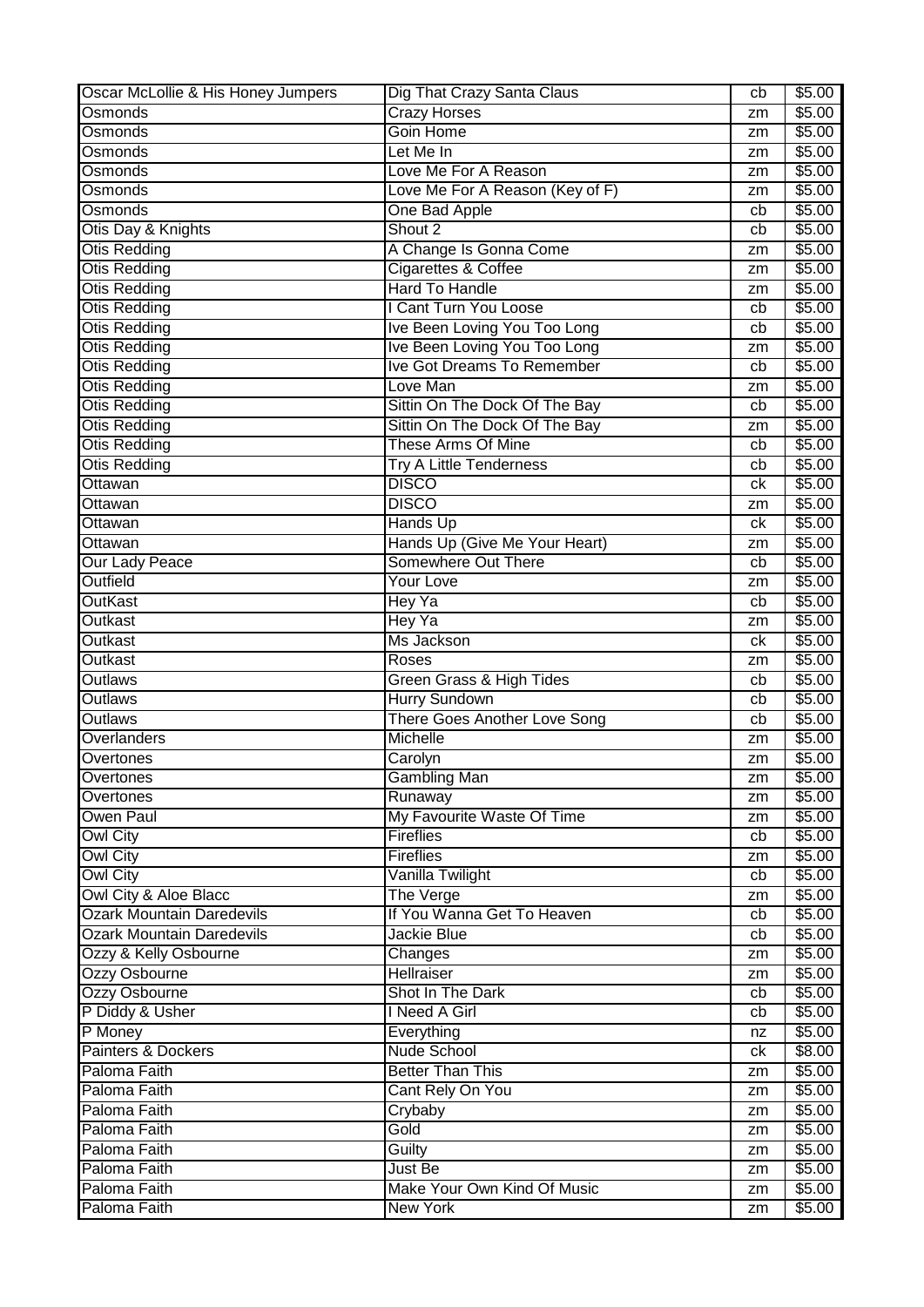| Oscar McLollie & His Honey Jumpers | Dig That Crazy Santa Claus | cb | $5.00 |
|---|---|---|---|
| Osmonds | Crazy Horses | zm | $5.00 |
| Osmonds | Goin Home | zm | $5.00 |
| Osmonds | Let Me In | zm | $5.00 |
| Osmonds | Love Me For A Reason | zm | $5.00 |
| Osmonds | Love Me For A Reason (Key of F) | zm | $5.00 |
| Osmonds | One Bad Apple | cb | $5.00 |
| Otis Day & Knights | Shout 2 | cb | $5.00 |
| Otis Redding | A Change Is Gonna Come | zm | $5.00 |
| Otis Redding | Cigarettes & Coffee | zm | $5.00 |
| Otis Redding | Hard To Handle | zm | $5.00 |
| Otis Redding | I Cant Turn You Loose | cb | $5.00 |
| Otis Redding | Ive Been Loving You Too Long | cb | $5.00 |
| Otis Redding | Ive Been Loving You Too Long | zm | $5.00 |
| Otis Redding | Ive Got Dreams To Remember | cb | $5.00 |
| Otis Redding | Love Man | zm | $5.00 |
| Otis Redding | Sittin On The Dock Of The Bay | cb | $5.00 |
| Otis Redding | Sittin On The Dock Of The Bay | zm | $5.00 |
| Otis Redding | These Arms Of Mine | cb | $5.00 |
| Otis Redding | Try A Little Tenderness | cb | $5.00 |
| Ottawan | DISCO | ck | $5.00 |
| Ottawan | DISCO | zm | $5.00 |
| Ottawan | Hands Up | ck | $5.00 |
| Ottawan | Hands Up (Give Me Your Heart) | zm | $5.00 |
| Our Lady Peace | Somewhere Out There | cb | $5.00 |
| Outfield | Your Love | zm | $5.00 |
| OutKast | Hey Ya | cb | $5.00 |
| Outkast | Hey Ya | zm | $5.00 |
| Outkast | Ms Jackson | ck | $5.00 |
| Outkast | Roses | zm | $5.00 |
| Outlaws | Green Grass & High Tides | cb | $5.00 |
| Outlaws | Hurry Sundown | cb | $5.00 |
| Outlaws | There Goes Another Love Song | cb | $5.00 |
| Overlanders | Michelle | zm | $5.00 |
| Overtones | Carolyn | zm | $5.00 |
| Overtones | Gambling Man | zm | $5.00 |
| Overtones | Runaway | zm | $5.00 |
| Owen Paul | My Favourite Waste Of Time | zm | $5.00 |
| Owl City | Fireflies | cb | $5.00 |
| Owl City | Fireflies | zm | $5.00 |
| Owl City | Vanilla Twilight | cb | $5.00 |
| Owl City & Aloe Blacc | The Verge | zm | $5.00 |
| Ozark Mountain Daredevils | If You Wanna Get To Heaven | cb | $5.00 |
| Ozark Mountain Daredevils | Jackie Blue | cb | $5.00 |
| Ozzy & Kelly Osbourne | Changes | zm | $5.00 |
| Ozzy Osbourne | Hellraiser | zm | $5.00 |
| Ozzy Osbourne | Shot In The Dark | cb | $5.00 |
| P Diddy & Usher | I Need A Girl | cb | $5.00 |
| P Money | Everything | nz | $5.00 |
| Painters & Dockers | Nude School | ck | $8.00 |
| Paloma Faith | Better Than This | zm | $5.00 |
| Paloma Faith | Cant Rely On You | zm | $5.00 |
| Paloma Faith | Crybaby | zm | $5.00 |
| Paloma Faith | Gold | zm | $5.00 |
| Paloma Faith | Guilty | zm | $5.00 |
| Paloma Faith | Just Be | zm | $5.00 |
| Paloma Faith | Make Your Own Kind Of Music | zm | $5.00 |
| Paloma Faith | New York | zm | $5.00 |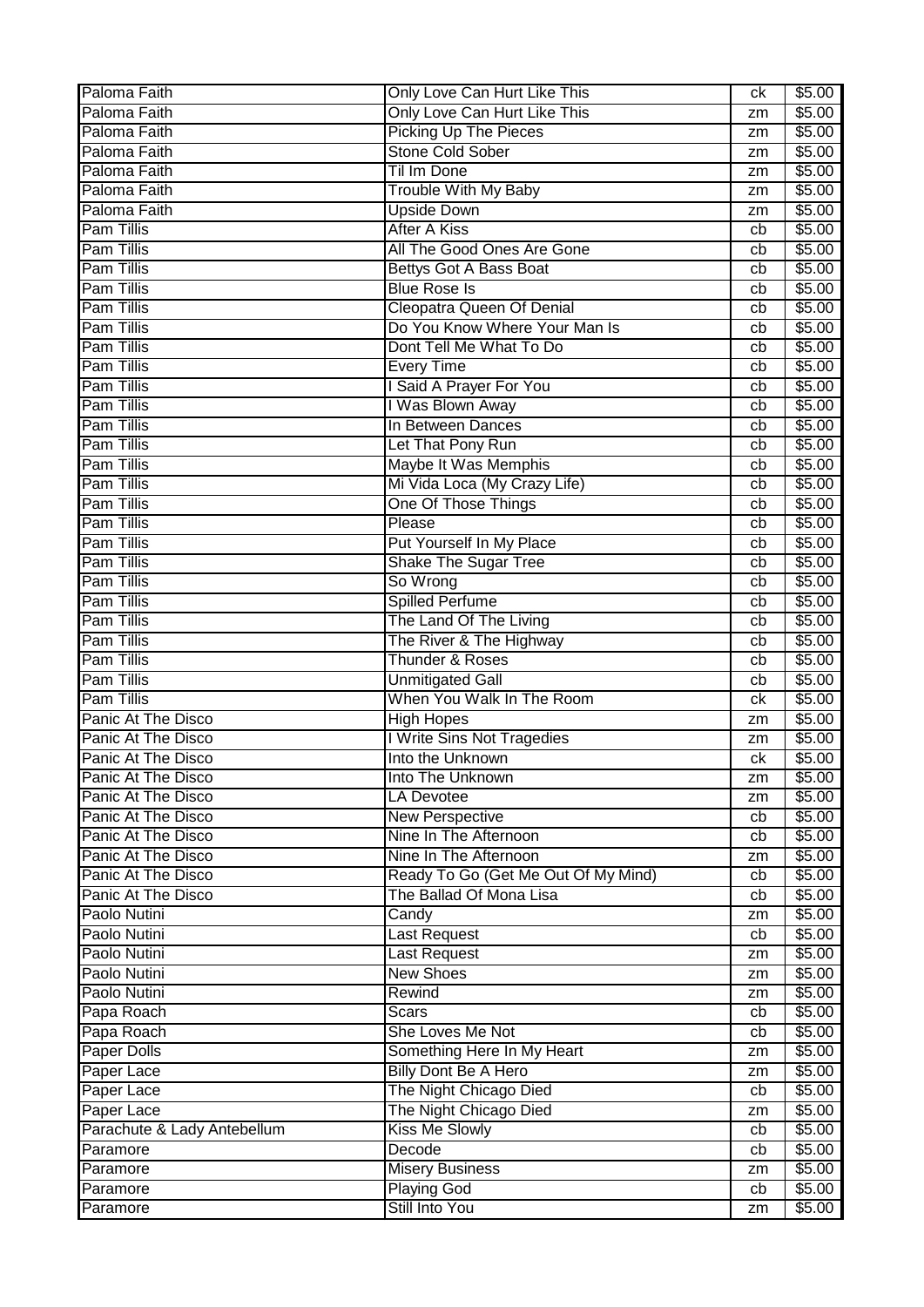| Paloma Faith | Only Love Can Hurt Like This | ck | $5.00 |
|---|---|---|---|
| Paloma Faith | Only Love Can Hurt Like This | zm | $5.00 |
| Paloma Faith | Picking Up The Pieces | zm | $5.00 |
| Paloma Faith | Stone Cold Sober | zm | $5.00 |
| Paloma Faith | Til Im Done | zm | $5.00 |
| Paloma Faith | Trouble With My Baby | zm | $5.00 |
| Paloma Faith | Upside Down | zm | $5.00 |
| Pam Tillis | After A Kiss | cb | $5.00 |
| Pam Tillis | All The Good Ones Are Gone | cb | $5.00 |
| Pam Tillis | Bettys Got A Bass Boat | cb | $5.00 |
| Pam Tillis | Blue Rose Is | cb | $5.00 |
| Pam Tillis | Cleopatra Queen Of Denial | cb | $5.00 |
| Pam Tillis | Do You Know Where Your Man Is | cb | $5.00 |
| Pam Tillis | Dont Tell Me What To Do | cb | $5.00 |
| Pam Tillis | Every Time | cb | $5.00 |
| Pam Tillis | I Said A Prayer For You | cb | $5.00 |
| Pam Tillis | I Was Blown Away | cb | $5.00 |
| Pam Tillis | In Between Dances | cb | $5.00 |
| Pam Tillis | Let That Pony Run | cb | $5.00 |
| Pam Tillis | Maybe It Was Memphis | cb | $5.00 |
| Pam Tillis | Mi Vida Loca (My Crazy Life) | cb | $5.00 |
| Pam Tillis | One Of Those Things | cb | $5.00 |
| Pam Tillis | Please | cb | $5.00 |
| Pam Tillis | Put Yourself In My Place | cb | $5.00 |
| Pam Tillis | Shake The Sugar Tree | cb | $5.00 |
| Pam Tillis | So Wrong | cb | $5.00 |
| Pam Tillis | Spilled Perfume | cb | $5.00 |
| Pam Tillis | The Land Of The Living | cb | $5.00 |
| Pam Tillis | The River & The Highway | cb | $5.00 |
| Pam Tillis | Thunder & Roses | cb | $5.00 |
| Pam Tillis | Unmitigated Gall | cb | $5.00 |
| Pam Tillis | When You Walk In The Room | ck | $5.00 |
| Panic At The Disco | High Hopes | zm | $5.00 |
| Panic At The Disco | I Write Sins Not Tragedies | zm | $5.00 |
| Panic At The Disco | Into the Unknown | ck | $5.00 |
| Panic At The Disco | Into The Unknown | zm | $5.00 |
| Panic At The Disco | LA Devotee | zm | $5.00 |
| Panic At The Disco | New Perspective | cb | $5.00 |
| Panic At The Disco | Nine In The Afternoon | cb | $5.00 |
| Panic At The Disco | Nine In The Afternoon | zm | $5.00 |
| Panic At The Disco | Ready To Go (Get Me Out Of My Mind) | cb | $5.00 |
| Panic At The Disco | The Ballad Of Mona Lisa | cb | $5.00 |
| Paolo Nutini | Candy | zm | $5.00 |
| Paolo Nutini | Last Request | cb | $5.00 |
| Paolo Nutini | Last Request | zm | $5.00 |
| Paolo Nutini | New Shoes | zm | $5.00 |
| Paolo Nutini | Rewind | zm | $5.00 |
| Papa Roach | Scars | cb | $5.00 |
| Papa Roach | She Loves Me Not | cb | $5.00 |
| Paper Dolls | Something Here In My Heart | zm | $5.00 |
| Paper Lace | Billy Dont Be A Hero | zm | $5.00 |
| Paper Lace | The Night Chicago Died | cb | $5.00 |
| Paper Lace | The Night Chicago Died | zm | $5.00 |
| Parachute & Lady Antebellum | Kiss Me Slowly | cb | $5.00 |
| Paramore | Decode | cb | $5.00 |
| Paramore | Misery Business | zm | $5.00 |
| Paramore | Playing God | cb | $5.00 |
| Paramore | Still Into You | zm | $5.00 |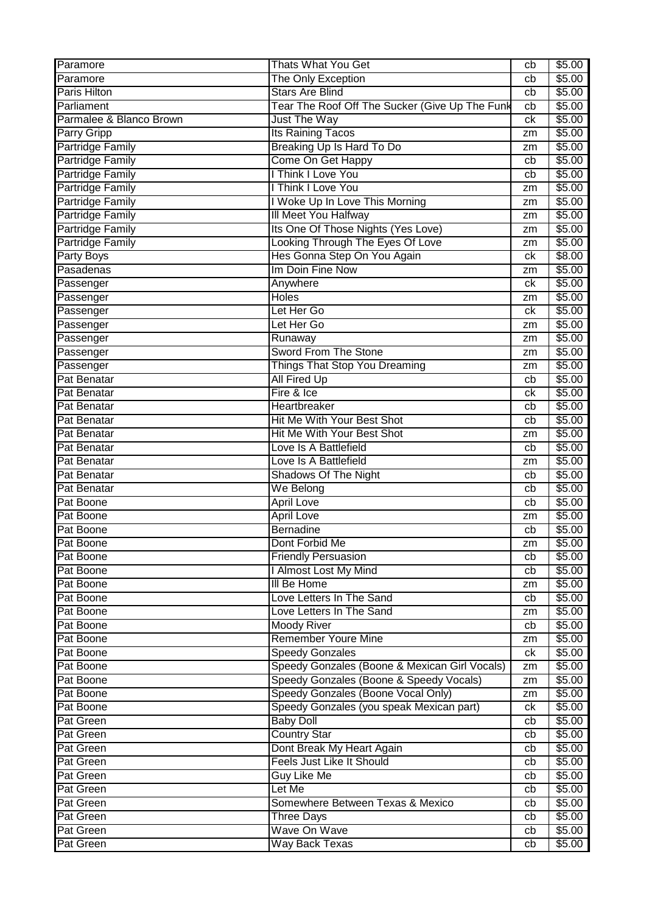| | | | |
|---|---|---|---|
| Paramore | Thats What You Get | cb | $5.00 |
| Paramore | The Only Exception | cb | $5.00 |
| Paris Hilton | Stars Are Blind | cb | $5.00 |
| Parliament | Tear The Roof Off The Sucker (Give Up The Funk | cb | $5.00 |
| Parmalee & Blanco Brown | Just The Way | ck | $5.00 |
| Parry Gripp | Its Raining Tacos | zm | $5.00 |
| Partridge Family | Breaking Up Is Hard To Do | zm | $5.00 |
| Partridge Family | Come On Get Happy | cb | $5.00 |
| Partridge Family | I Think I Love You | cb | $5.00 |
| Partridge Family | I Think I Love You | zm | $5.00 |
| Partridge Family | I Woke Up In Love This Morning | zm | $5.00 |
| Partridge Family | Ill Meet You Halfway | zm | $5.00 |
| Partridge Family | Its One Of Those Nights (Yes Love) | zm | $5.00 |
| Partridge Family | Looking Through The Eyes Of Love | zm | $5.00 |
| Party Boys | Hes Gonna Step On You Again | ck | $8.00 |
| Pasadenas | Im Doin Fine Now | zm | $5.00 |
| Passenger | Anywhere | ck | $5.00 |
| Passenger | Holes | zm | $5.00 |
| Passenger | Let Her Go | ck | $5.00 |
| Passenger | Let Her Go | zm | $5.00 |
| Passenger | Runaway | zm | $5.00 |
| Passenger | Sword From The Stone | zm | $5.00 |
| Passenger | Things That Stop You Dreaming | zm | $5.00 |
| Pat Benatar | All Fired Up | cb | $5.00 |
| Pat Benatar | Fire & Ice | ck | $5.00 |
| Pat Benatar | Heartbreaker | cb | $5.00 |
| Pat Benatar | Hit Me With Your Best Shot | cb | $5.00 |
| Pat Benatar | Hit Me With Your Best Shot | zm | $5.00 |
| Pat Benatar | Love Is A Battlefield | cb | $5.00 |
| Pat Benatar | Love Is A Battlefield | zm | $5.00 |
| Pat Benatar | Shadows Of The Night | cb | $5.00 |
| Pat Benatar | We Belong | cb | $5.00 |
| Pat Boone | April Love | cb | $5.00 |
| Pat Boone | April Love | zm | $5.00 |
| Pat Boone | Bernadine | cb | $5.00 |
| Pat Boone | Dont Forbid Me | zm | $5.00 |
| Pat Boone | Friendly Persuasion | cb | $5.00 |
| Pat Boone | I Almost Lost My Mind | cb | $5.00 |
| Pat Boone | Ill Be Home | zm | $5.00 |
| Pat Boone | Love Letters In The Sand | cb | $5.00 |
| Pat Boone | Love Letters In The Sand | zm | $5.00 |
| Pat Boone | Moody River | cb | $5.00 |
| Pat Boone | Remember Youre Mine | zm | $5.00 |
| Pat Boone | Speedy Gonzales | ck | $5.00 |
| Pat Boone | Speedy Gonzales (Boone & Mexican Girl Vocals) | zm | $5.00 |
| Pat Boone | Speedy Gonzales (Boone & Speedy Vocals) | zm | $5.00 |
| Pat Boone | Speedy Gonzales (Boone Vocal Only) | zm | $5.00 |
| Pat Boone | Speedy Gonzales (you speak Mexican part) | ck | $5.00 |
| Pat Green | Baby Doll | cb | $5.00 |
| Pat Green | Country Star | cb | $5.00 |
| Pat Green | Dont Break My Heart Again | cb | $5.00 |
| Pat Green | Feels Just Like It Should | cb | $5.00 |
| Pat Green | Guy Like Me | cb | $5.00 |
| Pat Green | Let Me | cb | $5.00 |
| Pat Green | Somewhere Between Texas & Mexico | cb | $5.00 |
| Pat Green | Three Days | cb | $5.00 |
| Pat Green | Wave On Wave | cb | $5.00 |
| Pat Green | Way Back Texas | cb | $5.00 |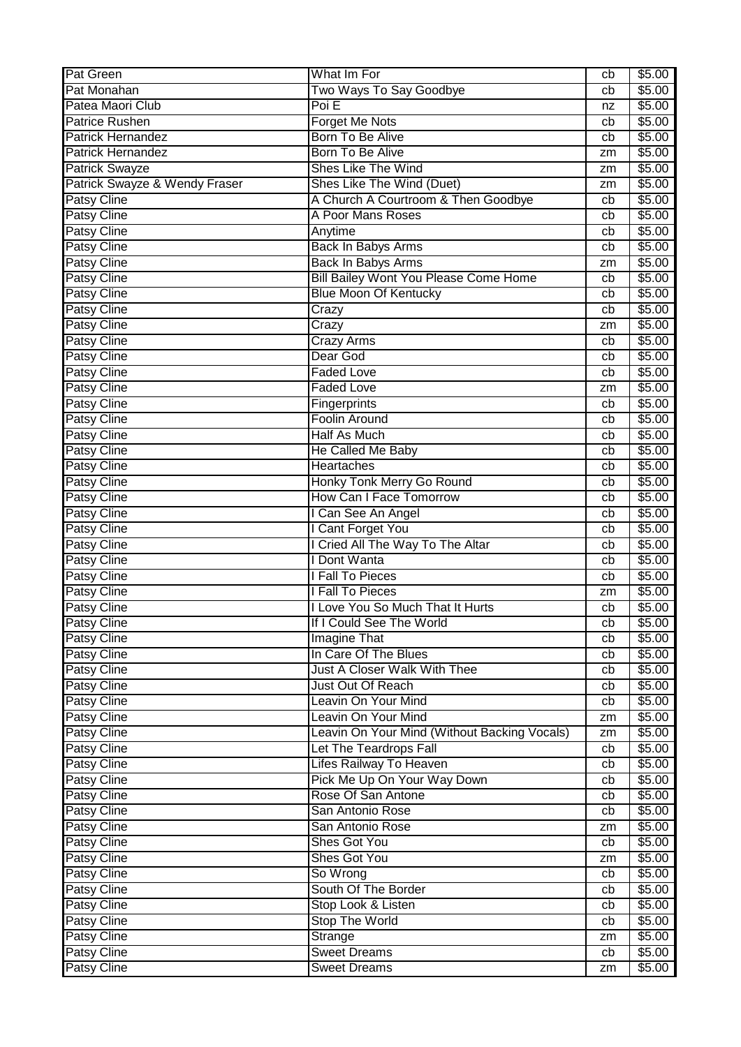| Pat Green | What Im For | cb | $5.00 |
|---|---|---|---|
| Pat Monahan | Two Ways To Say Goodbye | cb | $5.00 |
| Patea Maori Club | Poi E | nz | $5.00 |
| Patrice Rushen | Forget Me Nots | cb | $5.00 |
| Patrick Hernandez | Born To Be Alive | cb | $5.00 |
| Patrick Hernandez | Born To Be Alive | zm | $5.00 |
| Patrick Swayze | Shes Like The Wind | zm | $5.00 |
| Patrick Swayze & Wendy Fraser | Shes Like The Wind (Duet) | zm | $5.00 |
| Patsy Cline | A Church A Courtroom & Then Goodbye | cb | $5.00 |
| Patsy Cline | A Poor Mans Roses | cb | $5.00 |
| Patsy Cline | Anytime | cb | $5.00 |
| Patsy Cline | Back In Babys Arms | cb | $5.00 |
| Patsy Cline | Back In Babys Arms | zm | $5.00 |
| Patsy Cline | Bill Bailey Wont You Please Come Home | cb | $5.00 |
| Patsy Cline | Blue Moon Of Kentucky | cb | $5.00 |
| Patsy Cline | Crazy | cb | $5.00 |
| Patsy Cline | Crazy | zm | $5.00 |
| Patsy Cline | Crazy Arms | cb | $5.00 |
| Patsy Cline | Dear God | cb | $5.00 |
| Patsy Cline | Faded Love | cb | $5.00 |
| Patsy Cline | Faded Love | zm | $5.00 |
| Patsy Cline | Fingerprints | cb | $5.00 |
| Patsy Cline | Foolin Around | cb | $5.00 |
| Patsy Cline | Half As Much | cb | $5.00 |
| Patsy Cline | He Called Me Baby | cb | $5.00 |
| Patsy Cline | Heartaches | cb | $5.00 |
| Patsy Cline | Honky Tonk Merry Go Round | cb | $5.00 |
| Patsy Cline | How Can I Face Tomorrow | cb | $5.00 |
| Patsy Cline | I Can See An Angel | cb | $5.00 |
| Patsy Cline | I Cant Forget You | cb | $5.00 |
| Patsy Cline | I Cried All The Way To The Altar | cb | $5.00 |
| Patsy Cline | I Dont Wanta | cb | $5.00 |
| Patsy Cline | I Fall To Pieces | cb | $5.00 |
| Patsy Cline | I Fall To Pieces | zm | $5.00 |
| Patsy Cline | I Love You So Much That It Hurts | cb | $5.00 |
| Patsy Cline | If I Could See The World | cb | $5.00 |
| Patsy Cline | Imagine That | cb | $5.00 |
| Patsy Cline | In Care Of The Blues | cb | $5.00 |
| Patsy Cline | Just A Closer Walk With Thee | cb | $5.00 |
| Patsy Cline | Just Out Of Reach | cb | $5.00 |
| Patsy Cline | Leavin On Your Mind | cb | $5.00 |
| Patsy Cline | Leavin On Your Mind | zm | $5.00 |
| Patsy Cline | Leavin On Your Mind (Without Backing Vocals) | zm | $5.00 |
| Patsy Cline | Let The Teardrops Fall | cb | $5.00 |
| Patsy Cline | Lifes Railway To Heaven | cb | $5.00 |
| Patsy Cline | Pick Me Up On Your Way Down | cb | $5.00 |
| Patsy Cline | Rose Of San Antone | cb | $5.00 |
| Patsy Cline | San Antonio Rose | cb | $5.00 |
| Patsy Cline | San Antonio Rose | zm | $5.00 |
| Patsy Cline | Shes Got You | cb | $5.00 |
| Patsy Cline | Shes Got You | zm | $5.00 |
| Patsy Cline | So Wrong | cb | $5.00 |
| Patsy Cline | South Of The Border | cb | $5.00 |
| Patsy Cline | Stop Look & Listen | cb | $5.00 |
| Patsy Cline | Stop The World | cb | $5.00 |
| Patsy Cline | Strange | zm | $5.00 |
| Patsy Cline | Sweet Dreams | cb | $5.00 |
| Patsy Cline | Sweet Dreams | zm | $5.00 |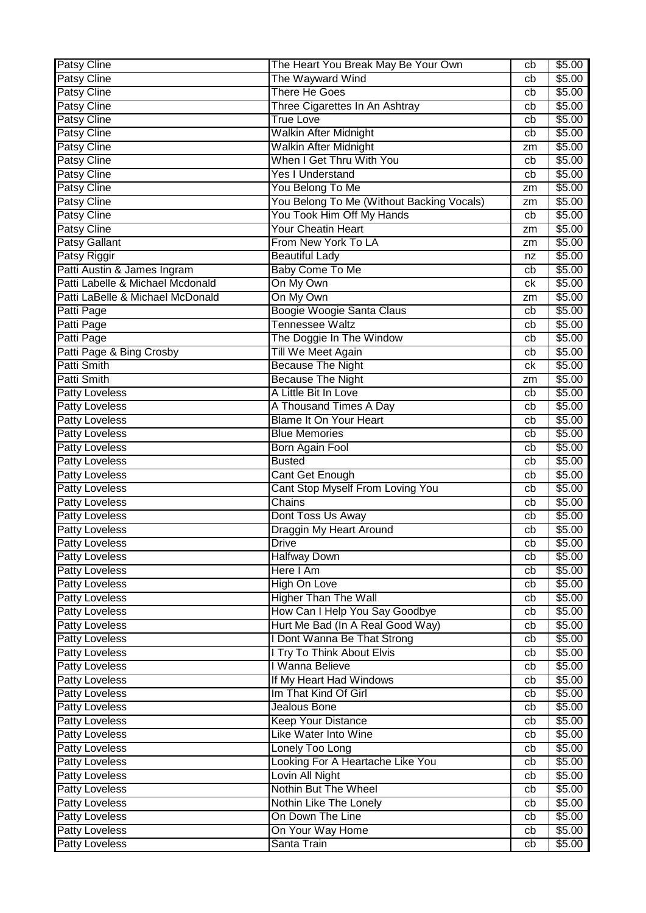| | | | |
|---|---|---|---|
| Patsy Cline | The Heart You Break May Be Your Own | cb | $5.00 |
| Patsy Cline | The Wayward Wind | cb | $5.00 |
| Patsy Cline | There He Goes | cb | $5.00 |
| Patsy Cline | Three Cigarettes In An Ashtray | cb | $5.00 |
| Patsy Cline | True Love | cb | $5.00 |
| Patsy Cline | Walkin After Midnight | cb | $5.00 |
| Patsy Cline | Walkin After Midnight | zm | $5.00 |
| Patsy Cline | When I Get Thru With You | cb | $5.00 |
| Patsy Cline | Yes I Understand | cb | $5.00 |
| Patsy Cline | You Belong To Me | zm | $5.00 |
| Patsy Cline | You Belong To Me (Without Backing Vocals) | zm | $5.00 |
| Patsy Cline | You Took Him Off My Hands | cb | $5.00 |
| Patsy Cline | Your Cheatin Heart | zm | $5.00 |
| Patsy Gallant | From New York To LA | zm | $5.00 |
| Patsy Riggir | Beautiful Lady | nz | $5.00 |
| Patti Austin & James Ingram | Baby Come To Me | cb | $5.00 |
| Patti Labelle & Michael Mcdonald | On My Own | ck | $5.00 |
| Patti LaBelle & Michael McDonald | On My Own | zm | $5.00 |
| Patti Page | Boogie Woogie Santa Claus | cb | $5.00 |
| Patti Page | Tennessee Waltz | cb | $5.00 |
| Patti Page | The Doggie In The Window | cb | $5.00 |
| Patti Page & Bing Crosby | Till We Meet Again | cb | $5.00 |
| Patti Smith | Because The Night | ck | $5.00 |
| Patti Smith | Because The Night | zm | $5.00 |
| Patty Loveless | A Little Bit In Love | cb | $5.00 |
| Patty Loveless | A Thousand Times A Day | cb | $5.00 |
| Patty Loveless | Blame It On Your Heart | cb | $5.00 |
| Patty Loveless | Blue Memories | cb | $5.00 |
| Patty Loveless | Born Again Fool | cb | $5.00 |
| Patty Loveless | Busted | cb | $5.00 |
| Patty Loveless | Cant Get Enough | cb | $5.00 |
| Patty Loveless | Cant Stop Myself From Loving You | cb | $5.00 |
| Patty Loveless | Chains | cb | $5.00 |
| Patty Loveless | Dont Toss Us Away | cb | $5.00 |
| Patty Loveless | Draggin My Heart Around | cb | $5.00 |
| Patty Loveless | Drive | cb | $5.00 |
| Patty Loveless | Halfway Down | cb | $5.00 |
| Patty Loveless | Here I Am | cb | $5.00 |
| Patty Loveless | High On Love | cb | $5.00 |
| Patty Loveless | Higher Than The Wall | cb | $5.00 |
| Patty Loveless | How Can I Help You Say Goodbye | cb | $5.00 |
| Patty Loveless | Hurt Me Bad (In A Real Good Way) | cb | $5.00 |
| Patty Loveless | I Dont Wanna Be That Strong | cb | $5.00 |
| Patty Loveless | I Try To Think About Elvis | cb | $5.00 |
| Patty Loveless | I Wanna Believe | cb | $5.00 |
| Patty Loveless | If My Heart Had Windows | cb | $5.00 |
| Patty Loveless | Im That Kind Of Girl | cb | $5.00 |
| Patty Loveless | Jealous Bone | cb | $5.00 |
| Patty Loveless | Keep Your Distance | cb | $5.00 |
| Patty Loveless | Like Water Into Wine | cb | $5.00 |
| Patty Loveless | Lonely Too Long | cb | $5.00 |
| Patty Loveless | Looking For A Heartache Like You | cb | $5.00 |
| Patty Loveless | Lovin All Night | cb | $5.00 |
| Patty Loveless | Nothin But The Wheel | cb | $5.00 |
| Patty Loveless | Nothin Like The Lonely | cb | $5.00 |
| Patty Loveless | On Down The Line | cb | $5.00 |
| Patty Loveless | On Your Way Home | cb | $5.00 |
| Patty Loveless | Santa Train | cb | $5.00 |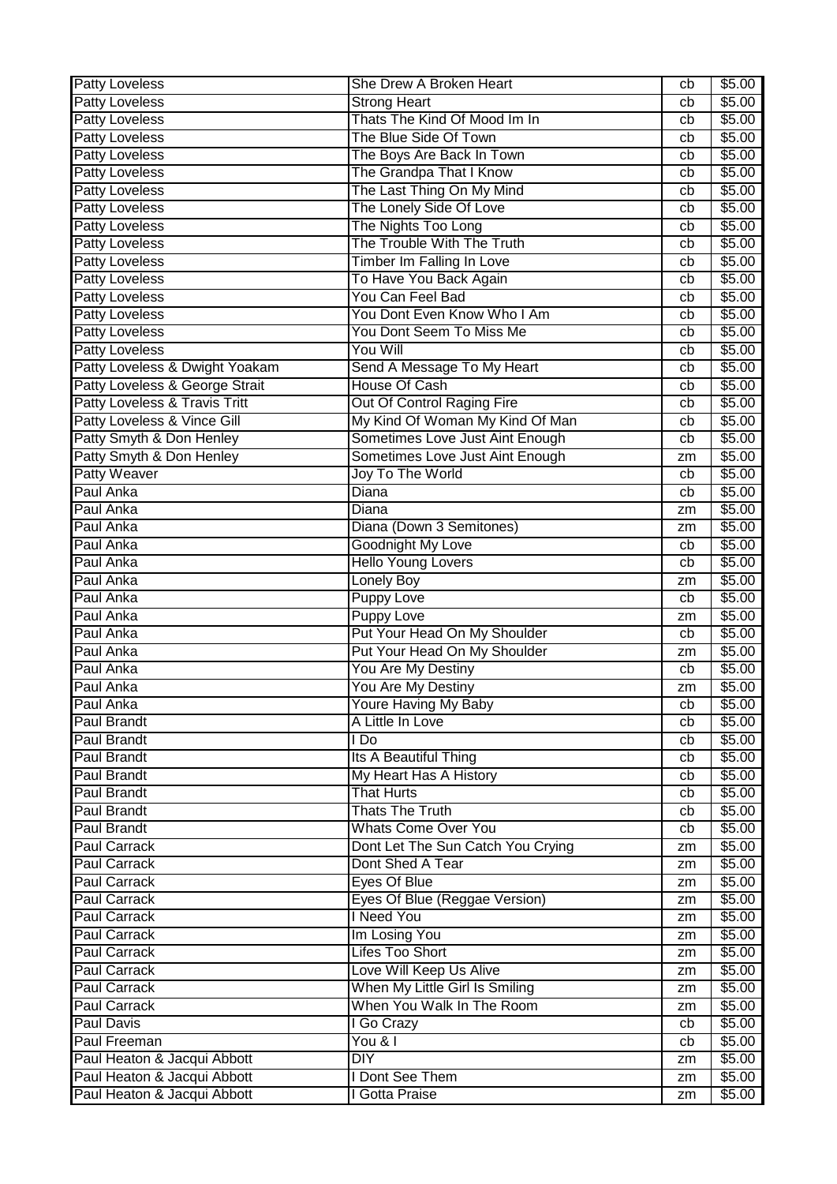| Patty Loveless | She Drew A Broken Heart | cb | $5.00 |
|---|---|---|---|
| Patty Loveless | Strong Heart | cb | $5.00 |
| Patty Loveless | Thats The Kind Of Mood Im In | cb | $5.00 |
| Patty Loveless | The Blue Side Of Town | cb | $5.00 |
| Patty Loveless | The Boys Are Back In Town | cb | $5.00 |
| Patty Loveless | The Grandpa That I Know | cb | $5.00 |
| Patty Loveless | The Last Thing On My Mind | cb | $5.00 |
| Patty Loveless | The Lonely Side Of Love | cb | $5.00 |
| Patty Loveless | The Nights Too Long | cb | $5.00 |
| Patty Loveless | The Trouble With The Truth | cb | $5.00 |
| Patty Loveless | Timber Im Falling In Love | cb | $5.00 |
| Patty Loveless | To Have You Back Again | cb | $5.00 |
| Patty Loveless | You Can Feel Bad | cb | $5.00 |
| Patty Loveless | You Dont Even Know Who I Am | cb | $5.00 |
| Patty Loveless | You Dont Seem To Miss Me | cb | $5.00 |
| Patty Loveless | You Will | cb | $5.00 |
| Patty Loveless & Dwight Yoakam | Send A Message To My Heart | cb | $5.00 |
| Patty Loveless & George Strait | House Of Cash | cb | $5.00 |
| Patty Loveless & Travis Tritt | Out Of Control Raging Fire | cb | $5.00 |
| Patty Loveless & Vince Gill | My Kind Of Woman My Kind Of Man | cb | $5.00 |
| Patty Smyth & Don Henley | Sometimes Love Just Aint Enough | cb | $5.00 |
| Patty Smyth & Don Henley | Sometimes Love Just Aint Enough | zm | $5.00 |
| Patty Weaver | Joy To The World | cb | $5.00 |
| Paul Anka | Diana | cb | $5.00 |
| Paul Anka | Diana | zm | $5.00 |
| Paul Anka | Diana (Down 3 Semitones) | zm | $5.00 |
| Paul Anka | Goodnight My Love | cb | $5.00 |
| Paul Anka | Hello Young Lovers | cb | $5.00 |
| Paul Anka | Lonely Boy | zm | $5.00 |
| Paul Anka | Puppy Love | cb | $5.00 |
| Paul Anka | Puppy Love | zm | $5.00 |
| Paul Anka | Put Your Head On My Shoulder | cb | $5.00 |
| Paul Anka | Put Your Head On My Shoulder | zm | $5.00 |
| Paul Anka | You Are My Destiny | cb | $5.00 |
| Paul Anka | You Are My Destiny | zm | $5.00 |
| Paul Anka | Youre Having My Baby | cb | $5.00 |
| Paul Brandt | A Little In Love | cb | $5.00 |
| Paul Brandt | I Do | cb | $5.00 |
| Paul Brandt | Its A Beautiful Thing | cb | $5.00 |
| Paul Brandt | My Heart Has A History | cb | $5.00 |
| Paul Brandt | That Hurts | cb | $5.00 |
| Paul Brandt | Thats The Truth | cb | $5.00 |
| Paul Brandt | Whats Come Over You | cb | $5.00 |
| Paul Carrack | Dont Let The Sun Catch You Crying | zm | $5.00 |
| Paul Carrack | Dont Shed A Tear | zm | $5.00 |
| Paul Carrack | Eyes Of Blue | zm | $5.00 |
| Paul Carrack | Eyes Of Blue (Reggae Version) | zm | $5.00 |
| Paul Carrack | I Need You | zm | $5.00 |
| Paul Carrack | Im Losing You | zm | $5.00 |
| Paul Carrack | Lifes Too Short | zm | $5.00 |
| Paul Carrack | Love Will Keep Us Alive | zm | $5.00 |
| Paul Carrack | When My Little Girl Is Smiling | zm | $5.00 |
| Paul Carrack | When You Walk In The Room | zm | $5.00 |
| Paul Davis | I Go Crazy | cb | $5.00 |
| Paul Freeman | You & I | cb | $5.00 |
| Paul Heaton & Jacqui Abbott | DIY | zm | $5.00 |
| Paul Heaton & Jacqui Abbott | I Dont See Them | zm | $5.00 |
| Paul Heaton & Jacqui Abbott | I Gotta Praise | zm | $5.00 |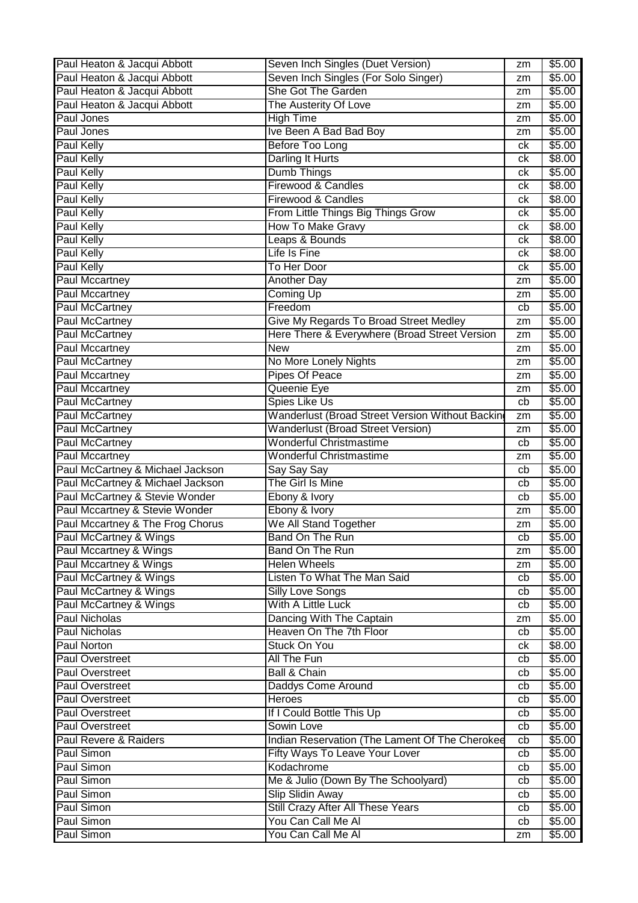| Paul Heaton & Jacqui Abbott | Seven Inch Singles (Duet Version) | zm | $5.00 |
|---|---|---|---|
| Paul Heaton & Jacqui Abbott | Seven Inch Singles (For Solo Singer) | zm | $5.00 |
| Paul Heaton & Jacqui Abbott | She Got The Garden | zm | $5.00 |
| Paul Heaton & Jacqui Abbott | The Austerity Of Love | zm | $5.00 |
| Paul Jones | High Time | zm | $5.00 |
| Paul Jones | Ive Been A Bad Bad Boy | zm | $5.00 |
| Paul Kelly | Before Too Long | ck | $5.00 |
| Paul Kelly | Darling It Hurts | ck | $8.00 |
| Paul Kelly | Dumb Things | ck | $5.00 |
| Paul Kelly | Firewood & Candles | ck | $8.00 |
| Paul Kelly | Firewood & Candles | ck | $8.00 |
| Paul Kelly | From Little Things Big Things Grow | ck | $5.00 |
| Paul Kelly | How To Make Gravy | ck | $8.00 |
| Paul Kelly | Leaps & Bounds | ck | $8.00 |
| Paul Kelly | Life Is Fine | ck | $8.00 |
| Paul Kelly | To Her Door | ck | $5.00 |
| Paul Mccartney | Another Day | zm | $5.00 |
| Paul Mccartney | Coming Up | zm | $5.00 |
| Paul McCartney | Freedom | cb | $5.00 |
| Paul McCartney | Give My Regards To Broad Street Medley | zm | $5.00 |
| Paul McCartney | Here There & Everywhere (Broad Street Version | zm | $5.00 |
| Paul Mccartney | New | zm | $5.00 |
| Paul McCartney | No More Lonely Nights | zm | $5.00 |
| Paul Mccartney | Pipes Of Peace | zm | $5.00 |
| Paul Mccartney | Queenie Eye | zm | $5.00 |
| Paul McCartney | Spies Like Us | cb | $5.00 |
| Paul McCartney | Wanderlust (Broad Street Version Without Backin | zm | $5.00 |
| Paul McCartney | Wanderlust (Broad Street Version) | zm | $5.00 |
| Paul McCartney | Wonderful Christmastime | cb | $5.00 |
| Paul Mccartney | Wonderful Christmastime | zm | $5.00 |
| Paul McCartney & Michael Jackson | Say Say Say | cb | $5.00 |
| Paul McCartney & Michael Jackson | The Girl Is Mine | cb | $5.00 |
| Paul McCartney & Stevie Wonder | Ebony & Ivory | cb | $5.00 |
| Paul Mccartney & Stevie Wonder | Ebony & Ivory | zm | $5.00 |
| Paul Mccartney & The Frog Chorus | We All Stand Together | zm | $5.00 |
| Paul McCartney & Wings | Band On The Run | cb | $5.00 |
| Paul Mccartney & Wings | Band On The Run | zm | $5.00 |
| Paul Mccartney & Wings | Helen Wheels | zm | $5.00 |
| Paul McCartney & Wings | Listen To What The Man Said | cb | $5.00 |
| Paul McCartney & Wings | Silly Love Songs | cb | $5.00 |
| Paul McCartney & Wings | With A Little Luck | cb | $5.00 |
| Paul Nicholas | Dancing With The Captain | zm | $5.00 |
| Paul Nicholas | Heaven On The 7th Floor | cb | $5.00 |
| Paul Norton | Stuck On You | ck | $8.00 |
| Paul Overstreet | All The Fun | cb | $5.00 |
| Paul Overstreet | Ball & Chain | cb | $5.00 |
| Paul Overstreet | Daddys Come Around | cb | $5.00 |
| Paul Overstreet | Heroes | cb | $5.00 |
| Paul Overstreet | If I Could Bottle This Up | cb | $5.00 |
| Paul Overstreet | Sowin Love | cb | $5.00 |
| Paul Revere & Raiders | Indian Reservation (The Lament Of The Cherokee | cb | $5.00 |
| Paul Simon | Fifty Ways To Leave Your Lover | cb | $5.00 |
| Paul Simon | Kodachrome | cb | $5.00 |
| Paul Simon | Me & Julio (Down By The Schoolyard) | cb | $5.00 |
| Paul Simon | Slip Slidin Away | cb | $5.00 |
| Paul Simon | Still Crazy After All These Years | cb | $5.00 |
| Paul Simon | You Can Call Me Al | cb | $5.00 |
| Paul Simon | You Can Call Me Al | zm | $5.00 |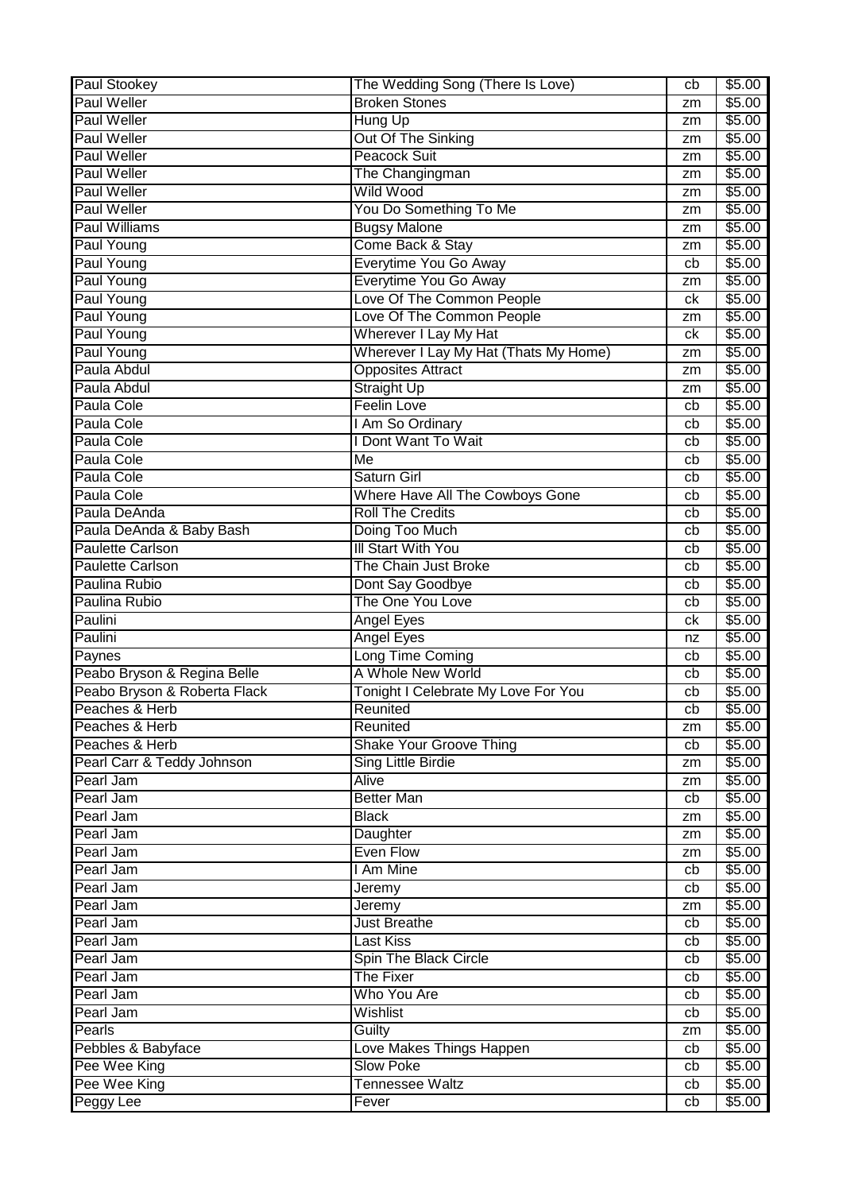| Paul Stookey | The Wedding Song (There Is Love) | cb | $5.00 |
|---|---|---|---|
| Paul Weller | Broken Stones | zm | $5.00 |
| Paul Weller | Hung Up | zm | $5.00 |
| Paul Weller | Out Of The Sinking | zm | $5.00 |
| Paul Weller | Peacock Suit | zm | $5.00 |
| Paul Weller | The Changingman | zm | $5.00 |
| Paul Weller | Wild Wood | zm | $5.00 |
| Paul Weller | You Do Something To Me | zm | $5.00 |
| Paul Williams | Bugsy Malone | zm | $5.00 |
| Paul Young | Come Back & Stay | zm | $5.00 |
| Paul Young | Everytime You Go Away | cb | $5.00 |
| Paul Young | Everytime You Go Away | zm | $5.00 |
| Paul Young | Love Of The Common People | ck | $5.00 |
| Paul Young | Love Of The Common People | zm | $5.00 |
| Paul Young | Wherever I Lay My Hat | ck | $5.00 |
| Paul Young | Wherever I Lay My Hat (Thats My Home) | zm | $5.00 |
| Paula Abdul | Opposites Attract | zm | $5.00 |
| Paula Abdul | Straight Up | zm | $5.00 |
| Paula Cole | Feelin Love | cb | $5.00 |
| Paula Cole | I Am So Ordinary | cb | $5.00 |
| Paula Cole | I Dont Want To Wait | cb | $5.00 |
| Paula Cole | Me | cb | $5.00 |
| Paula Cole | Saturn Girl | cb | $5.00 |
| Paula Cole | Where Have All The Cowboys Gone | cb | $5.00 |
| Paula DeAnda | Roll The Credits | cb | $5.00 |
| Paula DeAnda & Baby Bash | Doing Too Much | cb | $5.00 |
| Paulette Carlson | Ill Start With You | cb | $5.00 |
| Paulette Carlson | The Chain Just Broke | cb | $5.00 |
| Paulina Rubio | Dont Say Goodbye | cb | $5.00 |
| Paulina Rubio | The One You Love | cb | $5.00 |
| Paulini | Angel Eyes | ck | $5.00 |
| Paulini | Angel Eyes | nz | $5.00 |
| Paynes | Long Time Coming | cb | $5.00 |
| Peabo Bryson & Regina Belle | A Whole New World | cb | $5.00 |
| Peabo Bryson & Roberta Flack | Tonight I Celebrate My Love For You | cb | $5.00 |
| Peaches & Herb | Reunited | cb | $5.00 |
| Peaches & Herb | Reunited | zm | $5.00 |
| Peaches & Herb | Shake Your Groove Thing | cb | $5.00 |
| Pearl Carr & Teddy Johnson | Sing Little Birdie | zm | $5.00 |
| Pearl Jam | Alive | zm | $5.00 |
| Pearl Jam | Better Man | cb | $5.00 |
| Pearl Jam | Black | zm | $5.00 |
| Pearl Jam | Daughter | zm | $5.00 |
| Pearl Jam | Even Flow | zm | $5.00 |
| Pearl Jam | I Am Mine | cb | $5.00 |
| Pearl Jam | Jeremy | cb | $5.00 |
| Pearl Jam | Jeremy | zm | $5.00 |
| Pearl Jam | Just Breathe | cb | $5.00 |
| Pearl Jam | Last Kiss | cb | $5.00 |
| Pearl Jam | Spin The Black Circle | cb | $5.00 |
| Pearl Jam | The Fixer | cb | $5.00 |
| Pearl Jam | Who You Are | cb | $5.00 |
| Pearl Jam | Wishlist | cb | $5.00 |
| Pearls | Guilty | zm | $5.00 |
| Pebbles & Babyface | Love Makes Things Happen | cb | $5.00 |
| Pee Wee King | Slow Poke | cb | $5.00 |
| Pee Wee King | Tennessee Waltz | cb | $5.00 |
| Peggy Lee | Fever | cb | $5.00 |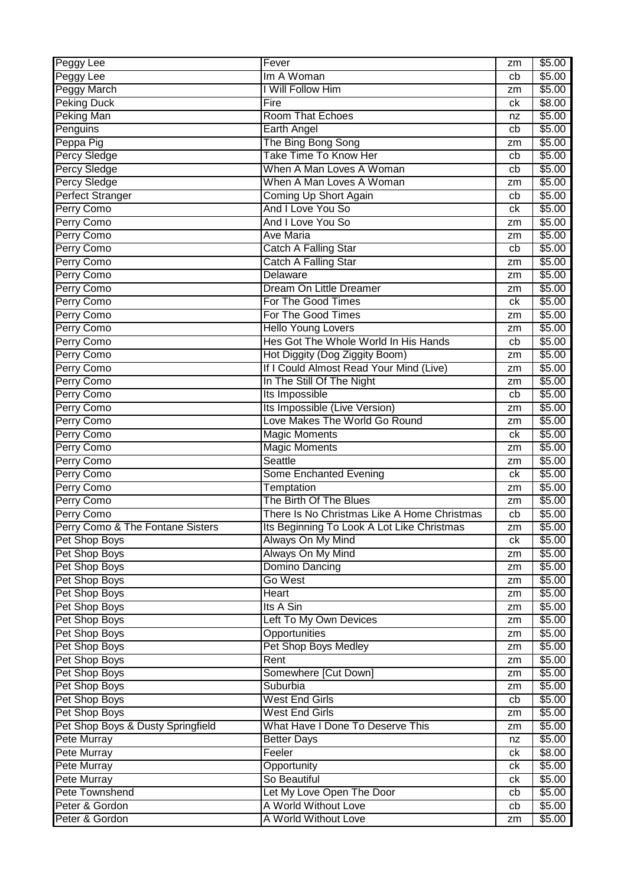| Peggy Lee | Fever | zm | $5.00 |
|---|---|---|---|
| Peggy Lee | Im A Woman | cb | $5.00 |
| Peggy March | I Will Follow Him | zm | $5.00 |
| Peking Duck | Fire | ck | $8.00 |
| Peking Man | Room That Echoes | nz | $5.00 |
| Penguins | Earth Angel | cb | $5.00 |
| Peppa Pig | The Bing Bong Song | zm | $5.00 |
| Percy Sledge | Take Time To Know Her | cb | $5.00 |
| Percy Sledge | When A Man Loves A Woman | cb | $5.00 |
| Percy Sledge | When A Man Loves A Woman | zm | $5.00 |
| Perfect Stranger | Coming Up Short Again | cb | $5.00 |
| Perry Como | And I Love You So | ck | $5.00 |
| Perry Como | And I Love You So | zm | $5.00 |
| Perry Como | Ave Maria | zm | $5.00 |
| Perry Como | Catch A Falling Star | cb | $5.00 |
| Perry Como | Catch A Falling Star | zm | $5.00 |
| Perry Como | Delaware | zm | $5.00 |
| Perry Como | Dream On Little Dreamer | zm | $5.00 |
| Perry Como | For The Good Times | ck | $5.00 |
| Perry Como | For The Good Times | zm | $5.00 |
| Perry Como | Hello Young Lovers | zm | $5.00 |
| Perry Como | Hes Got The Whole World In His Hands | cb | $5.00 |
| Perry Como | Hot Diggity (Dog Ziggity Boom) | zm | $5.00 |
| Perry Como | If I Could Almost Read Your Mind (Live) | zm | $5.00 |
| Perry Como | In The Still Of The Night | zm | $5.00 |
| Perry Como | Its Impossible | cb | $5.00 |
| Perry Como | Its Impossible (Live Version) | zm | $5.00 |
| Perry Como | Love Makes The World Go Round | zm | $5.00 |
| Perry Como | Magic Moments | ck | $5.00 |
| Perry Como | Magic Moments | zm | $5.00 |
| Perry Como | Seattle | zm | $5.00 |
| Perry Como | Some Enchanted Evening | ck | $5.00 |
| Perry Como | Temptation | zm | $5.00 |
| Perry Como | The Birth Of The Blues | zm | $5.00 |
| Perry Como | There Is No Christmas Like A Home Christmas | cb | $5.00 |
| Perry Como & The Fontane Sisters | Its Beginning To Look A Lot Like Christmas | zm | $5.00 |
| Pet Shop Boys | Always On My Mind | ck | $5.00 |
| Pet Shop Boys | Always On My Mind | zm | $5.00 |
| Pet Shop Boys | Domino Dancing | zm | $5.00 |
| Pet Shop Boys | Go West | zm | $5.00 |
| Pet Shop Boys | Heart | zm | $5.00 |
| Pet Shop Boys | Its A Sin | zm | $5.00 |
| Pet Shop Boys | Left To My Own Devices | zm | $5.00 |
| Pet Shop Boys | Opportunities | zm | $5.00 |
| Pet Shop Boys | Pet Shop Boys Medley | zm | $5.00 |
| Pet Shop Boys | Rent | zm | $5.00 |
| Pet Shop Boys | Somewhere [Cut Down] | zm | $5.00 |
| Pet Shop Boys | Suburbia | zm | $5.00 |
| Pet Shop Boys | West End Girls | cb | $5.00 |
| Pet Shop Boys | West End Girls | zm | $5.00 |
| Pet Shop Boys & Dusty Springfield | What Have I Done To Deserve This | zm | $5.00 |
| Pete Murray | Better Days | nz | $5.00 |
| Pete Murray | Feeler | ck | $8.00 |
| Pete Murray | Opportunity | ck | $5.00 |
| Pete Murray | So Beautiful | ck | $5.00 |
| Pete Townshend | Let My Love Open The Door | cb | $5.00 |
| Peter & Gordon | A World Without Love | cb | $5.00 |
| Peter & Gordon | A World Without Love | zm | $5.00 |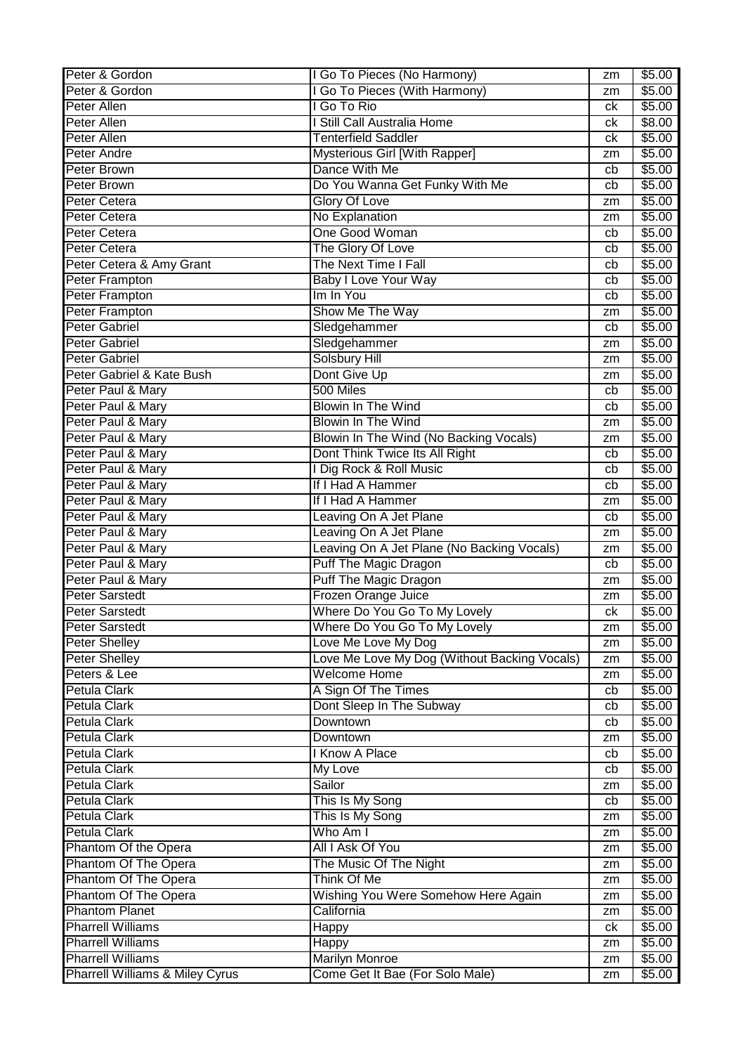| | | | |
|---|---|---|---|
| Peter & Gordon | I Go To Pieces (No Harmony) | zm | $5.00 |
| Peter & Gordon | I Go To Pieces (With Harmony) | zm | $5.00 |
| Peter Allen | I Go To Rio | ck | $5.00 |
| Peter Allen | I Still Call Australia Home | ck | $8.00 |
| Peter Allen | Tenterfield Saddler | ck | $5.00 |
| Peter Andre | Mysterious Girl [With Rapper] | zm | $5.00 |
| Peter Brown | Dance With Me | cb | $5.00 |
| Peter Brown | Do You Wanna Get Funky With Me | cb | $5.00 |
| Peter Cetera | Glory Of Love | zm | $5.00 |
| Peter Cetera | No Explanation | zm | $5.00 |
| Peter Cetera | One Good Woman | cb | $5.00 |
| Peter Cetera | The Glory Of Love | cb | $5.00 |
| Peter Cetera & Amy Grant | The Next Time I Fall | cb | $5.00 |
| Peter Frampton | Baby I Love Your Way | cb | $5.00 |
| Peter Frampton | Im In You | cb | $5.00 |
| Peter Frampton | Show Me The Way | zm | $5.00 |
| Peter Gabriel | Sledgehammer | cb | $5.00 |
| Peter Gabriel | Sledgehammer | zm | $5.00 |
| Peter Gabriel | Solsbury Hill | zm | $5.00 |
| Peter Gabriel & Kate Bush | Dont Give Up | zm | $5.00 |
| Peter Paul & Mary | 500 Miles | cb | $5.00 |
| Peter Paul & Mary | Blowin In The Wind | cb | $5.00 |
| Peter Paul & Mary | Blowin In The Wind | zm | $5.00 |
| Peter Paul & Mary | Blowin In The Wind (No Backing Vocals) | zm | $5.00 |
| Peter Paul & Mary | Dont Think Twice Its All Right | cb | $5.00 |
| Peter Paul & Mary | I Dig Rock & Roll Music | cb | $5.00 |
| Peter Paul & Mary | If I Had A Hammer | cb | $5.00 |
| Peter Paul & Mary | If I Had A Hammer | zm | $5.00 |
| Peter Paul & Mary | Leaving On A Jet Plane | cb | $5.00 |
| Peter Paul & Mary | Leaving On A Jet Plane | zm | $5.00 |
| Peter Paul & Mary | Leaving On A Jet Plane (No Backing Vocals) | zm | $5.00 |
| Peter Paul & Mary | Puff The Magic Dragon | cb | $5.00 |
| Peter Paul & Mary | Puff The Magic Dragon | zm | $5.00 |
| Peter Sarstedt | Frozen Orange Juice | zm | $5.00 |
| Peter Sarstedt | Where Do You Go To My Lovely | ck | $5.00 |
| Peter Sarstedt | Where Do You Go To My Lovely | zm | $5.00 |
| Peter Shelley | Love Me Love My Dog | zm | $5.00 |
| Peter Shelley | Love Me Love My Dog (Without Backing Vocals) | zm | $5.00 |
| Peters & Lee | Welcome Home | zm | $5.00 |
| Petula Clark | A Sign Of The Times | cb | $5.00 |
| Petula Clark | Dont Sleep In The Subway | cb | $5.00 |
| Petula Clark | Downtown | cb | $5.00 |
| Petula Clark | Downtown | zm | $5.00 |
| Petula Clark | I Know A Place | cb | $5.00 |
| Petula Clark | My Love | cb | $5.00 |
| Petula Clark | Sailor | zm | $5.00 |
| Petula Clark | This Is My Song | cb | $5.00 |
| Petula Clark | This Is My Song | zm | $5.00 |
| Petula Clark | Who Am I | zm | $5.00 |
| Phantom Of the Opera | All I Ask Of You | zm | $5.00 |
| Phantom Of The Opera | The Music Of The Night | zm | $5.00 |
| Phantom Of The Opera | Think Of Me | zm | $5.00 |
| Phantom Of The Opera | Wishing You Were Somehow Here Again | zm | $5.00 |
| Phantom Planet | California | zm | $5.00 |
| Pharrell Williams | Happy | ck | $5.00 |
| Pharrell Williams | Happy | zm | $5.00 |
| Pharrell Williams | Marilyn Monroe | zm | $5.00 |
| Pharrell Williams & Miley Cyrus | Come Get It Bae (For Solo Male) | zm | $5.00 |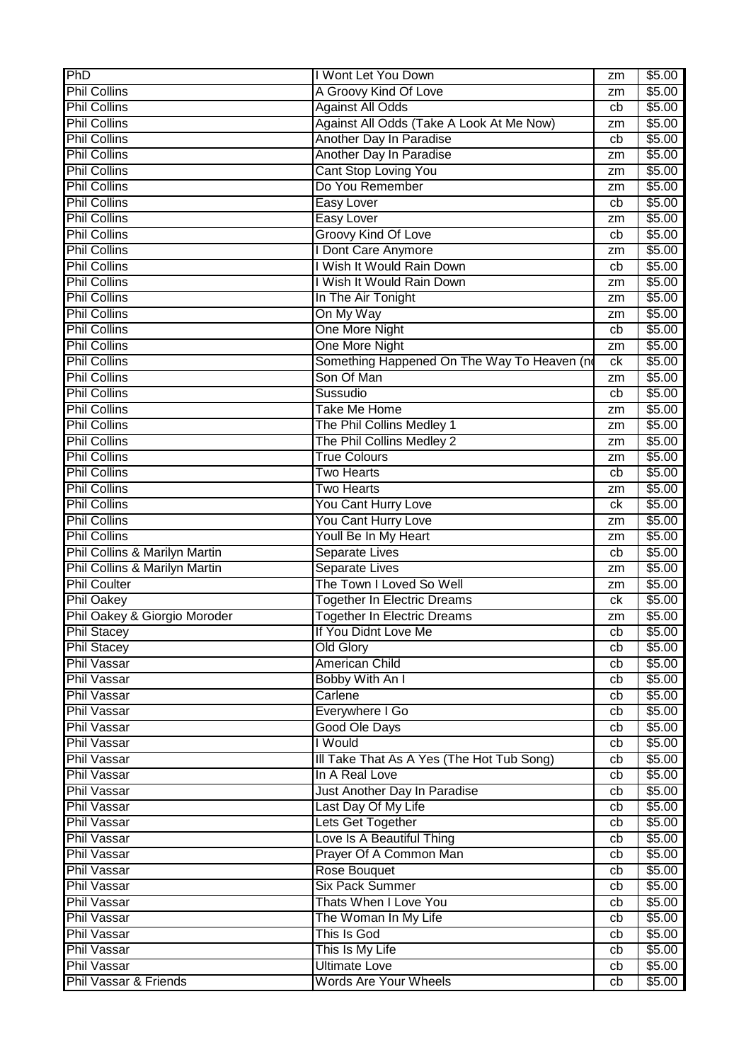| PhD | I Wont Let You Down | zm | $5.00 |
|---|---|---|---|
| Phil Collins | A Groovy Kind Of Love | zm | $5.00 |
| Phil Collins | Against All Odds | cb | $5.00 |
| Phil Collins | Against All Odds (Take A Look At Me Now) | zm | $5.00 |
| Phil Collins | Another Day In Paradise | cb | $5.00 |
| Phil Collins | Another Day In Paradise | zm | $5.00 |
| Phil Collins | Cant Stop Loving You | zm | $5.00 |
| Phil Collins | Do You Remember | zm | $5.00 |
| Phil Collins | Easy Lover | cb | $5.00 |
| Phil Collins | Easy Lover | zm | $5.00 |
| Phil Collins | Groovy Kind Of Love | cb | $5.00 |
| Phil Collins | I Dont Care Anymore | zm | $5.00 |
| Phil Collins | I Wish It Would Rain Down | cb | $5.00 |
| Phil Collins | I Wish It Would Rain Down | zm | $5.00 |
| Phil Collins | In The Air Tonight | zm | $5.00 |
| Phil Collins | On My Way | zm | $5.00 |
| Phil Collins | One More Night | cb | $5.00 |
| Phil Collins | One More Night | zm | $5.00 |
| Phil Collins | Something Happened On The Way To Heaven (no | ck | $5.00 |
| Phil Collins | Son Of Man | zm | $5.00 |
| Phil Collins | Sussudio | cb | $5.00 |
| Phil Collins | Take Me Home | zm | $5.00 |
| Phil Collins | The Phil Collins Medley 1 | zm | $5.00 |
| Phil Collins | The Phil Collins Medley 2 | zm | $5.00 |
| Phil Collins | True Colours | zm | $5.00 |
| Phil Collins | Two Hearts | cb | $5.00 |
| Phil Collins | Two Hearts | zm | $5.00 |
| Phil Collins | You Cant Hurry Love | ck | $5.00 |
| Phil Collins | You Cant Hurry Love | zm | $5.00 |
| Phil Collins | Youll Be In My Heart | zm | $5.00 |
| Phil Collins & Marilyn Martin | Separate Lives | cb | $5.00 |
| Phil Collins & Marilyn Martin | Separate Lives | zm | $5.00 |
| Phil Coulter | The Town I Loved So Well | zm | $5.00 |
| Phil Oakey | Together In Electric Dreams | ck | $5.00 |
| Phil Oakey & Giorgio Moroder | Together In Electric Dreams | zm | $5.00 |
| Phil Stacey | If You Didnt Love Me | cb | $5.00 |
| Phil Stacey | Old Glory | cb | $5.00 |
| Phil Vassar | American Child | cb | $5.00 |
| Phil Vassar | Bobby With An I | cb | $5.00 |
| Phil Vassar | Carlene | cb | $5.00 |
| Phil Vassar | Everywhere I Go | cb | $5.00 |
| Phil Vassar | Good Ole Days | cb | $5.00 |
| Phil Vassar | I Would | cb | $5.00 |
| Phil Vassar | Ill Take That As A Yes (The Hot Tub Song) | cb | $5.00 |
| Phil Vassar | In A Real Love | cb | $5.00 |
| Phil Vassar | Just Another Day In Paradise | cb | $5.00 |
| Phil Vassar | Last Day Of My Life | cb | $5.00 |
| Phil Vassar | Lets Get Together | cb | $5.00 |
| Phil Vassar | Love Is A Beautiful Thing | cb | $5.00 |
| Phil Vassar | Prayer Of A Common Man | cb | $5.00 |
| Phil Vassar | Rose Bouquet | cb | $5.00 |
| Phil Vassar | Six Pack Summer | cb | $5.00 |
| Phil Vassar | Thats When I Love You | cb | $5.00 |
| Phil Vassar | The Woman In My Life | cb | $5.00 |
| Phil Vassar | This Is God | cb | $5.00 |
| Phil Vassar | This Is My Life | cb | $5.00 |
| Phil Vassar | Ultimate Love | cb | $5.00 |
| Phil Vassar & Friends | Words Are Your Wheels | cb | $5.00 |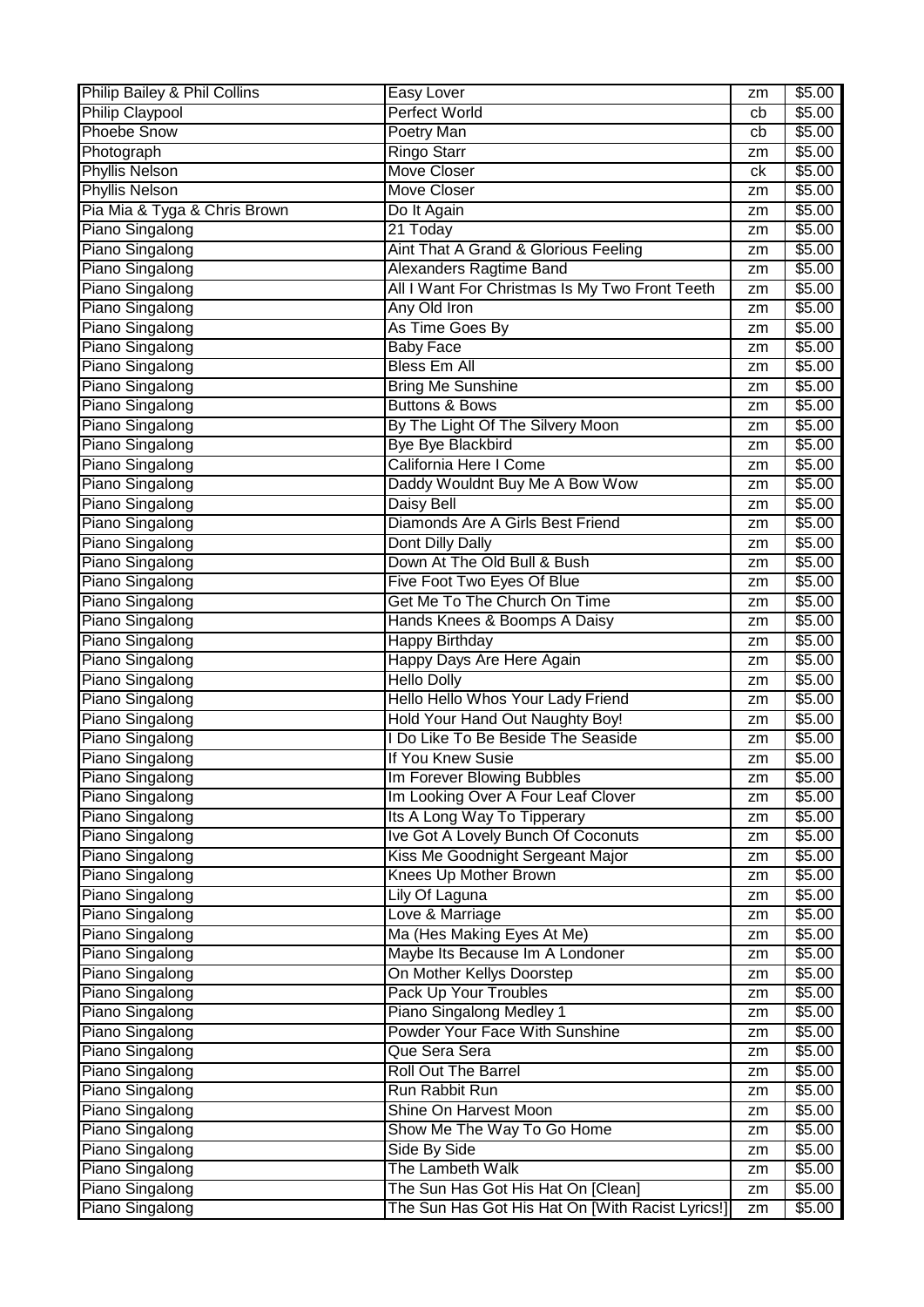| Philip Bailey & Phil Collins | Easy Lover | zm | $5.00 |
|---|---|---|---|
| Philip Claypool | Perfect World | cb | $5.00 |
| Phoebe Snow | Poetry Man | cb | $5.00 |
| Photograph | Ringo Starr | zm | $5.00 |
| Phyllis Nelson | Move Closer | ck | $5.00 |
| Phyllis Nelson | Move Closer | zm | $5.00 |
| Pia Mia & Tyga & Chris Brown | Do It Again | zm | $5.00 |
| Piano Singalong | 21 Today | zm | $5.00 |
| Piano Singalong | Aint That A Grand & Glorious Feeling | zm | $5.00 |
| Piano Singalong | Alexanders Ragtime Band | zm | $5.00 |
| Piano Singalong | All I Want For Christmas Is My Two Front Teeth | zm | $5.00 |
| Piano Singalong | Any Old Iron | zm | $5.00 |
| Piano Singalong | As Time Goes By | zm | $5.00 |
| Piano Singalong | Baby Face | zm | $5.00 |
| Piano Singalong | Bless Em All | zm | $5.00 |
| Piano Singalong | Bring Me Sunshine | zm | $5.00 |
| Piano Singalong | Buttons & Bows | zm | $5.00 |
| Piano Singalong | By The Light Of The Silvery Moon | zm | $5.00 |
| Piano Singalong | Bye Bye Blackbird | zm | $5.00 |
| Piano Singalong | California Here I Come | zm | $5.00 |
| Piano Singalong | Daddy Wouldnt Buy Me A Bow Wow | zm | $5.00 |
| Piano Singalong | Daisy Bell | zm | $5.00 |
| Piano Singalong | Diamonds Are A Girls Best Friend | zm | $5.00 |
| Piano Singalong | Dont Dilly Dally | zm | $5.00 |
| Piano Singalong | Down At The Old Bull & Bush | zm | $5.00 |
| Piano Singalong | Five Foot Two Eyes Of Blue | zm | $5.00 |
| Piano Singalong | Get Me To The Church On Time | zm | $5.00 |
| Piano Singalong | Hands Knees & Boomps A Daisy | zm | $5.00 |
| Piano Singalong | Happy Birthday | zm | $5.00 |
| Piano Singalong | Happy Days Are Here Again | zm | $5.00 |
| Piano Singalong | Hello Dolly | zm | $5.00 |
| Piano Singalong | Hello Hello Whos Your Lady Friend | zm | $5.00 |
| Piano Singalong | Hold Your Hand Out Naughty Boy! | zm | $5.00 |
| Piano Singalong | I Do Like To Be Beside The Seaside | zm | $5.00 |
| Piano Singalong | If You Knew Susie | zm | $5.00 |
| Piano Singalong | Im Forever Blowing Bubbles | zm | $5.00 |
| Piano Singalong | Im Looking Over A Four Leaf Clover | zm | $5.00 |
| Piano Singalong | Its A Long Way To Tipperary | zm | $5.00 |
| Piano Singalong | Ive Got A Lovely Bunch Of Coconuts | zm | $5.00 |
| Piano Singalong | Kiss Me Goodnight Sergeant Major | zm | $5.00 |
| Piano Singalong | Knees Up Mother Brown | zm | $5.00 |
| Piano Singalong | Lily Of Laguna | zm | $5.00 |
| Piano Singalong | Love & Marriage | zm | $5.00 |
| Piano Singalong | Ma (Hes Making Eyes At Me) | zm | $5.00 |
| Piano Singalong | Maybe Its Because Im A Londoner | zm | $5.00 |
| Piano Singalong | On Mother Kellys Doorstep | zm | $5.00 |
| Piano Singalong | Pack Up Your Troubles | zm | $5.00 |
| Piano Singalong | Piano Singalong Medley 1 | zm | $5.00 |
| Piano Singalong | Powder Your Face With Sunshine | zm | $5.00 |
| Piano Singalong | Que Sera Sera | zm | $5.00 |
| Piano Singalong | Roll Out The Barrel | zm | $5.00 |
| Piano Singalong | Run Rabbit Run | zm | $5.00 |
| Piano Singalong | Shine On Harvest Moon | zm | $5.00 |
| Piano Singalong | Show Me The Way To Go Home | zm | $5.00 |
| Piano Singalong | Side By Side | zm | $5.00 |
| Piano Singalong | The Lambeth Walk | zm | $5.00 |
| Piano Singalong | The Sun Has Got His Hat On [Clean] | zm | $5.00 |
| Piano Singalong | The Sun Has Got His Hat On [With Racist Lyrics!] | zm | $5.00 |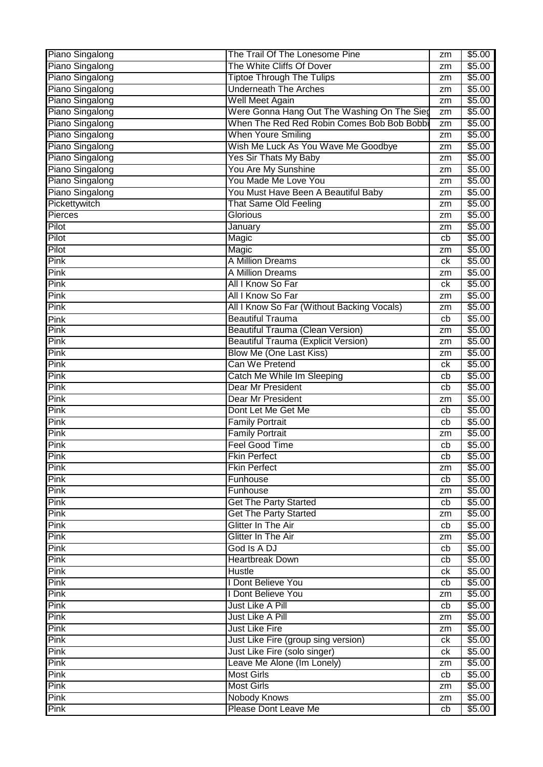| Piano Singalong | The Trail Of The Lonesome Pine | zm | $5.00 |
|---|---|---|---|
| Piano Singalong | The White Cliffs Of Dover | zm | $5.00 |
| Piano Singalong | Tiptoe Through The Tulips | zm | $5.00 |
| Piano Singalong | Underneath The Arches | zm | $5.00 |
| Piano Singalong | Well Meet Again | zm | $5.00 |
| Piano Singalong | Were Gonna Hang Out The Washing On The Sieg | zm | $5.00 |
| Piano Singalong | When The Red Red Robin Comes Bob Bob Bobbi | zm | $5.00 |
| Piano Singalong | When Youre Smiling | zm | $5.00 |
| Piano Singalong | Wish Me Luck As You Wave Me Goodbye | zm | $5.00 |
| Piano Singalong | Yes Sir Thats My Baby | zm | $5.00 |
| Piano Singalong | You Are My Sunshine | zm | $5.00 |
| Piano Singalong | You Made Me Love You | zm | $5.00 |
| Piano Singalong | You Must Have Been A Beautiful Baby | zm | $5.00 |
| Pickettywitch | That Same Old Feeling | zm | $5.00 |
| Pierces | Glorious | zm | $5.00 |
| Pilot | January | zm | $5.00 |
| Pilot | Magic | cb | $5.00 |
| Pilot | Magic | zm | $5.00 |
| Pink | A Million Dreams | ck | $5.00 |
| Pink | A Million Dreams | zm | $5.00 |
| Pink | All I Know So Far | ck | $5.00 |
| Pink | All I Know So Far | zm | $5.00 |
| Pink | All I Know So Far (Without Backing Vocals) | zm | $5.00 |
| Pink | Beautiful Trauma | cb | $5.00 |
| Pink | Beautiful Trauma (Clean Version) | zm | $5.00 |
| Pink | Beautiful Trauma (Explicit Version) | zm | $5.00 |
| Pink | Blow Me (One Last Kiss) | zm | $5.00 |
| Pink | Can We Pretend | ck | $5.00 |
| Pink | Catch Me While Im Sleeping | cb | $5.00 |
| Pink | Dear Mr President | cb | $5.00 |
| Pink | Dear Mr President | zm | $5.00 |
| Pink | Dont Let Me Get Me | cb | $5.00 |
| Pink | Family Portrait | cb | $5.00 |
| Pink | Family Portrait | zm | $5.00 |
| Pink | Feel Good Time | cb | $5.00 |
| Pink | Fkin Perfect | cb | $5.00 |
| Pink | Fkin Perfect | zm | $5.00 |
| Pink | Funhouse | cb | $5.00 |
| Pink | Funhouse | zm | $5.00 |
| Pink | Get The Party Started | cb | $5.00 |
| Pink | Get The Party Started | zm | $5.00 |
| Pink | Glitter In The Air | cb | $5.00 |
| Pink | Glitter In The Air | zm | $5.00 |
| Pink | God Is A DJ | cb | $5.00 |
| Pink | Heartbreak Down | cb | $5.00 |
| Pink | Hustle | ck | $5.00 |
| Pink | I Dont Believe You | cb | $5.00 |
| Pink | I Dont Believe You | zm | $5.00 |
| Pink | Just Like A Pill | cb | $5.00 |
| Pink | Just Like A Pill | zm | $5.00 |
| Pink | Just Like Fire | zm | $5.00 |
| Pink | Just Like Fire (group sing version) | ck | $5.00 |
| Pink | Just Like Fire (solo singer) | ck | $5.00 |
| Pink | Leave Me Alone (Im Lonely) | zm | $5.00 |
| Pink | Most Girls | cb | $5.00 |
| Pink | Most Girls | zm | $5.00 |
| Pink | Nobody Knows | zm | $5.00 |
| Pink | Please Dont Leave Me | cb | $5.00 |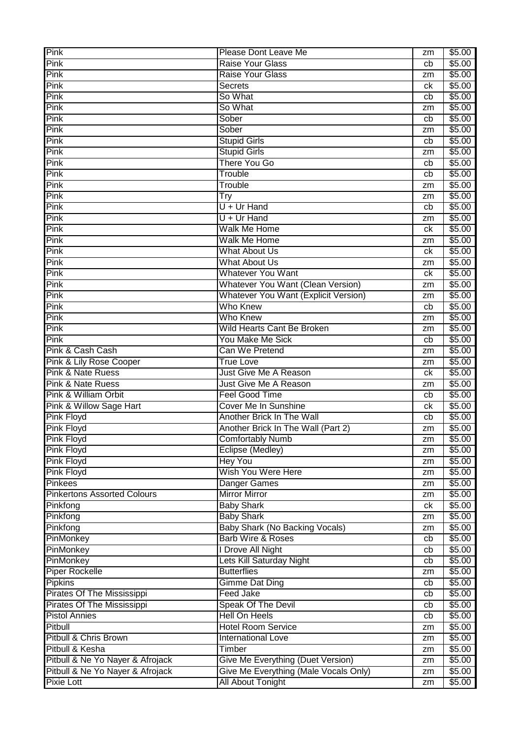| Pink | Please Dont Leave Me | zm | $5.00 |
|---|---|---|---|
| Pink | Raise Your Glass | cb | $5.00 |
| Pink | Raise Your Glass | zm | $5.00 |
| Pink | Secrets | ck | $5.00 |
| Pink | So What | cb | $5.00 |
| Pink | So What | zm | $5.00 |
| Pink | Sober | cb | $5.00 |
| Pink | Sober | zm | $5.00 |
| Pink | Stupid Girls | cb | $5.00 |
| Pink | Stupid Girls | zm | $5.00 |
| Pink | There You Go | cb | $5.00 |
| Pink | Trouble | cb | $5.00 |
| Pink | Trouble | zm | $5.00 |
| Pink | Try | zm | $5.00 |
| Pink | U + Ur Hand | cb | $5.00 |
| Pink | U + Ur Hand | zm | $5.00 |
| Pink | Walk Me Home | ck | $5.00 |
| Pink | Walk Me Home | zm | $5.00 |
| Pink | What About Us | ck | $5.00 |
| Pink | What About Us | zm | $5.00 |
| Pink | Whatever You Want | ck | $5.00 |
| Pink | Whatever You Want (Clean Version) | zm | $5.00 |
| Pink | Whatever You Want (Explicit Version) | zm | $5.00 |
| Pink | Who Knew | cb | $5.00 |
| Pink | Who Knew | zm | $5.00 |
| Pink | Wild Hearts Cant Be Broken | zm | $5.00 |
| Pink | You Make Me Sick | cb | $5.00 |
| Pink & Cash Cash | Can We Pretend | zm | $5.00 |
| Pink & Lily Rose Cooper | True Love | zm | $5.00 |
| Pink & Nate Ruess | Just Give Me A Reason | ck | $5.00 |
| Pink & Nate Ruess | Just Give Me A Reason | zm | $5.00 |
| Pink & William Orbit | Feel Good Time | cb | $5.00 |
| Pink & Willow Sage Hart | Cover Me In Sunshine | ck | $5.00 |
| Pink Floyd | Another Brick In The Wall | cb | $5.00 |
| Pink Floyd | Another Brick In The Wall (Part 2) | zm | $5.00 |
| Pink Floyd | Comfortably Numb | zm | $5.00 |
| Pink Floyd | Eclipse (Medley) | zm | $5.00 |
| Pink Floyd | Hey You | zm | $5.00 |
| Pink Floyd | Wish You Were Here | zm | $5.00 |
| Pinkees | Danger Games | zm | $5.00 |
| Pinkertons Assorted Colours | Mirror Mirror | zm | $5.00 |
| Pinkfong | Baby Shark | ck | $5.00 |
| Pinkfong | Baby Shark | zm | $5.00 |
| Pinkfong | Baby Shark (No Backing Vocals) | zm | $5.00 |
| PinMonkey | Barb Wire & Roses | cb | $5.00 |
| PinMonkey | I Drove All Night | cb | $5.00 |
| PinMonkey | Lets Kill Saturday Night | cb | $5.00 |
| Piper Rockelle | Butterflies | zm | $5.00 |
| Pipkins | Gimme Dat Ding | cb | $5.00 |
| Pirates Of The Mississippi | Feed Jake | cb | $5.00 |
| Pirates Of The Mississippi | Speak Of The Devil | cb | $5.00 |
| Pistol Annies | Hell On Heels | cb | $5.00 |
| Pitbull | Hotel Room Service | zm | $5.00 |
| Pitbull & Chris Brown | International Love | zm | $5.00 |
| Pitbull & Kesha | Timber | zm | $5.00 |
| Pitbull & Ne Yo Nayer & Afrojack | Give Me Everything (Duet Version) | zm | $5.00 |
| Pitbull & Ne Yo Nayer & Afrojack | Give Me Everything (Male Vocals Only) | zm | $5.00 |
| Pixie Lott | All About Tonight | zm | $5.00 |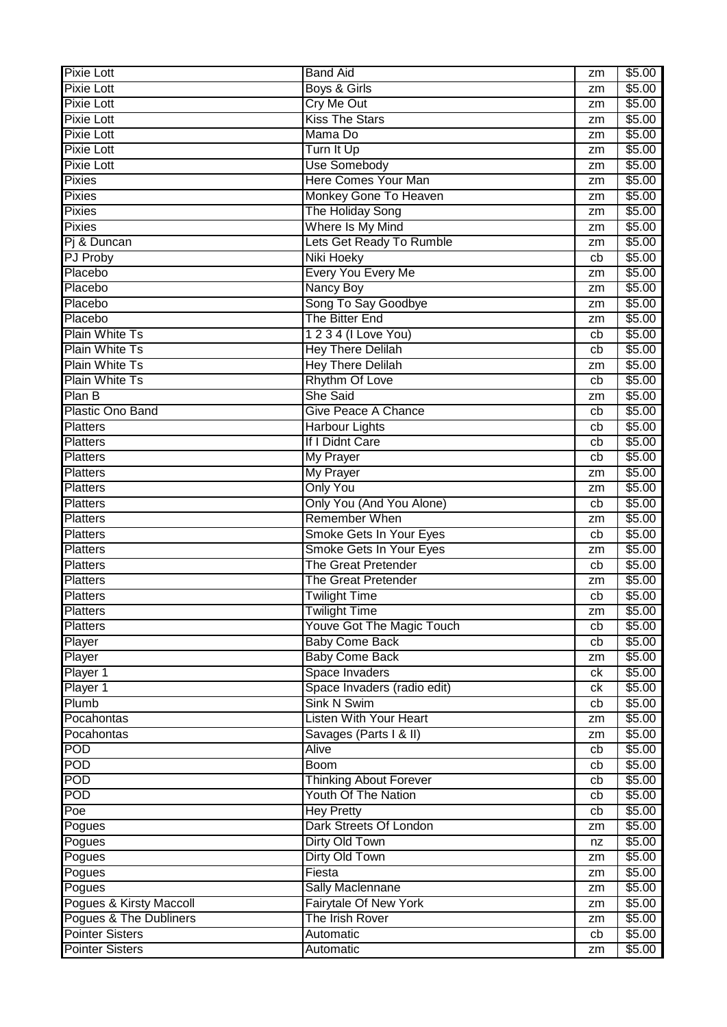| Pixie Lott | Band Aid | zm | $5.00 |
|---|---|---|---|
| Pixie Lott | Boys & Girls | zm | $5.00 |
| Pixie Lott | Cry Me Out | zm | $5.00 |
| Pixie Lott | Kiss The Stars | zm | $5.00 |
| Pixie Lott | Mama Do | zm | $5.00 |
| Pixie Lott | Turn It Up | zm | $5.00 |
| Pixie Lott | Use Somebody | zm | $5.00 |
| Pixies | Here Comes Your Man | zm | $5.00 |
| Pixies | Monkey Gone To Heaven | zm | $5.00 |
| Pixies | The Holiday Song | zm | $5.00 |
| Pixies | Where Is My Mind | zm | $5.00 |
| Pj & Duncan | Lets Get Ready To Rumble | zm | $5.00 |
| PJ Proby | Niki Hoeky | cb | $5.00 |
| Placebo | Every You Every Me | zm | $5.00 |
| Placebo | Nancy Boy | zm | $5.00 |
| Placebo | Song To Say Goodbye | zm | $5.00 |
| Placebo | The Bitter End | zm | $5.00 |
| Plain White Ts | 1 2 3 4 (I Love You) | cb | $5.00 |
| Plain White Ts | Hey There Delilah | cb | $5.00 |
| Plain White Ts | Hey There Delilah | zm | $5.00 |
| Plain White Ts | Rhythm Of Love | cb | $5.00 |
| Plan B | She Said | zm | $5.00 |
| Plastic Ono Band | Give Peace A Chance | cb | $5.00 |
| Platters | Harbour Lights | cb | $5.00 |
| Platters | If I Didnt Care | cb | $5.00 |
| Platters | My Prayer | cb | $5.00 |
| Platters | My Prayer | zm | $5.00 |
| Platters | Only You | zm | $5.00 |
| Platters | Only You (And You Alone) | cb | $5.00 |
| Platters | Remember When | zm | $5.00 |
| Platters | Smoke Gets In Your Eyes | cb | $5.00 |
| Platters | Smoke Gets In Your Eyes | zm | $5.00 |
| Platters | The Great Pretender | cb | $5.00 |
| Platters | The Great Pretender | zm | $5.00 |
| Platters | Twilight Time | cb | $5.00 |
| Platters | Twilight Time | zm | $5.00 |
| Platters | Youve Got The Magic Touch | cb | $5.00 |
| Player | Baby Come Back | cb | $5.00 |
| Player | Baby Come Back | zm | $5.00 |
| Player 1 | Space Invaders | ck | $5.00 |
| Player 1 | Space Invaders (radio edit) | ck | $5.00 |
| Plumb | Sink N Swim | cb | $5.00 |
| Pocahontas | Listen With Your Heart | zm | $5.00 |
| Pocahontas | Savages (Parts I & II) | zm | $5.00 |
| POD | Alive | cb | $5.00 |
| POD | Boom | cb | $5.00 |
| POD | Thinking About Forever | cb | $5.00 |
| POD | Youth Of The Nation | cb | $5.00 |
| Poe | Hey Pretty | cb | $5.00 |
| Pogues | Dark Streets Of London | zm | $5.00 |
| Pogues | Dirty Old Town | nz | $5.00 |
| Pogues | Dirty Old Town | zm | $5.00 |
| Pogues | Fiesta | zm | $5.00 |
| Pogues | Sally Maclennane | zm | $5.00 |
| Pogues & Kirsty Maccoll | Fairytale Of New York | zm | $5.00 |
| Pogues & The Dubliners | The Irish Rover | zm | $5.00 |
| Pointer Sisters | Automatic | cb | $5.00 |
| Pointer Sisters | Automatic | zm | $5.00 |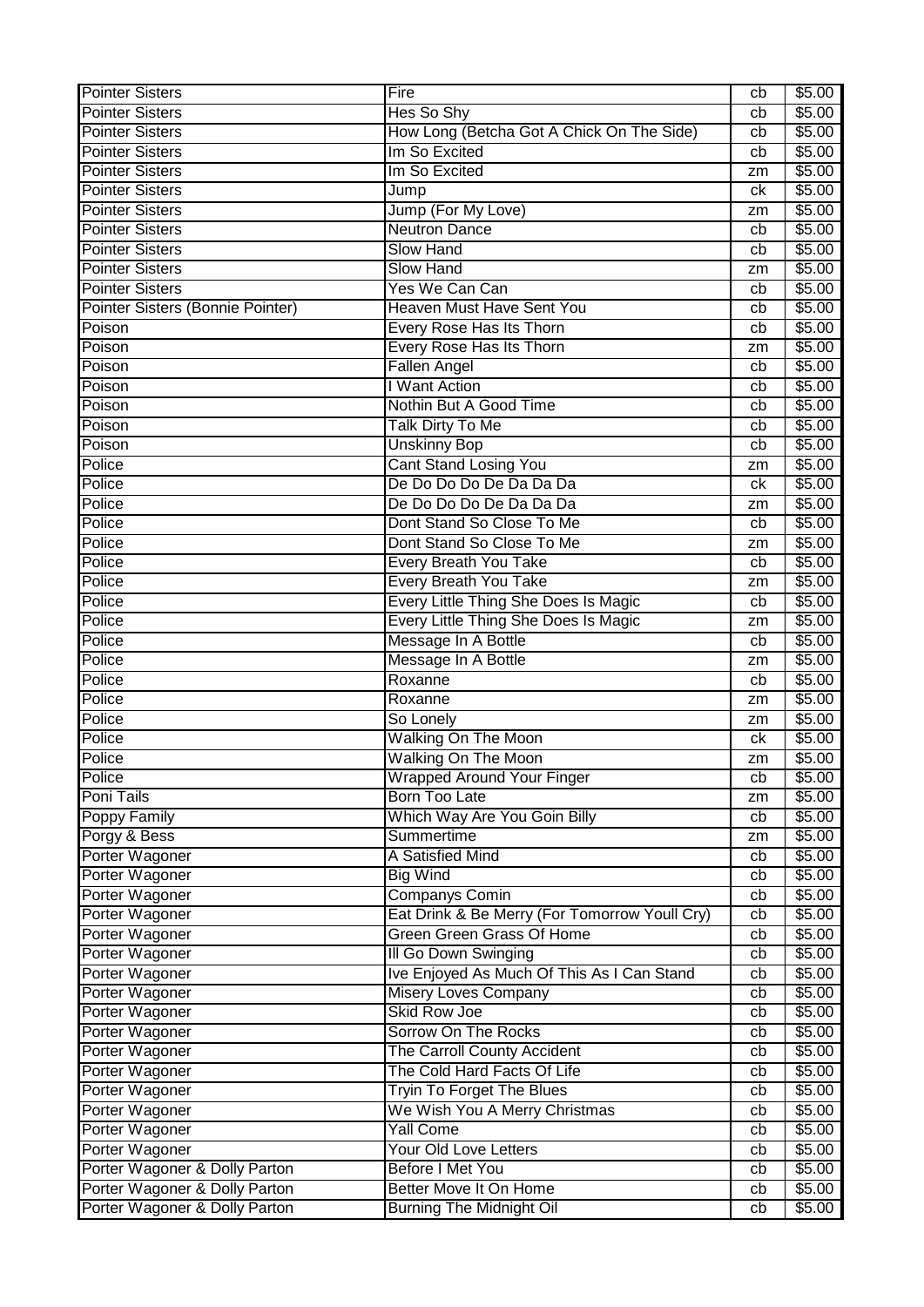| Pointer Sisters | Fire | cb | $5.00 |
|---|---|---|---|
| Pointer Sisters | Hes So Shy | cb | $5.00 |
| Pointer Sisters | How Long (Betcha Got A Chick On The Side) | cb | $5.00 |
| Pointer Sisters | Im So Excited | cb | $5.00 |
| Pointer Sisters | Im So Excited | zm | $5.00 |
| Pointer Sisters | Jump | ck | $5.00 |
| Pointer Sisters | Jump (For My Love) | zm | $5.00 |
| Pointer Sisters | Neutron Dance | cb | $5.00 |
| Pointer Sisters | Slow Hand | cb | $5.00 |
| Pointer Sisters | Slow Hand | zm | $5.00 |
| Pointer Sisters | Yes We Can Can | cb | $5.00 |
| Pointer Sisters (Bonnie Pointer) | Heaven Must Have Sent You | cb | $5.00 |
| Poison | Every Rose Has Its Thorn | cb | $5.00 |
| Poison | Every Rose Has Its Thorn | zm | $5.00 |
| Poison | Fallen Angel | cb | $5.00 |
| Poison | I Want Action | cb | $5.00 |
| Poison | Nothin But A Good Time | cb | $5.00 |
| Poison | Talk Dirty To Me | cb | $5.00 |
| Poison | Unskinny Bop | cb | $5.00 |
| Police | Cant Stand Losing You | zm | $5.00 |
| Police | De Do Do Do De Da Da Da | ck | $5.00 |
| Police | De Do Do Do De Da Da Da | zm | $5.00 |
| Police | Dont Stand So Close To Me | cb | $5.00 |
| Police | Dont Stand So Close To Me | zm | $5.00 |
| Police | Every Breath You Take | cb | $5.00 |
| Police | Every Breath You Take | zm | $5.00 |
| Police | Every Little Thing She Does Is Magic | cb | $5.00 |
| Police | Every Little Thing She Does Is Magic | zm | $5.00 |
| Police | Message In A Bottle | cb | $5.00 |
| Police | Message In A Bottle | zm | $5.00 |
| Police | Roxanne | cb | $5.00 |
| Police | Roxanne | zm | $5.00 |
| Police | So Lonely | zm | $5.00 |
| Police | Walking On The Moon | ck | $5.00 |
| Police | Walking On The Moon | zm | $5.00 |
| Police | Wrapped Around Your Finger | cb | $5.00 |
| Poni Tails | Born Too Late | zm | $5.00 |
| Poppy Family | Which Way Are You Goin Billy | cb | $5.00 |
| Porgy & Bess | Summertime | zm | $5.00 |
| Porter Wagoner | A Satisfied Mind | cb | $5.00 |
| Porter Wagoner | Big Wind | cb | $5.00 |
| Porter Wagoner | Companys Comin | cb | $5.00 |
| Porter Wagoner | Eat Drink & Be Merry (For Tomorrow Youll Cry) | cb | $5.00 |
| Porter Wagoner | Green Green Grass Of Home | cb | $5.00 |
| Porter Wagoner | Ill Go Down Swinging | cb | $5.00 |
| Porter Wagoner | Ive Enjoyed As Much Of This As I Can Stand | cb | $5.00 |
| Porter Wagoner | Misery Loves Company | cb | $5.00 |
| Porter Wagoner | Skid Row Joe | cb | $5.00 |
| Porter Wagoner | Sorrow On The Rocks | cb | $5.00 |
| Porter Wagoner | The Carroll County Accident | cb | $5.00 |
| Porter Wagoner | The Cold Hard Facts Of Life | cb | $5.00 |
| Porter Wagoner | Tryin To Forget The Blues | cb | $5.00 |
| Porter Wagoner | We Wish You A Merry Christmas | cb | $5.00 |
| Porter Wagoner | Yall Come | cb | $5.00 |
| Porter Wagoner | Your Old Love Letters | cb | $5.00 |
| Porter Wagoner & Dolly Parton | Before I Met You | cb | $5.00 |
| Porter Wagoner & Dolly Parton | Better Move It On Home | cb | $5.00 |
| Porter Wagoner & Dolly Parton | Burning The Midnight Oil | cb | $5.00 |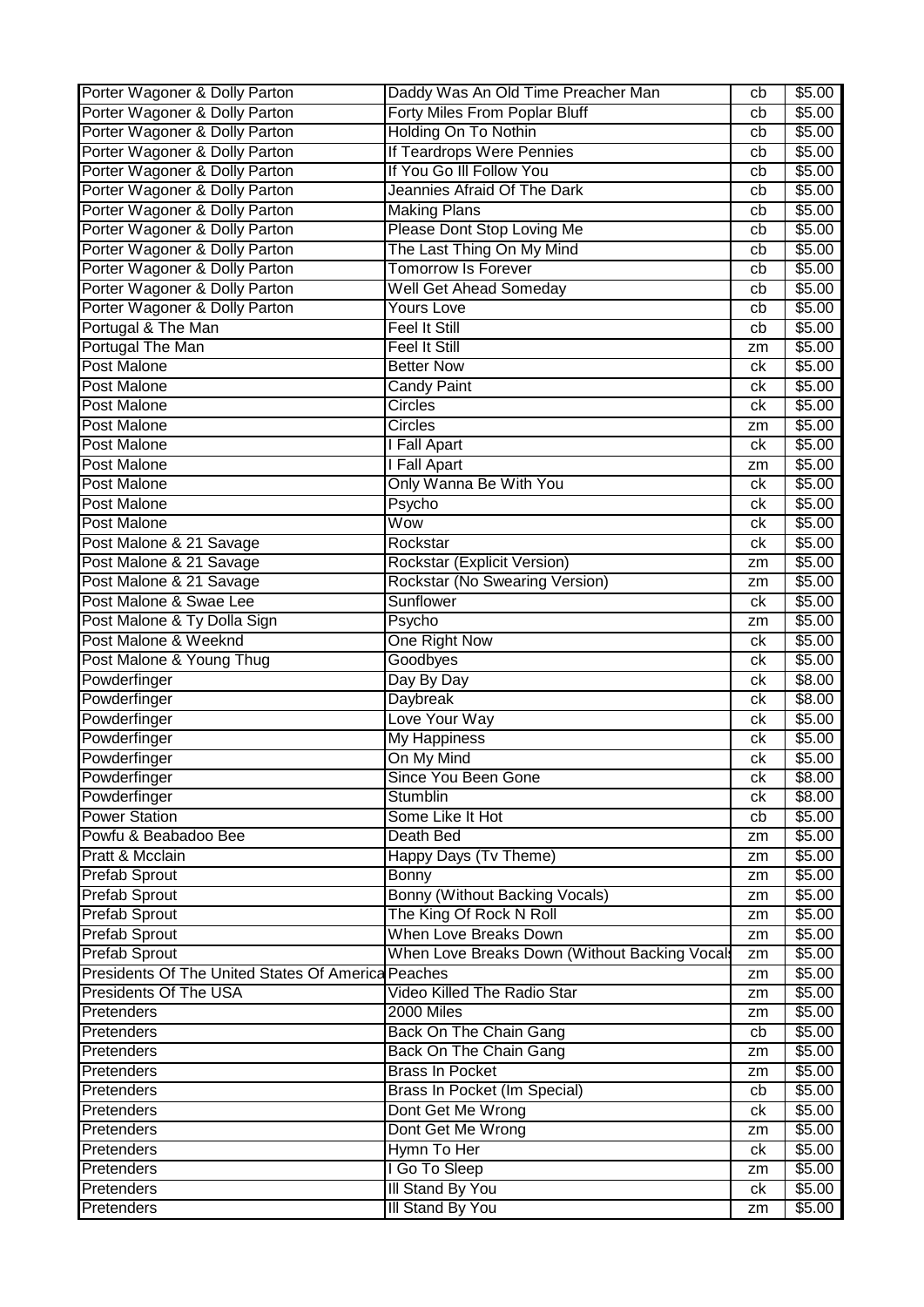| Porter Wagoner & Dolly Parton | Daddy Was An Old Time Preacher Man | cb | $5.00 |
|---|---|---|---|
| Porter Wagoner & Dolly Parton | Forty Miles From Poplar Bluff | cb | $5.00 |
| Porter Wagoner & Dolly Parton | Holding On To Nothin | cb | $5.00 |
| Porter Wagoner & Dolly Parton | If Teardrops Were Pennies | cb | $5.00 |
| Porter Wagoner & Dolly Parton | If You Go Ill Follow You | cb | $5.00 |
| Porter Wagoner & Dolly Parton | Jeannies Afraid Of The Dark | cb | $5.00 |
| Porter Wagoner & Dolly Parton | Making Plans | cb | $5.00 |
| Porter Wagoner & Dolly Parton | Please Dont Stop Loving Me | cb | $5.00 |
| Porter Wagoner & Dolly Parton | The Last Thing On My Mind | cb | $5.00 |
| Porter Wagoner & Dolly Parton | Tomorrow Is Forever | cb | $5.00 |
| Porter Wagoner & Dolly Parton | Well Get Ahead Someday | cb | $5.00 |
| Porter Wagoner & Dolly Parton | Yours Love | cb | $5.00 |
| Portugal & The Man | Feel It Still | cb | $5.00 |
| Portugal The Man | Feel It Still | zm | $5.00 |
| Post Malone | Better Now | ck | $5.00 |
| Post Malone | Candy Paint | ck | $5.00 |
| Post Malone | Circles | ck | $5.00 |
| Post Malone | Circles | zm | $5.00 |
| Post Malone | I Fall Apart | ck | $5.00 |
| Post Malone | I Fall Apart | zm | $5.00 |
| Post Malone | Only Wanna Be With You | ck | $5.00 |
| Post Malone | Psycho | ck | $5.00 |
| Post Malone | Wow | ck | $5.00 |
| Post Malone & 21 Savage | Rockstar | ck | $5.00 |
| Post Malone & 21 Savage | Rockstar (Explicit Version) | zm | $5.00 |
| Post Malone & 21 Savage | Rockstar (No Swearing Version) | zm | $5.00 |
| Post Malone & Swae Lee | Sunflower | ck | $5.00 |
| Post Malone & Ty Dolla Sign | Psycho | zm | $5.00 |
| Post Malone & Weeknd | One Right Now | ck | $5.00 |
| Post Malone & Young Thug | Goodbyes | ck | $5.00 |
| Powderfinger | Day By Day | ck | $8.00 |
| Powderfinger | Daybreak | ck | $8.00 |
| Powderfinger | Love Your Way | ck | $5.00 |
| Powderfinger | My Happiness | ck | $5.00 |
| Powderfinger | On My Mind | ck | $5.00 |
| Powderfinger | Since You Been Gone | ck | $8.00 |
| Powderfinger | Stumblin | ck | $8.00 |
| Power Station | Some Like It Hot | cb | $5.00 |
| Powfu & Beabadoo Bee | Death Bed | zm | $5.00 |
| Pratt & Mcclain | Happy Days (Tv Theme) | zm | $5.00 |
| Prefab Sprout | Bonny | zm | $5.00 |
| Prefab Sprout | Bonny (Without Backing Vocals) | zm | $5.00 |
| Prefab Sprout | The King Of Rock N Roll | zm | $5.00 |
| Prefab Sprout | When Love Breaks Down | zm | $5.00 |
| Prefab Sprout | When Love Breaks Down (Without Backing Vocals | zm | $5.00 |
| Presidents Of The United States Of America | Peaches | zm | $5.00 |
| Presidents Of The USA | Video Killed The Radio Star | zm | $5.00 |
| Pretenders | 2000 Miles | zm | $5.00 |
| Pretenders | Back On The Chain Gang | cb | $5.00 |
| Pretenders | Back On The Chain Gang | zm | $5.00 |
| Pretenders | Brass In Pocket | zm | $5.00 |
| Pretenders | Brass In Pocket (Im Special) | cb | $5.00 |
| Pretenders | Dont Get Me Wrong | ck | $5.00 |
| Pretenders | Dont Get Me Wrong | zm | $5.00 |
| Pretenders | Hymn To Her | ck | $5.00 |
| Pretenders | I Go To Sleep | zm | $5.00 |
| Pretenders | Ill Stand By You | ck | $5.00 |
| Pretenders | Ill Stand By You | zm | $5.00 |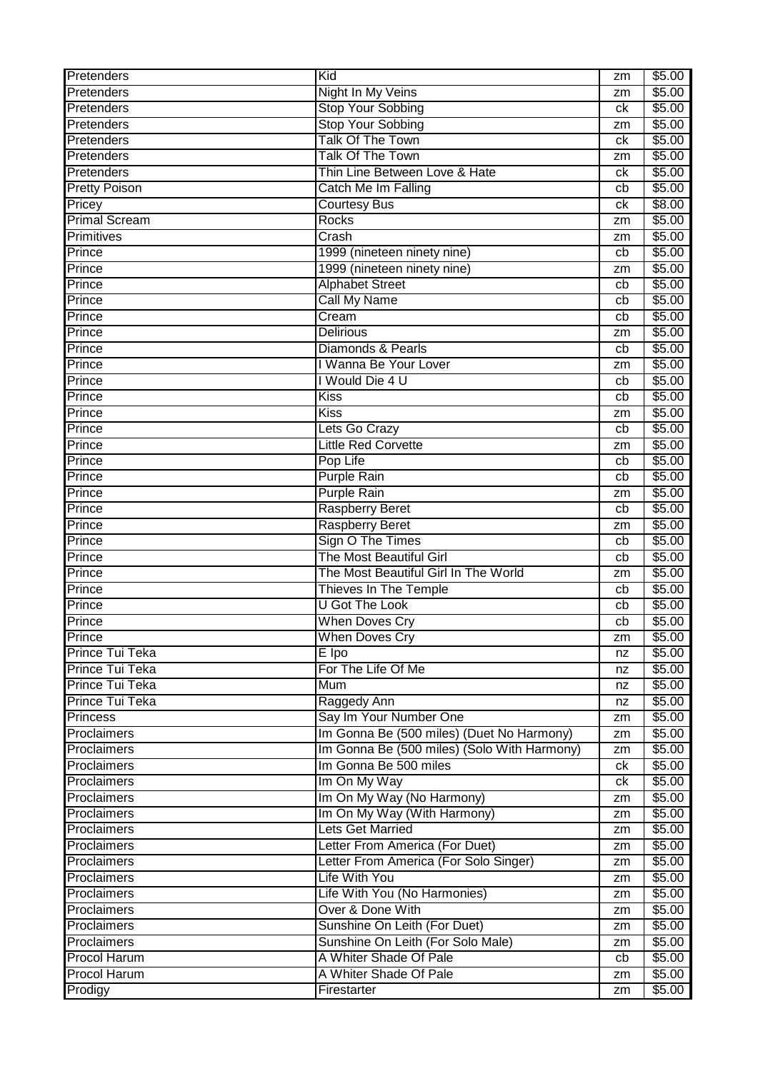| Pretenders | Kid | zm | $5.00 |
|---|---|---|---|
| Pretenders | Night In My Veins | zm | $5.00 |
| Pretenders | Stop Your Sobbing | ck | $5.00 |
| Pretenders | Stop Your Sobbing | zm | $5.00 |
| Pretenders | Talk Of The Town | ck | $5.00 |
| Pretenders | Talk Of The Town | zm | $5.00 |
| Pretenders | Thin Line Between Love & Hate | ck | $5.00 |
| Pretty Poison | Catch Me Im Falling | cb | $5.00 |
| Pricey | Courtesy Bus | ck | $8.00 |
| Primal Scream | Rocks | zm | $5.00 |
| Primitives | Crash | zm | $5.00 |
| Prince | 1999 (nineteen ninety nine) | cb | $5.00 |
| Prince | 1999 (nineteen ninety nine) | zm | $5.00 |
| Prince | Alphabet Street | cb | $5.00 |
| Prince | Call My Name | cb | $5.00 |
| Prince | Cream | cb | $5.00 |
| Prince | Delirious | zm | $5.00 |
| Prince | Diamonds & Pearls | cb | $5.00 |
| Prince | I Wanna Be Your Lover | zm | $5.00 |
| Prince | I Would Die 4 U | cb | $5.00 |
| Prince | Kiss | cb | $5.00 |
| Prince | Kiss | zm | $5.00 |
| Prince | Lets Go Crazy | cb | $5.00 |
| Prince | Little Red Corvette | zm | $5.00 |
| Prince | Pop Life | cb | $5.00 |
| Prince | Purple Rain | cb | $5.00 |
| Prince | Purple Rain | zm | $5.00 |
| Prince | Raspberry Beret | cb | $5.00 |
| Prince | Raspberry Beret | zm | $5.00 |
| Prince | Sign O The Times | cb | $5.00 |
| Prince | The Most Beautiful Girl | cb | $5.00 |
| Prince | The Most Beautiful Girl In The World | zm | $5.00 |
| Prince | Thieves In The Temple | cb | $5.00 |
| Prince | U Got The Look | cb | $5.00 |
| Prince | When Doves Cry | cb | $5.00 |
| Prince | When Doves Cry | zm | $5.00 |
| Prince Tui Teka | E Ipo | nz | $5.00 |
| Prince Tui Teka | For The Life Of Me | nz | $5.00 |
| Prince Tui Teka | Mum | nz | $5.00 |
| Prince Tui Teka | Raggedy Ann | nz | $5.00 |
| Princess | Say Im Your Number One | zm | $5.00 |
| Proclaimers | Im Gonna Be (500 miles) (Duet No Harmony) | zm | $5.00 |
| Proclaimers | Im Gonna Be (500 miles) (Solo With Harmony) | zm | $5.00 |
| Proclaimers | Im Gonna Be 500 miles | ck | $5.00 |
| Proclaimers | Im On My Way | ck | $5.00 |
| Proclaimers | Im On My Way (No Harmony) | zm | $5.00 |
| Proclaimers | Im On My Way (With Harmony) | zm | $5.00 |
| Proclaimers | Lets Get Married | zm | $5.00 |
| Proclaimers | Letter From America (For Duet) | zm | $5.00 |
| Proclaimers | Letter From America (For Solo Singer) | zm | $5.00 |
| Proclaimers | Life With You | zm | $5.00 |
| Proclaimers | Life With You (No Harmonies) | zm | $5.00 |
| Proclaimers | Over & Done With | zm | $5.00 |
| Proclaimers | Sunshine On Leith (For Duet) | zm | $5.00 |
| Proclaimers | Sunshine On Leith (For Solo Male) | zm | $5.00 |
| Procol Harum | A Whiter Shade Of Pale | cb | $5.00 |
| Procol Harum | A Whiter Shade Of Pale | zm | $5.00 |
| Prodigy | Firestarter | zm | $5.00 |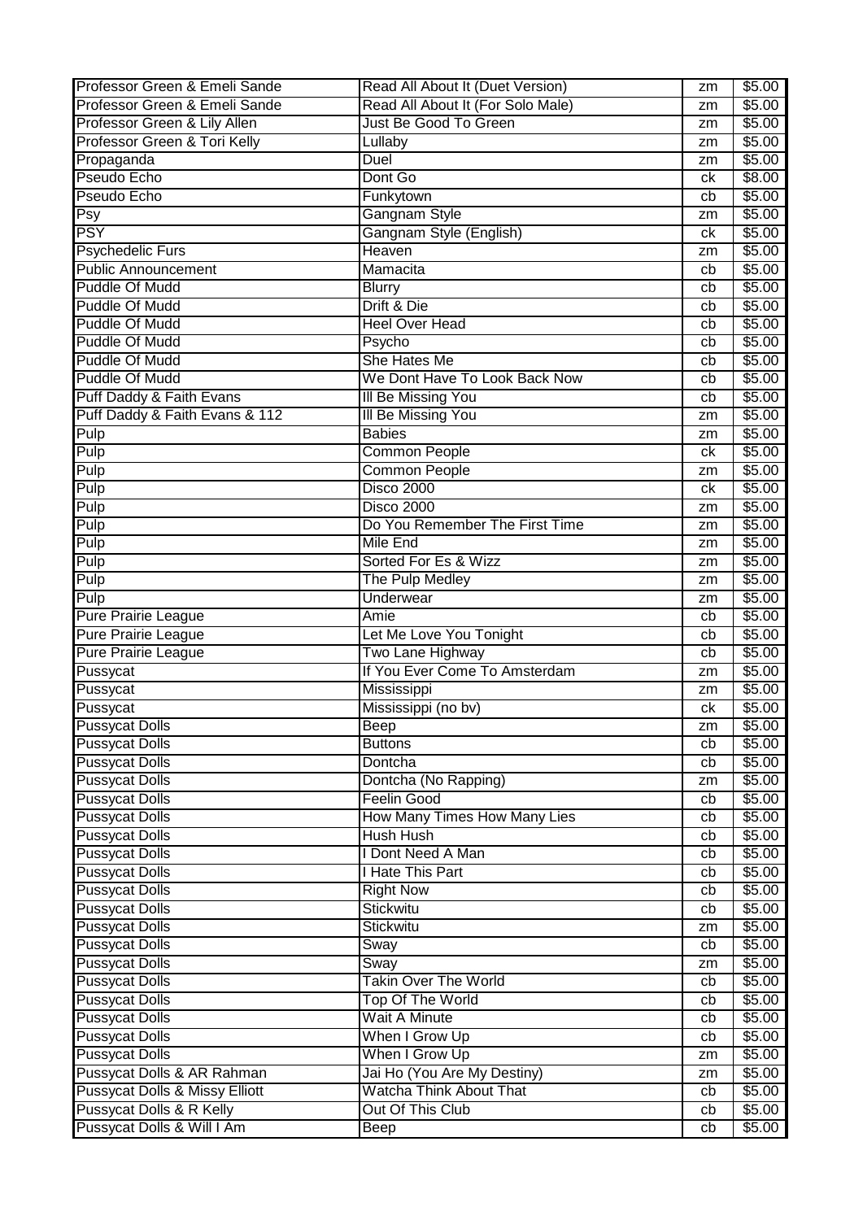| | | | |
|---|---|---|---|
| Professor Green & Emeli Sande | Read All About It (Duet Version) | zm | $5.00 |
| Professor Green & Emeli Sande | Read All About It (For Solo Male) | zm | $5.00 |
| Professor Green & Lily Allen | Just Be Good To Green | zm | $5.00 |
| Professor Green & Tori Kelly | Lullaby | zm | $5.00 |
| Propaganda | Duel | zm | $5.00 |
| Pseudo Echo | Dont Go | ck | $8.00 |
| Pseudo Echo | Funkytown | cb | $5.00 |
| Psy | Gangnam Style | zm | $5.00 |
| PSY | Gangnam Style (English) | ck | $5.00 |
| Psychedelic Furs | Heaven | zm | $5.00 |
| Public Announcement | Mamacita | cb | $5.00 |
| Puddle Of Mudd | Blurry | cb | $5.00 |
| Puddle Of Mudd | Drift & Die | cb | $5.00 |
| Puddle Of Mudd | Heel Over Head | cb | $5.00 |
| Puddle Of Mudd | Psycho | cb | $5.00 |
| Puddle Of Mudd | She Hates Me | cb | $5.00 |
| Puddle Of Mudd | We Dont Have To Look Back Now | cb | $5.00 |
| Puff Daddy & Faith Evans | Ill Be Missing You | cb | $5.00 |
| Puff Daddy & Faith Evans & 112 | Ill Be Missing You | zm | $5.00 |
| Pulp | Babies | zm | $5.00 |
| Pulp | Common People | ck | $5.00 |
| Pulp | Common People | zm | $5.00 |
| Pulp | Disco 2000 | ck | $5.00 |
| Pulp | Disco 2000 | zm | $5.00 |
| Pulp | Do You Remember The First Time | zm | $5.00 |
| Pulp | Mile End | zm | $5.00 |
| Pulp | Sorted For Es & Wizz | zm | $5.00 |
| Pulp | The Pulp Medley | zm | $5.00 |
| Pulp | Underwear | zm | $5.00 |
| Pure Prairie League | Amie | cb | $5.00 |
| Pure Prairie League | Let Me Love You Tonight | cb | $5.00 |
| Pure Prairie League | Two Lane Highway | cb | $5.00 |
| Pussycat | If You Ever Come To Amsterdam | zm | $5.00 |
| Pussycat | Mississippi | zm | $5.00 |
| Pussycat | Mississippi (no bv) | ck | $5.00 |
| Pussycat Dolls | Beep | zm | $5.00 |
| Pussycat Dolls | Buttons | cb | $5.00 |
| Pussycat Dolls | Dontcha | cb | $5.00 |
| Pussycat Dolls | Dontcha (No Rapping) | zm | $5.00 |
| Pussycat Dolls | Feelin Good | cb | $5.00 |
| Pussycat Dolls | How Many Times How Many Lies | cb | $5.00 |
| Pussycat Dolls | Hush Hush | cb | $5.00 |
| Pussycat Dolls | I Dont Need A Man | cb | $5.00 |
| Pussycat Dolls | I Hate This Part | cb | $5.00 |
| Pussycat Dolls | Right Now | cb | $5.00 |
| Pussycat Dolls | Stickwitu | cb | $5.00 |
| Pussycat Dolls | Stickwitu | zm | $5.00 |
| Pussycat Dolls | Sway | cb | $5.00 |
| Pussycat Dolls | Sway | zm | $5.00 |
| Pussycat Dolls | Takin Over The World | cb | $5.00 |
| Pussycat Dolls | Top Of The World | cb | $5.00 |
| Pussycat Dolls | Wait A Minute | cb | $5.00 |
| Pussycat Dolls | When I Grow Up | cb | $5.00 |
| Pussycat Dolls | When I Grow Up | zm | $5.00 |
| Pussycat Dolls & AR Rahman | Jai Ho (You Are My Destiny) | zm | $5.00 |
| Pussycat Dolls & Missy Elliott | Watcha Think About That | cb | $5.00 |
| Pussycat Dolls & R Kelly | Out Of This Club | cb | $5.00 |
| Pussycat Dolls & Will I Am | Beep | cb | $5.00 |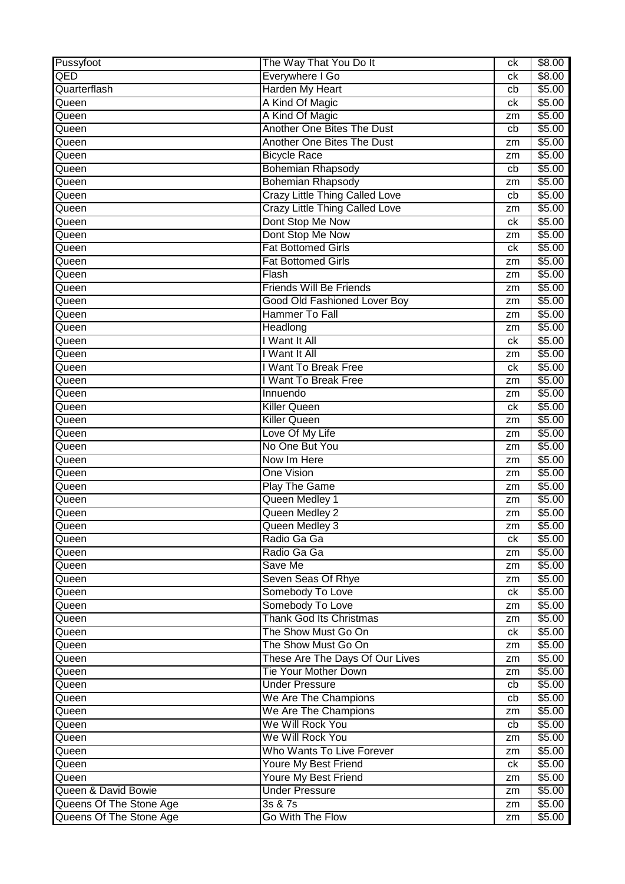| Pussyfoot | The Way That You Do It | ck | $8.00 |
|---|---|---|---|
| QED | Everywhere I Go | ck | $8.00 |
| Quarterflash | Harden My Heart | cb | $5.00 |
| Queen | A Kind Of Magic | ck | $5.00 |
| Queen | A Kind Of Magic | zm | $5.00 |
| Queen | Another One Bites The Dust | cb | $5.00 |
| Queen | Another One Bites The Dust | zm | $5.00 |
| Queen | Bicycle Race | zm | $5.00 |
| Queen | Bohemian Rhapsody | cb | $5.00 |
| Queen | Bohemian Rhapsody | zm | $5.00 |
| Queen | Crazy Little Thing Called Love | cb | $5.00 |
| Queen | Crazy Little Thing Called Love | zm | $5.00 |
| Queen | Dont Stop Me Now | ck | $5.00 |
| Queen | Dont Stop Me Now | zm | $5.00 |
| Queen | Fat Bottomed Girls | ck | $5.00 |
| Queen | Fat Bottomed Girls | zm | $5.00 |
| Queen | Flash | zm | $5.00 |
| Queen | Friends Will Be Friends | zm | $5.00 |
| Queen | Good Old Fashioned Lover Boy | zm | $5.00 |
| Queen | Hammer To Fall | zm | $5.00 |
| Queen | Headlong | zm | $5.00 |
| Queen | I Want It All | ck | $5.00 |
| Queen | I Want It All | zm | $5.00 |
| Queen | I Want To Break Free | ck | $5.00 |
| Queen | I Want To Break Free | zm | $5.00 |
| Queen | Innuendo | zm | $5.00 |
| Queen | Killer Queen | ck | $5.00 |
| Queen | Killer Queen | zm | $5.00 |
| Queen | Love Of My Life | zm | $5.00 |
| Queen | No One But You | zm | $5.00 |
| Queen | Now Im Here | zm | $5.00 |
| Queen | One Vision | zm | $5.00 |
| Queen | Play The Game | zm | $5.00 |
| Queen | Queen Medley 1 | zm | $5.00 |
| Queen | Queen Medley 2 | zm | $5.00 |
| Queen | Queen Medley 3 | zm | $5.00 |
| Queen | Radio Ga Ga | ck | $5.00 |
| Queen | Radio Ga Ga | zm | $5.00 |
| Queen | Save Me | zm | $5.00 |
| Queen | Seven Seas Of Rhye | zm | $5.00 |
| Queen | Somebody To Love | ck | $5.00 |
| Queen | Somebody To Love | zm | $5.00 |
| Queen | Thank God Its Christmas | zm | $5.00 |
| Queen | The Show Must Go On | ck | $5.00 |
| Queen | The Show Must Go On | zm | $5.00 |
| Queen | These Are The Days Of Our Lives | zm | $5.00 |
| Queen | Tie Your Mother Down | zm | $5.00 |
| Queen | Under Pressure | cb | $5.00 |
| Queen | We Are The Champions | cb | $5.00 |
| Queen | We Are The Champions | zm | $5.00 |
| Queen | We Will Rock You | cb | $5.00 |
| Queen | We Will Rock You | zm | $5.00 |
| Queen | Who Wants To Live Forever | zm | $5.00 |
| Queen | Youre My Best Friend | ck | $5.00 |
| Queen | Youre My Best Friend | zm | $5.00 |
| Queen & David Bowie | Under Pressure | zm | $5.00 |
| Queens Of The Stone Age | 3s & 7s | zm | $5.00 |
| Queens Of The Stone Age | Go With The Flow | zm | $5.00 |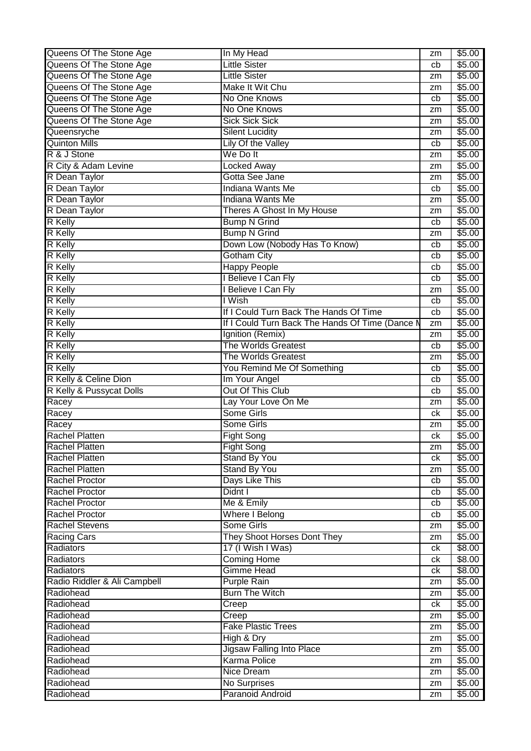| Queens Of The Stone Age | In My Head | zm | $5.00 |
|---|---|---|---|
| Queens Of The Stone Age | Little Sister | cb | $5.00 |
| Queens Of The Stone Age | Little Sister | zm | $5.00 |
| Queens Of The Stone Age | Make It Wit Chu | zm | $5.00 |
| Queens Of The Stone Age | No One Knows | cb | $5.00 |
| Queens Of The Stone Age | No One Knows | zm | $5.00 |
| Queens Of The Stone Age | Sick Sick Sick | zm | $5.00 |
| Queensryche | Silent Lucidity | zm | $5.00 |
| Quinton Mills | Lily Of the Valley | cb | $5.00 |
| R & J Stone | We Do It | zm | $5.00 |
| R City & Adam Levine | Locked Away | zm | $5.00 |
| R Dean Taylor | Gotta See Jane | zm | $5.00 |
| R Dean Taylor | Indiana Wants Me | cb | $5.00 |
| R Dean Taylor | Indiana Wants Me | zm | $5.00 |
| R Dean Taylor | Theres A Ghost In My House | zm | $5.00 |
| R Kelly | Bump N Grind | cb | $5.00 |
| R Kelly | Bump N Grind | zm | $5.00 |
| R Kelly | Down Low (Nobody Has To Know) | cb | $5.00 |
| R Kelly | Gotham City | cb | $5.00 |
| R Kelly | Happy People | cb | $5.00 |
| R Kelly | I Believe I Can Fly | cb | $5.00 |
| R Kelly | I Believe I Can Fly | zm | $5.00 |
| R Kelly | I Wish | cb | $5.00 |
| R Kelly | If I Could Turn Back The Hands Of Time | cb | $5.00 |
| R Kelly | If I Could Turn Back The Hands Of Time (Dance M | zm | $5.00 |
| R Kelly | Ignition (Remix) | zm | $5.00 |
| R Kelly | The Worlds Greatest | cb | $5.00 |
| R Kelly | The Worlds Greatest | zm | $5.00 |
| R Kelly | You Remind Me Of Something | cb | $5.00 |
| R Kelly & Celine Dion | Im Your Angel | cb | $5.00 |
| R Kelly & Pussycat Dolls | Out Of This Club | cb | $5.00 |
| Racey | Lay Your Love On Me | zm | $5.00 |
| Racey | Some Girls | ck | $5.00 |
| Racey | Some Girls | zm | $5.00 |
| Rachel Platten | Fight Song | ck | $5.00 |
| Rachel Platten | Fight Song | zm | $5.00 |
| Rachel Platten | Stand By You | ck | $5.00 |
| Rachel Platten | Stand By You | zm | $5.00 |
| Rachel Proctor | Days Like This | cb | $5.00 |
| Rachel Proctor | Didnt I | cb | $5.00 |
| Rachel Proctor | Me & Emily | cb | $5.00 |
| Rachel Proctor | Where I Belong | cb | $5.00 |
| Rachel Stevens | Some Girls | zm | $5.00 |
| Racing Cars | They Shoot Horses Dont They | zm | $5.00 |
| Radiators | 17 (I Wish I Was) | ck | $8.00 |
| Radiators | Coming Home | ck | $8.00 |
| Radiators | Gimme Head | ck | $8.00 |
| Radio Riddler & Ali Campbell | Purple Rain | zm | $5.00 |
| Radiohead | Burn The Witch | zm | $5.00 |
| Radiohead | Creep | ck | $5.00 |
| Radiohead | Creep | zm | $5.00 |
| Radiohead | Fake Plastic Trees | zm | $5.00 |
| Radiohead | High & Dry | zm | $5.00 |
| Radiohead | Jigsaw Falling Into Place | zm | $5.00 |
| Radiohead | Karma Police | zm | $5.00 |
| Radiohead | Nice Dream | zm | $5.00 |
| Radiohead | No Surprises | zm | $5.00 |
| Radiohead | Paranoid Android | zm | $5.00 |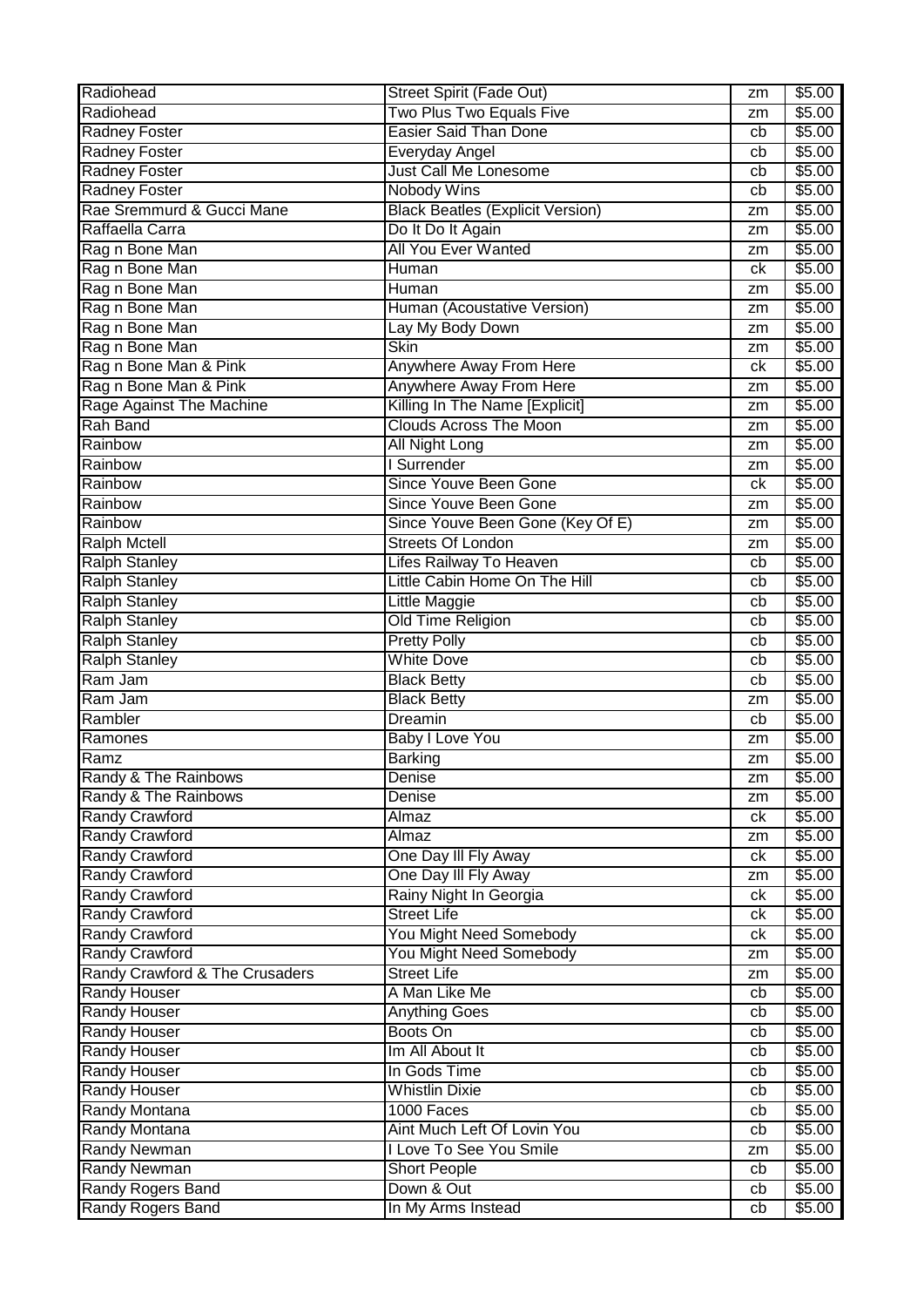| Radiohead | Street Spirit (Fade Out) | zm | $5.00 |
|---|---|---|---|
| Radiohead | Two Plus Two Equals Five | zm | $5.00 |
| Radney Foster | Easier Said Than Done | cb | $5.00 |
| Radney Foster | Everyday Angel | cb | $5.00 |
| Radney Foster | Just Call Me Lonesome | cb | $5.00 |
| Radney Foster | Nobody Wins | cb | $5.00 |
| Rae Sremmurd & Gucci Mane | Black Beatles (Explicit Version) | zm | $5.00 |
| Raffaella Carra | Do It Do It Again | zm | $5.00 |
| Rag n Bone Man | All You Ever Wanted | zm | $5.00 |
| Rag n Bone Man | Human | ck | $5.00 |
| Rag n Bone Man | Human | zm | $5.00 |
| Rag n Bone Man | Human (Acoustative Version) | zm | $5.00 |
| Rag n Bone Man | Lay My Body Down | zm | $5.00 |
| Rag n Bone Man | Skin | zm | $5.00 |
| Rag n Bone Man & Pink | Anywhere Away From Here | ck | $5.00 |
| Rag n Bone Man & Pink | Anywhere Away From Here | zm | $5.00 |
| Rage Against The Machine | Killing In The Name [Explicit] | zm | $5.00 |
| Rah Band | Clouds Across The Moon | zm | $5.00 |
| Rainbow | All Night Long | zm | $5.00 |
| Rainbow | I Surrender | zm | $5.00 |
| Rainbow | Since Youve Been Gone | ck | $5.00 |
| Rainbow | Since Youve Been Gone | zm | $5.00 |
| Rainbow | Since Youve Been Gone (Key Of E) | zm | $5.00 |
| Ralph Mctell | Streets Of London | zm | $5.00 |
| Ralph Stanley | Lifes Railway To Heaven | cb | $5.00 |
| Ralph Stanley | Little Cabin Home On The Hill | cb | $5.00 |
| Ralph Stanley | Little Maggie | cb | $5.00 |
| Ralph Stanley | Old Time Religion | cb | $5.00 |
| Ralph Stanley | Pretty Polly | cb | $5.00 |
| Ralph Stanley | White Dove | cb | $5.00 |
| Ram Jam | Black Betty | cb | $5.00 |
| Ram Jam | Black Betty | zm | $5.00 |
| Rambler | Dreamin | cb | $5.00 |
| Ramones | Baby I Love You | zm | $5.00 |
| Ramz | Barking | zm | $5.00 |
| Randy & The Rainbows | Denise | zm | $5.00 |
| Randy & The Rainbows | Denise | zm | $5.00 |
| Randy Crawford | Almaz | ck | $5.00 |
| Randy Crawford | Almaz | zm | $5.00 |
| Randy Crawford | One Day Ill Fly Away | ck | $5.00 |
| Randy Crawford | One Day Ill Fly Away | zm | $5.00 |
| Randy Crawford | Rainy Night In Georgia | ck | $5.00 |
| Randy Crawford | Street Life | ck | $5.00 |
| Randy Crawford | You Might Need Somebody | ck | $5.00 |
| Randy Crawford | You Might Need Somebody | zm | $5.00 |
| Randy Crawford & The Crusaders | Street Life | zm | $5.00 |
| Randy Houser | A Man Like Me | cb | $5.00 |
| Randy Houser | Anything Goes | cb | $5.00 |
| Randy Houser | Boots On | cb | $5.00 |
| Randy Houser | Im All About It | cb | $5.00 |
| Randy Houser | In Gods Time | cb | $5.00 |
| Randy Houser | Whistlin Dixie | cb | $5.00 |
| Randy Montana | 1000 Faces | cb | $5.00 |
| Randy Montana | Aint Much Left Of Lovin You | cb | $5.00 |
| Randy Newman | I Love To See You Smile | zm | $5.00 |
| Randy Newman | Short People | cb | $5.00 |
| Randy Rogers Band | Down & Out | cb | $5.00 |
| Randy Rogers Band | In My Arms Instead | cb | $5.00 |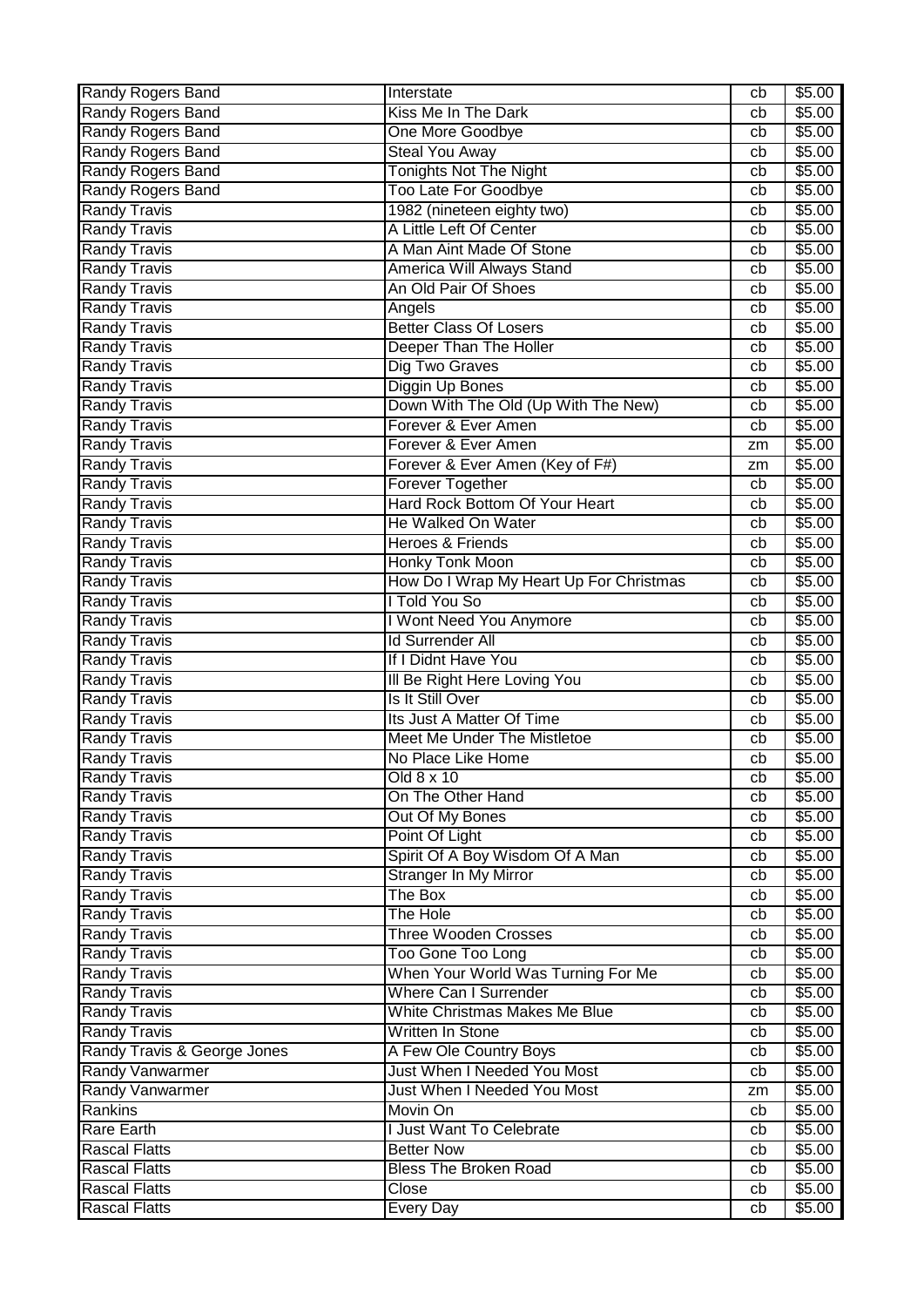| Randy Rogers Band | Interstate | cb | $5.00 |
|---|---|---|---|
| Randy Rogers Band | Kiss Me In The Dark | cb | $5.00 |
| Randy Rogers Band | One More Goodbye | cb | $5.00 |
| Randy Rogers Band | Steal You Away | cb | $5.00 |
| Randy Rogers Band | Tonights Not The Night | cb | $5.00 |
| Randy Rogers Band | Too Late For Goodbye | cb | $5.00 |
| Randy Travis | 1982 (nineteen eighty two) | cb | $5.00 |
| Randy Travis | A Little Left Of Center | cb | $5.00 |
| Randy Travis | A Man Aint Made Of Stone | cb | $5.00 |
| Randy Travis | America Will Always Stand | cb | $5.00 |
| Randy Travis | An Old Pair Of Shoes | cb | $5.00 |
| Randy Travis | Angels | cb | $5.00 |
| Randy Travis | Better Class Of Losers | cb | $5.00 |
| Randy Travis | Deeper Than The Holler | cb | $5.00 |
| Randy Travis | Dig Two Graves | cb | $5.00 |
| Randy Travis | Diggin Up Bones | cb | $5.00 |
| Randy Travis | Down With The Old (Up With The New) | cb | $5.00 |
| Randy Travis | Forever & Ever Amen | cb | $5.00 |
| Randy Travis | Forever & Ever Amen | zm | $5.00 |
| Randy Travis | Forever & Ever Amen (Key of F#) | zm | $5.00 |
| Randy Travis | Forever Together | cb | $5.00 |
| Randy Travis | Hard Rock Bottom Of Your Heart | cb | $5.00 |
| Randy Travis | He Walked On Water | cb | $5.00 |
| Randy Travis | Heroes & Friends | cb | $5.00 |
| Randy Travis | Honky Tonk Moon | cb | $5.00 |
| Randy Travis | How Do I Wrap My Heart Up For Christmas | cb | $5.00 |
| Randy Travis | I Told You So | cb | $5.00 |
| Randy Travis | I Wont Need You Anymore | cb | $5.00 |
| Randy Travis | Id Surrender All | cb | $5.00 |
| Randy Travis | If I Didnt Have You | cb | $5.00 |
| Randy Travis | Ill Be Right Here Loving You | cb | $5.00 |
| Randy Travis | Is It Still Over | cb | $5.00 |
| Randy Travis | Its Just A Matter Of Time | cb | $5.00 |
| Randy Travis | Meet Me Under The Mistletoe | cb | $5.00 |
| Randy Travis | No Place Like Home | cb | $5.00 |
| Randy Travis | Old 8 x 10 | cb | $5.00 |
| Randy Travis | On The Other Hand | cb | $5.00 |
| Randy Travis | Out Of My Bones | cb | $5.00 |
| Randy Travis | Point Of Light | cb | $5.00 |
| Randy Travis | Spirit Of A Boy Wisdom Of A Man | cb | $5.00 |
| Randy Travis | Stranger In My Mirror | cb | $5.00 |
| Randy Travis | The Box | cb | $5.00 |
| Randy Travis | The Hole | cb | $5.00 |
| Randy Travis | Three Wooden Crosses | cb | $5.00 |
| Randy Travis | Too Gone Too Long | cb | $5.00 |
| Randy Travis | When Your World Was Turning For Me | cb | $5.00 |
| Randy Travis | Where Can I Surrender | cb | $5.00 |
| Randy Travis | White Christmas Makes Me Blue | cb | $5.00 |
| Randy Travis | Written In Stone | cb | $5.00 |
| Randy Travis & George Jones | A Few Ole Country Boys | cb | $5.00 |
| Randy Vanwarmer | Just When I Needed You Most | cb | $5.00 |
| Randy Vanwarmer | Just When I Needed You Most | zm | $5.00 |
| Rankins | Movin On | cb | $5.00 |
| Rare Earth | I Just Want To Celebrate | cb | $5.00 |
| Rascal Flatts | Better Now | cb | $5.00 |
| Rascal Flatts | Bless The Broken Road | cb | $5.00 |
| Rascal Flatts | Close | cb | $5.00 |
| Rascal Flatts | Every Day | cb | $5.00 |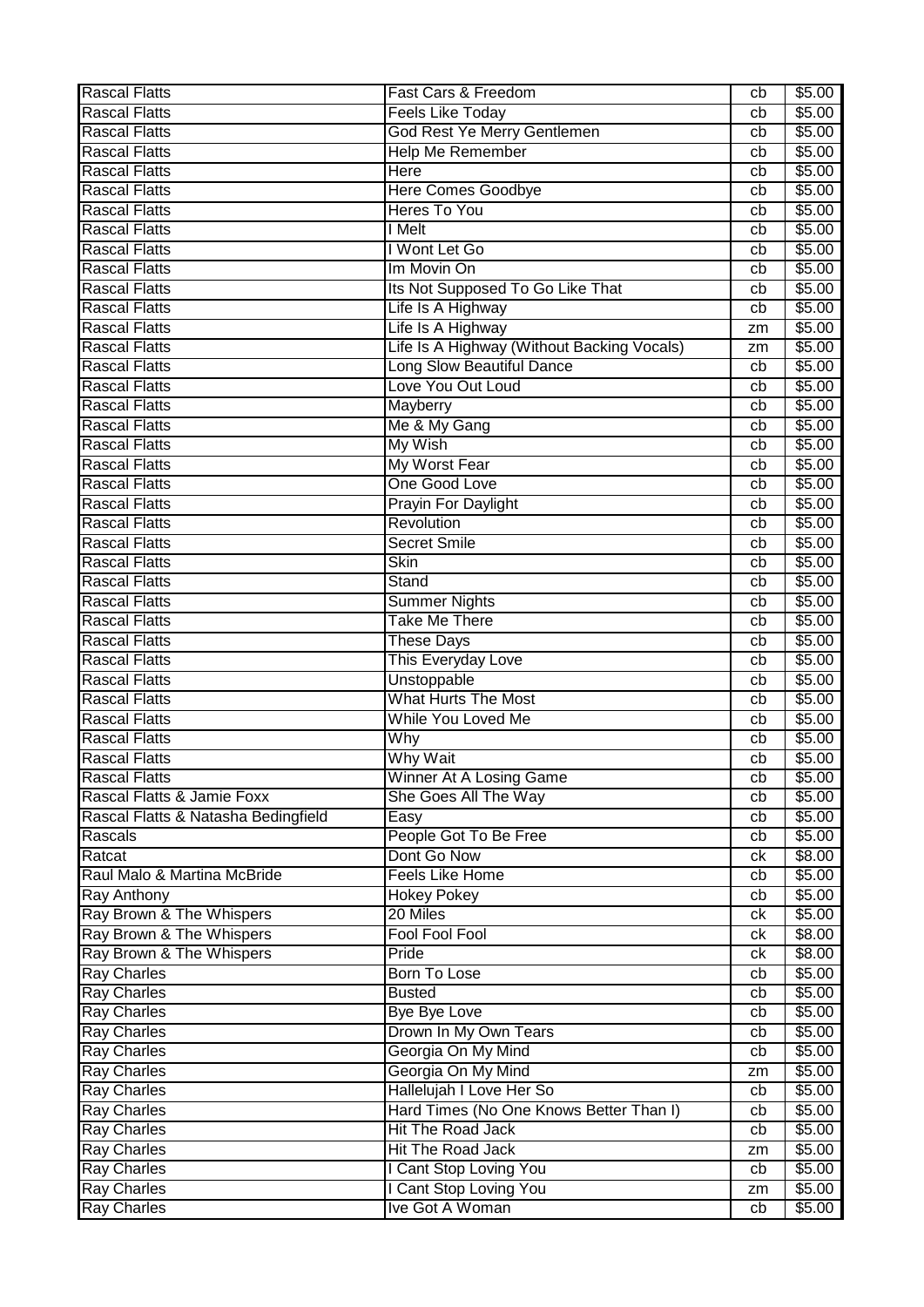| | | | |
|---|---|---|---|
| Rascal Flatts | Fast Cars & Freedom | cb | $5.00 |
| Rascal Flatts | Feels Like Today | cb | $5.00 |
| Rascal Flatts | God Rest Ye Merry Gentlemen | cb | $5.00 |
| Rascal Flatts | Help Me Remember | cb | $5.00 |
| Rascal Flatts | Here | cb | $5.00 |
| Rascal Flatts | Here Comes Goodbye | cb | $5.00 |
| Rascal Flatts | Heres To You | cb | $5.00 |
| Rascal Flatts | I Melt | cb | $5.00 |
| Rascal Flatts | I Wont Let Go | cb | $5.00 |
| Rascal Flatts | Im Movin On | cb | $5.00 |
| Rascal Flatts | Its Not Supposed To Go Like That | cb | $5.00 |
| Rascal Flatts | Life Is A Highway | cb | $5.00 |
| Rascal Flatts | Life Is A Highway | zm | $5.00 |
| Rascal Flatts | Life Is A Highway (Without Backing Vocals) | zm | $5.00 |
| Rascal Flatts | Long Slow Beautiful Dance | cb | $5.00 |
| Rascal Flatts | Love You Out Loud | cb | $5.00 |
| Rascal Flatts | Mayberry | cb | $5.00 |
| Rascal Flatts | Me & My Gang | cb | $5.00 |
| Rascal Flatts | My Wish | cb | $5.00 |
| Rascal Flatts | My Worst Fear | cb | $5.00 |
| Rascal Flatts | One Good Love | cb | $5.00 |
| Rascal Flatts | Prayin For Daylight | cb | $5.00 |
| Rascal Flatts | Revolution | cb | $5.00 |
| Rascal Flatts | Secret Smile | cb | $5.00 |
| Rascal Flatts | Skin | cb | $5.00 |
| Rascal Flatts | Stand | cb | $5.00 |
| Rascal Flatts | Summer Nights | cb | $5.00 |
| Rascal Flatts | Take Me There | cb | $5.00 |
| Rascal Flatts | These Days | cb | $5.00 |
| Rascal Flatts | This Everyday Love | cb | $5.00 |
| Rascal Flatts | Unstoppable | cb | $5.00 |
| Rascal Flatts | What Hurts The Most | cb | $5.00 |
| Rascal Flatts | While You Loved Me | cb | $5.00 |
| Rascal Flatts | Why | cb | $5.00 |
| Rascal Flatts | Why Wait | cb | $5.00 |
| Rascal Flatts | Winner At A Losing Game | cb | $5.00 |
| Rascal Flatts & Jamie Foxx | She Goes All The Way | cb | $5.00 |
| Rascal Flatts & Natasha Bedingfield | Easy | cb | $5.00 |
| Rascals | People Got To Be Free | cb | $5.00 |
| Ratcat | Dont Go Now | ck | $8.00 |
| Raul Malo & Martina McBride | Feels Like Home | cb | $5.00 |
| Ray Anthony | Hokey Pokey | cb | $5.00 |
| Ray Brown & The Whispers | 20 Miles | ck | $5.00 |
| Ray Brown & The Whispers | Fool Fool Fool | ck | $8.00 |
| Ray Brown & The Whispers | Pride | ck | $8.00 |
| Ray Charles | Born To Lose | cb | $5.00 |
| Ray Charles | Busted | cb | $5.00 |
| Ray Charles | Bye Bye Love | cb | $5.00 |
| Ray Charles | Drown In My Own Tears | cb | $5.00 |
| Ray Charles | Georgia On My Mind | cb | $5.00 |
| Ray Charles | Georgia On My Mind | zm | $5.00 |
| Ray Charles | Hallelujah I Love Her So | cb | $5.00 |
| Ray Charles | Hard Times (No One Knows Better Than I) | cb | $5.00 |
| Ray Charles | Hit The Road Jack | cb | $5.00 |
| Ray Charles | Hit The Road Jack | zm | $5.00 |
| Ray Charles | I Cant Stop Loving You | cb | $5.00 |
| Ray Charles | I Cant Stop Loving You | zm | $5.00 |
| Ray Charles | Ive Got A Woman | cb | $5.00 |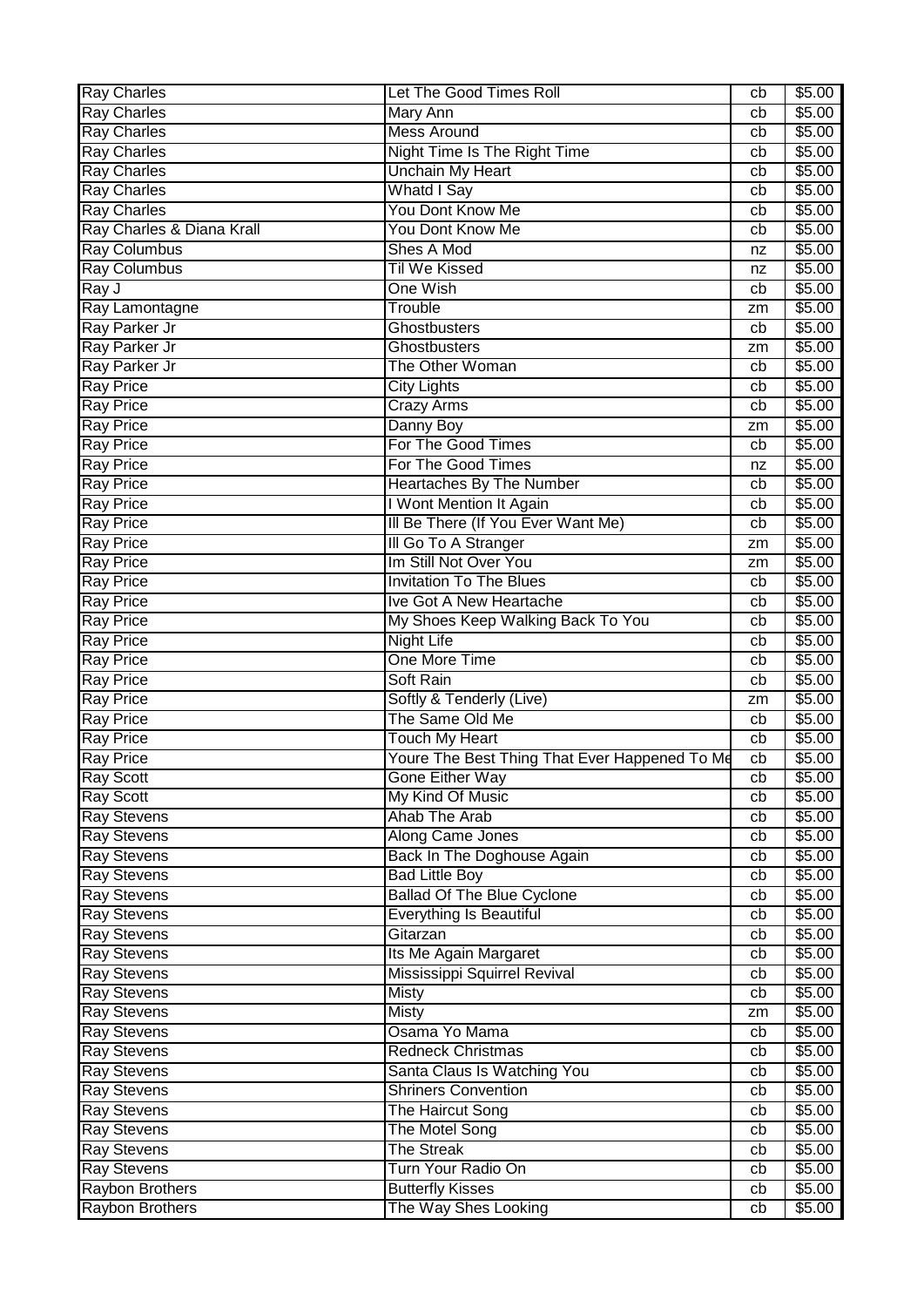| Ray Charles | Let The Good Times Roll | cb | $5.00 |
|---|---|---|---|
| Ray Charles | Mary Ann | cb | $5.00 |
| Ray Charles | Mess Around | cb | $5.00 |
| Ray Charles | Night Time Is The Right Time | cb | $5.00 |
| Ray Charles | Unchain My Heart | cb | $5.00 |
| Ray Charles | Whatd I Say | cb | $5.00 |
| Ray Charles | You Dont Know Me | cb | $5.00 |
| Ray Charles & Diana Krall | You Dont Know Me | cb | $5.00 |
| Ray Columbus | Shes A Mod | nz | $5.00 |
| Ray Columbus | Til We Kissed | nz | $5.00 |
| Ray J | One Wish | cb | $5.00 |
| Ray Lamontagne | Trouble | zm | $5.00 |
| Ray Parker Jr | Ghostbusters | cb | $5.00 |
| Ray Parker Jr | Ghostbusters | zm | $5.00 |
| Ray Parker Jr | The Other Woman | cb | $5.00 |
| Ray Price | City Lights | cb | $5.00 |
| Ray Price | Crazy Arms | cb | $5.00 |
| Ray Price | Danny Boy | zm | $5.00 |
| Ray Price | For The Good Times | cb | $5.00 |
| Ray Price | For The Good Times | nz | $5.00 |
| Ray Price | Heartaches By The Number | cb | $5.00 |
| Ray Price | I Wont Mention It Again | cb | $5.00 |
| Ray Price | Ill Be There (If You Ever Want Me) | cb | $5.00 |
| Ray Price | Ill Go To A Stranger | zm | $5.00 |
| Ray Price | Im Still Not Over You | zm | $5.00 |
| Ray Price | Invitation To The Blues | cb | $5.00 |
| Ray Price | Ive Got A New Heartache | cb | $5.00 |
| Ray Price | My Shoes Keep Walking Back To You | cb | $5.00 |
| Ray Price | Night Life | cb | $5.00 |
| Ray Price | One More Time | cb | $5.00 |
| Ray Price | Soft Rain | cb | $5.00 |
| Ray Price | Softly & Tenderly (Live) | zm | $5.00 |
| Ray Price | The Same Old Me | cb | $5.00 |
| Ray Price | Touch My Heart | cb | $5.00 |
| Ray Price | Youre The Best Thing That Ever Happened To Me | cb | $5.00 |
| Ray Scott | Gone Either Way | cb | $5.00 |
| Ray Scott | My Kind Of Music | cb | $5.00 |
| Ray Stevens | Ahab The Arab | cb | $5.00 |
| Ray Stevens | Along Came Jones | cb | $5.00 |
| Ray Stevens | Back In The Doghouse Again | cb | $5.00 |
| Ray Stevens | Bad Little Boy | cb | $5.00 |
| Ray Stevens | Ballad Of The Blue Cyclone | cb | $5.00 |
| Ray Stevens | Everything Is Beautiful | cb | $5.00 |
| Ray Stevens | Gitarzan | cb | $5.00 |
| Ray Stevens | Its Me Again Margaret | cb | $5.00 |
| Ray Stevens | Mississippi Squirrel Revival | cb | $5.00 |
| Ray Stevens | Misty | cb | $5.00 |
| Ray Stevens | Misty | zm | $5.00 |
| Ray Stevens | Osama Yo Mama | cb | $5.00 |
| Ray Stevens | Redneck Christmas | cb | $5.00 |
| Ray Stevens | Santa Claus Is Watching You | cb | $5.00 |
| Ray Stevens | Shriners Convention | cb | $5.00 |
| Ray Stevens | The Haircut Song | cb | $5.00 |
| Ray Stevens | The Motel Song | cb | $5.00 |
| Ray Stevens | The Streak | cb | $5.00 |
| Ray Stevens | Turn Your Radio On | cb | $5.00 |
| Raybon Brothers | Butterfly Kisses | cb | $5.00 |
| Raybon Brothers | The Way Shes Looking | cb | $5.00 |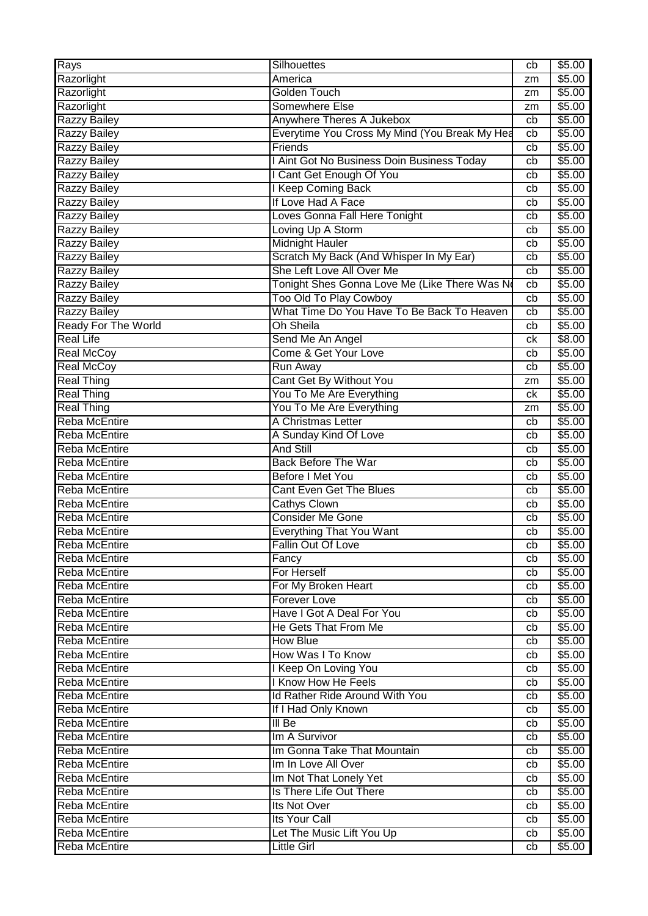| Rays | Silhouettes | cb | $5.00 |
|---|---|---|---|
| Razorlight | America | zm | $5.00 |
| Razorlight | Golden Touch | zm | $5.00 |
| Razorlight | Somewhere Else | zm | $5.00 |
| Razzy Bailey | Anywhere Theres A Jukebox | cb | $5.00 |
| Razzy Bailey | Everytime You Cross My Mind (You Break My Hea | cb | $5.00 |
| Razzy Bailey | Friends | cb | $5.00 |
| Razzy Bailey | I Aint Got No Business Doin Business Today | cb | $5.00 |
| Razzy Bailey | I Cant Get Enough Of You | cb | $5.00 |
| Razzy Bailey | I Keep Coming Back | cb | $5.00 |
| Razzy Bailey | If Love Had A Face | cb | $5.00 |
| Razzy Bailey | Loves Gonna Fall Here Tonight | cb | $5.00 |
| Razzy Bailey | Loving Up A Storm | cb | $5.00 |
| Razzy Bailey | Midnight Hauler | cb | $5.00 |
| Razzy Bailey | Scratch My Back (And Whisper In My Ear) | cb | $5.00 |
| Razzy Bailey | She Left Love All Over Me | cb | $5.00 |
| Razzy Bailey | Tonight Shes Gonna Love Me (Like There Was N | cb | $5.00 |
| Razzy Bailey | Too Old To Play Cowboy | cb | $5.00 |
| Razzy Bailey | What Time Do You Have To Be Back To Heaven | cb | $5.00 |
| Ready For The World | Oh Sheila | cb | $5.00 |
| Real Life | Send Me An Angel | ck | $8.00 |
| Real McCoy | Come & Get Your Love | cb | $5.00 |
| Real McCoy | Run Away | cb | $5.00 |
| Real Thing | Cant Get By Without You | zm | $5.00 |
| Real Thing | You To Me Are Everything | ck | $5.00 |
| Real Thing | You To Me Are Everything | zm | $5.00 |
| Reba McEntire | A Christmas Letter | cb | $5.00 |
| Reba McEntire | A Sunday Kind Of Love | cb | $5.00 |
| Reba McEntire | And Still | cb | $5.00 |
| Reba McEntire | Back Before The War | cb | $5.00 |
| Reba McEntire | Before I Met You | cb | $5.00 |
| Reba McEntire | Cant Even Get The Blues | cb | $5.00 |
| Reba McEntire | Cathys Clown | cb | $5.00 |
| Reba McEntire | Consider Me Gone | cb | $5.00 |
| Reba McEntire | Everything That You Want | cb | $5.00 |
| Reba McEntire | Fallin Out Of Love | cb | $5.00 |
| Reba McEntire | Fancy | cb | $5.00 |
| Reba McEntire | For Herself | cb | $5.00 |
| Reba McEntire | For My Broken Heart | cb | $5.00 |
| Reba McEntire | Forever Love | cb | $5.00 |
| Reba McEntire | Have I Got A Deal For You | cb | $5.00 |
| Reba McEntire | He Gets That From Me | cb | $5.00 |
| Reba McEntire | How Blue | cb | $5.00 |
| Reba McEntire | How Was I To Know | cb | $5.00 |
| Reba McEntire | I Keep On Loving You | cb | $5.00 |
| Reba McEntire | I Know How He Feels | cb | $5.00 |
| Reba McEntire | Id Rather Ride Around With You | cb | $5.00 |
| Reba McEntire | If I Had Only Known | cb | $5.00 |
| Reba McEntire | Ill Be | cb | $5.00 |
| Reba McEntire | Im A Survivor | cb | $5.00 |
| Reba McEntire | Im Gonna Take That Mountain | cb | $5.00 |
| Reba McEntire | Im In Love All Over | cb | $5.00 |
| Reba McEntire | Im Not That Lonely Yet | cb | $5.00 |
| Reba McEntire | Is There Life Out There | cb | $5.00 |
| Reba McEntire | Its Not Over | cb | $5.00 |
| Reba McEntire | Its Your Call | cb | $5.00 |
| Reba McEntire | Let The Music Lift You Up | cb | $5.00 |
| Reba McEntire | Little Girl | cb | $5.00 |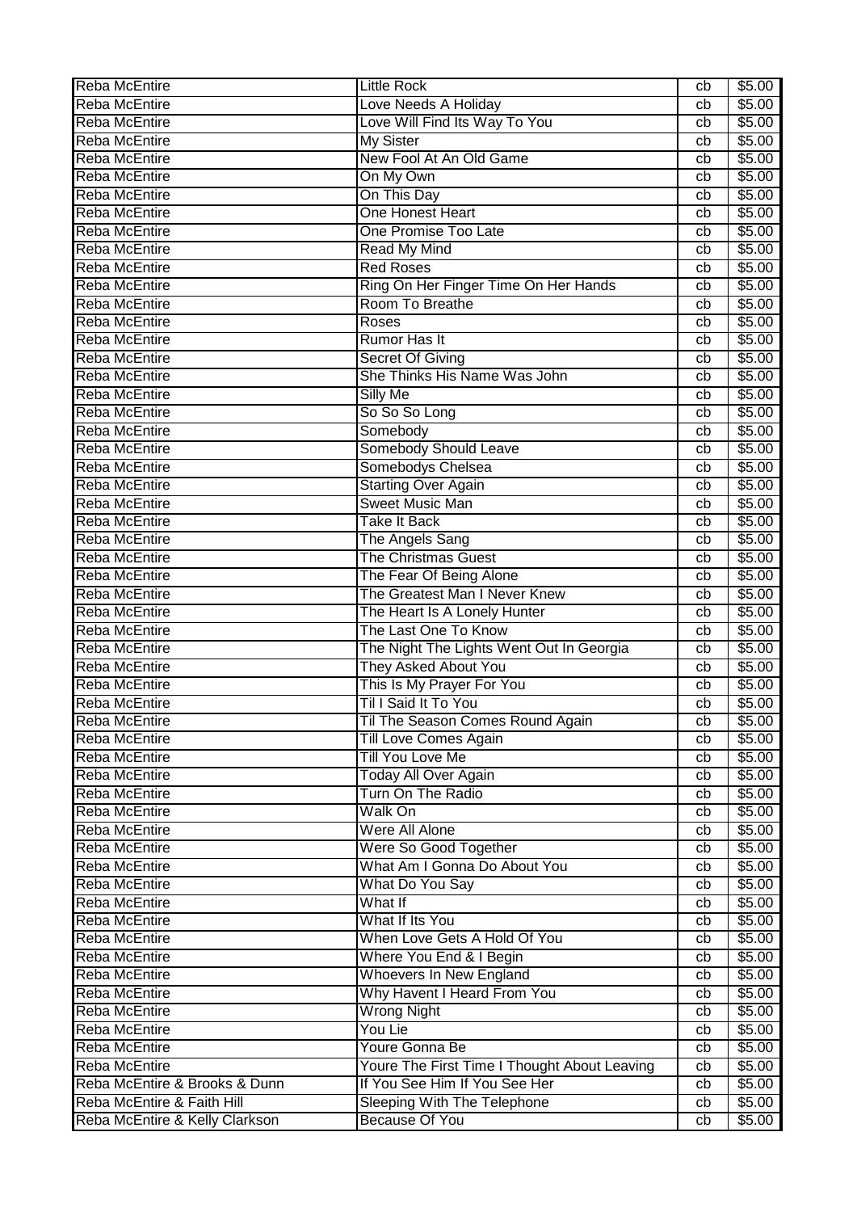| | | | |
|---|---|---|---|
| Reba McEntire | Little Rock | cb | $5.00 |
| Reba McEntire | Love Needs A Holiday | cb | $5.00 |
| Reba McEntire | Love Will Find Its Way To You | cb | $5.00 |
| Reba McEntire | My Sister | cb | $5.00 |
| Reba McEntire | New Fool At An Old Game | cb | $5.00 |
| Reba McEntire | On My Own | cb | $5.00 |
| Reba McEntire | On This Day | cb | $5.00 |
| Reba McEntire | One Honest Heart | cb | $5.00 |
| Reba McEntire | One Promise Too Late | cb | $5.00 |
| Reba McEntire | Read My Mind | cb | $5.00 |
| Reba McEntire | Red Roses | cb | $5.00 |
| Reba McEntire | Ring On Her Finger Time On Her Hands | cb | $5.00 |
| Reba McEntire | Room To Breathe | cb | $5.00 |
| Reba McEntire | Roses | cb | $5.00 |
| Reba McEntire | Rumor Has It | cb | $5.00 |
| Reba McEntire | Secret Of Giving | cb | $5.00 |
| Reba McEntire | She Thinks His Name Was John | cb | $5.00 |
| Reba McEntire | Silly Me | cb | $5.00 |
| Reba McEntire | So So So Long | cb | $5.00 |
| Reba McEntire | Somebody | cb | $5.00 |
| Reba McEntire | Somebody Should Leave | cb | $5.00 |
| Reba McEntire | Somebodys Chelsea | cb | $5.00 |
| Reba McEntire | Starting Over Again | cb | $5.00 |
| Reba McEntire | Sweet Music Man | cb | $5.00 |
| Reba McEntire | Take It Back | cb | $5.00 |
| Reba McEntire | The Angels Sang | cb | $5.00 |
| Reba McEntire | The Christmas Guest | cb | $5.00 |
| Reba McEntire | The Fear Of Being Alone | cb | $5.00 |
| Reba McEntire | The Greatest Man I Never Knew | cb | $5.00 |
| Reba McEntire | The Heart Is A Lonely Hunter | cb | $5.00 |
| Reba McEntire | The Last One To Know | cb | $5.00 |
| Reba McEntire | The Night The Lights Went Out In Georgia | cb | $5.00 |
| Reba McEntire | They Asked About You | cb | $5.00 |
| Reba McEntire | This Is My Prayer For You | cb | $5.00 |
| Reba McEntire | Til I Said It To You | cb | $5.00 |
| Reba McEntire | Til The Season Comes Round Again | cb | $5.00 |
| Reba McEntire | Till Love Comes Again | cb | $5.00 |
| Reba McEntire | Till You Love Me | cb | $5.00 |
| Reba McEntire | Today All Over Again | cb | $5.00 |
| Reba McEntire | Turn On The Radio | cb | $5.00 |
| Reba McEntire | Walk On | cb | $5.00 |
| Reba McEntire | Were All Alone | cb | $5.00 |
| Reba McEntire | Were So Good Together | cb | $5.00 |
| Reba McEntire | What Am I Gonna Do About You | cb | $5.00 |
| Reba McEntire | What Do You Say | cb | $5.00 |
| Reba McEntire | What If | cb | $5.00 |
| Reba McEntire | What If Its You | cb | $5.00 |
| Reba McEntire | When Love Gets A Hold Of You | cb | $5.00 |
| Reba McEntire | Where You End & I Begin | cb | $5.00 |
| Reba McEntire | Whoevers In New England | cb | $5.00 |
| Reba McEntire | Why Havent I Heard From You | cb | $5.00 |
| Reba McEntire | Wrong Night | cb | $5.00 |
| Reba McEntire | You Lie | cb | $5.00 |
| Reba McEntire | Youre Gonna Be | cb | $5.00 |
| Reba McEntire | Youre The First Time I Thought About Leaving | cb | $5.00 |
| Reba McEntire & Brooks & Dunn | If You See Him If You See Her | cb | $5.00 |
| Reba McEntire & Faith Hill | Sleeping With The Telephone | cb | $5.00 |
| Reba McEntire & Kelly Clarkson | Because Of You | cb | $5.00 |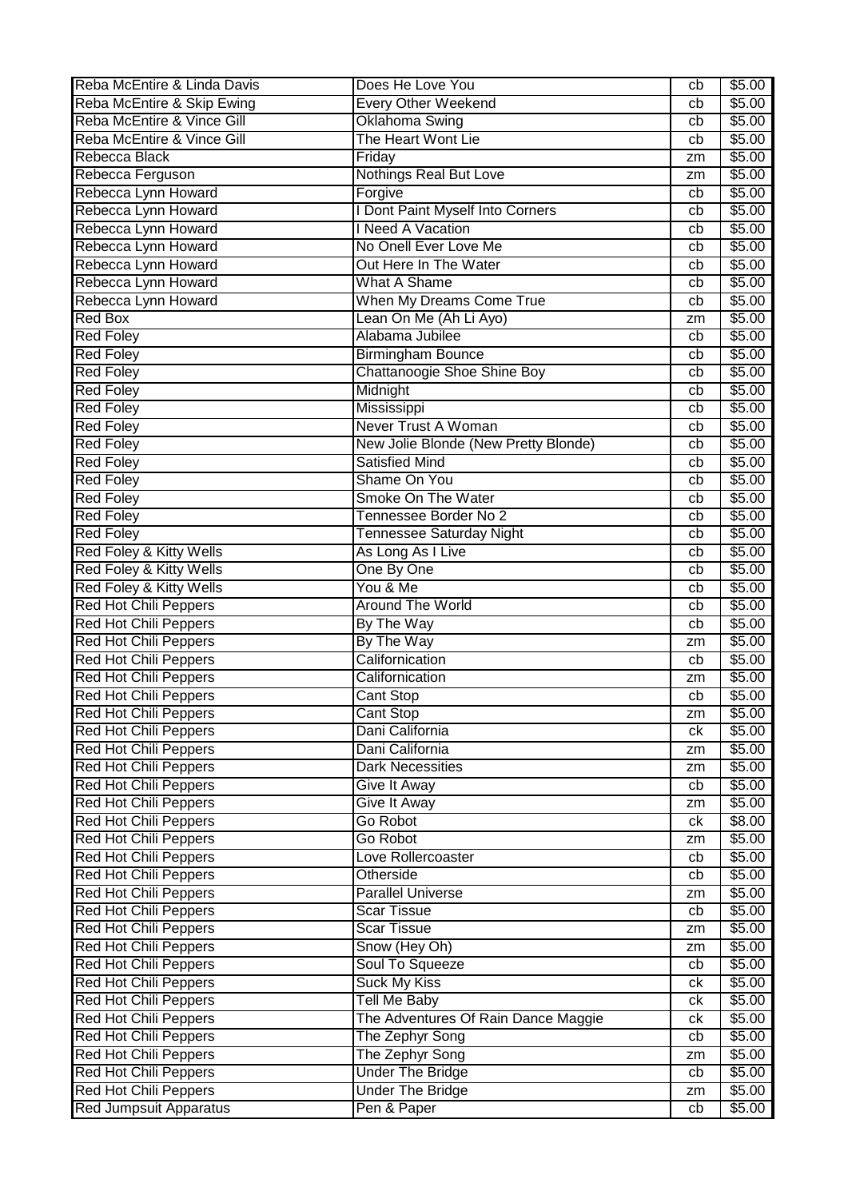| Reba McEntire & Linda Davis | Does He Love You | cb | $5.00 |
|---|---|---|---|
| Reba McEntire & Skip Ewing | Every Other Weekend | cb | $5.00 |
| Reba McEntire & Vince Gill | Oklahoma Swing | cb | $5.00 |
| Reba McEntire & Vince Gill | The Heart Wont Lie | cb | $5.00 |
| Rebecca Black | Friday | zm | $5.00 |
| Rebecca Ferguson | Nothings Real But Love | zm | $5.00 |
| Rebecca Lynn Howard | Forgive | cb | $5.00 |
| Rebecca Lynn Howard | I Dont Paint Myself Into Corners | cb | $5.00 |
| Rebecca Lynn Howard | I Need A Vacation | cb | $5.00 |
| Rebecca Lynn Howard | No Onell Ever Love Me | cb | $5.00 |
| Rebecca Lynn Howard | Out Here In The Water | cb | $5.00 |
| Rebecca Lynn Howard | What A Shame | cb | $5.00 |
| Rebecca Lynn Howard | When My Dreams Come True | cb | $5.00 |
| Red Box | Lean On Me (Ah Li Ayo) | zm | $5.00 |
| Red Foley | Alabama Jubilee | cb | $5.00 |
| Red Foley | Birmingham Bounce | cb | $5.00 |
| Red Foley | Chattanoogie Shoe Shine Boy | cb | $5.00 |
| Red Foley | Midnight | cb | $5.00 |
| Red Foley | Mississippi | cb | $5.00 |
| Red Foley | Never Trust A Woman | cb | $5.00 |
| Red Foley | New Jolie Blonde (New Pretty Blonde) | cb | $5.00 |
| Red Foley | Satisfied Mind | cb | $5.00 |
| Red Foley | Shame On You | cb | $5.00 |
| Red Foley | Smoke On The Water | cb | $5.00 |
| Red Foley | Tennessee Border No 2 | cb | $5.00 |
| Red Foley | Tennessee Saturday Night | cb | $5.00 |
| Red Foley & Kitty Wells | As Long As I Live | cb | $5.00 |
| Red Foley & Kitty Wells | One By One | cb | $5.00 |
| Red Foley & Kitty Wells | You & Me | cb | $5.00 |
| Red Hot Chili Peppers | Around The World | cb | $5.00 |
| Red Hot Chili Peppers | By The Way | cb | $5.00 |
| Red Hot Chili Peppers | By The Way | zm | $5.00 |
| Red Hot Chili Peppers | Californication | cb | $5.00 |
| Red Hot Chili Peppers | Californication | zm | $5.00 |
| Red Hot Chili Peppers | Cant Stop | cb | $5.00 |
| Red Hot Chili Peppers | Cant Stop | zm | $5.00 |
| Red Hot Chili Peppers | Dani California | ck | $5.00 |
| Red Hot Chili Peppers | Dani California | zm | $5.00 |
| Red Hot Chili Peppers | Dark Necessities | zm | $5.00 |
| Red Hot Chili Peppers | Give It Away | cb | $5.00 |
| Red Hot Chili Peppers | Give It Away | zm | $5.00 |
| Red Hot Chili Peppers | Go Robot | ck | $8.00 |
| Red Hot Chili Peppers | Go Robot | zm | $5.00 |
| Red Hot Chili Peppers | Love Rollercoaster | cb | $5.00 |
| Red Hot Chili Peppers | Otherside | cb | $5.00 |
| Red Hot Chili Peppers | Parallel Universe | zm | $5.00 |
| Red Hot Chili Peppers | Scar Tissue | cb | $5.00 |
| Red Hot Chili Peppers | Scar Tissue | zm | $5.00 |
| Red Hot Chili Peppers | Snow (Hey Oh) | zm | $5.00 |
| Red Hot Chili Peppers | Soul To Squeeze | cb | $5.00 |
| Red Hot Chili Peppers | Suck My Kiss | ck | $5.00 |
| Red Hot Chili Peppers | Tell Me Baby | ck | $5.00 |
| Red Hot Chili Peppers | The Adventures Of Rain Dance Maggie | ck | $5.00 |
| Red Hot Chili Peppers | The Zephyr Song | cb | $5.00 |
| Red Hot Chili Peppers | The Zephyr Song | zm | $5.00 |
| Red Hot Chili Peppers | Under The Bridge | cb | $5.00 |
| Red Hot Chili Peppers | Under The Bridge | zm | $5.00 |
| Red Jumpsuit Apparatus | Pen & Paper | cb | $5.00 |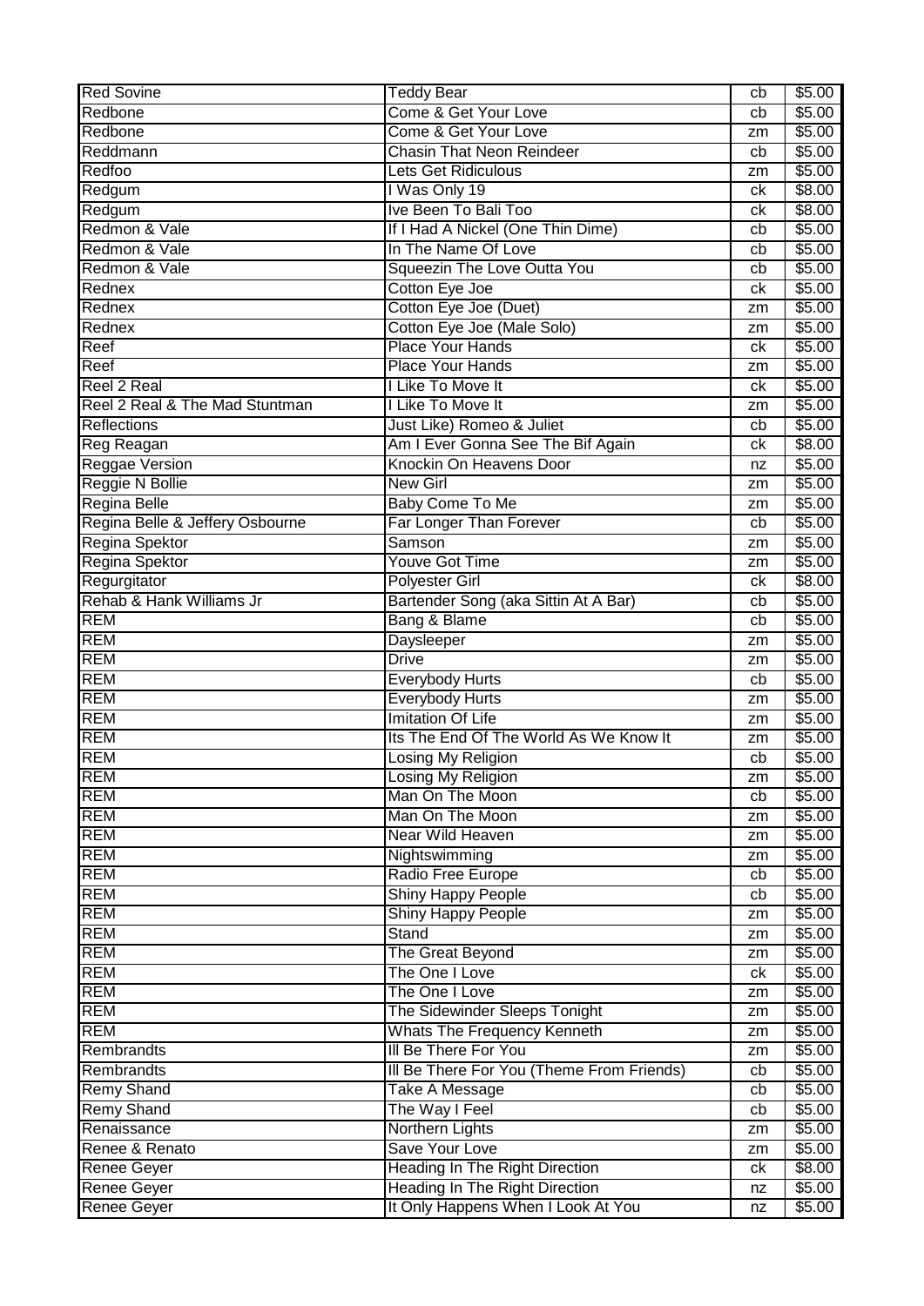| Red Sovine | Teddy Bear | cb | $5.00 |
|---|---|---|---|
| Redbone | Come & Get Your Love | cb | $5.00 |
| Redbone | Come & Get Your Love | zm | $5.00 |
| Reddmann | Chasin That Neon Reindeer | cb | $5.00 |
| Redfoo | Lets Get Ridiculous | zm | $5.00 |
| Redgum | I Was Only 19 | ck | $8.00 |
| Redgum | Ive Been To Bali Too | ck | $8.00 |
| Redmon & Vale | If I Had A Nickel (One Thin Dime) | cb | $5.00 |
| Redmon & Vale | In The Name Of Love | cb | $5.00 |
| Redmon & Vale | Squeezin The Love Outta You | cb | $5.00 |
| Rednex | Cotton Eye Joe | ck | $5.00 |
| Rednex | Cotton Eye Joe (Duet) | zm | $5.00 |
| Rednex | Cotton Eye Joe (Male Solo) | zm | $5.00 |
| Reef | Place Your Hands | ck | $5.00 |
| Reef | Place Your Hands | zm | $5.00 |
| Reel 2 Real | I Like To Move It | ck | $5.00 |
| Reel 2 Real & The Mad Stuntman | I Like To Move It | zm | $5.00 |
| Reflections | Just Like) Romeo & Juliet | cb | $5.00 |
| Reg Reagan | Am I Ever Gonna See The Bif Again | ck | $8.00 |
| Reggae Version | Knockin On Heavens Door | nz | $5.00 |
| Reggie N Bollie | New Girl | zm | $5.00 |
| Regina Belle | Baby Come To Me | zm | $5.00 |
| Regina Belle & Jeffery Osbourne | Far Longer Than Forever | cb | $5.00 |
| Regina Spektor | Samson | zm | $5.00 |
| Regina Spektor | Youve Got Time | zm | $5.00 |
| Regurgitator | Polyester Girl | ck | $8.00 |
| Rehab & Hank Williams Jr | Bartender Song (aka Sittin At A Bar) | cb | $5.00 |
| REM | Bang & Blame | cb | $5.00 |
| REM | Daysleeper | zm | $5.00 |
| REM | Drive | zm | $5.00 |
| REM | Everybody Hurts | cb | $5.00 |
| REM | Everybody Hurts | zm | $5.00 |
| REM | Imitation Of Life | zm | $5.00 |
| REM | Its The End Of The World As We Know It | zm | $5.00 |
| REM | Losing My Religion | cb | $5.00 |
| REM | Losing My Religion | zm | $5.00 |
| REM | Man On The Moon | cb | $5.00 |
| REM | Man On The Moon | zm | $5.00 |
| REM | Near Wild Heaven | zm | $5.00 |
| REM | Nightswimming | zm | $5.00 |
| REM | Radio Free Europe | cb | $5.00 |
| REM | Shiny Happy People | cb | $5.00 |
| REM | Shiny Happy People | zm | $5.00 |
| REM | Stand | zm | $5.00 |
| REM | The Great Beyond | zm | $5.00 |
| REM | The One I Love | ck | $5.00 |
| REM | The One I Love | zm | $5.00 |
| REM | The Sidewinder Sleeps Tonight | zm | $5.00 |
| REM | Whats The Frequency Kenneth | zm | $5.00 |
| Rembrandts | Ill Be There For You | zm | $5.00 |
| Rembrandts | Ill Be There For You (Theme From Friends) | cb | $5.00 |
| Remy Shand | Take A Message | cb | $5.00 |
| Remy Shand | The Way I Feel | cb | $5.00 |
| Renaissance | Northern Lights | zm | $5.00 |
| Renee & Renato | Save Your Love | zm | $5.00 |
| Renee Geyer | Heading In The Right Direction | ck | $8.00 |
| Renee Geyer | Heading In The Right Direction | nz | $5.00 |
| Renee Geyer | It Only Happens When I Look At You | nz | $5.00 |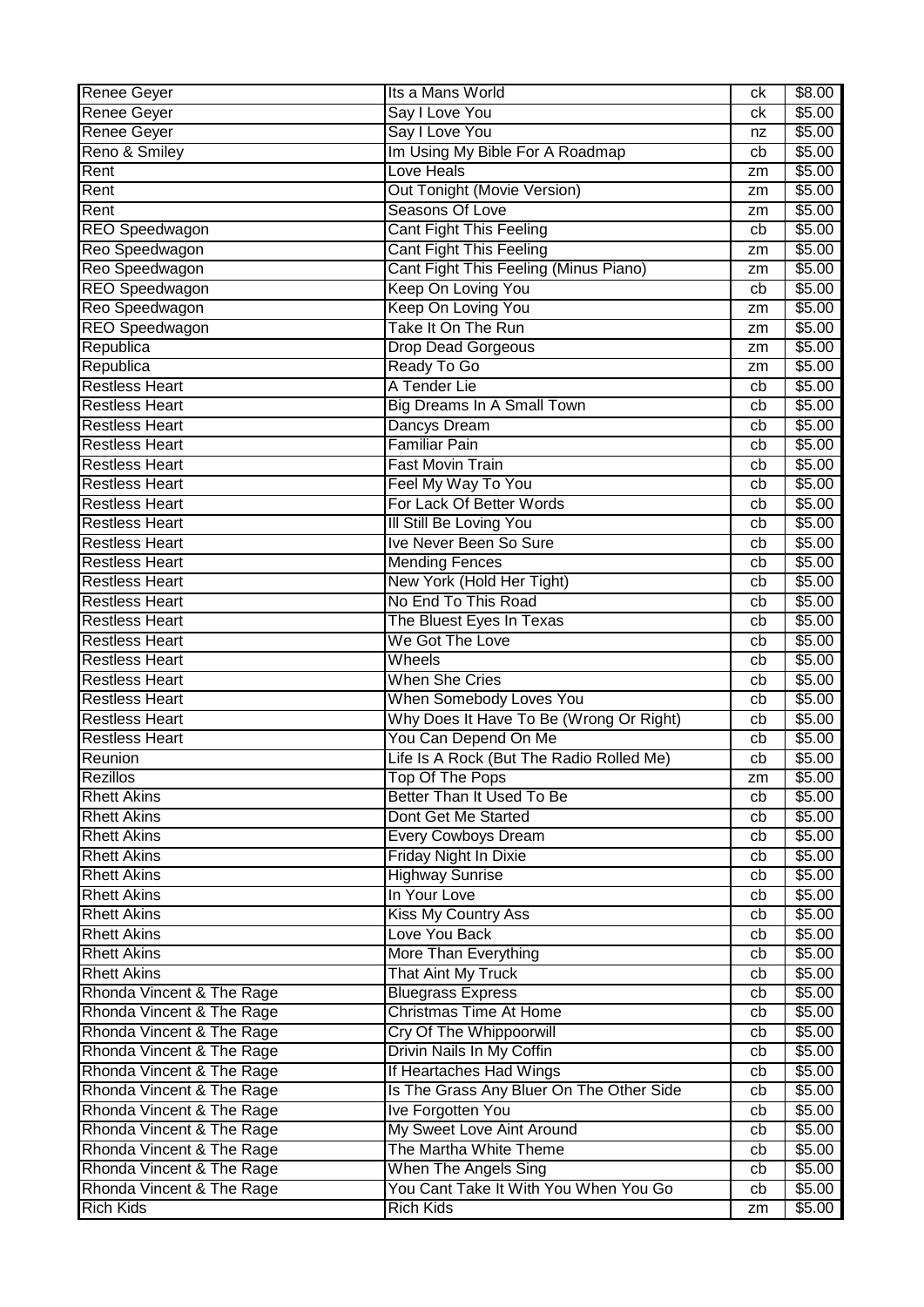| Renee Geyer | Its a Mans World | ck | $8.00 |
|---|---|---|---|
| Renee Geyer | Say I Love You | ck | $5.00 |
| Renee Geyer | Say I Love You | nz | $5.00 |
| Reno & Smiley | Im Using My Bible For A Roadmap | cb | $5.00 |
| Rent | Love Heals | zm | $5.00 |
| Rent | Out Tonight (Movie Version) | zm | $5.00 |
| Rent | Seasons Of Love | zm | $5.00 |
| REO Speedwagon | Cant Fight This Feeling | cb | $5.00 |
| Reo Speedwagon | Cant Fight This Feeling | zm | $5.00 |
| Reo Speedwagon | Cant Fight This Feeling (Minus Piano) | zm | $5.00 |
| REO Speedwagon | Keep On Loving You | cb | $5.00 |
| Reo Speedwagon | Keep On Loving You | zm | $5.00 |
| REO Speedwagon | Take It On The Run | zm | $5.00 |
| Republica | Drop Dead Gorgeous | zm | $5.00 |
| Republica | Ready To Go | zm | $5.00 |
| Restless Heart | A Tender Lie | cb | $5.00 |
| Restless Heart | Big Dreams In A Small Town | cb | $5.00 |
| Restless Heart | Dancys Dream | cb | $5.00 |
| Restless Heart | Familiar Pain | cb | $5.00 |
| Restless Heart | Fast Movin Train | cb | $5.00 |
| Restless Heart | Feel My Way To You | cb | $5.00 |
| Restless Heart | For Lack Of Better Words | cb | $5.00 |
| Restless Heart | Ill Still Be Loving You | cb | $5.00 |
| Restless Heart | Ive Never Been So Sure | cb | $5.00 |
| Restless Heart | Mending Fences | cb | $5.00 |
| Restless Heart | New York (Hold Her Tight) | cb | $5.00 |
| Restless Heart | No End To This Road | cb | $5.00 |
| Restless Heart | The Bluest Eyes In Texas | cb | $5.00 |
| Restless Heart | We Got The Love | cb | $5.00 |
| Restless Heart | Wheels | cb | $5.00 |
| Restless Heart | When She Cries | cb | $5.00 |
| Restless Heart | When Somebody Loves You | cb | $5.00 |
| Restless Heart | Why Does It Have To Be (Wrong Or Right) | cb | $5.00 |
| Restless Heart | You Can Depend On Me | cb | $5.00 |
| Reunion | Life Is A Rock (But The Radio Rolled Me) | cb | $5.00 |
| Rezillos | Top Of The Pops | zm | $5.00 |
| Rhett Akins | Better Than It Used To Be | cb | $5.00 |
| Rhett Akins | Dont Get Me Started | cb | $5.00 |
| Rhett Akins | Every Cowboys Dream | cb | $5.00 |
| Rhett Akins | Friday Night In Dixie | cb | $5.00 |
| Rhett Akins | Highway Sunrise | cb | $5.00 |
| Rhett Akins | In Your Love | cb | $5.00 |
| Rhett Akins | Kiss My Country Ass | cb | $5.00 |
| Rhett Akins | Love You Back | cb | $5.00 |
| Rhett Akins | More Than Everything | cb | $5.00 |
| Rhett Akins | That Aint My Truck | cb | $5.00 |
| Rhonda Vincent & The Rage | Bluegrass Express | cb | $5.00 |
| Rhonda Vincent & The Rage | Christmas Time At Home | cb | $5.00 |
| Rhonda Vincent & The Rage | Cry Of The Whippoorwill | cb | $5.00 |
| Rhonda Vincent & The Rage | Drivin Nails In My Coffin | cb | $5.00 |
| Rhonda Vincent & The Rage | If Heartaches Had Wings | cb | $5.00 |
| Rhonda Vincent & The Rage | Is The Grass Any Bluer On The Other Side | cb | $5.00 |
| Rhonda Vincent & The Rage | Ive Forgotten You | cb | $5.00 |
| Rhonda Vincent & The Rage | My Sweet Love Aint Around | cb | $5.00 |
| Rhonda Vincent & The Rage | The Martha White Theme | cb | $5.00 |
| Rhonda Vincent & The Rage | When The Angels Sing | cb | $5.00 |
| Rhonda Vincent & The Rage | You Cant Take It With You When You Go | cb | $5.00 |
| Rich Kids | Rich Kids | zm | $5.00 |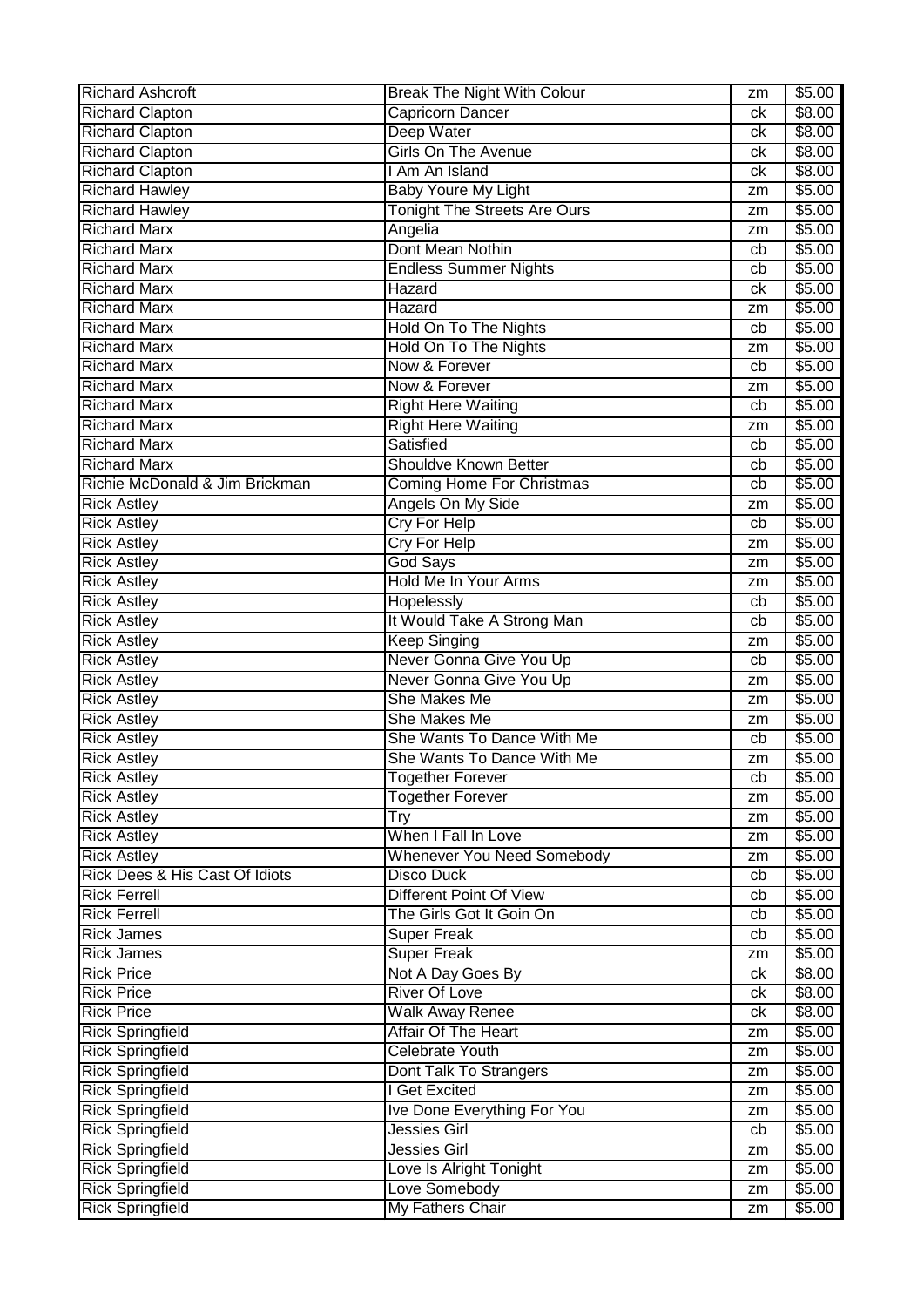| Richard Ashcroft | Break The Night With Colour | zm | $5.00 |
|---|---|---|---|
| Richard Clapton | Capricorn Dancer | ck | $8.00 |
| Richard Clapton | Deep Water | ck | $8.00 |
| Richard Clapton | Girls On The Avenue | ck | $8.00 |
| Richard Clapton | I Am An Island | ck | $8.00 |
| Richard Hawley | Baby Youre My Light | zm | $5.00 |
| Richard Hawley | Tonight The Streets Are Ours | zm | $5.00 |
| Richard Marx | Angelia | zm | $5.00 |
| Richard Marx | Dont Mean Nothin | cb | $5.00 |
| Richard Marx | Endless Summer Nights | cb | $5.00 |
| Richard Marx | Hazard | ck | $5.00 |
| Richard Marx | Hazard | zm | $5.00 |
| Richard Marx | Hold On To The Nights | cb | $5.00 |
| Richard Marx | Hold On To The Nights | zm | $5.00 |
| Richard Marx | Now & Forever | cb | $5.00 |
| Richard Marx | Now & Forever | zm | $5.00 |
| Richard Marx | Right Here Waiting | cb | $5.00 |
| Richard Marx | Right Here Waiting | zm | $5.00 |
| Richard Marx | Satisfied | cb | $5.00 |
| Richard Marx | Shouldve Known Better | cb | $5.00 |
| Richie McDonald & Jim Brickman | Coming Home For Christmas | cb | $5.00 |
| Rick Astley | Angels On My Side | zm | $5.00 |
| Rick Astley | Cry For Help | cb | $5.00 |
| Rick Astley | Cry For Help | zm | $5.00 |
| Rick Astley | God Says | zm | $5.00 |
| Rick Astley | Hold Me In Your Arms | zm | $5.00 |
| Rick Astley | Hopelessly | cb | $5.00 |
| Rick Astley | It Would Take A Strong Man | cb | $5.00 |
| Rick Astley | Keep Singing | zm | $5.00 |
| Rick Astley | Never Gonna Give You Up | cb | $5.00 |
| Rick Astley | Never Gonna Give You Up | zm | $5.00 |
| Rick Astley | She Makes Me | zm | $5.00 |
| Rick Astley | She Makes Me | zm | $5.00 |
| Rick Astley | She Wants To Dance With Me | cb | $5.00 |
| Rick Astley | She Wants To Dance With Me | zm | $5.00 |
| Rick Astley | Together Forever | cb | $5.00 |
| Rick Astley | Together Forever | zm | $5.00 |
| Rick Astley | Try | zm | $5.00 |
| Rick Astley | When I Fall In Love | zm | $5.00 |
| Rick Astley | Whenever You Need Somebody | zm | $5.00 |
| Rick Dees & His Cast Of Idiots | Disco Duck | cb | $5.00 |
| Rick Ferrell | Different Point Of View | cb | $5.00 |
| Rick Ferrell | The Girls Got It Goin On | cb | $5.00 |
| Rick James | Super Freak | cb | $5.00 |
| Rick James | Super Freak | zm | $5.00 |
| Rick Price | Not A Day Goes By | ck | $8.00 |
| Rick Price | River Of Love | ck | $8.00 |
| Rick Price | Walk Away Renee | ck | $8.00 |
| Rick Springfield | Affair Of The Heart | zm | $5.00 |
| Rick Springfield | Celebrate Youth | zm | $5.00 |
| Rick Springfield | Dont Talk To Strangers | zm | $5.00 |
| Rick Springfield | I Get Excited | zm | $5.00 |
| Rick Springfield | Ive Done Everything For You | zm | $5.00 |
| Rick Springfield | Jessies Girl | cb | $5.00 |
| Rick Springfield | Jessies Girl | zm | $5.00 |
| Rick Springfield | Love Is Alright Tonight | zm | $5.00 |
| Rick Springfield | Love Somebody | zm | $5.00 |
| Rick Springfield | My Fathers Chair | zm | $5.00 |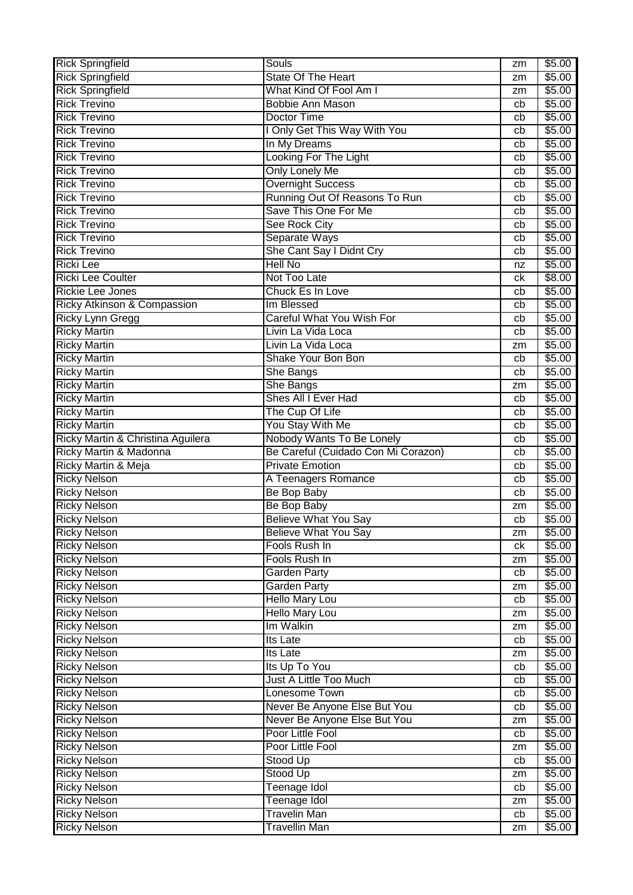| Rick Springfield | Souls | zm | $5.00 |
|---|---|---|---|
| Rick Springfield | State Of The Heart | zm | $5.00 |
| Rick Springfield | What Kind Of Fool Am I | zm | $5.00 |
| Rick Trevino | Bobbie Ann Mason | cb | $5.00 |
| Rick Trevino | Doctor Time | cb | $5.00 |
| Rick Trevino | I Only Get This Way With You | cb | $5.00 |
| Rick Trevino | In My Dreams | cb | $5.00 |
| Rick Trevino | Looking For The Light | cb | $5.00 |
| Rick Trevino | Only Lonely Me | cb | $5.00 |
| Rick Trevino | Overnight Success | cb | $5.00 |
| Rick Trevino | Running Out Of Reasons To Run | cb | $5.00 |
| Rick Trevino | Save This One For Me | cb | $5.00 |
| Rick Trevino | See Rock City | cb | $5.00 |
| Rick Trevino | Separate Ways | cb | $5.00 |
| Rick Trevino | She Cant Say I Didnt Cry | cb | $5.00 |
| Ricki Lee | Hell No | nz | $5.00 |
| Ricki Lee Coulter | Not Too Late | ck | $8.00 |
| Rickie Lee Jones | Chuck Es In Love | cb | $5.00 |
| Ricky Atkinson & Compassion | Im Blessed | cb | $5.00 |
| Ricky Lynn Gregg | Careful What You Wish For | cb | $5.00 |
| Ricky Martin | Livin La Vida Loca | cb | $5.00 |
| Ricky Martin | Livin La Vida Loca | zm | $5.00 |
| Ricky Martin | Shake Your Bon Bon | cb | $5.00 |
| Ricky Martin | She Bangs | cb | $5.00 |
| Ricky Martin | She Bangs | zm | $5.00 |
| Ricky Martin | Shes All I Ever Had | cb | $5.00 |
| Ricky Martin | The Cup Of Life | cb | $5.00 |
| Ricky Martin | You Stay With Me | cb | $5.00 |
| Ricky Martin & Christina Aguilera | Nobody Wants To Be Lonely | cb | $5.00 |
| Ricky Martin & Madonna | Be Careful (Cuidado Con Mi Corazon) | cb | $5.00 |
| Ricky Martin & Meja | Private Emotion | cb | $5.00 |
| Ricky Nelson | A Teenagers Romance | cb | $5.00 |
| Ricky Nelson | Be Bop Baby | cb | $5.00 |
| Ricky Nelson | Be Bop Baby | zm | $5.00 |
| Ricky Nelson | Believe What You Say | cb | $5.00 |
| Ricky Nelson | Believe What You Say | zm | $5.00 |
| Ricky Nelson | Fools Rush In | ck | $5.00 |
| Ricky Nelson | Fools Rush In | zm | $5.00 |
| Ricky Nelson | Garden Party | cb | $5.00 |
| Ricky Nelson | Garden Party | zm | $5.00 |
| Ricky Nelson | Hello Mary Lou | cb | $5.00 |
| Ricky Nelson | Hello Mary Lou | zm | $5.00 |
| Ricky Nelson | Im Walkin | zm | $5.00 |
| Ricky Nelson | Its Late | cb | $5.00 |
| Ricky Nelson | Its Late | zm | $5.00 |
| Ricky Nelson | Its Up To You | cb | $5.00 |
| Ricky Nelson | Just A Little Too Much | cb | $5.00 |
| Ricky Nelson | Lonesome Town | cb | $5.00 |
| Ricky Nelson | Never Be Anyone Else But You | cb | $5.00 |
| Ricky Nelson | Never Be Anyone Else But You | zm | $5.00 |
| Ricky Nelson | Poor Little Fool | cb | $5.00 |
| Ricky Nelson | Poor Little Fool | zm | $5.00 |
| Ricky Nelson | Stood Up | cb | $5.00 |
| Ricky Nelson | Stood Up | zm | $5.00 |
| Ricky Nelson | Teenage Idol | cb | $5.00 |
| Ricky Nelson | Teenage Idol | zm | $5.00 |
| Ricky Nelson | Travelin Man | cb | $5.00 |
| Ricky Nelson | Travellin Man | zm | $5.00 |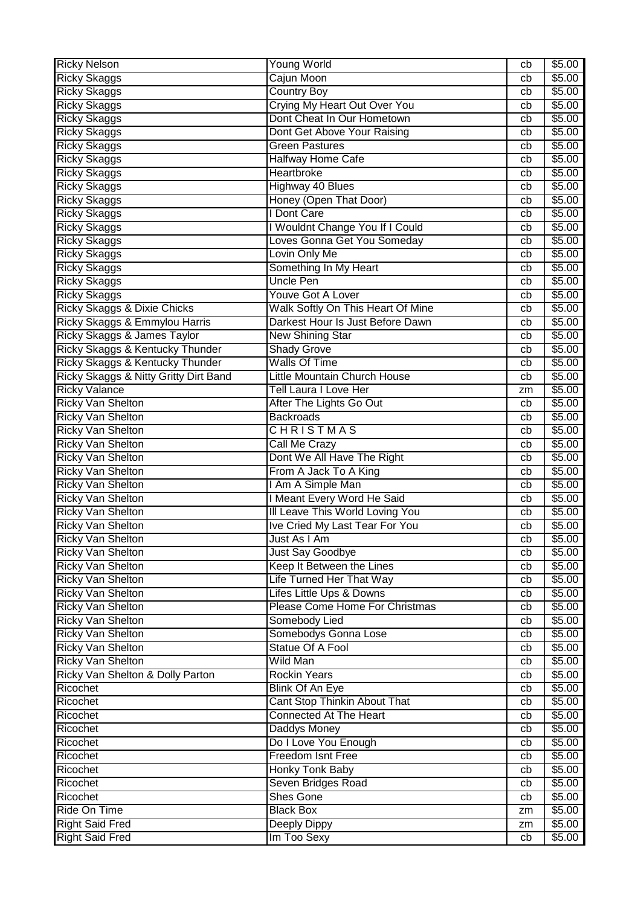| Ricky Nelson | Young World | cb | $5.00 |
|---|---|---|---|
| Ricky Skaggs | Cajun Moon | cb | $5.00 |
| Ricky Skaggs | Country Boy | cb | $5.00 |
| Ricky Skaggs | Crying My Heart Out Over You | cb | $5.00 |
| Ricky Skaggs | Dont Cheat In Our Hometown | cb | $5.00 |
| Ricky Skaggs | Dont Get Above Your Raising | cb | $5.00 |
| Ricky Skaggs | Green Pastures | cb | $5.00 |
| Ricky Skaggs | Halfway Home Cafe | cb | $5.00 |
| Ricky Skaggs | Heartbroke | cb | $5.00 |
| Ricky Skaggs | Highway 40 Blues | cb | $5.00 |
| Ricky Skaggs | Honey (Open That Door) | cb | $5.00 |
| Ricky Skaggs | I Dont Care | cb | $5.00 |
| Ricky Skaggs | I Wouldnt Change You If I Could | cb | $5.00 |
| Ricky Skaggs | Loves Gonna Get You Someday | cb | $5.00 |
| Ricky Skaggs | Lovin Only Me | cb | $5.00 |
| Ricky Skaggs | Something In My Heart | cb | $5.00 |
| Ricky Skaggs | Uncle Pen | cb | $5.00 |
| Ricky Skaggs | Youve Got A Lover | cb | $5.00 |
| Ricky Skaggs & Dixie Chicks | Walk Softly On This Heart Of Mine | cb | $5.00 |
| Ricky Skaggs & Emmylou Harris | Darkest Hour Is Just Before Dawn | cb | $5.00 |
| Ricky Skaggs & James Taylor | New Shining Star | cb | $5.00 |
| Ricky Skaggs & Kentucky Thunder | Shady Grove | cb | $5.00 |
| Ricky Skaggs & Kentucky Thunder | Walls Of Time | cb | $5.00 |
| Ricky Skaggs & Nitty Gritty Dirt Band | Little Mountain Church House | cb | $5.00 |
| Ricky Valance | Tell Laura I Love Her | zm | $5.00 |
| Ricky Van Shelton | After The Lights Go Out | cb | $5.00 |
| Ricky Van Shelton | Backroads | cb | $5.00 |
| Ricky Van Shelton | C H R I S T M A S | cb | $5.00 |
| Ricky Van Shelton | Call Me Crazy | cb | $5.00 |
| Ricky Van Shelton | Dont We All Have The Right | cb | $5.00 |
| Ricky Van Shelton | From A Jack To A King | cb | $5.00 |
| Ricky Van Shelton | I Am A Simple Man | cb | $5.00 |
| Ricky Van Shelton | I Meant Every Word He Said | cb | $5.00 |
| Ricky Van Shelton | Ill Leave This World Loving You | cb | $5.00 |
| Ricky Van Shelton | Ive Cried My Last Tear For You | cb | $5.00 |
| Ricky Van Shelton | Just As I Am | cb | $5.00 |
| Ricky Van Shelton | Just Say Goodbye | cb | $5.00 |
| Ricky Van Shelton | Keep It Between the Lines | cb | $5.00 |
| Ricky Van Shelton | Life Turned Her That Way | cb | $5.00 |
| Ricky Van Shelton | Lifes Little Ups & Downs | cb | $5.00 |
| Ricky Van Shelton | Please Come Home For Christmas | cb | $5.00 |
| Ricky Van Shelton | Somebody Lied | cb | $5.00 |
| Ricky Van Shelton | Somebodys Gonna Lose | cb | $5.00 |
| Ricky Van Shelton | Statue Of A Fool | cb | $5.00 |
| Ricky Van Shelton | Wild Man | cb | $5.00 |
| Ricky Van Shelton & Dolly Parton | Rockin Years | cb | $5.00 |
| Ricochet | Blink Of An Eye | cb | $5.00 |
| Ricochet | Cant Stop Thinkin About That | cb | $5.00 |
| Ricochet | Connected At The Heart | cb | $5.00 |
| Ricochet | Daddys Money | cb | $5.00 |
| Ricochet | Do I Love You Enough | cb | $5.00 |
| Ricochet | Freedom Isnt Free | cb | $5.00 |
| Ricochet | Honky Tonk Baby | cb | $5.00 |
| Ricochet | Seven Bridges Road | cb | $5.00 |
| Ricochet | Shes Gone | cb | $5.00 |
| Ride On Time | Black Box | zm | $5.00 |
| Right Said Fred | Deeply Dippy | zm | $5.00 |
| Right Said Fred | Im Too Sexy | cb | $5.00 |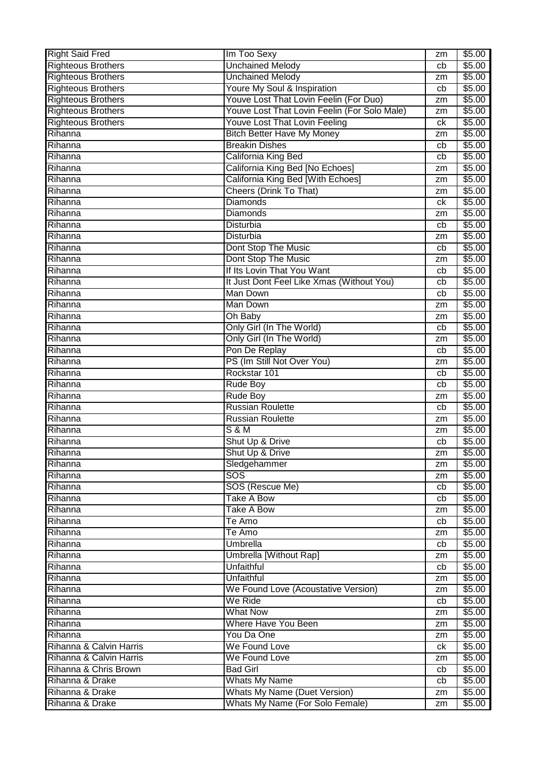| Right Said Fred | Im Too Sexy | zm | $5.00 |
|---|---|---|---|
| Righteous Brothers | Unchained Melody | cb | $5.00 |
| Righteous Brothers | Unchained Melody | zm | $5.00 |
| Righteous Brothers | Youre My Soul & Inspiration | cb | $5.00 |
| Righteous Brothers | Youve Lost That Lovin Feelin (For Duo) | zm | $5.00 |
| Righteous Brothers | Youve Lost That Lovin Feelin (For Solo Male) | zm | $5.00 |
| Righteous Brothers | Youve Lost That Lovin Feeling | ck | $5.00 |
| Rihanna | Bitch Better Have My Money | zm | $5.00 |
| Rihanna | Breakin Dishes | cb | $5.00 |
| Rihanna | California King Bed | cb | $5.00 |
| Rihanna | California King Bed [No Echoes] | zm | $5.00 |
| Rihanna | California King Bed [With Echoes] | zm | $5.00 |
| Rihanna | Cheers (Drink To That) | zm | $5.00 |
| Rihanna | Diamonds | ck | $5.00 |
| Rihanna | Diamonds | zm | $5.00 |
| Rihanna | Disturbia | cb | $5.00 |
| Rihanna | Disturbia | zm | $5.00 |
| Rihanna | Dont Stop The Music | cb | $5.00 |
| Rihanna | Dont Stop The Music | zm | $5.00 |
| Rihanna | If Its Lovin That You Want | cb | $5.00 |
| Rihanna | It Just Dont Feel Like Xmas (Without You) | cb | $5.00 |
| Rihanna | Man Down | cb | $5.00 |
| Rihanna | Man Down | zm | $5.00 |
| Rihanna | Oh Baby | zm | $5.00 |
| Rihanna | Only Girl (In The World) | cb | $5.00 |
| Rihanna | Only Girl (In The World) | zm | $5.00 |
| Rihanna | Pon De Replay | cb | $5.00 |
| Rihanna | PS (Im Still Not Over You) | zm | $5.00 |
| Rihanna | Rockstar 101 | cb | $5.00 |
| Rihanna | Rude Boy | cb | $5.00 |
| Rihanna | Rude Boy | zm | $5.00 |
| Rihanna | Russian Roulette | cb | $5.00 |
| Rihanna | Russian Roulette | zm | $5.00 |
| Rihanna | S & M | zm | $5.00 |
| Rihanna | Shut Up & Drive | cb | $5.00 |
| Rihanna | Shut Up & Drive | zm | $5.00 |
| Rihanna | Sledgehammer | zm | $5.00 |
| Rihanna | SOS | zm | $5.00 |
| Rihanna | SOS (Rescue Me) | cb | $5.00 |
| Rihanna | Take A Bow | cb | $5.00 |
| Rihanna | Take A Bow | zm | $5.00 |
| Rihanna | Te Amo | cb | $5.00 |
| Rihanna | Te Amo | zm | $5.00 |
| Rihanna | Umbrella | cb | $5.00 |
| Rihanna | Umbrella [Without Rap] | zm | $5.00 |
| Rihanna | Unfaithful | cb | $5.00 |
| Rihanna | Unfaithful | zm | $5.00 |
| Rihanna | We Found Love (Acoustative Version) | zm | $5.00 |
| Rihanna | We Ride | cb | $5.00 |
| Rihanna | What Now | zm | $5.00 |
| Rihanna | Where Have You Been | zm | $5.00 |
| Rihanna | You Da One | zm | $5.00 |
| Rihanna & Calvin Harris | We Found Love | ck | $5.00 |
| Rihanna & Calvin Harris | We Found Love | zm | $5.00 |
| Rihanna & Chris Brown | Bad Girl | cb | $5.00 |
| Rihanna & Drake | Whats My Name | cb | $5.00 |
| Rihanna & Drake | Whats My Name (Duet Version) | zm | $5.00 |
| Rihanna & Drake | Whats My Name (For Solo Female) | zm | $5.00 |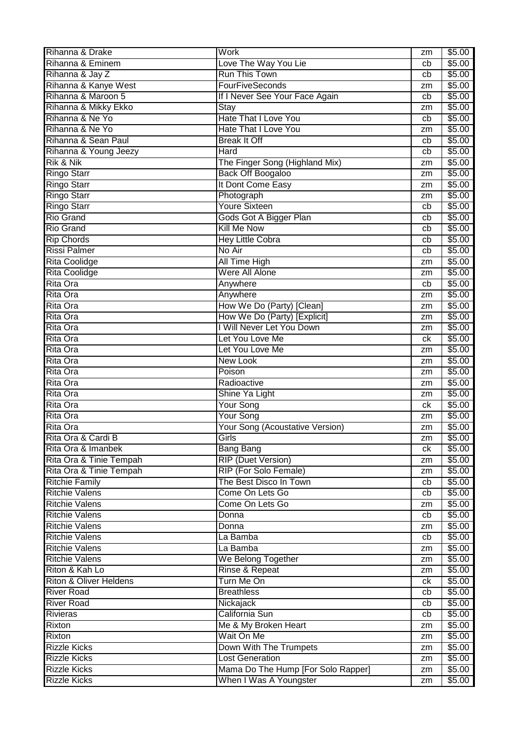| Rihanna & Drake | Work | zm | $5.00 |
|---|---|---|---|
| Rihanna & Eminem | Love The Way You Lie | cb | $5.00 |
| Rihanna & Jay Z | Run This Town | cb | $5.00 |
| Rihanna & Kanye West | FourFiveSeconds | zm | $5.00 |
| Rihanna & Maroon 5 | If I Never See Your Face Again | cb | $5.00 |
| Rihanna & Mikky Ekko | Stay | zm | $5.00 |
| Rihanna & Ne Yo | Hate That I Love You | cb | $5.00 |
| Rihanna & Ne Yo | Hate That I Love You | zm | $5.00 |
| Rihanna & Sean Paul | Break It Off | cb | $5.00 |
| Rihanna & Young Jeezy | Hard | cb | $5.00 |
| Rik & Nik | The Finger Song (Highland Mix) | zm | $5.00 |
| Ringo Starr | Back Off Boogaloo | zm | $5.00 |
| Ringo Starr | It Dont Come Easy | zm | $5.00 |
| Ringo Starr | Photograph | zm | $5.00 |
| Ringo Starr | Youre Sixteen | cb | $5.00 |
| Rio Grand | Gods Got A Bigger Plan | cb | $5.00 |
| Rio Grand | Kill Me Now | cb | $5.00 |
| Rip Chords | Hey Little Cobra | cb | $5.00 |
| Rissi Palmer | No Air | cb | $5.00 |
| Rita Coolidge | All Time High | zm | $5.00 |
| Rita Coolidge | Were All Alone | zm | $5.00 |
| Rita Ora | Anywhere | cb | $5.00 |
| Rita Ora | Anywhere | zm | $5.00 |
| Rita Ora | How We Do (Party) [Clean] | zm | $5.00 |
| Rita Ora | How We Do (Party) [Explicit] | zm | $5.00 |
| Rita Ora | I Will Never Let You Down | zm | $5.00 |
| Rita Ora | Let You Love Me | ck | $5.00 |
| Rita Ora | Let You Love Me | zm | $5.00 |
| Rita Ora | New Look | zm | $5.00 |
| Rita Ora | Poison | zm | $5.00 |
| Rita Ora | Radioactive | zm | $5.00 |
| Rita Ora | Shine Ya Light | zm | $5.00 |
| Rita Ora | Your Song | ck | $5.00 |
| Rita Ora | Your Song | zm | $5.00 |
| Rita Ora | Your Song (Acoustative Version) | zm | $5.00 |
| Rita Ora & Cardi B | Girls | zm | $5.00 |
| Rita Ora & Imanbek | Bang Bang | ck | $5.00 |
| Rita Ora & Tinie Tempah | RIP (Duet Version) | zm | $5.00 |
| Rita Ora & Tinie Tempah | RIP (For Solo Female) | zm | $5.00 |
| Ritchie Family | The Best Disco In Town | cb | $5.00 |
| Ritchie Valens | Come On Lets Go | cb | $5.00 |
| Ritchie Valens | Come On Lets Go | zm | $5.00 |
| Ritchie Valens | Donna | cb | $5.00 |
| Ritchie Valens | Donna | zm | $5.00 |
| Ritchie Valens | La Bamba | cb | $5.00 |
| Ritchie Valens | La Bamba | zm | $5.00 |
| Ritchie Valens | We Belong Together | zm | $5.00 |
| Riton & Kah Lo | Rinse & Repeat | zm | $5.00 |
| Riton & Oliver Heldens | Turn Me On | ck | $5.00 |
| River Road | Breathless | cb | $5.00 |
| River Road | Nickajack | cb | $5.00 |
| Rivieras | California Sun | cb | $5.00 |
| Rixton | Me & My Broken Heart | zm | $5.00 |
| Rixton | Wait On Me | zm | $5.00 |
| Rizzle Kicks | Down With The Trumpets | zm | $5.00 |
| Rizzle Kicks | Lost Generation | zm | $5.00 |
| Rizzle Kicks | Mama Do The Hump [For Solo Rapper] | zm | $5.00 |
| Rizzle Kicks | When I Was A Youngster | zm | $5.00 |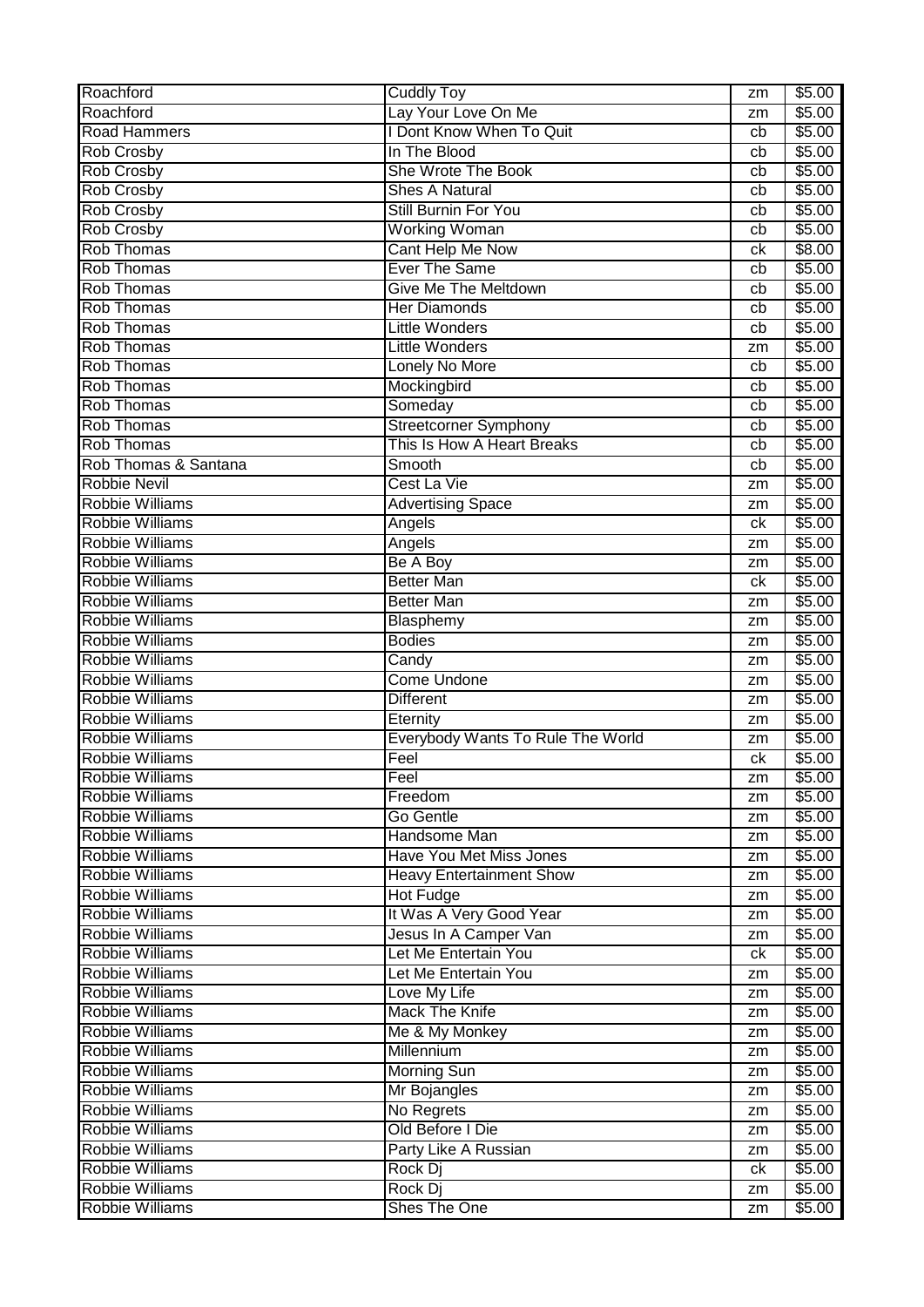| Roachford | Cuddly Toy | zm | $5.00 |
|---|---|---|---|
| Roachford | Lay Your Love On Me | zm | $5.00 |
| Road Hammers | I Dont Know When To Quit | cb | $5.00 |
| Rob Crosby | In The Blood | cb | $5.00 |
| Rob Crosby | She Wrote The Book | cb | $5.00 |
| Rob Crosby | Shes A Natural | cb | $5.00 |
| Rob Crosby | Still Burnin For You | cb | $5.00 |
| Rob Crosby | Working Woman | cb | $5.00 |
| Rob Thomas | Cant Help Me Now | ck | $8.00 |
| Rob Thomas | Ever The Same | cb | $5.00 |
| Rob Thomas | Give Me The Meltdown | cb | $5.00 |
| Rob Thomas | Her Diamonds | cb | $5.00 |
| Rob Thomas | Little Wonders | cb | $5.00 |
| Rob Thomas | Little Wonders | zm | $5.00 |
| Rob Thomas | Lonely No More | cb | $5.00 |
| Rob Thomas | Mockingbird | cb | $5.00 |
| Rob Thomas | Someday | cb | $5.00 |
| Rob Thomas | Streetcorner Symphony | cb | $5.00 |
| Rob Thomas | This Is How A Heart Breaks | cb | $5.00 |
| Rob Thomas & Santana | Smooth | cb | $5.00 |
| Robbie Nevil | Cest La Vie | zm | $5.00 |
| Robbie Williams | Advertising Space | zm | $5.00 |
| Robbie Williams | Angels | ck | $5.00 |
| Robbie Williams | Angels | zm | $5.00 |
| Robbie Williams | Be A Boy | zm | $5.00 |
| Robbie Williams | Better Man | ck | $5.00 |
| Robbie Williams | Better Man | zm | $5.00 |
| Robbie Williams | Blasphemy | zm | $5.00 |
| Robbie Williams | Bodies | zm | $5.00 |
| Robbie Williams | Candy | zm | $5.00 |
| Robbie Williams | Come Undone | zm | $5.00 |
| Robbie Williams | Different | zm | $5.00 |
| Robbie Williams | Eternity | zm | $5.00 |
| Robbie Williams | Everybody Wants To Rule The World | zm | $5.00 |
| Robbie Williams | Feel | ck | $5.00 |
| Robbie Williams | Feel | zm | $5.00 |
| Robbie Williams | Freedom | zm | $5.00 |
| Robbie Williams | Go Gentle | zm | $5.00 |
| Robbie Williams | Handsome Man | zm | $5.00 |
| Robbie Williams | Have You Met Miss Jones | zm | $5.00 |
| Robbie Williams | Heavy Entertainment Show | zm | $5.00 |
| Robbie Williams | Hot Fudge | zm | $5.00 |
| Robbie Williams | It Was A Very Good Year | zm | $5.00 |
| Robbie Williams | Jesus In A Camper Van | zm | $5.00 |
| Robbie Williams | Let Me Entertain You | ck | $5.00 |
| Robbie Williams | Let Me Entertain You | zm | $5.00 |
| Robbie Williams | Love My Life | zm | $5.00 |
| Robbie Williams | Mack The Knife | zm | $5.00 |
| Robbie Williams | Me & My Monkey | zm | $5.00 |
| Robbie Williams | Millennium | zm | $5.00 |
| Robbie Williams | Morning Sun | zm | $5.00 |
| Robbie Williams | Mr Bojangles | zm | $5.00 |
| Robbie Williams | No Regrets | zm | $5.00 |
| Robbie Williams | Old Before I Die | zm | $5.00 |
| Robbie Williams | Party Like A Russian | zm | $5.00 |
| Robbie Williams | Rock Dj | ck | $5.00 |
| Robbie Williams | Rock Dj | zm | $5.00 |
| Robbie Williams | Shes The One | zm | $5.00 |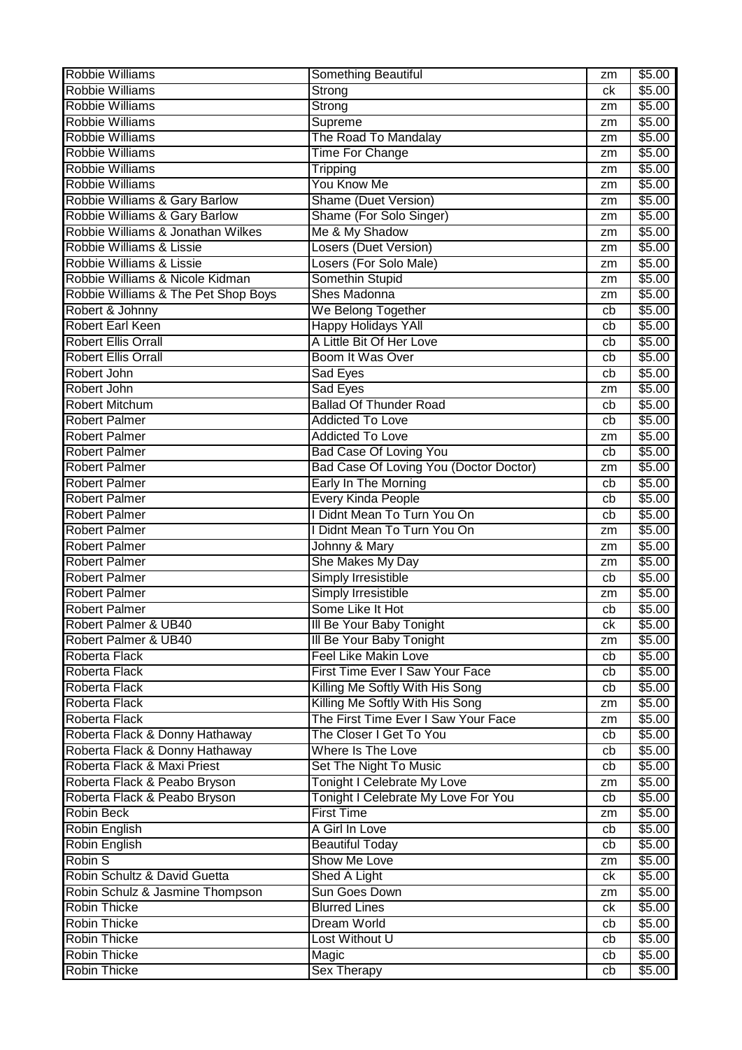| Robbie Williams | Something Beautiful | zm | $5.00 |
|---|---|---|---|
| Robbie Williams | Strong | ck | $5.00 |
| Robbie Williams | Strong | zm | $5.00 |
| Robbie Williams | Supreme | zm | $5.00 |
| Robbie Williams | The Road To Mandalay | zm | $5.00 |
| Robbie Williams | Time For Change | zm | $5.00 |
| Robbie Williams | Tripping | zm | $5.00 |
| Robbie Williams | You Know Me | zm | $5.00 |
| Robbie Williams & Gary Barlow | Shame (Duet Version) | zm | $5.00 |
| Robbie Williams & Gary Barlow | Shame (For Solo Singer) | zm | $5.00 |
| Robbie Williams & Jonathan Wilkes | Me & My Shadow | zm | $5.00 |
| Robbie Williams & Lissie | Losers (Duet Version) | zm | $5.00 |
| Robbie Williams & Lissie | Losers (For Solo Male) | zm | $5.00 |
| Robbie Williams & Nicole Kidman | Somethin Stupid | zm | $5.00 |
| Robbie Williams & The Pet Shop Boys | Shes Madonna | zm | $5.00 |
| Robert & Johnny | We Belong Together | cb | $5.00 |
| Robert Earl Keen | Happy Holidays YAll | cb | $5.00 |
| Robert Ellis Orrall | A Little Bit Of Her Love | cb | $5.00 |
| Robert Ellis Orrall | Boom It Was Over | cb | $5.00 |
| Robert John | Sad Eyes | cb | $5.00 |
| Robert John | Sad Eyes | zm | $5.00 |
| Robert Mitchum | Ballad Of Thunder Road | cb | $5.00 |
| Robert Palmer | Addicted To Love | cb | $5.00 |
| Robert Palmer | Addicted To Love | zm | $5.00 |
| Robert Palmer | Bad Case Of Loving You | cb | $5.00 |
| Robert Palmer | Bad Case Of Loving You (Doctor Doctor) | zm | $5.00 |
| Robert Palmer | Early In The Morning | cb | $5.00 |
| Robert Palmer | Every Kinda People | cb | $5.00 |
| Robert Palmer | I Didnt Mean To Turn You On | cb | $5.00 |
| Robert Palmer | I Didnt Mean To Turn You On | zm | $5.00 |
| Robert Palmer | Johnny & Mary | zm | $5.00 |
| Robert Palmer | She Makes My Day | zm | $5.00 |
| Robert Palmer | Simply Irresistible | cb | $5.00 |
| Robert Palmer | Simply Irresistible | zm | $5.00 |
| Robert Palmer | Some Like It Hot | cb | $5.00 |
| Robert Palmer & UB40 | Ill Be Your Baby Tonight | ck | $5.00 |
| Robert Palmer & UB40 | Ill Be Your Baby Tonight | zm | $5.00 |
| Roberta Flack | Feel Like Makin Love | cb | $5.00 |
| Roberta Flack | First Time Ever I Saw Your Face | cb | $5.00 |
| Roberta Flack | Killing Me Softly With His Song | cb | $5.00 |
| Roberta Flack | Killing Me Softly With His Song | zm | $5.00 |
| Roberta Flack | The First Time Ever I Saw Your Face | zm | $5.00 |
| Roberta Flack & Donny Hathaway | The Closer I Get To You | cb | $5.00 |
| Roberta Flack & Donny Hathaway | Where Is The Love | cb | $5.00 |
| Roberta Flack & Maxi Priest | Set The Night To Music | cb | $5.00 |
| Roberta Flack & Peabo Bryson | Tonight I Celebrate My Love | zm | $5.00 |
| Roberta Flack & Peabo Bryson | Tonight I Celebrate My Love For You | cb | $5.00 |
| Robin Beck | First Time | zm | $5.00 |
| Robin English | A Girl In Love | cb | $5.00 |
| Robin English | Beautiful Today | cb | $5.00 |
| Robin S | Show Me Love | zm | $5.00 |
| Robin Schultz & David Guetta | Shed A Light | ck | $5.00 |
| Robin Schulz & Jasmine Thompson | Sun Goes Down | zm | $5.00 |
| Robin Thicke | Blurred Lines | ck | $5.00 |
| Robin Thicke | Dream World | cb | $5.00 |
| Robin Thicke | Lost Without U | cb | $5.00 |
| Robin Thicke | Magic | cb | $5.00 |
| Robin Thicke | Sex Therapy | cb | $5.00 |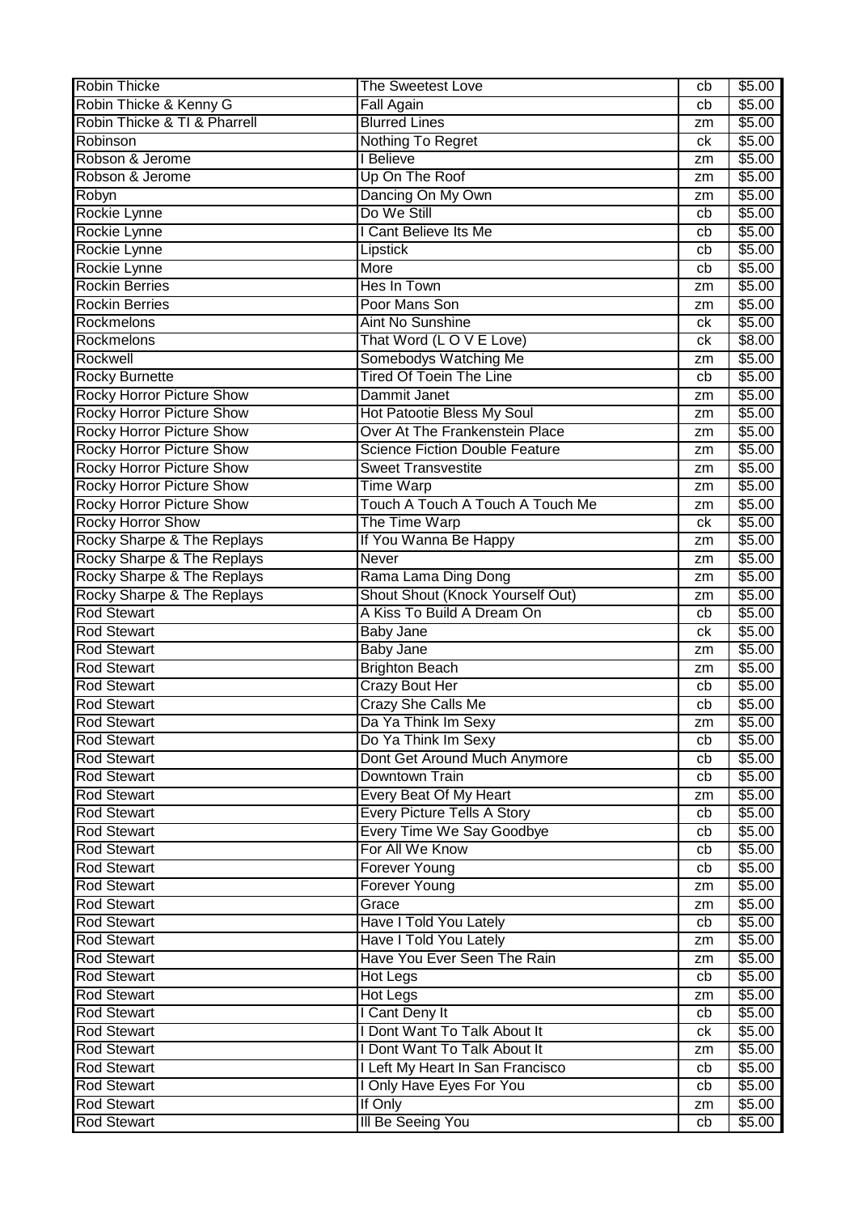| Robin Thicke | The Sweetest Love | cb | $5.00 |
|---|---|---|---|
| Robin Thicke & Kenny G | Fall Again | cb | $5.00 |
| Robin Thicke & TI & Pharrell | Blurred Lines | zm | $5.00 |
| Robinson | Nothing To Regret | ck | $5.00 |
| Robson & Jerome | I Believe | zm | $5.00 |
| Robson & Jerome | Up On The Roof | zm | $5.00 |
| Robyn | Dancing On My Own | zm | $5.00 |
| Rockie Lynne | Do We Still | cb | $5.00 |
| Rockie Lynne | I Cant Believe Its Me | cb | $5.00 |
| Rockie Lynne | Lipstick | cb | $5.00 |
| Rockie Lynne | More | cb | $5.00 |
| Rockin Berries | Hes In Town | zm | $5.00 |
| Rockin Berries | Poor Mans Son | zm | $5.00 |
| Rockmelons | Aint No Sunshine | ck | $5.00 |
| Rockmelons | That Word (L O V E Love) | ck | $8.00 |
| Rockwell | Somebodys Watching Me | zm | $5.00 |
| Rocky Burnette | Tired Of Toein The Line | cb | $5.00 |
| Rocky Horror Picture Show | Dammit Janet | zm | $5.00 |
| Rocky Horror Picture Show | Hot Patootie Bless My Soul | zm | $5.00 |
| Rocky Horror Picture Show | Over At The Frankenstein Place | zm | $5.00 |
| Rocky Horror Picture Show | Science Fiction Double Feature | zm | $5.00 |
| Rocky Horror Picture Show | Sweet Transvestite | zm | $5.00 |
| Rocky Horror Picture Show | Time Warp | zm | $5.00 |
| Rocky Horror Picture Show | Touch A Touch A Touch A Touch Me | zm | $5.00 |
| Rocky Horror Show | The Time Warp | ck | $5.00 |
| Rocky Sharpe & The Replays | If You Wanna Be Happy | zm | $5.00 |
| Rocky Sharpe & The Replays | Never | zm | $5.00 |
| Rocky Sharpe & The Replays | Rama Lama Ding Dong | zm | $5.00 |
| Rocky Sharpe & The Replays | Shout Shout (Knock Yourself Out) | zm | $5.00 |
| Rod Stewart | A Kiss To Build A Dream On | cb | $5.00 |
| Rod Stewart | Baby Jane | ck | $5.00 |
| Rod Stewart | Baby Jane | zm | $5.00 |
| Rod Stewart | Brighton Beach | zm | $5.00 |
| Rod Stewart | Crazy Bout Her | cb | $5.00 |
| Rod Stewart | Crazy She Calls Me | cb | $5.00 |
| Rod Stewart | Da Ya Think Im Sexy | zm | $5.00 |
| Rod Stewart | Do Ya Think Im Sexy | cb | $5.00 |
| Rod Stewart | Dont Get Around Much Anymore | cb | $5.00 |
| Rod Stewart | Downtown Train | cb | $5.00 |
| Rod Stewart | Every Beat Of My Heart | zm | $5.00 |
| Rod Stewart | Every Picture Tells A Story | cb | $5.00 |
| Rod Stewart | Every Time We Say Goodbye | cb | $5.00 |
| Rod Stewart | For All We Know | cb | $5.00 |
| Rod Stewart | Forever Young | cb | $5.00 |
| Rod Stewart | Forever Young | zm | $5.00 |
| Rod Stewart | Grace | zm | $5.00 |
| Rod Stewart | Have I Told You Lately | cb | $5.00 |
| Rod Stewart | Have I Told You Lately | zm | $5.00 |
| Rod Stewart | Have You Ever Seen The Rain | zm | $5.00 |
| Rod Stewart | Hot Legs | cb | $5.00 |
| Rod Stewart | Hot Legs | zm | $5.00 |
| Rod Stewart | I Cant Deny It | cb | $5.00 |
| Rod Stewart | I Dont Want To Talk About It | ck | $5.00 |
| Rod Stewart | I Dont Want To Talk About It | zm | $5.00 |
| Rod Stewart | I Left My Heart In San Francisco | cb | $5.00 |
| Rod Stewart | I Only Have Eyes For You | cb | $5.00 |
| Rod Stewart | If Only | zm | $5.00 |
| Rod Stewart | Ill Be Seeing You | cb | $5.00 |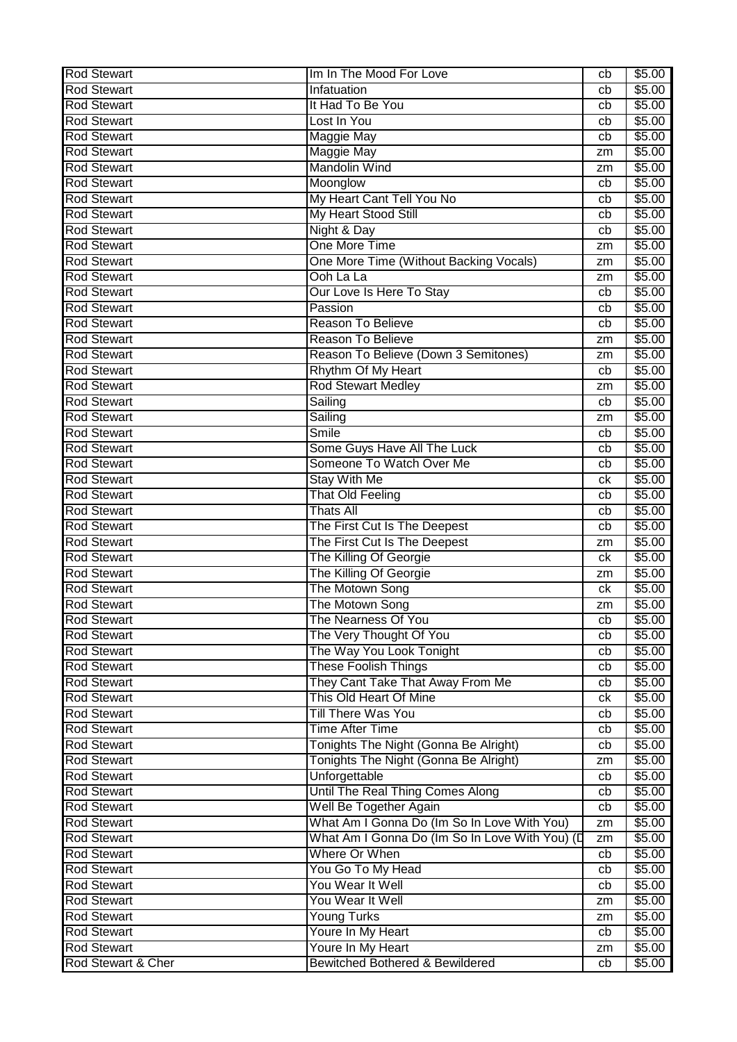| Rod Stewart | Im In The Mood For Love | cb | $5.00 |
|---|---|---|---|
| Rod Stewart | Infatuation | cb | $5.00 |
| Rod Stewart | It Had To Be You | cb | $5.00 |
| Rod Stewart | Lost In You | cb | $5.00 |
| Rod Stewart | Maggie May | cb | $5.00 |
| Rod Stewart | Maggie May | zm | $5.00 |
| Rod Stewart | Mandolin Wind | zm | $5.00 |
| Rod Stewart | Moonglow | cb | $5.00 |
| Rod Stewart | My Heart Cant Tell You No | cb | $5.00 |
| Rod Stewart | My Heart Stood Still | cb | $5.00 |
| Rod Stewart | Night & Day | cb | $5.00 |
| Rod Stewart | One More Time | zm | $5.00 |
| Rod Stewart | One More Time (Without Backing Vocals) | zm | $5.00 |
| Rod Stewart | Ooh La La | zm | $5.00 |
| Rod Stewart | Our Love Is Here To Stay | cb | $5.00 |
| Rod Stewart | Passion | cb | $5.00 |
| Rod Stewart | Reason To Believe | cb | $5.00 |
| Rod Stewart | Reason To Believe | zm | $5.00 |
| Rod Stewart | Reason To Believe (Down 3 Semitones) | zm | $5.00 |
| Rod Stewart | Rhythm Of My Heart | cb | $5.00 |
| Rod Stewart | Rod Stewart Medley | zm | $5.00 |
| Rod Stewart | Sailing | cb | $5.00 |
| Rod Stewart | Sailing | zm | $5.00 |
| Rod Stewart | Smile | cb | $5.00 |
| Rod Stewart | Some Guys Have All The Luck | cb | $5.00 |
| Rod Stewart | Someone To Watch Over Me | cb | $5.00 |
| Rod Stewart | Stay With Me | ck | $5.00 |
| Rod Stewart | That Old Feeling | cb | $5.00 |
| Rod Stewart | Thats All | cb | $5.00 |
| Rod Stewart | The First Cut Is The Deepest | cb | $5.00 |
| Rod Stewart | The First Cut Is The Deepest | zm | $5.00 |
| Rod Stewart | The Killing Of Georgie | ck | $5.00 |
| Rod Stewart | The Killing Of Georgie | zm | $5.00 |
| Rod Stewart | The Motown Song | ck | $5.00 |
| Rod Stewart | The Motown Song | zm | $5.00 |
| Rod Stewart | The Nearness Of You | cb | $5.00 |
| Rod Stewart | The Very Thought Of You | cb | $5.00 |
| Rod Stewart | The Way You Look Tonight | cb | $5.00 |
| Rod Stewart | These Foolish Things | cb | $5.00 |
| Rod Stewart | They Cant Take That Away From Me | cb | $5.00 |
| Rod Stewart | This Old Heart Of Mine | ck | $5.00 |
| Rod Stewart | Till There Was You | cb | $5.00 |
| Rod Stewart | Time After Time | cb | $5.00 |
| Rod Stewart | Tonights The Night (Gonna Be Alright) | cb | $5.00 |
| Rod Stewart | Tonights The Night (Gonna Be Alright) | zm | $5.00 |
| Rod Stewart | Unforgettable | cb | $5.00 |
| Rod Stewart | Until The Real Thing Comes Along | cb | $5.00 |
| Rod Stewart | Well Be Together Again | cb | $5.00 |
| Rod Stewart | What Am I Gonna Do (Im So In Love With You) | zm | $5.00 |
| Rod Stewart | What Am I Gonna Do (Im So In Love With You) (D | zm | $5.00 |
| Rod Stewart | Where Or When | cb | $5.00 |
| Rod Stewart | You Go To My Head | cb | $5.00 |
| Rod Stewart | You Wear It Well | cb | $5.00 |
| Rod Stewart | You Wear It Well | zm | $5.00 |
| Rod Stewart | Young Turks | zm | $5.00 |
| Rod Stewart | Youre In My Heart | cb | $5.00 |
| Rod Stewart | Youre In My Heart | zm | $5.00 |
| Rod Stewart & Cher | Bewitched Bothered & Bewildered | cb | $5.00 |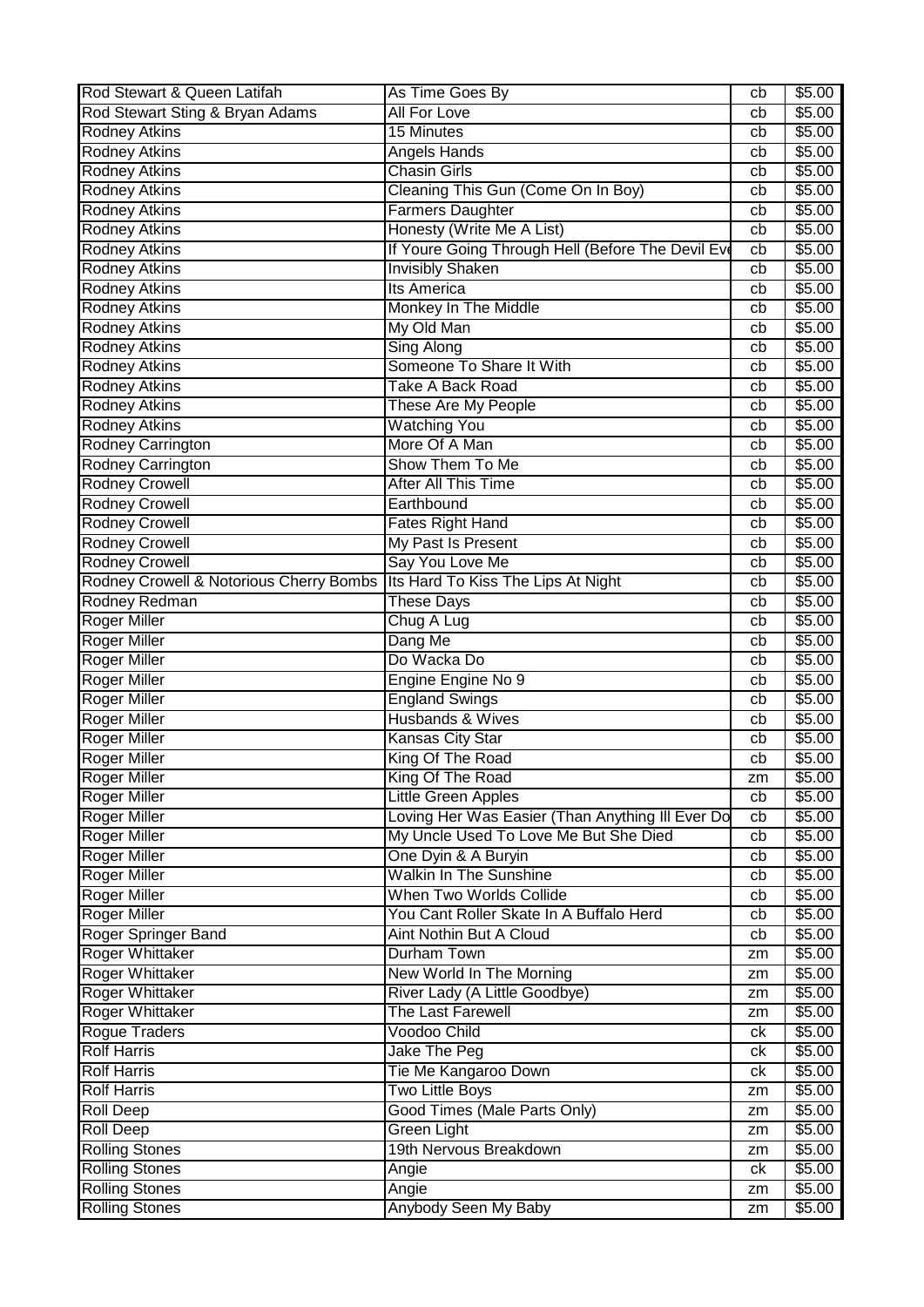| Rod Stewart & Queen Latifah | As Time Goes By | cb | $5.00 |
|---|---|---|---|
| Rod Stewart Sting & Bryan Adams | All For Love | cb | $5.00 |
| Rodney Atkins | 15 Minutes | cb | $5.00 |
| Rodney Atkins | Angels Hands | cb | $5.00 |
| Rodney Atkins | Chasin Girls | cb | $5.00 |
| Rodney Atkins | Cleaning This Gun (Come On In Boy) | cb | $5.00 |
| Rodney Atkins | Farmers Daughter | cb | $5.00 |
| Rodney Atkins | Honesty (Write Me A List) | cb | $5.00 |
| Rodney Atkins | If Youre Going Through Hell (Before The Devil Eve | cb | $5.00 |
| Rodney Atkins | Invisibly Shaken | cb | $5.00 |
| Rodney Atkins | Its America | cb | $5.00 |
| Rodney Atkins | Monkey In The Middle | cb | $5.00 |
| Rodney Atkins | My Old Man | cb | $5.00 |
| Rodney Atkins | Sing Along | cb | $5.00 |
| Rodney Atkins | Someone To Share It With | cb | $5.00 |
| Rodney Atkins | Take A Back Road | cb | $5.00 |
| Rodney Atkins | These Are My People | cb | $5.00 |
| Rodney Atkins | Watching You | cb | $5.00 |
| Rodney Carrington | More Of A Man | cb | $5.00 |
| Rodney Carrington | Show Them To Me | cb | $5.00 |
| Rodney Crowell | After All This Time | cb | $5.00 |
| Rodney Crowell | Earthbound | cb | $5.00 |
| Rodney Crowell | Fates Right Hand | cb | $5.00 |
| Rodney Crowell | My Past Is Present | cb | $5.00 |
| Rodney Crowell | Say You Love Me | cb | $5.00 |
| Rodney Crowell & Notorious Cherry Bombs | Its Hard To Kiss The Lips At Night | cb | $5.00 |
| Rodney Redman | These Days | cb | $5.00 |
| Roger Miller | Chug A Lug | cb | $5.00 |
| Roger Miller | Dang Me | cb | $5.00 |
| Roger Miller | Do Wacka Do | cb | $5.00 |
| Roger Miller | Engine Engine No 9 | cb | $5.00 |
| Roger Miller | England Swings | cb | $5.00 |
| Roger Miller | Husbands & Wives | cb | $5.00 |
| Roger Miller | Kansas City Star | cb | $5.00 |
| Roger Miller | King Of The Road | cb | $5.00 |
| Roger Miller | King Of The Road | zm | $5.00 |
| Roger Miller | Little Green Apples | cb | $5.00 |
| Roger Miller | Loving Her Was Easier (Than Anything Ill Ever Do | cb | $5.00 |
| Roger Miller | My Uncle Used To Love Me But She Died | cb | $5.00 |
| Roger Miller | One Dyin & A Buryin | cb | $5.00 |
| Roger Miller | Walkin In The Sunshine | cb | $5.00 |
| Roger Miller | When Two Worlds Collide | cb | $5.00 |
| Roger Miller | You Cant Roller Skate In A Buffalo Herd | cb | $5.00 |
| Roger Springer Band | Aint Nothin But A Cloud | cb | $5.00 |
| Roger Whittaker | Durham Town | zm | $5.00 |
| Roger Whittaker | New World In The Morning | zm | $5.00 |
| Roger Whittaker | River Lady (A Little Goodbye) | zm | $5.00 |
| Roger Whittaker | The Last Farewell | zm | $5.00 |
| Rogue Traders | Voodoo Child | ck | $5.00 |
| Rolf Harris | Jake The Peg | ck | $5.00 |
| Rolf Harris | Tie Me Kangaroo Down | ck | $5.00 |
| Rolf Harris | Two Little Boys | zm | $5.00 |
| Roll Deep | Good Times (Male Parts Only) | zm | $5.00 |
| Roll Deep | Green Light | zm | $5.00 |
| Rolling Stones | 19th Nervous Breakdown | zm | $5.00 |
| Rolling Stones | Angie | ck | $5.00 |
| Rolling Stones | Angie | zm | $5.00 |
| Rolling Stones | Anybody Seen My Baby | zm | $5.00 |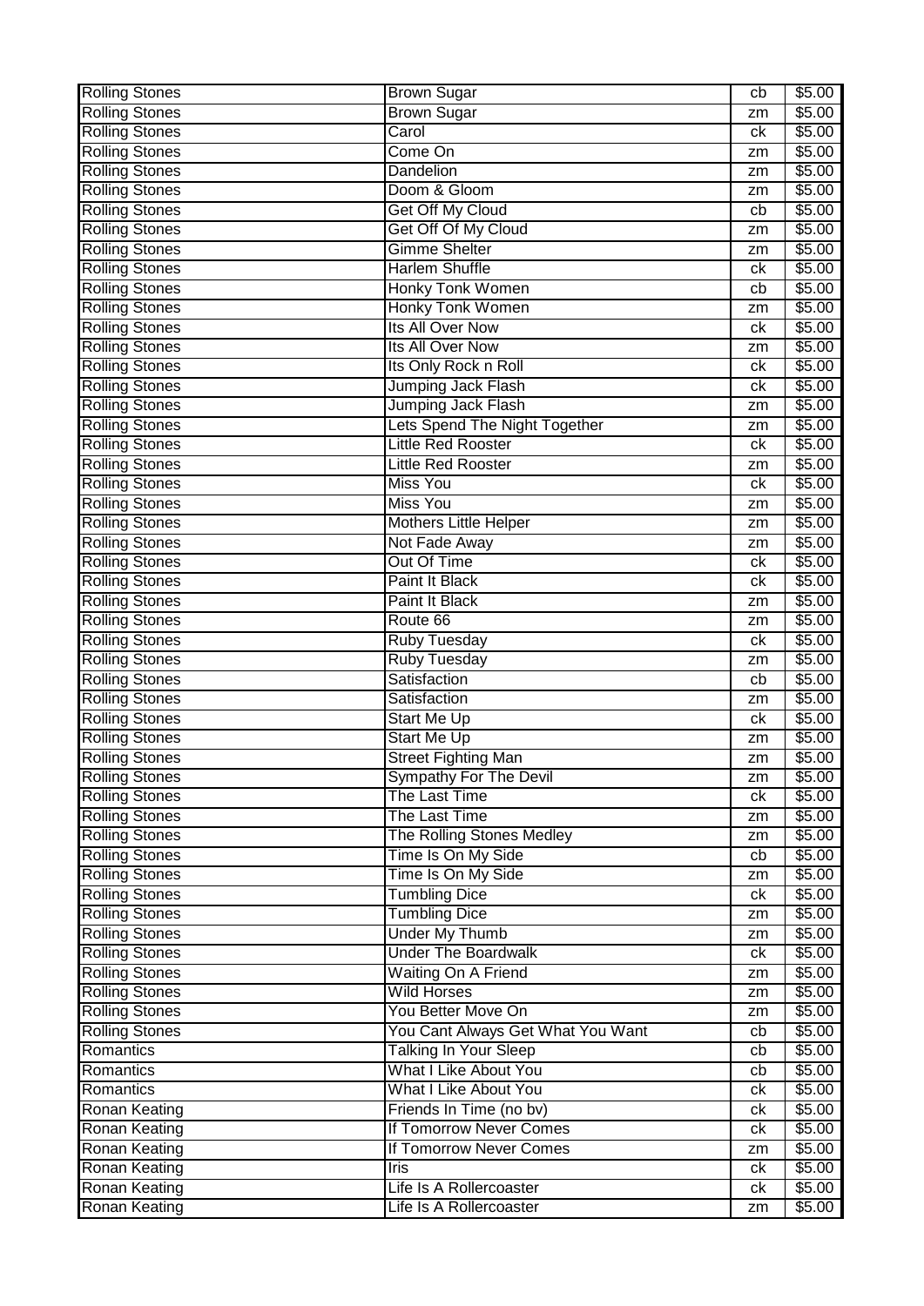| Rolling Stones | Brown Sugar | cb | $5.00 |
|---|---|---|---|
| Rolling Stones | Brown Sugar | zm | $5.00 |
| Rolling Stones | Carol | ck | $5.00 |
| Rolling Stones | Come On | zm | $5.00 |
| Rolling Stones | Dandelion | zm | $5.00 |
| Rolling Stones | Doom & Gloom | zm | $5.00 |
| Rolling Stones | Get Off My Cloud | cb | $5.00 |
| Rolling Stones | Get Off Of My Cloud | zm | $5.00 |
| Rolling Stones | Gimme Shelter | zm | $5.00 |
| Rolling Stones | Harlem Shuffle | ck | $5.00 |
| Rolling Stones | Honky Tonk Women | cb | $5.00 |
| Rolling Stones | Honky Tonk Women | zm | $5.00 |
| Rolling Stones | Its All Over Now | ck | $5.00 |
| Rolling Stones | Its All Over Now | zm | $5.00 |
| Rolling Stones | Its Only Rock n Roll | ck | $5.00 |
| Rolling Stones | Jumping Jack Flash | ck | $5.00 |
| Rolling Stones | Jumping Jack Flash | zm | $5.00 |
| Rolling Stones | Lets Spend The Night Together | zm | $5.00 |
| Rolling Stones | Little Red Rooster | ck | $5.00 |
| Rolling Stones | Little Red Rooster | zm | $5.00 |
| Rolling Stones | Miss You | ck | $5.00 |
| Rolling Stones | Miss You | zm | $5.00 |
| Rolling Stones | Mothers Little Helper | zm | $5.00 |
| Rolling Stones | Not Fade Away | zm | $5.00 |
| Rolling Stones | Out Of Time | ck | $5.00 |
| Rolling Stones | Paint It Black | ck | $5.00 |
| Rolling Stones | Paint It Black | zm | $5.00 |
| Rolling Stones | Route 66 | zm | $5.00 |
| Rolling Stones | Ruby Tuesday | ck | $5.00 |
| Rolling Stones | Ruby Tuesday | zm | $5.00 |
| Rolling Stones | Satisfaction | cb | $5.00 |
| Rolling Stones | Satisfaction | zm | $5.00 |
| Rolling Stones | Start Me Up | ck | $5.00 |
| Rolling Stones | Start Me Up | zm | $5.00 |
| Rolling Stones | Street Fighting Man | zm | $5.00 |
| Rolling Stones | Sympathy For The Devil | zm | $5.00 |
| Rolling Stones | The Last Time | ck | $5.00 |
| Rolling Stones | The Last Time | zm | $5.00 |
| Rolling Stones | The Rolling Stones Medley | zm | $5.00 |
| Rolling Stones | Time Is On My Side | cb | $5.00 |
| Rolling Stones | Time Is On My Side | zm | $5.00 |
| Rolling Stones | Tumbling Dice | ck | $5.00 |
| Rolling Stones | Tumbling Dice | zm | $5.00 |
| Rolling Stones | Under My Thumb | zm | $5.00 |
| Rolling Stones | Under The Boardwalk | ck | $5.00 |
| Rolling Stones | Waiting On A Friend | zm | $5.00 |
| Rolling Stones | Wild Horses | zm | $5.00 |
| Rolling Stones | You Better Move On | zm | $5.00 |
| Rolling Stones | You Cant Always Get What You Want | cb | $5.00 |
| Romantics | Talking In Your Sleep | cb | $5.00 |
| Romantics | What I Like About You | cb | $5.00 |
| Romantics | What I Like About You | ck | $5.00 |
| Ronan Keating | Friends In Time (no bv) | ck | $5.00 |
| Ronan Keating | If Tomorrow Never Comes | ck | $5.00 |
| Ronan Keating | If Tomorrow Never Comes | zm | $5.00 |
| Ronan Keating | Iris | ck | $5.00 |
| Ronan Keating | Life Is A Rollercoaster | ck | $5.00 |
| Ronan Keating | Life Is A Rollercoaster | zm | $5.00 |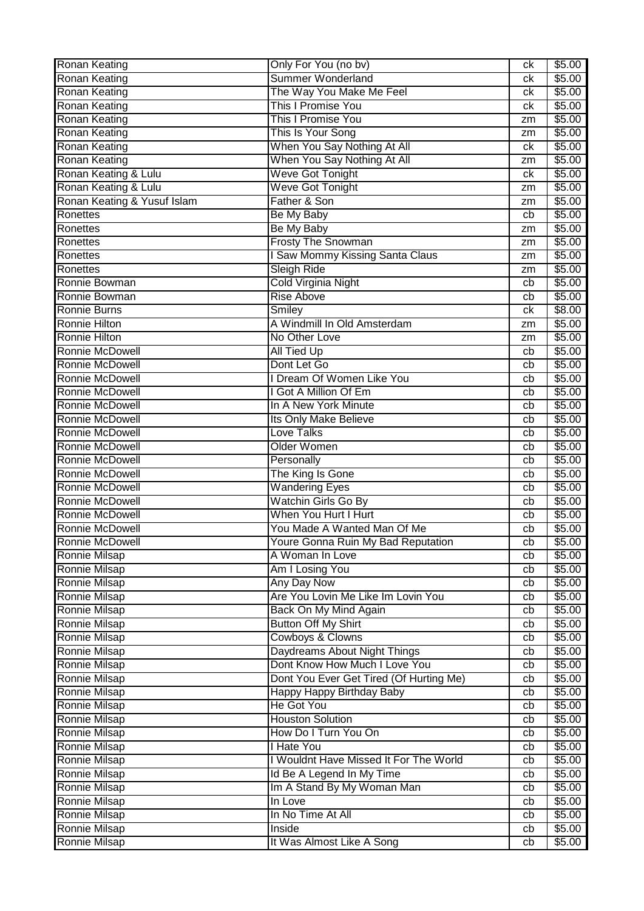| Ronan Keating | Only For You (no bv) | ck | $5.00 |
|---|---|---|---|
| Ronan Keating | Summer Wonderland | ck | $5.00 |
| Ronan Keating | The Way You Make Me Feel | ck | $5.00 |
| Ronan Keating | This I Promise You | ck | $5.00 |
| Ronan Keating | This I Promise You | zm | $5.00 |
| Ronan Keating | This Is Your Song | zm | $5.00 |
| Ronan Keating | When You Say Nothing At All | ck | $5.00 |
| Ronan Keating | When You Say Nothing At All | zm | $5.00 |
| Ronan Keating & Lulu | Weve Got Tonight | ck | $5.00 |
| Ronan Keating & Lulu | Weve Got Tonight | zm | $5.00 |
| Ronan Keating & Yusuf Islam | Father & Son | zm | $5.00 |
| Ronettes | Be My Baby | cb | $5.00 |
| Ronettes | Be My Baby | zm | $5.00 |
| Ronettes | Frosty The Snowman | zm | $5.00 |
| Ronettes | I Saw Mommy Kissing Santa Claus | zm | $5.00 |
| Ronettes | Sleigh Ride | zm | $5.00 |
| Ronnie Bowman | Cold Virginia Night | cb | $5.00 |
| Ronnie Bowman | Rise Above | cb | $5.00 |
| Ronnie Burns | Smiley | ck | $8.00 |
| Ronnie Hilton | A Windmill In Old Amsterdam | zm | $5.00 |
| Ronnie Hilton | No Other Love | zm | $5.00 |
| Ronnie McDowell | All Tied Up | cb | $5.00 |
| Ronnie McDowell | Dont Let Go | cb | $5.00 |
| Ronnie McDowell | I Dream Of Women Like You | cb | $5.00 |
| Ronnie McDowell | I Got A Million Of Em | cb | $5.00 |
| Ronnie McDowell | In A New York Minute | cb | $5.00 |
| Ronnie McDowell | Its Only Make Believe | cb | $5.00 |
| Ronnie McDowell | Love Talks | cb | $5.00 |
| Ronnie McDowell | Older Women | cb | $5.00 |
| Ronnie McDowell | Personally | cb | $5.00 |
| Ronnie McDowell | The King Is Gone | cb | $5.00 |
| Ronnie McDowell | Wandering Eyes | cb | $5.00 |
| Ronnie McDowell | Watchin Girls Go By | cb | $5.00 |
| Ronnie McDowell | When You Hurt I Hurt | cb | $5.00 |
| Ronnie McDowell | You Made A Wanted Man Of Me | cb | $5.00 |
| Ronnie McDowell | Youre Gonna Ruin My Bad Reputation | cb | $5.00 |
| Ronnie Milsap | A Woman In Love | cb | $5.00 |
| Ronnie Milsap | Am I Losing You | cb | $5.00 |
| Ronnie Milsap | Any Day Now | cb | $5.00 |
| Ronnie Milsap | Are You Lovin Me Like Im Lovin You | cb | $5.00 |
| Ronnie Milsap | Back On My Mind Again | cb | $5.00 |
| Ronnie Milsap | Button Off My Shirt | cb | $5.00 |
| Ronnie Milsap | Cowboys & Clowns | cb | $5.00 |
| Ronnie Milsap | Daydreams About Night Things | cb | $5.00 |
| Ronnie Milsap | Dont Know How Much I Love You | cb | $5.00 |
| Ronnie Milsap | Dont You Ever Get Tired (Of Hurting Me) | cb | $5.00 |
| Ronnie Milsap | Happy Happy Birthday Baby | cb | $5.00 |
| Ronnie Milsap | He Got You | cb | $5.00 |
| Ronnie Milsap | Houston Solution | cb | $5.00 |
| Ronnie Milsap | How Do I Turn You On | cb | $5.00 |
| Ronnie Milsap | I Hate You | cb | $5.00 |
| Ronnie Milsap | I Wouldnt Have Missed It For The World | cb | $5.00 |
| Ronnie Milsap | Id Be A Legend In My Time | cb | $5.00 |
| Ronnie Milsap | Im A Stand By My Woman Man | cb | $5.00 |
| Ronnie Milsap | In Love | cb | $5.00 |
| Ronnie Milsap | In No Time At All | cb | $5.00 |
| Ronnie Milsap | Inside | cb | $5.00 |
| Ronnie Milsap | It Was Almost Like A Song | cb | $5.00 |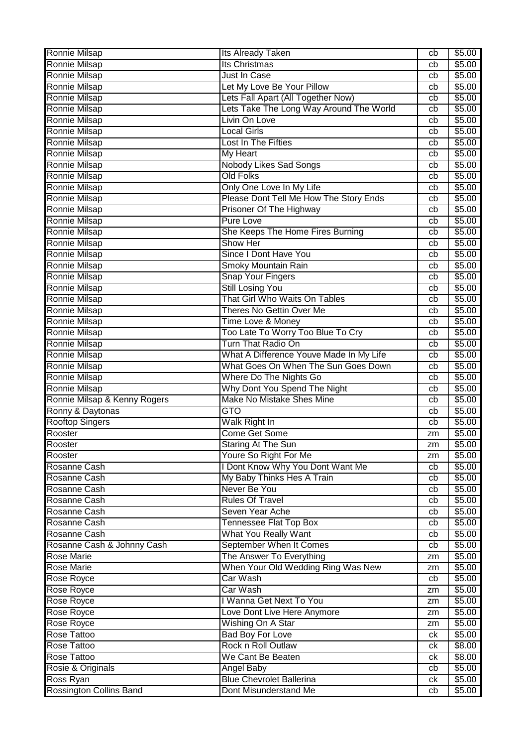| Ronnie Milsap | Its Already Taken | cb | $5.00 |
|---|---|---|---|
| Ronnie Milsap | Its Christmas | cb | $5.00 |
| Ronnie Milsap | Just In Case | cb | $5.00 |
| Ronnie Milsap | Let My Love Be Your Pillow | cb | $5.00 |
| Ronnie Milsap | Lets Fall Apart (All Together Now) | cb | $5.00 |
| Ronnie Milsap | Lets Take The Long Way Around The World | cb | $5.00 |
| Ronnie Milsap | Livin On Love | cb | $5.00 |
| Ronnie Milsap | Local Girls | cb | $5.00 |
| Ronnie Milsap | Lost In The Fifties | cb | $5.00 |
| Ronnie Milsap | My Heart | cb | $5.00 |
| Ronnie Milsap | Nobody Likes Sad Songs | cb | $5.00 |
| Ronnie Milsap | Old Folks | cb | $5.00 |
| Ronnie Milsap | Only One Love In My Life | cb | $5.00 |
| Ronnie Milsap | Please Dont Tell Me How The Story Ends | cb | $5.00 |
| Ronnie Milsap | Prisoner Of The Highway | cb | $5.00 |
| Ronnie Milsap | Pure Love | cb | $5.00 |
| Ronnie Milsap | She Keeps The Home Fires Burning | cb | $5.00 |
| Ronnie Milsap | Show Her | cb | $5.00 |
| Ronnie Milsap | Since I Dont Have You | cb | $5.00 |
| Ronnie Milsap | Smoky Mountain Rain | cb | $5.00 |
| Ronnie Milsap | Snap Your Fingers | cb | $5.00 |
| Ronnie Milsap | Still Losing You | cb | $5.00 |
| Ronnie Milsap | That Girl Who Waits On Tables | cb | $5.00 |
| Ronnie Milsap | Theres No Gettin Over Me | cb | $5.00 |
| Ronnie Milsap | Time Love & Money | cb | $5.00 |
| Ronnie Milsap | Too Late To Worry Too Blue To Cry | cb | $5.00 |
| Ronnie Milsap | Turn That Radio On | cb | $5.00 |
| Ronnie Milsap | What A Difference Youve Made In My Life | cb | $5.00 |
| Ronnie Milsap | What Goes On When The Sun Goes Down | cb | $5.00 |
| Ronnie Milsap | Where Do The Nights Go | cb | $5.00 |
| Ronnie Milsap | Why Dont You Spend The Night | cb | $5.00 |
| Ronnie Milsap & Kenny Rogers | Make No Mistake Shes Mine | cb | $5.00 |
| Ronny & Daytonas | GTO | cb | $5.00 |
| Rooftop Singers | Walk Right In | cb | $5.00 |
| Rooster | Come Get Some | zm | $5.00 |
| Rooster | Staring At The Sun | zm | $5.00 |
| Rooster | Youre So Right For Me | zm | $5.00 |
| Rosanne Cash | I Dont Know Why You Dont Want Me | cb | $5.00 |
| Rosanne Cash | My Baby Thinks Hes A Train | cb | $5.00 |
| Rosanne Cash | Never Be You | cb | $5.00 |
| Rosanne Cash | Rules Of Travel | cb | $5.00 |
| Rosanne Cash | Seven Year Ache | cb | $5.00 |
| Rosanne Cash | Tennessee Flat Top Box | cb | $5.00 |
| Rosanne Cash | What You Really Want | cb | $5.00 |
| Rosanne Cash & Johnny Cash | September When It Comes | cb | $5.00 |
| Rose Marie | The Answer To Everything | zm | $5.00 |
| Rose Marie | When Your Old Wedding Ring Was New | zm | $5.00 |
| Rose Royce | Car Wash | cb | $5.00 |
| Rose Royce | Car Wash | zm | $5.00 |
| Rose Royce | I Wanna Get Next To You | zm | $5.00 |
| Rose Royce | Love Dont Live Here Anymore | zm | $5.00 |
| Rose Royce | Wishing On A Star | zm | $5.00 |
| Rose Tattoo | Bad Boy For Love | ck | $5.00 |
| Rose Tattoo | Rock n Roll Outlaw | ck | $8.00 |
| Rose Tattoo | We Cant Be Beaten | ck | $8.00 |
| Rosie & Originals | Angel Baby | cb | $5.00 |
| Ross Ryan | Blue Chevrolet Ballerina | ck | $5.00 |
| Rossington Collins Band | Dont Misunderstand Me | cb | $5.00 |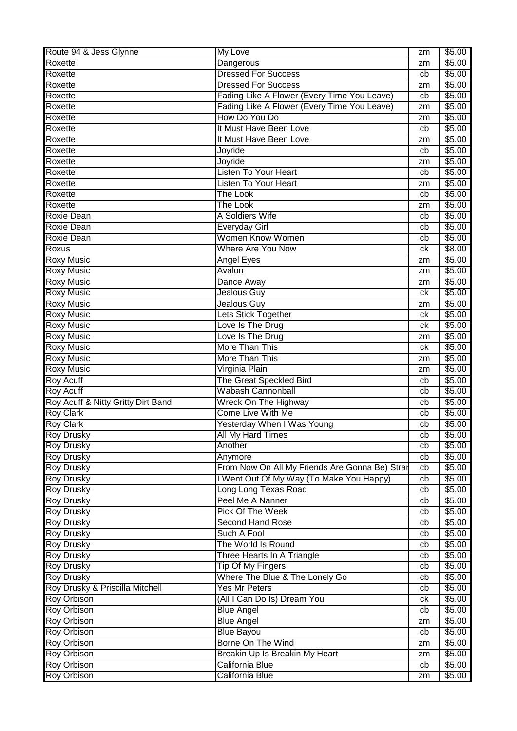| Route 94 & Jess Glynne | My Love | zm | $5.00 |
|---|---|---|---|
| Roxette | Dangerous | zm | $5.00 |
| Roxette | Dressed For Success | cb | $5.00 |
| Roxette | Dressed For Success | zm | $5.00 |
| Roxette | Fading Like A Flower (Every Time You Leave) | cb | $5.00 |
| Roxette | Fading Like A Flower (Every Time You Leave) | zm | $5.00 |
| Roxette | How Do You Do | zm | $5.00 |
| Roxette | It Must Have Been Love | cb | $5.00 |
| Roxette | It Must Have Been Love | zm | $5.00 |
| Roxette | Joyride | cb | $5.00 |
| Roxette | Joyride | zm | $5.00 |
| Roxette | Listen To Your Heart | cb | $5.00 |
| Roxette | Listen To Your Heart | zm | $5.00 |
| Roxette | The Look | cb | $5.00 |
| Roxette | The Look | zm | $5.00 |
| Roxie Dean | A Soldiers Wife | cb | $5.00 |
| Roxie Dean | Everyday Girl | cb | $5.00 |
| Roxie Dean | Women Know Women | cb | $5.00 |
| Roxus | Where Are You Now | ck | $8.00 |
| Roxy Music | Angel Eyes | zm | $5.00 |
| Roxy Music | Avalon | zm | $5.00 |
| Roxy Music | Dance Away | zm | $5.00 |
| Roxy Music | Jealous Guy | ck | $5.00 |
| Roxy Music | Jealous Guy | zm | $5.00 |
| Roxy Music | Lets Stick Together | ck | $5.00 |
| Roxy Music | Love Is The Drug | ck | $5.00 |
| Roxy Music | Love Is The Drug | zm | $5.00 |
| Roxy Music | More Than This | ck | $5.00 |
| Roxy Music | More Than This | zm | $5.00 |
| Roxy Music | Virginia Plain | zm | $5.00 |
| Roy Acuff | The Great Speckled Bird | cb | $5.00 |
| Roy Acuff | Wabash Cannonball | cb | $5.00 |
| Roy Acuff & Nitty Gritty Dirt Band | Wreck On The Highway | cb | $5.00 |
| Roy Clark | Come Live With Me | cb | $5.00 |
| Roy Clark | Yesterday When I Was Young | cb | $5.00 |
| Roy Drusky | All My Hard Times | cb | $5.00 |
| Roy Drusky | Another | cb | $5.00 |
| Roy Drusky | Anymore | cb | $5.00 |
| Roy Drusky | From Now On All My Friends Are Gonna Be) Strar | cb | $5.00 |
| Roy Drusky | I Went Out Of My Way (To Make You Happy) | cb | $5.00 |
| Roy Drusky | Long Long Texas Road | cb | $5.00 |
| Roy Drusky | Peel Me A Nanner | cb | $5.00 |
| Roy Drusky | Pick Of The Week | cb | $5.00 |
| Roy Drusky | Second Hand Rose | cb | $5.00 |
| Roy Drusky | Such A Fool | cb | $5.00 |
| Roy Drusky | The World Is Round | cb | $5.00 |
| Roy Drusky | Three Hearts In A Triangle | cb | $5.00 |
| Roy Drusky | Tip Of My Fingers | cb | $5.00 |
| Roy Drusky | Where The Blue & The Lonely Go | cb | $5.00 |
| Roy Drusky & Priscilla Mitchell | Yes Mr Peters | cb | $5.00 |
| Roy Orbison | (All I Can Do Is) Dream You | ck | $5.00 |
| Roy Orbison | Blue Angel | cb | $5.00 |
| Roy Orbison | Blue Angel | zm | $5.00 |
| Roy Orbison | Blue Bayou | cb | $5.00 |
| Roy Orbison | Borne On The Wind | zm | $5.00 |
| Roy Orbison | Breakin Up Is Breakin My Heart | zm | $5.00 |
| Roy Orbison | California Blue | cb | $5.00 |
| Roy Orbison | California Blue | zm | $5.00 |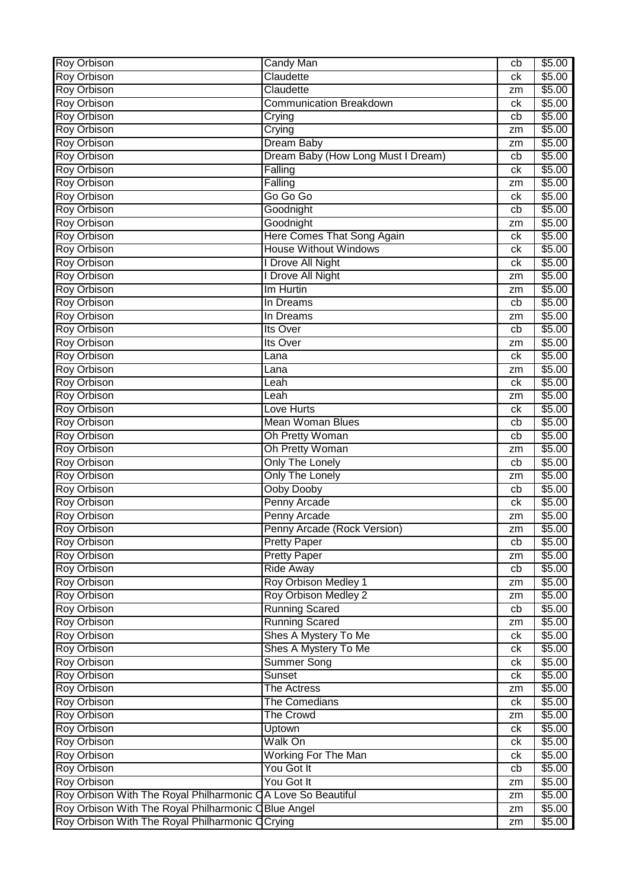| Roy Orbison | Candy Man | cb | $5.00 |
|---|---|---|---|
| Roy Orbison | Claudette | ck | $5.00 |
| Roy Orbison | Claudette | zm | $5.00 |
| Roy Orbison | Communication Breakdown | ck | $5.00 |
| Roy Orbison | Crying | cb | $5.00 |
| Roy Orbison | Crying | zm | $5.00 |
| Roy Orbison | Dream Baby | zm | $5.00 |
| Roy Orbison | Dream Baby (How Long Must I Dream) | cb | $5.00 |
| Roy Orbison | Falling | ck | $5.00 |
| Roy Orbison | Falling | zm | $5.00 |
| Roy Orbison | Go Go Go | ck | $5.00 |
| Roy Orbison | Goodnight | cb | $5.00 |
| Roy Orbison | Goodnight | zm | $5.00 |
| Roy Orbison | Here Comes That Song Again | ck | $5.00 |
| Roy Orbison | House Without Windows | ck | $5.00 |
| Roy Orbison | I Drove All Night | ck | $5.00 |
| Roy Orbison | I Drove All Night | zm | $5.00 |
| Roy Orbison | Im Hurtin | zm | $5.00 |
| Roy Orbison | In Dreams | cb | $5.00 |
| Roy Orbison | In Dreams | zm | $5.00 |
| Roy Orbison | Its Over | cb | $5.00 |
| Roy Orbison | Its Over | zm | $5.00 |
| Roy Orbison | Lana | ck | $5.00 |
| Roy Orbison | Lana | zm | $5.00 |
| Roy Orbison | Leah | ck | $5.00 |
| Roy Orbison | Leah | zm | $5.00 |
| Roy Orbison | Love Hurts | ck | $5.00 |
| Roy Orbison | Mean Woman Blues | cb | $5.00 |
| Roy Orbison | Oh Pretty Woman | cb | $5.00 |
| Roy Orbison | Oh Pretty Woman | zm | $5.00 |
| Roy Orbison | Only The Lonely | cb | $5.00 |
| Roy Orbison | Only The Lonely | zm | $5.00 |
| Roy Orbison | Ooby Dooby | cb | $5.00 |
| Roy Orbison | Penny Arcade | ck | $5.00 |
| Roy Orbison | Penny Arcade | zm | $5.00 |
| Roy Orbison | Penny Arcade (Rock Version) | zm | $5.00 |
| Roy Orbison | Pretty Paper | cb | $5.00 |
| Roy Orbison | Pretty Paper | zm | $5.00 |
| Roy Orbison | Ride Away | cb | $5.00 |
| Roy Orbison | Roy Orbison Medley 1 | zm | $5.00 |
| Roy Orbison | Roy Orbison Medley 2 | zm | $5.00 |
| Roy Orbison | Running Scared | cb | $5.00 |
| Roy Orbison | Running Scared | zm | $5.00 |
| Roy Orbison | Shes A Mystery To Me | ck | $5.00 |
| Roy Orbison | Shes A Mystery To Me | ck | $5.00 |
| Roy Orbison | Summer Song | ck | $5.00 |
| Roy Orbison | Sunset | ck | $5.00 |
| Roy Orbison | The Actress | zm | $5.00 |
| Roy Orbison | The Comedians | ck | $5.00 |
| Roy Orbison | The Crowd | zm | $5.00 |
| Roy Orbison | Uptown | ck | $5.00 |
| Roy Orbison | Walk On | ck | $5.00 |
| Roy Orbison | Working For The Man | ck | $5.00 |
| Roy Orbison | You Got It | cb | $5.00 |
| Roy Orbison | You Got It | zm | $5.00 |
| Roy Orbison With The Royal Philharmonic O | A Love So Beautiful | zm | $5.00 |
| Roy Orbison With The Royal Philharmonic O | Blue Angel | zm | $5.00 |
| Roy Orbison With The Royal Philharmonic O | Crying | zm | $5.00 |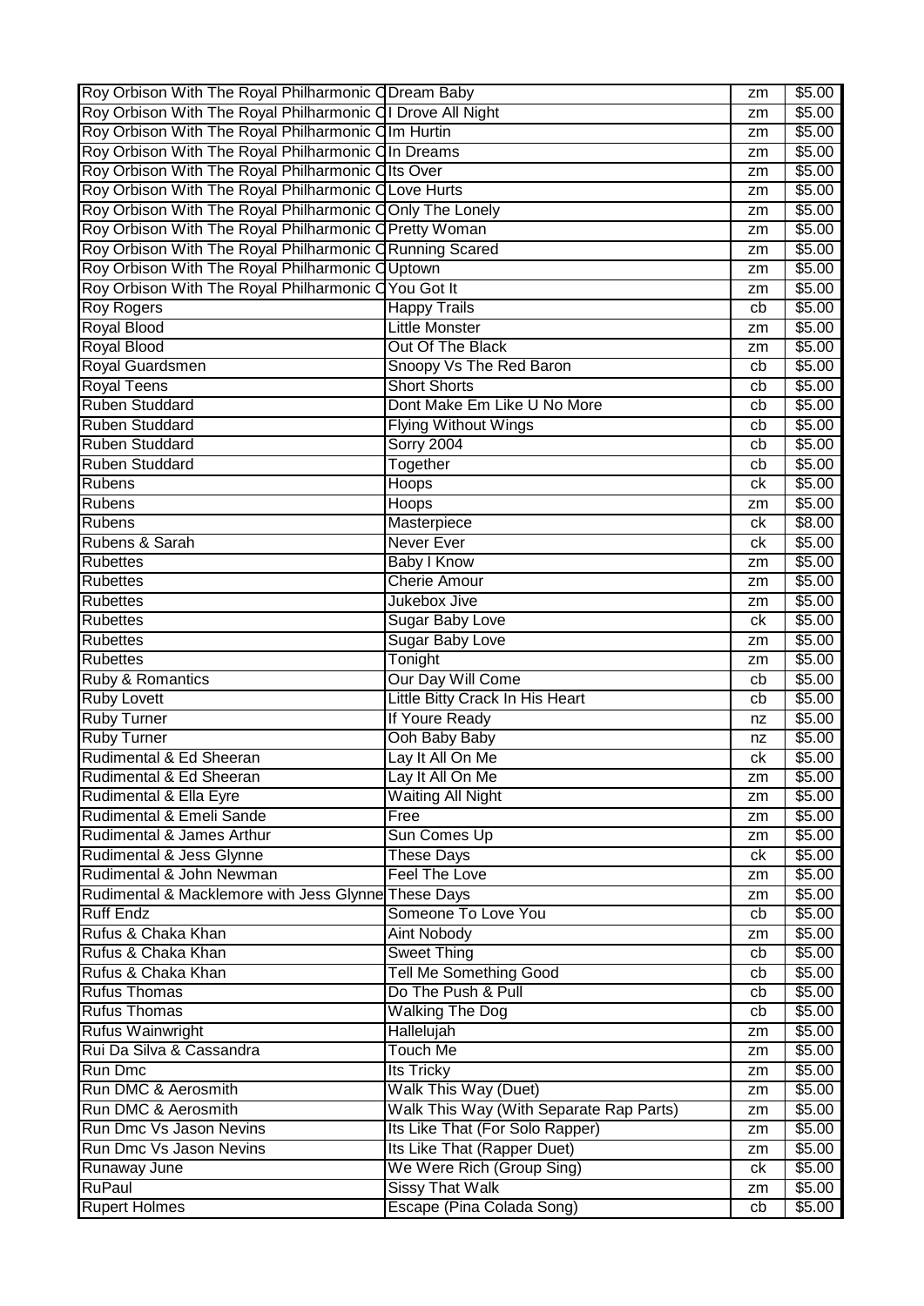| | | | |
|---|---|---|---|
| Roy Orbison With The Royal Philharmonic O | Dream Baby | zm | $5.00 |
| Roy Orbison With The Royal Philharmonic O | I Drove All Night | zm | $5.00 |
| Roy Orbison With The Royal Philharmonic O | Im Hurtin | zm | $5.00 |
| Roy Orbison With The Royal Philharmonic O | In Dreams | zm | $5.00 |
| Roy Orbison With The Royal Philharmonic O | Its Over | zm | $5.00 |
| Roy Orbison With The Royal Philharmonic O | Love Hurts | zm | $5.00 |
| Roy Orbison With The Royal Philharmonic O | Only The Lonely | zm | $5.00 |
| Roy Orbison With The Royal Philharmonic O | Pretty Woman | zm | $5.00 |
| Roy Orbison With The Royal Philharmonic O | Running Scared | zm | $5.00 |
| Roy Orbison With The Royal Philharmonic O | Uptown | zm | $5.00 |
| Roy Orbison With The Royal Philharmonic O | You Got It | zm | $5.00 |
| Roy Rogers | Happy Trails | cb | $5.00 |
| Royal Blood | Little Monster | zm | $5.00 |
| Royal Blood | Out Of The Black | zm | $5.00 |
| Royal Guardsmen | Snoopy Vs The Red Baron | cb | $5.00 |
| Royal Teens | Short Shorts | cb | $5.00 |
| Ruben Studdard | Dont Make Em Like U No More | cb | $5.00 |
| Ruben Studdard | Flying Without Wings | cb | $5.00 |
| Ruben Studdard | Sorry 2004 | cb | $5.00 |
| Ruben Studdard | Together | cb | $5.00 |
| Rubens | Hoops | ck | $5.00 |
| Rubens | Hoops | zm | $5.00 |
| Rubens | Masterpiece | ck | $8.00 |
| Rubens & Sarah | Never Ever | ck | $5.00 |
| Rubettes | Baby I Know | zm | $5.00 |
| Rubettes | Cherie Amour | zm | $5.00 |
| Rubettes | Jukebox Jive | zm | $5.00 |
| Rubettes | Sugar Baby Love | ck | $5.00 |
| Rubettes | Sugar Baby Love | zm | $5.00 |
| Rubettes | Tonight | zm | $5.00 |
| Ruby & Romantics | Our Day Will Come | cb | $5.00 |
| Ruby Lovett | Little Bitty Crack In His Heart | cb | $5.00 |
| Ruby Turner | If Youre Ready | nz | $5.00 |
| Ruby Turner | Ooh Baby Baby | nz | $5.00 |
| Rudimental & Ed Sheeran | Lay It All On Me | ck | $5.00 |
| Rudimental & Ed Sheeran | Lay It All On Me | zm | $5.00 |
| Rudimental & Ella Eyre | Waiting All Night | zm | $5.00 |
| Rudimental & Emeli Sande | Free | zm | $5.00 |
| Rudimental & James Arthur | Sun Comes Up | zm | $5.00 |
| Rudimental & Jess Glynne | These Days | ck | $5.00 |
| Rudimental & John Newman | Feel The Love | zm | $5.00 |
| Rudimental & Macklemore with Jess Glynne | These Days | zm | $5.00 |
| Ruff Endz | Someone To Love You | cb | $5.00 |
| Rufus & Chaka Khan | Aint Nobody | zm | $5.00 |
| Rufus & Chaka Khan | Sweet Thing | cb | $5.00 |
| Rufus & Chaka Khan | Tell Me Something Good | cb | $5.00 |
| Rufus Thomas | Do The Push & Pull | cb | $5.00 |
| Rufus Thomas | Walking The Dog | cb | $5.00 |
| Rufus Wainwright | Hallelujah | zm | $5.00 |
| Rui Da Silva & Cassandra | Touch Me | zm | $5.00 |
| Run Dmc | Its Tricky | zm | $5.00 |
| Run DMC & Aerosmith | Walk This Way (Duet) | zm | $5.00 |
| Run DMC & Aerosmith | Walk This Way (With Separate Rap Parts) | zm | $5.00 |
| Run Dmc Vs Jason Nevins | Its Like That (For Solo Rapper) | zm | $5.00 |
| Run Dmc Vs Jason Nevins | Its Like That (Rapper Duet) | zm | $5.00 |
| Runaway June | We Were Rich (Group Sing) | ck | $5.00 |
| RuPaul | Sissy That Walk | zm | $5.00 |
| Rupert Holmes | Escape (Pina Colada Song) | cb | $5.00 |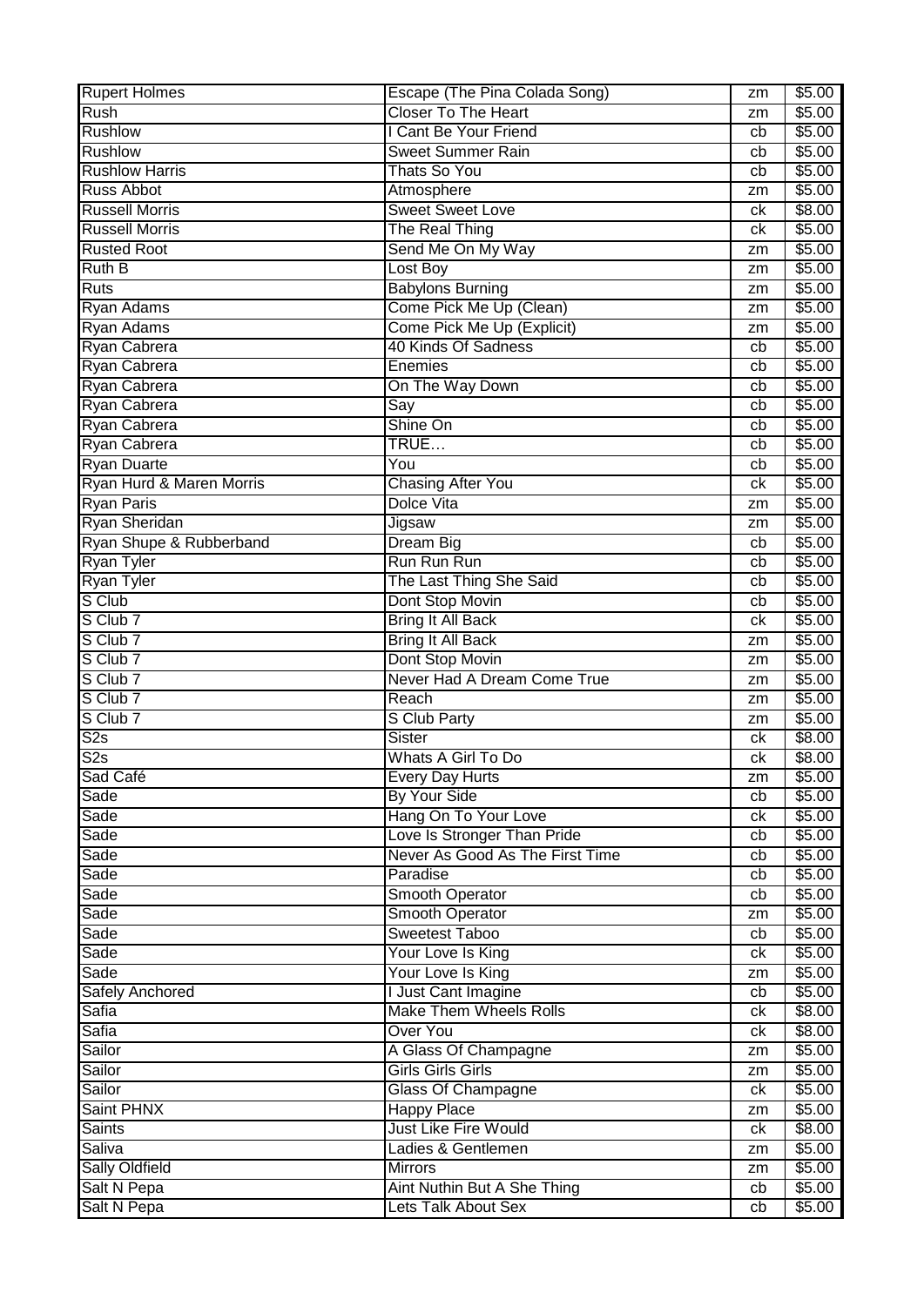| Rupert Holmes | Escape (The Pina Colada Song) | zm | $5.00 |
|---|---|---|---|
| Rush | Closer To The Heart | zm | $5.00 |
| Rushlow | I Cant Be Your Friend | cb | $5.00 |
| Rushlow | Sweet Summer Rain | cb | $5.00 |
| Rushlow Harris | Thats So You | cb | $5.00 |
| Russ Abbot | Atmosphere | zm | $5.00 |
| Russell Morris | Sweet Sweet Love | ck | $8.00 |
| Russell Morris | The Real Thing | ck | $5.00 |
| Rusted Root | Send Me On My Way | zm | $5.00 |
| Ruth B | Lost Boy | zm | $5.00 |
| Ruts | Babylons Burning | zm | $5.00 |
| Ryan Adams | Come Pick Me Up (Clean) | zm | $5.00 |
| Ryan Adams | Come Pick Me Up (Explicit) | zm | $5.00 |
| Ryan Cabrera | 40 Kinds Of Sadness | cb | $5.00 |
| Ryan Cabrera | Enemies | cb | $5.00 |
| Ryan Cabrera | On The Way Down | cb | $5.00 |
| Ryan Cabrera | Say | cb | $5.00 |
| Ryan Cabrera | Shine On | cb | $5.00 |
| Ryan Cabrera | TRUE… | cb | $5.00 |
| Ryan Duarte | You | cb | $5.00 |
| Ryan Hurd & Maren Morris | Chasing After You | ck | $5.00 |
| Ryan Paris | Dolce Vita | zm | $5.00 |
| Ryan Sheridan | Jigsaw | zm | $5.00 |
| Ryan Shupe & Rubberband | Dream Big | cb | $5.00 |
| Ryan Tyler | Run Run Run | cb | $5.00 |
| Ryan Tyler | The Last Thing She Said | cb | $5.00 |
| S Club | Dont Stop Movin | cb | $5.00 |
| S Club 7 | Bring It All Back | ck | $5.00 |
| S Club 7 | Bring It All Back | zm | $5.00 |
| S Club 7 | Dont Stop Movin | zm | $5.00 |
| S Club 7 | Never Had A Dream Come True | zm | $5.00 |
| S Club 7 | Reach | zm | $5.00 |
| S Club 7 | S Club Party | zm | $5.00 |
| S2s | Sister | ck | $8.00 |
| S2s | Whats A Girl To Do | ck | $8.00 |
| Sad Café | Every Day Hurts | zm | $5.00 |
| Sade | By Your Side | cb | $5.00 |
| Sade | Hang On To Your Love | ck | $5.00 |
| Sade | Love Is Stronger Than Pride | cb | $5.00 |
| Sade | Never As Good As The First Time | cb | $5.00 |
| Sade | Paradise | cb | $5.00 |
| Sade | Smooth Operator | cb | $5.00 |
| Sade | Smooth Operator | zm | $5.00 |
| Sade | Sweetest Taboo | cb | $5.00 |
| Sade | Your Love Is King | ck | $5.00 |
| Sade | Your Love Is King | zm | $5.00 |
| Safely Anchored | I Just Cant Imagine | cb | $5.00 |
| Safia | Make Them Wheels Rolls | ck | $8.00 |
| Safia | Over You | ck | $8.00 |
| Sailor | A Glass Of Champagne | zm | $5.00 |
| Sailor | Girls Girls Girls | zm | $5.00 |
| Sailor | Glass Of Champagne | ck | $5.00 |
| Saint PHNX | Happy Place | zm | $5.00 |
| Saints | Just Like Fire Would | ck | $8.00 |
| Saliva | Ladies & Gentlemen | zm | $5.00 |
| Sally Oldfield | Mirrors | zm | $5.00 |
| Salt N Pepa | Aint Nuthin But A She Thing | cb | $5.00 |
| Salt N Pepa | Lets Talk About Sex | cb | $5.00 |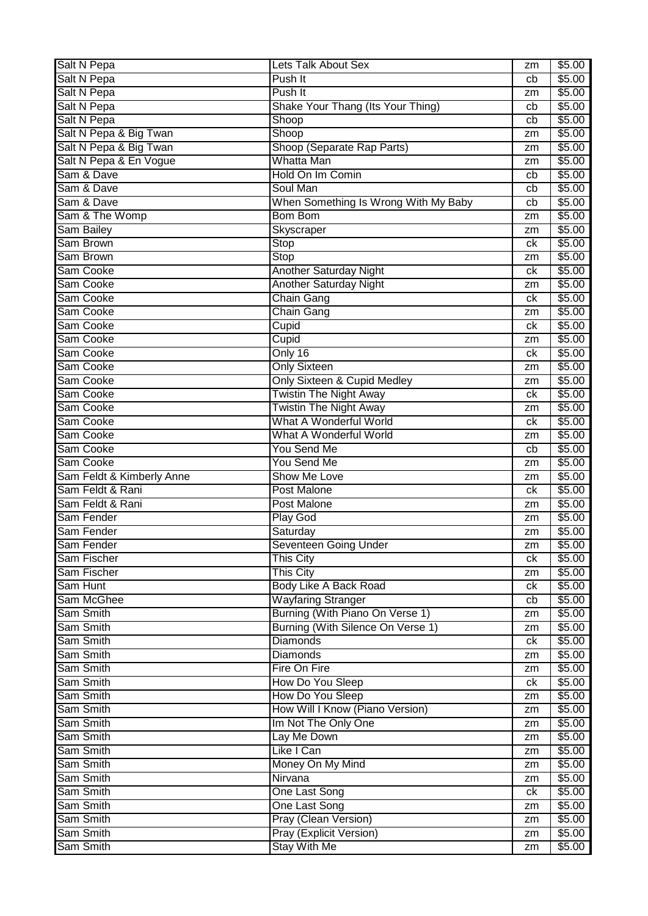| | | | |
|---|---|---|---|
| Salt N Pepa | Lets Talk About Sex | zm | $5.00 |
| Salt N Pepa | Push It | cb | $5.00 |
| Salt N Pepa | Push It | zm | $5.00 |
| Salt N Pepa | Shake Your Thang (Its Your Thing) | cb | $5.00 |
| Salt N Pepa | Shoop | cb | $5.00 |
| Salt N Pepa & Big Twan | Shoop | zm | $5.00 |
| Salt N Pepa & Big Twan | Shoop (Separate Rap Parts) | zm | $5.00 |
| Salt N Pepa & En Vogue | Whatta Man | zm | $5.00 |
| Sam & Dave | Hold On Im Comin | cb | $5.00 |
| Sam & Dave | Soul Man | cb | $5.00 |
| Sam & Dave | When Something Is Wrong With My Baby | cb | $5.00 |
| Sam & The Womp | Bom Bom | zm | $5.00 |
| Sam Bailey | Skyscraper | zm | $5.00 |
| Sam Brown | Stop | ck | $5.00 |
| Sam Brown | Stop | zm | $5.00 |
| Sam Cooke | Another Saturday Night | ck | $5.00 |
| Sam Cooke | Another Saturday Night | zm | $5.00 |
| Sam Cooke | Chain Gang | ck | $5.00 |
| Sam Cooke | Chain Gang | zm | $5.00 |
| Sam Cooke | Cupid | ck | $5.00 |
| Sam Cooke | Cupid | zm | $5.00 |
| Sam Cooke | Only 16 | ck | $5.00 |
| Sam Cooke | Only Sixteen | zm | $5.00 |
| Sam Cooke | Only Sixteen & Cupid Medley | zm | $5.00 |
| Sam Cooke | Twistin The Night Away | ck | $5.00 |
| Sam Cooke | Twistin The Night Away | zm | $5.00 |
| Sam Cooke | What A Wonderful World | ck | $5.00 |
| Sam Cooke | What A Wonderful World | zm | $5.00 |
| Sam Cooke | You Send Me | cb | $5.00 |
| Sam Cooke | You Send Me | zm | $5.00 |
| Sam Feldt & Kimberly Anne | Show Me Love | zm | $5.00 |
| Sam Feldt & Rani | Post Malone | ck | $5.00 |
| Sam Feldt & Rani | Post Malone | zm | $5.00 |
| Sam Fender | Play God | zm | $5.00 |
| Sam Fender | Saturday | zm | $5.00 |
| Sam Fender | Seventeen Going Under | zm | $5.00 |
| Sam Fischer | This City | ck | $5.00 |
| Sam Fischer | This City | zm | $5.00 |
| Sam Hunt | Body Like A Back Road | ck | $5.00 |
| Sam McGhee | Wayfaring Stranger | cb | $5.00 |
| Sam Smith | Burning (With Piano On Verse 1) | zm | $5.00 |
| Sam Smith | Burning (With Silence On Verse 1) | zm | $5.00 |
| Sam Smith | Diamonds | ck | $5.00 |
| Sam Smith | Diamonds | zm | $5.00 |
| Sam Smith | Fire On Fire | zm | $5.00 |
| Sam Smith | How Do You Sleep | ck | $5.00 |
| Sam Smith | How Do You Sleep | zm | $5.00 |
| Sam Smith | How Will I Know (Piano Version) | zm | $5.00 |
| Sam Smith | Im Not The Only One | zm | $5.00 |
| Sam Smith | Lay Me Down | zm | $5.00 |
| Sam Smith | Like I Can | zm | $5.00 |
| Sam Smith | Money On My Mind | zm | $5.00 |
| Sam Smith | Nirvana | zm | $5.00 |
| Sam Smith | One Last Song | ck | $5.00 |
| Sam Smith | One Last Song | zm | $5.00 |
| Sam Smith | Pray (Clean Version) | zm | $5.00 |
| Sam Smith | Pray (Explicit Version) | zm | $5.00 |
| Sam Smith | Stay With Me | zm | $5.00 |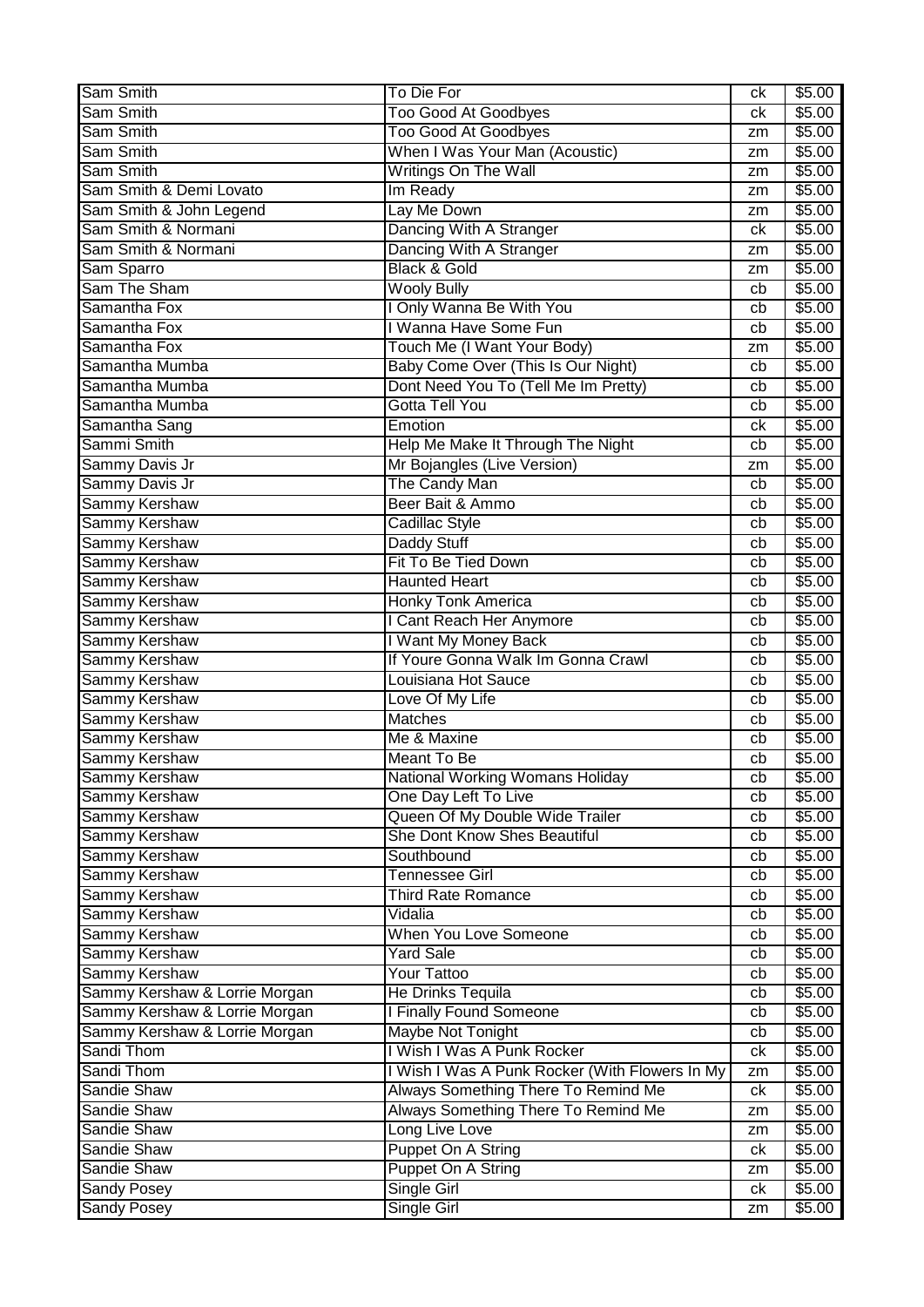| Sam Smith | To Die For | ck | $5.00 |
|---|---|---|---|
| Sam Smith | Too Good At Goodbyes | ck | $5.00 |
| Sam Smith | Too Good At Goodbyes | zm | $5.00 |
| Sam Smith | When I Was Your Man (Acoustic) | zm | $5.00 |
| Sam Smith | Writings On The Wall | zm | $5.00 |
| Sam Smith & Demi Lovato | Im Ready | zm | $5.00 |
| Sam Smith & John Legend | Lay Me Down | zm | $5.00 |
| Sam Smith & Normani | Dancing With A Stranger | ck | $5.00 |
| Sam Smith & Normani | Dancing With A Stranger | zm | $5.00 |
| Sam Sparro | Black & Gold | zm | $5.00 |
| Sam The Sham | Wooly Bully | cb | $5.00 |
| Samantha Fox | I Only Wanna Be With You | cb | $5.00 |
| Samantha Fox | I Wanna Have Some Fun | cb | $5.00 |
| Samantha Fox | Touch Me (I Want Your Body) | zm | $5.00 |
| Samantha Mumba | Baby Come Over (This Is Our Night) | cb | $5.00 |
| Samantha Mumba | Dont Need You To (Tell Me Im Pretty) | cb | $5.00 |
| Samantha Mumba | Gotta Tell You | cb | $5.00 |
| Samantha Sang | Emotion | ck | $5.00 |
| Sammi Smith | Help Me Make It Through The Night | cb | $5.00 |
| Sammy Davis Jr | Mr Bojangles (Live Version) | zm | $5.00 |
| Sammy Davis Jr | The Candy Man | cb | $5.00 |
| Sammy Kershaw | Beer Bait & Ammo | cb | $5.00 |
| Sammy Kershaw | Cadillac Style | cb | $5.00 |
| Sammy Kershaw | Daddy Stuff | cb | $5.00 |
| Sammy Kershaw | Fit To Be Tied Down | cb | $5.00 |
| Sammy Kershaw | Haunted Heart | cb | $5.00 |
| Sammy Kershaw | Honky Tonk America | cb | $5.00 |
| Sammy Kershaw | I Cant Reach Her Anymore | cb | $5.00 |
| Sammy Kershaw | I Want My Money Back | cb | $5.00 |
| Sammy Kershaw | If Youre Gonna Walk Im Gonna Crawl | cb | $5.00 |
| Sammy Kershaw | Louisiana Hot Sauce | cb | $5.00 |
| Sammy Kershaw | Love Of My Life | cb | $5.00 |
| Sammy Kershaw | Matches | cb | $5.00 |
| Sammy Kershaw | Me & Maxine | cb | $5.00 |
| Sammy Kershaw | Meant To Be | cb | $5.00 |
| Sammy Kershaw | National Working Womans Holiday | cb | $5.00 |
| Sammy Kershaw | One Day Left To Live | cb | $5.00 |
| Sammy Kershaw | Queen Of My Double Wide Trailer | cb | $5.00 |
| Sammy Kershaw | She Dont Know Shes Beautiful | cb | $5.00 |
| Sammy Kershaw | Southbound | cb | $5.00 |
| Sammy Kershaw | Tennessee Girl | cb | $5.00 |
| Sammy Kershaw | Third Rate Romance | cb | $5.00 |
| Sammy Kershaw | Vidalia | cb | $5.00 |
| Sammy Kershaw | When You Love Someone | cb | $5.00 |
| Sammy Kershaw | Yard Sale | cb | $5.00 |
| Sammy Kershaw | Your Tattoo | cb | $5.00 |
| Sammy Kershaw & Lorrie Morgan | He Drinks Tequila | cb | $5.00 |
| Sammy Kershaw & Lorrie Morgan | I Finally Found Someone | cb | $5.00 |
| Sammy Kershaw & Lorrie Morgan | Maybe Not Tonight | cb | $5.00 |
| Sandi Thom | I Wish I Was A Punk Rocker | ck | $5.00 |
| Sandi Thom | I Wish I Was A Punk Rocker (With Flowers In My | zm | $5.00 |
| Sandie Shaw | Always Something There To Remind Me | ck | $5.00 |
| Sandie Shaw | Always Something There To Remind Me | zm | $5.00 |
| Sandie Shaw | Long Live Love | zm | $5.00 |
| Sandie Shaw | Puppet On A String | ck | $5.00 |
| Sandie Shaw | Puppet On A String | zm | $5.00 |
| Sandy Posey | Single Girl | ck | $5.00 |
| Sandy Posey | Single Girl | zm | $5.00 |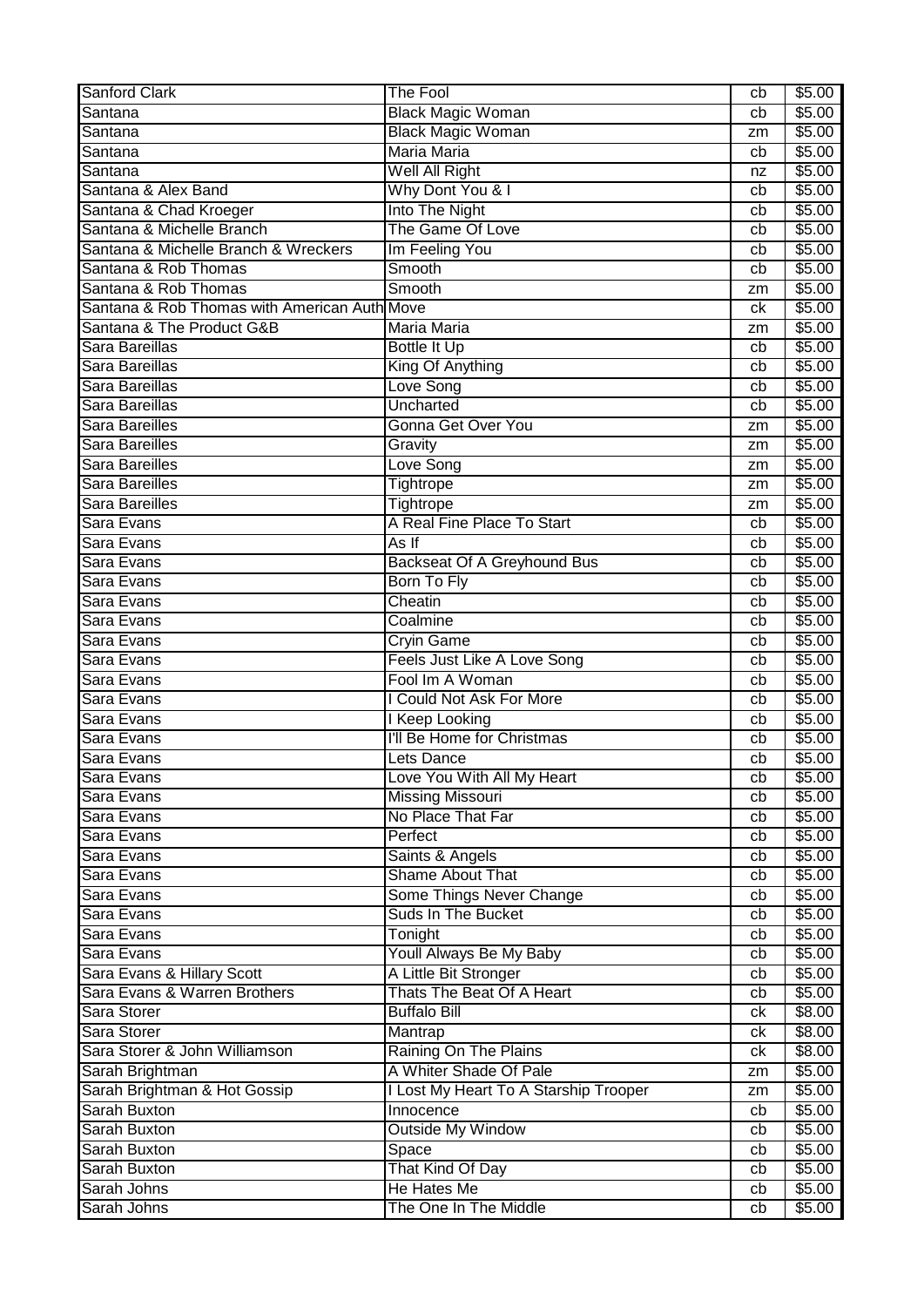| Sanford Clark | The Fool | cb | $5.00 |
|---|---|---|---|
| Santana | Black Magic Woman | cb | $5.00 |
| Santana | Black Magic Woman | zm | $5.00 |
| Santana | Maria Maria | cb | $5.00 |
| Santana | Well All Right | nz | $5.00 |
| Santana & Alex Band | Why Dont You & I | cb | $5.00 |
| Santana & Chad Kroeger | Into The Night | cb | $5.00 |
| Santana & Michelle Branch | The Game Of Love | cb | $5.00 |
| Santana & Michelle Branch & Wreckers | Im Feeling You | cb | $5.00 |
| Santana & Rob Thomas | Smooth | cb | $5.00 |
| Santana & Rob Thomas | Smooth | zm | $5.00 |
| Santana & Rob Thomas with American Auth | Move | ck | $5.00 |
| Santana & The Product G&B | Maria Maria | zm | $5.00 |
| Sara Bareillas | Bottle It Up | cb | $5.00 |
| Sara Bareillas | King Of Anything | cb | $5.00 |
| Sara Bareillas | Love Song | cb | $5.00 |
| Sara Bareillas | Uncharted | cb | $5.00 |
| Sara Bareilles | Gonna Get Over You | zm | $5.00 |
| Sara Bareilles | Gravity | zm | $5.00 |
| Sara Bareilles | Love Song | zm | $5.00 |
| Sara Bareilles | Tightrope | zm | $5.00 |
| Sara Bareilles | Tightrope | zm | $5.00 |
| Sara Evans | A Real Fine Place To Start | cb | $5.00 |
| Sara Evans | As If | cb | $5.00 |
| Sara Evans | Backseat Of A Greyhound Bus | cb | $5.00 |
| Sara Evans | Born To Fly | cb | $5.00 |
| Sara Evans | Cheatin | cb | $5.00 |
| Sara Evans | Coalmine | cb | $5.00 |
| Sara Evans | Cryin Game | cb | $5.00 |
| Sara Evans | Feels Just Like A Love Song | cb | $5.00 |
| Sara Evans | Fool Im A Woman | cb | $5.00 |
| Sara Evans | I Could Not Ask For More | cb | $5.00 |
| Sara Evans | I Keep Looking | cb | $5.00 |
| Sara Evans | I'll Be Home for Christmas | cb | $5.00 |
| Sara Evans | Lets Dance | cb | $5.00 |
| Sara Evans | Love You With All My Heart | cb | $5.00 |
| Sara Evans | Missing Missouri | cb | $5.00 |
| Sara Evans | No Place That Far | cb | $5.00 |
| Sara Evans | Perfect | cb | $5.00 |
| Sara Evans | Saints & Angels | cb | $5.00 |
| Sara Evans | Shame About That | cb | $5.00 |
| Sara Evans | Some Things Never Change | cb | $5.00 |
| Sara Evans | Suds In The Bucket | cb | $5.00 |
| Sara Evans | Tonight | cb | $5.00 |
| Sara Evans | Youll Always Be My Baby | cb | $5.00 |
| Sara Evans & Hillary Scott | A Little Bit Stronger | cb | $5.00 |
| Sara Evans & Warren Brothers | Thats The Beat Of A Heart | cb | $5.00 |
| Sara Storer | Buffalo Bill | ck | $8.00 |
| Sara Storer | Mantrap | ck | $8.00 |
| Sara Storer & John Williamson | Raining On The Plains | ck | $8.00 |
| Sarah Brightman | A Whiter Shade Of Pale | zm | $5.00 |
| Sarah Brightman & Hot Gossip | I Lost My Heart To A Starship Trooper | zm | $5.00 |
| Sarah Buxton | Innocence | cb | $5.00 |
| Sarah Buxton | Outside My Window | cb | $5.00 |
| Sarah Buxton | Space | cb | $5.00 |
| Sarah Buxton | That Kind Of Day | cb | $5.00 |
| Sarah Johns | He Hates Me | cb | $5.00 |
| Sarah Johns | The One In The Middle | cb | $5.00 |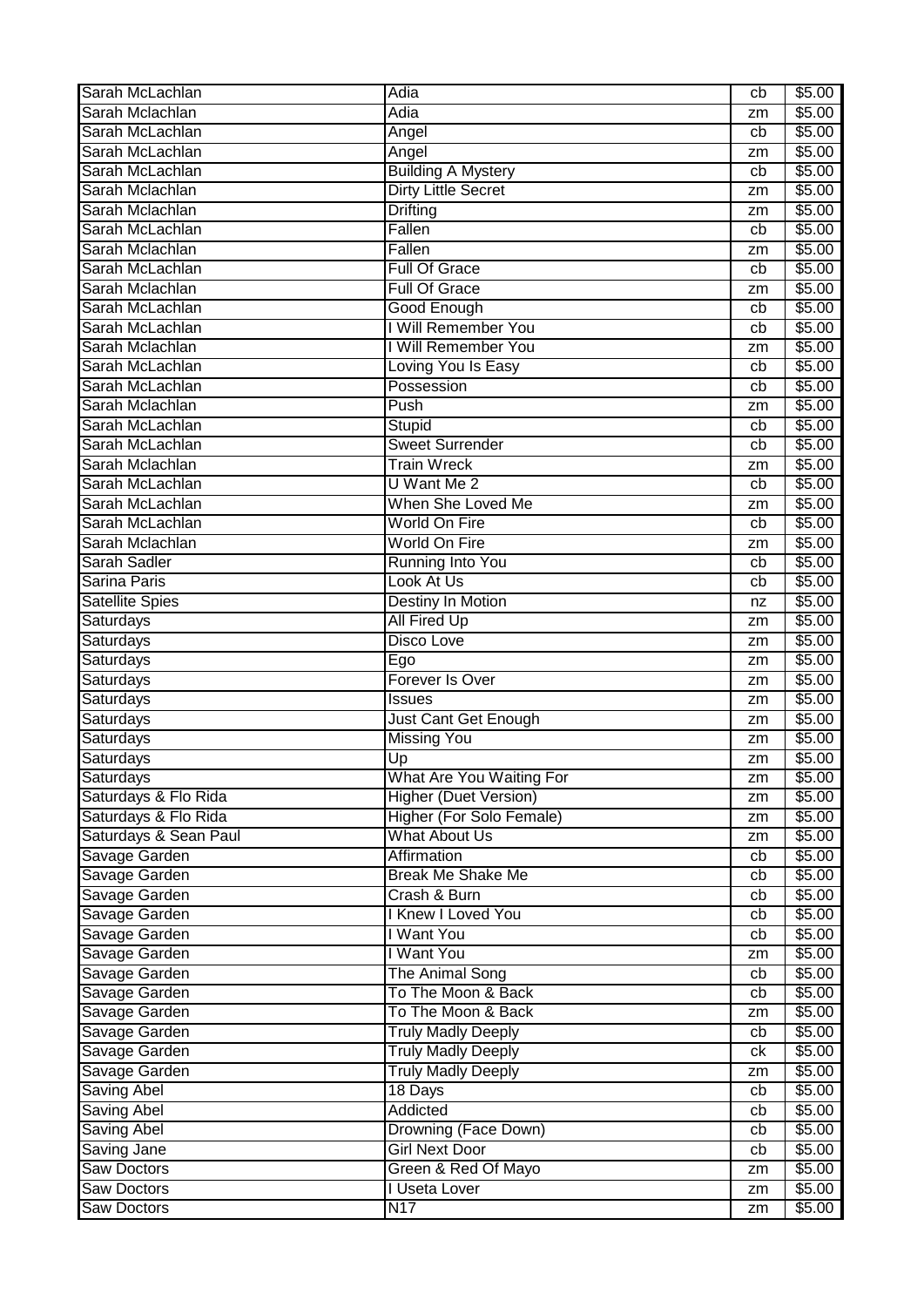| Sarah McLachlan | Adia | cb | $5.00 |
|---|---|---|---|
| Sarah Mclachlan | Adia | zm | $5.00 |
| Sarah McLachlan | Angel | cb | $5.00 |
| Sarah McLachlan | Angel | zm | $5.00 |
| Sarah McLachlan | Building A Mystery | cb | $5.00 |
| Sarah Mclachlan | Dirty Little Secret | zm | $5.00 |
| Sarah Mclachlan | Drifting | zm | $5.00 |
| Sarah McLachlan | Fallen | cb | $5.00 |
| Sarah Mclachlan | Fallen | zm | $5.00 |
| Sarah McLachlan | Full Of Grace | cb | $5.00 |
| Sarah Mclachlan | Full Of Grace | zm | $5.00 |
| Sarah McLachlan | Good Enough | cb | $5.00 |
| Sarah McLachlan | I Will Remember You | cb | $5.00 |
| Sarah Mclachlan | I Will Remember You | zm | $5.00 |
| Sarah McLachlan | Loving You Is Easy | cb | $5.00 |
| Sarah McLachlan | Possession | cb | $5.00 |
| Sarah Mclachlan | Push | zm | $5.00 |
| Sarah McLachlan | Stupid | cb | $5.00 |
| Sarah McLachlan | Sweet Surrender | cb | $5.00 |
| Sarah Mclachlan | Train Wreck | zm | $5.00 |
| Sarah McLachlan | U Want Me 2 | cb | $5.00 |
| Sarah McLachlan | When She Loved Me | zm | $5.00 |
| Sarah McLachlan | World On Fire | cb | $5.00 |
| Sarah Mclachlan | World On Fire | zm | $5.00 |
| Sarah Sadler | Running Into You | cb | $5.00 |
| Sarina Paris | Look At Us | cb | $5.00 |
| Satellite Spies | Destiny In Motion | nz | $5.00 |
| Saturdays | All Fired Up | zm | $5.00 |
| Saturdays | Disco Love | zm | $5.00 |
| Saturdays | Ego | zm | $5.00 |
| Saturdays | Forever Is Over | zm | $5.00 |
| Saturdays | Issues | zm | $5.00 |
| Saturdays | Just Cant Get Enough | zm | $5.00 |
| Saturdays | Missing You | zm | $5.00 |
| Saturdays | Up | zm | $5.00 |
| Saturdays | What Are You Waiting For | zm | $5.00 |
| Saturdays & Flo Rida | Higher (Duet Version) | zm | $5.00 |
| Saturdays & Flo Rida | Higher (For Solo Female) | zm | $5.00 |
| Saturdays & Sean Paul | What About Us | zm | $5.00 |
| Savage Garden | Affirmation | cb | $5.00 |
| Savage Garden | Break Me Shake Me | cb | $5.00 |
| Savage Garden | Crash & Burn | cb | $5.00 |
| Savage Garden | I Knew I Loved You | cb | $5.00 |
| Savage Garden | I Want You | cb | $5.00 |
| Savage Garden | I Want You | zm | $5.00 |
| Savage Garden | The Animal Song | cb | $5.00 |
| Savage Garden | To The Moon & Back | cb | $5.00 |
| Savage Garden | To The Moon & Back | zm | $5.00 |
| Savage Garden | Truly Madly Deeply | cb | $5.00 |
| Savage Garden | Truly Madly Deeply | ck | $5.00 |
| Savage Garden | Truly Madly Deeply | zm | $5.00 |
| Saving Abel | 18 Days | cb | $5.00 |
| Saving Abel | Addicted | cb | $5.00 |
| Saving Abel | Drowning (Face Down) | cb | $5.00 |
| Saving Jane | Girl Next Door | cb | $5.00 |
| Saw Doctors | Green & Red Of Mayo | zm | $5.00 |
| Saw Doctors | I Useta Lover | zm | $5.00 |
| Saw Doctors | N17 | zm | $5.00 |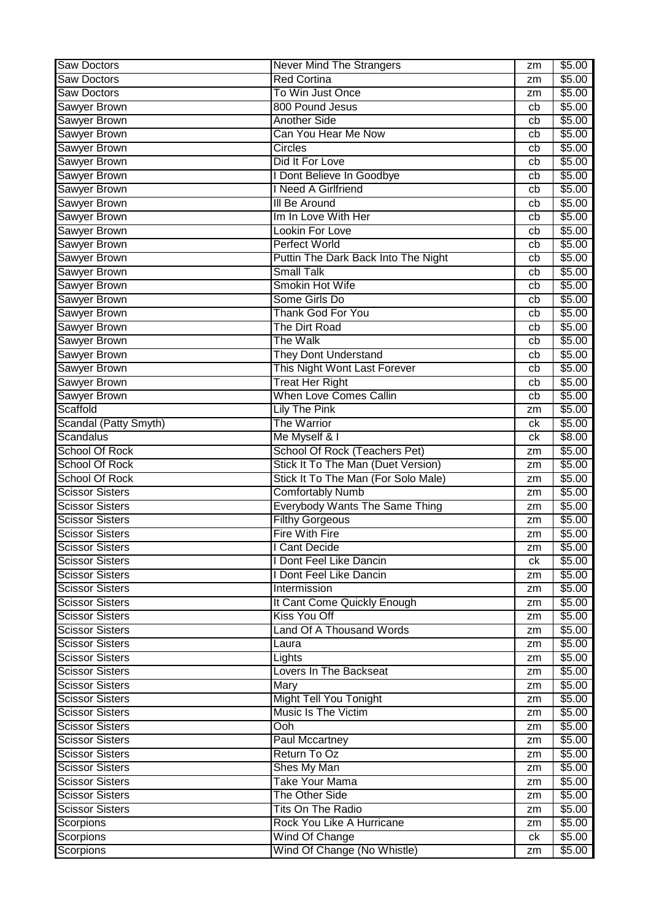| Saw Doctors | Never Mind The Strangers | zm | $5.00 |
|---|---|---|---|
| Saw Doctors | Red Cortina | zm | $5.00 |
| Saw Doctors | To Win Just Once | zm | $5.00 |
| Sawyer Brown | 800 Pound Jesus | cb | $5.00 |
| Sawyer Brown | Another Side | cb | $5.00 |
| Sawyer Brown | Can You Hear Me Now | cb | $5.00 |
| Sawyer Brown | Circles | cb | $5.00 |
| Sawyer Brown | Did It For Love | cb | $5.00 |
| Sawyer Brown | I Dont Believe In Goodbye | cb | $5.00 |
| Sawyer Brown | I Need A Girlfriend | cb | $5.00 |
| Sawyer Brown | Ill Be Around | cb | $5.00 |
| Sawyer Brown | Im In Love With Her | cb | $5.00 |
| Sawyer Brown | Lookin For Love | cb | $5.00 |
| Sawyer Brown | Perfect World | cb | $5.00 |
| Sawyer Brown | Puttin The Dark Back Into The Night | cb | $5.00 |
| Sawyer Brown | Small Talk | cb | $5.00 |
| Sawyer Brown | Smokin Hot Wife | cb | $5.00 |
| Sawyer Brown | Some Girls Do | cb | $5.00 |
| Sawyer Brown | Thank God For You | cb | $5.00 |
| Sawyer Brown | The Dirt Road | cb | $5.00 |
| Sawyer Brown | The Walk | cb | $5.00 |
| Sawyer Brown | They Dont Understand | cb | $5.00 |
| Sawyer Brown | This Night Wont Last Forever | cb | $5.00 |
| Sawyer Brown | Treat Her Right | cb | $5.00 |
| Sawyer Brown | When Love Comes Callin | cb | $5.00 |
| Scaffold | Lily The Pink | zm | $5.00 |
| Scandal (Patty Smyth) | The Warrior | ck | $5.00 |
| Scandalus | Me Myself & I | ck | $8.00 |
| School Of Rock | School Of Rock (Teachers Pet) | zm | $5.00 |
| School Of Rock | Stick It To The Man (Duet Version) | zm | $5.00 |
| School Of Rock | Stick It To The Man (For Solo Male) | zm | $5.00 |
| Scissor Sisters | Comfortably Numb | zm | $5.00 |
| Scissor Sisters | Everybody Wants The Same Thing | zm | $5.00 |
| Scissor Sisters | Filthy Gorgeous | zm | $5.00 |
| Scissor Sisters | Fire With Fire | zm | $5.00 |
| Scissor Sisters | I Cant Decide | zm | $5.00 |
| Scissor Sisters | I Dont Feel Like Dancin | ck | $5.00 |
| Scissor Sisters | I Dont Feel Like Dancin | zm | $5.00 |
| Scissor Sisters | Intermission | zm | $5.00 |
| Scissor Sisters | It Cant Come Quickly Enough | zm | $5.00 |
| Scissor Sisters | Kiss You Off | zm | $5.00 |
| Scissor Sisters | Land Of A Thousand Words | zm | $5.00 |
| Scissor Sisters | Laura | zm | $5.00 |
| Scissor Sisters | Lights | zm | $5.00 |
| Scissor Sisters | Lovers In The Backseat | zm | $5.00 |
| Scissor Sisters | Mary | zm | $5.00 |
| Scissor Sisters | Might Tell You Tonight | zm | $5.00 |
| Scissor Sisters | Music Is The Victim | zm | $5.00 |
| Scissor Sisters | Ooh | zm | $5.00 |
| Scissor Sisters | Paul Mccartney | zm | $5.00 |
| Scissor Sisters | Return To Oz | zm | $5.00 |
| Scissor Sisters | Shes My Man | zm | $5.00 |
| Scissor Sisters | Take Your Mama | zm | $5.00 |
| Scissor Sisters | The Other Side | zm | $5.00 |
| Scissor Sisters | Tits On The Radio | zm | $5.00 |
| Scorpions | Rock You Like A Hurricane | zm | $5.00 |
| Scorpions | Wind Of Change | ck | $5.00 |
| Scorpions | Wind Of Change (No Whistle) | zm | $5.00 |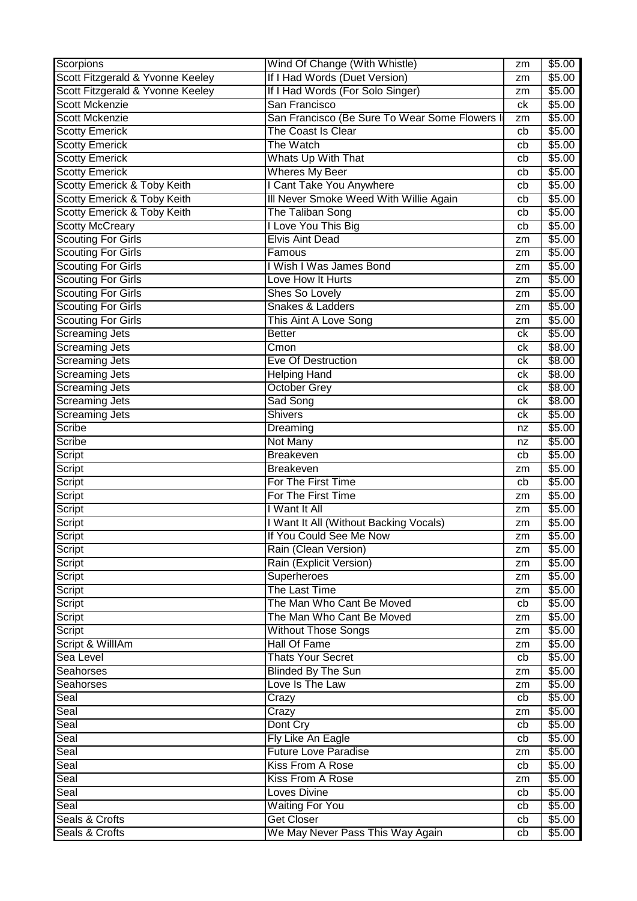| | | | |
|---|---|---|---|
| Scorpions | Wind Of Change (With Whistle) | zm | $5.00 |
| Scott Fitzgerald & Yvonne Keeley | If I Had Words (Duet Version) | zm | $5.00 |
| Scott Fitzgerald & Yvonne Keeley | If I Had Words (For Solo Singer) | zm | $5.00 |
| Scott Mckenzie | San Francisco | ck | $5.00 |
| Scott Mckenzie | San Francisco (Be Sure To Wear Some Flowers I | zm | $5.00 |
| Scotty Emerick | The Coast Is Clear | cb | $5.00 |
| Scotty Emerick | The Watch | cb | $5.00 |
| Scotty Emerick | Whats Up With That | cb | $5.00 |
| Scotty Emerick | Wheres My Beer | cb | $5.00 |
| Scotty Emerick & Toby Keith | I Cant Take You Anywhere | cb | $5.00 |
| Scotty Emerick & Toby Keith | Ill Never Smoke Weed With Willie Again | cb | $5.00 |
| Scotty Emerick & Toby Keith | The Taliban Song | cb | $5.00 |
| Scotty McCreary | I Love You This Big | cb | $5.00 |
| Scouting For Girls | Elvis Aint Dead | zm | $5.00 |
| Scouting For Girls | Famous | zm | $5.00 |
| Scouting For Girls | I Wish I Was James Bond | zm | $5.00 |
| Scouting For Girls | Love How It Hurts | zm | $5.00 |
| Scouting For Girls | Shes So Lovely | zm | $5.00 |
| Scouting For Girls | Snakes & Ladders | zm | $5.00 |
| Scouting For Girls | This Aint A Love Song | zm | $5.00 |
| Screaming Jets | Better | ck | $5.00 |
| Screaming Jets | Cmon | ck | $8.00 |
| Screaming Jets | Eve Of Destruction | ck | $8.00 |
| Screaming Jets | Helping Hand | ck | $8.00 |
| Screaming Jets | October Grey | ck | $8.00 |
| Screaming Jets | Sad Song | ck | $8.00 |
| Screaming Jets | Shivers | ck | $5.00 |
| Scribe | Dreaming | nz | $5.00 |
| Scribe | Not Many | nz | $5.00 |
| Script | Breakeven | cb | $5.00 |
| Script | Breakeven | zm | $5.00 |
| Script | For The First Time | cb | $5.00 |
| Script | For The First Time | zm | $5.00 |
| Script | I Want It All | zm | $5.00 |
| Script | I Want It All (Without Backing Vocals) | zm | $5.00 |
| Script | If You Could See Me Now | zm | $5.00 |
| Script | Rain (Clean Version) | zm | $5.00 |
| Script | Rain (Explicit Version) | zm | $5.00 |
| Script | Superheroes | zm | $5.00 |
| Script | The Last Time | zm | $5.00 |
| Script | The Man Who Cant Be Moved | cb | $5.00 |
| Script | The Man Who Cant Be Moved | zm | $5.00 |
| Script | Without Those Songs | zm | $5.00 |
| Script & WillIAm | Hall Of Fame | zm | $5.00 |
| Sea Level | Thats Your Secret | cb | $5.00 |
| Seahorses | Blinded By The Sun | zm | $5.00 |
| Seahorses | Love Is The Law | zm | $5.00 |
| Seal | Crazy | cb | $5.00 |
| Seal | Crazy | zm | $5.00 |
| Seal | Dont Cry | cb | $5.00 |
| Seal | Fly Like An Eagle | cb | $5.00 |
| Seal | Future Love Paradise | zm | $5.00 |
| Seal | Kiss From A Rose | cb | $5.00 |
| Seal | Kiss From A Rose | zm | $5.00 |
| Seal | Loves Divine | cb | $5.00 |
| Seal | Waiting For You | cb | $5.00 |
| Seals & Crofts | Get Closer | cb | $5.00 |
| Seals & Crofts | We May Never Pass This Way Again | cb | $5.00 |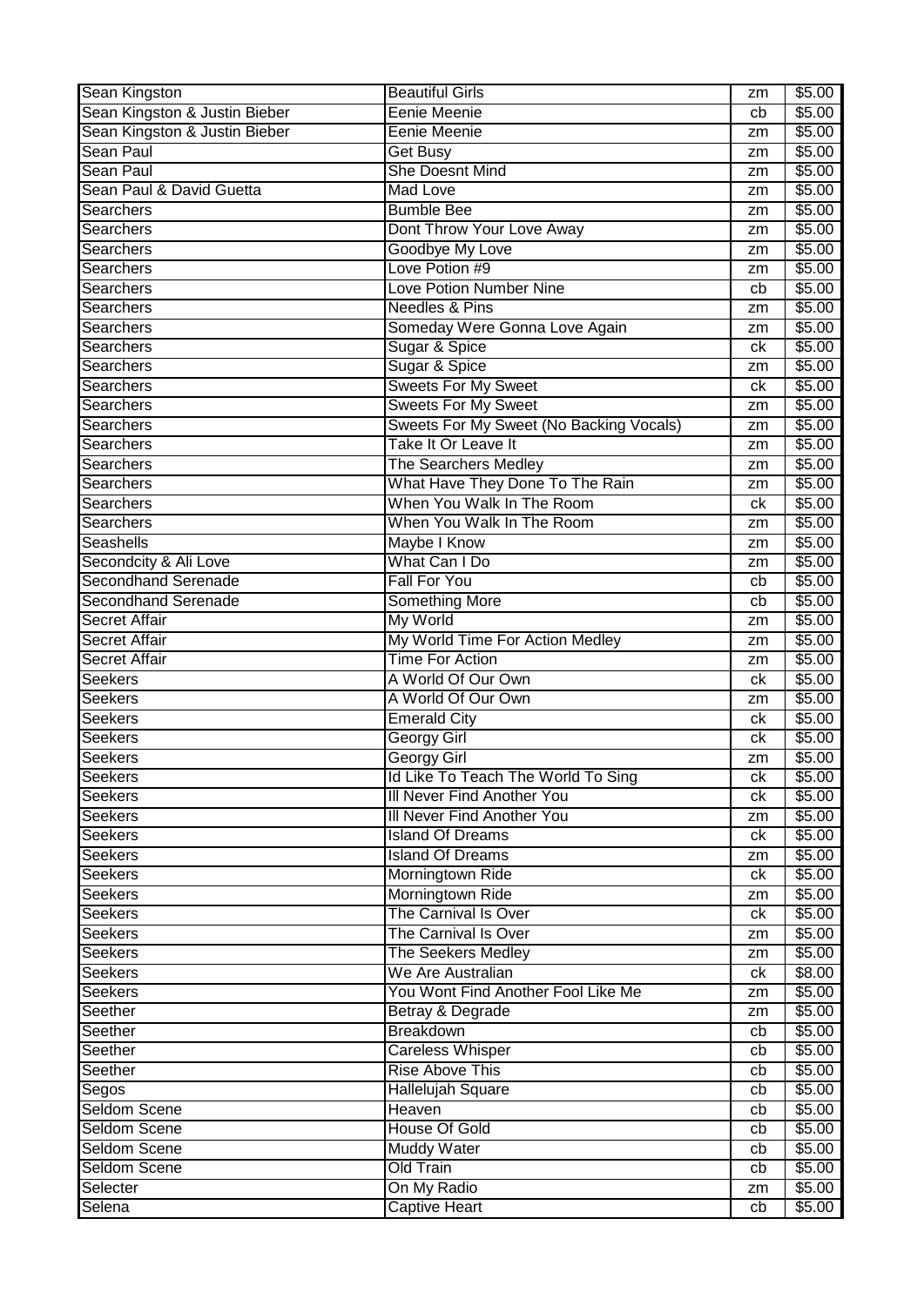| | | | |
|---|---|---|---|
| Sean Kingston | Beautiful Girls | zm | $5.00 |
| Sean Kingston & Justin Bieber | Eenie Meenie | cb | $5.00 |
| Sean Kingston & Justin Bieber | Eenie Meenie | zm | $5.00 |
| Sean Paul | Get Busy | zm | $5.00 |
| Sean Paul | She Doesnt Mind | zm | $5.00 |
| Sean Paul & David Guetta | Mad Love | zm | $5.00 |
| Searchers | Bumble Bee | zm | $5.00 |
| Searchers | Dont Throw Your Love Away | zm | $5.00 |
| Searchers | Goodbye My Love | zm | $5.00 |
| Searchers | Love Potion #9 | zm | $5.00 |
| Searchers | Love Potion Number Nine | cb | $5.00 |
| Searchers | Needles & Pins | zm | $5.00 |
| Searchers | Someday Were Gonna Love Again | zm | $5.00 |
| Searchers | Sugar & Spice | ck | $5.00 |
| Searchers | Sugar & Spice | zm | $5.00 |
| Searchers | Sweets For My Sweet | ck | $5.00 |
| Searchers | Sweets For My Sweet | zm | $5.00 |
| Searchers | Sweets For My Sweet (No Backing Vocals) | zm | $5.00 |
| Searchers | Take It Or Leave It | zm | $5.00 |
| Searchers | The Searchers Medley | zm | $5.00 |
| Searchers | What Have They Done To The Rain | zm | $5.00 |
| Searchers | When You Walk In The Room | ck | $5.00 |
| Searchers | When You Walk In The Room | zm | $5.00 |
| Seashells | Maybe I Know | zm | $5.00 |
| Secondcity & Ali Love | What Can I Do | zm | $5.00 |
| Secondhand Serenade | Fall For You | cb | $5.00 |
| Secondhand Serenade | Something More | cb | $5.00 |
| Secret Affair | My World | zm | $5.00 |
| Secret Affair | My World Time For Action Medley | zm | $5.00 |
| Secret Affair | Time For Action | zm | $5.00 |
| Seekers | A World Of Our Own | ck | $5.00 |
| Seekers | A World Of Our Own | zm | $5.00 |
| Seekers | Emerald City | ck | $5.00 |
| Seekers | Georgy Girl | ck | $5.00 |
| Seekers | Georgy Girl | zm | $5.00 |
| Seekers | Id Like To Teach The World To Sing | ck | $5.00 |
| Seekers | Ill Never Find Another You | ck | $5.00 |
| Seekers | Ill Never Find Another You | zm | $5.00 |
| Seekers | Island Of Dreams | ck | $5.00 |
| Seekers | Island Of Dreams | zm | $5.00 |
| Seekers | Morningtown Ride | ck | $5.00 |
| Seekers | Morningtown Ride | zm | $5.00 |
| Seekers | The Carnival Is Over | ck | $5.00 |
| Seekers | The Carnival Is Over | zm | $5.00 |
| Seekers | The Seekers Medley | zm | $5.00 |
| Seekers | We Are Australian | ck | $8.00 |
| Seekers | You Wont Find Another Fool Like Me | zm | $5.00 |
| Seether | Betray & Degrade | zm | $5.00 |
| Seether | Breakdown | cb | $5.00 |
| Seether | Careless Whisper | cb | $5.00 |
| Seether | Rise Above This | cb | $5.00 |
| Segos | Hallelujah Square | cb | $5.00 |
| Seldom Scene | Heaven | cb | $5.00 |
| Seldom Scene | House Of Gold | cb | $5.00 |
| Seldom Scene | Muddy Water | cb | $5.00 |
| Seldom Scene | Old Train | cb | $5.00 |
| Selecter | On My Radio | zm | $5.00 |
| Selena | Captive Heart | cb | $5.00 |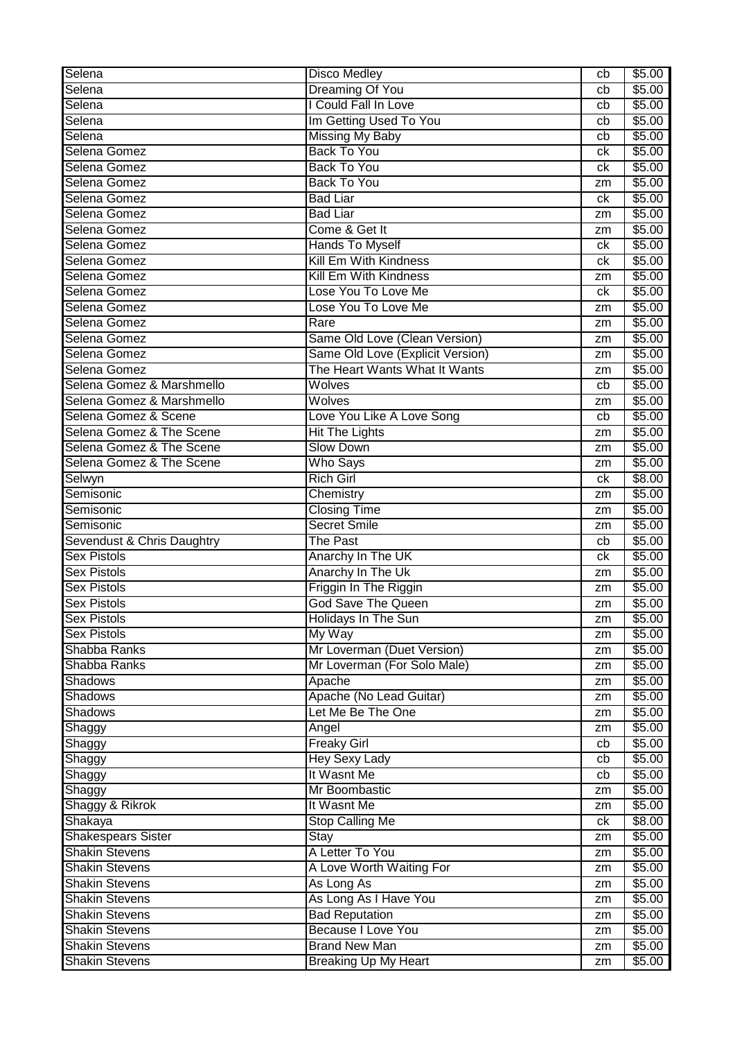| Selena | Disco Medley | cb | $5.00 |
|---|---|---|---|
| Selena | Dreaming Of You | cb | $5.00 |
| Selena | I Could Fall In Love | cb | $5.00 |
| Selena | Im Getting Used To You | cb | $5.00 |
| Selena | Missing My Baby | cb | $5.00 |
| Selena Gomez | Back To You | ck | $5.00 |
| Selena Gomez | Back To You | ck | $5.00 |
| Selena Gomez | Back To You | zm | $5.00 |
| Selena Gomez | Bad Liar | ck | $5.00 |
| Selena Gomez | Bad Liar | zm | $5.00 |
| Selena Gomez | Come & Get It | zm | $5.00 |
| Selena Gomez | Hands To Myself | ck | $5.00 |
| Selena Gomez | Kill Em With Kindness | ck | $5.00 |
| Selena Gomez | Kill Em With Kindness | zm | $5.00 |
| Selena Gomez | Lose You To Love Me | ck | $5.00 |
| Selena Gomez | Lose You To Love Me | zm | $5.00 |
| Selena Gomez | Rare | zm | $5.00 |
| Selena Gomez | Same Old Love (Clean Version) | zm | $5.00 |
| Selena Gomez | Same Old Love (Explicit Version) | zm | $5.00 |
| Selena Gomez | The Heart Wants What It Wants | zm | $5.00 |
| Selena Gomez & Marshmello | Wolves | cb | $5.00 |
| Selena Gomez & Marshmello | Wolves | zm | $5.00 |
| Selena Gomez & Scene | Love You Like A Love Song | cb | $5.00 |
| Selena Gomez & The Scene | Hit The Lights | zm | $5.00 |
| Selena Gomez & The Scene | Slow Down | zm | $5.00 |
| Selena Gomez & The Scene | Who Says | zm | $5.00 |
| Selwyn | Rich Girl | ck | $8.00 |
| Semisonic | Chemistry | zm | $5.00 |
| Semisonic | Closing Time | zm | $5.00 |
| Semisonic | Secret Smile | zm | $5.00 |
| Sevendust & Chris Daughtry | The Past | cb | $5.00 |
| Sex Pistols | Anarchy In The UK | ck | $5.00 |
| Sex Pistols | Anarchy In The Uk | zm | $5.00 |
| Sex Pistols | Friggin In The Riggin | zm | $5.00 |
| Sex Pistols | God Save The Queen | zm | $5.00 |
| Sex Pistols | Holidays In The Sun | zm | $5.00 |
| Sex Pistols | My Way | zm | $5.00 |
| Shabba Ranks | Mr Loverman (Duet Version) | zm | $5.00 |
| Shabba Ranks | Mr Loverman (For Solo Male) | zm | $5.00 |
| Shadows | Apache | zm | $5.00 |
| Shadows | Apache (No Lead Guitar) | zm | $5.00 |
| Shadows | Let Me Be The One | zm | $5.00 |
| Shaggy | Angel | zm | $5.00 |
| Shaggy | Freaky Girl | cb | $5.00 |
| Shaggy | Hey Sexy Lady | cb | $5.00 |
| Shaggy | It Wasnt Me | cb | $5.00 |
| Shaggy | Mr Boombastic | zm | $5.00 |
| Shaggy & Rikrok | It Wasnt Me | zm | $5.00 |
| Shakaya | Stop Calling Me | ck | $8.00 |
| Shakespears Sister | Stay | zm | $5.00 |
| Shakin Stevens | A Letter To You | zm | $5.00 |
| Shakin Stevens | A Love Worth Waiting For | zm | $5.00 |
| Shakin Stevens | As Long As | zm | $5.00 |
| Shakin Stevens | As Long As I Have You | zm | $5.00 |
| Shakin Stevens | Bad Reputation | zm | $5.00 |
| Shakin Stevens | Because I Love You | zm | $5.00 |
| Shakin Stevens | Brand New Man | zm | $5.00 |
| Shakin Stevens | Breaking Up My Heart | zm | $5.00 |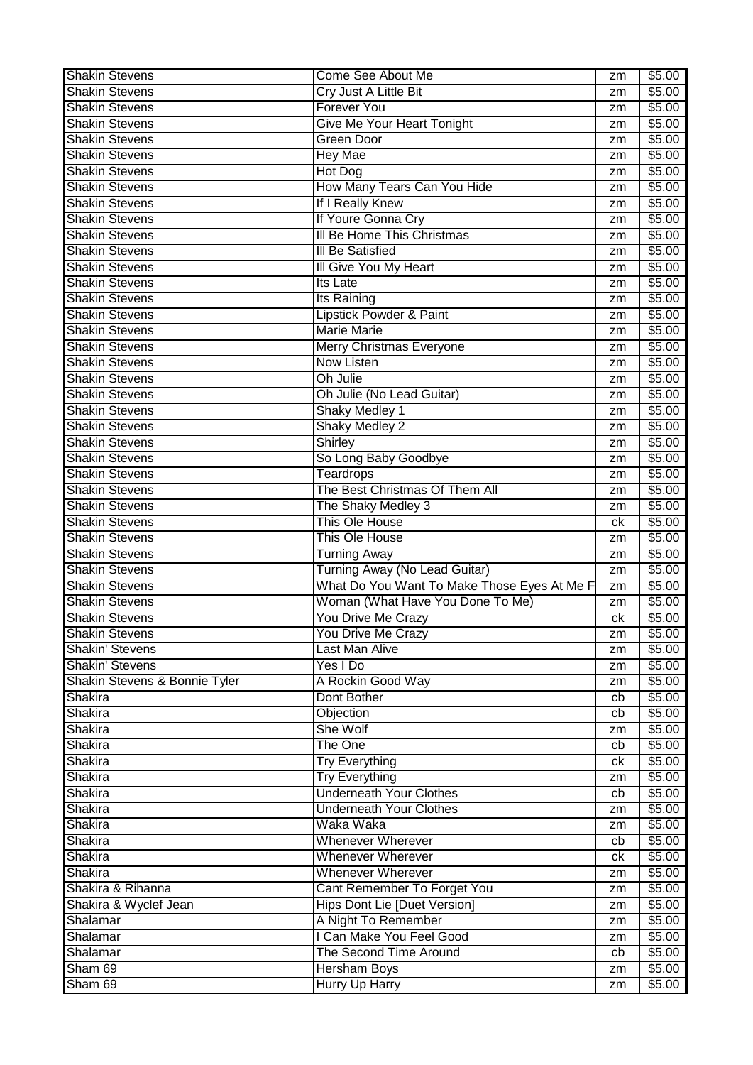| Shakin Stevens | Come See About Me | zm | $5.00 |
|---|---|---|---|
| Shakin Stevens | Cry Just A Little Bit | zm | $5.00 |
| Shakin Stevens | Forever You | zm | $5.00 |
| Shakin Stevens | Give Me Your Heart Tonight | zm | $5.00 |
| Shakin Stevens | Green Door | zm | $5.00 |
| Shakin Stevens | Hey Mae | zm | $5.00 |
| Shakin Stevens | Hot Dog | zm | $5.00 |
| Shakin Stevens | How Many Tears Can You Hide | zm | $5.00 |
| Shakin Stevens | If I Really Knew | zm | $5.00 |
| Shakin Stevens | If Youre Gonna Cry | zm | $5.00 |
| Shakin Stevens | Ill Be Home This Christmas | zm | $5.00 |
| Shakin Stevens | Ill Be Satisfied | zm | $5.00 |
| Shakin Stevens | Ill Give You My Heart | zm | $5.00 |
| Shakin Stevens | Its Late | zm | $5.00 |
| Shakin Stevens | Its Raining | zm | $5.00 |
| Shakin Stevens | Lipstick Powder & Paint | zm | $5.00 |
| Shakin Stevens | Marie Marie | zm | $5.00 |
| Shakin Stevens | Merry Christmas Everyone | zm | $5.00 |
| Shakin Stevens | Now Listen | zm | $5.00 |
| Shakin Stevens | Oh Julie | zm | $5.00 |
| Shakin Stevens | Oh Julie (No Lead Guitar) | zm | $5.00 |
| Shakin Stevens | Shaky Medley 1 | zm | $5.00 |
| Shakin Stevens | Shaky Medley 2 | zm | $5.00 |
| Shakin Stevens | Shirley | zm | $5.00 |
| Shakin Stevens | So Long Baby Goodbye | zm | $5.00 |
| Shakin Stevens | Teardrops | zm | $5.00 |
| Shakin Stevens | The Best Christmas Of Them All | zm | $5.00 |
| Shakin Stevens | The Shaky Medley 3 | zm | $5.00 |
| Shakin Stevens | This Ole House | ck | $5.00 |
| Shakin Stevens | This Ole House | zm | $5.00 |
| Shakin Stevens | Turning Away | zm | $5.00 |
| Shakin Stevens | Turning Away (No Lead Guitar) | zm | $5.00 |
| Shakin Stevens | What Do You Want To Make Those Eyes At Me F | zm | $5.00 |
| Shakin Stevens | Woman (What Have You Done To Me) | zm | $5.00 |
| Shakin Stevens | You Drive Me Crazy | ck | $5.00 |
| Shakin Stevens | You Drive Me Crazy | zm | $5.00 |
| Shakin' Stevens | Last Man Alive | zm | $5.00 |
| Shakin' Stevens | Yes I Do | zm | $5.00 |
| Shakin Stevens & Bonnie Tyler | A Rockin Good Way | zm | $5.00 |
| Shakira | Dont Bother | cb | $5.00 |
| Shakira | Objection | cb | $5.00 |
| Shakira | She Wolf | zm | $5.00 |
| Shakira | The One | cb | $5.00 |
| Shakira | Try Everything | ck | $5.00 |
| Shakira | Try Everything | zm | $5.00 |
| Shakira | Underneath Your Clothes | cb | $5.00 |
| Shakira | Underneath Your Clothes | zm | $5.00 |
| Shakira | Waka Waka | zm | $5.00 |
| Shakira | Whenever Wherever | cb | $5.00 |
| Shakira | Whenever Wherever | ck | $5.00 |
| Shakira | Whenever Wherever | zm | $5.00 |
| Shakira & Rihanna | Cant Remember To Forget You | zm | $5.00 |
| Shakira & Wyclef Jean | Hips Dont Lie [Duet Version] | zm | $5.00 |
| Shalamar | A Night To Remember | zm | $5.00 |
| Shalamar | I Can Make You Feel Good | zm | $5.00 |
| Shalamar | The Second Time Around | cb | $5.00 |
| Sham 69 | Hersham Boys | zm | $5.00 |
| Sham 69 | Hurry Up Harry | zm | $5.00 |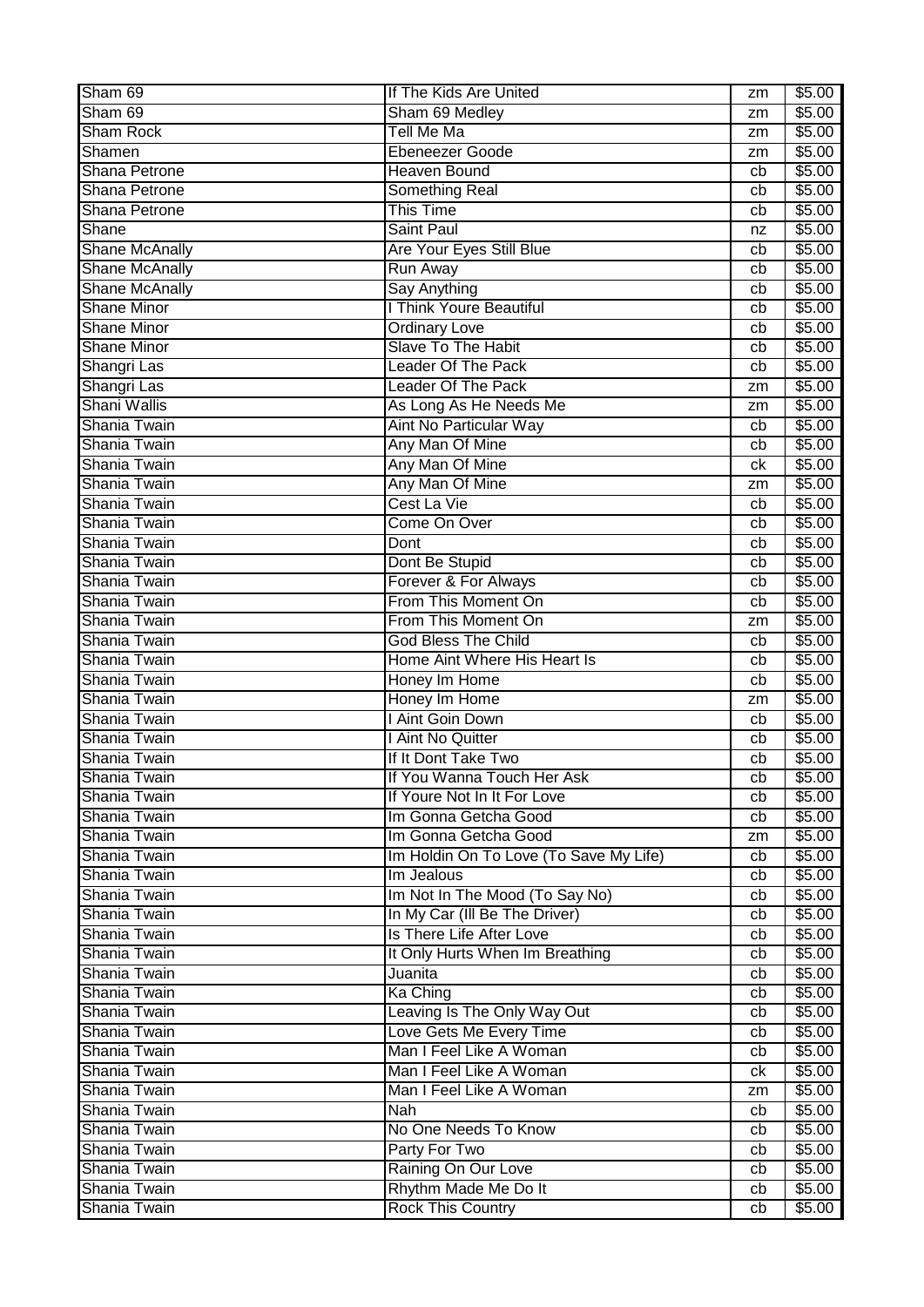| Sham 69 | If The Kids Are United | zm | $5.00 |
|---|---|---|---|
| Sham 69 | Sham 69 Medley | zm | $5.00 |
| Sham Rock | Tell Me Ma | zm | $5.00 |
| Shamen | Ebeneezer Goode | zm | $5.00 |
| Shana Petrone | Heaven Bound | cb | $5.00 |
| Shana Petrone | Something Real | cb | $5.00 |
| Shana Petrone | This Time | cb | $5.00 |
| Shane | Saint Paul | nz | $5.00 |
| Shane McAnally | Are Your Eyes Still Blue | cb | $5.00 |
| Shane McAnally | Run Away | cb | $5.00 |
| Shane McAnally | Say Anything | cb | $5.00 |
| Shane Minor | I Think Youre Beautiful | cb | $5.00 |
| Shane Minor | Ordinary Love | cb | $5.00 |
| Shane Minor | Slave To The Habit | cb | $5.00 |
| Shangri Las | Leader Of The Pack | cb | $5.00 |
| Shangri Las | Leader Of The Pack | zm | $5.00 |
| Shani Wallis | As Long As He Needs Me | zm | $5.00 |
| Shania Twain | Aint No Particular Way | cb | $5.00 |
| Shania Twain | Any Man Of Mine | cb | $5.00 |
| Shania Twain | Any Man Of Mine | ck | $5.00 |
| Shania Twain | Any Man Of Mine | zm | $5.00 |
| Shania Twain | Cest La Vie | cb | $5.00 |
| Shania Twain | Come On Over | cb | $5.00 |
| Shania Twain | Dont | cb | $5.00 |
| Shania Twain | Dont Be Stupid | cb | $5.00 |
| Shania Twain | Forever & For Always | cb | $5.00 |
| Shania Twain | From This Moment On | cb | $5.00 |
| Shania Twain | From This Moment On | zm | $5.00 |
| Shania Twain | God Bless The Child | cb | $5.00 |
| Shania Twain | Home Aint Where His Heart Is | cb | $5.00 |
| Shania Twain | Honey Im Home | cb | $5.00 |
| Shania Twain | Honey Im Home | zm | $5.00 |
| Shania Twain | I Aint Goin Down | cb | $5.00 |
| Shania Twain | I Aint No Quitter | cb | $5.00 |
| Shania Twain | If It Dont Take Two | cb | $5.00 |
| Shania Twain | If You Wanna Touch Her Ask | cb | $5.00 |
| Shania Twain | If Youre Not In It For Love | cb | $5.00 |
| Shania Twain | Im Gonna Getcha Good | cb | $5.00 |
| Shania Twain | Im Gonna Getcha Good | zm | $5.00 |
| Shania Twain | Im Holdin On To Love (To Save My Life) | cb | $5.00 |
| Shania Twain | Im Jealous | cb | $5.00 |
| Shania Twain | Im Not In The Mood (To Say No) | cb | $5.00 |
| Shania Twain | In My Car (Ill Be The Driver) | cb | $5.00 |
| Shania Twain | Is There Life After Love | cb | $5.00 |
| Shania Twain | It Only Hurts When Im Breathing | cb | $5.00 |
| Shania Twain | Juanita | cb | $5.00 |
| Shania Twain | Ka Ching | cb | $5.00 |
| Shania Twain | Leaving Is The Only Way Out | cb | $5.00 |
| Shania Twain | Love Gets Me Every Time | cb | $5.00 |
| Shania Twain | Man I Feel Like A Woman | cb | $5.00 |
| Shania Twain | Man I Feel Like A Woman | ck | $5.00 |
| Shania Twain | Man I Feel Like A Woman | zm | $5.00 |
| Shania Twain | Nah | cb | $5.00 |
| Shania Twain | No One Needs To Know | cb | $5.00 |
| Shania Twain | Party For Two | cb | $5.00 |
| Shania Twain | Raining On Our Love | cb | $5.00 |
| Shania Twain | Rhythm Made Me Do It | cb | $5.00 |
| Shania Twain | Rock This Country | cb | $5.00 |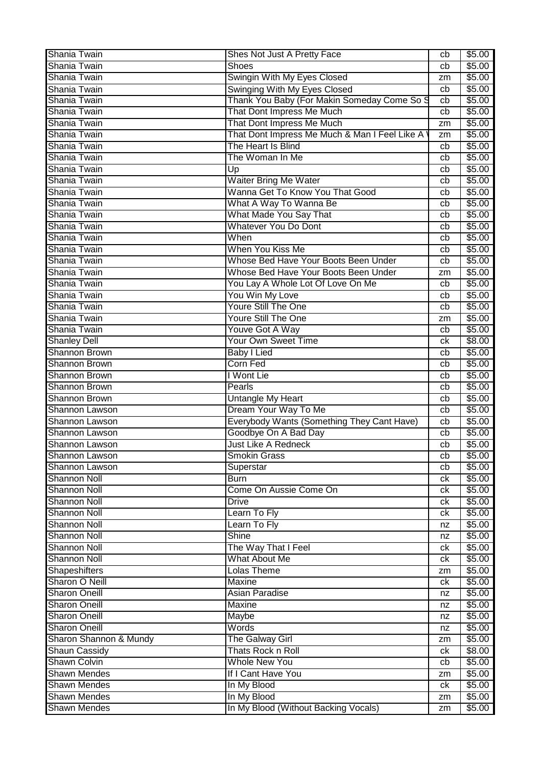| | | | |
|---|---|---|---|
| Shania Twain | Shes Not Just A Pretty Face | cb | $5.00 |
| Shania Twain | Shoes | cb | $5.00 |
| Shania Twain | Swingin With My Eyes Closed | zm | $5.00 |
| Shania Twain | Swinging With My Eyes Closed | cb | $5.00 |
| Shania Twain | Thank You Baby (For Makin Someday Come So S | cb | $5.00 |
| Shania Twain | That Dont Impress Me Much | cb | $5.00 |
| Shania Twain | That Dont Impress Me Much | zm | $5.00 |
| Shania Twain | That Dont Impress Me Much & Man I Feel Like A | zm | $5.00 |
| Shania Twain | The Heart Is Blind | cb | $5.00 |
| Shania Twain | The Woman In Me | cb | $5.00 |
| Shania Twain | Up | cb | $5.00 |
| Shania Twain | Waiter Bring Me Water | cb | $5.00 |
| Shania Twain | Wanna Get To Know You That Good | cb | $5.00 |
| Shania Twain | What A Way To Wanna Be | cb | $5.00 |
| Shania Twain | What Made You Say That | cb | $5.00 |
| Shania Twain | Whatever You Do Dont | cb | $5.00 |
| Shania Twain | When | cb | $5.00 |
| Shania Twain | When You Kiss Me | cb | $5.00 |
| Shania Twain | Whose Bed Have Your Boots Been Under | cb | $5.00 |
| Shania Twain | Whose Bed Have Your Boots Been Under | zm | $5.00 |
| Shania Twain | You Lay A Whole Lot Of Love On Me | cb | $5.00 |
| Shania Twain | You Win My Love | cb | $5.00 |
| Shania Twain | Youre Still The One | cb | $5.00 |
| Shania Twain | Youre Still The One | zm | $5.00 |
| Shania Twain | Youve Got A Way | cb | $5.00 |
| Shanley Dell | Your Own Sweet Time | ck | $8.00 |
| Shannon Brown | Baby I Lied | cb | $5.00 |
| Shannon Brown | Corn Fed | cb | $5.00 |
| Shannon Brown | I Wont Lie | cb | $5.00 |
| Shannon Brown | Pearls | cb | $5.00 |
| Shannon Brown | Untangle My Heart | cb | $5.00 |
| Shannon Lawson | Dream Your Way To Me | cb | $5.00 |
| Shannon Lawson | Everybody Wants (Something They Cant Have) | cb | $5.00 |
| Shannon Lawson | Goodbye On A Bad Day | cb | $5.00 |
| Shannon Lawson | Just Like A Redneck | cb | $5.00 |
| Shannon Lawson | Smokin Grass | cb | $5.00 |
| Shannon Lawson | Superstar | cb | $5.00 |
| Shannon Noll | Burn | ck | $5.00 |
| Shannon Noll | Come On Aussie Come On | ck | $5.00 |
| Shannon Noll | Drive | ck | $5.00 |
| Shannon Noll | Learn To Fly | ck | $5.00 |
| Shannon Noll | Learn To Fly | nz | $5.00 |
| Shannon Noll | Shine | nz | $5.00 |
| Shannon Noll | The Way That I Feel | ck | $5.00 |
| Shannon Noll | What About Me | ck | $5.00 |
| Shapeshifters | Lolas Theme | zm | $5.00 |
| Sharon O Neill | Maxine | ck | $5.00 |
| Sharon Oneill | Asian Paradise | nz | $5.00 |
| Sharon Oneill | Maxine | nz | $5.00 |
| Sharon Oneill | Maybe | nz | $5.00 |
| Sharon Oneill | Words | nz | $5.00 |
| Sharon Shannon & Mundy | The Galway Girl | zm | $5.00 |
| Shaun Cassidy | Thats Rock n Roll | ck | $8.00 |
| Shawn Colvin | Whole New You | cb | $5.00 |
| Shawn Mendes | If I Cant Have You | zm | $5.00 |
| Shawn Mendes | In My Blood | ck | $5.00 |
| Shawn Mendes | In My Blood | zm | $5.00 |
| Shawn Mendes | In My Blood (Without Backing Vocals) | zm | $5.00 |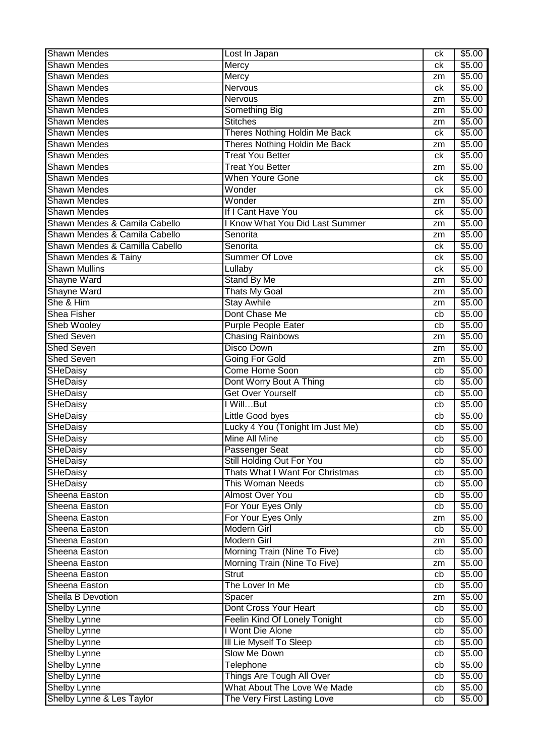| Shawn Mendes | Lost In Japan | ck | $5.00 |
|---|---|---|---|
| Shawn Mendes | Mercy | ck | $5.00 |
| Shawn Mendes | Mercy | zm | $5.00 |
| Shawn Mendes | Nervous | ck | $5.00 |
| Shawn Mendes | Nervous | zm | $5.00 |
| Shawn Mendes | Something Big | zm | $5.00 |
| Shawn Mendes | Stitches | zm | $5.00 |
| Shawn Mendes | Theres Nothing Holdin Me Back | ck | $5.00 |
| Shawn Mendes | Theres Nothing Holdin Me Back | zm | $5.00 |
| Shawn Mendes | Treat You Better | ck | $5.00 |
| Shawn Mendes | Treat You Better | zm | $5.00 |
| Shawn Mendes | When Youre Gone | ck | $5.00 |
| Shawn Mendes | Wonder | ck | $5.00 |
| Shawn Mendes | Wonder | zm | $5.00 |
| Shawn Mendes | If I Cant Have You | ck | $5.00 |
| Shawn Mendes & Camila Cabello | I Know What You Did Last Summer | zm | $5.00 |
| Shawn Mendes & Camila Cabello | Senorita | zm | $5.00 |
| Shawn Mendes & Camilla Cabello | Senorita | ck | $5.00 |
| Shawn Mendes & Tainy | Summer Of Love | ck | $5.00 |
| Shawn Mullins | Lullaby | ck | $5.00 |
| Shayne Ward | Stand By Me | zm | $5.00 |
| Shayne Ward | Thats My Goal | zm | $5.00 |
| She & Him | Stay Awhile | zm | $5.00 |
| Shea Fisher | Dont Chase Me | cb | $5.00 |
| Sheb Wooley | Purple People Eater | cb | $5.00 |
| Shed Seven | Chasing Rainbows | zm | $5.00 |
| Shed Seven | Disco Down | zm | $5.00 |
| Shed Seven | Going For Gold | zm | $5.00 |
| SHeDaisy | Come Home Soon | cb | $5.00 |
| SHeDaisy | Dont Worry Bout A Thing | cb | $5.00 |
| SHeDaisy | Get Over Yourself | cb | $5.00 |
| SHeDaisy | I Will…But | cb | $5.00 |
| SHeDaisy | Little Good byes | cb | $5.00 |
| SHeDaisy | Lucky 4 You (Tonight Im Just Me) | cb | $5.00 |
| SHeDaisy | Mine All Mine | cb | $5.00 |
| SHeDaisy | Passenger Seat | cb | $5.00 |
| SHeDaisy | Still Holding Out For You | cb | $5.00 |
| SHeDaisy | Thats What I Want For Christmas | cb | $5.00 |
| SHeDaisy | This Woman Needs | cb | $5.00 |
| Sheena Easton | Almost Over You | cb | $5.00 |
| Sheena Easton | For Your Eyes Only | cb | $5.00 |
| Sheena Easton | For Your Eyes Only | zm | $5.00 |
| Sheena Easton | Modern Girl | cb | $5.00 |
| Sheena Easton | Modern Girl | zm | $5.00 |
| Sheena Easton | Morning Train (Nine To Five) | cb | $5.00 |
| Sheena Easton | Morning Train (Nine To Five) | zm | $5.00 |
| Sheena Easton | Strut | cb | $5.00 |
| Sheena Easton | The Lover In Me | cb | $5.00 |
| Sheila B Devotion | Spacer | zm | $5.00 |
| Shelby Lynne | Dont Cross Your Heart | cb | $5.00 |
| Shelby Lynne | Feelin Kind Of Lonely Tonight | cb | $5.00 |
| Shelby Lynne | I Wont Die Alone | cb | $5.00 |
| Shelby Lynne | Ill Lie Myself To Sleep | cb | $5.00 |
| Shelby Lynne | Slow Me Down | cb | $5.00 |
| Shelby Lynne | Telephone | cb | $5.00 |
| Shelby Lynne | Things Are Tough All Over | cb | $5.00 |
| Shelby Lynne | What About The Love We Made | cb | $5.00 |
| Shelby Lynne & Les Taylor | The Very First Lasting Love | cb | $5.00 |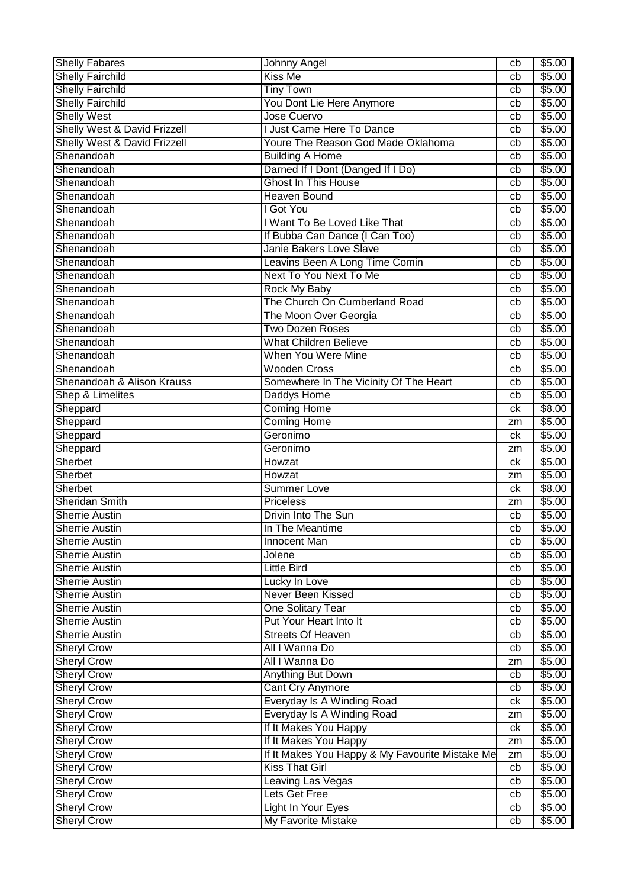| Shelly Fabares | Johnny Angel | cb | $5.00 |
|---|---|---|---|
| Shelly Fairchild | Kiss Me | cb | $5.00 |
| Shelly Fairchild | Tiny Town | cb | $5.00 |
| Shelly Fairchild | You Dont Lie Here Anymore | cb | $5.00 |
| Shelly West | Jose Cuervo | cb | $5.00 |
| Shelly West & David Frizzell | I Just Came Here To Dance | cb | $5.00 |
| Shelly West & David Frizzell | Youre The Reason God Made Oklahoma | cb | $5.00 |
| Shenandoah | Building A Home | cb | $5.00 |
| Shenandoah | Darned If I Dont (Danged If I Do) | cb | $5.00 |
| Shenandoah | Ghost In This House | cb | $5.00 |
| Shenandoah | Heaven Bound | cb | $5.00 |
| Shenandoah | I Got You | cb | $5.00 |
| Shenandoah | I Want To Be Loved Like That | cb | $5.00 |
| Shenandoah | If Bubba Can Dance (I Can Too) | cb | $5.00 |
| Shenandoah | Janie Bakers Love Slave | cb | $5.00 |
| Shenandoah | Leavins Been A Long Time Comin | cb | $5.00 |
| Shenandoah | Next To You Next To Me | cb | $5.00 |
| Shenandoah | Rock My Baby | cb | $5.00 |
| Shenandoah | The Church On Cumberland Road | cb | $5.00 |
| Shenandoah | The Moon Over Georgia | cb | $5.00 |
| Shenandoah | Two Dozen Roses | cb | $5.00 |
| Shenandoah | What Children Believe | cb | $5.00 |
| Shenandoah | When You Were Mine | cb | $5.00 |
| Shenandoah | Wooden Cross | cb | $5.00 |
| Shenandoah & Alison Krauss | Somewhere In The Vicinity Of The Heart | cb | $5.00 |
| Shep & Limelites | Daddys Home | cb | $5.00 |
| Sheppard | Coming Home | ck | $8.00 |
| Sheppard | Coming Home | zm | $5.00 |
| Sheppard | Geronimo | ck | $5.00 |
| Sheppard | Geronimo | zm | $5.00 |
| Sherbet | Howzat | ck | $5.00 |
| Sherbet | Howzat | zm | $5.00 |
| Sherbet | Summer Love | ck | $8.00 |
| Sheridan Smith | Priceless | zm | $5.00 |
| Sherrie Austin | Drivin Into The Sun | cb | $5.00 |
| Sherrie Austin | In The Meantime | cb | $5.00 |
| Sherrie Austin | Innocent Man | cb | $5.00 |
| Sherrie Austin | Jolene | cb | $5.00 |
| Sherrie Austin | Little Bird | cb | $5.00 |
| Sherrie Austin | Lucky In Love | cb | $5.00 |
| Sherrie Austin | Never Been Kissed | cb | $5.00 |
| Sherrie Austin | One Solitary Tear | cb | $5.00 |
| Sherrie Austin | Put Your Heart Into It | cb | $5.00 |
| Sherrie Austin | Streets Of Heaven | cb | $5.00 |
| Sheryl Crow | All I Wanna Do | cb | $5.00 |
| Sheryl Crow | All I Wanna Do | zm | $5.00 |
| Sheryl Crow | Anything But Down | cb | $5.00 |
| Sheryl Crow | Cant Cry Anymore | cb | $5.00 |
| Sheryl Crow | Everyday Is A Winding Road | ck | $5.00 |
| Sheryl Crow | Everyday Is A Winding Road | zm | $5.00 |
| Sheryl Crow | If It Makes You Happy | ck | $5.00 |
| Sheryl Crow | If It Makes You Happy | zm | $5.00 |
| Sheryl Crow | If It Makes You Happy & My Favourite Mistake Me | zm | $5.00 |
| Sheryl Crow | Kiss That Girl | cb | $5.00 |
| Sheryl Crow | Leaving Las Vegas | cb | $5.00 |
| Sheryl Crow | Lets Get Free | cb | $5.00 |
| Sheryl Crow | Light In Your Eyes | cb | $5.00 |
| Sheryl Crow | My Favorite Mistake | cb | $5.00 |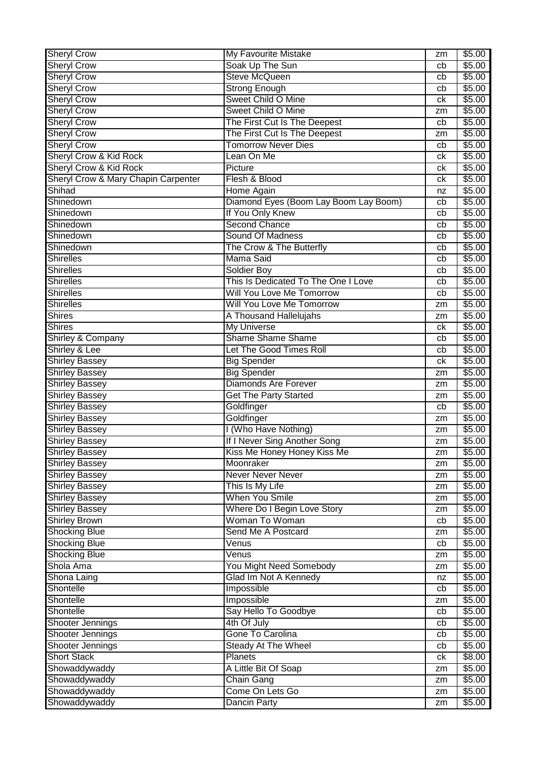| Sheryl Crow | My Favourite Mistake | zm | $5.00 |
|---|---|---|---|
| Sheryl Crow | Soak Up The Sun | cb | $5.00 |
| Sheryl Crow | Steve McQueen | cb | $5.00 |
| Sheryl Crow | Strong Enough | cb | $5.00 |
| Sheryl Crow | Sweet Child O Mine | ck | $5.00 |
| Sheryl Crow | Sweet Child O Mine | zm | $5.00 |
| Sheryl Crow | The First Cut Is The Deepest | cb | $5.00 |
| Sheryl Crow | The First Cut Is The Deepest | zm | $5.00 |
| Sheryl Crow | Tomorrow Never Dies | cb | $5.00 |
| Sheryl Crow & Kid Rock | Lean On Me | ck | $5.00 |
| Sheryl Crow & Kid Rock | Picture | ck | $5.00 |
| Sheryl Crow & Mary Chapin Carpenter | Flesh & Blood | ck | $5.00 |
| Shihad | Home Again | nz | $5.00 |
| Shinedown | Diamond Eyes (Boom Lay Boom Lay Boom) | cb | $5.00 |
| Shinedown | If You Only Knew | cb | $5.00 |
| Shinedown | Second Chance | cb | $5.00 |
| Shinedown | Sound Of Madness | cb | $5.00 |
| Shinedown | The Crow & The Butterfly | cb | $5.00 |
| Shirelles | Mama Said | cb | $5.00 |
| Shirelles | Soldier Boy | cb | $5.00 |
| Shirelles | This Is Dedicated To The One I Love | cb | $5.00 |
| Shirelles | Will You Love Me Tomorrow | cb | $5.00 |
| Shirelles | Will You Love Me Tomorrow | zm | $5.00 |
| Shires | A Thousand Hallelujahs | zm | $5.00 |
| Shires | My Universe | ck | $5.00 |
| Shirley & Company | Shame Shame Shame | cb | $5.00 |
| Shirley & Lee | Let The Good Times Roll | cb | $5.00 |
| Shirley Bassey | Big Spender | ck | $5.00 |
| Shirley Bassey | Big Spender | zm | $5.00 |
| Shirley Bassey | Diamonds Are Forever | zm | $5.00 |
| Shirley Bassey | Get The Party Started | zm | $5.00 |
| Shirley Bassey | Goldfinger | cb | $5.00 |
| Shirley Bassey | Goldfinger | zm | $5.00 |
| Shirley Bassey | I (Who Have Nothing) | zm | $5.00 |
| Shirley Bassey | If I Never Sing Another Song | zm | $5.00 |
| Shirley Bassey | Kiss Me Honey Honey Kiss Me | zm | $5.00 |
| Shirley Bassey | Moonraker | zm | $5.00 |
| Shirley Bassey | Never Never Never | zm | $5.00 |
| Shirley Bassey | This Is My Life | zm | $5.00 |
| Shirley Bassey | When You Smile | zm | $5.00 |
| Shirley Bassey | Where Do I Begin Love Story | zm | $5.00 |
| Shirley Brown | Woman To Woman | cb | $5.00 |
| Shocking Blue | Send Me A Postcard | zm | $5.00 |
| Shocking Blue | Venus | cb | $5.00 |
| Shocking Blue | Venus | zm | $5.00 |
| Shola Ama | You Might Need Somebody | zm | $5.00 |
| Shona Laing | Glad Im Not A Kennedy | nz | $5.00 |
| Shontelle | Impossible | cb | $5.00 |
| Shontelle | Impossible | zm | $5.00 |
| Shontelle | Say Hello To Goodbye | cb | $5.00 |
| Shooter Jennings | 4th Of July | cb | $5.00 |
| Shooter Jennings | Gone To Carolina | cb | $5.00 |
| Shooter Jennings | Steady At The Wheel | cb | $5.00 |
| Short Stack | Planets | ck | $8.00 |
| Showaddywaddy | A Little Bit Of Soap | zm | $5.00 |
| Showaddywaddy | Chain Gang | zm | $5.00 |
| Showaddywaddy | Come On Lets Go | zm | $5.00 |
| Showaddywaddy | Dancin Party | zm | $5.00 |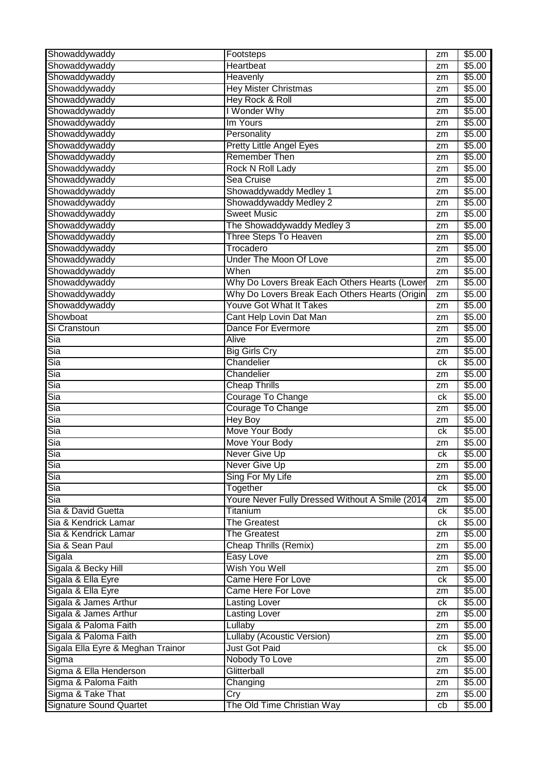| Showaddywaddy | Footsteps | zm | $5.00 |
|---|---|---|---|
| Showaddywaddy | Heartbeat | zm | $5.00 |
| Showaddywaddy | Heavenly | zm | $5.00 |
| Showaddywaddy | Hey Mister Christmas | zm | $5.00 |
| Showaddywaddy | Hey Rock & Roll | zm | $5.00 |
| Showaddywaddy | I Wonder Why | zm | $5.00 |
| Showaddywaddy | Im Yours | zm | $5.00 |
| Showaddywaddy | Personality | zm | $5.00 |
| Showaddywaddy | Pretty Little Angel Eyes | zm | $5.00 |
| Showaddywaddy | Remember Then | zm | $5.00 |
| Showaddywaddy | Rock N Roll Lady | zm | $5.00 |
| Showaddywaddy | Sea Cruise | zm | $5.00 |
| Showaddywaddy | Showaddywaddy Medley 1 | zm | $5.00 |
| Showaddywaddy | Showaddywaddy Medley 2 | zm | $5.00 |
| Showaddywaddy | Sweet Music | zm | $5.00 |
| Showaddywaddy | The Showaddywaddy Medley 3 | zm | $5.00 |
| Showaddywaddy | Three Steps To Heaven | zm | $5.00 |
| Showaddywaddy | Trocadero | zm | $5.00 |
| Showaddywaddy | Under The Moon Of Love | zm | $5.00 |
| Showaddywaddy | When | zm | $5.00 |
| Showaddywaddy | Why Do Lovers Break Each Others Hearts (Lower | zm | $5.00 |
| Showaddywaddy | Why Do Lovers Break Each Others Hearts (Origin | zm | $5.00 |
| Showaddywaddy | Youve Got What It Takes | zm | $5.00 |
| Showboat | Cant Help Lovin Dat Man | zm | $5.00 |
| Si Cranstoun | Dance For Evermore | zm | $5.00 |
| Sia | Alive | zm | $5.00 |
| Sia | Big Girls Cry | zm | $5.00 |
| Sia | Chandelier | ck | $5.00 |
| Sia | Chandelier | zm | $5.00 |
| Sia | Cheap Thrills | zm | $5.00 |
| Sia | Courage To Change | ck | $5.00 |
| Sia | Courage To Change | zm | $5.00 |
| Sia | Hey Boy | zm | $5.00 |
| Sia | Move Your Body | ck | $5.00 |
| Sia | Move Your Body | zm | $5.00 |
| Sia | Never Give Up | ck | $5.00 |
| Sia | Never Give Up | zm | $5.00 |
| Sia | Sing For My Life | zm | $5.00 |
| Sia | Together | ck | $5.00 |
| Sia | Youre Never Fully Dressed Without A Smile (2014 | zm | $5.00 |
| Sia & David Guetta | Titanium | ck | $5.00 |
| Sia & Kendrick Lamar | The Greatest | ck | $5.00 |
| Sia & Kendrick Lamar | The Greatest | zm | $5.00 |
| Sia & Sean Paul | Cheap Thrills (Remix) | zm | $5.00 |
| Sigala | Easy Love | zm | $5.00 |
| Sigala & Becky Hill | Wish You Well | zm | $5.00 |
| Sigala & Ella Eyre | Came Here For Love | ck | $5.00 |
| Sigala & Ella Eyre | Came Here For Love | zm | $5.00 |
| Sigala & James Arthur | Lasting Lover | ck | $5.00 |
| Sigala & James Arthur | Lasting Lover | zm | $5.00 |
| Sigala & Paloma Faith | Lullaby | zm | $5.00 |
| Sigala & Paloma Faith | Lullaby (Acoustic Version) | zm | $5.00 |
| Sigala Ella Eyre & Meghan Trainor | Just Got Paid | ck | $5.00 |
| Sigma | Nobody To Love | zm | $5.00 |
| Sigma & Ella Henderson | Glitterball | zm | $5.00 |
| Sigma & Paloma Faith | Changing | zm | $5.00 |
| Sigma & Take That | Cry | zm | $5.00 |
| Signature Sound Quartet | The Old Time Christian Way | cb | $5.00 |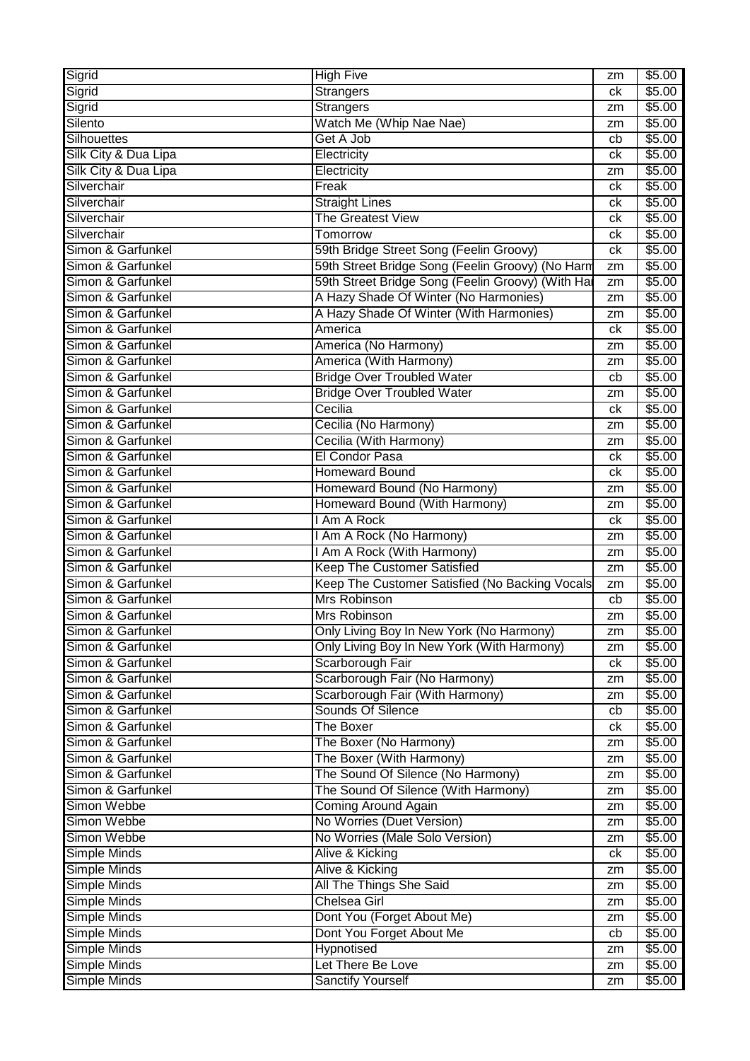| Sigrid | High Five | zm | $5.00 |
|---|---|---|---|
| Sigrid | Strangers | ck | $5.00 |
| Sigrid | Strangers | zm | $5.00 |
| Silento | Watch Me (Whip Nae Nae) | zm | $5.00 |
| Silhouettes | Get A Job | cb | $5.00 |
| Silk City & Dua Lipa | Electricity | ck | $5.00 |
| Silk City & Dua Lipa | Electricity | zm | $5.00 |
| Silverchair | Freak | ck | $5.00 |
| Silverchair | Straight Lines | ck | $5.00 |
| Silverchair | The Greatest View | ck | $5.00 |
| Silverchair | Tomorrow | ck | $5.00 |
| Simon & Garfunkel | 59th Bridge Street Song (Feelin Groovy) | ck | $5.00 |
| Simon & Garfunkel | 59th Street Bridge Song (Feelin Groovy) (No Harm | zm | $5.00 |
| Simon & Garfunkel | 59th Street Bridge Song (Feelin Groovy) (With Ha | zm | $5.00 |
| Simon & Garfunkel | A Hazy Shade Of Winter (No Harmonies) | zm | $5.00 |
| Simon & Garfunkel | A Hazy Shade Of Winter (With Harmonies) | zm | $5.00 |
| Simon & Garfunkel | America | ck | $5.00 |
| Simon & Garfunkel | America (No Harmony) | zm | $5.00 |
| Simon & Garfunkel | America (With Harmony) | zm | $5.00 |
| Simon & Garfunkel | Bridge Over Troubled Water | cb | $5.00 |
| Simon & Garfunkel | Bridge Over Troubled Water | zm | $5.00 |
| Simon & Garfunkel | Cecilia | ck | $5.00 |
| Simon & Garfunkel | Cecilia (No Harmony) | zm | $5.00 |
| Simon & Garfunkel | Cecilia (With Harmony) | zm | $5.00 |
| Simon & Garfunkel | El Condor Pasa | ck | $5.00 |
| Simon & Garfunkel | Homeward Bound | ck | $5.00 |
| Simon & Garfunkel | Homeward Bound (No Harmony) | zm | $5.00 |
| Simon & Garfunkel | Homeward Bound (With Harmony) | zm | $5.00 |
| Simon & Garfunkel | I Am A Rock | ck | $5.00 |
| Simon & Garfunkel | I Am A Rock (No Harmony) | zm | $5.00 |
| Simon & Garfunkel | I Am A Rock (With Harmony) | zm | $5.00 |
| Simon & Garfunkel | Keep The Customer Satisfied | zm | $5.00 |
| Simon & Garfunkel | Keep The Customer Satisfied (No Backing Vocals | zm | $5.00 |
| Simon & Garfunkel | Mrs Robinson | cb | $5.00 |
| Simon & Garfunkel | Mrs Robinson | zm | $5.00 |
| Simon & Garfunkel | Only Living Boy In New York (No Harmony) | zm | $5.00 |
| Simon & Garfunkel | Only Living Boy In New York (With Harmony) | zm | $5.00 |
| Simon & Garfunkel | Scarborough Fair | ck | $5.00 |
| Simon & Garfunkel | Scarborough Fair (No Harmony) | zm | $5.00 |
| Simon & Garfunkel | Scarborough Fair (With Harmony) | zm | $5.00 |
| Simon & Garfunkel | Sounds Of Silence | cb | $5.00 |
| Simon & Garfunkel | The Boxer | ck | $5.00 |
| Simon & Garfunkel | The Boxer (No Harmony) | zm | $5.00 |
| Simon & Garfunkel | The Boxer (With Harmony) | zm | $5.00 |
| Simon & Garfunkel | The Sound Of Silence (No Harmony) | zm | $5.00 |
| Simon & Garfunkel | The Sound Of Silence (With Harmony) | zm | $5.00 |
| Simon Webbe | Coming Around Again | zm | $5.00 |
| Simon Webbe | No Worries (Duet Version) | zm | $5.00 |
| Simon Webbe | No Worries (Male Solo Version) | zm | $5.00 |
| Simple Minds | Alive & Kicking | ck | $5.00 |
| Simple Minds | Alive & Kicking | zm | $5.00 |
| Simple Minds | All The Things She Said | zm | $5.00 |
| Simple Minds | Chelsea Girl | zm | $5.00 |
| Simple Minds | Dont You (Forget About Me) | zm | $5.00 |
| Simple Minds | Dont You Forget About Me | cb | $5.00 |
| Simple Minds | Hypnotised | zm | $5.00 |
| Simple Minds | Let There Be Love | zm | $5.00 |
| Simple Minds | Sanctify Yourself | zm | $5.00 |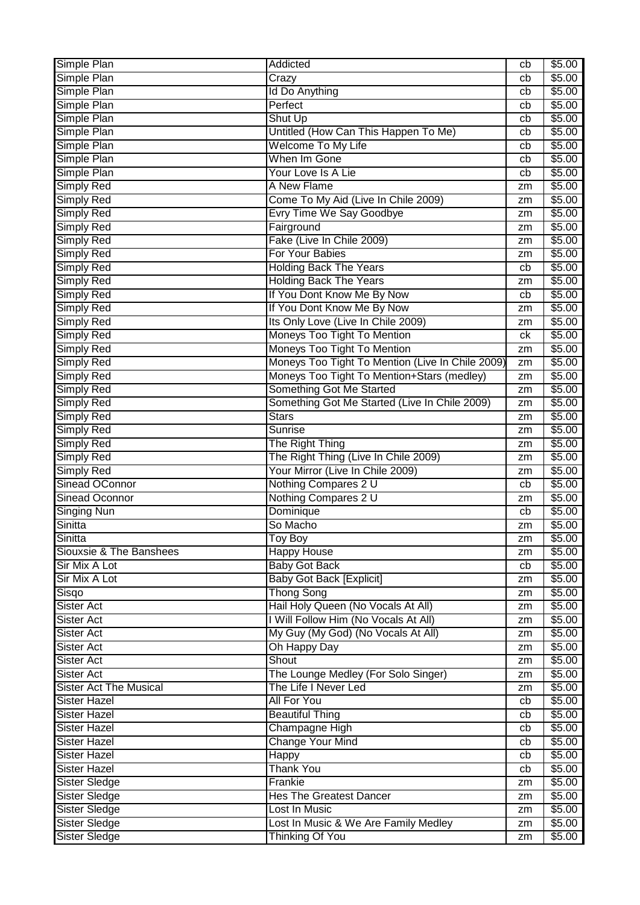| | | | |
|---|---|---|---|
| Simple Plan | Addicted | cb | $5.00 |
| Simple Plan | Crazy | cb | $5.00 |
| Simple Plan | Id Do Anything | cb | $5.00 |
| Simple Plan | Perfect | cb | $5.00 |
| Simple Plan | Shut Up | cb | $5.00 |
| Simple Plan | Untitled (How Can This Happen To Me) | cb | $5.00 |
| Simple Plan | Welcome To My Life | cb | $5.00 |
| Simple Plan | When Im Gone | cb | $5.00 |
| Simple Plan | Your Love Is A Lie | cb | $5.00 |
| Simply Red | A New Flame | zm | $5.00 |
| Simply Red | Come To My Aid (Live In Chile 2009) | zm | $5.00 |
| Simply Red | Evry Time We Say Goodbye | zm | $5.00 |
| Simply Red | Fairground | zm | $5.00 |
| Simply Red | Fake (Live In Chile 2009) | zm | $5.00 |
| Simply Red | For Your Babies | zm | $5.00 |
| Simply Red | Holding Back The Years | cb | $5.00 |
| Simply Red | Holding Back The Years | zm | $5.00 |
| Simply Red | If You Dont Know Me By Now | cb | $5.00 |
| Simply Red | If You Dont Know Me By Now | zm | $5.00 |
| Simply Red | Its Only Love (Live In Chile 2009) | zm | $5.00 |
| Simply Red | Moneys Too Tight To Mention | ck | $5.00 |
| Simply Red | Moneys Too Tight To Mention | zm | $5.00 |
| Simply Red | Moneys Too Tight To Mention (Live In Chile 2009) | zm | $5.00 |
| Simply Red | Moneys Too Tight To Mention+Stars (medley) | zm | $5.00 |
| Simply Red | Something Got Me Started | zm | $5.00 |
| Simply Red | Something Got Me Started (Live In Chile 2009) | zm | $5.00 |
| Simply Red | Stars | zm | $5.00 |
| Simply Red | Sunrise | zm | $5.00 |
| Simply Red | The Right Thing | zm | $5.00 |
| Simply Red | The Right Thing (Live In Chile 2009) | zm | $5.00 |
| Simply Red | Your Mirror (Live In Chile 2009) | zm | $5.00 |
| Sinead OConnor | Nothing Compares 2 U | cb | $5.00 |
| Sinead Oconnor | Nothing Compares 2 U | zm | $5.00 |
| Singing Nun | Dominique | cb | $5.00 |
| Sinitta | So Macho | zm | $5.00 |
| Sinitta | Toy Boy | zm | $5.00 |
| Siouxsie & The Banshees | Happy House | zm | $5.00 |
| Sir Mix A Lot | Baby Got Back | cb | $5.00 |
| Sir Mix A Lot | Baby Got Back [Explicit] | zm | $5.00 |
| Sisqo | Thong Song | zm | $5.00 |
| Sister Act | Hail Holy Queen (No Vocals At All) | zm | $5.00 |
| Sister Act | I Will Follow Him (No Vocals At All) | zm | $5.00 |
| Sister Act | My Guy (My God) (No Vocals At All) | zm | $5.00 |
| Sister Act | Oh Happy Day | zm | $5.00 |
| Sister Act | Shout | zm | $5.00 |
| Sister Act | The Lounge Medley (For Solo Singer) | zm | $5.00 |
| Sister Act The Musical | The Life I Never Led | zm | $5.00 |
| Sister Hazel | All For You | cb | $5.00 |
| Sister Hazel | Beautiful Thing | cb | $5.00 |
| Sister Hazel | Champagne High | cb | $5.00 |
| Sister Hazel | Change Your Mind | cb | $5.00 |
| Sister Hazel | Happy | cb | $5.00 |
| Sister Hazel | Thank You | cb | $5.00 |
| Sister Sledge | Frankie | zm | $5.00 |
| Sister Sledge | Hes The Greatest Dancer | zm | $5.00 |
| Sister Sledge | Lost In Music | zm | $5.00 |
| Sister Sledge | Lost In Music & We Are Family Medley | zm | $5.00 |
| Sister Sledge | Thinking Of You | zm | $5.00 |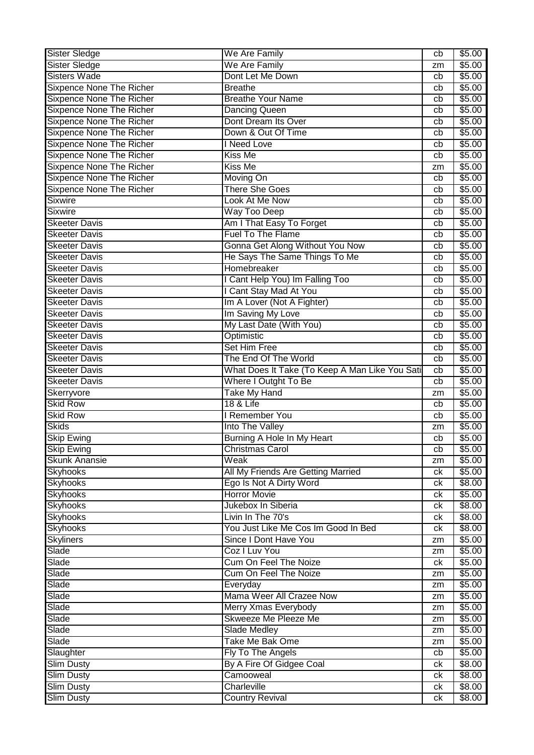| Sister Sledge | We Are Family | cb | $5.00 |
|---|---|---|---|
| Sister Sledge | We Are Family | zm | $5.00 |
| Sisters Wade | Dont Let Me Down | cb | $5.00 |
| Sixpence None The Richer | Breathe | cb | $5.00 |
| Sixpence None The Richer | Breathe Your Name | cb | $5.00 |
| Sixpence None The Richer | Dancing Queen | cb | $5.00 |
| Sixpence None The Richer | Dont Dream Its Over | cb | $5.00 |
| Sixpence None The Richer | Down & Out Of Time | cb | $5.00 |
| Sixpence None The Richer | I Need Love | cb | $5.00 |
| Sixpence None The Richer | Kiss Me | cb | $5.00 |
| Sixpence None The Richer | Kiss Me | zm | $5.00 |
| Sixpence None The Richer | Moving On | cb | $5.00 |
| Sixpence None The Richer | There She Goes | cb | $5.00 |
| Sixwire | Look At Me Now | cb | $5.00 |
| Sixwire | Way Too Deep | cb | $5.00 |
| Skeeter Davis | Am I That Easy To Forget | cb | $5.00 |
| Skeeter Davis | Fuel To The Flame | cb | $5.00 |
| Skeeter Davis | Gonna Get Along Without You Now | cb | $5.00 |
| Skeeter Davis | He Says The Same Things To Me | cb | $5.00 |
| Skeeter Davis | Homebreaker | cb | $5.00 |
| Skeeter Davis | I Cant Help You) Im Falling Too | cb | $5.00 |
| Skeeter Davis | I Cant Stay Mad At You | cb | $5.00 |
| Skeeter Davis | Im A Lover (Not A Fighter) | cb | $5.00 |
| Skeeter Davis | Im Saving My Love | cb | $5.00 |
| Skeeter Davis | My Last Date (With You) | cb | $5.00 |
| Skeeter Davis | Optimistic | cb | $5.00 |
| Skeeter Davis | Set Him Free | cb | $5.00 |
| Skeeter Davis | The End Of The World | cb | $5.00 |
| Skeeter Davis | What Does It Take (To Keep A Man Like You Sati | cb | $5.00 |
| Skeeter Davis | Where I Outght To Be | cb | $5.00 |
| Skerryvore | Take My Hand | zm | $5.00 |
| Skid Row | 18 & Life | cb | $5.00 |
| Skid Row | I Remember You | cb | $5.00 |
| Skids | Into The Valley | zm | $5.00 |
| Skip Ewing | Burning A Hole In My Heart | cb | $5.00 |
| Skip Ewing | Christmas Carol | cb | $5.00 |
| Skunk Anansie | Weak | zm | $5.00 |
| Skyhooks | All My Friends Are Getting Married | ck | $5.00 |
| Skyhooks | Ego Is Not A Dirty Word | ck | $8.00 |
| Skyhooks | Horror Movie | ck | $5.00 |
| Skyhooks | Jukebox In Siberia | ck | $8.00 |
| Skyhooks | Livin In The 70's | ck | $8.00 |
| Skyhooks | You Just Like Me Cos Im Good In Bed | ck | $8.00 |
| Skyliners | Since I Dont Have You | zm | $5.00 |
| Slade | Coz I Luv You | zm | $5.00 |
| Slade | Cum On Feel The Noize | ck | $5.00 |
| Slade | Cum On Feel The Noize | zm | $5.00 |
| Slade | Everyday | zm | $5.00 |
| Slade | Mama Weer All Crazee Now | zm | $5.00 |
| Slade | Merry Xmas Everybody | zm | $5.00 |
| Slade | Skweeze Me Pleeze Me | zm | $5.00 |
| Slade | Slade Medley | zm | $5.00 |
| Slade | Take Me Bak Ome | zm | $5.00 |
| Slaughter | Fly To The Angels | cb | $5.00 |
| Slim Dusty | By A Fire Of Gidgee Coal | ck | $8.00 |
| Slim Dusty | Camooweal | ck | $8.00 |
| Slim Dusty | Charleville | ck | $8.00 |
| Slim Dusty | Country Revival | ck | $8.00 |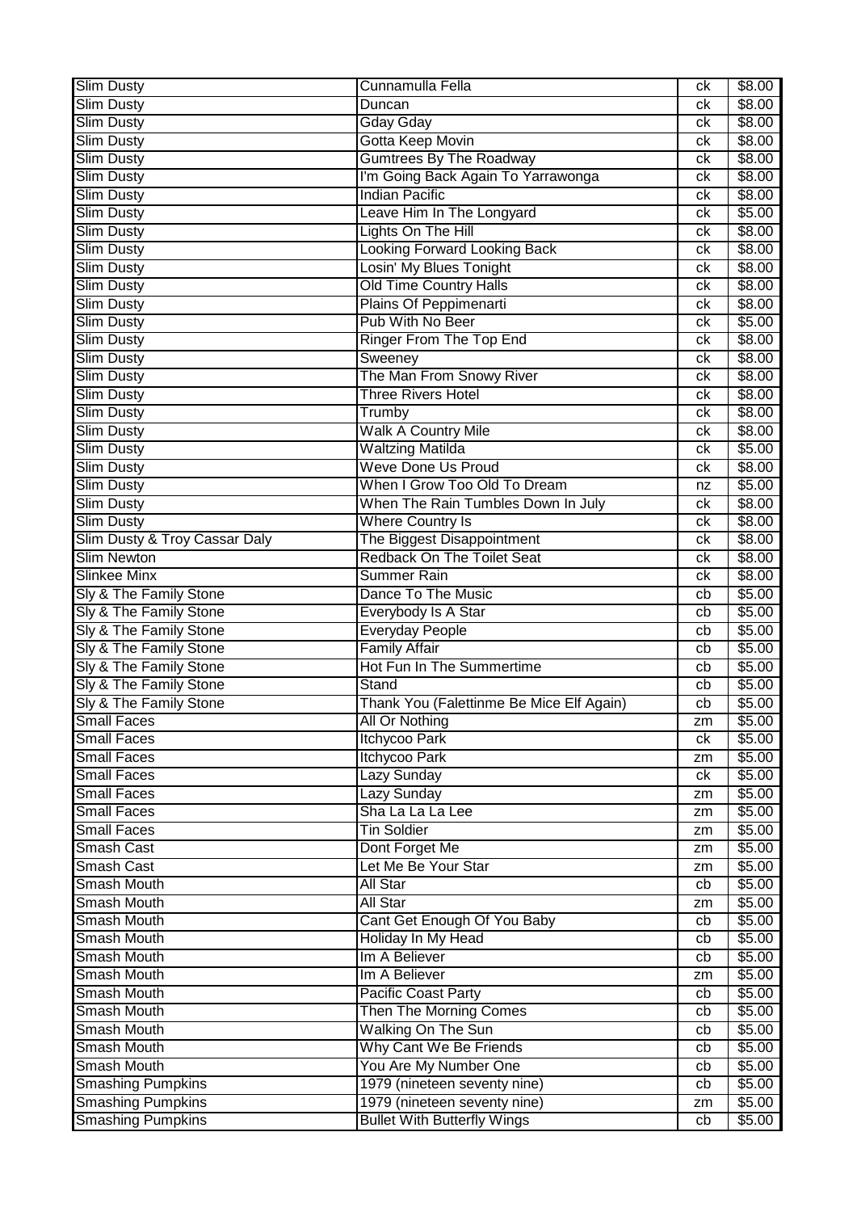| Slim Dusty | Cunnamulla Fella | ck | $8.00 |
|---|---|---|---|
| Slim Dusty | Duncan | ck | $8.00 |
| Slim Dusty | Gday Gday | ck | $8.00 |
| Slim Dusty | Gotta Keep Movin | ck | $8.00 |
| Slim Dusty | Gumtrees By The Roadway | ck | $8.00 |
| Slim Dusty | I'm Going Back Again To Yarrawonga | ck | $8.00 |
| Slim Dusty | Indian Pacific | ck | $8.00 |
| Slim Dusty | Leave Him In The Longyard | ck | $5.00 |
| Slim Dusty | Lights On The Hill | ck | $8.00 |
| Slim Dusty | Looking Forward Looking Back | ck | $8.00 |
| Slim Dusty | Losin' My Blues Tonight | ck | $8.00 |
| Slim Dusty | Old Time Country Halls | ck | $8.00 |
| Slim Dusty | Plains Of Peppimenarti | ck | $8.00 |
| Slim Dusty | Pub With No Beer | ck | $5.00 |
| Slim Dusty | Ringer From The Top End | ck | $8.00 |
| Slim Dusty | Sweeney | ck | $8.00 |
| Slim Dusty | The Man From Snowy River | ck | $8.00 |
| Slim Dusty | Three Rivers Hotel | ck | $8.00 |
| Slim Dusty | Trumby | ck | $8.00 |
| Slim Dusty | Walk A Country Mile | ck | $8.00 |
| Slim Dusty | Waltzing Matilda | ck | $5.00 |
| Slim Dusty | Weve Done Us Proud | ck | $8.00 |
| Slim Dusty | When I Grow Too Old To Dream | nz | $5.00 |
| Slim Dusty | When The Rain Tumbles Down In July | ck | $8.00 |
| Slim Dusty | Where Country Is | ck | $8.00 |
| Slim Dusty & Troy Cassar Daly | The Biggest Disappointment | ck | $8.00 |
| Slim Newton | Redback On The Toilet Seat | ck | $8.00 |
| Slinkee Minx | Summer Rain | ck | $8.00 |
| Sly & The Family Stone | Dance To The Music | cb | $5.00 |
| Sly & The Family Stone | Everybody Is A Star | cb | $5.00 |
| Sly & The Family Stone | Everyday People | cb | $5.00 |
| Sly & The Family Stone | Family Affair | cb | $5.00 |
| Sly & The Family Stone | Hot Fun In The Summertime | cb | $5.00 |
| Sly & The Family Stone | Stand | cb | $5.00 |
| Sly & The Family Stone | Thank You (Falettinme Be Mice Elf Again) | cb | $5.00 |
| Small Faces | All Or Nothing | zm | $5.00 |
| Small Faces | Itchycoo Park | ck | $5.00 |
| Small Faces | Itchycoo Park | zm | $5.00 |
| Small Faces | Lazy Sunday | ck | $5.00 |
| Small Faces | Lazy Sunday | zm | $5.00 |
| Small Faces | Sha La La La Lee | zm | $5.00 |
| Small Faces | Tin Soldier | zm | $5.00 |
| Smash Cast | Dont Forget Me | zm | $5.00 |
| Smash Cast | Let Me Be Your Star | zm | $5.00 |
| Smash Mouth | All Star | cb | $5.00 |
| Smash Mouth | All Star | zm | $5.00 |
| Smash Mouth | Cant Get Enough Of You Baby | cb | $5.00 |
| Smash Mouth | Holiday In My Head | cb | $5.00 |
| Smash Mouth | Im A Believer | cb | $5.00 |
| Smash Mouth | Im A Believer | zm | $5.00 |
| Smash Mouth | Pacific Coast Party | cb | $5.00 |
| Smash Mouth | Then The Morning Comes | cb | $5.00 |
| Smash Mouth | Walking On The Sun | cb | $5.00 |
| Smash Mouth | Why Cant We Be Friends | cb | $5.00 |
| Smash Mouth | You Are My Number One | cb | $5.00 |
| Smashing Pumpkins | 1979 (nineteen seventy nine) | cb | $5.00 |
| Smashing Pumpkins | 1979 (nineteen seventy nine) | zm | $5.00 |
| Smashing Pumpkins | Bullet With Butterfly Wings | cb | $5.00 |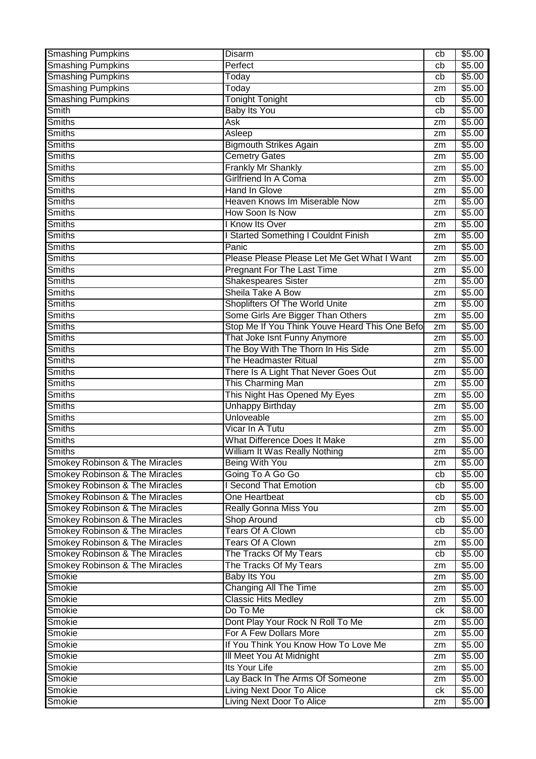| Smashing Pumpkins | Disarm | cb | $5.00 |
|---|---|---|---|
| Smashing Pumpkins | Perfect | cb | $5.00 |
| Smashing Pumpkins | Today | cb | $5.00 |
| Smashing Pumpkins | Today | zm | $5.00 |
| Smashing Pumpkins | Tonight Tonight | cb | $5.00 |
| Smith | Baby Its You | cb | $5.00 |
| Smiths | Ask | zm | $5.00 |
| Smiths | Asleep | zm | $5.00 |
| Smiths | Bigmouth Strikes Again | zm | $5.00 |
| Smiths | Cemetry Gates | zm | $5.00 |
| Smiths | Frankly Mr Shankly | zm | $5.00 |
| Smiths | Girlfriend In A Coma | zm | $5.00 |
| Smiths | Hand In Glove | zm | $5.00 |
| Smiths | Heaven Knows Im Miserable Now | zm | $5.00 |
| Smiths | How Soon Is Now | zm | $5.00 |
| Smiths | I Know Its Over | zm | $5.00 |
| Smiths | I Started Something I Couldnt Finish | zm | $5.00 |
| Smiths | Panic | zm | $5.00 |
| Smiths | Please Please Please Let Me Get What I Want | zm | $5.00 |
| Smiths | Pregnant For The Last Time | zm | $5.00 |
| Smiths | Shakespeares Sister | zm | $5.00 |
| Smiths | Sheila Take A Bow | zm | $5.00 |
| Smiths | Shoplifters Of The World Unite | zm | $5.00 |
| Smiths | Some Girls Are Bigger Than Others | zm | $5.00 |
| Smiths | Stop Me If You Think Youve Heard This One Befo | zm | $5.00 |
| Smiths | That Joke Isnt Funny Anymore | zm | $5.00 |
| Smiths | The Boy With The Thorn In His Side | zm | $5.00 |
| Smiths | The Headmaster Ritual | zm | $5.00 |
| Smiths | There Is A Light That Never Goes Out | zm | $5.00 |
| Smiths | This Charming Man | zm | $5.00 |
| Smiths | This Night Has Opened My Eyes | zm | $5.00 |
| Smiths | Unhappy Birthday | zm | $5.00 |
| Smiths | Unloveable | zm | $5.00 |
| Smiths | Vicar In A Tutu | zm | $5.00 |
| Smiths | What Difference Does It Make | zm | $5.00 |
| Smiths | William It Was Really Nothing | zm | $5.00 |
| Smokey Robinson & The Miracles | Being With You | zm | $5.00 |
| Smokey Robinson & The Miracles | Going To A Go Go | cb | $5.00 |
| Smokey Robinson & The Miracles | I Second That Emotion | cb | $5.00 |
| Smokey Robinson & The Miracles | One Heartbeat | cb | $5.00 |
| Smokey Robinson & The Miracles | Really Gonna Miss You | zm | $5.00 |
| Smokey Robinson & The Miracles | Shop Around | cb | $5.00 |
| Smokey Robinson & The Miracles | Tears Of A Clown | cb | $5.00 |
| Smokey Robinson & The Miracles | Tears Of A Clown | zm | $5.00 |
| Smokey Robinson & The Miracles | The Tracks Of My Tears | cb | $5.00 |
| Smokey Robinson & The Miracles | The Tracks Of My Tears | zm | $5.00 |
| Smokie | Baby Its You | zm | $5.00 |
| Smokie | Changing All The Time | zm | $5.00 |
| Smokie | Classic Hits Medley | zm | $5.00 |
| Smokie | Do To Me | ck | $8.00 |
| Smokie | Dont Play Your Rock N Roll To Me | zm | $5.00 |
| Smokie | For A Few Dollars More | zm | $5.00 |
| Smokie | If You Think You Know How To Love Me | zm | $5.00 |
| Smokie | Ill Meet You At Midnight | zm | $5.00 |
| Smokie | Its Your Life | zm | $5.00 |
| Smokie | Lay Back In The Arms Of Someone | zm | $5.00 |
| Smokie | Living Next Door To Alice | ck | $5.00 |
| Smokie | Living Next Door To Alice | zm | $5.00 |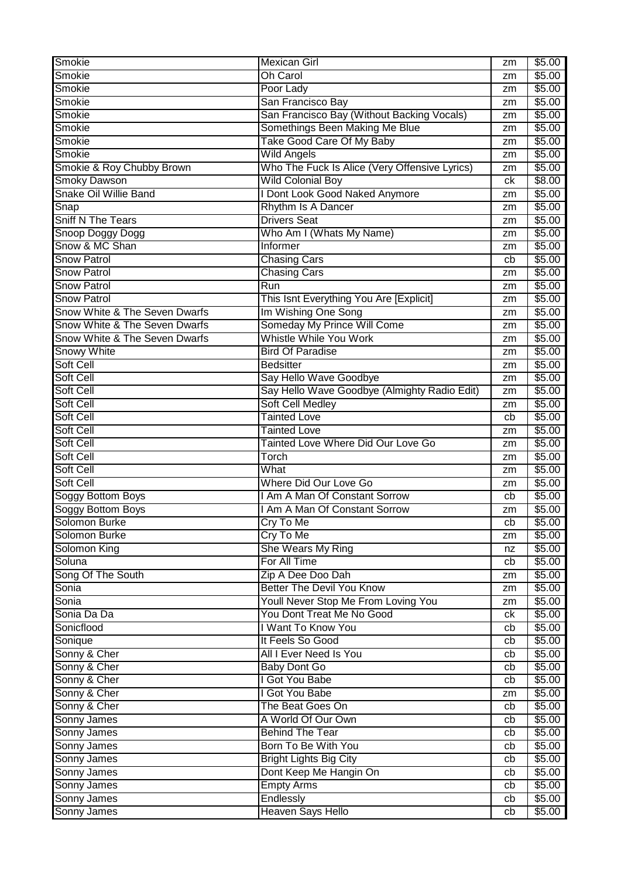| Smokie | Mexican Girl | zm | $5.00 |
|---|---|---|---|
| Smokie | Oh Carol | zm | $5.00 |
| Smokie | Poor Lady | zm | $5.00 |
| Smokie | San Francisco Bay | zm | $5.00 |
| Smokie | San Francisco Bay (Without Backing Vocals) | zm | $5.00 |
| Smokie | Somethings Been Making Me Blue | zm | $5.00 |
| Smokie | Take Good Care Of My Baby | zm | $5.00 |
| Smokie | Wild Angels | zm | $5.00 |
| Smokie & Roy Chubby Brown | Who The Fuck Is Alice (Very Offensive Lyrics) | zm | $5.00 |
| Smoky Dawson | Wild Colonial Boy | ck | $8.00 |
| Snake Oil Willie Band | I Dont Look Good Naked Anymore | zm | $5.00 |
| Snap | Rhythm Is A Dancer | zm | $5.00 |
| Sniff N The Tears | Drivers Seat | zm | $5.00 |
| Snoop Doggy Dogg | Who Am I (Whats My Name) | zm | $5.00 |
| Snow & MC Shan | Informer | zm | $5.00 |
| Snow Patrol | Chasing Cars | cb | $5.00 |
| Snow Patrol | Chasing Cars | zm | $5.00 |
| Snow Patrol | Run | zm | $5.00 |
| Snow Patrol | This Isnt Everything You Are [Explicit] | zm | $5.00 |
| Snow White & The Seven Dwarfs | Im Wishing One Song | zm | $5.00 |
| Snow White & The Seven Dwarfs | Someday My Prince Will Come | zm | $5.00 |
| Snow White & The Seven Dwarfs | Whistle While You Work | zm | $5.00 |
| Snowy White | Bird Of Paradise | zm | $5.00 |
| Soft Cell | Bedsitter | zm | $5.00 |
| Soft Cell | Say Hello Wave Goodbye | zm | $5.00 |
| Soft Cell | Say Hello Wave Goodbye (Almighty Radio Edit) | zm | $5.00 |
| Soft Cell | Soft Cell Medley | zm | $5.00 |
| Soft Cell | Tainted Love | cb | $5.00 |
| Soft Cell | Tainted Love | zm | $5.00 |
| Soft Cell | Tainted Love Where Did Our Love Go | zm | $5.00 |
| Soft Cell | Torch | zm | $5.00 |
| Soft Cell | What | zm | $5.00 |
| Soft Cell | Where Did Our Love Go | zm | $5.00 |
| Soggy Bottom Boys | I Am A Man Of Constant Sorrow | cb | $5.00 |
| Soggy Bottom Boys | I Am A Man Of Constant Sorrow | zm | $5.00 |
| Solomon Burke | Cry To Me | cb | $5.00 |
| Solomon Burke | Cry To Me | zm | $5.00 |
| Solomon King | She Wears My Ring | nz | $5.00 |
| Soluna | For All Time | cb | $5.00 |
| Song Of The South | Zip A Dee Doo Dah | zm | $5.00 |
| Sonia | Better The Devil You Know | zm | $5.00 |
| Sonia | Youll Never Stop Me From Loving You | zm | $5.00 |
| Sonia Da Da | You Dont Treat Me No Good | ck | $5.00 |
| Sonicflood | I Want To Know You | cb | $5.00 |
| Sonique | It Feels So Good | cb | $5.00 |
| Sonny & Cher | All I Ever Need Is You | cb | $5.00 |
| Sonny & Cher | Baby Dont Go | cb | $5.00 |
| Sonny & Cher | I Got You Babe | cb | $5.00 |
| Sonny & Cher | I Got You Babe | zm | $5.00 |
| Sonny & Cher | The Beat Goes On | cb | $5.00 |
| Sonny James | A World Of Our Own | cb | $5.00 |
| Sonny James | Behind The Tear | cb | $5.00 |
| Sonny James | Born To Be With You | cb | $5.00 |
| Sonny James | Bright Lights Big City | cb | $5.00 |
| Sonny James | Dont Keep Me Hangin On | cb | $5.00 |
| Sonny James | Empty Arms | cb | $5.00 |
| Sonny James | Endlessly | cb | $5.00 |
| Sonny James | Heaven Says Hello | cb | $5.00 |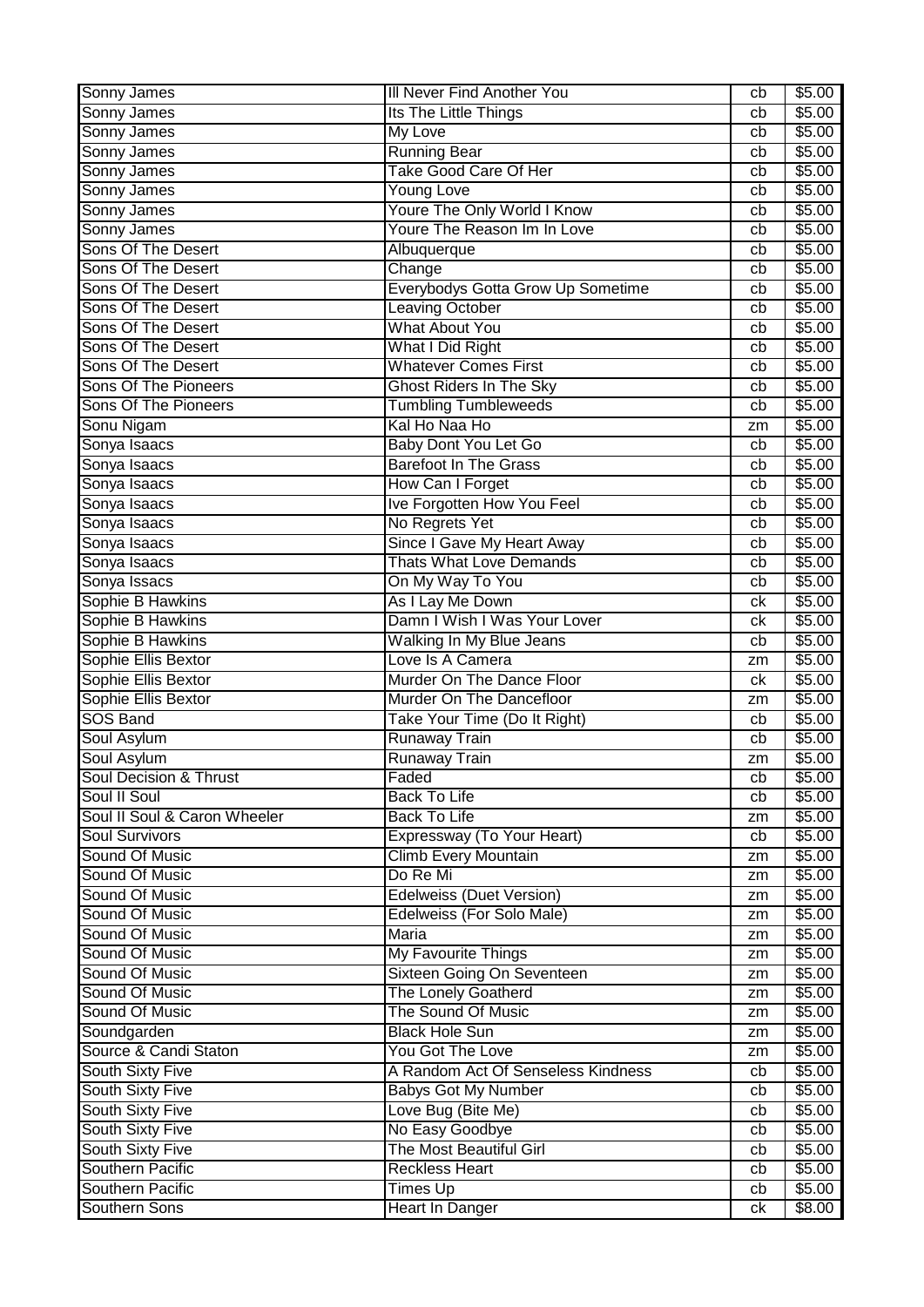| Sonny James | Ill Never Find Another You | cb | $5.00 |
|---|---|---|---|
| Sonny James | Its The Little Things | cb | $5.00 |
| Sonny James | My Love | cb | $5.00 |
| Sonny James | Running Bear | cb | $5.00 |
| Sonny James | Take Good Care Of Her | cb | $5.00 |
| Sonny James | Young Love | cb | $5.00 |
| Sonny James | Youre The Only World I Know | cb | $5.00 |
| Sonny James | Youre The Reason Im In Love | cb | $5.00 |
| Sons Of The Desert | Albuquerque | cb | $5.00 |
| Sons Of The Desert | Change | cb | $5.00 |
| Sons Of The Desert | Everybodys Gotta Grow Up Sometime | cb | $5.00 |
| Sons Of The Desert | Leaving October | cb | $5.00 |
| Sons Of The Desert | What About You | cb | $5.00 |
| Sons Of The Desert | What I Did Right | cb | $5.00 |
| Sons Of The Desert | Whatever Comes First | cb | $5.00 |
| Sons Of The Pioneers | Ghost Riders In The Sky | cb | $5.00 |
| Sons Of The Pioneers | Tumbling Tumbleweeds | cb | $5.00 |
| Sonu Nigam | Kal Ho Naa Ho | zm | $5.00 |
| Sonya Isaacs | Baby Dont You Let Go | cb | $5.00 |
| Sonya Isaacs | Barefoot In The Grass | cb | $5.00 |
| Sonya Isaacs | How Can I Forget | cb | $5.00 |
| Sonya Isaacs | Ive Forgotten How You Feel | cb | $5.00 |
| Sonya Isaacs | No Regrets Yet | cb | $5.00 |
| Sonya Isaacs | Since I Gave My Heart Away | cb | $5.00 |
| Sonya Isaacs | Thats What Love Demands | cb | $5.00 |
| Sonya Issacs | On My Way To You | cb | $5.00 |
| Sophie B Hawkins | As I Lay Me Down | ck | $5.00 |
| Sophie B Hawkins | Damn I Wish I Was Your Lover | ck | $5.00 |
| Sophie B Hawkins | Walking In My Blue Jeans | cb | $5.00 |
| Sophie Ellis Bextor | Love Is A Camera | zm | $5.00 |
| Sophie Ellis Bextor | Murder On The Dance Floor | ck | $5.00 |
| Sophie Ellis Bextor | Murder On The Dancefloor | zm | $5.00 |
| SOS Band | Take Your Time (Do It Right) | cb | $5.00 |
| Soul Asylum | Runaway Train | cb | $5.00 |
| Soul Asylum | Runaway Train | zm | $5.00 |
| Soul Decision & Thrust | Faded | cb | $5.00 |
| Soul II Soul | Back To Life | cb | $5.00 |
| Soul II Soul & Caron Wheeler | Back To Life | zm | $5.00 |
| Soul Survivors | Expressway (To Your Heart) | cb | $5.00 |
| Sound Of Music | Climb Every Mountain | zm | $5.00 |
| Sound Of Music | Do Re Mi | zm | $5.00 |
| Sound Of Music | Edelweiss (Duet Version) | zm | $5.00 |
| Sound Of Music | Edelweiss (For Solo Male) | zm | $5.00 |
| Sound Of Music | Maria | zm | $5.00 |
| Sound Of Music | My Favourite Things | zm | $5.00 |
| Sound Of Music | Sixteen Going On Seventeen | zm | $5.00 |
| Sound Of Music | The Lonely Goatherd | zm | $5.00 |
| Sound Of Music | The Sound Of Music | zm | $5.00 |
| Soundgarden | Black Hole Sun | zm | $5.00 |
| Source & Candi Staton | You Got The Love | zm | $5.00 |
| South Sixty Five | A Random Act Of Senseless Kindness | cb | $5.00 |
| South Sixty Five | Babys Got My Number | cb | $5.00 |
| South Sixty Five | Love Bug (Bite Me) | cb | $5.00 |
| South Sixty Five | No Easy Goodbye | cb | $5.00 |
| South Sixty Five | The Most Beautiful Girl | cb | $5.00 |
| Southern Pacific | Reckless Heart | cb | $5.00 |
| Southern Pacific | Times Up | cb | $5.00 |
| Southern Sons | Heart In Danger | ck | $8.00 |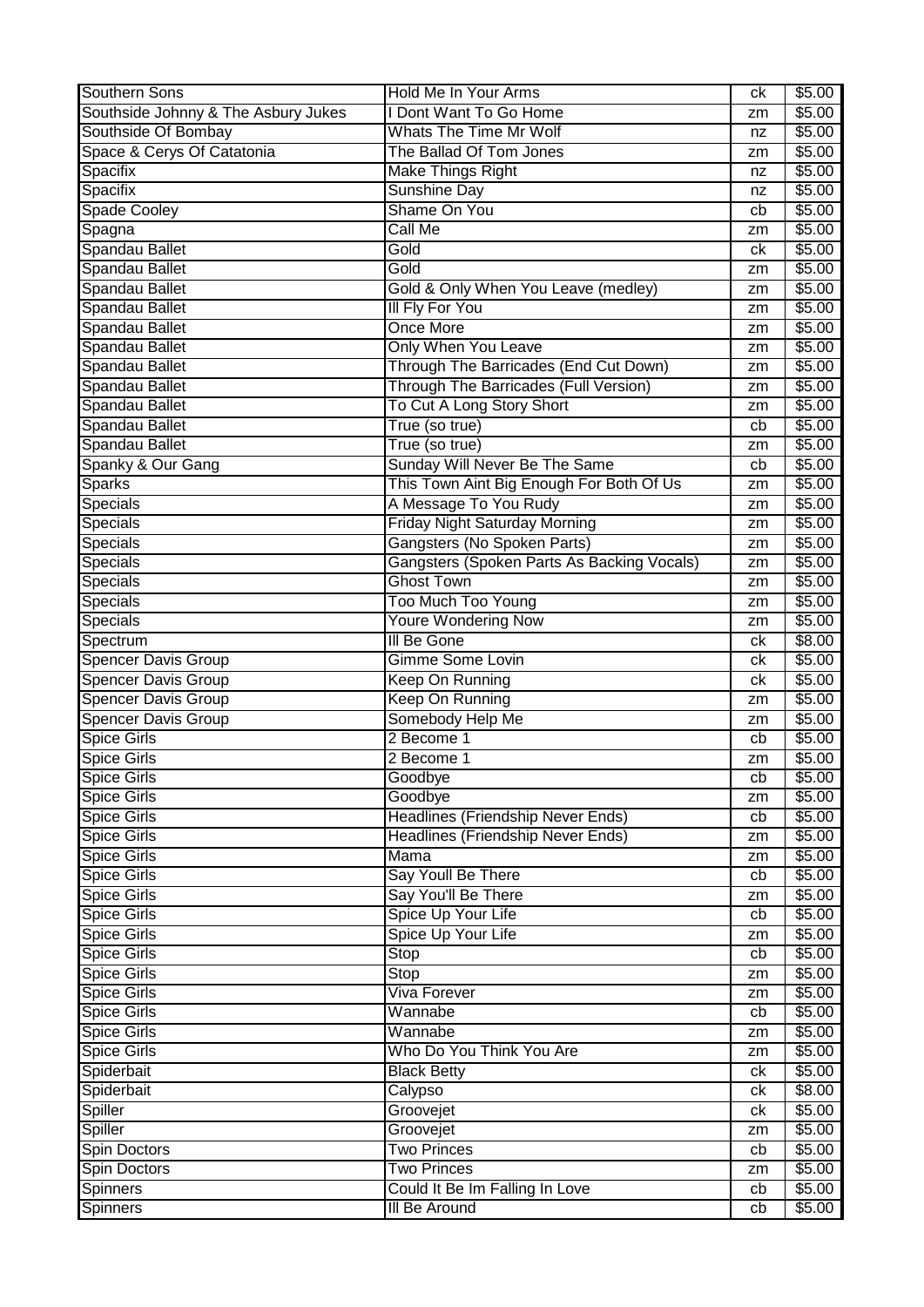| Southern Sons | Hold Me In Your Arms | ck | $5.00 |
|---|---|---|---|
| Southside Johnny & The Asbury Jukes | I Dont Want To Go Home | zm | $5.00 |
| Southside Of Bombay | Whats The Time Mr Wolf | nz | $5.00 |
| Space & Cerys Of Catatonia | The Ballad Of Tom Jones | zm | $5.00 |
| Spacifix | Make Things Right | nz | $5.00 |
| Spacifix | Sunshine Day | nz | $5.00 |
| Spade Cooley | Shame On You | cb | $5.00 |
| Spagna | Call Me | zm | $5.00 |
| Spandau Ballet | Gold | ck | $5.00 |
| Spandau Ballet | Gold | zm | $5.00 |
| Spandau Ballet | Gold & Only When You Leave (medley) | zm | $5.00 |
| Spandau Ballet | Ill Fly For You | zm | $5.00 |
| Spandau Ballet | Once More | zm | $5.00 |
| Spandau Ballet | Only When You Leave | zm | $5.00 |
| Spandau Ballet | Through The Barricades (End Cut Down) | zm | $5.00 |
| Spandau Ballet | Through The Barricades (Full Version) | zm | $5.00 |
| Spandau Ballet | To Cut A Long Story Short | zm | $5.00 |
| Spandau Ballet | True (so true) | cb | $5.00 |
| Spandau Ballet | True (so true) | zm | $5.00 |
| Spanky & Our Gang | Sunday Will Never Be The Same | cb | $5.00 |
| Sparks | This Town Aint Big Enough For Both Of Us | zm | $5.00 |
| Specials | A Message To You Rudy | zm | $5.00 |
| Specials | Friday Night Saturday Morning | zm | $5.00 |
| Specials | Gangsters (No Spoken Parts) | zm | $5.00 |
| Specials | Gangsters (Spoken Parts As Backing Vocals) | zm | $5.00 |
| Specials | Ghost Town | zm | $5.00 |
| Specials | Too Much Too Young | zm | $5.00 |
| Specials | Youre Wondering Now | zm | $5.00 |
| Spectrum | Ill Be Gone | ck | $8.00 |
| Spencer Davis Group | Gimme Some Lovin | ck | $5.00 |
| Spencer Davis Group | Keep On Running | ck | $5.00 |
| Spencer Davis Group | Keep On Running | zm | $5.00 |
| Spencer Davis Group | Somebody Help Me | zm | $5.00 |
| Spice Girls | 2 Become 1 | cb | $5.00 |
| Spice Girls | 2 Become 1 | zm | $5.00 |
| Spice Girls | Goodbye | cb | $5.00 |
| Spice Girls | Goodbye | zm | $5.00 |
| Spice Girls | Headlines (Friendship Never Ends) | cb | $5.00 |
| Spice Girls | Headlines (Friendship Never Ends) | zm | $5.00 |
| Spice Girls | Mama | zm | $5.00 |
| Spice Girls | Say Youll Be There | cb | $5.00 |
| Spice Girls | Say You'll Be There | zm | $5.00 |
| Spice Girls | Spice Up Your Life | cb | $5.00 |
| Spice Girls | Spice Up Your Life | zm | $5.00 |
| Spice Girls | Stop | cb | $5.00 |
| Spice Girls | Stop | zm | $5.00 |
| Spice Girls | Viva Forever | zm | $5.00 |
| Spice Girls | Wannabe | cb | $5.00 |
| Spice Girls | Wannabe | zm | $5.00 |
| Spice Girls | Who Do You Think You Are | zm | $5.00 |
| Spiderbait | Black Betty | ck | $5.00 |
| Spiderbait | Calypso | ck | $8.00 |
| Spiller | Groovejet | ck | $5.00 |
| Spiller | Groovejet | zm | $5.00 |
| Spin Doctors | Two Princes | cb | $5.00 |
| Spin Doctors | Two Princes | zm | $5.00 |
| Spinners | Could It Be Im Falling In Love | cb | $5.00 |
| Spinners | Ill Be Around | cb | $5.00 |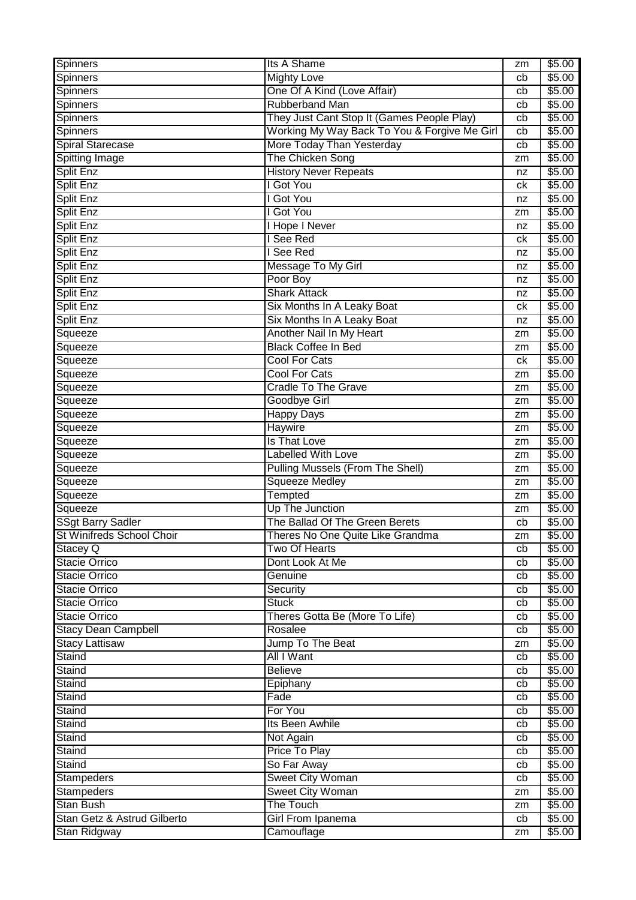| Spinners | Its A Shame | zm | $5.00 |
|---|---|---|---|
| Spinners | Mighty Love | cb | $5.00 |
| Spinners | One Of A Kind (Love Affair) | cb | $5.00 |
| Spinners | Rubberband Man | cb | $5.00 |
| Spinners | They Just Cant Stop It (Games People Play) | cb | $5.00 |
| Spinners | Working My Way Back To You & Forgive Me Girl | cb | $5.00 |
| Spiral Starecase | More Today Than Yesterday | cb | $5.00 |
| Spitting Image | The Chicken Song | zm | $5.00 |
| Split Enz | History Never Repeats | nz | $5.00 |
| Split Enz | I Got You | ck | $5.00 |
| Split Enz | I Got You | nz | $5.00 |
| Split Enz | I Got You | zm | $5.00 |
| Split Enz | I Hope I Never | nz | $5.00 |
| Split Enz | I See Red | ck | $5.00 |
| Split Enz | I See Red | nz | $5.00 |
| Split Enz | Message To My Girl | nz | $5.00 |
| Split Enz | Poor Boy | nz | $5.00 |
| Split Enz | Shark Attack | nz | $5.00 |
| Split Enz | Six Months In A Leaky Boat | ck | $5.00 |
| Split Enz | Six Months In A Leaky Boat | nz | $5.00 |
| Squeeze | Another Nail In My Heart | zm | $5.00 |
| Squeeze | Black Coffee In Bed | zm | $5.00 |
| Squeeze | Cool For Cats | ck | $5.00 |
| Squeeze | Cool For Cats | zm | $5.00 |
| Squeeze | Cradle To The Grave | zm | $5.00 |
| Squeeze | Goodbye Girl | zm | $5.00 |
| Squeeze | Happy Days | zm | $5.00 |
| Squeeze | Haywire | zm | $5.00 |
| Squeeze | Is That Love | zm | $5.00 |
| Squeeze | Labelled With Love | zm | $5.00 |
| Squeeze | Pulling Mussels (From The Shell) | zm | $5.00 |
| Squeeze | Squeeze Medley | zm | $5.00 |
| Squeeze | Tempted | zm | $5.00 |
| Squeeze | Up The Junction | zm | $5.00 |
| SSgt Barry Sadler | The Ballad Of The Green Berets | cb | $5.00 |
| St Winifreds School Choir | Theres No One Quite Like Grandma | zm | $5.00 |
| Stacey Q | Two Of Hearts | cb | $5.00 |
| Stacie Orrico | Dont Look At Me | cb | $5.00 |
| Stacie Orrico | Genuine | cb | $5.00 |
| Stacie Orrico | Security | cb | $5.00 |
| Stacie Orrico | Stuck | cb | $5.00 |
| Stacie Orrico | Theres Gotta Be (More To Life) | cb | $5.00 |
| Stacy Dean Campbell | Rosalee | cb | $5.00 |
| Stacy Lattisaw | Jump To The Beat | zm | $5.00 |
| Staind | All I Want | cb | $5.00 |
| Staind | Believe | cb | $5.00 |
| Staind | Epiphany | cb | $5.00 |
| Staind | Fade | cb | $5.00 |
| Staind | For You | cb | $5.00 |
| Staind | Its Been Awhile | cb | $5.00 |
| Staind | Not Again | cb | $5.00 |
| Staind | Price To Play | cb | $5.00 |
| Staind | So Far Away | cb | $5.00 |
| Stampeders | Sweet City Woman | cb | $5.00 |
| Stampeders | Sweet City Woman | zm | $5.00 |
| Stan Bush | The Touch | zm | $5.00 |
| Stan Getz & Astrud Gilberto | Girl From Ipanema | cb | $5.00 |
| Stan Ridgway | Camouflage | zm | $5.00 |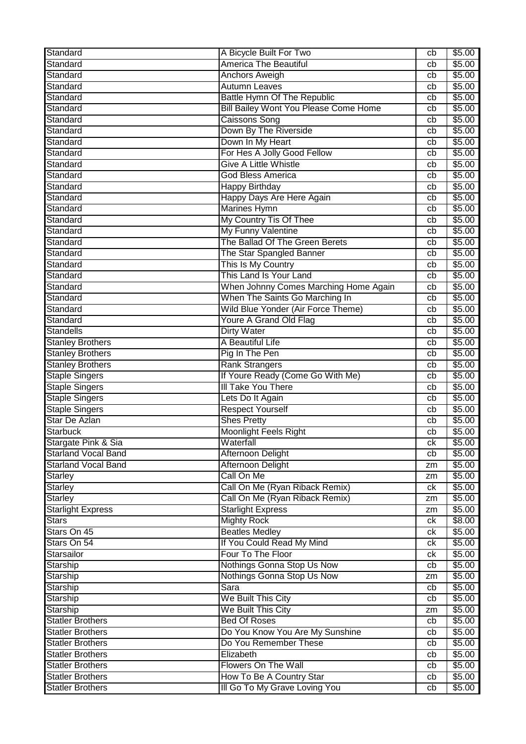| Standard | A Bicycle Built For Two | cb | $5.00 |
|---|---|---|---|
| Standard | America The Beautiful | cb | $5.00 |
| Standard | Anchors Aweigh | cb | $5.00 |
| Standard | Autumn Leaves | cb | $5.00 |
| Standard | Battle Hymn Of The Republic | cb | $5.00 |
| Standard | Bill Bailey Wont You Please Come Home | cb | $5.00 |
| Standard | Caissons Song | cb | $5.00 |
| Standard | Down By The Riverside | cb | $5.00 |
| Standard | Down In My Heart | cb | $5.00 |
| Standard | For Hes A Jolly Good Fellow | cb | $5.00 |
| Standard | Give A Little Whistle | cb | $5.00 |
| Standard | God Bless America | cb | $5.00 |
| Standard | Happy Birthday | cb | $5.00 |
| Standard | Happy Days Are Here Again | cb | $5.00 |
| Standard | Marines Hymn | cb | $5.00 |
| Standard | My Country Tis Of Thee | cb | $5.00 |
| Standard | My Funny Valentine | cb | $5.00 |
| Standard | The Ballad Of The Green Berets | cb | $5.00 |
| Standard | The Star Spangled Banner | cb | $5.00 |
| Standard | This Is My Country | cb | $5.00 |
| Standard | This Land Is Your Land | cb | $5.00 |
| Standard | When Johnny Comes Marching Home Again | cb | $5.00 |
| Standard | When The Saints Go Marching In | cb | $5.00 |
| Standard | Wild Blue Yonder (Air Force Theme) | cb | $5.00 |
| Standard | Youre A Grand Old Flag | cb | $5.00 |
| Standells | Dirty Water | cb | $5.00 |
| Stanley Brothers | A Beautiful Life | cb | $5.00 |
| Stanley Brothers | Pig In The Pen | cb | $5.00 |
| Stanley Brothers | Rank Strangers | cb | $5.00 |
| Staple Singers | If Youre Ready (Come Go With Me) | cb | $5.00 |
| Staple Singers | Ill Take You There | cb | $5.00 |
| Staple Singers | Lets Do It Again | cb | $5.00 |
| Staple Singers | Respect Yourself | cb | $5.00 |
| Star De Azlan | Shes Pretty | cb | $5.00 |
| Starbuck | Moonlight Feels Right | cb | $5.00 |
| Stargate Pink & Sia | Waterfall | ck | $5.00 |
| Starland Vocal Band | Afternoon Delight | cb | $5.00 |
| Starland Vocal Band | Afternoon Delight | zm | $5.00 |
| Starley | Call On Me | zm | $5.00 |
| Starley | Call On Me (Ryan Riback Remix) | ck | $5.00 |
| Starley | Call On Me (Ryan Riback Remix) | zm | $5.00 |
| Starlight Express | Starlight Express | zm | $5.00 |
| Stars | Mighty Rock | ck | $8.00 |
| Stars On 45 | Beatles Medley | ck | $5.00 |
| Stars On 54 | If You Could Read My Mind | ck | $5.00 |
| Starsailor | Four To The Floor | ck | $5.00 |
| Starship | Nothings Gonna Stop Us Now | cb | $5.00 |
| Starship | Nothings Gonna Stop Us Now | zm | $5.00 |
| Starship | Sara | cb | $5.00 |
| Starship | We Built This City | cb | $5.00 |
| Starship | We Built This City | zm | $5.00 |
| Statler Brothers | Bed Of Roses | cb | $5.00 |
| Statler Brothers | Do You Know You Are My Sunshine | cb | $5.00 |
| Statler Brothers | Do You Remember These | cb | $5.00 |
| Statler Brothers | Elizabeth | cb | $5.00 |
| Statler Brothers | Flowers On The Wall | cb | $5.00 |
| Statler Brothers | How To Be A Country Star | cb | $5.00 |
| Statler Brothers | Ill Go To My Grave Loving You | cb | $5.00 |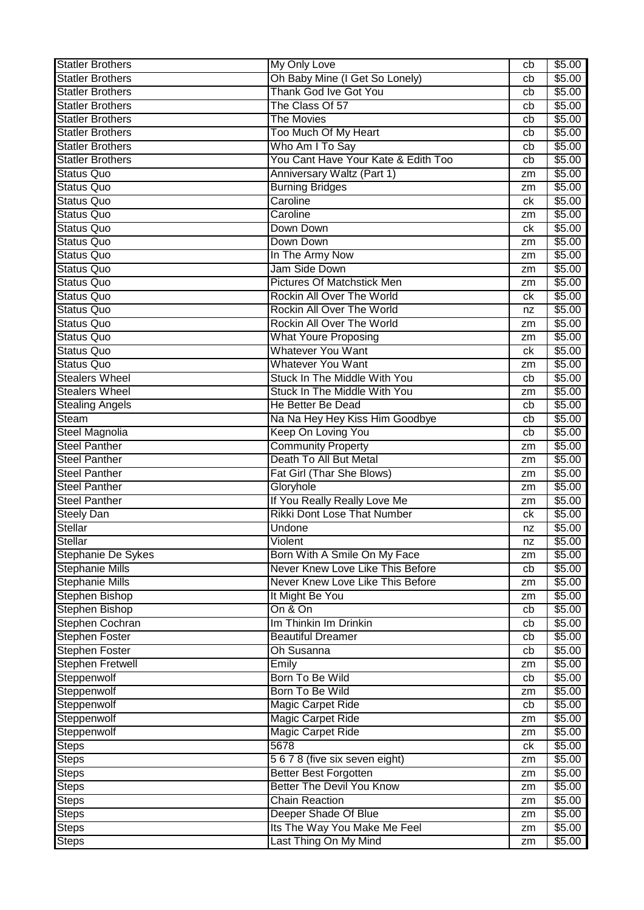| Statler Brothers | My Only Love | cb | $5.00 |
|---|---|---|---|
| Statler Brothers | Oh Baby Mine (I Get So Lonely) | cb | $5.00 |
| Statler Brothers | Thank God Ive Got You | cb | $5.00 |
| Statler Brothers | The Class Of 57 | cb | $5.00 |
| Statler Brothers | The Movies | cb | $5.00 |
| Statler Brothers | Too Much Of My Heart | cb | $5.00 |
| Statler Brothers | Who Am I To Say | cb | $5.00 |
| Statler Brothers | You Cant Have Your Kate & Edith Too | cb | $5.00 |
| Status Quo | Anniversary Waltz (Part 1) | zm | $5.00 |
| Status Quo | Burning Bridges | zm | $5.00 |
| Status Quo | Caroline | ck | $5.00 |
| Status Quo | Caroline | zm | $5.00 |
| Status Quo | Down Down | ck | $5.00 |
| Status Quo | Down Down | zm | $5.00 |
| Status Quo | In The Army Now | zm | $5.00 |
| Status Quo | Jam Side Down | zm | $5.00 |
| Status Quo | Pictures Of Matchstick Men | zm | $5.00 |
| Status Quo | Rockin All Over The World | ck | $5.00 |
| Status Quo | Rockin All Over The World | nz | $5.00 |
| Status Quo | Rockin All Over The World | zm | $5.00 |
| Status Quo | What Youre Proposing | zm | $5.00 |
| Status Quo | Whatever You Want | ck | $5.00 |
| Status Quo | Whatever You Want | zm | $5.00 |
| Stealers Wheel | Stuck In The Middle With You | cb | $5.00 |
| Stealers Wheel | Stuck In The Middle With You | zm | $5.00 |
| Stealing Angels | He Better Be Dead | cb | $5.00 |
| Steam | Na Na Hey Hey Kiss Him Goodbye | cb | $5.00 |
| Steel Magnolia | Keep On Loving You | cb | $5.00 |
| Steel Panther | Community Property | zm | $5.00 |
| Steel Panther | Death To All But Metal | zm | $5.00 |
| Steel Panther | Fat Girl (Thar She Blows) | zm | $5.00 |
| Steel Panther | Gloryhole | zm | $5.00 |
| Steel Panther | If You Really Really Love Me | zm | $5.00 |
| Steely Dan | Rikki Dont Lose That Number | ck | $5.00 |
| Stellar | Undone | nz | $5.00 |
| Stellar | Violent | nz | $5.00 |
| Stephanie De Sykes | Born With A Smile On My Face | zm | $5.00 |
| Stephanie Mills | Never Knew Love Like This Before | cb | $5.00 |
| Stephanie Mills | Never Knew Love Like This Before | zm | $5.00 |
| Stephen Bishop | It Might Be You | zm | $5.00 |
| Stephen Bishop | On & On | cb | $5.00 |
| Stephen Cochran | Im Thinkin Im Drinkin | cb | $5.00 |
| Stephen Foster | Beautiful Dreamer | cb | $5.00 |
| Stephen Foster | Oh Susanna | cb | $5.00 |
| Stephen Fretwell | Emily | zm | $5.00 |
| Steppenwolf | Born To Be Wild | cb | $5.00 |
| Steppenwolf | Born To Be Wild | zm | $5.00 |
| Steppenwolf | Magic Carpet Ride | cb | $5.00 |
| Steppenwolf | Magic Carpet Ride | zm | $5.00 |
| Steppenwolf | Magic Carpet Ride | zm | $5.00 |
| Steps | 5678 | ck | $5.00 |
| Steps | 5 6 7 8 (five six seven eight) | zm | $5.00 |
| Steps | Better Best Forgotten | zm | $5.00 |
| Steps | Better The Devil You Know | zm | $5.00 |
| Steps | Chain Reaction | zm | $5.00 |
| Steps | Deeper Shade Of Blue | zm | $5.00 |
| Steps | Its The Way You Make Me Feel | zm | $5.00 |
| Steps | Last Thing On My Mind | zm | $5.00 |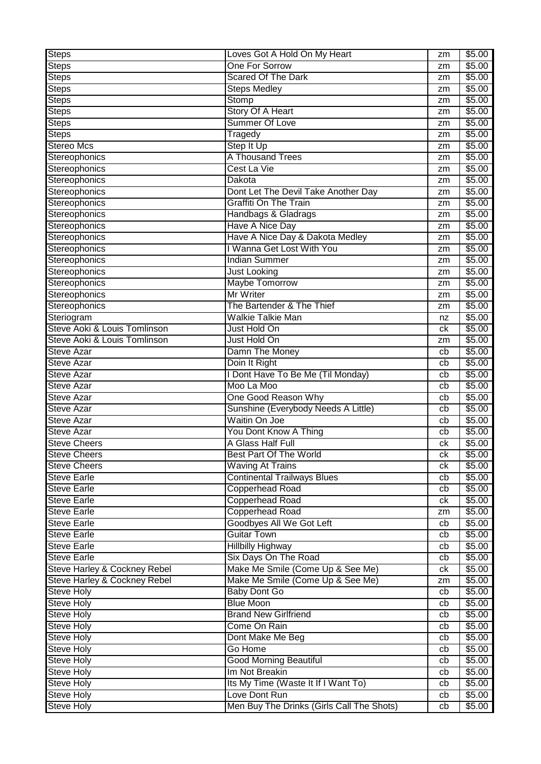| Steps | Loves Got A Hold On My Heart | zm | $5.00 |
|---|---|---|---|
| Steps | One For Sorrow | zm | $5.00 |
| Steps | Scared Of The Dark | zm | $5.00 |
| Steps | Steps Medley | zm | $5.00 |
| Steps | Stomp | zm | $5.00 |
| Steps | Story Of A Heart | zm | $5.00 |
| Steps | Summer Of Love | zm | $5.00 |
| Steps | Tragedy | zm | $5.00 |
| Stereo Mcs | Step It Up | zm | $5.00 |
| Stereophonics | A Thousand Trees | zm | $5.00 |
| Stereophonics | Cest La Vie | zm | $5.00 |
| Stereophonics | Dakota | zm | $5.00 |
| Stereophonics | Dont Let The Devil Take Another Day | zm | $5.00 |
| Stereophonics | Graffiti On The Train | zm | $5.00 |
| Stereophonics | Handbags & Gladrags | zm | $5.00 |
| Stereophonics | Have A Nice Day | zm | $5.00 |
| Stereophonics | Have A Nice Day & Dakota Medley | zm | $5.00 |
| Stereophonics | I Wanna Get Lost With You | zm | $5.00 |
| Stereophonics | Indian Summer | zm | $5.00 |
| Stereophonics | Just Looking | zm | $5.00 |
| Stereophonics | Maybe Tomorrow | zm | $5.00 |
| Stereophonics | Mr Writer | zm | $5.00 |
| Stereophonics | The Bartender & The Thief | zm | $5.00 |
| Steriogram | Walkie Talkie Man | nz | $5.00 |
| Steve Aoki & Louis Tomlinson | Just Hold On | ck | $5.00 |
| Steve Aoki & Louis Tomlinson | Just Hold On | zm | $5.00 |
| Steve Azar | Damn The Money | cb | $5.00 |
| Steve Azar | Doin It Right | cb | $5.00 |
| Steve Azar | I Dont Have To Be Me (Til Monday) | cb | $5.00 |
| Steve Azar | Moo La Moo | cb | $5.00 |
| Steve Azar | One Good Reason Why | cb | $5.00 |
| Steve Azar | Sunshine (Everybody Needs A Little) | cb | $5.00 |
| Steve Azar | Waitin On Joe | cb | $5.00 |
| Steve Azar | You Dont Know A Thing | cb | $5.00 |
| Steve Cheers | A Glass Half Full | ck | $5.00 |
| Steve Cheers | Best Part Of The World | ck | $5.00 |
| Steve Cheers | Waving At Trains | ck | $5.00 |
| Steve Earle | Continental Trailways Blues | cb | $5.00 |
| Steve Earle | Copperhead Road | cb | $5.00 |
| Steve Earle | Copperhead Road | ck | $5.00 |
| Steve Earle | Copperhead Road | zm | $5.00 |
| Steve Earle | Goodbyes All We Got Left | cb | $5.00 |
| Steve Earle | Guitar Town | cb | $5.00 |
| Steve Earle | Hillbilly Highway | cb | $5.00 |
| Steve Earle | Six Days On The Road | cb | $5.00 |
| Steve Harley & Cockney Rebel | Make Me Smile (Come Up & See Me) | ck | $5.00 |
| Steve Harley & Cockney Rebel | Make Me Smile (Come Up & See Me) | zm | $5.00 |
| Steve Holy | Baby Dont Go | cb | $5.00 |
| Steve Holy | Blue Moon | cb | $5.00 |
| Steve Holy | Brand New Girlfriend | cb | $5.00 |
| Steve Holy | Come On Rain | cb | $5.00 |
| Steve Holy | Dont Make Me Beg | cb | $5.00 |
| Steve Holy | Go Home | cb | $5.00 |
| Steve Holy | Good Morning Beautiful | cb | $5.00 |
| Steve Holy | Im Not Breakin | cb | $5.00 |
| Steve Holy | Its My Time (Waste It If I Want To) | cb | $5.00 |
| Steve Holy | Love Dont Run | cb | $5.00 |
| Steve Holy | Men Buy The Drinks (Girls Call The Shots) | cb | $5.00 |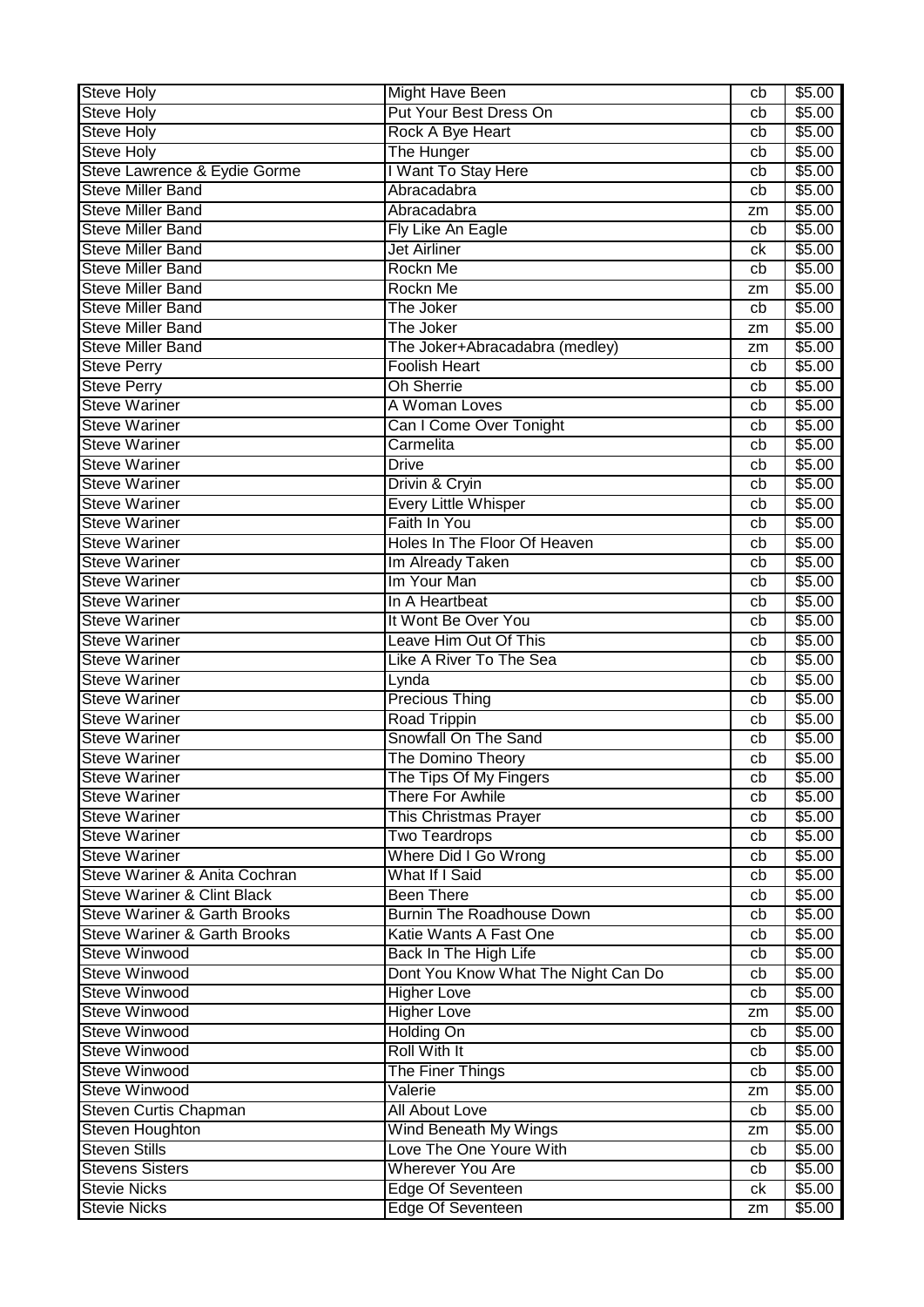| | | | |
|---|---|---|---|
| Steve Holy | Might Have Been | cb | $5.00 |
| Steve Holy | Put Your Best Dress On | cb | $5.00 |
| Steve Holy | Rock A Bye Heart | cb | $5.00 |
| Steve Holy | The Hunger | cb | $5.00 |
| Steve Lawrence & Eydie Gorme | I Want To Stay Here | cb | $5.00 |
| Steve Miller Band | Abracadabra | cb | $5.00 |
| Steve Miller Band | Abracadabra | zm | $5.00 |
| Steve Miller Band | Fly Like An Eagle | cb | $5.00 |
| Steve Miller Band | Jet Airliner | ck | $5.00 |
| Steve Miller Band | Rockn Me | cb | $5.00 |
| Steve Miller Band | Rockn Me | zm | $5.00 |
| Steve Miller Band | The Joker | cb | $5.00 |
| Steve Miller Band | The Joker | zm | $5.00 |
| Steve Miller Band | The Joker+Abracadabra (medley) | zm | $5.00 |
| Steve Perry | Foolish Heart | cb | $5.00 |
| Steve Perry | Oh Sherrie | cb | $5.00 |
| Steve Wariner | A Woman Loves | cb | $5.00 |
| Steve Wariner | Can I Come Over Tonight | cb | $5.00 |
| Steve Wariner | Carmelita | cb | $5.00 |
| Steve Wariner | Drive | cb | $5.00 |
| Steve Wariner | Drivin & Cryin | cb | $5.00 |
| Steve Wariner | Every Little Whisper | cb | $5.00 |
| Steve Wariner | Faith In You | cb | $5.00 |
| Steve Wariner | Holes In The Floor Of Heaven | cb | $5.00 |
| Steve Wariner | Im Already Taken | cb | $5.00 |
| Steve Wariner | Im Your Man | cb | $5.00 |
| Steve Wariner | In A Heartbeat | cb | $5.00 |
| Steve Wariner | It Wont Be Over You | cb | $5.00 |
| Steve Wariner | Leave Him Out Of This | cb | $5.00 |
| Steve Wariner | Like A River To The Sea | cb | $5.00 |
| Steve Wariner | Lynda | cb | $5.00 |
| Steve Wariner | Precious Thing | cb | $5.00 |
| Steve Wariner | Road Trippin | cb | $5.00 |
| Steve Wariner | Snowfall On The Sand | cb | $5.00 |
| Steve Wariner | The Domino Theory | cb | $5.00 |
| Steve Wariner | The Tips Of My Fingers | cb | $5.00 |
| Steve Wariner | There For Awhile | cb | $5.00 |
| Steve Wariner | This Christmas Prayer | cb | $5.00 |
| Steve Wariner | Two Teardrops | cb | $5.00 |
| Steve Wariner | Where Did I Go Wrong | cb | $5.00 |
| Steve Wariner & Anita Cochran | What If I Said | cb | $5.00 |
| Steve Wariner & Clint Black | Been There | cb | $5.00 |
| Steve Wariner & Garth Brooks | Burnin The Roadhouse Down | cb | $5.00 |
| Steve Wariner & Garth Brooks | Katie Wants A Fast One | cb | $5.00 |
| Steve Winwood | Back In The High Life | cb | $5.00 |
| Steve Winwood | Dont You Know What The Night Can Do | cb | $5.00 |
| Steve Winwood | Higher Love | cb | $5.00 |
| Steve Winwood | Higher Love | zm | $5.00 |
| Steve Winwood | Holding On | cb | $5.00 |
| Steve Winwood | Roll With It | cb | $5.00 |
| Steve Winwood | The Finer Things | cb | $5.00 |
| Steve Winwood | Valerie | zm | $5.00 |
| Steven Curtis Chapman | All About Love | cb | $5.00 |
| Steven Houghton | Wind Beneath My Wings | zm | $5.00 |
| Steven Stills | Love The One Youre With | cb | $5.00 |
| Stevens Sisters | Wherever You Are | cb | $5.00 |
| Stevie Nicks | Edge Of Seventeen | ck | $5.00 |
| Stevie Nicks | Edge Of Seventeen | zm | $5.00 |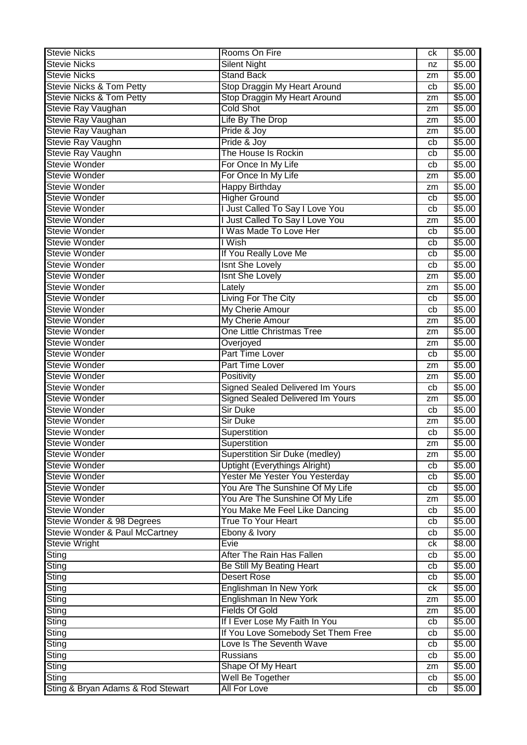| Stevie Nicks | Rooms On Fire | ck | $5.00 |
|---|---|---|---|
| Stevie Nicks | Silent Night | nz | $5.00 |
| Stevie Nicks | Stand Back | zm | $5.00 |
| Stevie Nicks & Tom Petty | Stop Draggin My Heart Around | cb | $5.00 |
| Stevie Nicks & Tom Petty | Stop Draggin My Heart Around | zm | $5.00 |
| Stevie Ray Vaughan | Cold Shot | zm | $5.00 |
| Stevie Ray Vaughan | Life By The Drop | zm | $5.00 |
| Stevie Ray Vaughan | Pride & Joy | zm | $5.00 |
| Stevie Ray Vaughn | Pride & Joy | cb | $5.00 |
| Stevie Ray Vaughn | The House Is Rockin | cb | $5.00 |
| Stevie Wonder | For Once In My Life | cb | $5.00 |
| Stevie Wonder | For Once In My Life | zm | $5.00 |
| Stevie Wonder | Happy Birthday | zm | $5.00 |
| Stevie Wonder | Higher Ground | cb | $5.00 |
| Stevie Wonder | I Just Called To Say I Love You | cb | $5.00 |
| Stevie Wonder | I Just Called To Say I Love You | zm | $5.00 |
| Stevie Wonder | I Was Made To Love Her | cb | $5.00 |
| Stevie Wonder | I Wish | cb | $5.00 |
| Stevie Wonder | If You Really Love Me | cb | $5.00 |
| Stevie Wonder | Isnt She Lovely | cb | $5.00 |
| Stevie Wonder | Isnt She Lovely | zm | $5.00 |
| Stevie Wonder | Lately | zm | $5.00 |
| Stevie Wonder | Living For The City | cb | $5.00 |
| Stevie Wonder | My Cherie Amour | cb | $5.00 |
| Stevie Wonder | My Cherie Amour | zm | $5.00 |
| Stevie Wonder | One Little Christmas Tree | zm | $5.00 |
| Stevie Wonder | Overjoyed | zm | $5.00 |
| Stevie Wonder | Part Time Lover | cb | $5.00 |
| Stevie Wonder | Part Time Lover | zm | $5.00 |
| Stevie Wonder | Positivity | zm | $5.00 |
| Stevie Wonder | Signed Sealed Delivered Im Yours | cb | $5.00 |
| Stevie Wonder | Signed Sealed Delivered Im Yours | zm | $5.00 |
| Stevie Wonder | Sir Duke | cb | $5.00 |
| Stevie Wonder | Sir Duke | zm | $5.00 |
| Stevie Wonder | Superstition | cb | $5.00 |
| Stevie Wonder | Superstition | zm | $5.00 |
| Stevie Wonder | Superstition Sir Duke (medley) | zm | $5.00 |
| Stevie Wonder | Uptight (Everythings Alright) | cb | $5.00 |
| Stevie Wonder | Yester Me Yester You Yesterday | cb | $5.00 |
| Stevie Wonder | You Are The Sunshine Of My Life | cb | $5.00 |
| Stevie Wonder | You Are The Sunshine Of My Life | zm | $5.00 |
| Stevie Wonder | You Make Me Feel Like Dancing | cb | $5.00 |
| Stevie Wonder & 98 Degrees | True To Your Heart | cb | $5.00 |
| Stevie Wonder & Paul McCartney | Ebony & Ivory | cb | $5.00 |
| Stevie Wright | Evie | ck | $8.00 |
| Sting | After The Rain Has Fallen | cb | $5.00 |
| Sting | Be Still My Beating Heart | cb | $5.00 |
| Sting | Desert Rose | cb | $5.00 |
| Sting | Englishman In New York | ck | $5.00 |
| Sting | Englishman In New York | zm | $5.00 |
| Sting | Fields Of Gold | zm | $5.00 |
| Sting | If I Ever Lose My Faith In You | cb | $5.00 |
| Sting | If You Love Somebody Set Them Free | cb | $5.00 |
| Sting | Love Is The Seventh Wave | cb | $5.00 |
| Sting | Russians | cb | $5.00 |
| Sting | Shape Of My Heart | zm | $5.00 |
| Sting | Well Be Together | cb | $5.00 |
| Sting & Bryan Adams & Rod Stewart | All For Love | cb | $5.00 |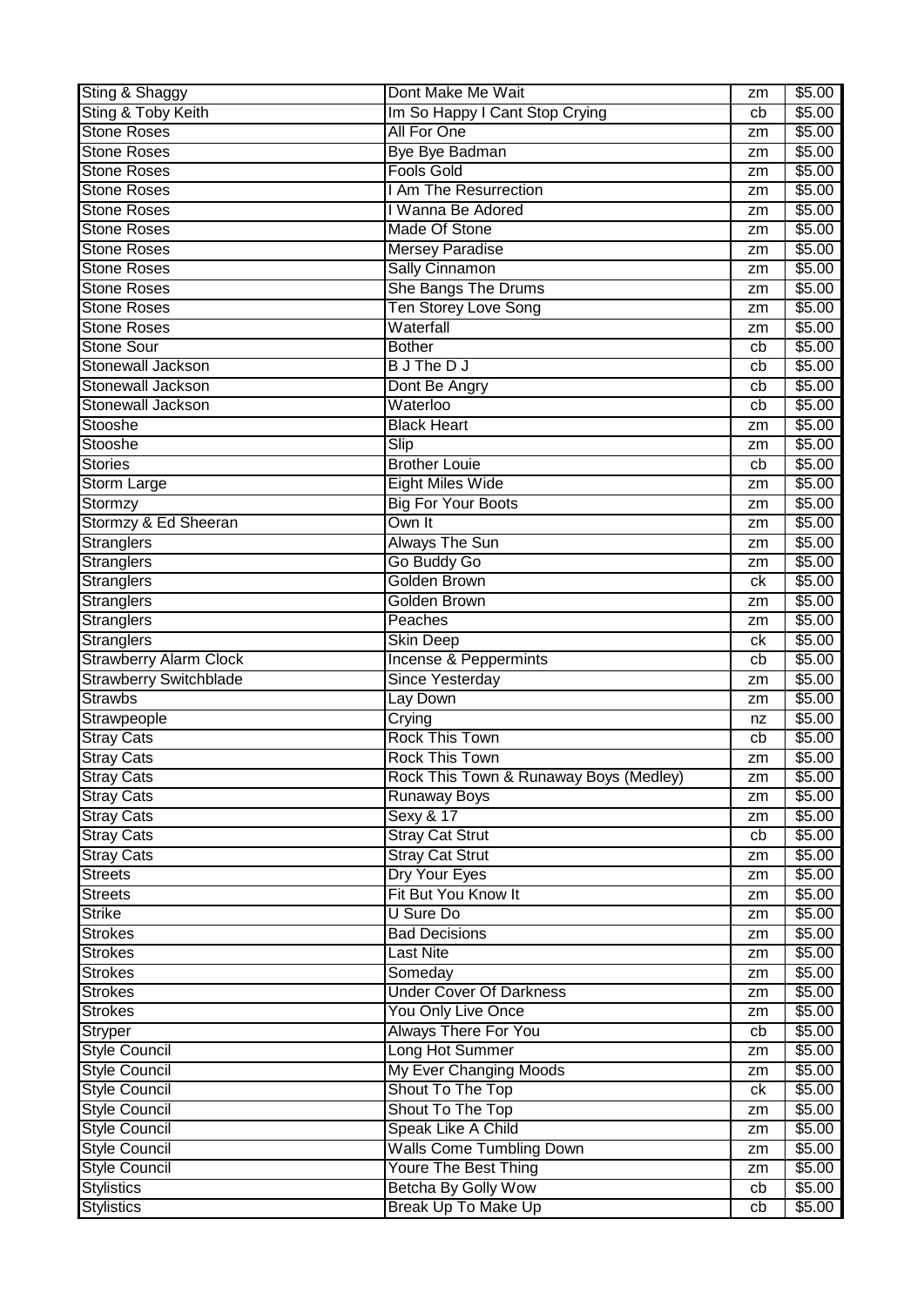| | | | |
|---|---|---|---|
| Sting & Shaggy | Dont Make Me Wait | zm | $5.00 |
| Sting & Toby Keith | Im So Happy I Cant Stop Crying | cb | $5.00 |
| Stone Roses | All For One | zm | $5.00 |
| Stone Roses | Bye Bye Badman | zm | $5.00 |
| Stone Roses | Fools Gold | zm | $5.00 |
| Stone Roses | I Am The Resurrection | zm | $5.00 |
| Stone Roses | I Wanna Be Adored | zm | $5.00 |
| Stone Roses | Made Of Stone | zm | $5.00 |
| Stone Roses | Mersey Paradise | zm | $5.00 |
| Stone Roses | Sally Cinnamon | zm | $5.00 |
| Stone Roses | She Bangs The Drums | zm | $5.00 |
| Stone Roses | Ten Storey Love Song | zm | $5.00 |
| Stone Roses | Waterfall | zm | $5.00 |
| Stone Sour | Bother | cb | $5.00 |
| Stonewall Jackson | B J The D J | cb | $5.00 |
| Stonewall Jackson | Dont Be Angry | cb | $5.00 |
| Stonewall Jackson | Waterloo | cb | $5.00 |
| Stooshe | Black Heart | zm | $5.00 |
| Stooshe | Slip | zm | $5.00 |
| Stories | Brother Louie | cb | $5.00 |
| Storm Large | Eight Miles Wide | zm | $5.00 |
| Stormzy | Big For Your Boots | zm | $5.00 |
| Stormzy & Ed Sheeran | Own It | zm | $5.00 |
| Stranglers | Always The Sun | zm | $5.00 |
| Stranglers | Go Buddy Go | zm | $5.00 |
| Stranglers | Golden Brown | ck | $5.00 |
| Stranglers | Golden Brown | zm | $5.00 |
| Stranglers | Peaches | zm | $5.00 |
| Stranglers | Skin Deep | ck | $5.00 |
| Strawberry Alarm Clock | Incense & Peppermints | cb | $5.00 |
| Strawberry Switchblade | Since Yesterday | zm | $5.00 |
| Strawbs | Lay Down | zm | $5.00 |
| Strawpeople | Crying | nz | $5.00 |
| Stray Cats | Rock This Town | cb | $5.00 |
| Stray Cats | Rock This Town | zm | $5.00 |
| Stray Cats | Rock This Town & Runaway Boys (Medley) | zm | $5.00 |
| Stray Cats | Runaway Boys | zm | $5.00 |
| Stray Cats | Sexy & 17 | zm | $5.00 |
| Stray Cats | Stray Cat Strut | cb | $5.00 |
| Stray Cats | Stray Cat Strut | zm | $5.00 |
| Streets | Dry Your Eyes | zm | $5.00 |
| Streets | Fit But You Know It | zm | $5.00 |
| Strike | U Sure Do | zm | $5.00 |
| Strokes | Bad Decisions | zm | $5.00 |
| Strokes | Last Nite | zm | $5.00 |
| Strokes | Someday | zm | $5.00 |
| Strokes | Under Cover Of Darkness | zm | $5.00 |
| Strokes | You Only Live Once | zm | $5.00 |
| Stryper | Always There For You | cb | $5.00 |
| Style Council | Long Hot Summer | zm | $5.00 |
| Style Council | My Ever Changing Moods | zm | $5.00 |
| Style Council | Shout To The Top | ck | $5.00 |
| Style Council | Shout To The Top | zm | $5.00 |
| Style Council | Speak Like A Child | zm | $5.00 |
| Style Council | Walls Come Tumbling Down | zm | $5.00 |
| Style Council | Youre The Best Thing | zm | $5.00 |
| Stylistics | Betcha By Golly Wow | cb | $5.00 |
| Stylistics | Break Up To Make Up | cb | $5.00 |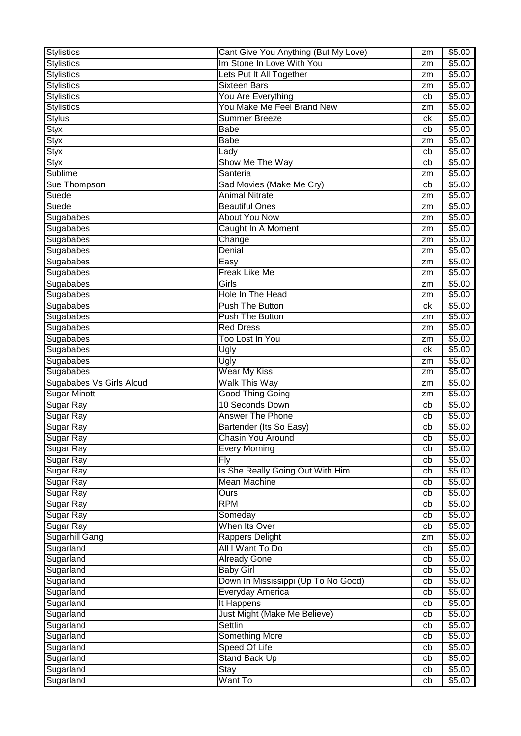| Stylistics | Cant Give You Anything (But My Love) | zm | $5.00 |
|---|---|---|---|
| Stylistics | Im Stone In Love With You | zm | $5.00 |
| Stylistics | Lets Put It All Together | zm | $5.00 |
| Stylistics | Sixteen Bars | zm | $5.00 |
| Stylistics | You Are Everything | cb | $5.00 |
| Stylistics | You Make Me Feel Brand New | zm | $5.00 |
| Stylus | Summer Breeze | ck | $5.00 |
| Styx | Babe | cb | $5.00 |
| Styx | Babe | zm | $5.00 |
| Styx | Lady | cb | $5.00 |
| Styx | Show Me The Way | cb | $5.00 |
| Sublime | Santeria | zm | $5.00 |
| Sue Thompson | Sad Movies (Make Me Cry) | cb | $5.00 |
| Suede | Animal Nitrate | zm | $5.00 |
| Suede | Beautiful Ones | zm | $5.00 |
| Sugababes | About You Now | zm | $5.00 |
| Sugababes | Caught In A Moment | zm | $5.00 |
| Sugababes | Change | zm | $5.00 |
| Sugababes | Denial | zm | $5.00 |
| Sugababes | Easy | zm | $5.00 |
| Sugababes | Freak Like Me | zm | $5.00 |
| Sugababes | Girls | zm | $5.00 |
| Sugababes | Hole In The Head | zm | $5.00 |
| Sugababes | Push The Button | ck | $5.00 |
| Sugababes | Push The Button | zm | $5.00 |
| Sugababes | Red Dress | zm | $5.00 |
| Sugababes | Too Lost In You | zm | $5.00 |
| Sugababes | Ugly | ck | $5.00 |
| Sugababes | Ugly | zm | $5.00 |
| Sugababes | Wear My Kiss | zm | $5.00 |
| Sugababes Vs Girls Aloud | Walk This Way | zm | $5.00 |
| Sugar Minott | Good Thing Going | zm | $5.00 |
| Sugar Ray | 10 Seconds Down | cb | $5.00 |
| Sugar Ray | Answer The Phone | cb | $5.00 |
| Sugar Ray | Bartender (Its So Easy) | cb | $5.00 |
| Sugar Ray | Chasin You Around | cb | $5.00 |
| Sugar Ray | Every Morning | cb | $5.00 |
| Sugar Ray | Fly | cb | $5.00 |
| Sugar Ray | Is She Really Going Out With Him | cb | $5.00 |
| Sugar Ray | Mean Machine | cb | $5.00 |
| Sugar Ray | Ours | cb | $5.00 |
| Sugar Ray | RPM | cb | $5.00 |
| Sugar Ray | Someday | cb | $5.00 |
| Sugar Ray | When Its Over | cb | $5.00 |
| Sugarhill Gang | Rappers Delight | zm | $5.00 |
| Sugarland | All I Want To Do | cb | $5.00 |
| Sugarland | Already Gone | cb | $5.00 |
| Sugarland | Baby Girl | cb | $5.00 |
| Sugarland | Down In Mississippi (Up To No Good) | cb | $5.00 |
| Sugarland | Everyday America | cb | $5.00 |
| Sugarland | It Happens | cb | $5.00 |
| Sugarland | Just Might (Make Me Believe) | cb | $5.00 |
| Sugarland | Settlin | cb | $5.00 |
| Sugarland | Something More | cb | $5.00 |
| Sugarland | Speed Of Life | cb | $5.00 |
| Sugarland | Stand Back Up | cb | $5.00 |
| Sugarland | Stay | cb | $5.00 |
| Sugarland | Want To | cb | $5.00 |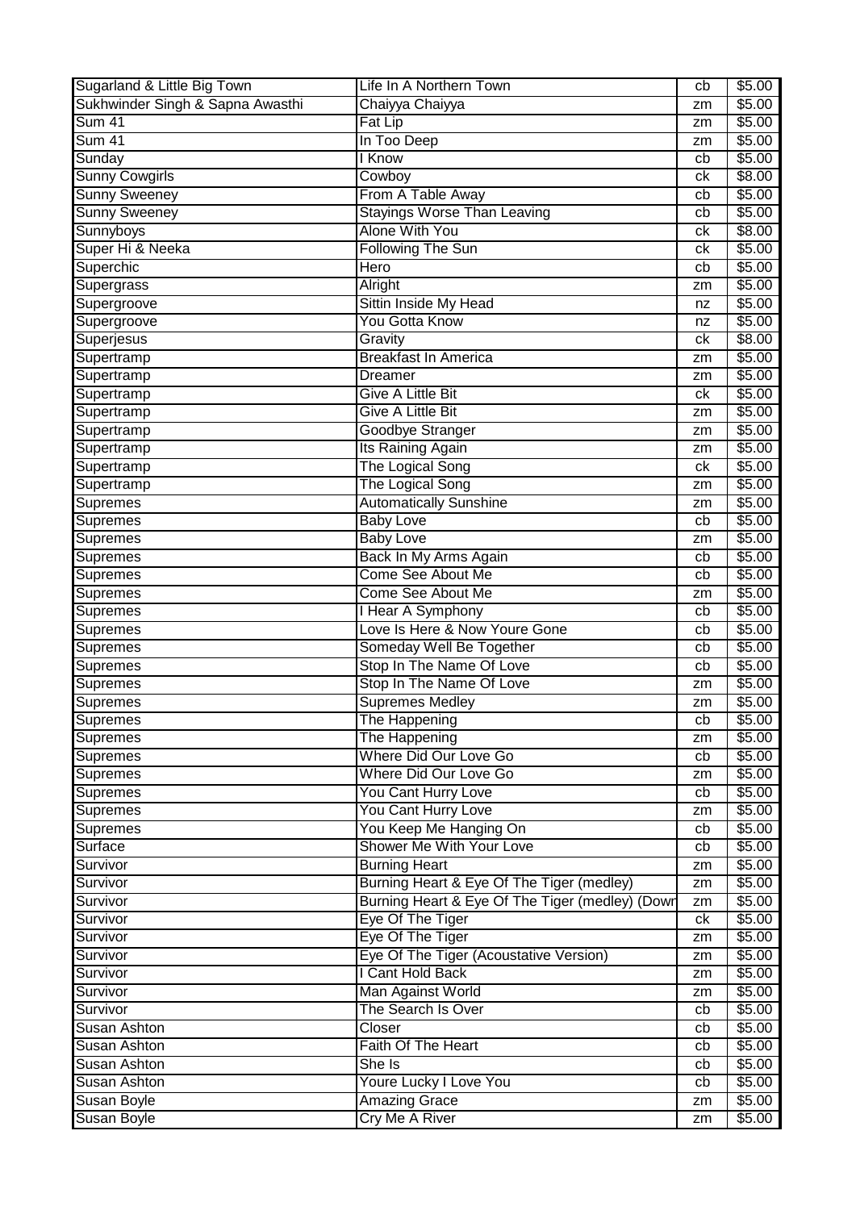| Sugarland & Little Big Town | Life In A Northern Town | cb | $5.00 |
|---|---|---|---|
| Sukhwinder Singh & Sapna Awasthi | Chaiyya Chaiyya | zm | $5.00 |
| Sum 41 | Fat Lip | zm | $5.00 |
| Sum 41 | In Too Deep | zm | $5.00 |
| Sunday | I Know | cb | $5.00 |
| Sunny Cowgirls | Cowboy | ck | $8.00 |
| Sunny Sweeney | From A Table Away | cb | $5.00 |
| Sunny Sweeney | Stayings Worse Than Leaving | cb | $5.00 |
| Sunnyboys | Alone With You | ck | $8.00 |
| Super Hi & Neeka | Following The Sun | ck | $5.00 |
| Superchic | Hero | cb | $5.00 |
| Supergrass | Alright | zm | $5.00 |
| Supergroove | Sittin Inside My Head | nz | $5.00 |
| Supergroove | You Gotta Know | nz | $5.00 |
| Superjesus | Gravity | ck | $8.00 |
| Supertramp | Breakfast In America | zm | $5.00 |
| Supertramp | Dreamer | zm | $5.00 |
| Supertramp | Give A Little Bit | ck | $5.00 |
| Supertramp | Give A Little Bit | zm | $5.00 |
| Supertramp | Goodbye Stranger | zm | $5.00 |
| Supertramp | Its Raining Again | zm | $5.00 |
| Supertramp | The Logical Song | ck | $5.00 |
| Supertramp | The Logical Song | zm | $5.00 |
| Supremes | Automatically Sunshine | zm | $5.00 |
| Supremes | Baby Love | cb | $5.00 |
| Supremes | Baby Love | zm | $5.00 |
| Supremes | Back In My Arms Again | cb | $5.00 |
| Supremes | Come See About Me | cb | $5.00 |
| Supremes | Come See About Me | zm | $5.00 |
| Supremes | I Hear A Symphony | cb | $5.00 |
| Supremes | Love Is Here & Now Youre Gone | cb | $5.00 |
| Supremes | Someday Well Be Together | cb | $5.00 |
| Supremes | Stop In The Name Of Love | cb | $5.00 |
| Supremes | Stop In The Name Of Love | zm | $5.00 |
| Supremes | Supremes Medley | zm | $5.00 |
| Supremes | The Happening | cb | $5.00 |
| Supremes | The Happening | zm | $5.00 |
| Supremes | Where Did Our Love Go | cb | $5.00 |
| Supremes | Where Did Our Love Go | zm | $5.00 |
| Supremes | You Cant Hurry Love | cb | $5.00 |
| Supremes | You Cant Hurry Love | zm | $5.00 |
| Supremes | You Keep Me Hanging On | cb | $5.00 |
| Surface | Shower Me With Your Love | cb | $5.00 |
| Survivor | Burning Heart | zm | $5.00 |
| Survivor | Burning Heart & Eye Of The Tiger (medley) | zm | $5.00 |
| Survivor | Burning Heart & Eye Of The Tiger (medley) (Down | zm | $5.00 |
| Survivor | Eye Of The Tiger | ck | $5.00 |
| Survivor | Eye Of The Tiger | zm | $5.00 |
| Survivor | Eye Of The Tiger (Acoustative Version) | zm | $5.00 |
| Survivor | I Cant Hold Back | zm | $5.00 |
| Survivor | Man Against World | zm | $5.00 |
| Survivor | The Search Is Over | cb | $5.00 |
| Susan Ashton | Closer | cb | $5.00 |
| Susan Ashton | Faith Of The Heart | cb | $5.00 |
| Susan Ashton | She Is | cb | $5.00 |
| Susan Ashton | Youre Lucky I Love You | cb | $5.00 |
| Susan Boyle | Amazing Grace | zm | $5.00 |
| Susan Boyle | Cry Me A River | zm | $5.00 |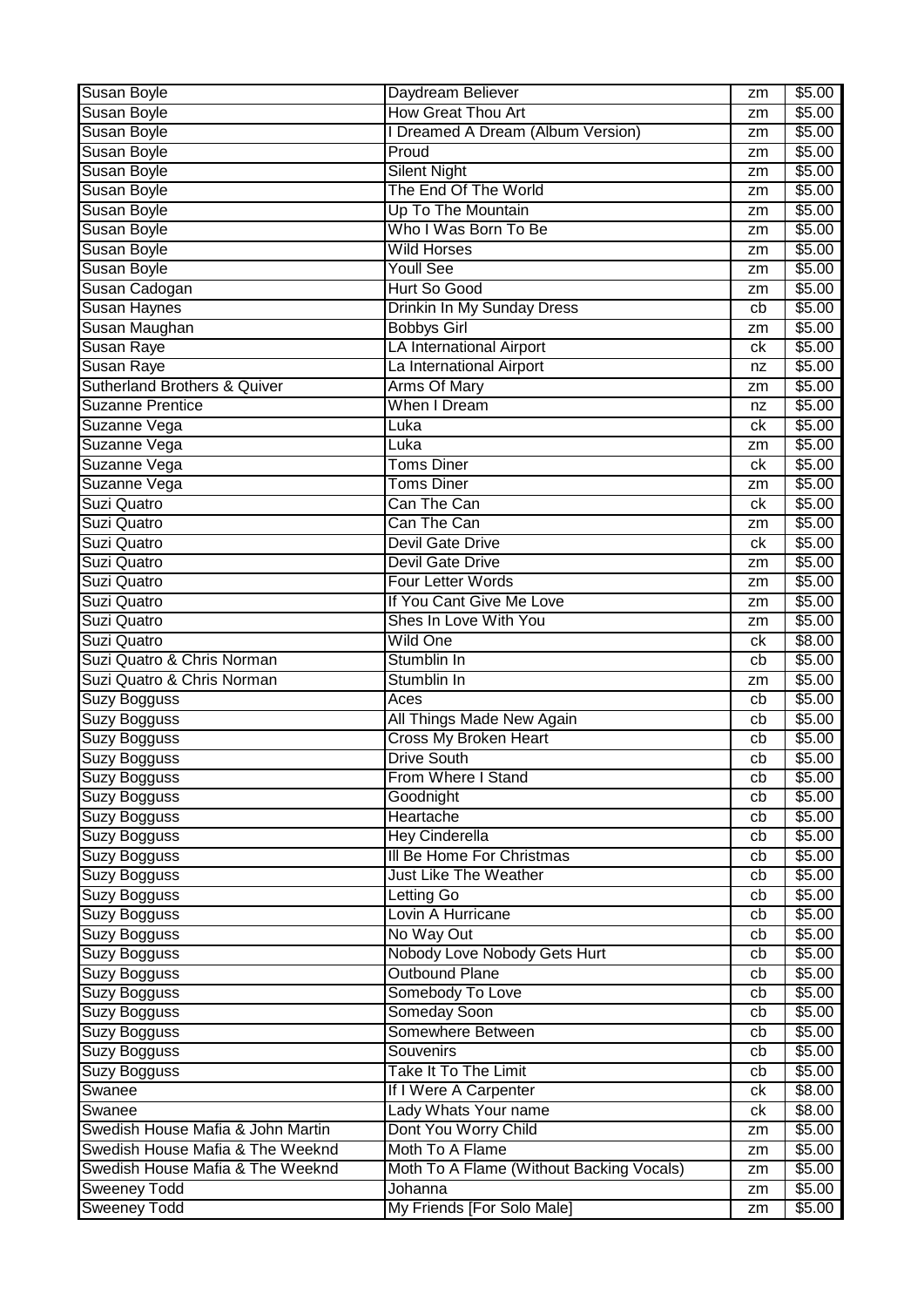| Susan Boyle | Daydream Believer | zm | $5.00 |
|---|---|---|---|
| Susan Boyle | How Great Thou Art | zm | $5.00 |
| Susan Boyle | I Dreamed A Dream (Album Version) | zm | $5.00 |
| Susan Boyle | Proud | zm | $5.00 |
| Susan Boyle | Silent Night | zm | $5.00 |
| Susan Boyle | The End Of The World | zm | $5.00 |
| Susan Boyle | Up To The Mountain | zm | $5.00 |
| Susan Boyle | Who I Was Born To Be | zm | $5.00 |
| Susan Boyle | Wild Horses | zm | $5.00 |
| Susan Boyle | Youll See | zm | $5.00 |
| Susan Cadogan | Hurt So Good | zm | $5.00 |
| Susan Haynes | Drinkin In My Sunday Dress | cb | $5.00 |
| Susan Maughan | Bobbys Girl | zm | $5.00 |
| Susan Raye | LA International Airport | ck | $5.00 |
| Susan Raye | La International Airport | nz | $5.00 |
| Sutherland Brothers & Quiver | Arms Of Mary | zm | $5.00 |
| Suzanne Prentice | When I Dream | nz | $5.00 |
| Suzanne Vega | Luka | ck | $5.00 |
| Suzanne Vega | Luka | zm | $5.00 |
| Suzanne Vega | Toms Diner | ck | $5.00 |
| Suzanne Vega | Toms Diner | zm | $5.00 |
| Suzi Quatro | Can The Can | ck | $5.00 |
| Suzi Quatro | Can The Can | zm | $5.00 |
| Suzi Quatro | Devil Gate Drive | ck | $5.00 |
| Suzi Quatro | Devil Gate Drive | zm | $5.00 |
| Suzi Quatro | Four Letter Words | zm | $5.00 |
| Suzi Quatro | If You Cant Give Me Love | zm | $5.00 |
| Suzi Quatro | Shes In Love With You | zm | $5.00 |
| Suzi Quatro | Wild One | ck | $8.00 |
| Suzi Quatro & Chris Norman | Stumblin In | cb | $5.00 |
| Suzi Quatro & Chris Norman | Stumblin In | zm | $5.00 |
| Suzy Bogguss | Aces | cb | $5.00 |
| Suzy Bogguss | All Things Made New Again | cb | $5.00 |
| Suzy Bogguss | Cross My Broken Heart | cb | $5.00 |
| Suzy Bogguss | Drive South | cb | $5.00 |
| Suzy Bogguss | From Where I Stand | cb | $5.00 |
| Suzy Bogguss | Goodnight | cb | $5.00 |
| Suzy Bogguss | Heartache | cb | $5.00 |
| Suzy Bogguss | Hey Cinderella | cb | $5.00 |
| Suzy Bogguss | Ill Be Home For Christmas | cb | $5.00 |
| Suzy Bogguss | Just Like The Weather | cb | $5.00 |
| Suzy Bogguss | Letting Go | cb | $5.00 |
| Suzy Bogguss | Lovin A Hurricane | cb | $5.00 |
| Suzy Bogguss | No Way Out | cb | $5.00 |
| Suzy Bogguss | Nobody Love Nobody Gets Hurt | cb | $5.00 |
| Suzy Bogguss | Outbound Plane | cb | $5.00 |
| Suzy Bogguss | Somebody To Love | cb | $5.00 |
| Suzy Bogguss | Someday Soon | cb | $5.00 |
| Suzy Bogguss | Somewhere Between | cb | $5.00 |
| Suzy Bogguss | Souvenirs | cb | $5.00 |
| Suzy Bogguss | Take It To The Limit | cb | $5.00 |
| Swanee | If I Were A Carpenter | ck | $8.00 |
| Swanee | Lady Whats Your name | ck | $8.00 |
| Swedish House Mafia & John Martin | Dont You Worry Child | zm | $5.00 |
| Swedish House Mafia & The Weeknd | Moth To A Flame | zm | $5.00 |
| Swedish House Mafia & The Weeknd | Moth To A Flame (Without Backing Vocals) | zm | $5.00 |
| Sweeney Todd | Johanna | zm | $5.00 |
| Sweeney Todd | My Friends [For Solo Male] | zm | $5.00 |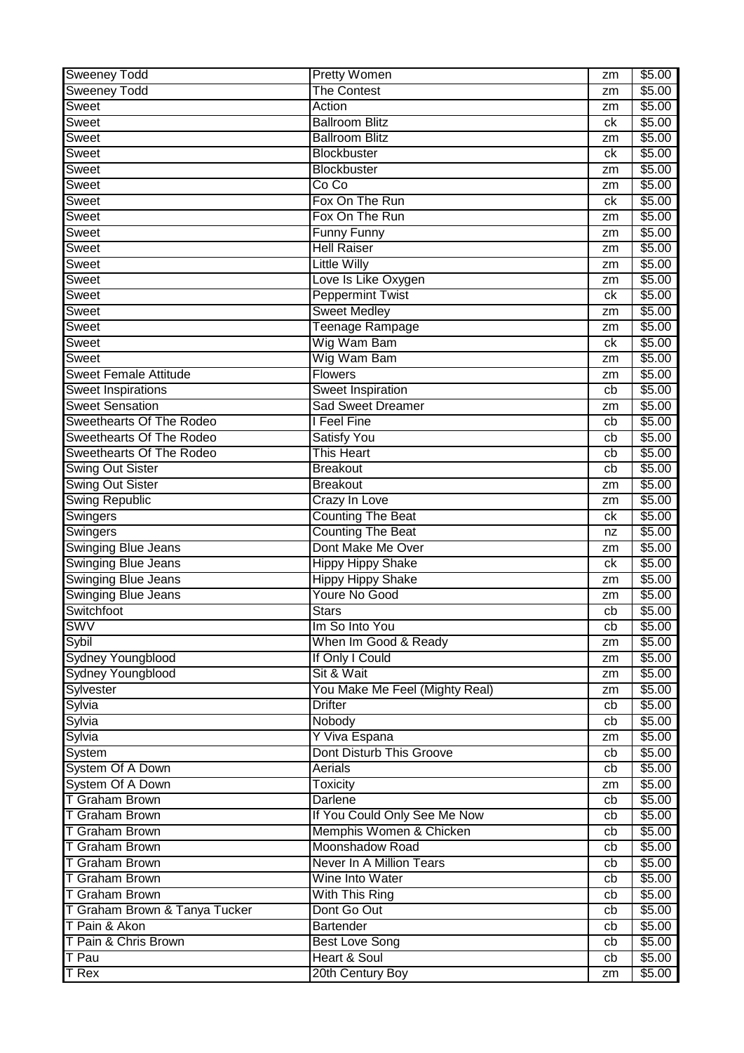| Sweeney Todd | Pretty Women | zm | $5.00 |
|---|---|---|---|
| Sweeney Todd | The Contest | zm | $5.00 |
| Sweet | Action | zm | $5.00 |
| Sweet | Ballroom Blitz | ck | $5.00 |
| Sweet | Ballroom Blitz | zm | $5.00 |
| Sweet | Blockbuster | ck | $5.00 |
| Sweet | Blockbuster | zm | $5.00 |
| Sweet | Co Co | zm | $5.00 |
| Sweet | Fox On The Run | ck | $5.00 |
| Sweet | Fox On The Run | zm | $5.00 |
| Sweet | Funny Funny | zm | $5.00 |
| Sweet | Hell Raiser | zm | $5.00 |
| Sweet | Little Willy | zm | $5.00 |
| Sweet | Love Is Like Oxygen | zm | $5.00 |
| Sweet | Peppermint Twist | ck | $5.00 |
| Sweet | Sweet Medley | zm | $5.00 |
| Sweet | Teenage Rampage | zm | $5.00 |
| Sweet | Wig Wam Bam | ck | $5.00 |
| Sweet | Wig Wam Bam | zm | $5.00 |
| Sweet Female Attitude | Flowers | zm | $5.00 |
| Sweet Inspirations | Sweet Inspiration | cb | $5.00 |
| Sweet Sensation | Sad Sweet Dreamer | zm | $5.00 |
| Sweethearts Of The Rodeo | I Feel Fine | cb | $5.00 |
| Sweethearts Of The Rodeo | Satisfy You | cb | $5.00 |
| Sweethearts Of The Rodeo | This Heart | cb | $5.00 |
| Swing Out Sister | Breakout | cb | $5.00 |
| Swing Out Sister | Breakout | zm | $5.00 |
| Swing Republic | Crazy In Love | zm | $5.00 |
| Swingers | Counting The Beat | ck | $5.00 |
| Swingers | Counting The Beat | nz | $5.00 |
| Swinging Blue Jeans | Dont Make Me Over | zm | $5.00 |
| Swinging Blue Jeans | Hippy Hippy Shake | ck | $5.00 |
| Swinging Blue Jeans | Hippy Hippy Shake | zm | $5.00 |
| Swinging Blue Jeans | Youre No Good | zm | $5.00 |
| Switchfoot | Stars | cb | $5.00 |
| SWV | Im So Into You | cb | $5.00 |
| Sybil | When Im Good & Ready | zm | $5.00 |
| Sydney Youngblood | If Only I Could | zm | $5.00 |
| Sydney Youngblood | Sit & Wait | zm | $5.00 |
| Sylvester | You Make Me Feel (Mighty Real) | zm | $5.00 |
| Sylvia | Drifter | cb | $5.00 |
| Sylvia | Nobody | cb | $5.00 |
| Sylvia | Y Viva Espana | zm | $5.00 |
| System | Dont Disturb This Groove | cb | $5.00 |
| System Of A Down | Aerials | cb | $5.00 |
| System Of A Down | Toxicity | zm | $5.00 |
| T Graham Brown | Darlene | cb | $5.00 |
| T Graham Brown | If You Could Only See Me Now | cb | $5.00 |
| T Graham Brown | Memphis Women & Chicken | cb | $5.00 |
| T Graham Brown | Moonshadow Road | cb | $5.00 |
| T Graham Brown | Never In A Million Tears | cb | $5.00 |
| T Graham Brown | Wine Into Water | cb | $5.00 |
| T Graham Brown | With This Ring | cb | $5.00 |
| T Graham Brown & Tanya Tucker | Dont Go Out | cb | $5.00 |
| T Pain & Akon | Bartender | cb | $5.00 |
| T Pain & Chris Brown | Best Love Song | cb | $5.00 |
| T Pau | Heart & Soul | cb | $5.00 |
| T Rex | 20th Century Boy | zm | $5.00 |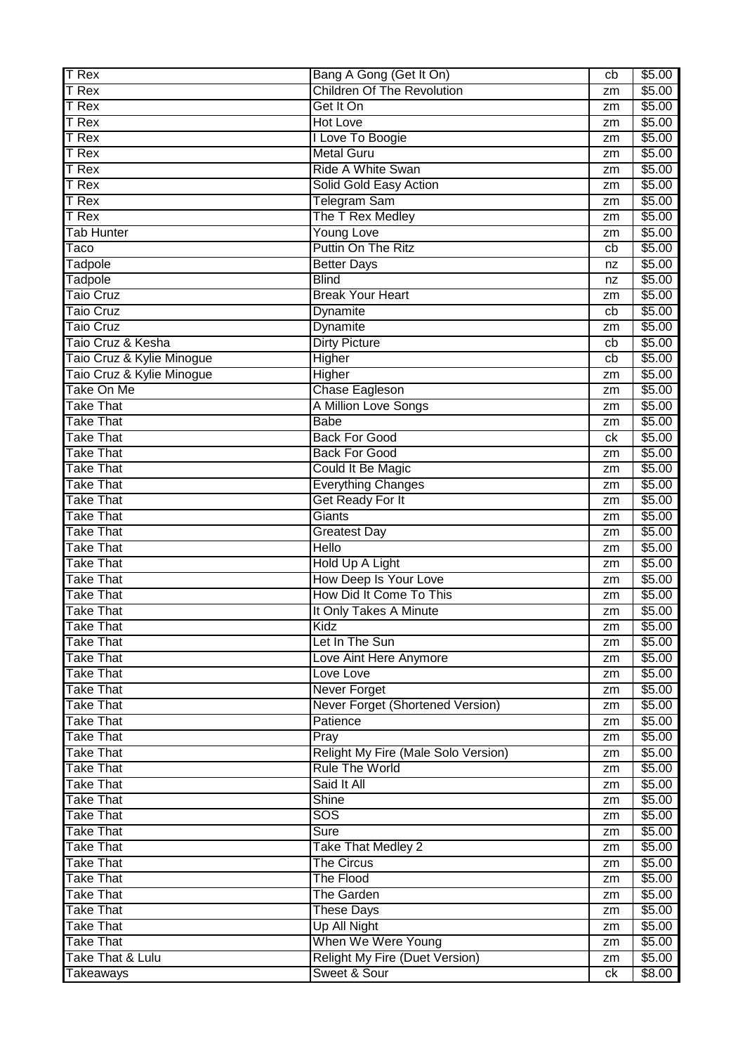| T Rex | Bang A Gong (Get It On) | cb | $5.00 |
|---|---|---|---|
| T Rex | Children Of The Revolution | zm | $5.00 |
| T Rex | Get It On | zm | $5.00 |
| T Rex | Hot Love | zm | $5.00 |
| T Rex | I Love To Boogie | zm | $5.00 |
| T Rex | Metal Guru | zm | $5.00 |
| T Rex | Ride A White Swan | zm | $5.00 |
| T Rex | Solid Gold Easy Action | zm | $5.00 |
| T Rex | Telegram Sam | zm | $5.00 |
| T Rex | The T Rex Medley | zm | $5.00 |
| Tab Hunter | Young Love | zm | $5.00 |
| Taco | Puttin On The Ritz | cb | $5.00 |
| Tadpole | Better Days | nz | $5.00 |
| Tadpole | Blind | nz | $5.00 |
| Taio Cruz | Break Your Heart | zm | $5.00 |
| Taio Cruz | Dynamite | cb | $5.00 |
| Taio Cruz | Dynamite | zm | $5.00 |
| Taio Cruz & Kesha | Dirty Picture | cb | $5.00 |
| Taio Cruz & Kylie Minogue | Higher | cb | $5.00 |
| Taio Cruz & Kylie Minogue | Higher | zm | $5.00 |
| Take On Me | Chase Eagleson | zm | $5.00 |
| Take That | A Million Love Songs | zm | $5.00 |
| Take That | Babe | zm | $5.00 |
| Take That | Back For Good | ck | $5.00 |
| Take That | Back For Good | zm | $5.00 |
| Take That | Could It Be Magic | zm | $5.00 |
| Take That | Everything Changes | zm | $5.00 |
| Take That | Get Ready For It | zm | $5.00 |
| Take That | Giants | zm | $5.00 |
| Take That | Greatest Day | zm | $5.00 |
| Take That | Hello | zm | $5.00 |
| Take That | Hold Up A Light | zm | $5.00 |
| Take That | How Deep Is Your Love | zm | $5.00 |
| Take That | How Did It Come To This | zm | $5.00 |
| Take That | It Only Takes A Minute | zm | $5.00 |
| Take That | Kidz | zm | $5.00 |
| Take That | Let In The Sun | zm | $5.00 |
| Take That | Love Aint Here Anymore | zm | $5.00 |
| Take That | Love Love | zm | $5.00 |
| Take That | Never Forget | zm | $5.00 |
| Take That | Never Forget (Shortened Version) | zm | $5.00 |
| Take That | Patience | zm | $5.00 |
| Take That | Pray | zm | $5.00 |
| Take That | Relight My Fire (Male Solo Version) | zm | $5.00 |
| Take That | Rule The World | zm | $5.00 |
| Take That | Said It All | zm | $5.00 |
| Take That | Shine | zm | $5.00 |
| Take That | SOS | zm | $5.00 |
| Take That | Sure | zm | $5.00 |
| Take That | Take That Medley 2 | zm | $5.00 |
| Take That | The Circus | zm | $5.00 |
| Take That | The Flood | zm | $5.00 |
| Take That | The Garden | zm | $5.00 |
| Take That | These Days | zm | $5.00 |
| Take That | Up All Night | zm | $5.00 |
| Take That | When We Were Young | zm | $5.00 |
| Take That & Lulu | Relight My Fire (Duet Version) | zm | $5.00 |
| Takeaways | Sweet & Sour | ck | $8.00 |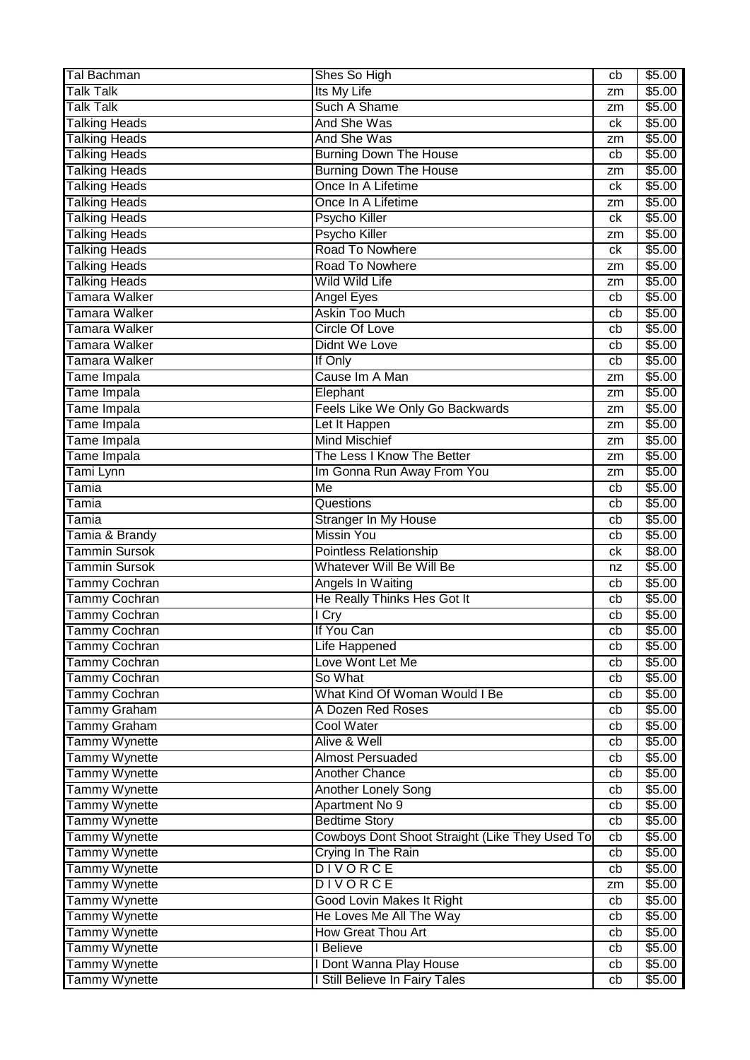| Tal Bachman | Shes So High | cb | $5.00 |
|---|---|---|---|
| Talk Talk | Its My Life | zm | $5.00 |
| Talk Talk | Such A Shame | zm | $5.00 |
| Talking Heads | And She Was | ck | $5.00 |
| Talking Heads | And She Was | zm | $5.00 |
| Talking Heads | Burning Down The House | cb | $5.00 |
| Talking Heads | Burning Down The House | zm | $5.00 |
| Talking Heads | Once In A Lifetime | ck | $5.00 |
| Talking Heads | Once In A Lifetime | zm | $5.00 |
| Talking Heads | Psycho Killer | ck | $5.00 |
| Talking Heads | Psycho Killer | zm | $5.00 |
| Talking Heads | Road To Nowhere | ck | $5.00 |
| Talking Heads | Road To Nowhere | zm | $5.00 |
| Talking Heads | Wild Wild Life | zm | $5.00 |
| Tamara Walker | Angel Eyes | cb | $5.00 |
| Tamara Walker | Askin Too Much | cb | $5.00 |
| Tamara Walker | Circle Of Love | cb | $5.00 |
| Tamara Walker | Didnt We Love | cb | $5.00 |
| Tamara Walker | If Only | cb | $5.00 |
| Tame Impala | Cause Im A Man | zm | $5.00 |
| Tame Impala | Elephant | zm | $5.00 |
| Tame Impala | Feels Like We Only Go Backwards | zm | $5.00 |
| Tame Impala | Let It Happen | zm | $5.00 |
| Tame Impala | Mind Mischief | zm | $5.00 |
| Tame Impala | The Less I Know The Better | zm | $5.00 |
| Tami Lynn | Im Gonna Run Away From You | zm | $5.00 |
| Tamia | Me | cb | $5.00 |
| Tamia | Questions | cb | $5.00 |
| Tamia | Stranger In My House | cb | $5.00 |
| Tamia & Brandy | Missin You | cb | $5.00 |
| Tammin Sursok | Pointless Relationship | ck | $8.00 |
| Tammin Sursok | Whatever Will Be Will Be | nz | $5.00 |
| Tammy Cochran | Angels In Waiting | cb | $5.00 |
| Tammy Cochran | He Really Thinks Hes Got It | cb | $5.00 |
| Tammy Cochran | I Cry | cb | $5.00 |
| Tammy Cochran | If You Can | cb | $5.00 |
| Tammy Cochran | Life Happened | cb | $5.00 |
| Tammy Cochran | Love Wont Let Me | cb | $5.00 |
| Tammy Cochran | So What | cb | $5.00 |
| Tammy Cochran | What Kind Of Woman Would I Be | cb | $5.00 |
| Tammy Graham | A Dozen Red Roses | cb | $5.00 |
| Tammy Graham | Cool Water | cb | $5.00 |
| Tammy Wynette | Alive & Well | cb | $5.00 |
| Tammy Wynette | Almost Persuaded | cb | $5.00 |
| Tammy Wynette | Another Chance | cb | $5.00 |
| Tammy Wynette | Another Lonely Song | cb | $5.00 |
| Tammy Wynette | Apartment No 9 | cb | $5.00 |
| Tammy Wynette | Bedtime Story | cb | $5.00 |
| Tammy Wynette | Cowboys Dont Shoot Straight (Like They Used To | cb | $5.00 |
| Tammy Wynette | Crying In The Rain | cb | $5.00 |
| Tammy Wynette | D I V O R C E | cb | $5.00 |
| Tammy Wynette | D I V O R C E | zm | $5.00 |
| Tammy Wynette | Good Lovin Makes It Right | cb | $5.00 |
| Tammy Wynette | He Loves Me All The Way | cb | $5.00 |
| Tammy Wynette | How Great Thou Art | cb | $5.00 |
| Tammy Wynette | I Believe | cb | $5.00 |
| Tammy Wynette | I Dont Wanna Play House | cb | $5.00 |
| Tammy Wynette | I Still Believe In Fairy Tales | cb | $5.00 |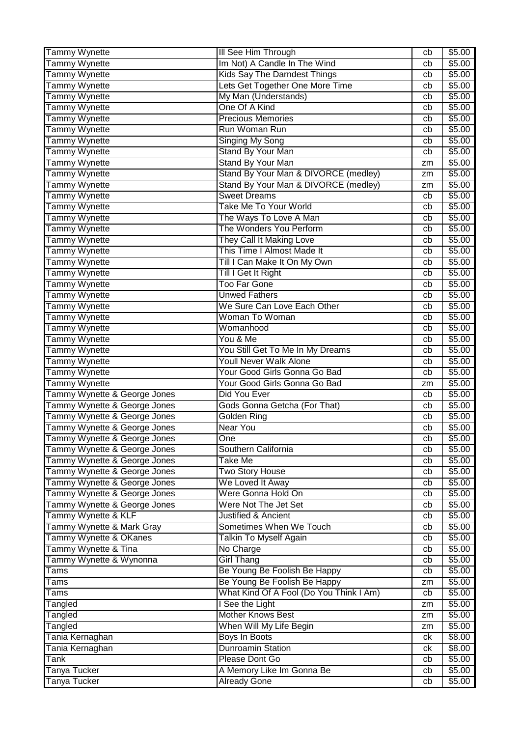| Tammy Wynette | Ill See Him Through | cb | $5.00 |
|---|---|---|---|
| Tammy Wynette | Im Not) A Candle In The Wind | cb | $5.00 |
| Tammy Wynette | Kids Say The Darndest Things | cb | $5.00 |
| Tammy Wynette | Lets Get Together One More Time | cb | $5.00 |
| Tammy Wynette | My Man (Understands) | cb | $5.00 |
| Tammy Wynette | One Of A Kind | cb | $5.00 |
| Tammy Wynette | Precious Memories | cb | $5.00 |
| Tammy Wynette | Run Woman Run | cb | $5.00 |
| Tammy Wynette | Singing My Song | cb | $5.00 |
| Tammy Wynette | Stand By Your Man | cb | $5.00 |
| Tammy Wynette | Stand By Your Man | zm | $5.00 |
| Tammy Wynette | Stand By Your Man & DIVORCE (medley) | zm | $5.00 |
| Tammy Wynette | Stand By Your Man & DIVORCE (medley) | zm | $5.00 |
| Tammy Wynette | Sweet Dreams | cb | $5.00 |
| Tammy Wynette | Take Me To Your World | cb | $5.00 |
| Tammy Wynette | The Ways To Love A Man | cb | $5.00 |
| Tammy Wynette | The Wonders You Perform | cb | $5.00 |
| Tammy Wynette | They Call It Making Love | cb | $5.00 |
| Tammy Wynette | This Time I Almost Made It | cb | $5.00 |
| Tammy Wynette | Till I Can Make It On My Own | cb | $5.00 |
| Tammy Wynette | Till I Get It Right | cb | $5.00 |
| Tammy Wynette | Too Far Gone | cb | $5.00 |
| Tammy Wynette | Unwed Fathers | cb | $5.00 |
| Tammy Wynette | We Sure Can Love Each Other | cb | $5.00 |
| Tammy Wynette | Woman To Woman | cb | $5.00 |
| Tammy Wynette | Womanhood | cb | $5.00 |
| Tammy Wynette | You & Me | cb | $5.00 |
| Tammy Wynette | You Still Get To Me In My Dreams | cb | $5.00 |
| Tammy Wynette | Youll Never Walk Alone | cb | $5.00 |
| Tammy Wynette | Your Good Girls Gonna Go Bad | cb | $5.00 |
| Tammy Wynette | Your Good Girls Gonna Go Bad | zm | $5.00 |
| Tammy Wynette & George Jones | Did You Ever | cb | $5.00 |
| Tammy Wynette & George Jones | Gods Gonna Getcha (For That) | cb | $5.00 |
| Tammy Wynette & George Jones | Golden Ring | cb | $5.00 |
| Tammy Wynette & George Jones | Near You | cb | $5.00 |
| Tammy Wynette & George Jones | One | cb | $5.00 |
| Tammy Wynette & George Jones | Southern California | cb | $5.00 |
| Tammy Wynette & George Jones | Take Me | cb | $5.00 |
| Tammy Wynette & George Jones | Two Story House | cb | $5.00 |
| Tammy Wynette & George Jones | We Loved It Away | cb | $5.00 |
| Tammy Wynette & George Jones | Were Gonna Hold On | cb | $5.00 |
| Tammy Wynette & George Jones | Were Not The Jet Set | cb | $5.00 |
| Tammy Wynette & KLF | Justified & Ancient | cb | $5.00 |
| Tammy Wynette & Mark Gray | Sometimes When We Touch | cb | $5.00 |
| Tammy Wynette & OKanes | Talkin To Myself Again | cb | $5.00 |
| Tammy Wynette & Tina | No Charge | cb | $5.00 |
| Tammy Wynette & Wynonna | Girl Thang | cb | $5.00 |
| Tams | Be Young Be Foolish Be Happy | cb | $5.00 |
| Tams | Be Young Be Foolish Be Happy | zm | $5.00 |
| Tams | What Kind Of A Fool (Do You Think I Am) | cb | $5.00 |
| Tangled | I See the Light | zm | $5.00 |
| Tangled | Mother Knows Best | zm | $5.00 |
| Tangled | When Will My Life Begin | zm | $5.00 |
| Tania Kernaghan | Boys In Boots | ck | $8.00 |
| Tania Kernaghan | Dunroamin Station | ck | $8.00 |
| Tank | Please Dont Go | cb | $5.00 |
| Tanya Tucker | A Memory Like Im Gonna Be | cb | $5.00 |
| Tanya Tucker | Already Gone | cb | $5.00 |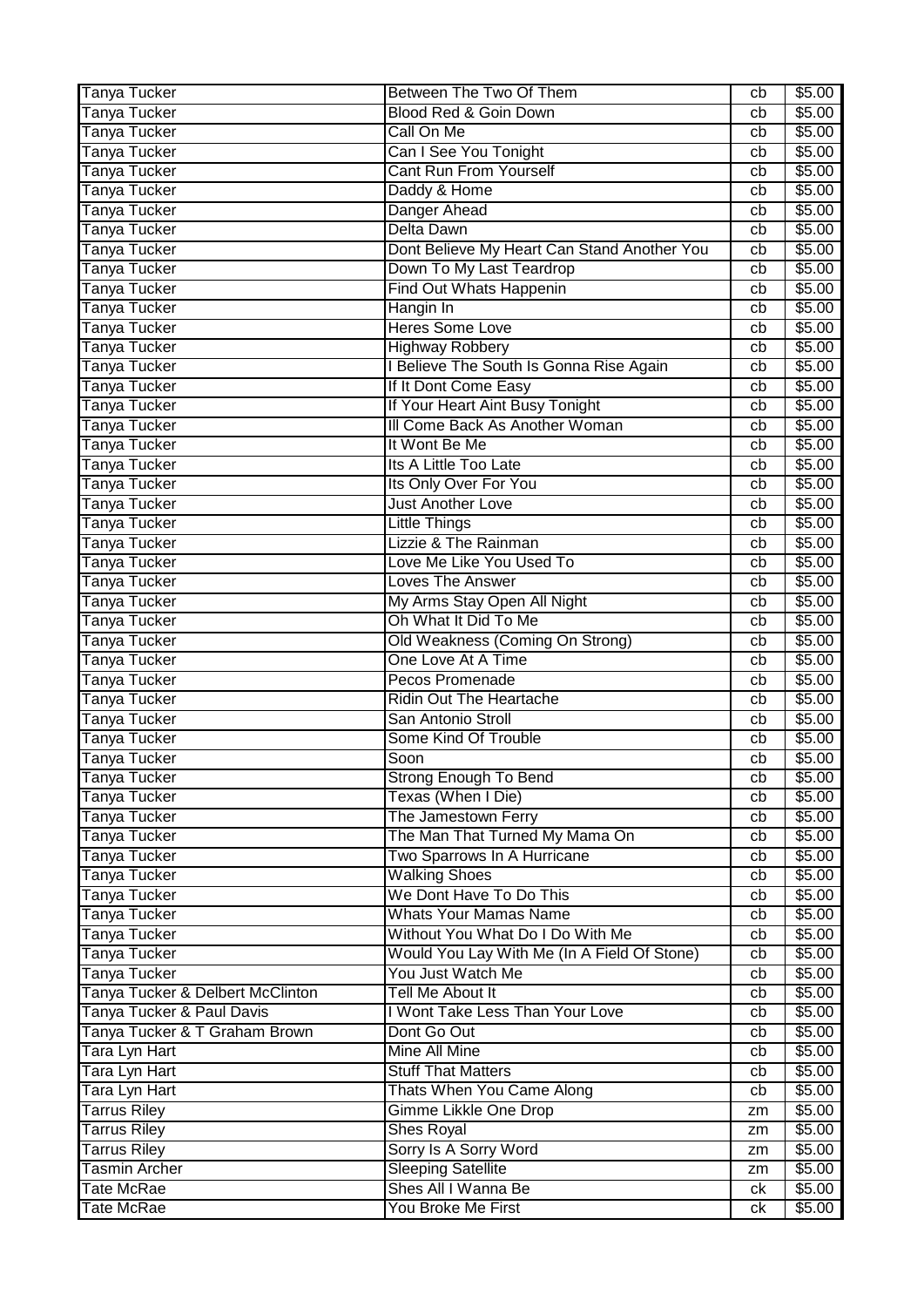| Tanya Tucker | Between The Two Of Them | cb | $5.00 |
|---|---|---|---|
| Tanya Tucker | Blood Red & Goin Down | cb | $5.00 |
| Tanya Tucker | Call On Me | cb | $5.00 |
| Tanya Tucker | Can I See You Tonight | cb | $5.00 |
| Tanya Tucker | Cant Run From Yourself | cb | $5.00 |
| Tanya Tucker | Daddy & Home | cb | $5.00 |
| Tanya Tucker | Danger Ahead | cb | $5.00 |
| Tanya Tucker | Delta Dawn | cb | $5.00 |
| Tanya Tucker | Dont Believe My Heart Can Stand Another You | cb | $5.00 |
| Tanya Tucker | Down To My Last Teardrop | cb | $5.00 |
| Tanya Tucker | Find Out Whats Happenin | cb | $5.00 |
| Tanya Tucker | Hangin In | cb | $5.00 |
| Tanya Tucker | Heres Some Love | cb | $5.00 |
| Tanya Tucker | Highway Robbery | cb | $5.00 |
| Tanya Tucker | I Believe The South Is Gonna Rise Again | cb | $5.00 |
| Tanya Tucker | If It Dont Come Easy | cb | $5.00 |
| Tanya Tucker | If Your Heart Aint Busy Tonight | cb | $5.00 |
| Tanya Tucker | Ill Come Back As Another Woman | cb | $5.00 |
| Tanya Tucker | It Wont Be Me | cb | $5.00 |
| Tanya Tucker | Its A Little Too Late | cb | $5.00 |
| Tanya Tucker | Its Only Over For You | cb | $5.00 |
| Tanya Tucker | Just Another Love | cb | $5.00 |
| Tanya Tucker | Little Things | cb | $5.00 |
| Tanya Tucker | Lizzie & The Rainman | cb | $5.00 |
| Tanya Tucker | Love Me Like You Used To | cb | $5.00 |
| Tanya Tucker | Loves The Answer | cb | $5.00 |
| Tanya Tucker | My Arms Stay Open All Night | cb | $5.00 |
| Tanya Tucker | Oh What It Did To Me | cb | $5.00 |
| Tanya Tucker | Old Weakness (Coming On Strong) | cb | $5.00 |
| Tanya Tucker | One Love At A Time | cb | $5.00 |
| Tanya Tucker | Pecos Promenade | cb | $5.00 |
| Tanya Tucker | Ridin Out The Heartache | cb | $5.00 |
| Tanya Tucker | San Antonio Stroll | cb | $5.00 |
| Tanya Tucker | Some Kind Of Trouble | cb | $5.00 |
| Tanya Tucker | Soon | cb | $5.00 |
| Tanya Tucker | Strong Enough To Bend | cb | $5.00 |
| Tanya Tucker | Texas (When I Die) | cb | $5.00 |
| Tanya Tucker | The Jamestown Ferry | cb | $5.00 |
| Tanya Tucker | The Man That Turned My Mama On | cb | $5.00 |
| Tanya Tucker | Two Sparrows In A Hurricane | cb | $5.00 |
| Tanya Tucker | Walking Shoes | cb | $5.00 |
| Tanya Tucker | We Dont Have To Do This | cb | $5.00 |
| Tanya Tucker | Whats Your Mamas Name | cb | $5.00 |
| Tanya Tucker | Without You What Do I Do With Me | cb | $5.00 |
| Tanya Tucker | Would You Lay With Me (In A Field Of Stone) | cb | $5.00 |
| Tanya Tucker | You Just Watch Me | cb | $5.00 |
| Tanya Tucker & Delbert McClinton | Tell Me About It | cb | $5.00 |
| Tanya Tucker & Paul Davis | I Wont Take Less Than Your Love | cb | $5.00 |
| Tanya Tucker & T Graham Brown | Dont Go Out | cb | $5.00 |
| Tara Lyn Hart | Mine All Mine | cb | $5.00 |
| Tara Lyn Hart | Stuff That Matters | cb | $5.00 |
| Tara Lyn Hart | Thats When You Came Along | cb | $5.00 |
| Tarrus Riley | Gimme Likkle One Drop | zm | $5.00 |
| Tarrus Riley | Shes Royal | zm | $5.00 |
| Tarrus Riley | Sorry Is A Sorry Word | zm | $5.00 |
| Tasmin Archer | Sleeping Satellite | zm | $5.00 |
| Tate McRae | Shes All I Wanna Be | ck | $5.00 |
| Tate McRae | You Broke Me First | ck | $5.00 |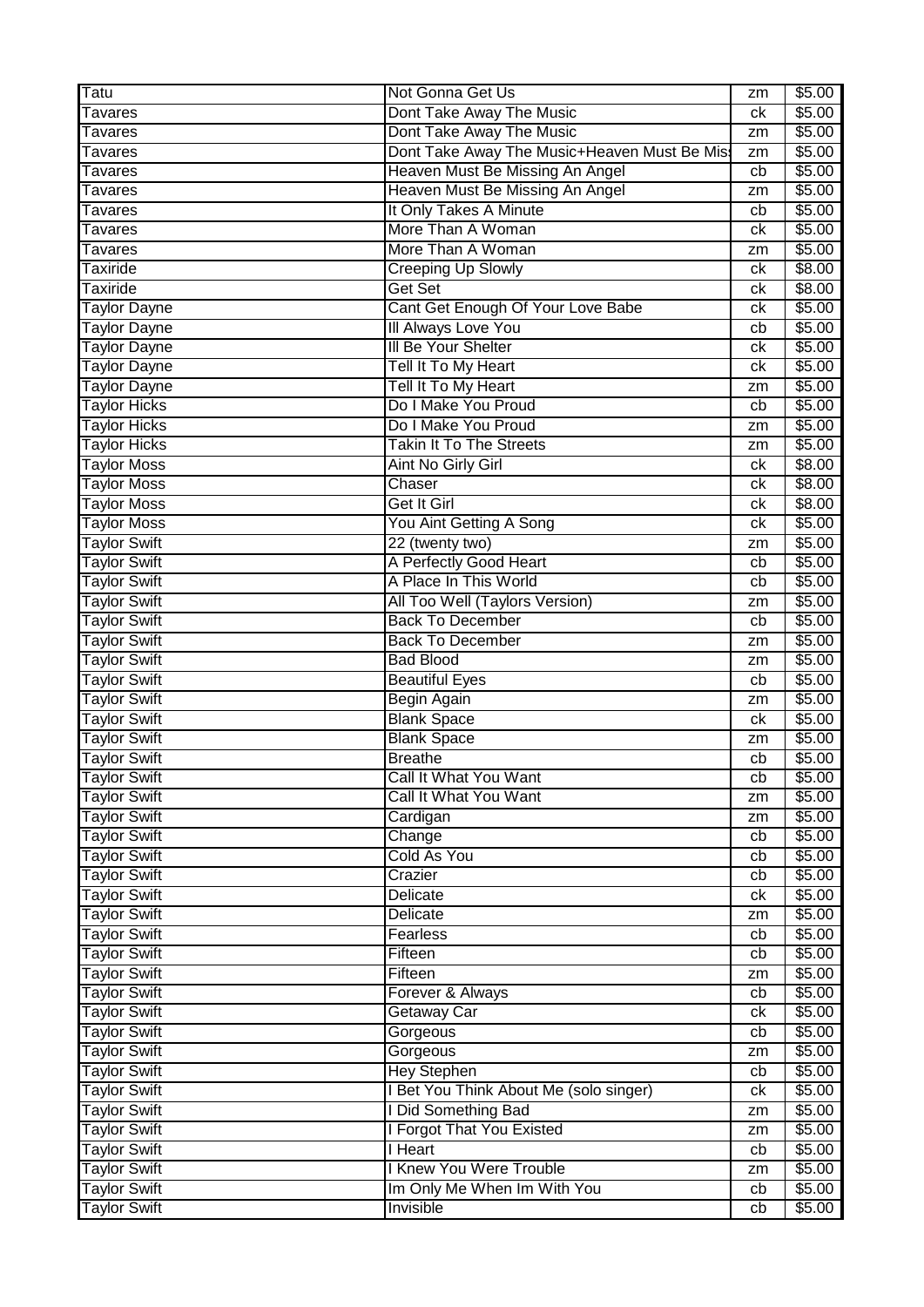| Tatu | Not Gonna Get Us | zm | $5.00 |
|---|---|---|---|
| Tavares | Dont Take Away The Music | ck | $5.00 |
| Tavares | Dont Take Away The Music | zm | $5.00 |
| Tavares | Dont Take Away The Music+Heaven Must Be Mis | zm | $5.00 |
| Tavares | Heaven Must Be Missing An Angel | cb | $5.00 |
| Tavares | Heaven Must Be Missing An Angel | zm | $5.00 |
| Tavares | It Only Takes A Minute | cb | $5.00 |
| Tavares | More Than A Woman | ck | $5.00 |
| Tavares | More Than A Woman | zm | $5.00 |
| Taxiride | Creeping Up Slowly | ck | $8.00 |
| Taxiride | Get Set | ck | $8.00 |
| Taylor Dayne | Cant Get Enough Of Your Love Babe | ck | $5.00 |
| Taylor Dayne | Ill Always Love You | cb | $5.00 |
| Taylor Dayne | Ill Be Your Shelter | ck | $5.00 |
| Taylor Dayne | Tell It To My Heart | ck | $5.00 |
| Taylor Dayne | Tell It To My Heart | zm | $5.00 |
| Taylor Hicks | Do I Make You Proud | cb | $5.00 |
| Taylor Hicks | Do I Make You Proud | zm | $5.00 |
| Taylor Hicks | Takin It To The Streets | zm | $5.00 |
| Taylor Moss | Aint No Girly Girl | ck | $8.00 |
| Taylor Moss | Chaser | ck | $8.00 |
| Taylor Moss | Get It Girl | ck | $8.00 |
| Taylor Moss | You Aint Getting A Song | ck | $5.00 |
| Taylor Swift | 22 (twenty two) | zm | $5.00 |
| Taylor Swift | A Perfectly Good Heart | cb | $5.00 |
| Taylor Swift | A Place In This World | cb | $5.00 |
| Taylor Swift | All Too Well (Taylors Version) | zm | $5.00 |
| Taylor Swift | Back To December | cb | $5.00 |
| Taylor Swift | Back To December | zm | $5.00 |
| Taylor Swift | Bad Blood | zm | $5.00 |
| Taylor Swift | Beautiful Eyes | cb | $5.00 |
| Taylor Swift | Begin Again | zm | $5.00 |
| Taylor Swift | Blank Space | ck | $5.00 |
| Taylor Swift | Blank Space | zm | $5.00 |
| Taylor Swift | Breathe | cb | $5.00 |
| Taylor Swift | Call It What You Want | cb | $5.00 |
| Taylor Swift | Call It What You Want | zm | $5.00 |
| Taylor Swift | Cardigan | zm | $5.00 |
| Taylor Swift | Change | cb | $5.00 |
| Taylor Swift | Cold As You | cb | $5.00 |
| Taylor Swift | Crazier | cb | $5.00 |
| Taylor Swift | Delicate | ck | $5.00 |
| Taylor Swift | Delicate | zm | $5.00 |
| Taylor Swift | Fearless | cb | $5.00 |
| Taylor Swift | Fifteen | cb | $5.00 |
| Taylor Swift | Fifteen | zm | $5.00 |
| Taylor Swift | Forever & Always | cb | $5.00 |
| Taylor Swift | Getaway Car | ck | $5.00 |
| Taylor Swift | Gorgeous | cb | $5.00 |
| Taylor Swift | Gorgeous | zm | $5.00 |
| Taylor Swift | Hey Stephen | cb | $5.00 |
| Taylor Swift | I Bet You Think About Me (solo singer) | ck | $5.00 |
| Taylor Swift | I Did Something Bad | zm | $5.00 |
| Taylor Swift | I Forgot That You Existed | zm | $5.00 |
| Taylor Swift | I Heart | cb | $5.00 |
| Taylor Swift | I Knew You Were Trouble | zm | $5.00 |
| Taylor Swift | Im Only Me When Im With You | cb | $5.00 |
| Taylor Swift | Invisible | cb | $5.00 |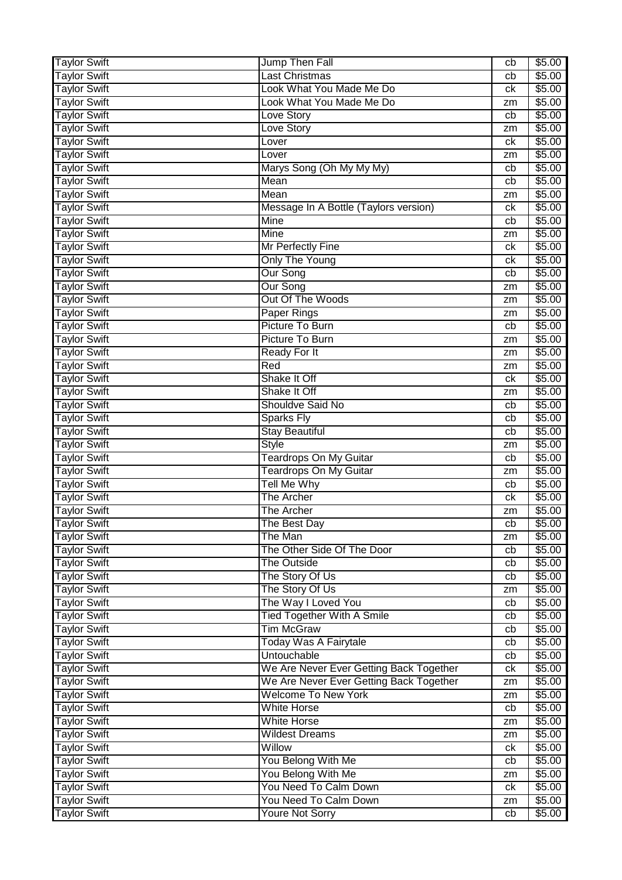| Taylor Swift | Jump Then Fall | cb | $5.00 |
|---|---|---|---|
| Taylor Swift | Last Christmas | cb | $5.00 |
| Taylor Swift | Look What You Made Me Do | ck | $5.00 |
| Taylor Swift | Look What You Made Me Do | zm | $5.00 |
| Taylor Swift | Love Story | cb | $5.00 |
| Taylor Swift | Love Story | zm | $5.00 |
| Taylor Swift | Lover | ck | $5.00 |
| Taylor Swift | Lover | zm | $5.00 |
| Taylor Swift | Marys Song (Oh My My My) | cb | $5.00 |
| Taylor Swift | Mean | cb | $5.00 |
| Taylor Swift | Mean | zm | $5.00 |
| Taylor Swift | Message In A Bottle (Taylors version) | ck | $5.00 |
| Taylor Swift | Mine | cb | $5.00 |
| Taylor Swift | Mine | zm | $5.00 |
| Taylor Swift | Mr Perfectly Fine | ck | $5.00 |
| Taylor Swift | Only The Young | ck | $5.00 |
| Taylor Swift | Our Song | cb | $5.00 |
| Taylor Swift | Our Song | zm | $5.00 |
| Taylor Swift | Out Of The Woods | zm | $5.00 |
| Taylor Swift | Paper Rings | zm | $5.00 |
| Taylor Swift | Picture To Burn | cb | $5.00 |
| Taylor Swift | Picture To Burn | zm | $5.00 |
| Taylor Swift | Ready For It | zm | $5.00 |
| Taylor Swift | Red | zm | $5.00 |
| Taylor Swift | Shake It Off | ck | $5.00 |
| Taylor Swift | Shake It Off | zm | $5.00 |
| Taylor Swift | Shouldve Said No | cb | $5.00 |
| Taylor Swift | Sparks Fly | cb | $5.00 |
| Taylor Swift | Stay Beautiful | cb | $5.00 |
| Taylor Swift | Style | zm | $5.00 |
| Taylor Swift | Teardrops On My Guitar | cb | $5.00 |
| Taylor Swift | Teardrops On My Guitar | zm | $5.00 |
| Taylor Swift | Tell Me Why | cb | $5.00 |
| Taylor Swift | The Archer | ck | $5.00 |
| Taylor Swift | The Archer | zm | $5.00 |
| Taylor Swift | The Best Day | cb | $5.00 |
| Taylor Swift | The Man | zm | $5.00 |
| Taylor Swift | The Other Side Of The Door | cb | $5.00 |
| Taylor Swift | The Outside | cb | $5.00 |
| Taylor Swift | The Story Of Us | cb | $5.00 |
| Taylor Swift | The Story Of Us | zm | $5.00 |
| Taylor Swift | The Way I Loved You | cb | $5.00 |
| Taylor Swift | Tied Together With A Smile | cb | $5.00 |
| Taylor Swift | Tim McGraw | cb | $5.00 |
| Taylor Swift | Today Was A Fairytale | cb | $5.00 |
| Taylor Swift | Untouchable | cb | $5.00 |
| Taylor Swift | We Are Never Ever Getting Back Together | ck | $5.00 |
| Taylor Swift | We Are Never Ever Getting Back Together | zm | $5.00 |
| Taylor Swift | Welcome To New York | zm | $5.00 |
| Taylor Swift | White Horse | cb | $5.00 |
| Taylor Swift | White Horse | zm | $5.00 |
| Taylor Swift | Wildest Dreams | zm | $5.00 |
| Taylor Swift | Willow | ck | $5.00 |
| Taylor Swift | You Belong With Me | cb | $5.00 |
| Taylor Swift | You Belong With Me | zm | $5.00 |
| Taylor Swift | You Need To Calm Down | ck | $5.00 |
| Taylor Swift | You Need To Calm Down | zm | $5.00 |
| Taylor Swift | Youre Not Sorry | cb | $5.00 |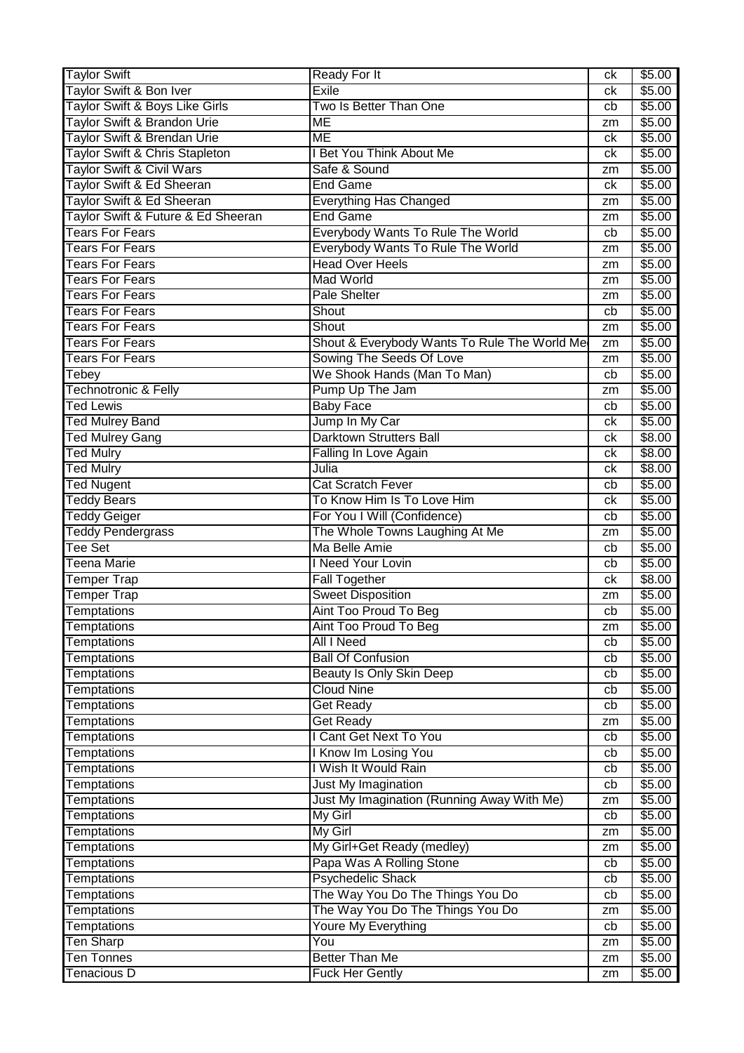| Taylor Swift | Ready For It | ck | $5.00 |
|---|---|---|---|
| Taylor Swift & Bon Iver | Exile | ck | $5.00 |
| Taylor Swift & Boys Like Girls | Two Is Better Than One | cb | $5.00 |
| Taylor Swift & Brandon Urie | ME | zm | $5.00 |
| Taylor Swift & Brendan Urie | ME | ck | $5.00 |
| Taylor Swift & Chris Stapleton | I Bet You Think About Me | ck | $5.00 |
| Taylor Swift & Civil Wars | Safe & Sound | zm | $5.00 |
| Taylor Swift & Ed Sheeran | End Game | ck | $5.00 |
| Taylor Swift & Ed Sheeran | Everything Has Changed | zm | $5.00 |
| Taylor Swift & Future & Ed Sheeran | End Game | zm | $5.00 |
| Tears For Fears | Everybody Wants To Rule The World | cb | $5.00 |
| Tears For Fears | Everybody Wants To Rule The World | zm | $5.00 |
| Tears For Fears | Head Over Heels | zm | $5.00 |
| Tears For Fears | Mad World | zm | $5.00 |
| Tears For Fears | Pale Shelter | zm | $5.00 |
| Tears For Fears | Shout | cb | $5.00 |
| Tears For Fears | Shout | zm | $5.00 |
| Tears For Fears | Shout & Everybody Wants To Rule The World Me | zm | $5.00 |
| Tears For Fears | Sowing The Seeds Of Love | zm | $5.00 |
| Tebey | We Shook Hands (Man To Man) | cb | $5.00 |
| Technotronic & Felly | Pump Up The Jam | zm | $5.00 |
| Ted Lewis | Baby Face | cb | $5.00 |
| Ted Mulrey Band | Jump In My Car | ck | $5.00 |
| Ted Mulrey Gang | Darktown Strutters Ball | ck | $8.00 |
| Ted Mulry | Falling In Love Again | ck | $8.00 |
| Ted Mulry | Julia | ck | $8.00 |
| Ted Nugent | Cat Scratch Fever | cb | $5.00 |
| Teddy Bears | To Know Him Is To Love Him | ck | $5.00 |
| Teddy Geiger | For You I Will (Confidence) | cb | $5.00 |
| Teddy Pendergrass | The Whole Towns Laughing At Me | zm | $5.00 |
| Tee Set | Ma Belle Amie | cb | $5.00 |
| Teena Marie | I Need Your Lovin | cb | $5.00 |
| Temper Trap | Fall Together | ck | $8.00 |
| Temper Trap | Sweet Disposition | zm | $5.00 |
| Temptations | Aint Too Proud To Beg | cb | $5.00 |
| Temptations | Aint Too Proud To Beg | zm | $5.00 |
| Temptations | All I Need | cb | $5.00 |
| Temptations | Ball Of Confusion | cb | $5.00 |
| Temptations | Beauty Is Only Skin Deep | cb | $5.00 |
| Temptations | Cloud Nine | cb | $5.00 |
| Temptations | Get Ready | cb | $5.00 |
| Temptations | Get Ready | zm | $5.00 |
| Temptations | I Cant Get Next To You | cb | $5.00 |
| Temptations | I Know Im Losing You | cb | $5.00 |
| Temptations | I Wish It Would Rain | cb | $5.00 |
| Temptations | Just My Imagination | cb | $5.00 |
| Temptations | Just My Imagination (Running Away With Me) | zm | $5.00 |
| Temptations | My Girl | cb | $5.00 |
| Temptations | My Girl | zm | $5.00 |
| Temptations | My Girl+Get Ready (medley) | zm | $5.00 |
| Temptations | Papa Was A Rolling Stone | cb | $5.00 |
| Temptations | Psychedelic Shack | cb | $5.00 |
| Temptations | The Way You Do The Things You Do | cb | $5.00 |
| Temptations | The Way You Do The Things You Do | zm | $5.00 |
| Temptations | Youre My Everything | cb | $5.00 |
| Ten Sharp | You | zm | $5.00 |
| Ten Tonnes | Better Than Me | zm | $5.00 |
| Tenacious D | Fuck Her Gently | zm | $5.00 |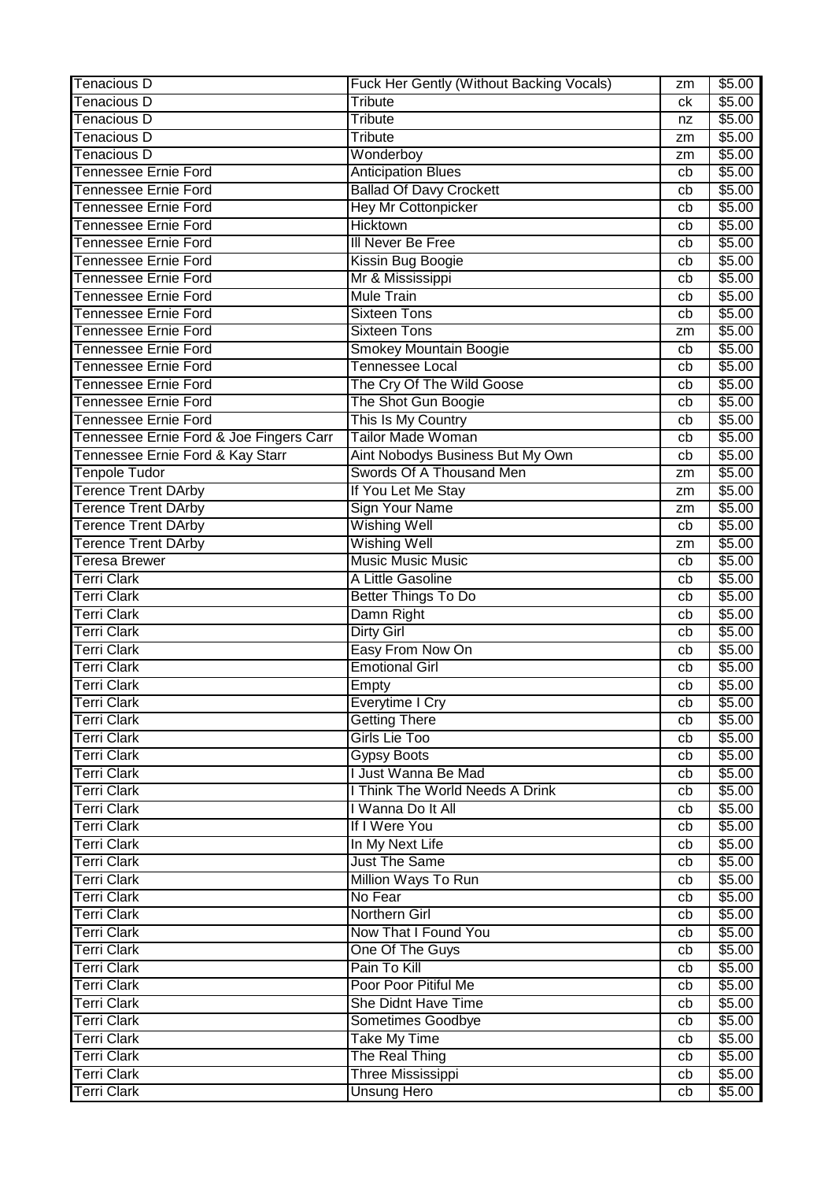| Tenacious D | Fuck Her Gently (Without Backing Vocals) | zm | $5.00 |
|---|---|---|---|
| Tenacious D | Tribute | ck | $5.00 |
| Tenacious D | Tribute | nz | $5.00 |
| Tenacious D | Tribute | zm | $5.00 |
| Tenacious D | Wonderboy | zm | $5.00 |
| Tennessee Ernie Ford | Anticipation Blues | cb | $5.00 |
| Tennessee Ernie Ford | Ballad Of Davy Crockett | cb | $5.00 |
| Tennessee Ernie Ford | Hey Mr Cottonpicker | cb | $5.00 |
| Tennessee Ernie Ford | Hicktown | cb | $5.00 |
| Tennessee Ernie Ford | Ill Never Be Free | cb | $5.00 |
| Tennessee Ernie Ford | Kissin Bug Boogie | cb | $5.00 |
| Tennessee Ernie Ford | Mr & Mississippi | cb | $5.00 |
| Tennessee Ernie Ford | Mule Train | cb | $5.00 |
| Tennessee Ernie Ford | Sixteen Tons | cb | $5.00 |
| Tennessee Ernie Ford | Sixteen Tons | zm | $5.00 |
| Tennessee Ernie Ford | Smokey Mountain Boogie | cb | $5.00 |
| Tennessee Ernie Ford | Tennessee Local | cb | $5.00 |
| Tennessee Ernie Ford | The Cry Of The Wild Goose | cb | $5.00 |
| Tennessee Ernie Ford | The Shot Gun Boogie | cb | $5.00 |
| Tennessee Ernie Ford | This Is My Country | cb | $5.00 |
| Tennessee Ernie Ford & Joe Fingers Carr | Tailor Made Woman | cb | $5.00 |
| Tennessee Ernie Ford & Kay Starr | Aint Nobodys Business But My Own | cb | $5.00 |
| Tenpole Tudor | Swords Of A Thousand Men | zm | $5.00 |
| Terence Trent DArby | If You Let Me Stay | zm | $5.00 |
| Terence Trent DArby | Sign Your Name | zm | $5.00 |
| Terence Trent DArby | Wishing Well | cb | $5.00 |
| Terence Trent DArby | Wishing Well | zm | $5.00 |
| Teresa Brewer | Music Music Music | cb | $5.00 |
| Terri Clark | A Little Gasoline | cb | $5.00 |
| Terri Clark | Better Things To Do | cb | $5.00 |
| Terri Clark | Damn Right | cb | $5.00 |
| Terri Clark | Dirty Girl | cb | $5.00 |
| Terri Clark | Easy From Now On | cb | $5.00 |
| Terri Clark | Emotional Girl | cb | $5.00 |
| Terri Clark | Empty | cb | $5.00 |
| Terri Clark | Everytime I Cry | cb | $5.00 |
| Terri Clark | Getting There | cb | $5.00 |
| Terri Clark | Girls Lie Too | cb | $5.00 |
| Terri Clark | Gypsy Boots | cb | $5.00 |
| Terri Clark | I Just Wanna Be Mad | cb | $5.00 |
| Terri Clark | I Think The World Needs A Drink | cb | $5.00 |
| Terri Clark | I Wanna Do It All | cb | $5.00 |
| Terri Clark | If I Were You | cb | $5.00 |
| Terri Clark | In My Next Life | cb | $5.00 |
| Terri Clark | Just The Same | cb | $5.00 |
| Terri Clark | Million Ways To Run | cb | $5.00 |
| Terri Clark | No Fear | cb | $5.00 |
| Terri Clark | Northern Girl | cb | $5.00 |
| Terri Clark | Now That I Found You | cb | $5.00 |
| Terri Clark | One Of The Guys | cb | $5.00 |
| Terri Clark | Pain To Kill | cb | $5.00 |
| Terri Clark | Poor Poor Pitiful Me | cb | $5.00 |
| Terri Clark | She Didnt Have Time | cb | $5.00 |
| Terri Clark | Sometimes Goodbye | cb | $5.00 |
| Terri Clark | Take My Time | cb | $5.00 |
| Terri Clark | The Real Thing | cb | $5.00 |
| Terri Clark | Three Mississippi | cb | $5.00 |
| Terri Clark | Unsung Hero | cb | $5.00 |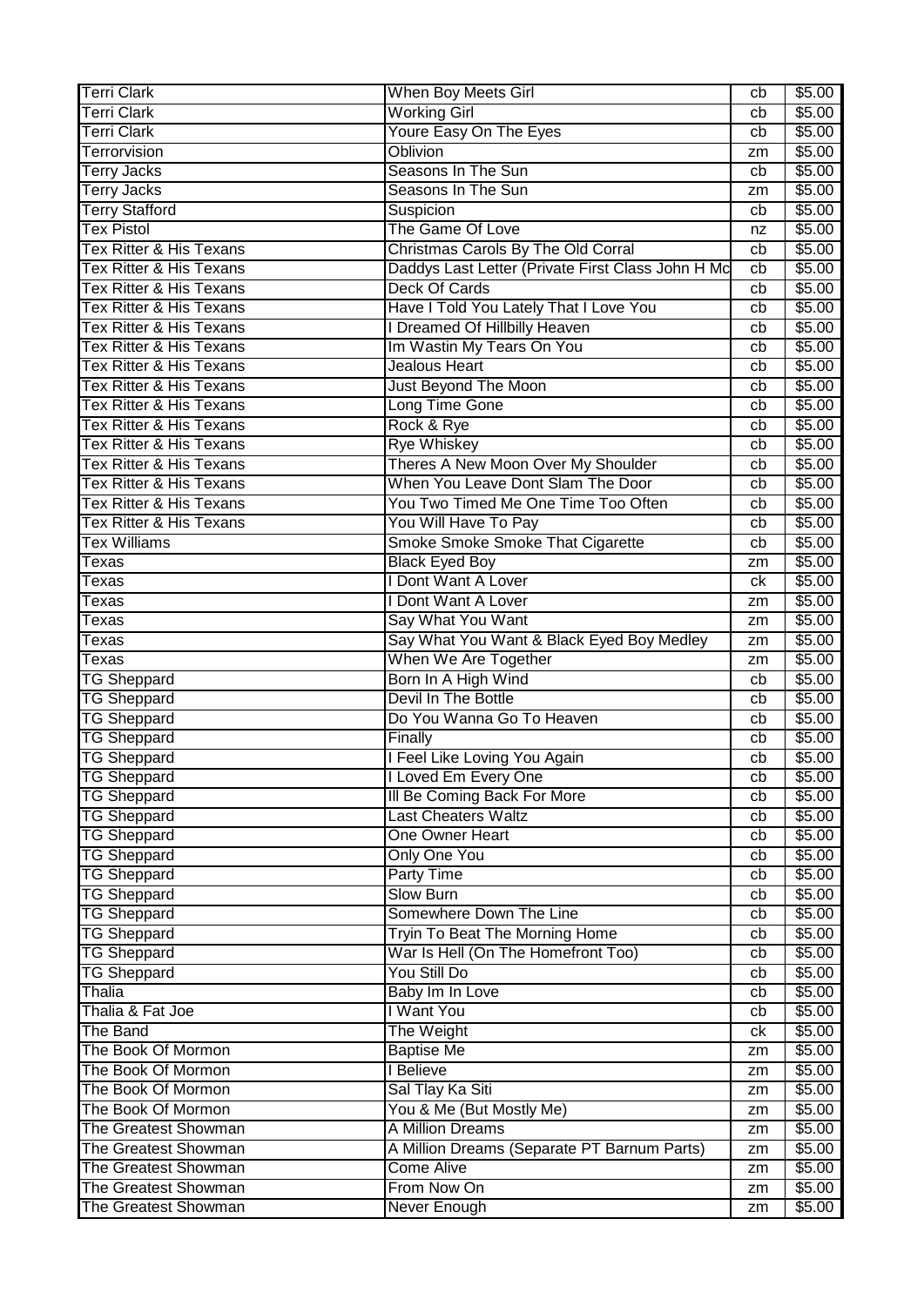| Terri Clark | When Boy Meets Girl | cb | $5.00 |
|---|---|---|---|
| Terri Clark | Working Girl | cb | $5.00 |
| Terri Clark | Youre Easy On The Eyes | cb | $5.00 |
| Terrorvision | Oblivion | zm | $5.00 |
| Terry Jacks | Seasons In The Sun | cb | $5.00 |
| Terry Jacks | Seasons In The Sun | zm | $5.00 |
| Terry Stafford | Suspicion | cb | $5.00 |
| Tex Pistol | The Game Of Love | nz | $5.00 |
| Tex Ritter & His Texans | Christmas Carols By The Old Corral | cb | $5.00 |
| Tex Ritter & His Texans | Daddys Last Letter (Private First Class John H Mc | cb | $5.00 |
| Tex Ritter & His Texans | Deck Of Cards | cb | $5.00 |
| Tex Ritter & His Texans | Have I Told You Lately That I Love You | cb | $5.00 |
| Tex Ritter & His Texans | I Dreamed Of Hillbilly Heaven | cb | $5.00 |
| Tex Ritter & His Texans | Im Wastin My Tears On You | cb | $5.00 |
| Tex Ritter & His Texans | Jealous Heart | cb | $5.00 |
| Tex Ritter & His Texans | Just Beyond The Moon | cb | $5.00 |
| Tex Ritter & His Texans | Long Time Gone | cb | $5.00 |
| Tex Ritter & His Texans | Rock & Rye | cb | $5.00 |
| Tex Ritter & His Texans | Rye Whiskey | cb | $5.00 |
| Tex Ritter & His Texans | Theres A New Moon Over My Shoulder | cb | $5.00 |
| Tex Ritter & His Texans | When You Leave Dont Slam The Door | cb | $5.00 |
| Tex Ritter & His Texans | You Two Timed Me One Time Too Often | cb | $5.00 |
| Tex Ritter & His Texans | You Will Have To Pay | cb | $5.00 |
| Tex Williams | Smoke Smoke Smoke That Cigarette | cb | $5.00 |
| Texas | Black Eyed Boy | zm | $5.00 |
| Texas | I Dont Want A Lover | ck | $5.00 |
| Texas | I Dont Want A Lover | zm | $5.00 |
| Texas | Say What You Want | zm | $5.00 |
| Texas | Say What You Want & Black Eyed Boy Medley | zm | $5.00 |
| Texas | When We Are Together | zm | $5.00 |
| TG Sheppard | Born In A High Wind | cb | $5.00 |
| TG Sheppard | Devil In The Bottle | cb | $5.00 |
| TG Sheppard | Do You Wanna Go To Heaven | cb | $5.00 |
| TG Sheppard | Finally | cb | $5.00 |
| TG Sheppard | I Feel Like Loving You Again | cb | $5.00 |
| TG Sheppard | I Loved Em Every One | cb | $5.00 |
| TG Sheppard | Ill Be Coming Back For More | cb | $5.00 |
| TG Sheppard | Last Cheaters Waltz | cb | $5.00 |
| TG Sheppard | One Owner Heart | cb | $5.00 |
| TG Sheppard | Only One You | cb | $5.00 |
| TG Sheppard | Party Time | cb | $5.00 |
| TG Sheppard | Slow Burn | cb | $5.00 |
| TG Sheppard | Somewhere Down The Line | cb | $5.00 |
| TG Sheppard | Tryin To Beat The Morning Home | cb | $5.00 |
| TG Sheppard | War Is Hell (On The Homefront Too) | cb | $5.00 |
| TG Sheppard | You Still Do | cb | $5.00 |
| Thalia | Baby Im In Love | cb | $5.00 |
| Thalia & Fat Joe | I Want You | cb | $5.00 |
| The Band | The Weight | ck | $5.00 |
| The Book Of Mormon | Baptise Me | zm | $5.00 |
| The Book Of Mormon | I Believe | zm | $5.00 |
| The Book Of Mormon | Sal Tlay Ka Siti | zm | $5.00 |
| The Book Of Mormon | You & Me (But Mostly Me) | zm | $5.00 |
| The Greatest Showman | A Million Dreams | zm | $5.00 |
| The Greatest Showman | A Million Dreams (Separate PT Barnum Parts) | zm | $5.00 |
| The Greatest Showman | Come Alive | zm | $5.00 |
| The Greatest Showman | From Now On | zm | $5.00 |
| The Greatest Showman | Never Enough | zm | $5.00 |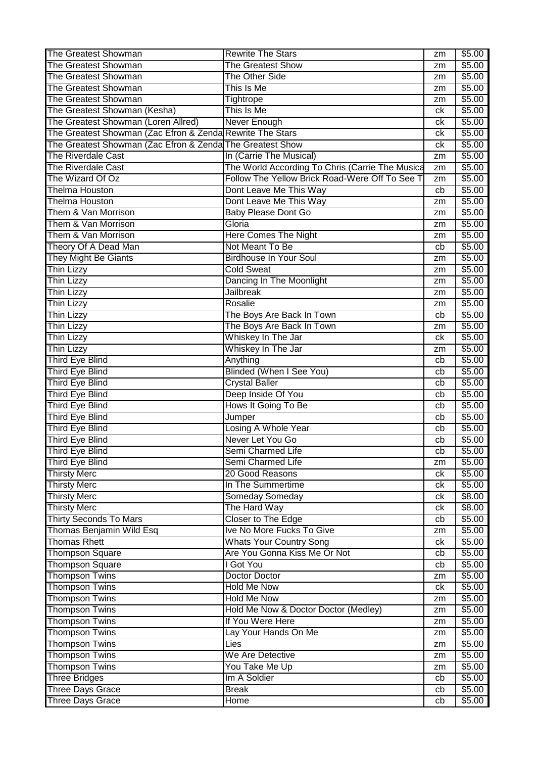| The Greatest Showman | Rewrite The Stars | zm | $5.00 |
|---|---|---|---|
| The Greatest Showman | The Greatest Show | zm | $5.00 |
| The Greatest Showman | The Other Side | zm | $5.00 |
| The Greatest Showman | This Is Me | zm | $5.00 |
| The Greatest Showman | Tightrope | zm | $5.00 |
| The Greatest Showman (Kesha) | This Is Me | ck | $5.00 |
| The Greatest Showman (Loren Allred) | Never Enough | ck | $5.00 |
| The Greatest Showman (Zac Efron & Zenda | Rewrite The Stars | ck | $5.00 |
| The Greatest Showman (Zac Efron & Zenda | The Greatest Show | ck | $5.00 |
| The Riverdale Cast | In (Carrie The Musical) | zm | $5.00 |
| The Riverdale Cast | The World According To Chris (Carrie The Musica | zm | $5.00 |
| The Wizard Of Oz | Follow The Yellow Brick Road-Were Off To See T | zm | $5.00 |
| Thelma Houston | Dont Leave Me This Way | cb | $5.00 |
| Thelma Houston | Dont Leave Me This Way | zm | $5.00 |
| Them & Van Morrison | Baby Please Dont Go | zm | $5.00 |
| Them & Van Morrison | Gloria | zm | $5.00 |
| Them & Van Morrison | Here Comes The Night | zm | $5.00 |
| Theory Of A Dead Man | Not Meant To Be | cb | $5.00 |
| They Might Be Giants | Birdhouse In Your Soul | zm | $5.00 |
| Thin Lizzy | Cold Sweat | zm | $5.00 |
| Thin Lizzy | Dancing In The Moonlight | zm | $5.00 |
| Thin Lizzy | Jailbreak | zm | $5.00 |
| Thin Lizzy | Rosalie | zm | $5.00 |
| Thin Lizzy | The Boys Are Back In Town | cb | $5.00 |
| Thin Lizzy | The Boys Are Back In Town | zm | $5.00 |
| Thin Lizzy | Whiskey In The Jar | ck | $5.00 |
| Thin Lizzy | Whiskey In The Jar | zm | $5.00 |
| Third Eye Blind | Anything | cb | $5.00 |
| Third Eye Blind | Blinded (When I See You) | cb | $5.00 |
| Third Eye Blind | Crystal Baller | cb | $5.00 |
| Third Eye Blind | Deep Inside Of You | cb | $5.00 |
| Third Eye Blind | Hows It Going To Be | cb | $5.00 |
| Third Eye Blind | Jumper | cb | $5.00 |
| Third Eye Blind | Losing A Whole Year | cb | $5.00 |
| Third Eye Blind | Never Let You Go | cb | $5.00 |
| Third Eye Blind | Semi Charmed Life | cb | $5.00 |
| Third Eye Blind | Semi Charmed Life | zm | $5.00 |
| Thirsty Merc | 20 Good Reasons | ck | $5.00 |
| Thirsty Merc | In The Summertime | ck | $5.00 |
| Thirsty Merc | Someday Someday | ck | $8.00 |
| Thirsty Merc | The Hard Way | ck | $8.00 |
| Thirty Seconds To Mars | Closer to The Edge | cb | $5.00 |
| Thomas Benjamin Wild Esq | Ive No More Fucks To Give | zm | $5.00 |
| Thomas Rhett | Whats Your Country Song | ck | $5.00 |
| Thompson Square | Are You Gonna Kiss Me Or Not | cb | $5.00 |
| Thompson Square | I Got You | cb | $5.00 |
| Thompson Twins | Doctor Doctor | zm | $5.00 |
| Thompson Twins | Hold Me Now | ck | $5.00 |
| Thompson Twins | Hold Me Now | zm | $5.00 |
| Thompson Twins | Hold Me Now & Doctor Doctor (Medley) | zm | $5.00 |
| Thompson Twins | If You Were Here | zm | $5.00 |
| Thompson Twins | Lay Your Hands On Me | zm | $5.00 |
| Thompson Twins | Lies | zm | $5.00 |
| Thompson Twins | We Are Detective | zm | $5.00 |
| Thompson Twins | You Take Me Up | zm | $5.00 |
| Three Bridges | Im A Soldier | cb | $5.00 |
| Three Days Grace | Break | cb | $5.00 |
| Three Days Grace | Home | cb | $5.00 |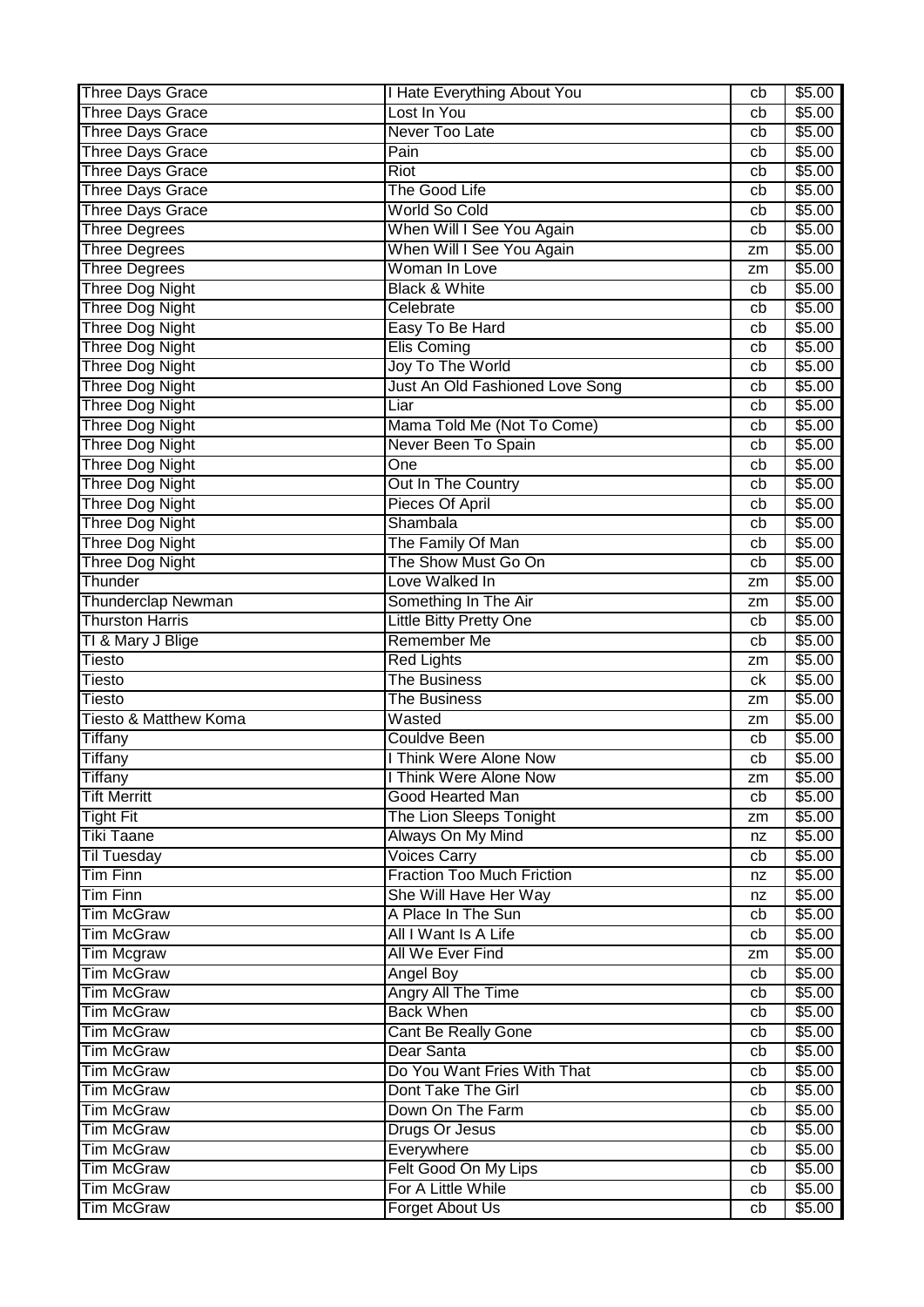| Three Days Grace | I Hate Everything About You | cb | $5.00 |
|---|---|---|---|
| Three Days Grace | Lost In You | cb | $5.00 |
| Three Days Grace | Never Too Late | cb | $5.00 |
| Three Days Grace | Pain | cb | $5.00 |
| Three Days Grace | Riot | cb | $5.00 |
| Three Days Grace | The Good Life | cb | $5.00 |
| Three Days Grace | World So Cold | cb | $5.00 |
| Three Degrees | When Will I See You Again | cb | $5.00 |
| Three Degrees | When Will I See You Again | zm | $5.00 |
| Three Degrees | Woman In Love | zm | $5.00 |
| Three Dog Night | Black & White | cb | $5.00 |
| Three Dog Night | Celebrate | cb | $5.00 |
| Three Dog Night | Easy To Be Hard | cb | $5.00 |
| Three Dog Night | Elis Coming | cb | $5.00 |
| Three Dog Night | Joy To The World | cb | $5.00 |
| Three Dog Night | Just An Old Fashioned Love Song | cb | $5.00 |
| Three Dog Night | Liar | cb | $5.00 |
| Three Dog Night | Mama Told Me (Not To Come) | cb | $5.00 |
| Three Dog Night | Never Been To Spain | cb | $5.00 |
| Three Dog Night | One | cb | $5.00 |
| Three Dog Night | Out In The Country | cb | $5.00 |
| Three Dog Night | Pieces Of April | cb | $5.00 |
| Three Dog Night | Shambala | cb | $5.00 |
| Three Dog Night | The Family Of Man | cb | $5.00 |
| Three Dog Night | The Show Must Go On | cb | $5.00 |
| Thunder | Love Walked In | zm | $5.00 |
| Thunderclap Newman | Something In The Air | zm | $5.00 |
| Thurston Harris | Little Bitty Pretty One | cb | $5.00 |
| TI & Mary J Blige | Remember Me | cb | $5.00 |
| Tiesto | Red Lights | zm | $5.00 |
| Tiesto | The Business | ck | $5.00 |
| Tiesto | The Business | zm | $5.00 |
| Tiesto & Matthew Koma | Wasted | zm | $5.00 |
| Tiffany | Couldve Been | cb | $5.00 |
| Tiffany | I Think Were Alone Now | cb | $5.00 |
| Tiffany | I Think Were Alone Now | zm | $5.00 |
| Tift Merritt | Good Hearted Man | cb | $5.00 |
| Tight Fit | The Lion Sleeps Tonight | zm | $5.00 |
| Tiki Taane | Always On My Mind | nz | $5.00 |
| Til Tuesday | Voices Carry | cb | $5.00 |
| Tim Finn | Fraction Too Much Friction | nz | $5.00 |
| Tim Finn | She Will Have Her Way | nz | $5.00 |
| Tim McGraw | A Place In The Sun | cb | $5.00 |
| Tim McGraw | All I Want Is A Life | cb | $5.00 |
| Tim Mcgraw | All We Ever Find | zm | $5.00 |
| Tim McGraw | Angel Boy | cb | $5.00 |
| Tim McGraw | Angry All The Time | cb | $5.00 |
| Tim McGraw | Back When | cb | $5.00 |
| Tim McGraw | Cant Be Really Gone | cb | $5.00 |
| Tim McGraw | Dear Santa | cb | $5.00 |
| Tim McGraw | Do You Want Fries With That | cb | $5.00 |
| Tim McGraw | Dont Take The Girl | cb | $5.00 |
| Tim McGraw | Down On The Farm | cb | $5.00 |
| Tim McGraw | Drugs Or Jesus | cb | $5.00 |
| Tim McGraw | Everywhere | cb | $5.00 |
| Tim McGraw | Felt Good On My Lips | cb | $5.00 |
| Tim McGraw | For A Little While | cb | $5.00 |
| Tim McGraw | Forget About Us | cb | $5.00 |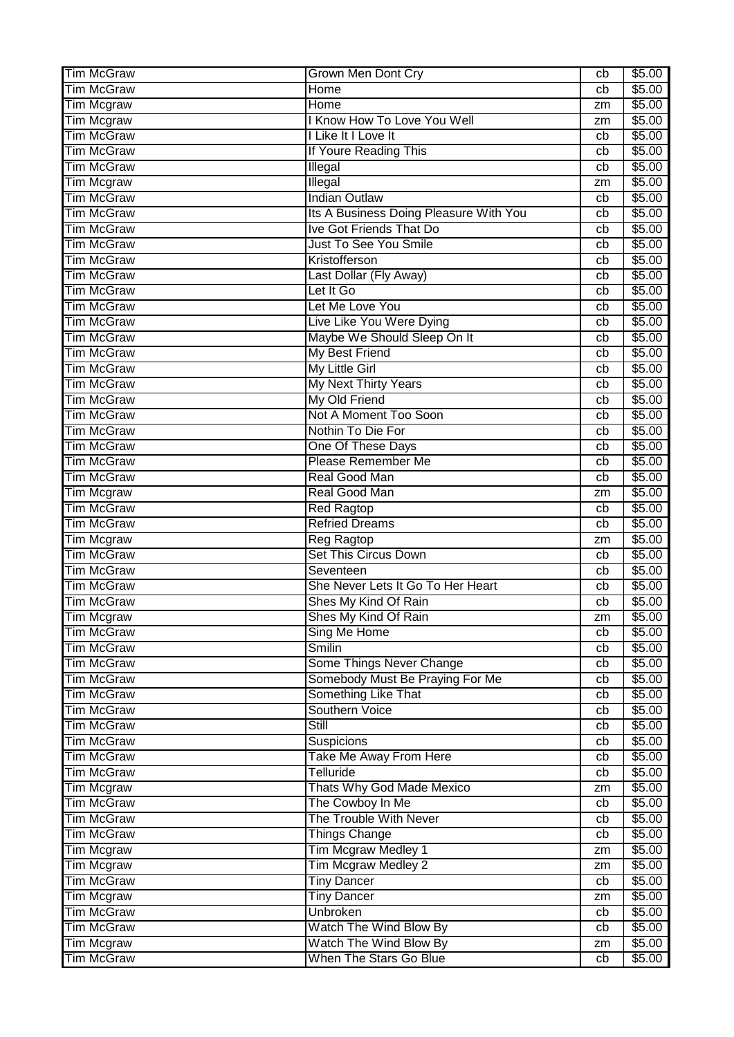| Tim McGraw | Grown Men Dont Cry | cb | $5.00 |
|---|---|---|---|
| Tim McGraw | Home | cb | $5.00 |
| Tim Mcgraw | Home | zm | $5.00 |
| Tim Mcgraw | I Know How To Love You Well | zm | $5.00 |
| Tim McGraw | I Like It I Love It | cb | $5.00 |
| Tim McGraw | If Youre Reading This | cb | $5.00 |
| Tim McGraw | Illegal | cb | $5.00 |
| Tim Mcgraw | Illegal | zm | $5.00 |
| Tim McGraw | Indian Outlaw | cb | $5.00 |
| Tim McGraw | Its A Business Doing Pleasure With You | cb | $5.00 |
| Tim McGraw | Ive Got Friends That Do | cb | $5.00 |
| Tim McGraw | Just To See You Smile | cb | $5.00 |
| Tim McGraw | Kristofferson | cb | $5.00 |
| Tim McGraw | Last Dollar (Fly Away) | cb | $5.00 |
| Tim McGraw | Let It Go | cb | $5.00 |
| Tim McGraw | Let Me Love You | cb | $5.00 |
| Tim McGraw | Live Like You Were Dying | cb | $5.00 |
| Tim McGraw | Maybe We Should Sleep On It | cb | $5.00 |
| Tim McGraw | My Best Friend | cb | $5.00 |
| Tim McGraw | My Little Girl | cb | $5.00 |
| Tim McGraw | My Next Thirty Years | cb | $5.00 |
| Tim McGraw | My Old Friend | cb | $5.00 |
| Tim McGraw | Not A Moment Too Soon | cb | $5.00 |
| Tim McGraw | Nothin To Die For | cb | $5.00 |
| Tim McGraw | One Of These Days | cb | $5.00 |
| Tim McGraw | Please Remember Me | cb | $5.00 |
| Tim McGraw | Real Good Man | cb | $5.00 |
| Tim Mcgraw | Real Good Man | zm | $5.00 |
| Tim McGraw | Red Ragtop | cb | $5.00 |
| Tim McGraw | Refried Dreams | cb | $5.00 |
| Tim Mcgraw | Reg Ragtop | zm | $5.00 |
| Tim McGraw | Set This Circus Down | cb | $5.00 |
| Tim McGraw | Seventeen | cb | $5.00 |
| Tim McGraw | She Never Lets It Go To Her Heart | cb | $5.00 |
| Tim McGraw | Shes My Kind Of Rain | cb | $5.00 |
| Tim Mcgraw | Shes My Kind Of Rain | zm | $5.00 |
| Tim McGraw | Sing Me Home | cb | $5.00 |
| Tim McGraw | Smilin | cb | $5.00 |
| Tim McGraw | Some Things Never Change | cb | $5.00 |
| Tim McGraw | Somebody Must Be Praying For Me | cb | $5.00 |
| Tim McGraw | Something Like That | cb | $5.00 |
| Tim McGraw | Southern Voice | cb | $5.00 |
| Tim McGraw | Still | cb | $5.00 |
| Tim McGraw | Suspicions | cb | $5.00 |
| Tim McGraw | Take Me Away From Here | cb | $5.00 |
| Tim McGraw | Telluride | cb | $5.00 |
| Tim Mcgraw | Thats Why God Made Mexico | zm | $5.00 |
| Tim McGraw | The Cowboy In Me | cb | $5.00 |
| Tim McGraw | The Trouble With Never | cb | $5.00 |
| Tim McGraw | Things Change | cb | $5.00 |
| Tim Mcgraw | Tim Mcgraw Medley 1 | zm | $5.00 |
| Tim Mcgraw | Tim Mcgraw Medley 2 | zm | $5.00 |
| Tim McGraw | Tiny Dancer | cb | $5.00 |
| Tim Mcgraw | Tiny Dancer | zm | $5.00 |
| Tim McGraw | Unbroken | cb | $5.00 |
| Tim McGraw | Watch The Wind Blow By | cb | $5.00 |
| Tim Mcgraw | Watch The Wind Blow By | zm | $5.00 |
| Tim McGraw | When The Stars Go Blue | cb | $5.00 |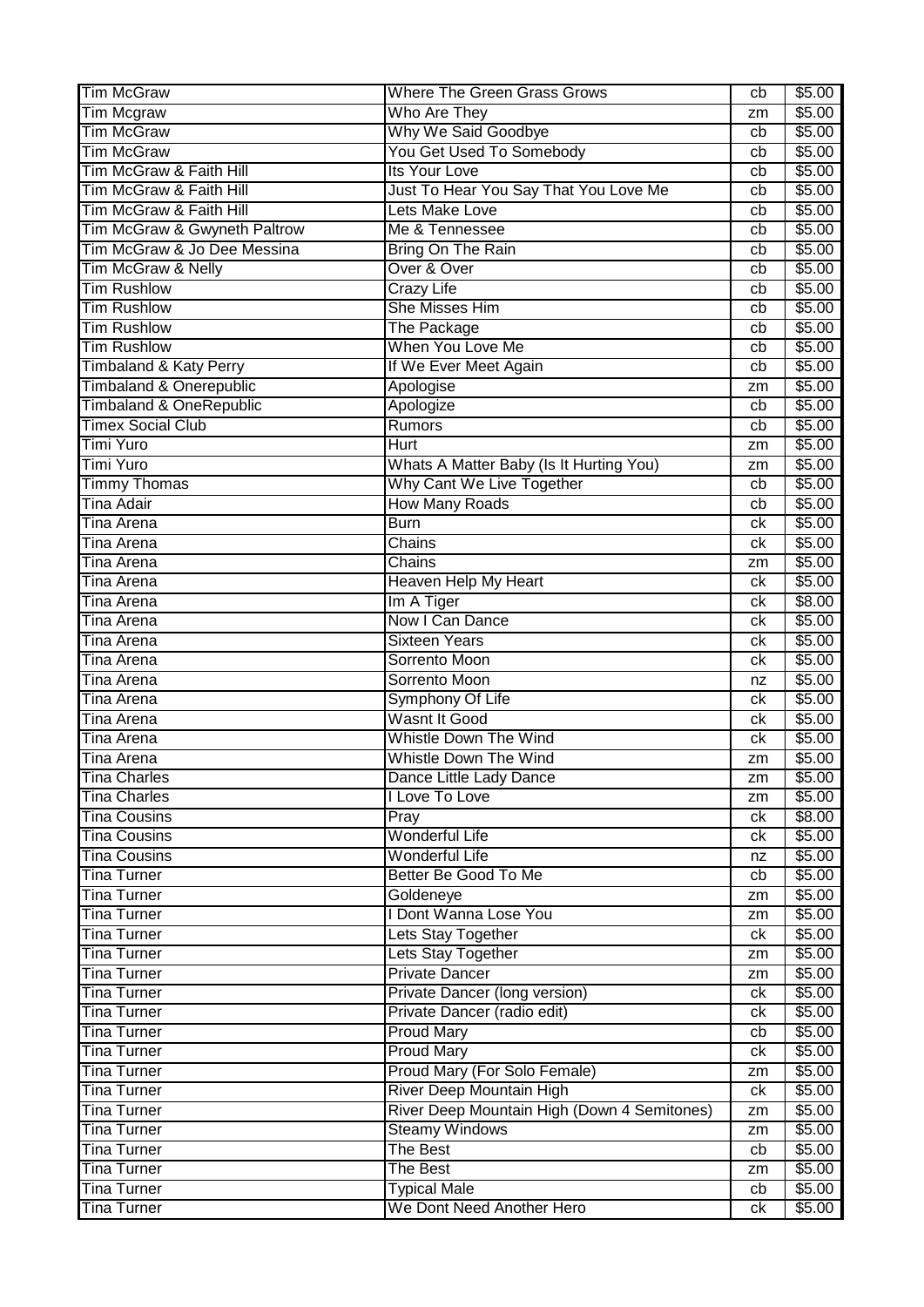| Tim McGraw | Where The Green Grass Grows | cb | $5.00 |
|---|---|---|---|
| Tim Mcgraw | Who Are They | zm | $5.00 |
| Tim McGraw | Why We Said Goodbye | cb | $5.00 |
| Tim McGraw | You Get Used To Somebody | cb | $5.00 |
| Tim McGraw & Faith Hill | Its Your Love | cb | $5.00 |
| Tim McGraw & Faith Hill | Just To Hear You Say That You Love Me | cb | $5.00 |
| Tim McGraw & Faith Hill | Lets Make Love | cb | $5.00 |
| Tim McGraw & Gwyneth Paltrow | Me & Tennessee | cb | $5.00 |
| Tim McGraw & Jo Dee Messina | Bring On The Rain | cb | $5.00 |
| Tim McGraw & Nelly | Over & Over | cb | $5.00 |
| Tim Rushlow | Crazy Life | cb | $5.00 |
| Tim Rushlow | She Misses Him | cb | $5.00 |
| Tim Rushlow | The Package | cb | $5.00 |
| Tim Rushlow | When You Love Me | cb | $5.00 |
| Timbaland & Katy Perry | If We Ever Meet Again | cb | $5.00 |
| Timbaland & Onerepublic | Apologise | zm | $5.00 |
| Timbaland & OneRepublic | Apologize | cb | $5.00 |
| Timex Social Club | Rumors | cb | $5.00 |
| Timi Yuro | Hurt | zm | $5.00 |
| Timi Yuro | Whats A Matter Baby (Is It Hurting You) | zm | $5.00 |
| Timmy Thomas | Why Cant We Live Together | cb | $5.00 |
| Tina Adair | How Many Roads | cb | $5.00 |
| Tina Arena | Burn | ck | $5.00 |
| Tina Arena | Chains | ck | $5.00 |
| Tina Arena | Chains | zm | $5.00 |
| Tina Arena | Heaven Help My Heart | ck | $5.00 |
| Tina Arena | Im A Tiger | ck | $8.00 |
| Tina Arena | Now I Can Dance | ck | $5.00 |
| Tina Arena | Sixteen Years | ck | $5.00 |
| Tina Arena | Sorrento Moon | ck | $5.00 |
| Tina Arena | Sorrento Moon | nz | $5.00 |
| Tina Arena | Symphony Of Life | ck | $5.00 |
| Tina Arena | Wasnt It Good | ck | $5.00 |
| Tina Arena | Whistle Down The Wind | ck | $5.00 |
| Tina Arena | Whistle Down The Wind | zm | $5.00 |
| Tina Charles | Dance Little Lady Dance | zm | $5.00 |
| Tina Charles | I Love To Love | zm | $5.00 |
| Tina Cousins | Pray | ck | $8.00 |
| Tina Cousins | Wonderful Life | ck | $5.00 |
| Tina Cousins | Wonderful Life | nz | $5.00 |
| Tina Turner | Better Be Good To Me | cb | $5.00 |
| Tina Turner | Goldeneye | zm | $5.00 |
| Tina Turner | I Dont Wanna Lose You | zm | $5.00 |
| Tina Turner | Lets Stay Together | ck | $5.00 |
| Tina Turner | Lets Stay Together | zm | $5.00 |
| Tina Turner | Private Dancer | zm | $5.00 |
| Tina Turner | Private Dancer (long version) | ck | $5.00 |
| Tina Turner | Private Dancer (radio edit) | ck | $5.00 |
| Tina Turner | Proud Mary | cb | $5.00 |
| Tina Turner | Proud Mary | ck | $5.00 |
| Tina Turner | Proud Mary (For Solo Female) | zm | $5.00 |
| Tina Turner | River Deep Mountain High | ck | $5.00 |
| Tina Turner | River Deep Mountain High (Down 4 Semitones) | zm | $5.00 |
| Tina Turner | Steamy Windows | zm | $5.00 |
| Tina Turner | The Best | cb | $5.00 |
| Tina Turner | The Best | zm | $5.00 |
| Tina Turner | Typical Male | cb | $5.00 |
| Tina Turner | We Dont Need Another Hero | ck | $5.00 |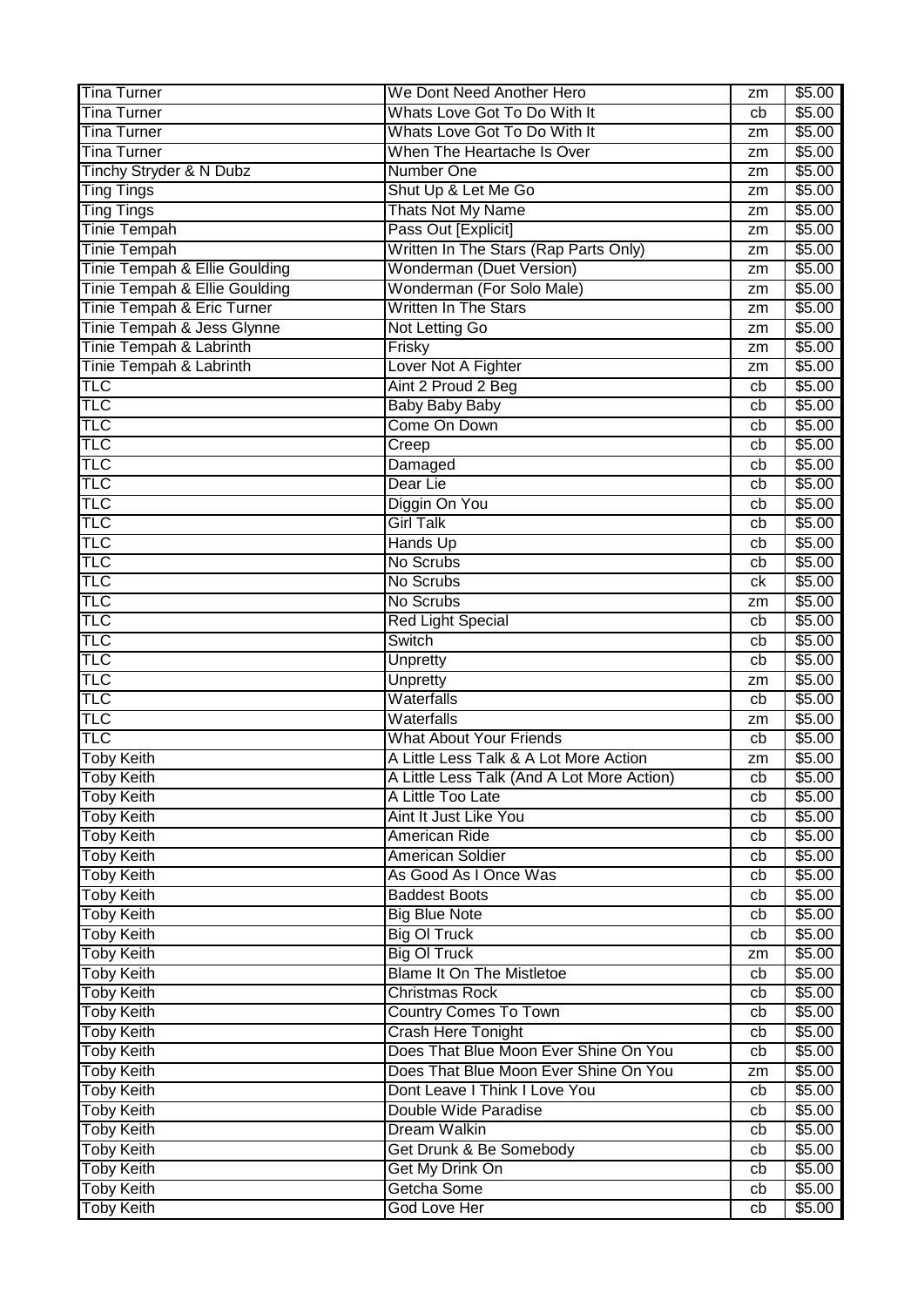| Tina Turner | We Dont Need Another Hero | zm | $5.00 |
|---|---|---|---|
| Tina Turner | Whats Love Got To Do With It | cb | $5.00 |
| Tina Turner | Whats Love Got To Do With It | zm | $5.00 |
| Tina Turner | When The Heartache Is Over | zm | $5.00 |
| Tinchy Stryder & N Dubz | Number One | zm | $5.00 |
| Ting Tings | Shut Up & Let Me Go | zm | $5.00 |
| Ting Tings | Thats Not My Name | zm | $5.00 |
| Tinie Tempah | Pass Out [Explicit] | zm | $5.00 |
| Tinie Tempah | Written In The Stars (Rap Parts Only) | zm | $5.00 |
| Tinie Tempah & Ellie Goulding | Wonderman (Duet Version) | zm | $5.00 |
| Tinie Tempah & Ellie Goulding | Wonderman (For Solo Male) | zm | $5.00 |
| Tinie Tempah & Eric Turner | Written In The Stars | zm | $5.00 |
| Tinie Tempah & Jess Glynne | Not Letting Go | zm | $5.00 |
| Tinie Tempah & Labrinth | Frisky | zm | $5.00 |
| Tinie Tempah & Labrinth | Lover Not A Fighter | zm | $5.00 |
| TLC | Aint 2 Proud 2 Beg | cb | $5.00 |
| TLC | Baby Baby Baby | cb | $5.00 |
| TLC | Come On Down | cb | $5.00 |
| TLC | Creep | cb | $5.00 |
| TLC | Damaged | cb | $5.00 |
| TLC | Dear Lie | cb | $5.00 |
| TLC | Diggin On You | cb | $5.00 |
| TLC | Girl Talk | cb | $5.00 |
| TLC | Hands Up | cb | $5.00 |
| TLC | No Scrubs | cb | $5.00 |
| TLC | No Scrubs | ck | $5.00 |
| TLC | No Scrubs | zm | $5.00 |
| TLC | Red Light Special | cb | $5.00 |
| TLC | Switch | cb | $5.00 |
| TLC | Unpretty | cb | $5.00 |
| TLC | Unpretty | zm | $5.00 |
| TLC | Waterfalls | cb | $5.00 |
| TLC | Waterfalls | zm | $5.00 |
| TLC | What About Your Friends | cb | $5.00 |
| Toby Keith | A Little Less Talk & A Lot More Action | zm | $5.00 |
| Toby Keith | A Little Less Talk (And A Lot More Action) | cb | $5.00 |
| Toby Keith | A Little Too Late | cb | $5.00 |
| Toby Keith | Aint It Just Like You | cb | $5.00 |
| Toby Keith | American Ride | cb | $5.00 |
| Toby Keith | American Soldier | cb | $5.00 |
| Toby Keith | As Good As I Once Was | cb | $5.00 |
| Toby Keith | Baddest Boots | cb | $5.00 |
| Toby Keith | Big Blue Note | cb | $5.00 |
| Toby Keith | Big Ol Truck | cb | $5.00 |
| Toby Keith | Big Ol Truck | zm | $5.00 |
| Toby Keith | Blame It On The Mistletoe | cb | $5.00 |
| Toby Keith | Christmas Rock | cb | $5.00 |
| Toby Keith | Country Comes To Town | cb | $5.00 |
| Toby Keith | Crash Here Tonight | cb | $5.00 |
| Toby Keith | Does That Blue Moon Ever Shine On You | cb | $5.00 |
| Toby Keith | Does That Blue Moon Ever Shine On You | zm | $5.00 |
| Toby Keith | Dont Leave I Think I Love You | cb | $5.00 |
| Toby Keith | Double Wide Paradise | cb | $5.00 |
| Toby Keith | Dream Walkin | cb | $5.00 |
| Toby Keith | Get Drunk & Be Somebody | cb | $5.00 |
| Toby Keith | Get My Drink On | cb | $5.00 |
| Toby Keith | Getcha Some | cb | $5.00 |
| Toby Keith | God Love Her | cb | $5.00 |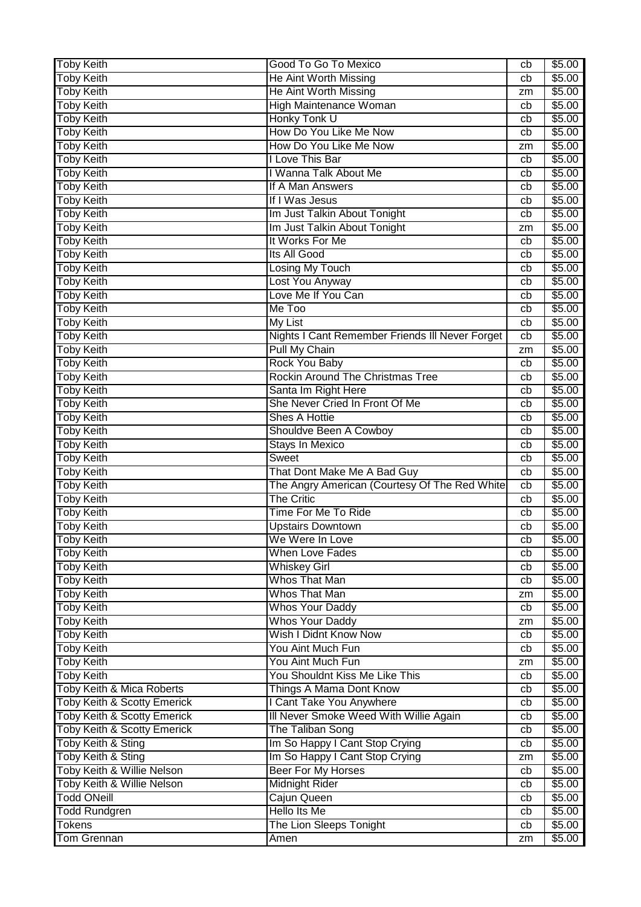| Toby Keith | Good To Go To Mexico | cb | $5.00 |
|---|---|---|---|
| Toby Keith | He Aint Worth Missing | cb | $5.00 |
| Toby Keith | He Aint Worth Missing | zm | $5.00 |
| Toby Keith | High Maintenance Woman | cb | $5.00 |
| Toby Keith | Honky Tonk U | cb | $5.00 |
| Toby Keith | How Do You Like Me Now | cb | $5.00 |
| Toby Keith | How Do You Like Me Now | zm | $5.00 |
| Toby Keith | I Love This Bar | cb | $5.00 |
| Toby Keith | I Wanna Talk About Me | cb | $5.00 |
| Toby Keith | If A Man Answers | cb | $5.00 |
| Toby Keith | If I Was Jesus | cb | $5.00 |
| Toby Keith | Im Just Talkin About Tonight | cb | $5.00 |
| Toby Keith | Im Just Talkin About Tonight | zm | $5.00 |
| Toby Keith | It Works For Me | cb | $5.00 |
| Toby Keith | Its All Good | cb | $5.00 |
| Toby Keith | Losing My Touch | cb | $5.00 |
| Toby Keith | Lost You Anyway | cb | $5.00 |
| Toby Keith | Love Me If You Can | cb | $5.00 |
| Toby Keith | Me Too | cb | $5.00 |
| Toby Keith | My List | cb | $5.00 |
| Toby Keith | Nights I Cant Remember Friends Ill Never Forget | cb | $5.00 |
| Toby Keith | Pull My Chain | zm | $5.00 |
| Toby Keith | Rock You Baby | cb | $5.00 |
| Toby Keith | Rockin Around The Christmas Tree | cb | $5.00 |
| Toby Keith | Santa Im Right Here | cb | $5.00 |
| Toby Keith | She Never Cried In Front Of Me | cb | $5.00 |
| Toby Keith | Shes A Hottie | cb | $5.00 |
| Toby Keith | Shouldve Been A Cowboy | cb | $5.00 |
| Toby Keith | Stays In Mexico | cb | $5.00 |
| Toby Keith | Sweet | cb | $5.00 |
| Toby Keith | That Dont Make Me A Bad Guy | cb | $5.00 |
| Toby Keith | The Angry American (Courtesy Of The Red White | cb | $5.00 |
| Toby Keith | The Critic | cb | $5.00 |
| Toby Keith | Time For Me To Ride | cb | $5.00 |
| Toby Keith | Upstairs Downtown | cb | $5.00 |
| Toby Keith | We Were In Love | cb | $5.00 |
| Toby Keith | When Love Fades | cb | $5.00 |
| Toby Keith | Whiskey Girl | cb | $5.00 |
| Toby Keith | Whos That Man | cb | $5.00 |
| Toby Keith | Whos That Man | zm | $5.00 |
| Toby Keith | Whos Your Daddy | cb | $5.00 |
| Toby Keith | Whos Your Daddy | zm | $5.00 |
| Toby Keith | Wish I Didnt Know Now | cb | $5.00 |
| Toby Keith | You Aint Much Fun | cb | $5.00 |
| Toby Keith | You Aint Much Fun | zm | $5.00 |
| Toby Keith | You Shouldnt Kiss Me Like This | cb | $5.00 |
| Toby Keith & Mica Roberts | Things A Mama Dont Know | cb | $5.00 |
| Toby Keith & Scotty Emerick | I Cant Take You Anywhere | cb | $5.00 |
| Toby Keith & Scotty Emerick | Ill Never Smoke Weed With Willie Again | cb | $5.00 |
| Toby Keith & Scotty Emerick | The Taliban Song | cb | $5.00 |
| Toby Keith & Sting | Im So Happy I Cant Stop Crying | cb | $5.00 |
| Toby Keith & Sting | Im So Happy I Cant Stop Crying | zm | $5.00 |
| Toby Keith & Willie Nelson | Beer For My Horses | cb | $5.00 |
| Toby Keith & Willie Nelson | Midnight Rider | cb | $5.00 |
| Todd ONeill | Cajun Queen | cb | $5.00 |
| Todd Rundgren | Hello Its Me | cb | $5.00 |
| Tokens | The Lion Sleeps Tonight | cb | $5.00 |
| Tom Grennan | Amen | zm | $5.00 |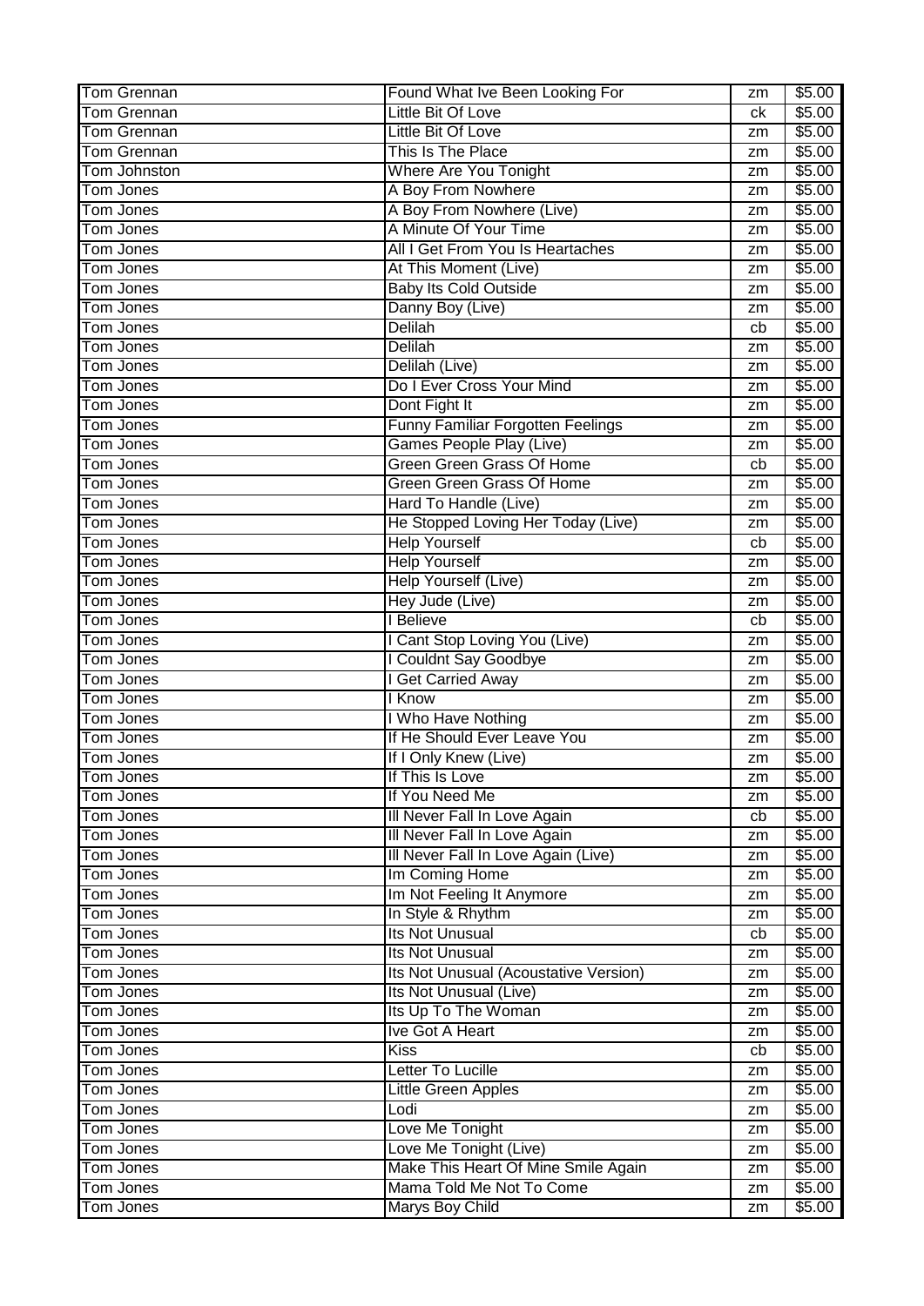| Tom Grennan | Found What Ive Been Looking For | zm | $5.00 |
|---|---|---|---|
| Tom Grennan | Little Bit Of Love | ck | $5.00 |
| Tom Grennan | Little Bit Of Love | zm | $5.00 |
| Tom Grennan | This Is The Place | zm | $5.00 |
| Tom Johnston | Where Are You Tonight | zm | $5.00 |
| Tom Jones | A Boy From Nowhere | zm | $5.00 |
| Tom Jones | A Boy From Nowhere (Live) | zm | $5.00 |
| Tom Jones | A Minute Of Your Time | zm | $5.00 |
| Tom Jones | All I Get From You Is Heartaches | zm | $5.00 |
| Tom Jones | At This Moment (Live) | zm | $5.00 |
| Tom Jones | Baby Its Cold Outside | zm | $5.00 |
| Tom Jones | Danny Boy (Live) | zm | $5.00 |
| Tom Jones | Delilah | cb | $5.00 |
| Tom Jones | Delilah | zm | $5.00 |
| Tom Jones | Delilah (Live) | zm | $5.00 |
| Tom Jones | Do I Ever Cross Your Mind | zm | $5.00 |
| Tom Jones | Dont Fight It | zm | $5.00 |
| Tom Jones | Funny Familiar Forgotten Feelings | zm | $5.00 |
| Tom Jones | Games People Play (Live) | zm | $5.00 |
| Tom Jones | Green Green Grass Of Home | cb | $5.00 |
| Tom Jones | Green Green Grass Of Home | zm | $5.00 |
| Tom Jones | Hard To Handle (Live) | zm | $5.00 |
| Tom Jones | He Stopped Loving Her Today (Live) | zm | $5.00 |
| Tom Jones | Help Yourself | cb | $5.00 |
| Tom Jones | Help Yourself | zm | $5.00 |
| Tom Jones | Help Yourself (Live) | zm | $5.00 |
| Tom Jones | Hey Jude (Live) | zm | $5.00 |
| Tom Jones | I Believe | cb | $5.00 |
| Tom Jones | I Cant Stop Loving You (Live) | zm | $5.00 |
| Tom Jones | I Couldnt Say Goodbye | zm | $5.00 |
| Tom Jones | I Get Carried Away | zm | $5.00 |
| Tom Jones | I Know | zm | $5.00 |
| Tom Jones | I Who Have Nothing | zm | $5.00 |
| Tom Jones | If He Should Ever Leave You | zm | $5.00 |
| Tom Jones | If I Only Knew (Live) | zm | $5.00 |
| Tom Jones | If This Is Love | zm | $5.00 |
| Tom Jones | If You Need Me | zm | $5.00 |
| Tom Jones | Ill Never Fall In Love Again | cb | $5.00 |
| Tom Jones | Ill Never Fall In Love Again | zm | $5.00 |
| Tom Jones | Ill Never Fall In Love Again (Live) | zm | $5.00 |
| Tom Jones | Im Coming Home | zm | $5.00 |
| Tom Jones | Im Not Feeling It Anymore | zm | $5.00 |
| Tom Jones | In Style & Rhythm | zm | $5.00 |
| Tom Jones | Its Not Unusual | cb | $5.00 |
| Tom Jones | Its Not Unusual | zm | $5.00 |
| Tom Jones | Its Not Unusual (Acoustative Version) | zm | $5.00 |
| Tom Jones | Its Not Unusual (Live) | zm | $5.00 |
| Tom Jones | Its Up To The Woman | zm | $5.00 |
| Tom Jones | Ive Got A Heart | zm | $5.00 |
| Tom Jones | Kiss | cb | $5.00 |
| Tom Jones | Letter To Lucille | zm | $5.00 |
| Tom Jones | Little Green Apples | zm | $5.00 |
| Tom Jones | Lodi | zm | $5.00 |
| Tom Jones | Love Me Tonight | zm | $5.00 |
| Tom Jones | Love Me Tonight (Live) | zm | $5.00 |
| Tom Jones | Make This Heart Of Mine Smile Again | zm | $5.00 |
| Tom Jones | Mama Told Me Not To Come | zm | $5.00 |
| Tom Jones | Marys Boy Child | zm | $5.00 |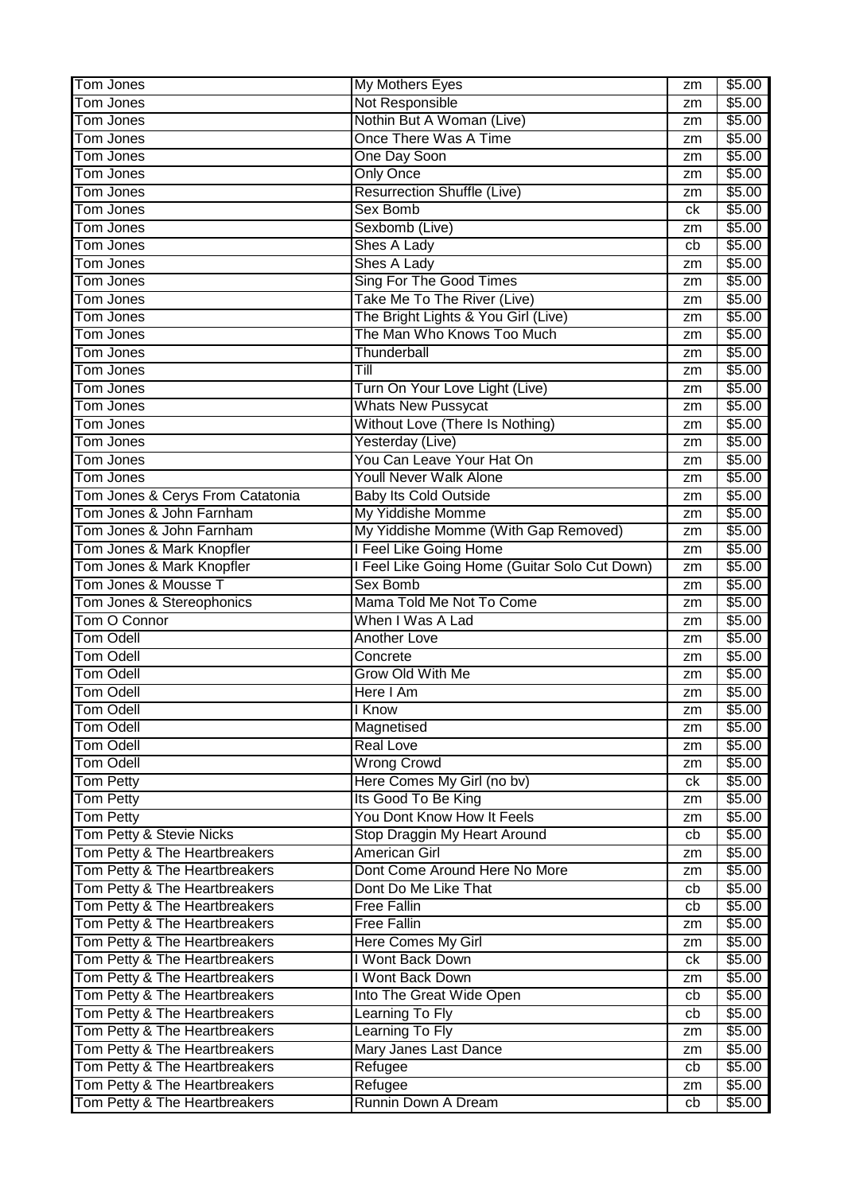| Tom Jones | My Mothers Eyes | zm | $5.00 |
|---|---|---|---|
| Tom Jones | Not Responsible | zm | $5.00 |
| Tom Jones | Nothin But A Woman (Live) | zm | $5.00 |
| Tom Jones | Once There Was A Time | zm | $5.00 |
| Tom Jones | One Day Soon | zm | $5.00 |
| Tom Jones | Only Once | zm | $5.00 |
| Tom Jones | Resurrection Shuffle (Live) | zm | $5.00 |
| Tom Jones | Sex Bomb | ck | $5.00 |
| Tom Jones | Sexbomb (Live) | zm | $5.00 |
| Tom Jones | Shes A Lady | cb | $5.00 |
| Tom Jones | Shes A Lady | zm | $5.00 |
| Tom Jones | Sing For The Good Times | zm | $5.00 |
| Tom Jones | Take Me To The River (Live) | zm | $5.00 |
| Tom Jones | The Bright Lights & You Girl (Live) | zm | $5.00 |
| Tom Jones | The Man Who Knows Too Much | zm | $5.00 |
| Tom Jones | Thunderball | zm | $5.00 |
| Tom Jones | Till | zm | $5.00 |
| Tom Jones | Turn On Your Love Light (Live) | zm | $5.00 |
| Tom Jones | Whats New Pussycat | zm | $5.00 |
| Tom Jones | Without Love (There Is Nothing) | zm | $5.00 |
| Tom Jones | Yesterday (Live) | zm | $5.00 |
| Tom Jones | You Can Leave Your Hat On | zm | $5.00 |
| Tom Jones | Youll Never Walk Alone | zm | $5.00 |
| Tom Jones & Cerys From Catatonia | Baby Its Cold Outside | zm | $5.00 |
| Tom Jones & John Farnham | My Yiddishe Momme | zm | $5.00 |
| Tom Jones & John Farnham | My Yiddishe Momme (With Gap Removed) | zm | $5.00 |
| Tom Jones & Mark Knopfler | I Feel Like Going Home | zm | $5.00 |
| Tom Jones & Mark Knopfler | I Feel Like Going Home (Guitar Solo Cut Down) | zm | $5.00 |
| Tom Jones & Mousse T | Sex Bomb | zm | $5.00 |
| Tom Jones & Stereophonics | Mama Told Me Not To Come | zm | $5.00 |
| Tom O Connor | When I Was A Lad | zm | $5.00 |
| Tom Odell | Another Love | zm | $5.00 |
| Tom Odell | Concrete | zm | $5.00 |
| Tom Odell | Grow Old With Me | zm | $5.00 |
| Tom Odell | Here I Am | zm | $5.00 |
| Tom Odell | I Know | zm | $5.00 |
| Tom Odell | Magnetised | zm | $5.00 |
| Tom Odell | Real Love | zm | $5.00 |
| Tom Odell | Wrong Crowd | zm | $5.00 |
| Tom Petty | Here Comes My Girl (no bv) | ck | $5.00 |
| Tom Petty | Its Good To Be King | zm | $5.00 |
| Tom Petty | You Dont Know How It Feels | zm | $5.00 |
| Tom Petty & Stevie Nicks | Stop Draggin My Heart Around | cb | $5.00 |
| Tom Petty & The Heartbreakers | American Girl | zm | $5.00 |
| Tom Petty & The Heartbreakers | Dont Come Around Here No More | zm | $5.00 |
| Tom Petty & The Heartbreakers | Dont Do Me Like That | cb | $5.00 |
| Tom Petty & The Heartbreakers | Free Fallin | cb | $5.00 |
| Tom Petty & The Heartbreakers | Free Fallin | zm | $5.00 |
| Tom Petty & The Heartbreakers | Here Comes My Girl | zm | $5.00 |
| Tom Petty & The Heartbreakers | I Wont Back Down | ck | $5.00 |
| Tom Petty & The Heartbreakers | I Wont Back Down | zm | $5.00 |
| Tom Petty & The Heartbreakers | Into The Great Wide Open | cb | $5.00 |
| Tom Petty & The Heartbreakers | Learning To Fly | cb | $5.00 |
| Tom Petty & The Heartbreakers | Learning To Fly | zm | $5.00 |
| Tom Petty & The Heartbreakers | Mary Janes Last Dance | zm | $5.00 |
| Tom Petty & The Heartbreakers | Refugee | cb | $5.00 |
| Tom Petty & The Heartbreakers | Refugee | zm | $5.00 |
| Tom Petty & The Heartbreakers | Runnin Down A Dream | cb | $5.00 |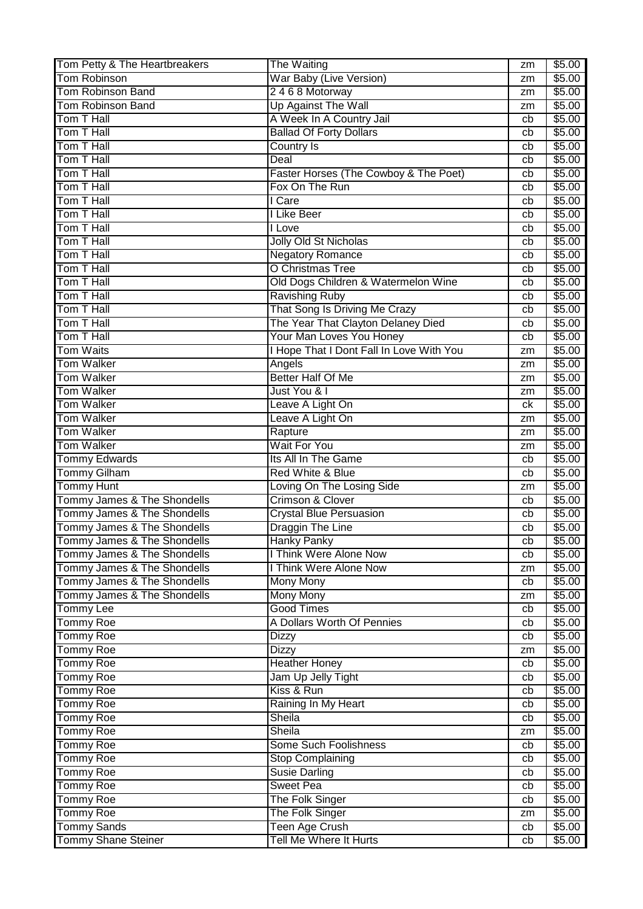| Tom Petty & The Heartbreakers | The Waiting | zm | $5.00 |
|---|---|---|---|
| Tom Robinson | War Baby (Live Version) | zm | $5.00 |
| Tom Robinson Band | 2 4 6 8 Motorway | zm | $5.00 |
| Tom Robinson Band | Up Against The Wall | zm | $5.00 |
| Tom T Hall | A Week In A Country Jail | cb | $5.00 |
| Tom T Hall | Ballad Of Forty Dollars | cb | $5.00 |
| Tom T Hall | Country Is | cb | $5.00 |
| Tom T Hall | Deal | cb | $5.00 |
| Tom T Hall | Faster Horses (The Cowboy & The Poet) | cb | $5.00 |
| Tom T Hall | Fox On The Run | cb | $5.00 |
| Tom T Hall | I Care | cb | $5.00 |
| Tom T Hall | I Like Beer | cb | $5.00 |
| Tom T Hall | I Love | cb | $5.00 |
| Tom T Hall | Jolly Old St Nicholas | cb | $5.00 |
| Tom T Hall | Negatory Romance | cb | $5.00 |
| Tom T Hall | O Christmas Tree | cb | $5.00 |
| Tom T Hall | Old Dogs Children & Watermelon Wine | cb | $5.00 |
| Tom T Hall | Ravishing Ruby | cb | $5.00 |
| Tom T Hall | That Song Is Driving Me Crazy | cb | $5.00 |
| Tom T Hall | The Year That Clayton Delaney Died | cb | $5.00 |
| Tom T Hall | Your Man Loves You Honey | cb | $5.00 |
| Tom Waits | I Hope That I Dont Fall In Love With You | zm | $5.00 |
| Tom Walker | Angels | zm | $5.00 |
| Tom Walker | Better Half Of Me | zm | $5.00 |
| Tom Walker | Just You & I | zm | $5.00 |
| Tom Walker | Leave A Light On | ck | $5.00 |
| Tom Walker | Leave A Light On | zm | $5.00 |
| Tom Walker | Rapture | zm | $5.00 |
| Tom Walker | Wait For You | zm | $5.00 |
| Tommy Edwards | Its All In The Game | cb | $5.00 |
| Tommy Gilham | Red White & Blue | cb | $5.00 |
| Tommy Hunt | Loving On The Losing Side | zm | $5.00 |
| Tommy James & The Shondells | Crimson & Clover | cb | $5.00 |
| Tommy James & The Shondells | Crystal Blue Persuasion | cb | $5.00 |
| Tommy James & The Shondells | Draggin The Line | cb | $5.00 |
| Tommy James & The Shondells | Hanky Panky | cb | $5.00 |
| Tommy James & The Shondells | I Think Were Alone Now | cb | $5.00 |
| Tommy James & The Shondells | I Think Were Alone Now | zm | $5.00 |
| Tommy James & The Shondells | Mony Mony | cb | $5.00 |
| Tommy James & The Shondells | Mony Mony | zm | $5.00 |
| Tommy Lee | Good Times | cb | $5.00 |
| Tommy Roe | A Dollars Worth Of Pennies | cb | $5.00 |
| Tommy Roe | Dizzy | cb | $5.00 |
| Tommy Roe | Dizzy | zm | $5.00 |
| Tommy Roe | Heather Honey | cb | $5.00 |
| Tommy Roe | Jam Up Jelly Tight | cb | $5.00 |
| Tommy Roe | Kiss & Run | cb | $5.00 |
| Tommy Roe | Raining In My Heart | cb | $5.00 |
| Tommy Roe | Sheila | cb | $5.00 |
| Tommy Roe | Sheila | zm | $5.00 |
| Tommy Roe | Some Such Foolishness | cb | $5.00 |
| Tommy Roe | Stop Complaining | cb | $5.00 |
| Tommy Roe | Susie Darling | cb | $5.00 |
| Tommy Roe | Sweet Pea | cb | $5.00 |
| Tommy Roe | The Folk Singer | cb | $5.00 |
| Tommy Roe | The Folk Singer | zm | $5.00 |
| Tommy Sands | Teen Age Crush | cb | $5.00 |
| Tommy Shane Steiner | Tell Me Where It Hurts | cb | $5.00 |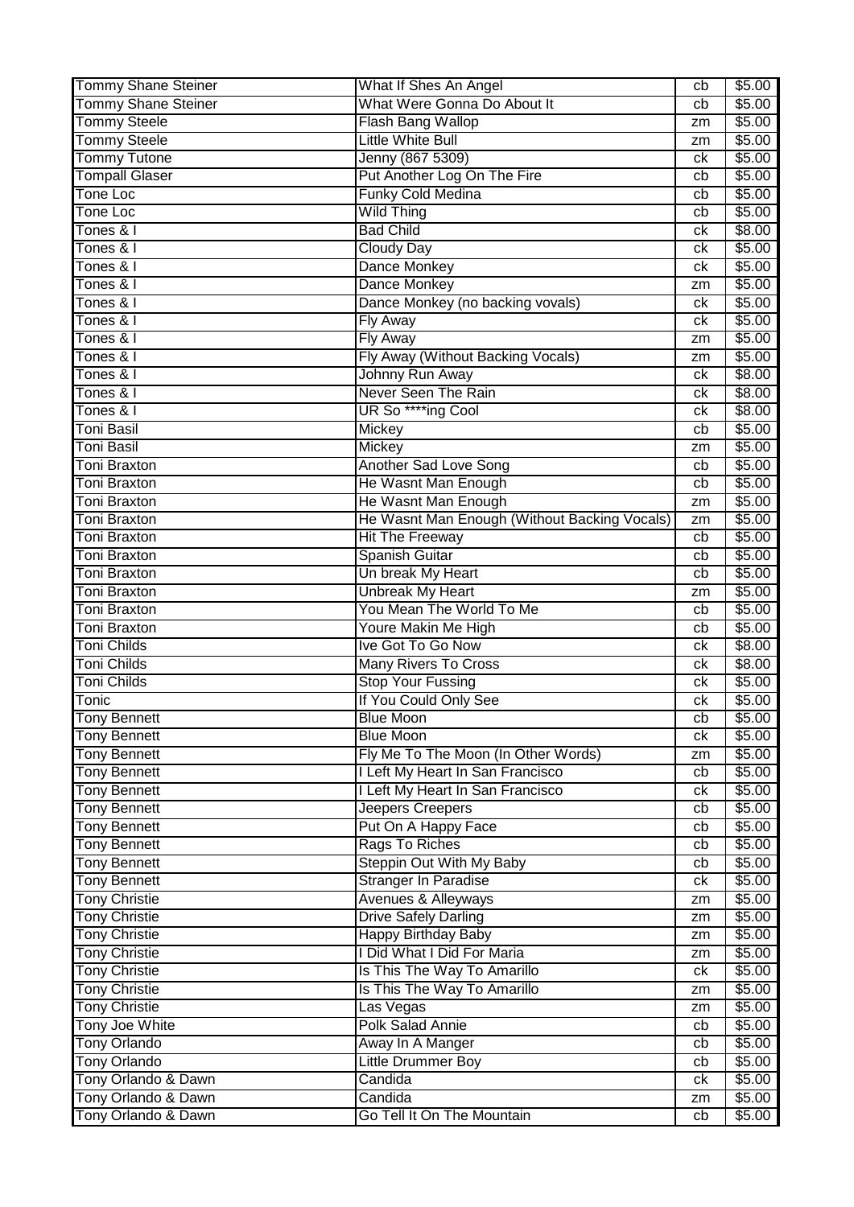| Tommy Shane Steiner | What If Shes An Angel | cb | $5.00 |
|---|---|---|---|
| Tommy Shane Steiner | What Were Gonna Do About It | cb | $5.00 |
| Tommy Steele | Flash Bang Wallop | zm | $5.00 |
| Tommy Steele | Little White Bull | zm | $5.00 |
| Tommy Tutone | Jenny (867 5309) | ck | $5.00 |
| Tompall Glaser | Put Another Log On The Fire | cb | $5.00 |
| Tone Loc | Funky Cold Medina | cb | $5.00 |
| Tone Loc | Wild Thing | cb | $5.00 |
| Tones & I | Bad Child | ck | $8.00 |
| Tones & I | Cloudy Day | ck | $5.00 |
| Tones & I | Dance Monkey | ck | $5.00 |
| Tones & I | Dance Monkey | zm | $5.00 |
| Tones & I | Dance Monkey (no backing vovals) | ck | $5.00 |
| Tones & I | Fly Away | ck | $5.00 |
| Tones & I | Fly Away | zm | $5.00 |
| Tones & I | Fly Away (Without Backing Vocals) | zm | $5.00 |
| Tones & I | Johnny Run Away | ck | $8.00 |
| Tones & I | Never Seen The Rain | ck | $8.00 |
| Tones & I | UR So ****ing Cool | ck | $8.00 |
| Toni Basil | Mickey | cb | $5.00 |
| Toni Basil | Mickey | zm | $5.00 |
| Toni Braxton | Another Sad Love Song | cb | $5.00 |
| Toni Braxton | He Wasnt Man Enough | cb | $5.00 |
| Toni Braxton | He Wasnt Man Enough | zm | $5.00 |
| Toni Braxton | He Wasnt Man Enough (Without Backing Vocals) | zm | $5.00 |
| Toni Braxton | Hit The Freeway | cb | $5.00 |
| Toni Braxton | Spanish Guitar | cb | $5.00 |
| Toni Braxton | Un break My Heart | cb | $5.00 |
| Toni Braxton | Unbreak My Heart | zm | $5.00 |
| Toni Braxton | You Mean The World To Me | cb | $5.00 |
| Toni Braxton | Youre Makin Me High | cb | $5.00 |
| Toni Childs | Ive Got To Go Now | ck | $8.00 |
| Toni Childs | Many Rivers To Cross | ck | $8.00 |
| Toni Childs | Stop Your Fussing | ck | $5.00 |
| Tonic | If You Could Only See | ck | $5.00 |
| Tony Bennett | Blue Moon | cb | $5.00 |
| Tony Bennett | Blue Moon | ck | $5.00 |
| Tony Bennett | Fly Me To The Moon (In Other Words) | zm | $5.00 |
| Tony Bennett | I Left My Heart In San Francisco | cb | $5.00 |
| Tony Bennett | I Left My Heart In San Francisco | ck | $5.00 |
| Tony Bennett | Jeepers Creepers | cb | $5.00 |
| Tony Bennett | Put On A Happy Face | cb | $5.00 |
| Tony Bennett | Rags To Riches | cb | $5.00 |
| Tony Bennett | Steppin Out With My Baby | cb | $5.00 |
| Tony Bennett | Stranger In Paradise | ck | $5.00 |
| Tony Christie | Avenues & Alleyways | zm | $5.00 |
| Tony Christie | Drive Safely Darling | zm | $5.00 |
| Tony Christie | Happy Birthday Baby | zm | $5.00 |
| Tony Christie | I Did What I Did For Maria | zm | $5.00 |
| Tony Christie | Is This The Way To Amarillo | ck | $5.00 |
| Tony Christie | Is This The Way To Amarillo | zm | $5.00 |
| Tony Christie | Las Vegas | zm | $5.00 |
| Tony Joe White | Polk Salad Annie | cb | $5.00 |
| Tony Orlando | Away In A Manger | cb | $5.00 |
| Tony Orlando | Little Drummer Boy | cb | $5.00 |
| Tony Orlando & Dawn | Candida | ck | $5.00 |
| Tony Orlando & Dawn | Candida | zm | $5.00 |
| Tony Orlando & Dawn | Go Tell It On The Mountain | cb | $5.00 |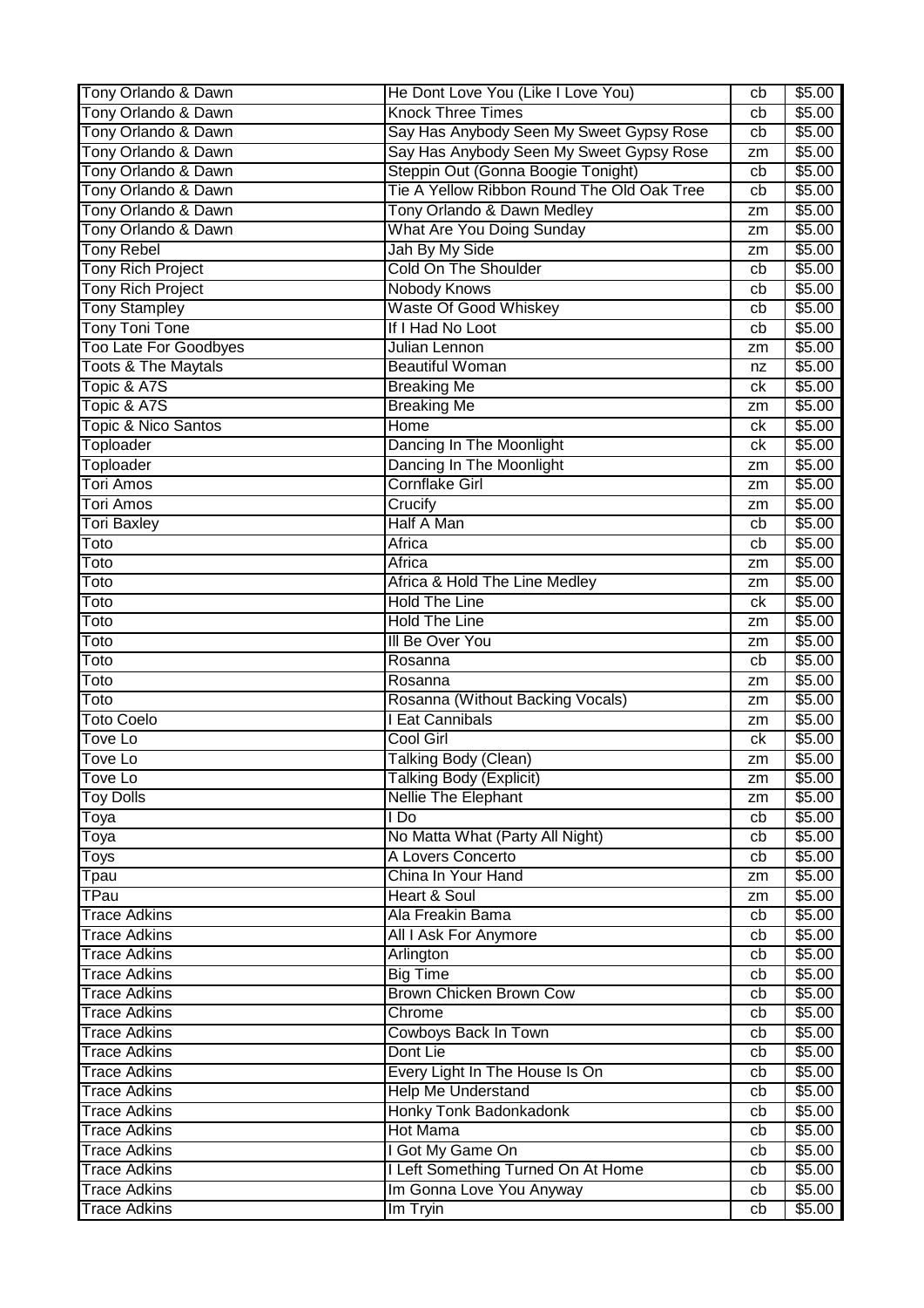| | | | |
|---|---|---|---|
| Tony Orlando & Dawn | He Dont Love You (Like I Love You) | cb | $5.00 |
| Tony Orlando & Dawn | Knock Three Times | cb | $5.00 |
| Tony Orlando & Dawn | Say Has Anybody Seen My Sweet Gypsy Rose | cb | $5.00 |
| Tony Orlando & Dawn | Say Has Anybody Seen My Sweet Gypsy Rose | zm | $5.00 |
| Tony Orlando & Dawn | Steppin Out (Gonna Boogie Tonight) | cb | $5.00 |
| Tony Orlando & Dawn | Tie A Yellow Ribbon Round The Old Oak Tree | cb | $5.00 |
| Tony Orlando & Dawn | Tony Orlando & Dawn Medley | zm | $5.00 |
| Tony Orlando & Dawn | What Are You Doing Sunday | zm | $5.00 |
| Tony Rebel | Jah By My Side | zm | $5.00 |
| Tony Rich Project | Cold On The Shoulder | cb | $5.00 |
| Tony Rich Project | Nobody Knows | cb | $5.00 |
| Tony Stampley | Waste Of Good Whiskey | cb | $5.00 |
| Tony Toni Tone | If I Had No Loot | cb | $5.00 |
| Too Late For Goodbyes | Julian Lennon | zm | $5.00 |
| Toots & The Maytals | Beautiful Woman | nz | $5.00 |
| Topic & A7S | Breaking Me | ck | $5.00 |
| Topic & A7S | Breaking Me | zm | $5.00 |
| Topic & Nico Santos | Home | ck | $5.00 |
| Toploader | Dancing In The Moonlight | ck | $5.00 |
| Toploader | Dancing In The Moonlight | zm | $5.00 |
| Tori Amos | Cornflake Girl | zm | $5.00 |
| Tori Amos | Crucify | zm | $5.00 |
| Tori Baxley | Half A Man | cb | $5.00 |
| Toto | Africa | cb | $5.00 |
| Toto | Africa | zm | $5.00 |
| Toto | Africa & Hold The Line Medley | zm | $5.00 |
| Toto | Hold The Line | ck | $5.00 |
| Toto | Hold The Line | zm | $5.00 |
| Toto | Ill Be Over You | zm | $5.00 |
| Toto | Rosanna | cb | $5.00 |
| Toto | Rosanna | zm | $5.00 |
| Toto | Rosanna (Without Backing Vocals) | zm | $5.00 |
| Toto Coelo | I Eat Cannibals | zm | $5.00 |
| Tove Lo | Cool Girl | ck | $5.00 |
| Tove Lo | Talking Body (Clean) | zm | $5.00 |
| Tove Lo | Talking Body (Explicit) | zm | $5.00 |
| Toy Dolls | Nellie The Elephant | zm | $5.00 |
| Toya | I Do | cb | $5.00 |
| Toya | No Matta What (Party All Night) | cb | $5.00 |
| Toys | A Lovers Concerto | cb | $5.00 |
| Tpau | China In Your Hand | zm | $5.00 |
| TPau | Heart & Soul | zm | $5.00 |
| Trace Adkins | Ala Freakin Bama | cb | $5.00 |
| Trace Adkins | All I Ask For Anymore | cb | $5.00 |
| Trace Adkins | Arlington | cb | $5.00 |
| Trace Adkins | Big Time | cb | $5.00 |
| Trace Adkins | Brown Chicken Brown Cow | cb | $5.00 |
| Trace Adkins | Chrome | cb | $5.00 |
| Trace Adkins | Cowboys Back In Town | cb | $5.00 |
| Trace Adkins | Dont Lie | cb | $5.00 |
| Trace Adkins | Every Light In The House Is On | cb | $5.00 |
| Trace Adkins | Help Me Understand | cb | $5.00 |
| Trace Adkins | Honky Tonk Badonkadonk | cb | $5.00 |
| Trace Adkins | Hot Mama | cb | $5.00 |
| Trace Adkins | I Got My Game On | cb | $5.00 |
| Trace Adkins | I Left Something Turned On At Home | cb | $5.00 |
| Trace Adkins | Im Gonna Love You Anyway | cb | $5.00 |
| Trace Adkins | Im Tryin | cb | $5.00 |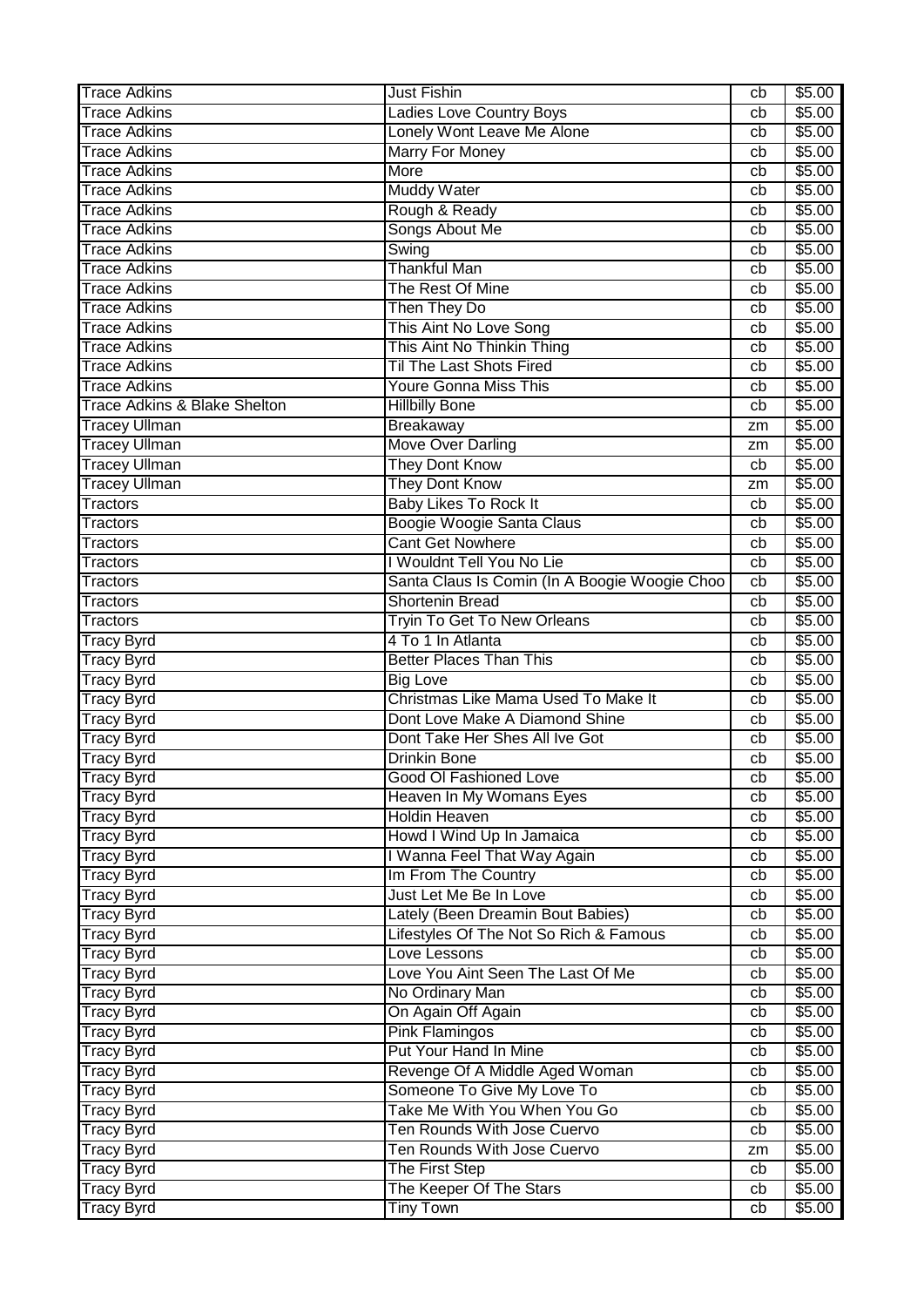| Trace Adkins | Just Fishin | cb | $5.00 |
|---|---|---|---|
| Trace Adkins | Ladies Love Country Boys | cb | $5.00 |
| Trace Adkins | Lonely Wont Leave Me Alone | cb | $5.00 |
| Trace Adkins | Marry For Money | cb | $5.00 |
| Trace Adkins | More | cb | $5.00 |
| Trace Adkins | Muddy Water | cb | $5.00 |
| Trace Adkins | Rough & Ready | cb | $5.00 |
| Trace Adkins | Songs About Me | cb | $5.00 |
| Trace Adkins | Swing | cb | $5.00 |
| Trace Adkins | Thankful Man | cb | $5.00 |
| Trace Adkins | The Rest Of Mine | cb | $5.00 |
| Trace Adkins | Then They Do | cb | $5.00 |
| Trace Adkins | This Aint No Love Song | cb | $5.00 |
| Trace Adkins | This Aint No Thinkin Thing | cb | $5.00 |
| Trace Adkins | Til The Last Shots Fired | cb | $5.00 |
| Trace Adkins | Youre Gonna Miss This | cb | $5.00 |
| Trace Adkins & Blake Shelton | Hillbilly Bone | cb | $5.00 |
| Tracey Ullman | Breakaway | zm | $5.00 |
| Tracey Ullman | Move Over Darling | zm | $5.00 |
| Tracey Ullman | They Dont Know | cb | $5.00 |
| Tracey Ullman | They Dont Know | zm | $5.00 |
| Tractors | Baby Likes To Rock It | cb | $5.00 |
| Tractors | Boogie Woogie Santa Claus | cb | $5.00 |
| Tractors | Cant Get Nowhere | cb | $5.00 |
| Tractors | I Wouldnt Tell You No Lie | cb | $5.00 |
| Tractors | Santa Claus Is Comin (In A Boogie Woogie Choo | cb | $5.00 |
| Tractors | Shortenin Bread | cb | $5.00 |
| Tractors | Tryin To Get To New Orleans | cb | $5.00 |
| Tracy Byrd | 4 To 1 In Atlanta | cb | $5.00 |
| Tracy Byrd | Better Places Than This | cb | $5.00 |
| Tracy Byrd | Big Love | cb | $5.00 |
| Tracy Byrd | Christmas Like Mama Used To Make It | cb | $5.00 |
| Tracy Byrd | Dont Love Make A Diamond Shine | cb | $5.00 |
| Tracy Byrd | Dont Take Her Shes All Ive Got | cb | $5.00 |
| Tracy Byrd | Drinkin Bone | cb | $5.00 |
| Tracy Byrd | Good Ol Fashioned Love | cb | $5.00 |
| Tracy Byrd | Heaven In My Womans Eyes | cb | $5.00 |
| Tracy Byrd | Holdin Heaven | cb | $5.00 |
| Tracy Byrd | Howd I Wind Up In Jamaica | cb | $5.00 |
| Tracy Byrd | I Wanna Feel That Way Again | cb | $5.00 |
| Tracy Byrd | Im From The Country | cb | $5.00 |
| Tracy Byrd | Just Let Me Be In Love | cb | $5.00 |
| Tracy Byrd | Lately (Been Dreamin Bout Babies) | cb | $5.00 |
| Tracy Byrd | Lifestyles Of The Not So Rich & Famous | cb | $5.00 |
| Tracy Byrd | Love Lessons | cb | $5.00 |
| Tracy Byrd | Love You Aint Seen The Last Of Me | cb | $5.00 |
| Tracy Byrd | No Ordinary Man | cb | $5.00 |
| Tracy Byrd | On Again Off Again | cb | $5.00 |
| Tracy Byrd | Pink Flamingos | cb | $5.00 |
| Tracy Byrd | Put Your Hand In Mine | cb | $5.00 |
| Tracy Byrd | Revenge Of A Middle Aged Woman | cb | $5.00 |
| Tracy Byrd | Someone To Give My Love To | cb | $5.00 |
| Tracy Byrd | Take Me With You When You Go | cb | $5.00 |
| Tracy Byrd | Ten Rounds With Jose Cuervo | cb | $5.00 |
| Tracy Byrd | Ten Rounds With Jose Cuervo | zm | $5.00 |
| Tracy Byrd | The First Step | cb | $5.00 |
| Tracy Byrd | The Keeper Of The Stars | cb | $5.00 |
| Tracy Byrd | Tiny Town | cb | $5.00 |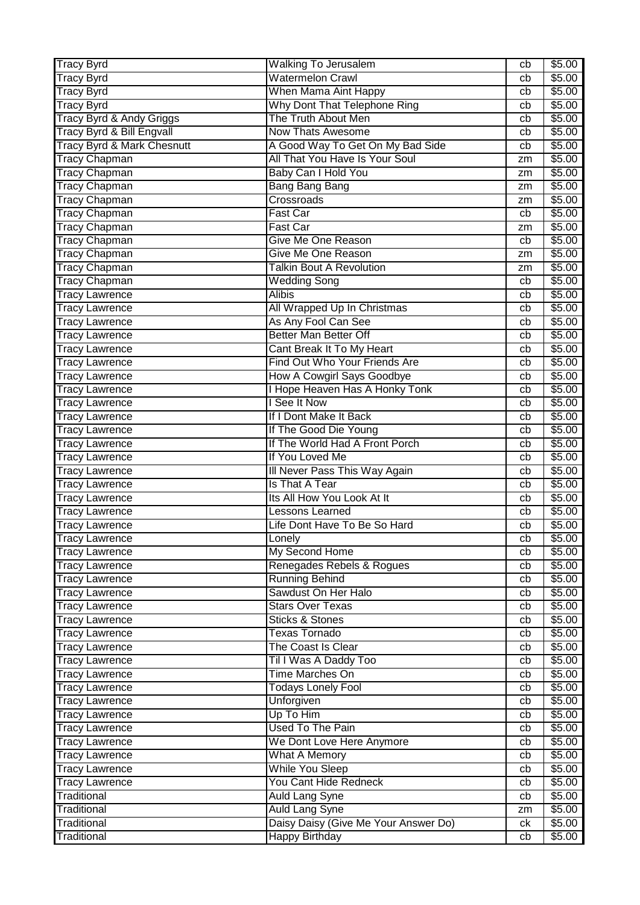| Tracy Byrd | Walking To Jerusalem | cb | $5.00 |
|---|---|---|---|
| Tracy Byrd | Watermelon Crawl | cb | $5.00 |
| Tracy Byrd | When Mama Aint Happy | cb | $5.00 |
| Tracy Byrd | Why Dont That Telephone Ring | cb | $5.00 |
| Tracy Byrd & Andy Griggs | The Truth About Men | cb | $5.00 |
| Tracy Byrd & Bill Engvall | Now Thats Awesome | cb | $5.00 |
| Tracy Byrd & Mark Chesnutt | A Good Way To Get On My Bad Side | cb | $5.00 |
| Tracy Chapman | All That You Have Is Your Soul | zm | $5.00 |
| Tracy Chapman | Baby Can I Hold You | zm | $5.00 |
| Tracy Chapman | Bang Bang Bang | zm | $5.00 |
| Tracy Chapman | Crossroads | zm | $5.00 |
| Tracy Chapman | Fast Car | cb | $5.00 |
| Tracy Chapman | Fast Car | zm | $5.00 |
| Tracy Chapman | Give Me One Reason | cb | $5.00 |
| Tracy Chapman | Give Me One Reason | zm | $5.00 |
| Tracy Chapman | Talkin Bout A Revolution | zm | $5.00 |
| Tracy Chapman | Wedding Song | cb | $5.00 |
| Tracy Lawrence | Alibis | cb | $5.00 |
| Tracy Lawrence | All Wrapped Up In Christmas | cb | $5.00 |
| Tracy Lawrence | As Any Fool Can See | cb | $5.00 |
| Tracy Lawrence | Better Man Better Off | cb | $5.00 |
| Tracy Lawrence | Cant Break It To My Heart | cb | $5.00 |
| Tracy Lawrence | Find Out Who Your Friends Are | cb | $5.00 |
| Tracy Lawrence | How A Cowgirl Says Goodbye | cb | $5.00 |
| Tracy Lawrence | I Hope Heaven Has A Honky Tonk | cb | $5.00 |
| Tracy Lawrence | I See It Now | cb | $5.00 |
| Tracy Lawrence | If I Dont Make It Back | cb | $5.00 |
| Tracy Lawrence | If The Good Die Young | cb | $5.00 |
| Tracy Lawrence | If The World Had A Front Porch | cb | $5.00 |
| Tracy Lawrence | If You Loved Me | cb | $5.00 |
| Tracy Lawrence | Ill Never Pass This Way Again | cb | $5.00 |
| Tracy Lawrence | Is That A Tear | cb | $5.00 |
| Tracy Lawrence | Its All How You Look At It | cb | $5.00 |
| Tracy Lawrence | Lessons Learned | cb | $5.00 |
| Tracy Lawrence | Life Dont Have To Be So Hard | cb | $5.00 |
| Tracy Lawrence | Lonely | cb | $5.00 |
| Tracy Lawrence | My Second Home | cb | $5.00 |
| Tracy Lawrence | Renegades Rebels & Rogues | cb | $5.00 |
| Tracy Lawrence | Running Behind | cb | $5.00 |
| Tracy Lawrence | Sawdust On Her Halo | cb | $5.00 |
| Tracy Lawrence | Stars Over Texas | cb | $5.00 |
| Tracy Lawrence | Sticks & Stones | cb | $5.00 |
| Tracy Lawrence | Texas Tornado | cb | $5.00 |
| Tracy Lawrence | The Coast Is Clear | cb | $5.00 |
| Tracy Lawrence | Til I Was A Daddy Too | cb | $5.00 |
| Tracy Lawrence | Time Marches On | cb | $5.00 |
| Tracy Lawrence | Todays Lonely Fool | cb | $5.00 |
| Tracy Lawrence | Unforgiven | cb | $5.00 |
| Tracy Lawrence | Up To Him | cb | $5.00 |
| Tracy Lawrence | Used To The Pain | cb | $5.00 |
| Tracy Lawrence | We Dont Love Here Anymore | cb | $5.00 |
| Tracy Lawrence | What A Memory | cb | $5.00 |
| Tracy Lawrence | While You Sleep | cb | $5.00 |
| Tracy Lawrence | You Cant Hide Redneck | cb | $5.00 |
| Traditional | Auld Lang Syne | cb | $5.00 |
| Traditional | Auld Lang Syne | zm | $5.00 |
| Traditional | Daisy Daisy (Give Me Your Answer Do) | ck | $5.00 |
| Traditional | Happy Birthday | cb | $5.00 |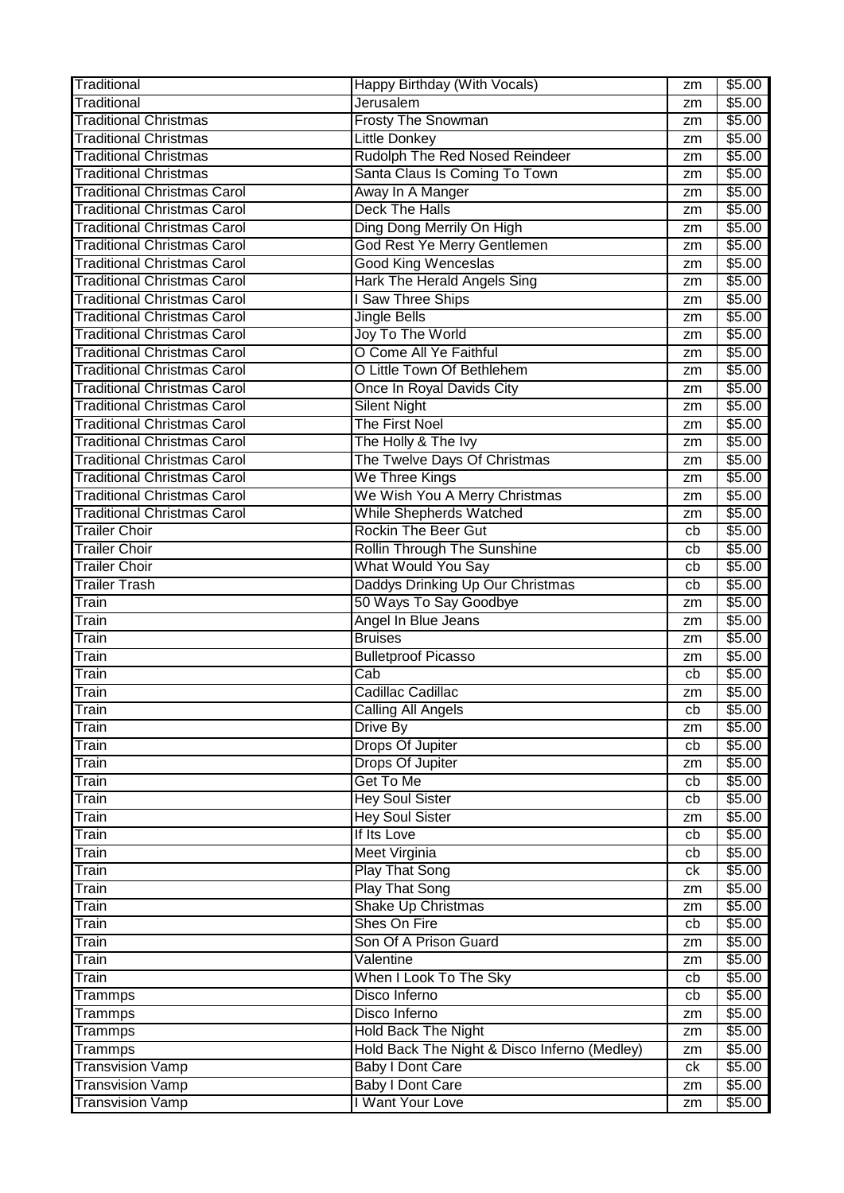| Traditional | Happy Birthday (With Vocals) | zm | $5.00 |
|---|---|---|---|
| Traditional | Jerusalem | zm | $5.00 |
| Traditional Christmas | Frosty The Snowman | zm | $5.00 |
| Traditional Christmas | Little Donkey | zm | $5.00 |
| Traditional Christmas | Rudolph The Red Nosed Reindeer | zm | $5.00 |
| Traditional Christmas | Santa Claus Is Coming To Town | zm | $5.00 |
| Traditional Christmas Carol | Away In A Manger | zm | $5.00 |
| Traditional Christmas Carol | Deck The Halls | zm | $5.00 |
| Traditional Christmas Carol | Ding Dong Merrily On High | zm | $5.00 |
| Traditional Christmas Carol | God Rest Ye Merry Gentlemen | zm | $5.00 |
| Traditional Christmas Carol | Good King Wenceslas | zm | $5.00 |
| Traditional Christmas Carol | Hark The Herald Angels Sing | zm | $5.00 |
| Traditional Christmas Carol | I Saw Three Ships | zm | $5.00 |
| Traditional Christmas Carol | Jingle Bells | zm | $5.00 |
| Traditional Christmas Carol | Joy To The World | zm | $5.00 |
| Traditional Christmas Carol | O Come All Ye Faithful | zm | $5.00 |
| Traditional Christmas Carol | O Little Town Of Bethlehem | zm | $5.00 |
| Traditional Christmas Carol | Once In Royal Davids City | zm | $5.00 |
| Traditional Christmas Carol | Silent Night | zm | $5.00 |
| Traditional Christmas Carol | The First Noel | zm | $5.00 |
| Traditional Christmas Carol | The Holly & The Ivy | zm | $5.00 |
| Traditional Christmas Carol | The Twelve Days Of Christmas | zm | $5.00 |
| Traditional Christmas Carol | We Three Kings | zm | $5.00 |
| Traditional Christmas Carol | We Wish You A Merry Christmas | zm | $5.00 |
| Traditional Christmas Carol | While Shepherds Watched | zm | $5.00 |
| Trailer Choir | Rockin The Beer Gut | cb | $5.00 |
| Trailer Choir | Rollin Through The Sunshine | cb | $5.00 |
| Trailer Choir | What Would You Say | cb | $5.00 |
| Trailer Trash | Daddys Drinking Up Our Christmas | cb | $5.00 |
| Train | 50 Ways To Say Goodbye | zm | $5.00 |
| Train | Angel In Blue Jeans | zm | $5.00 |
| Train | Bruises | zm | $5.00 |
| Train | Bulletproof Picasso | zm | $5.00 |
| Train | Cab | cb | $5.00 |
| Train | Cadillac Cadillac | zm | $5.00 |
| Train | Calling All Angels | cb | $5.00 |
| Train | Drive By | zm | $5.00 |
| Train | Drops Of Jupiter | cb | $5.00 |
| Train | Drops Of Jupiter | zm | $5.00 |
| Train | Get To Me | cb | $5.00 |
| Train | Hey Soul Sister | cb | $5.00 |
| Train | Hey Soul Sister | zm | $5.00 |
| Train | If Its Love | cb | $5.00 |
| Train | Meet Virginia | cb | $5.00 |
| Train | Play That Song | ck | $5.00 |
| Train | Play That Song | zm | $5.00 |
| Train | Shake Up Christmas | zm | $5.00 |
| Train | Shes On Fire | cb | $5.00 |
| Train | Son Of A Prison Guard | zm | $5.00 |
| Train | Valentine | zm | $5.00 |
| Train | When I Look To The Sky | cb | $5.00 |
| Trammps | Disco Inferno | cb | $5.00 |
| Trammps | Disco Inferno | zm | $5.00 |
| Trammps | Hold Back The Night | zm | $5.00 |
| Trammps | Hold Back The Night & Disco Inferno (Medley) | zm | $5.00 |
| Transvision Vamp | Baby I Dont Care | ck | $5.00 |
| Transvision Vamp | Baby I Dont Care | zm | $5.00 |
| Transvision Vamp | I Want Your Love | zm | $5.00 |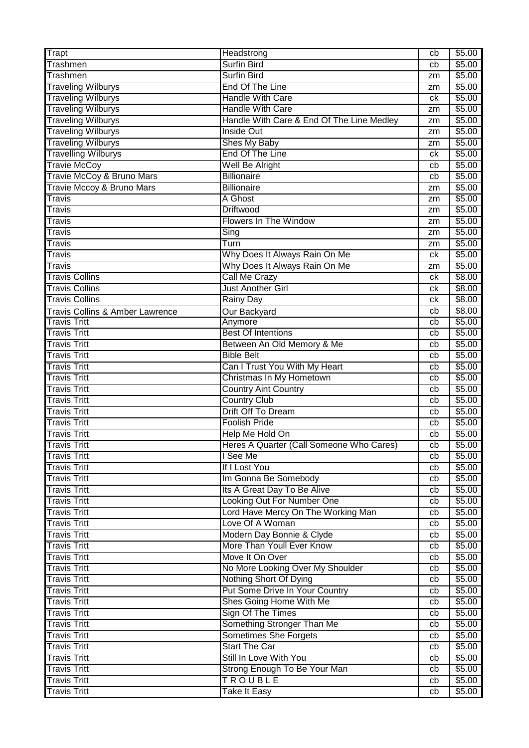| Trapt | Headstrong | cb | $5.00 |
|---|---|---|---|
| Trashmen | Surfin Bird | cb | $5.00 |
| Trashmen | Surfin Bird | zm | $5.00 |
| Traveling Wilburys | End Of The Line | zm | $5.00 |
| Traveling Wilburys | Handle With Care | ck | $5.00 |
| Traveling Wilburys | Handle With Care | zm | $5.00 |
| Traveling Wilburys | Handle With Care & End Of The Line Medley | zm | $5.00 |
| Traveling Wilburys | Inside Out | zm | $5.00 |
| Traveling Wilburys | Shes My Baby | zm | $5.00 |
| Travelling Wilburys | End Of The Line | ck | $5.00 |
| Travie McCoy | Well Be Alright | cb | $5.00 |
| Travie McCoy & Bruno Mars | Billionaire | cb | $5.00 |
| Travie Mccoy & Bruno Mars | Billionaire | zm | $5.00 |
| Travis | A Ghost | zm | $5.00 |
| Travis | Driftwood | zm | $5.00 |
| Travis | Flowers In The Window | zm | $5.00 |
| Travis | Sing | zm | $5.00 |
| Travis | Turn | zm | $5.00 |
| Travis | Why Does It Always Rain On Me | ck | $5.00 |
| Travis | Why Does It Always Rain On Me | zm | $5.00 |
| Travis Collins | Call Me Crazy | ck | $8.00 |
| Travis Collins | Just Another Girl | ck | $8.00 |
| Travis Collins | Rainy Day | ck | $8.00 |
| Travis Collins & Amber Lawrence | Our Backyard | cb | $8.00 |
| Travis Tritt | Anymore | cb | $5.00 |
| Travis Tritt | Best Of Intentions | cb | $5.00 |
| Travis Tritt | Between An Old Memory & Me | cb | $5.00 |
| Travis Tritt | Bible Belt | cb | $5.00 |
| Travis Tritt | Can I Trust You With My Heart | cb | $5.00 |
| Travis Tritt | Christmas In My Hometown | cb | $5.00 |
| Travis Tritt | Country Aint Country | cb | $5.00 |
| Travis Tritt | Country Club | cb | $5.00 |
| Travis Tritt | Drift Off To Dream | cb | $5.00 |
| Travis Tritt | Foolish Pride | cb | $5.00 |
| Travis Tritt | Help Me Hold On | cb | $5.00 |
| Travis Tritt | Heres A Quarter (Call Someone Who Cares) | cb | $5.00 |
| Travis Tritt | I See Me | cb | $5.00 |
| Travis Tritt | If I Lost You | cb | $5.00 |
| Travis Tritt | Im Gonna Be Somebody | cb | $5.00 |
| Travis Tritt | Its A Great Day To Be Alive | cb | $5.00 |
| Travis Tritt | Looking Out For Number One | cb | $5.00 |
| Travis Tritt | Lord Have Mercy On The Working Man | cb | $5.00 |
| Travis Tritt | Love Of A Woman | cb | $5.00 |
| Travis Tritt | Modern Day Bonnie & Clyde | cb | $5.00 |
| Travis Tritt | More Than Youll Ever Know | cb | $5.00 |
| Travis Tritt | Move It On Over | cb | $5.00 |
| Travis Tritt | No More Looking Over My Shoulder | cb | $5.00 |
| Travis Tritt | Nothing Short Of Dying | cb | $5.00 |
| Travis Tritt | Put Some Drive In Your Country | cb | $5.00 |
| Travis Tritt | Shes Going Home With Me | cb | $5.00 |
| Travis Tritt | Sign Of The Times | cb | $5.00 |
| Travis Tritt | Something Stronger Than Me | cb | $5.00 |
| Travis Tritt | Sometimes She Forgets | cb | $5.00 |
| Travis Tritt | Start The Car | cb | $5.00 |
| Travis Tritt | Still In Love With You | cb | $5.00 |
| Travis Tritt | Strong Enough To Be Your Man | cb | $5.00 |
| Travis Tritt | T R O U B L E | cb | $5.00 |
| Travis Tritt | Take It Easy | cb | $5.00 |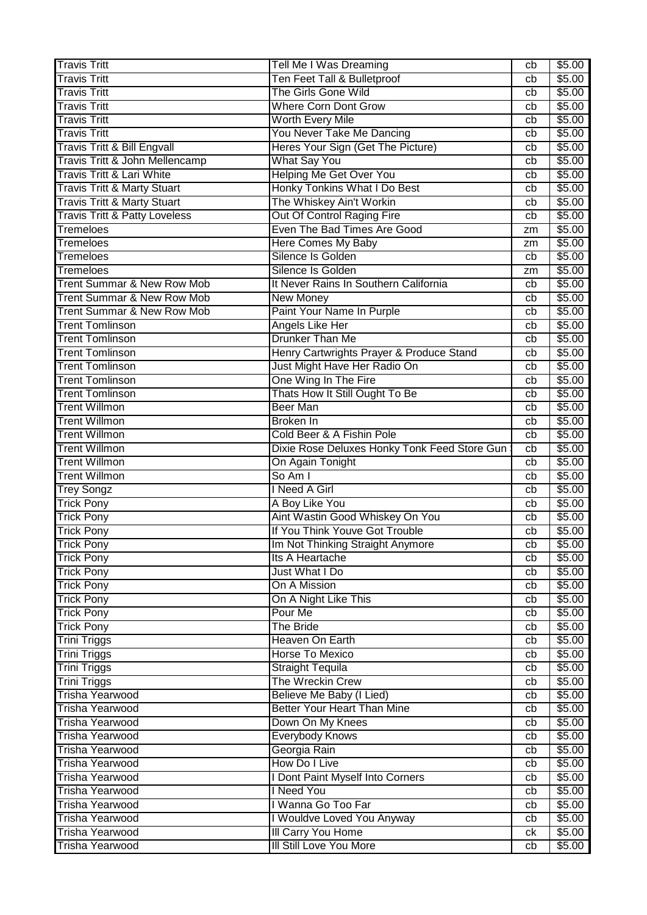| Travis Tritt | Tell Me I Was Dreaming | cb | $5.00 |
|---|---|---|---|
| Travis Tritt | Ten Feet Tall & Bulletproof | cb | $5.00 |
| Travis Tritt | The Girls Gone Wild | cb | $5.00 |
| Travis Tritt | Where Corn Dont Grow | cb | $5.00 |
| Travis Tritt | Worth Every Mile | cb | $5.00 |
| Travis Tritt | You Never Take Me Dancing | cb | $5.00 |
| Travis Tritt & Bill Engvall | Heres Your Sign (Get The Picture) | cb | $5.00 |
| Travis Tritt & John Mellencamp | What Say You | cb | $5.00 |
| Travis Tritt & Lari White | Helping Me Get Over You | cb | $5.00 |
| Travis Tritt & Marty Stuart | Honky Tonkins What I Do Best | cb | $5.00 |
| Travis Tritt & Marty Stuart | The Whiskey Ain't Workin | cb | $5.00 |
| Travis Tritt & Patty Loveless | Out Of Control Raging Fire | cb | $5.00 |
| Tremeloes | Even The Bad Times Are Good | zm | $5.00 |
| Tremeloes | Here Comes My Baby | zm | $5.00 |
| Tremeloes | Silence Is Golden | cb | $5.00 |
| Tremeloes | Silence Is Golden | zm | $5.00 |
| Trent Summar & New Row Mob | It Never Rains In Southern California | cb | $5.00 |
| Trent Summar & New Row Mob | New Money | cb | $5.00 |
| Trent Summar & New Row Mob | Paint Your Name In Purple | cb | $5.00 |
| Trent Tomlinson | Angels Like Her | cb | $5.00 |
| Trent Tomlinson | Drunker Than Me | cb | $5.00 |
| Trent Tomlinson | Henry Cartwrights Prayer & Produce Stand | cb | $5.00 |
| Trent Tomlinson | Just Might Have Her Radio On | cb | $5.00 |
| Trent Tomlinson | One Wing In The Fire | cb | $5.00 |
| Trent Tomlinson | Thats How It Still Ought To Be | cb | $5.00 |
| Trent Willmon | Beer Man | cb | $5.00 |
| Trent Willmon | Broken In | cb | $5.00 |
| Trent Willmon | Cold Beer & A Fishin Pole | cb | $5.00 |
| Trent Willmon | Dixie Rose Deluxes Honky Tonk Feed Store Gun | cb | $5.00 |
| Trent Willmon | On Again Tonight | cb | $5.00 |
| Trent Willmon | So Am I | cb | $5.00 |
| Trey Songz | I Need A Girl | cb | $5.00 |
| Trick Pony | A Boy Like You | cb | $5.00 |
| Trick Pony | Aint Wastin Good Whiskey On You | cb | $5.00 |
| Trick Pony | If You Think Youve Got Trouble | cb | $5.00 |
| Trick Pony | Im Not Thinking Straight Anymore | cb | $5.00 |
| Trick Pony | Its A Heartache | cb | $5.00 |
| Trick Pony | Just What I Do | cb | $5.00 |
| Trick Pony | On A Mission | cb | $5.00 |
| Trick Pony | On A Night Like This | cb | $5.00 |
| Trick Pony | Pour Me | cb | $5.00 |
| Trick Pony | The Bride | cb | $5.00 |
| Trini Triggs | Heaven On Earth | cb | $5.00 |
| Trini Triggs | Horse To Mexico | cb | $5.00 |
| Trini Triggs | Straight Tequila | cb | $5.00 |
| Trini Triggs | The Wreckin Crew | cb | $5.00 |
| Trisha Yearwood | Believe Me Baby (I Lied) | cb | $5.00 |
| Trisha Yearwood | Better Your Heart Than Mine | cb | $5.00 |
| Trisha Yearwood | Down On My Knees | cb | $5.00 |
| Trisha Yearwood | Everybody Knows | cb | $5.00 |
| Trisha Yearwood | Georgia Rain | cb | $5.00 |
| Trisha Yearwood | How Do I Live | cb | $5.00 |
| Trisha Yearwood | I Dont Paint Myself Into Corners | cb | $5.00 |
| Trisha Yearwood | I Need You | cb | $5.00 |
| Trisha Yearwood | I Wanna Go Too Far | cb | $5.00 |
| Trisha Yearwood | I Wouldve Loved You Anyway | cb | $5.00 |
| Trisha Yearwood | Ill Carry You Home | ck | $5.00 |
| Trisha Yearwood | Ill Still Love You More | cb | $5.00 |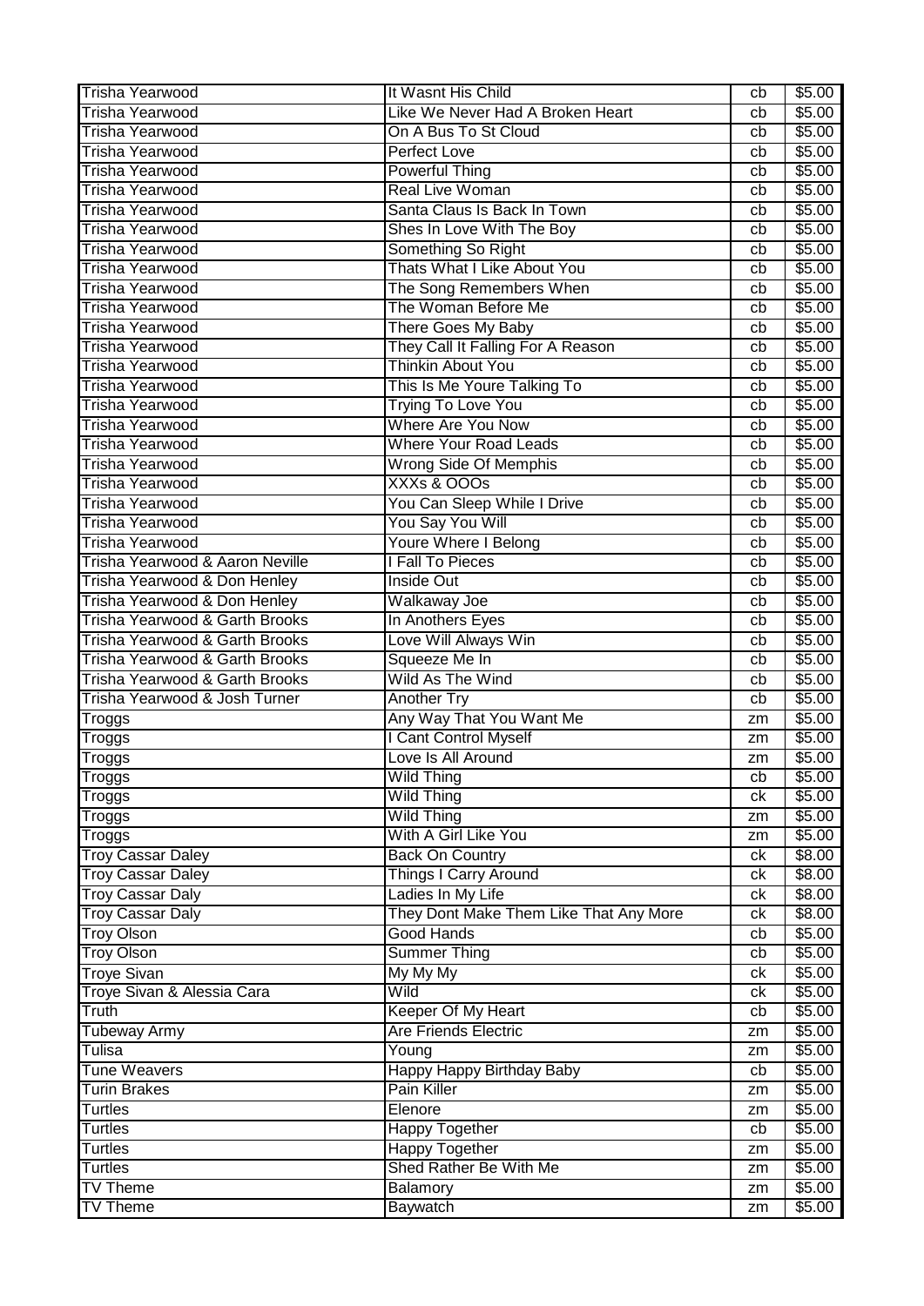| Trisha Yearwood | It Wasnt His Child | cb | $5.00 |
|---|---|---|---|
| Trisha Yearwood | Like We Never Had A Broken Heart | cb | $5.00 |
| Trisha Yearwood | On A Bus To St Cloud | cb | $5.00 |
| Trisha Yearwood | Perfect Love | cb | $5.00 |
| Trisha Yearwood | Powerful Thing | cb | $5.00 |
| Trisha Yearwood | Real Live Woman | cb | $5.00 |
| Trisha Yearwood | Santa Claus Is Back In Town | cb | $5.00 |
| Trisha Yearwood | Shes In Love With The Boy | cb | $5.00 |
| Trisha Yearwood | Something So Right | cb | $5.00 |
| Trisha Yearwood | Thats What I Like About You | cb | $5.00 |
| Trisha Yearwood | The Song Remembers When | cb | $5.00 |
| Trisha Yearwood | The Woman Before Me | cb | $5.00 |
| Trisha Yearwood | There Goes My Baby | cb | $5.00 |
| Trisha Yearwood | They Call It Falling For A Reason | cb | $5.00 |
| Trisha Yearwood | Thinkin About You | cb | $5.00 |
| Trisha Yearwood | This Is Me Youre Talking To | cb | $5.00 |
| Trisha Yearwood | Trying To Love You | cb | $5.00 |
| Trisha Yearwood | Where Are You Now | cb | $5.00 |
| Trisha Yearwood | Where Your Road Leads | cb | $5.00 |
| Trisha Yearwood | Wrong Side Of Memphis | cb | $5.00 |
| Trisha Yearwood | XXXs & OOOs | cb | $5.00 |
| Trisha Yearwood | You Can Sleep While I Drive | cb | $5.00 |
| Trisha Yearwood | You Say You Will | cb | $5.00 |
| Trisha Yearwood | Youre Where I Belong | cb | $5.00 |
| Trisha Yearwood & Aaron Neville | I Fall To Pieces | cb | $5.00 |
| Trisha Yearwood & Don Henley | Inside Out | cb | $5.00 |
| Trisha Yearwood & Don Henley | Walkaway Joe | cb | $5.00 |
| Trisha Yearwood & Garth Brooks | In Anothers Eyes | cb | $5.00 |
| Trisha Yearwood & Garth Brooks | Love Will Always Win | cb | $5.00 |
| Trisha Yearwood & Garth Brooks | Squeeze Me In | cb | $5.00 |
| Trisha Yearwood & Garth Brooks | Wild As The Wind | cb | $5.00 |
| Trisha Yearwood & Josh Turner | Another Try | cb | $5.00 |
| Troggs | Any Way That You Want Me | zm | $5.00 |
| Troggs | I Cant Control Myself | zm | $5.00 |
| Troggs | Love Is All Around | zm | $5.00 |
| Troggs | Wild Thing | cb | $5.00 |
| Troggs | Wild Thing | ck | $5.00 |
| Troggs | Wild Thing | zm | $5.00 |
| Troggs | With A Girl Like You | zm | $5.00 |
| Troy Cassar Daley | Back On Country | ck | $8.00 |
| Troy Cassar Daley | Things I Carry Around | ck | $8.00 |
| Troy Cassar Daly | Ladies In My Life | ck | $8.00 |
| Troy Cassar Daly | They Dont Make Them Like That Any More | ck | $8.00 |
| Troy Olson | Good Hands | cb | $5.00 |
| Troy Olson | Summer Thing | cb | $5.00 |
| Troye Sivan | My My My | ck | $5.00 |
| Troye Sivan & Alessia Cara | Wild | ck | $5.00 |
| Truth | Keeper Of My Heart | cb | $5.00 |
| Tubeway Army | Are Friends Electric | zm | $5.00 |
| Tulisa | Young | zm | $5.00 |
| Tune Weavers | Happy Happy Birthday Baby | cb | $5.00 |
| Turin Brakes | Pain Killer | zm | $5.00 |
| Turtles | Elenore | zm | $5.00 |
| Turtles | Happy Together | cb | $5.00 |
| Turtles | Happy Together | zm | $5.00 |
| Turtles | Shed Rather Be With Me | zm | $5.00 |
| TV Theme | Balamory | zm | $5.00 |
| TV Theme | Baywatch | zm | $5.00 |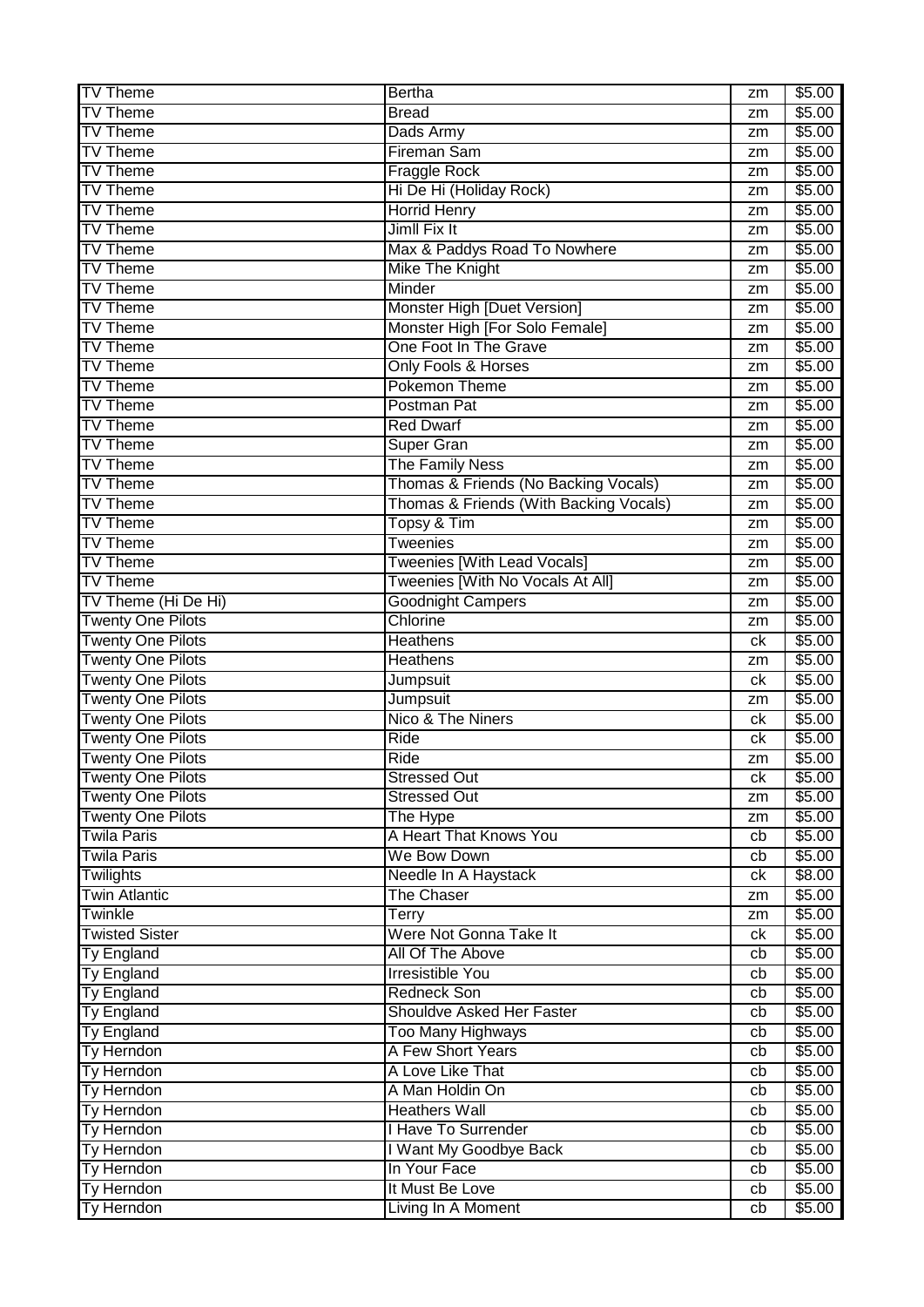| TV Theme | Bertha | zm | $5.00 |
|---|---|---|---|
| TV Theme | Bread | zm | $5.00 |
| TV Theme | Dads Army | zm | $5.00 |
| TV Theme | Fireman Sam | zm | $5.00 |
| TV Theme | Fraggle Rock | zm | $5.00 |
| TV Theme | Hi De Hi (Holiday Rock) | zm | $5.00 |
| TV Theme | Horrid Henry | zm | $5.00 |
| TV Theme | Jimll Fix It | zm | $5.00 |
| TV Theme | Max & Paddys Road To Nowhere | zm | $5.00 |
| TV Theme | Mike The Knight | zm | $5.00 |
| TV Theme | Minder | zm | $5.00 |
| TV Theme | Monster High [Duet Version] | zm | $5.00 |
| TV Theme | Monster High [For Solo Female] | zm | $5.00 |
| TV Theme | One Foot In The Grave | zm | $5.00 |
| TV Theme | Only Fools & Horses | zm | $5.00 |
| TV Theme | Pokemon Theme | zm | $5.00 |
| TV Theme | Postman Pat | zm | $5.00 |
| TV Theme | Red Dwarf | zm | $5.00 |
| TV Theme | Super Gran | zm | $5.00 |
| TV Theme | The Family Ness | zm | $5.00 |
| TV Theme | Thomas & Friends (No Backing Vocals) | zm | $5.00 |
| TV Theme | Thomas & Friends (With Backing Vocals) | zm | $5.00 |
| TV Theme | Topsy & Tim | zm | $5.00 |
| TV Theme | Tweenies | zm | $5.00 |
| TV Theme | Tweenies [With Lead Vocals] | zm | $5.00 |
| TV Theme | Tweenies [With No Vocals At All] | zm | $5.00 |
| TV Theme (Hi De Hi) | Goodnight Campers | zm | $5.00 |
| Twenty One Pilots | Chlorine | zm | $5.00 |
| Twenty One Pilots | Heathens | ck | $5.00 |
| Twenty One Pilots | Heathens | zm | $5.00 |
| Twenty One Pilots | Jumpsuit | ck | $5.00 |
| Twenty One Pilots | Jumpsuit | zm | $5.00 |
| Twenty One Pilots | Nico & The Niners | ck | $5.00 |
| Twenty One Pilots | Ride | ck | $5.00 |
| Twenty One Pilots | Ride | zm | $5.00 |
| Twenty One Pilots | Stressed Out | ck | $5.00 |
| Twenty One Pilots | Stressed Out | zm | $5.00 |
| Twenty One Pilots | The Hype | zm | $5.00 |
| Twila Paris | A Heart That Knows You | cb | $5.00 |
| Twila Paris | We Bow Down | cb | $5.00 |
| Twilights | Needle In A Haystack | ck | $8.00 |
| Twin Atlantic | The Chaser | zm | $5.00 |
| Twinkle | Terry | zm | $5.00 |
| Twisted Sister | Were Not Gonna Take It | ck | $5.00 |
| Ty England | All Of The Above | cb | $5.00 |
| Ty England | Irresistible You | cb | $5.00 |
| Ty England | Redneck Son | cb | $5.00 |
| Ty England | Shouldve Asked Her Faster | cb | $5.00 |
| Ty England | Too Many Highways | cb | $5.00 |
| Ty Herndon | A Few Short Years | cb | $5.00 |
| Ty Herndon | A Love Like That | cb | $5.00 |
| Ty Herndon | A Man Holdin On | cb | $5.00 |
| Ty Herndon | Heathers Wall | cb | $5.00 |
| Ty Herndon | I Have To Surrender | cb | $5.00 |
| Ty Herndon | I Want My Goodbye Back | cb | $5.00 |
| Ty Herndon | In Your Face | cb | $5.00 |
| Ty Herndon | It Must Be Love | cb | $5.00 |
| Ty Herndon | Living In A Moment | cb | $5.00 |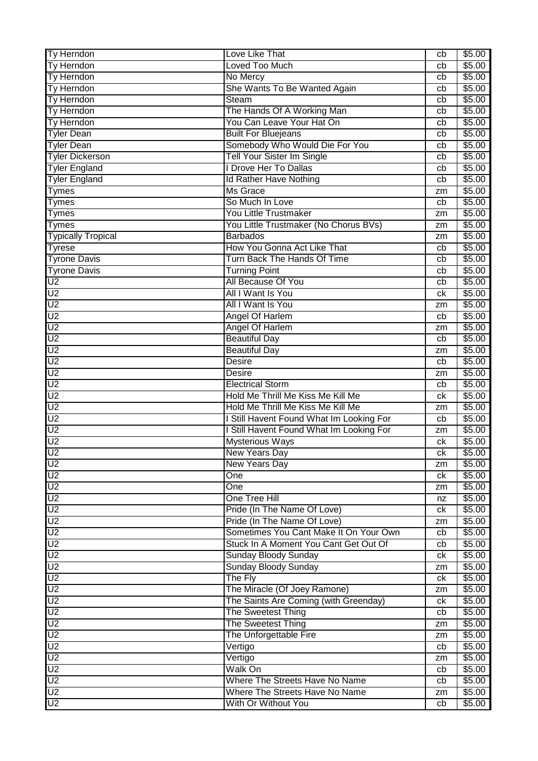| Ty Herndon | Love Like That | cb | $5.00 |
|---|---|---|---|
| Ty Herndon | Loved Too Much | cb | $5.00 |
| Ty Herndon | No Mercy | cb | $5.00 |
| Ty Herndon | She Wants To Be Wanted Again | cb | $5.00 |
| Ty Herndon | Steam | cb | $5.00 |
| Ty Herndon | The Hands Of A Working Man | cb | $5.00 |
| Ty Herndon | You Can Leave Your Hat On | cb | $5.00 |
| Tyler Dean | Built For Bluejeans | cb | $5.00 |
| Tyler Dean | Somebody Who Would Die For You | cb | $5.00 |
| Tyler Dickerson | Tell Your Sister Im Single | cb | $5.00 |
| Tyler England | I Drove Her To Dallas | cb | $5.00 |
| Tyler England | Id Rather Have Nothing | cb | $5.00 |
| Tymes | Ms Grace | zm | $5.00 |
| Tymes | So Much In Love | cb | $5.00 |
| Tymes | You Little Trustmaker | zm | $5.00 |
| Tymes | You Little Trustmaker (No Chorus BVs) | zm | $5.00 |
| Typically Tropical | Barbados | zm | $5.00 |
| Tyrese | How You Gonna Act Like That | cb | $5.00 |
| Tyrone Davis | Turn Back The Hands Of Time | cb | $5.00 |
| Tyrone Davis | Turning Point | cb | $5.00 |
| U2 | All Because Of You | cb | $5.00 |
| U2 | All I Want Is You | ck | $5.00 |
| U2 | All I Want Is You | zm | $5.00 |
| U2 | Angel Of Harlem | cb | $5.00 |
| U2 | Angel Of Harlem | zm | $5.00 |
| U2 | Beautiful Day | cb | $5.00 |
| U2 | Beautiful Day | zm | $5.00 |
| U2 | Desire | cb | $5.00 |
| U2 | Desire | zm | $5.00 |
| U2 | Electrical Storm | cb | $5.00 |
| U2 | Hold Me Thrill Me Kiss Me Kill Me | ck | $5.00 |
| U2 | Hold Me Thrill Me Kiss Me Kill Me | zm | $5.00 |
| U2 | I Still Havent Found What Im Looking For | cb | $5.00 |
| U2 | I Still Havent Found What Im Looking For | zm | $5.00 |
| U2 | Mysterious Ways | ck | $5.00 |
| U2 | New Years Day | ck | $5.00 |
| U2 | New Years Day | zm | $5.00 |
| U2 | One | ck | $5.00 |
| U2 | One | zm | $5.00 |
| U2 | One Tree Hill | nz | $5.00 |
| U2 | Pride (In The Name Of Love) | ck | $5.00 |
| U2 | Pride (In The Name Of Love) | zm | $5.00 |
| U2 | Sometimes You Cant Make It On Your Own | cb | $5.00 |
| U2 | Stuck In A Moment You Cant Get Out Of | cb | $5.00 |
| U2 | Sunday Bloody Sunday | ck | $5.00 |
| U2 | Sunday Bloody Sunday | zm | $5.00 |
| U2 | The Fly | ck | $5.00 |
| U2 | The Miracle (Of Joey Ramone) | zm | $5.00 |
| U2 | The Saints Are Coming (with Greenday) | ck | $5.00 |
| U2 | The Sweetest Thing | cb | $5.00 |
| U2 | The Sweetest Thing | zm | $5.00 |
| U2 | The Unforgettable Fire | zm | $5.00 |
| U2 | Vertigo | cb | $5.00 |
| U2 | Vertigo | zm | $5.00 |
| U2 | Walk On | cb | $5.00 |
| U2 | Where The Streets Have No Name | cb | $5.00 |
| U2 | Where The Streets Have No Name | zm | $5.00 |
| U2 | With Or Without You | cb | $5.00 |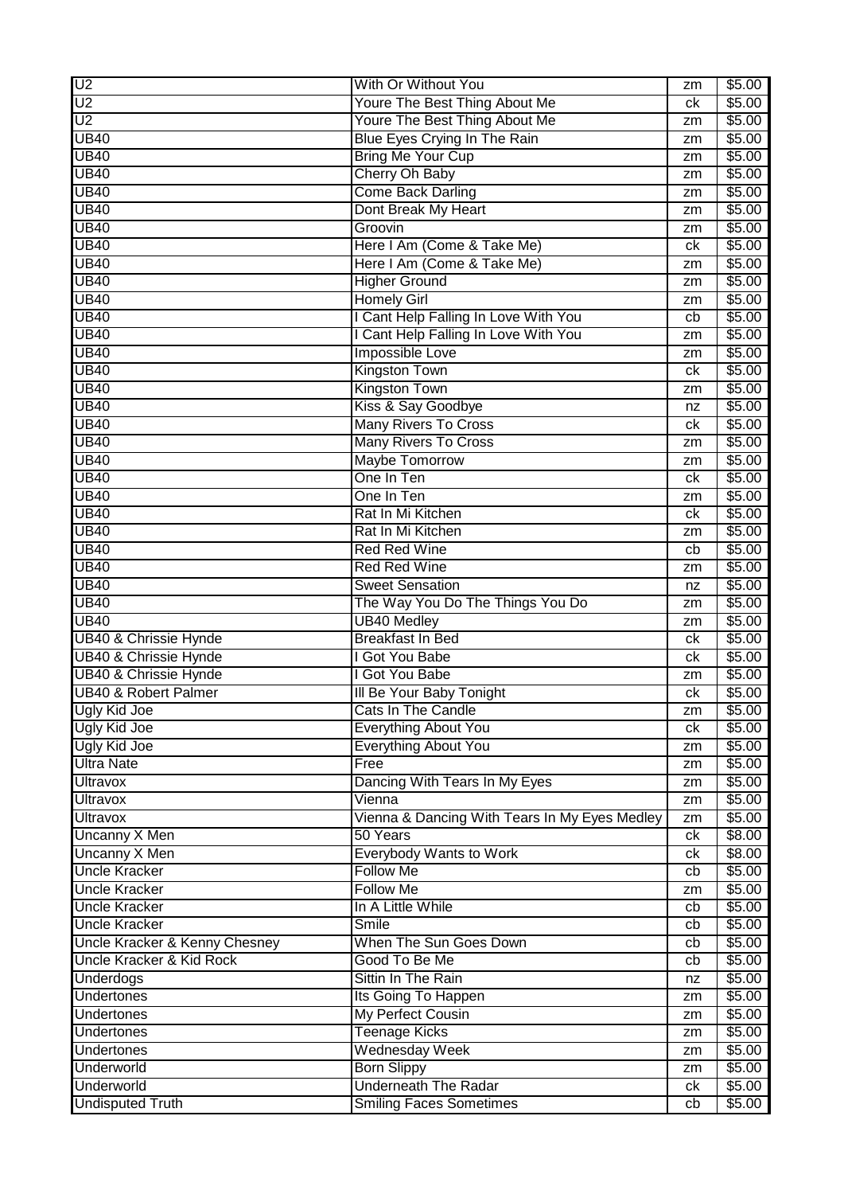| U2 | With Or Without You | zm | $5.00 |
|---|---|---|---|
| U2 | Youre The Best Thing About Me | ck | $5.00 |
| U2 | Youre The Best Thing About Me | zm | $5.00 |
| UB40 | Blue Eyes Crying In The Rain | zm | $5.00 |
| UB40 | Bring Me Your Cup | zm | $5.00 |
| UB40 | Cherry Oh Baby | zm | $5.00 |
| UB40 | Come Back Darling | zm | $5.00 |
| UB40 | Dont Break My Heart | zm | $5.00 |
| UB40 | Groovin | zm | $5.00 |
| UB40 | Here I Am (Come & Take Me) | ck | $5.00 |
| UB40 | Here I Am (Come & Take Me) | zm | $5.00 |
| UB40 | Higher Ground | zm | $5.00 |
| UB40 | Homely Girl | zm | $5.00 |
| UB40 | I Cant Help Falling In Love With You | cb | $5.00 |
| UB40 | I Cant Help Falling In Love With You | zm | $5.00 |
| UB40 | Impossible Love | zm | $5.00 |
| UB40 | Kingston Town | ck | $5.00 |
| UB40 | Kingston Town | zm | $5.00 |
| UB40 | Kiss & Say Goodbye | nz | $5.00 |
| UB40 | Many Rivers To Cross | ck | $5.00 |
| UB40 | Many Rivers To Cross | zm | $5.00 |
| UB40 | Maybe Tomorrow | zm | $5.00 |
| UB40 | One In Ten | ck | $5.00 |
| UB40 | One In Ten | zm | $5.00 |
| UB40 | Rat In Mi Kitchen | ck | $5.00 |
| UB40 | Rat In Mi Kitchen | zm | $5.00 |
| UB40 | Red Red Wine | cb | $5.00 |
| UB40 | Red Red Wine | zm | $5.00 |
| UB40 | Sweet Sensation | nz | $5.00 |
| UB40 | The Way You Do The Things You Do | zm | $5.00 |
| UB40 | UB40 Medley | zm | $5.00 |
| UB40 & Chrissie Hynde | Breakfast In Bed | ck | $5.00 |
| UB40 & Chrissie Hynde | I Got You Babe | ck | $5.00 |
| UB40 & Chrissie Hynde | I Got You Babe | zm | $5.00 |
| UB40 & Robert Palmer | Ill Be Your Baby Tonight | ck | $5.00 |
| Ugly Kid Joe | Cats In The Candle | zm | $5.00 |
| Ugly Kid Joe | Everything About You | ck | $5.00 |
| Ugly Kid Joe | Everything About You | zm | $5.00 |
| Ultra Nate | Free | zm | $5.00 |
| Ultravox | Dancing With Tears In My Eyes | zm | $5.00 |
| Ultravox | Vienna | zm | $5.00 |
| Ultravox | Vienna & Dancing With Tears In My Eyes Medley | zm | $5.00 |
| Uncanny X Men | 50 Years | ck | $8.00 |
| Uncanny X Men | Everybody Wants to Work | ck | $8.00 |
| Uncle Kracker | Follow Me | cb | $5.00 |
| Uncle Kracker | Follow Me | zm | $5.00 |
| Uncle Kracker | In A Little While | cb | $5.00 |
| Uncle Kracker | Smile | cb | $5.00 |
| Uncle Kracker & Kenny Chesney | When The Sun Goes Down | cb | $5.00 |
| Uncle Kracker & Kid Rock | Good To Be Me | cb | $5.00 |
| Underdogs | Sittin In The Rain | nz | $5.00 |
| Undertones | Its Going To Happen | zm | $5.00 |
| Undertones | My Perfect Cousin | zm | $5.00 |
| Undertones | Teenage Kicks | zm | $5.00 |
| Undertones | Wednesday Week | zm | $5.00 |
| Underworld | Born Slippy | zm | $5.00 |
| Underworld | Underneath The Radar | ck | $5.00 |
| Undisputed Truth | Smiling Faces Sometimes | cb | $5.00 |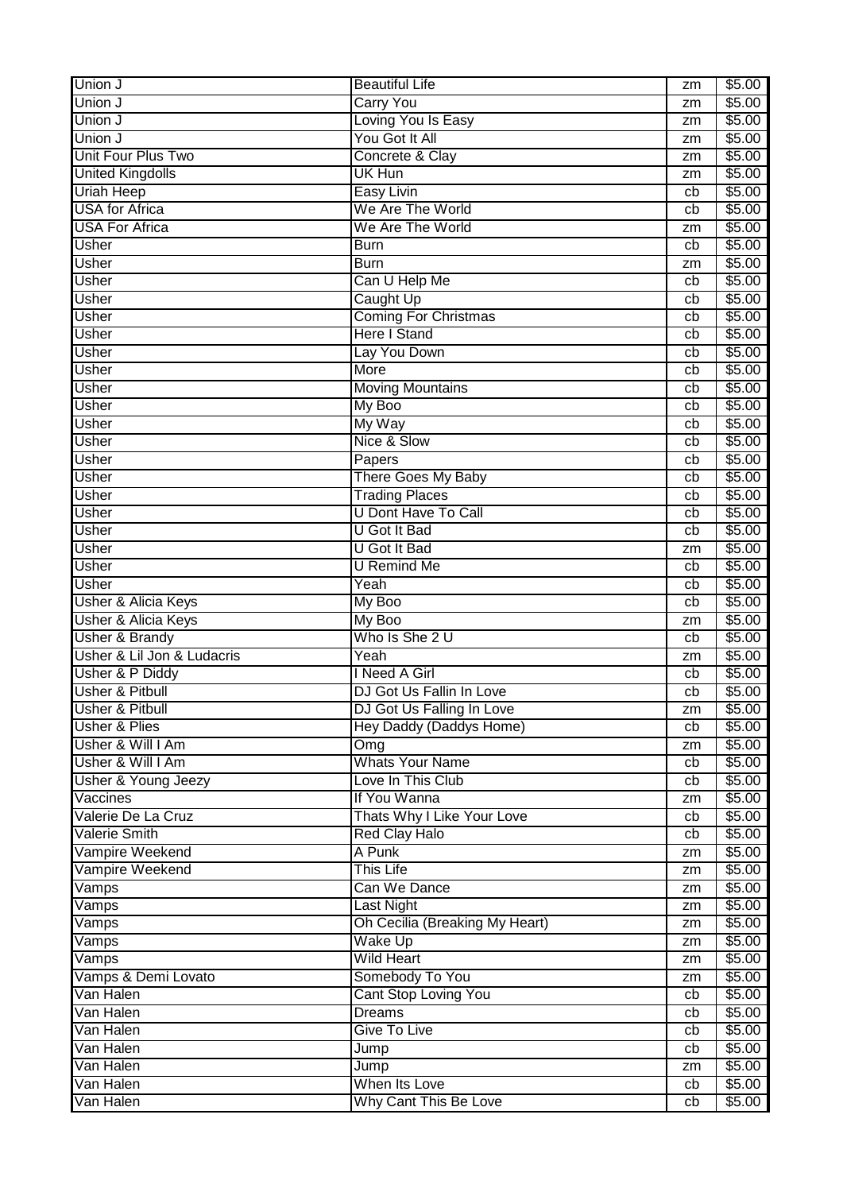| Union J | Beautiful Life | zm | $5.00 |
|---|---|---|---|
| Union J | Carry You | zm | $5.00 |
| Union J | Loving You Is Easy | zm | $5.00 |
| Union J | You Got It All | zm | $5.00 |
| Unit Four Plus Two | Concrete & Clay | zm | $5.00 |
| United Kingdolls | UK Hun | zm | $5.00 |
| Uriah Heep | Easy Livin | cb | $5.00 |
| USA for Africa | We Are The World | cb | $5.00 |
| USA For Africa | We Are The World | zm | $5.00 |
| Usher | Burn | cb | $5.00 |
| Usher | Burn | zm | $5.00 |
| Usher | Can U Help Me | cb | $5.00 |
| Usher | Caught Up | cb | $5.00 |
| Usher | Coming For Christmas | cb | $5.00 |
| Usher | Here I Stand | cb | $5.00 |
| Usher | Lay You Down | cb | $5.00 |
| Usher | More | cb | $5.00 |
| Usher | Moving Mountains | cb | $5.00 |
| Usher | My Boo | cb | $5.00 |
| Usher | My Way | cb | $5.00 |
| Usher | Nice & Slow | cb | $5.00 |
| Usher | Papers | cb | $5.00 |
| Usher | There Goes My Baby | cb | $5.00 |
| Usher | Trading Places | cb | $5.00 |
| Usher | U Dont Have To Call | cb | $5.00 |
| Usher | U Got It Bad | cb | $5.00 |
| Usher | U Got It Bad | zm | $5.00 |
| Usher | U Remind Me | cb | $5.00 |
| Usher | Yeah | cb | $5.00 |
| Usher & Alicia Keys | My Boo | cb | $5.00 |
| Usher & Alicia Keys | My Boo | zm | $5.00 |
| Usher & Brandy | Who Is She 2 U | cb | $5.00 |
| Usher & Lil Jon & Ludacris | Yeah | zm | $5.00 |
| Usher & P Diddy | I Need A Girl | cb | $5.00 |
| Usher & Pitbull | DJ Got Us Fallin In Love | cb | $5.00 |
| Usher & Pitbull | DJ Got Us Falling In Love | zm | $5.00 |
| Usher & Plies | Hey Daddy (Daddys Home) | cb | $5.00 |
| Usher & Will I Am | Omg | zm | $5.00 |
| Usher & Will I Am | Whats Your Name | cb | $5.00 |
| Usher & Young Jeezy | Love In This Club | cb | $5.00 |
| Vaccines | If You Wanna | zm | $5.00 |
| Valerie De La Cruz | Thats Why I Like Your Love | cb | $5.00 |
| Valerie Smith | Red Clay Halo | cb | $5.00 |
| Vampire Weekend | A Punk | zm | $5.00 |
| Vampire Weekend | This Life | zm | $5.00 |
| Vamps | Can We Dance | zm | $5.00 |
| Vamps | Last Night | zm | $5.00 |
| Vamps | Oh Cecilia (Breaking My Heart) | zm | $5.00 |
| Vamps | Wake Up | zm | $5.00 |
| Vamps | Wild Heart | zm | $5.00 |
| Vamps & Demi Lovato | Somebody To You | zm | $5.00 |
| Van Halen | Cant Stop Loving You | cb | $5.00 |
| Van Halen | Dreams | cb | $5.00 |
| Van Halen | Give To Live | cb | $5.00 |
| Van Halen | Jump | cb | $5.00 |
| Van Halen | Jump | zm | $5.00 |
| Van Halen | When Its Love | cb | $5.00 |
| Van Halen | Why Cant This Be Love | cb | $5.00 |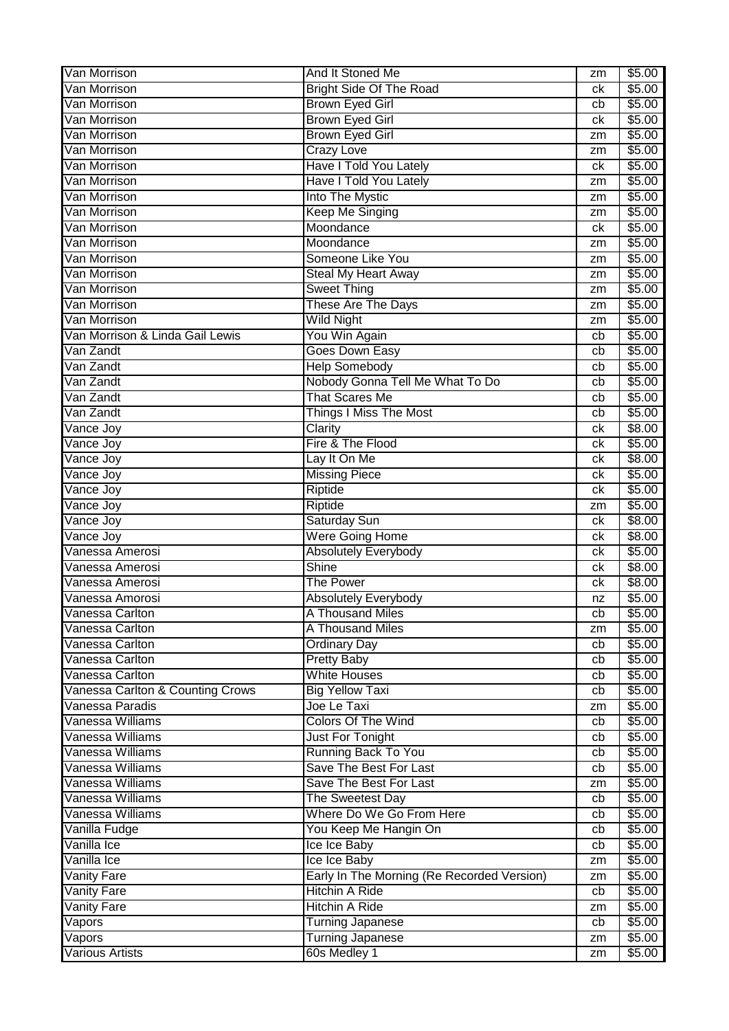| Van Morrison | And It Stoned Me | zm | $5.00 |
|---|---|---|---|
| Van Morrison | Bright Side Of The Road | ck | $5.00 |
| Van Morrison | Brown Eyed Girl | cb | $5.00 |
| Van Morrison | Brown Eyed Girl | ck | $5.00 |
| Van Morrison | Brown Eyed Girl | zm | $5.00 |
| Van Morrison | Crazy Love | zm | $5.00 |
| Van Morrison | Have I Told You Lately | ck | $5.00 |
| Van Morrison | Have I Told You Lately | zm | $5.00 |
| Van Morrison | Into The Mystic | zm | $5.00 |
| Van Morrison | Keep Me Singing | zm | $5.00 |
| Van Morrison | Moondance | ck | $5.00 |
| Van Morrison | Moondance | zm | $5.00 |
| Van Morrison | Someone Like You | zm | $5.00 |
| Van Morrison | Steal My Heart Away | zm | $5.00 |
| Van Morrison | Sweet Thing | zm | $5.00 |
| Van Morrison | These Are The Days | zm | $5.00 |
| Van Morrison | Wild Night | zm | $5.00 |
| Van Morrison & Linda Gail Lewis | You Win Again | cb | $5.00 |
| Van Zandt | Goes Down Easy | cb | $5.00 |
| Van Zandt | Help Somebody | cb | $5.00 |
| Van Zandt | Nobody Gonna Tell Me What To Do | cb | $5.00 |
| Van Zandt | That Scares Me | cb | $5.00 |
| Van Zandt | Things I Miss The Most | cb | $5.00 |
| Vance Joy | Clarity | ck | $8.00 |
| Vance Joy | Fire & The Flood | ck | $5.00 |
| Vance Joy | Lay It On Me | ck | $8.00 |
| Vance Joy | Missing Piece | ck | $5.00 |
| Vance Joy | Riptide | ck | $5.00 |
| Vance Joy | Riptide | zm | $5.00 |
| Vance Joy | Saturday Sun | ck | $8.00 |
| Vance Joy | Were Going Home | ck | $8.00 |
| Vanessa Amerosi | Absolutely Everybody | ck | $5.00 |
| Vanessa Amerosi | Shine | ck | $8.00 |
| Vanessa Amerosi | The Power | ck | $8.00 |
| Vanessa Amorosi | Absolutely Everybody | nz | $5.00 |
| Vanessa Carlton | A Thousand Miles | cb | $5.00 |
| Vanessa Carlton | A Thousand Miles | zm | $5.00 |
| Vanessa Carlton | Ordinary Day | cb | $5.00 |
| Vanessa Carlton | Pretty Baby | cb | $5.00 |
| Vanessa Carlton | White Houses | cb | $5.00 |
| Vanessa Carlton & Counting Crows | Big Yellow Taxi | cb | $5.00 |
| Vanessa Paradis | Joe Le Taxi | zm | $5.00 |
| Vanessa Williams | Colors Of The Wind | cb | $5.00 |
| Vanessa Williams | Just For Tonight | cb | $5.00 |
| Vanessa Williams | Running Back To You | cb | $5.00 |
| Vanessa Williams | Save The Best For Last | cb | $5.00 |
| Vanessa Williams | Save The Best For Last | zm | $5.00 |
| Vanessa Williams | The Sweetest Day | cb | $5.00 |
| Vanessa Williams | Where Do We Go From Here | cb | $5.00 |
| Vanilla Fudge | You Keep Me Hangin On | cb | $5.00 |
| Vanilla Ice | Ice Ice Baby | cb | $5.00 |
| Vanilla Ice | Ice Ice Baby | zm | $5.00 |
| Vanity Fare | Early In The Morning (Re Recorded Version) | zm | $5.00 |
| Vanity Fare | Hitchin A Ride | cb | $5.00 |
| Vanity Fare | Hitchin A Ride | zm | $5.00 |
| Vapors | Turning Japanese | cb | $5.00 |
| Vapors | Turning Japanese | zm | $5.00 |
| Various Artists | 60s Medley 1 | zm | $5.00 |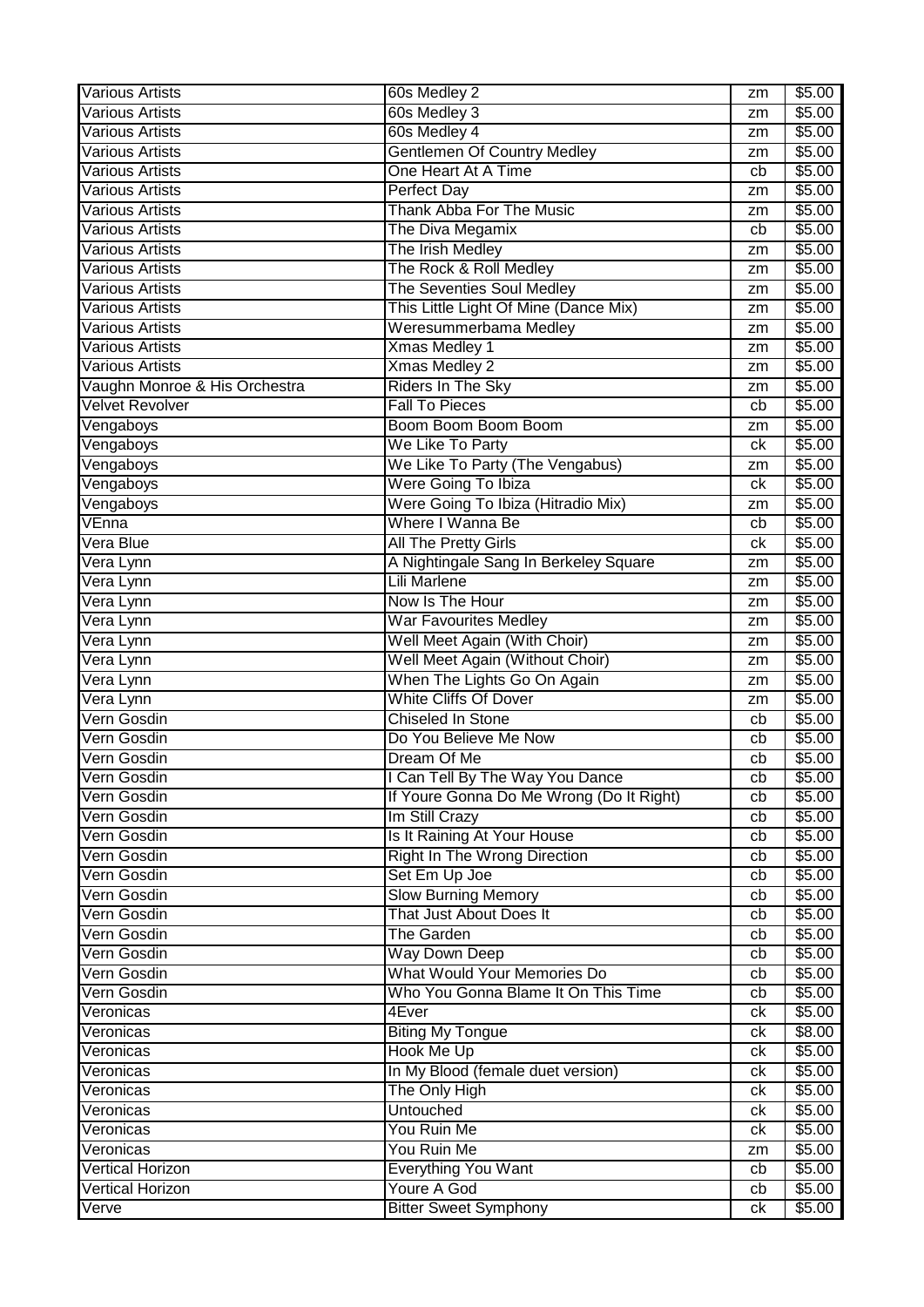| Various Artists | 60s Medley 2 | zm | $5.00 |
|---|---|---|---|
| Various Artists | 60s Medley 3 | zm | $5.00 |
| Various Artists | 60s Medley 4 | zm | $5.00 |
| Various Artists | Gentlemen Of Country Medley | zm | $5.00 |
| Various Artists | One Heart At A Time | cb | $5.00 |
| Various Artists | Perfect Day | zm | $5.00 |
| Various Artists | Thank Abba For The Music | zm | $5.00 |
| Various Artists | The Diva Megamix | cb | $5.00 |
| Various Artists | The Irish Medley | zm | $5.00 |
| Various Artists | The Rock & Roll Medley | zm | $5.00 |
| Various Artists | The Seventies Soul Medley | zm | $5.00 |
| Various Artists | This Little Light Of Mine (Dance Mix) | zm | $5.00 |
| Various Artists | Weresummerbama Medley | zm | $5.00 |
| Various Artists | Xmas Medley 1 | zm | $5.00 |
| Various Artists | Xmas Medley 2 | zm | $5.00 |
| Vaughn Monroe & His Orchestra | Riders In The Sky | zm | $5.00 |
| Velvet Revolver | Fall To Pieces | cb | $5.00 |
| Vengaboys | Boom Boom Boom Boom | zm | $5.00 |
| Vengaboys | We Like To Party | ck | $5.00 |
| Vengaboys | We Like To Party (The Vengabus) | zm | $5.00 |
| Vengaboys | Were Going To Ibiza | ck | $5.00 |
| Vengaboys | Were Going To Ibiza (Hitradio Mix) | zm | $5.00 |
| VEnna | Where I Wanna Be | cb | $5.00 |
| Vera Blue | All The Pretty Girls | ck | $5.00 |
| Vera Lynn | A Nightingale Sang In Berkeley Square | zm | $5.00 |
| Vera Lynn | Lili Marlene | zm | $5.00 |
| Vera Lynn | Now Is The Hour | zm | $5.00 |
| Vera Lynn | War Favourites Medley | zm | $5.00 |
| Vera Lynn | Well Meet Again (With Choir) | zm | $5.00 |
| Vera Lynn | Well Meet Again (Without Choir) | zm | $5.00 |
| Vera Lynn | When The Lights Go On Again | zm | $5.00 |
| Vera Lynn | White Cliffs Of Dover | zm | $5.00 |
| Vern Gosdin | Chiseled In Stone | cb | $5.00 |
| Vern Gosdin | Do You Believe Me Now | cb | $5.00 |
| Vern Gosdin | Dream Of Me | cb | $5.00 |
| Vern Gosdin | I Can Tell By The Way You Dance | cb | $5.00 |
| Vern Gosdin | If Youre Gonna Do Me Wrong (Do It Right) | cb | $5.00 |
| Vern Gosdin | Im Still Crazy | cb | $5.00 |
| Vern Gosdin | Is It Raining At Your House | cb | $5.00 |
| Vern Gosdin | Right In The Wrong Direction | cb | $5.00 |
| Vern Gosdin | Set Em Up Joe | cb | $5.00 |
| Vern Gosdin | Slow Burning Memory | cb | $5.00 |
| Vern Gosdin | That Just About Does It | cb | $5.00 |
| Vern Gosdin | The Garden | cb | $5.00 |
| Vern Gosdin | Way Down Deep | cb | $5.00 |
| Vern Gosdin | What Would Your Memories Do | cb | $5.00 |
| Vern Gosdin | Who You Gonna Blame It On This Time | cb | $5.00 |
| Veronicas | 4Ever | ck | $5.00 |
| Veronicas | Biting My Tongue | ck | $8.00 |
| Veronicas | Hook Me Up | ck | $5.00 |
| Veronicas | In My Blood (female duet version) | ck | $5.00 |
| Veronicas | The Only High | ck | $5.00 |
| Veronicas | Untouched | ck | $5.00 |
| Veronicas | You Ruin Me | ck | $5.00 |
| Veronicas | You Ruin Me | zm | $5.00 |
| Vertical Horizon | Everything You Want | cb | $5.00 |
| Vertical Horizon | Youre A God | cb | $5.00 |
| Verve | Bitter Sweet Symphony | ck | $5.00 |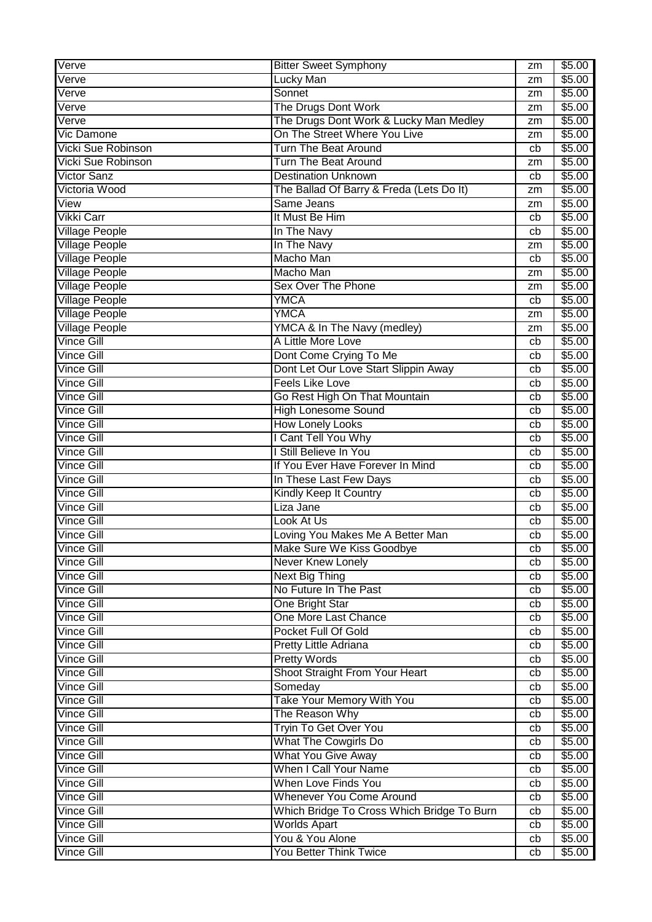| Verve | Bitter Sweet Symphony | zm | $5.00 |
|---|---|---|---|
| Verve | Lucky Man | zm | $5.00 |
| Verve | Sonnet | zm | $5.00 |
| Verve | The Drugs Dont Work | zm | $5.00 |
| Verve | The Drugs Dont Work & Lucky Man Medley | zm | $5.00 |
| Vic Damone | On The Street Where You Live | zm | $5.00 |
| Vicki Sue Robinson | Turn The Beat Around | cb | $5.00 |
| Vicki Sue Robinson | Turn The Beat Around | zm | $5.00 |
| Victor Sanz | Destination Unknown | cb | $5.00 |
| Victoria Wood | The Ballad Of Barry & Freda (Lets Do It) | zm | $5.00 |
| View | Same Jeans | zm | $5.00 |
| Vikki Carr | It Must Be Him | cb | $5.00 |
| Village People | In The Navy | cb | $5.00 |
| Village People | In The Navy | zm | $5.00 |
| Village People | Macho Man | cb | $5.00 |
| Village People | Macho Man | zm | $5.00 |
| Village People | Sex Over The Phone | zm | $5.00 |
| Village People | YMCA | cb | $5.00 |
| Village People | YMCA | zm | $5.00 |
| Village People | YMCA & In The Navy (medley) | zm | $5.00 |
| Vince Gill | A Little More Love | cb | $5.00 |
| Vince Gill | Dont Come Crying To Me | cb | $5.00 |
| Vince Gill | Dont Let Our Love Start Slippin Away | cb | $5.00 |
| Vince Gill | Feels Like Love | cb | $5.00 |
| Vince Gill | Go Rest High On That Mountain | cb | $5.00 |
| Vince Gill | High Lonesome Sound | cb | $5.00 |
| Vince Gill | How Lonely Looks | cb | $5.00 |
| Vince Gill | I Cant Tell You Why | cb | $5.00 |
| Vince Gill | I Still Believe In You | cb | $5.00 |
| Vince Gill | If You Ever Have Forever In Mind | cb | $5.00 |
| Vince Gill | In These Last Few Days | cb | $5.00 |
| Vince Gill | Kindly Keep It Country | cb | $5.00 |
| Vince Gill | Liza Jane | cb | $5.00 |
| Vince Gill | Look At Us | cb | $5.00 |
| Vince Gill | Loving You Makes Me A Better Man | cb | $5.00 |
| Vince Gill | Make Sure We Kiss Goodbye | cb | $5.00 |
| Vince Gill | Never Knew Lonely | cb | $5.00 |
| Vince Gill | Next Big Thing | cb | $5.00 |
| Vince Gill | No Future In The Past | cb | $5.00 |
| Vince Gill | One Bright Star | cb | $5.00 |
| Vince Gill | One More Last Chance | cb | $5.00 |
| Vince Gill | Pocket Full Of Gold | cb | $5.00 |
| Vince Gill | Pretty Little Adriana | cb | $5.00 |
| Vince Gill | Pretty Words | cb | $5.00 |
| Vince Gill | Shoot Straight From Your Heart | cb | $5.00 |
| Vince Gill | Someday | cb | $5.00 |
| Vince Gill | Take Your Memory With You | cb | $5.00 |
| Vince Gill | The Reason Why | cb | $5.00 |
| Vince Gill | Tryin To Get Over You | cb | $5.00 |
| Vince Gill | What The Cowgirls Do | cb | $5.00 |
| Vince Gill | What You Give Away | cb | $5.00 |
| Vince Gill | When I Call Your Name | cb | $5.00 |
| Vince Gill | When Love Finds You | cb | $5.00 |
| Vince Gill | Whenever You Come Around | cb | $5.00 |
| Vince Gill | Which Bridge To Cross Which Bridge To Burn | cb | $5.00 |
| Vince Gill | Worlds Apart | cb | $5.00 |
| Vince Gill | You & You Alone | cb | $5.00 |
| Vince Gill | You Better Think Twice | cb | $5.00 |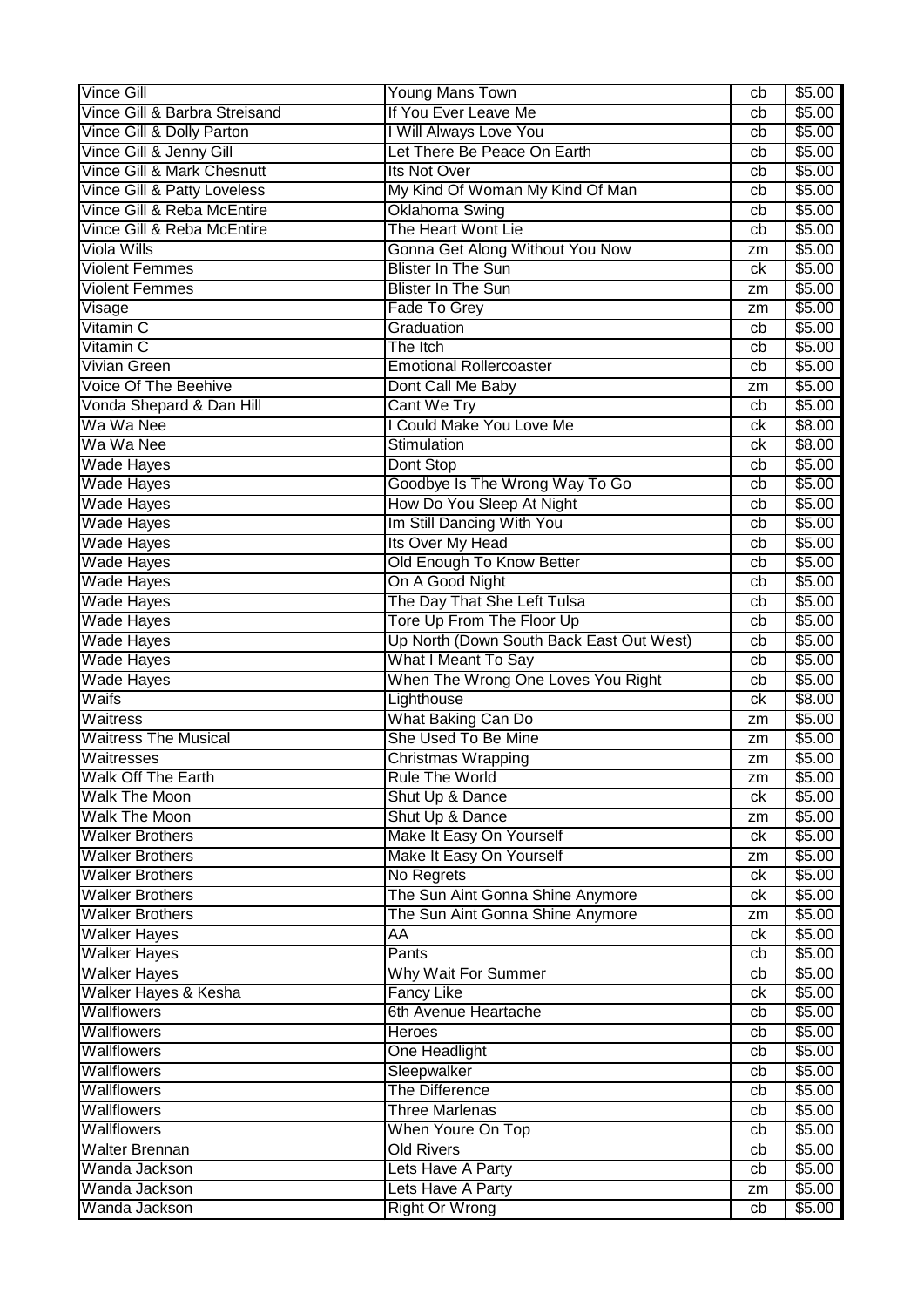| Vince Gill | Young Mans Town | cb | $5.00 |
|---|---|---|---|
| Vince Gill & Barbra Streisand | If You Ever Leave Me | cb | $5.00 |
| Vince Gill & Dolly Parton | I Will Always Love You | cb | $5.00 |
| Vince Gill & Jenny Gill | Let There Be Peace On Earth | cb | $5.00 |
| Vince Gill & Mark Chesnutt | Its Not Over | cb | $5.00 |
| Vince Gill & Patty Loveless | My Kind Of Woman My Kind Of Man | cb | $5.00 |
| Vince Gill & Reba McEntire | Oklahoma Swing | cb | $5.00 |
| Vince Gill & Reba McEntire | The Heart Wont Lie | cb | $5.00 |
| Viola Wills | Gonna Get Along Without You Now | zm | $5.00 |
| Violent Femmes | Blister In The Sun | ck | $5.00 |
| Violent Femmes | Blister In The Sun | zm | $5.00 |
| Visage | Fade To Grey | zm | $5.00 |
| Vitamin C | Graduation | cb | $5.00 |
| Vitamin C | The Itch | cb | $5.00 |
| Vivian Green | Emotional Rollercoaster | cb | $5.00 |
| Voice Of The Beehive | Dont Call Me Baby | zm | $5.00 |
| Vonda Shepard & Dan Hill | Cant We Try | cb | $5.00 |
| Wa Wa Nee | I Could Make You Love Me | ck | $8.00 |
| Wa Wa Nee | Stimulation | ck | $8.00 |
| Wade Hayes | Dont Stop | cb | $5.00 |
| Wade Hayes | Goodbye Is The Wrong Way To Go | cb | $5.00 |
| Wade Hayes | How Do You Sleep At Night | cb | $5.00 |
| Wade Hayes | Im Still Dancing With You | cb | $5.00 |
| Wade Hayes | Its Over My Head | cb | $5.00 |
| Wade Hayes | Old Enough To Know Better | cb | $5.00 |
| Wade Hayes | On A Good Night | cb | $5.00 |
| Wade Hayes | The Day That She Left Tulsa | cb | $5.00 |
| Wade Hayes | Tore Up From The Floor Up | cb | $5.00 |
| Wade Hayes | Up North (Down South Back East Out West) | cb | $5.00 |
| Wade Hayes | What I Meant To Say | cb | $5.00 |
| Wade Hayes | When The Wrong One Loves You Right | cb | $5.00 |
| Waifs | Lighthouse | ck | $8.00 |
| Waitress | What Baking Can Do | zm | $5.00 |
| Waitress The Musical | She Used To Be Mine | zm | $5.00 |
| Waitresses | Christmas Wrapping | zm | $5.00 |
| Walk Off The Earth | Rule The World | zm | $5.00 |
| Walk The Moon | Shut Up & Dance | ck | $5.00 |
| Walk The Moon | Shut Up & Dance | zm | $5.00 |
| Walker Brothers | Make It Easy On Yourself | ck | $5.00 |
| Walker Brothers | Make It Easy On Yourself | zm | $5.00 |
| Walker Brothers | No Regrets | ck | $5.00 |
| Walker Brothers | The Sun Aint Gonna Shine Anymore | ck | $5.00 |
| Walker Brothers | The Sun Aint Gonna Shine Anymore | zm | $5.00 |
| Walker Hayes | AA | ck | $5.00 |
| Walker Hayes | Pants | cb | $5.00 |
| Walker Hayes | Why Wait For Summer | cb | $5.00 |
| Walker Hayes & Kesha | Fancy Like | ck | $5.00 |
| Wallflowers | 6th Avenue Heartache | cb | $5.00 |
| Wallflowers | Heroes | cb | $5.00 |
| Wallflowers | One Headlight | cb | $5.00 |
| Wallflowers | Sleepwalker | cb | $5.00 |
| Wallflowers | The Difference | cb | $5.00 |
| Wallflowers | Three Marlenas | cb | $5.00 |
| Wallflowers | When Youre On Top | cb | $5.00 |
| Walter Brennan | Old Rivers | cb | $5.00 |
| Wanda Jackson | Lets Have A Party | cb | $5.00 |
| Wanda Jackson | Lets Have A Party | zm | $5.00 |
| Wanda Jackson | Right Or Wrong | cb | $5.00 |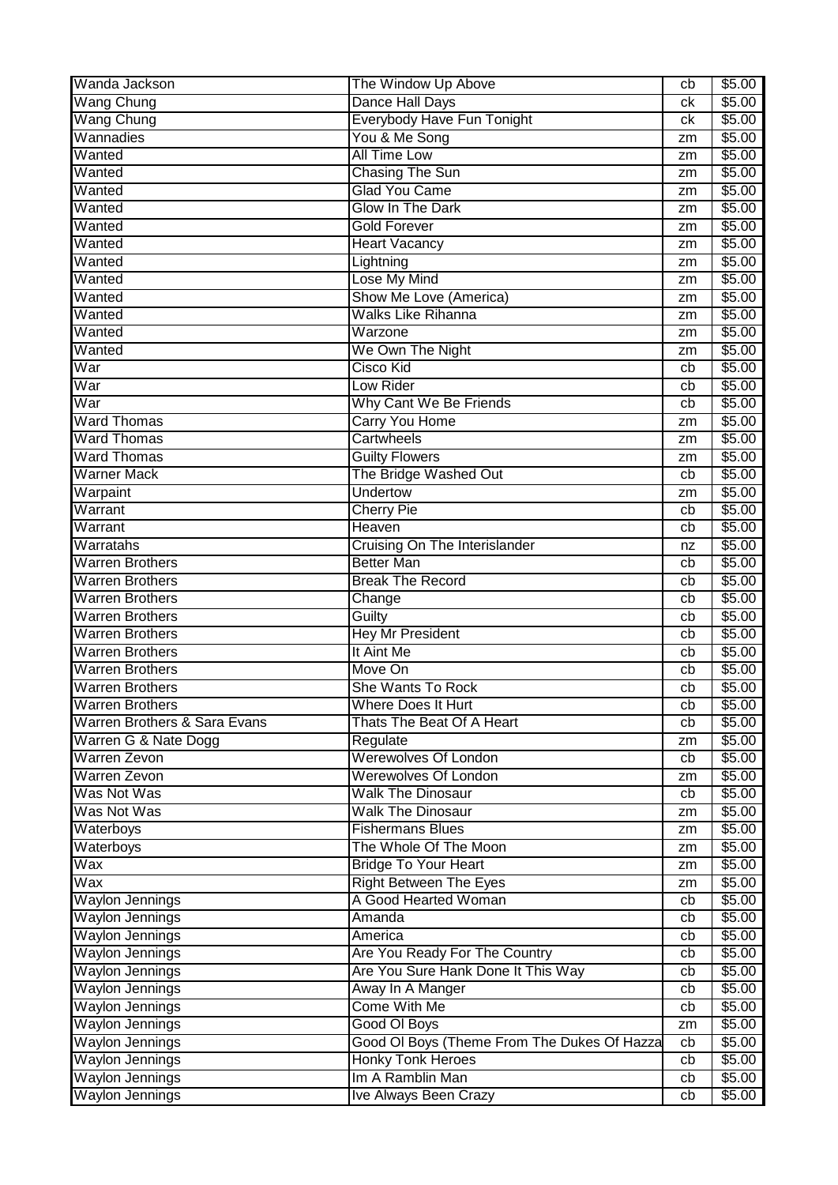| | | | |
|---|---|---|---|
| Wanda Jackson | The Window Up Above | cb | $5.00 |
| Wang Chung | Dance Hall Days | ck | $5.00 |
| Wang Chung | Everybody Have Fun Tonight | ck | $5.00 |
| Wannadies | You & Me Song | zm | $5.00 |
| Wanted | All Time Low | zm | $5.00 |
| Wanted | Chasing The Sun | zm | $5.00 |
| Wanted | Glad You Came | zm | $5.00 |
| Wanted | Glow In The Dark | zm | $5.00 |
| Wanted | Gold Forever | zm | $5.00 |
| Wanted | Heart Vacancy | zm | $5.00 |
| Wanted | Lightning | zm | $5.00 |
| Wanted | Lose My Mind | zm | $5.00 |
| Wanted | Show Me Love (America) | zm | $5.00 |
| Wanted | Walks Like Rihanna | zm | $5.00 |
| Wanted | Warzone | zm | $5.00 |
| Wanted | We Own The Night | zm | $5.00 |
| War | Cisco Kid | cb | $5.00 |
| War | Low Rider | cb | $5.00 |
| War | Why Cant We Be Friends | cb | $5.00 |
| Ward Thomas | Carry You Home | zm | $5.00 |
| Ward Thomas | Cartwheels | zm | $5.00 |
| Ward Thomas | Guilty Flowers | zm | $5.00 |
| Warner Mack | The Bridge Washed Out | cb | $5.00 |
| Warpaint | Undertow | zm | $5.00 |
| Warrant | Cherry Pie | cb | $5.00 |
| Warrant | Heaven | cb | $5.00 |
| Warratahs | Cruising On The Interislander | nz | $5.00 |
| Warren Brothers | Better Man | cb | $5.00 |
| Warren Brothers | Break The Record | cb | $5.00 |
| Warren Brothers | Change | cb | $5.00 |
| Warren Brothers | Guilty | cb | $5.00 |
| Warren Brothers | Hey Mr President | cb | $5.00 |
| Warren Brothers | It Aint Me | cb | $5.00 |
| Warren Brothers | Move On | cb | $5.00 |
| Warren Brothers | She Wants To Rock | cb | $5.00 |
| Warren Brothers | Where Does It Hurt | cb | $5.00 |
| Warren Brothers & Sara Evans | Thats The Beat Of A Heart | cb | $5.00 |
| Warren G & Nate Dogg | Regulate | zm | $5.00 |
| Warren Zevon | Werewolves Of London | cb | $5.00 |
| Warren Zevon | Werewolves Of London | zm | $5.00 |
| Was Not Was | Walk The Dinosaur | cb | $5.00 |
| Was Not Was | Walk The Dinosaur | zm | $5.00 |
| Waterboys | Fishermans Blues | zm | $5.00 |
| Waterboys | The Whole Of The Moon | zm | $5.00 |
| Wax | Bridge To Your Heart | zm | $5.00 |
| Wax | Right Between The Eyes | zm | $5.00 |
| Waylon Jennings | A Good Hearted Woman | cb | $5.00 |
| Waylon Jennings | Amanda | cb | $5.00 |
| Waylon Jennings | America | cb | $5.00 |
| Waylon Jennings | Are You Ready For The Country | cb | $5.00 |
| Waylon Jennings | Are You Sure Hank Done It This Way | cb | $5.00 |
| Waylon Jennings | Away In A Manger | cb | $5.00 |
| Waylon Jennings | Come With Me | cb | $5.00 |
| Waylon Jennings | Good Ol Boys | zm | $5.00 |
| Waylon Jennings | Good Ol Boys (Theme From The Dukes Of Hazza | cb | $5.00 |
| Waylon Jennings | Honky Tonk Heroes | cb | $5.00 |
| Waylon Jennings | Im A Ramblin Man | cb | $5.00 |
| Waylon Jennings | Ive Always Been Crazy | cb | $5.00 |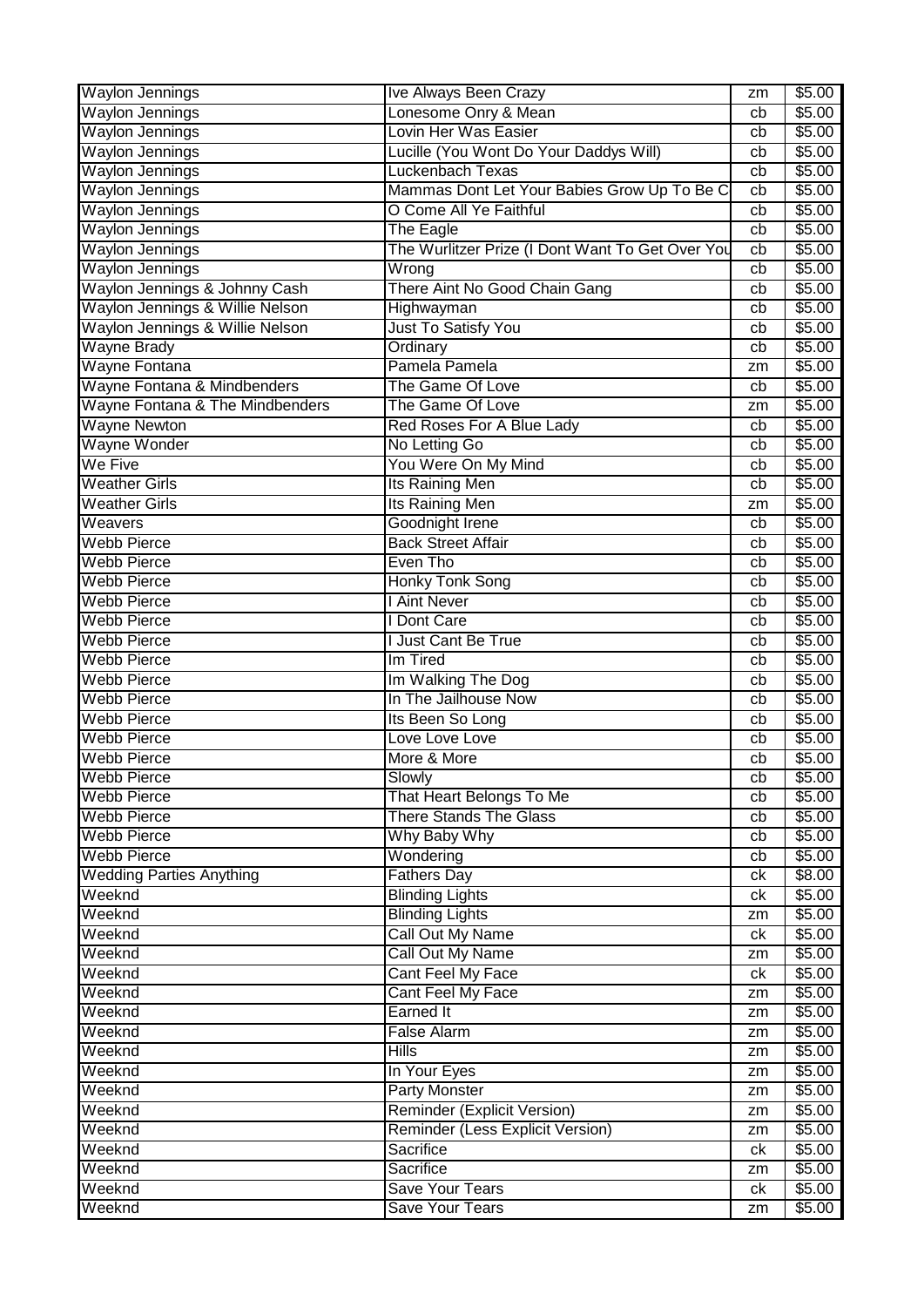| Waylon Jennings | Ive Always Been Crazy | zm | $5.00 |
|---|---|---|---|
| Waylon Jennings | Lonesome Onry & Mean | cb | $5.00 |
| Waylon Jennings | Lovin Her Was Easier | cb | $5.00 |
| Waylon Jennings | Lucille (You Wont Do Your Daddys Will) | cb | $5.00 |
| Waylon Jennings | Luckenbach Texas | cb | $5.00 |
| Waylon Jennings | Mammas Dont Let Your Babies Grow Up To Be C | cb | $5.00 |
| Waylon Jennings | O Come All Ye Faithful | cb | $5.00 |
| Waylon Jennings | The Eagle | cb | $5.00 |
| Waylon Jennings | The Wurlitzer Prize (I Dont Want To Get Over You | cb | $5.00 |
| Waylon Jennings | Wrong | cb | $5.00 |
| Waylon Jennings & Johnny Cash | There Aint No Good Chain Gang | cb | $5.00 |
| Waylon Jennings & Willie Nelson | Highwayman | cb | $5.00 |
| Waylon Jennings & Willie Nelson | Just To Satisfy You | cb | $5.00 |
| Wayne Brady | Ordinary | cb | $5.00 |
| Wayne Fontana | Pamela Pamela | zm | $5.00 |
| Wayne Fontana & Mindbenders | The Game Of Love | cb | $5.00 |
| Wayne Fontana & The Mindbenders | The Game Of Love | zm | $5.00 |
| Wayne Newton | Red Roses For A Blue Lady | cb | $5.00 |
| Wayne Wonder | No Letting Go | cb | $5.00 |
| We Five | You Were On My Mind | cb | $5.00 |
| Weather Girls | Its Raining Men | cb | $5.00 |
| Weather Girls | Its Raining Men | zm | $5.00 |
| Weavers | Goodnight Irene | cb | $5.00 |
| Webb Pierce | Back Street Affair | cb | $5.00 |
| Webb Pierce | Even Tho | cb | $5.00 |
| Webb Pierce | Honky Tonk Song | cb | $5.00 |
| Webb Pierce | I Aint Never | cb | $5.00 |
| Webb Pierce | I Dont Care | cb | $5.00 |
| Webb Pierce | I Just Cant Be True | cb | $5.00 |
| Webb Pierce | Im Tired | cb | $5.00 |
| Webb Pierce | Im Walking The Dog | cb | $5.00 |
| Webb Pierce | In The Jailhouse Now | cb | $5.00 |
| Webb Pierce | Its Been So Long | cb | $5.00 |
| Webb Pierce | Love Love Love | cb | $5.00 |
| Webb Pierce | More & More | cb | $5.00 |
| Webb Pierce | Slowly | cb | $5.00 |
| Webb Pierce | That Heart Belongs To Me | cb | $5.00 |
| Webb Pierce | There Stands The Glass | cb | $5.00 |
| Webb Pierce | Why Baby Why | cb | $5.00 |
| Webb Pierce | Wondering | cb | $5.00 |
| Wedding Parties Anything | Fathers Day | ck | $8.00 |
| Weeknd | Blinding Lights | ck | $5.00 |
| Weeknd | Blinding Lights | zm | $5.00 |
| Weeknd | Call Out My Name | ck | $5.00 |
| Weeknd | Call Out My Name | zm | $5.00 |
| Weeknd | Cant Feel My Face | ck | $5.00 |
| Weeknd | Cant Feel My Face | zm | $5.00 |
| Weeknd | Earned It | zm | $5.00 |
| Weeknd | False Alarm | zm | $5.00 |
| Weeknd | Hills | zm | $5.00 |
| Weeknd | In Your Eyes | zm | $5.00 |
| Weeknd | Party Monster | zm | $5.00 |
| Weeknd | Reminder (Explicit Version) | zm | $5.00 |
| Weeknd | Reminder (Less Explicit Version) | zm | $5.00 |
| Weeknd | Sacrifice | ck | $5.00 |
| Weeknd | Sacrifice | zm | $5.00 |
| Weeknd | Save Your Tears | ck | $5.00 |
| Weeknd | Save Your Tears | zm | $5.00 |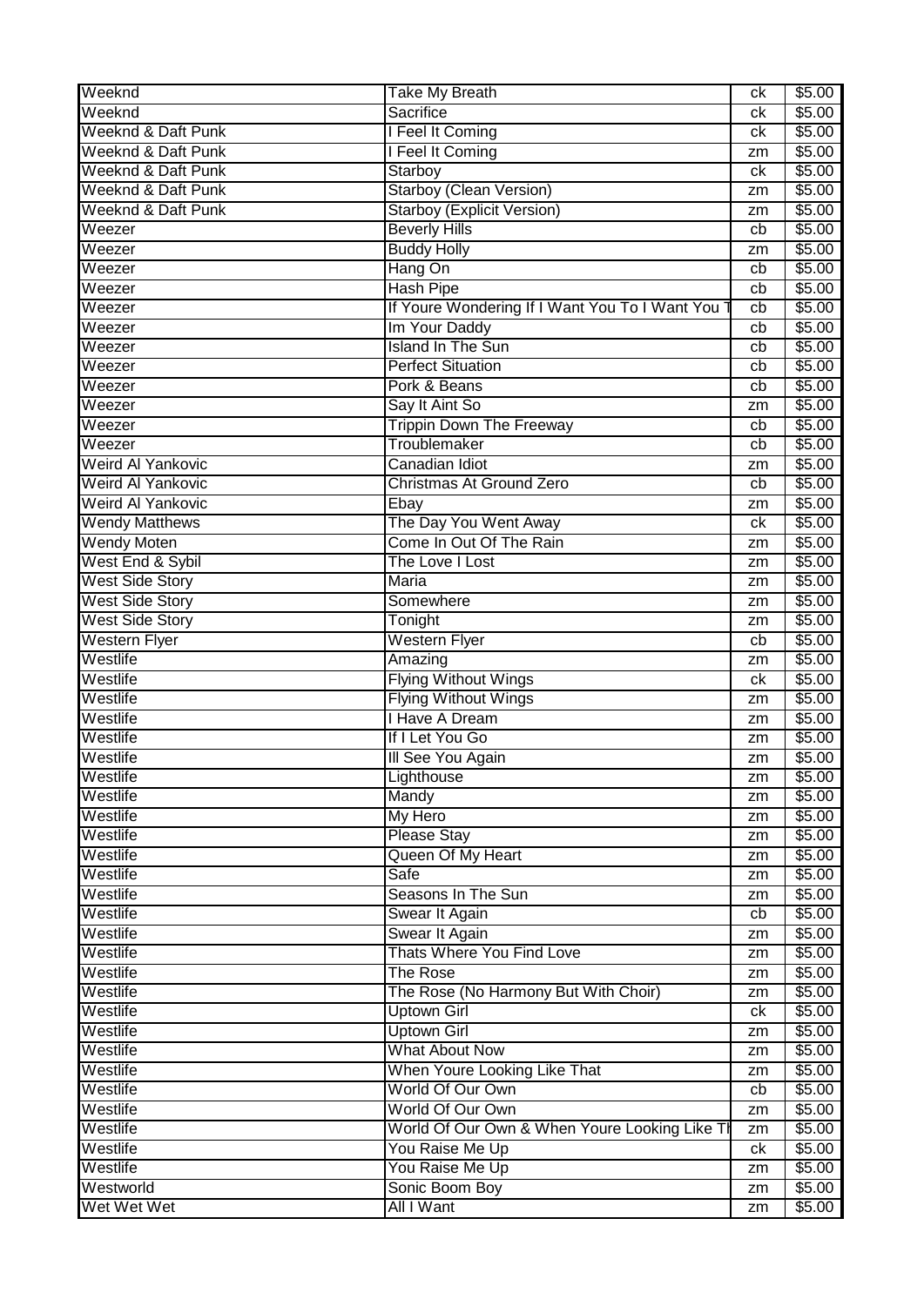| Weeknd | Take My Breath | ck | $5.00 |
|---|---|---|---|
| Weeknd | Sacrifice | ck | $5.00 |
| Weeknd & Daft Punk | I Feel It Coming | ck | $5.00 |
| Weeknd & Daft Punk | I Feel It Coming | zm | $5.00 |
| Weeknd & Daft Punk | Starboy | ck | $5.00 |
| Weeknd & Daft Punk | Starboy (Clean Version) | zm | $5.00 |
| Weeknd & Daft Punk | Starboy (Explicit Version) | zm | $5.00 |
| Weezer | Beverly Hills | cb | $5.00 |
| Weezer | Buddy Holly | zm | $5.00 |
| Weezer | Hang On | cb | $5.00 |
| Weezer | Hash Pipe | cb | $5.00 |
| Weezer | If Youre Wondering If I Want You To I Want You T | cb | $5.00 |
| Weezer | Im Your Daddy | cb | $5.00 |
| Weezer | Island In The Sun | cb | $5.00 |
| Weezer | Perfect Situation | cb | $5.00 |
| Weezer | Pork & Beans | cb | $5.00 |
| Weezer | Say It Aint So | zm | $5.00 |
| Weezer | Trippin Down The Freeway | cb | $5.00 |
| Weezer | Troublemaker | cb | $5.00 |
| Weird Al Yankovic | Canadian Idiot | zm | $5.00 |
| Weird Al Yankovic | Christmas At Ground Zero | cb | $5.00 |
| Weird Al Yankovic | Ebay | zm | $5.00 |
| Wendy Matthews | The Day You Went Away | ck | $5.00 |
| Wendy Moten | Come In Out Of The Rain | zm | $5.00 |
| West End & Sybil | The Love I Lost | zm | $5.00 |
| West Side Story | Maria | zm | $5.00 |
| West Side Story | Somewhere | zm | $5.00 |
| West Side Story | Tonight | zm | $5.00 |
| Western Flyer | Western Flyer | cb | $5.00 |
| Westlife | Amazing | zm | $5.00 |
| Westlife | Flying Without Wings | ck | $5.00 |
| Westlife | Flying Without Wings | zm | $5.00 |
| Westlife | I Have A Dream | zm | $5.00 |
| Westlife | If I Let You Go | zm | $5.00 |
| Westlife | Ill See You Again | zm | $5.00 |
| Westlife | Lighthouse | zm | $5.00 |
| Westlife | Mandy | zm | $5.00 |
| Westlife | My Hero | zm | $5.00 |
| Westlife | Please Stay | zm | $5.00 |
| Westlife | Queen Of My Heart | zm | $5.00 |
| Westlife | Safe | zm | $5.00 |
| Westlife | Seasons In The Sun | zm | $5.00 |
| Westlife | Swear It Again | cb | $5.00 |
| Westlife | Swear It Again | zm | $5.00 |
| Westlife | Thats Where You Find Love | zm | $5.00 |
| Westlife | The Rose | zm | $5.00 |
| Westlife | The Rose (No Harmony But With Choir) | zm | $5.00 |
| Westlife | Uptown Girl | ck | $5.00 |
| Westlife | Uptown Girl | zm | $5.00 |
| Westlife | What About Now | zm | $5.00 |
| Westlife | When Youre Looking Like That | zm | $5.00 |
| Westlife | World Of Our Own | cb | $5.00 |
| Westlife | World Of Our Own | zm | $5.00 |
| Westlife | World Of Our Own & When Youre Looking Like Th | zm | $5.00 |
| Westlife | You Raise Me Up | ck | $5.00 |
| Westlife | You Raise Me Up | zm | $5.00 |
| Westworld | Sonic Boom Boy | zm | $5.00 |
| Wet Wet Wet | All I Want | zm | $5.00 |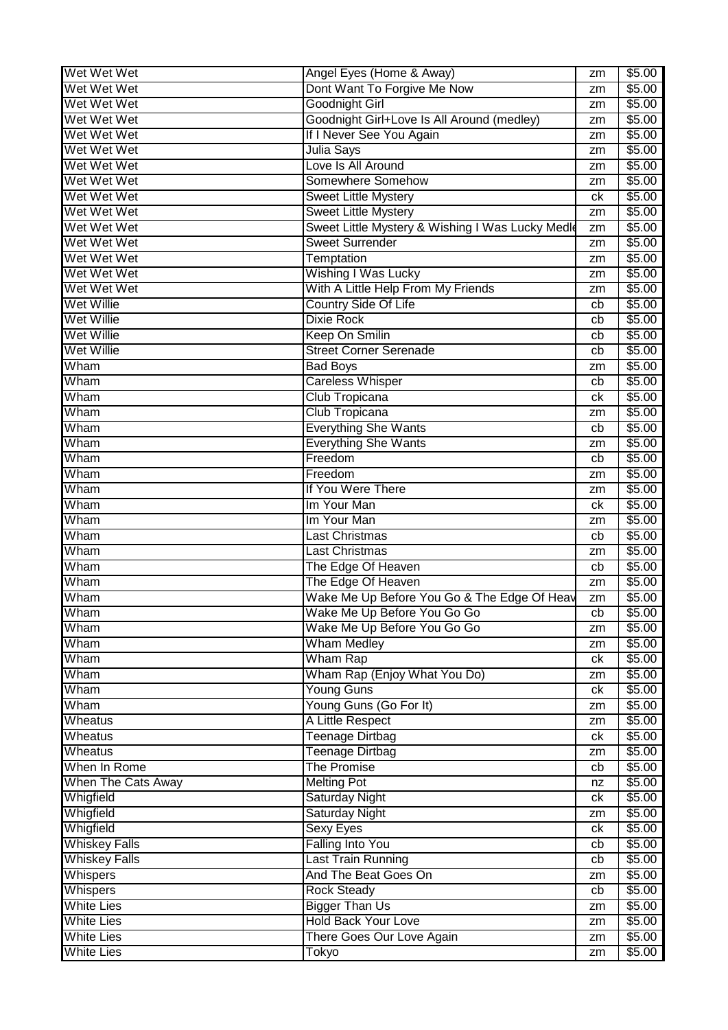| Wet Wet Wet | Angel Eyes (Home & Away) | zm | $5.00 |
|---|---|---|---|
| Wet Wet Wet | Dont Want To Forgive Me Now | zm | $5.00 |
| Wet Wet Wet | Goodnight Girl | zm | $5.00 |
| Wet Wet Wet | Goodnight Girl+Love Is All Around (medley) | zm | $5.00 |
| Wet Wet Wet | If I Never See You Again | zm | $5.00 |
| Wet Wet Wet | Julia Says | zm | $5.00 |
| Wet Wet Wet | Love Is All Around | zm | $5.00 |
| Wet Wet Wet | Somewhere Somehow | zm | $5.00 |
| Wet Wet Wet | Sweet Little Mystery | ck | $5.00 |
| Wet Wet Wet | Sweet Little Mystery | zm | $5.00 |
| Wet Wet Wet | Sweet Little Mystery & Wishing I Was Lucky Medle | zm | $5.00 |
| Wet Wet Wet | Sweet Surrender | zm | $5.00 |
| Wet Wet Wet | Temptation | zm | $5.00 |
| Wet Wet Wet | Wishing I Was Lucky | zm | $5.00 |
| Wet Wet Wet | With A Little Help From My Friends | zm | $5.00 |
| Wet Willie | Country Side Of Life | cb | $5.00 |
| Wet Willie | Dixie Rock | cb | $5.00 |
| Wet Willie | Keep On Smilin | cb | $5.00 |
| Wet Willie | Street Corner Serenade | cb | $5.00 |
| Wham | Bad Boys | zm | $5.00 |
| Wham | Careless Whisper | cb | $5.00 |
| Wham | Club Tropicana | ck | $5.00 |
| Wham | Club Tropicana | zm | $5.00 |
| Wham | Everything She Wants | cb | $5.00 |
| Wham | Everything She Wants | zm | $5.00 |
| Wham | Freedom | cb | $5.00 |
| Wham | Freedom | zm | $5.00 |
| Wham | If You Were There | zm | $5.00 |
| Wham | Im Your Man | ck | $5.00 |
| Wham | Im Your Man | zm | $5.00 |
| Wham | Last Christmas | cb | $5.00 |
| Wham | Last Christmas | zm | $5.00 |
| Wham | The Edge Of Heaven | cb | $5.00 |
| Wham | The Edge Of Heaven | zm | $5.00 |
| Wham | Wake Me Up Before You Go & The Edge Of Heav | zm | $5.00 |
| Wham | Wake Me Up Before You Go Go | cb | $5.00 |
| Wham | Wake Me Up Before You Go Go | zm | $5.00 |
| Wham | Wham Medley | zm | $5.00 |
| Wham | Wham Rap | ck | $5.00 |
| Wham | Wham Rap (Enjoy What You Do) | zm | $5.00 |
| Wham | Young Guns | ck | $5.00 |
| Wham | Young Guns (Go For It) | zm | $5.00 |
| Wheatus | A Little Respect | zm | $5.00 |
| Wheatus | Teenage Dirtbag | ck | $5.00 |
| Wheatus | Teenage Dirtbag | zm | $5.00 |
| When In Rome | The Promise | cb | $5.00 |
| When The Cats Away | Melting Pot | nz | $5.00 |
| Whigfield | Saturday Night | ck | $5.00 |
| Whigfield | Saturday Night | zm | $5.00 |
| Whigfield | Sexy Eyes | ck | $5.00 |
| Whiskey Falls | Falling Into You | cb | $5.00 |
| Whiskey Falls | Last Train Running | cb | $5.00 |
| Whispers | And The Beat Goes On | zm | $5.00 |
| Whispers | Rock Steady | cb | $5.00 |
| White Lies | Bigger Than Us | zm | $5.00 |
| White Lies | Hold Back Your Love | zm | $5.00 |
| White Lies | There Goes Our Love Again | zm | $5.00 |
| White Lies | Tokyo | zm | $5.00 |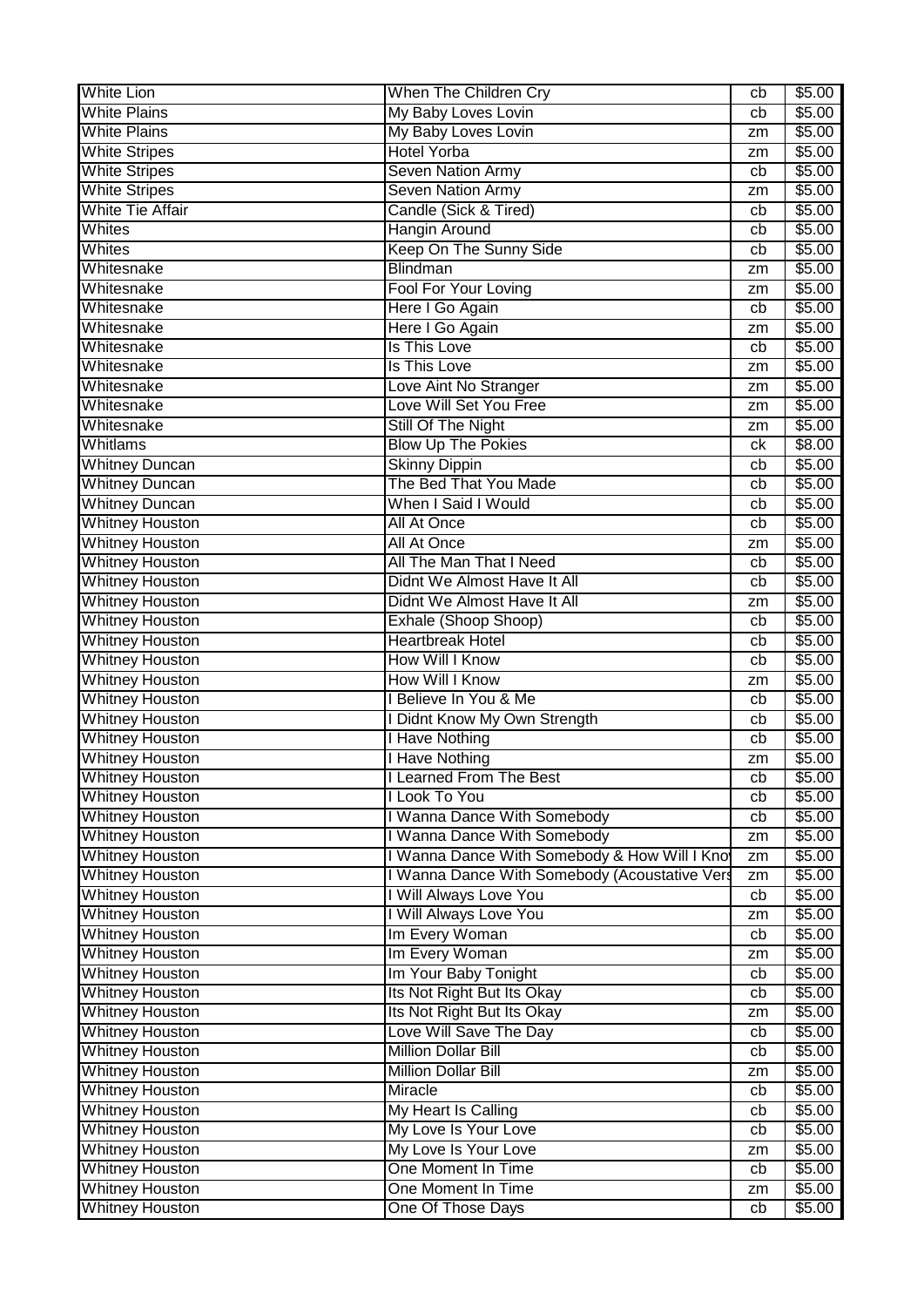| White Lion | When The Children Cry | cb | $5.00 |
|---|---|---|---|
| White Plains | My Baby Loves Lovin | cb | $5.00 |
| White Plains | My Baby Loves Lovin | zm | $5.00 |
| White Stripes | Hotel Yorba | zm | $5.00 |
| White Stripes | Seven Nation Army | cb | $5.00 |
| White Stripes | Seven Nation Army | zm | $5.00 |
| White Tie Affair | Candle (Sick & Tired) | cb | $5.00 |
| Whites | Hangin Around | cb | $5.00 |
| Whites | Keep On The Sunny Side | cb | $5.00 |
| Whitesnake | Blindman | zm | $5.00 |
| Whitesnake | Fool For Your Loving | zm | $5.00 |
| Whitesnake | Here I Go Again | cb | $5.00 |
| Whitesnake | Here I Go Again | zm | $5.00 |
| Whitesnake | Is This Love | cb | $5.00 |
| Whitesnake | Is This Love | zm | $5.00 |
| Whitesnake | Love Aint No Stranger | zm | $5.00 |
| Whitesnake | Love Will Set You Free | zm | $5.00 |
| Whitesnake | Still Of The Night | zm | $5.00 |
| Whitlams | Blow Up The Pokies | ck | $8.00 |
| Whitney Duncan | Skinny Dippin | cb | $5.00 |
| Whitney Duncan | The Bed That You Made | cb | $5.00 |
| Whitney Duncan | When I Said I Would | cb | $5.00 |
| Whitney Houston | All At Once | cb | $5.00 |
| Whitney Houston | All At Once | zm | $5.00 |
| Whitney Houston | All The Man That I Need | cb | $5.00 |
| Whitney Houston | Didnt We Almost Have It All | cb | $5.00 |
| Whitney Houston | Didnt We Almost Have It All | zm | $5.00 |
| Whitney Houston | Exhale (Shoop Shoop) | cb | $5.00 |
| Whitney Houston | Heartbreak Hotel | cb | $5.00 |
| Whitney Houston | How Will I Know | cb | $5.00 |
| Whitney Houston | How Will I Know | zm | $5.00 |
| Whitney Houston | I Believe In You & Me | cb | $5.00 |
| Whitney Houston | I Didnt Know My Own Strength | cb | $5.00 |
| Whitney Houston | I Have Nothing | cb | $5.00 |
| Whitney Houston | I Have Nothing | zm | $5.00 |
| Whitney Houston | I Learned From The Best | cb | $5.00 |
| Whitney Houston | I Look To You | cb | $5.00 |
| Whitney Houston | I Wanna Dance With Somebody | cb | $5.00 |
| Whitney Houston | I Wanna Dance With Somebody | zm | $5.00 |
| Whitney Houston | I Wanna Dance With Somebody & How Will I Kno | zm | $5.00 |
| Whitney Houston | I Wanna Dance With Somebody (Acoustative Vers | zm | $5.00 |
| Whitney Houston | I Will Always Love You | cb | $5.00 |
| Whitney Houston | I Will Always Love You | zm | $5.00 |
| Whitney Houston | Im Every Woman | cb | $5.00 |
| Whitney Houston | Im Every Woman | zm | $5.00 |
| Whitney Houston | Im Your Baby Tonight | cb | $5.00 |
| Whitney Houston | Its Not Right But Its Okay | cb | $5.00 |
| Whitney Houston | Its Not Right But Its Okay | zm | $5.00 |
| Whitney Houston | Love Will Save The Day | cb | $5.00 |
| Whitney Houston | Million Dollar Bill | cb | $5.00 |
| Whitney Houston | Million Dollar Bill | zm | $5.00 |
| Whitney Houston | Miracle | cb | $5.00 |
| Whitney Houston | My Heart Is Calling | cb | $5.00 |
| Whitney Houston | My Love Is Your Love | cb | $5.00 |
| Whitney Houston | My Love Is Your Love | zm | $5.00 |
| Whitney Houston | One Moment In Time | cb | $5.00 |
| Whitney Houston | One Moment In Time | zm | $5.00 |
| Whitney Houston | One Of Those Days | cb | $5.00 |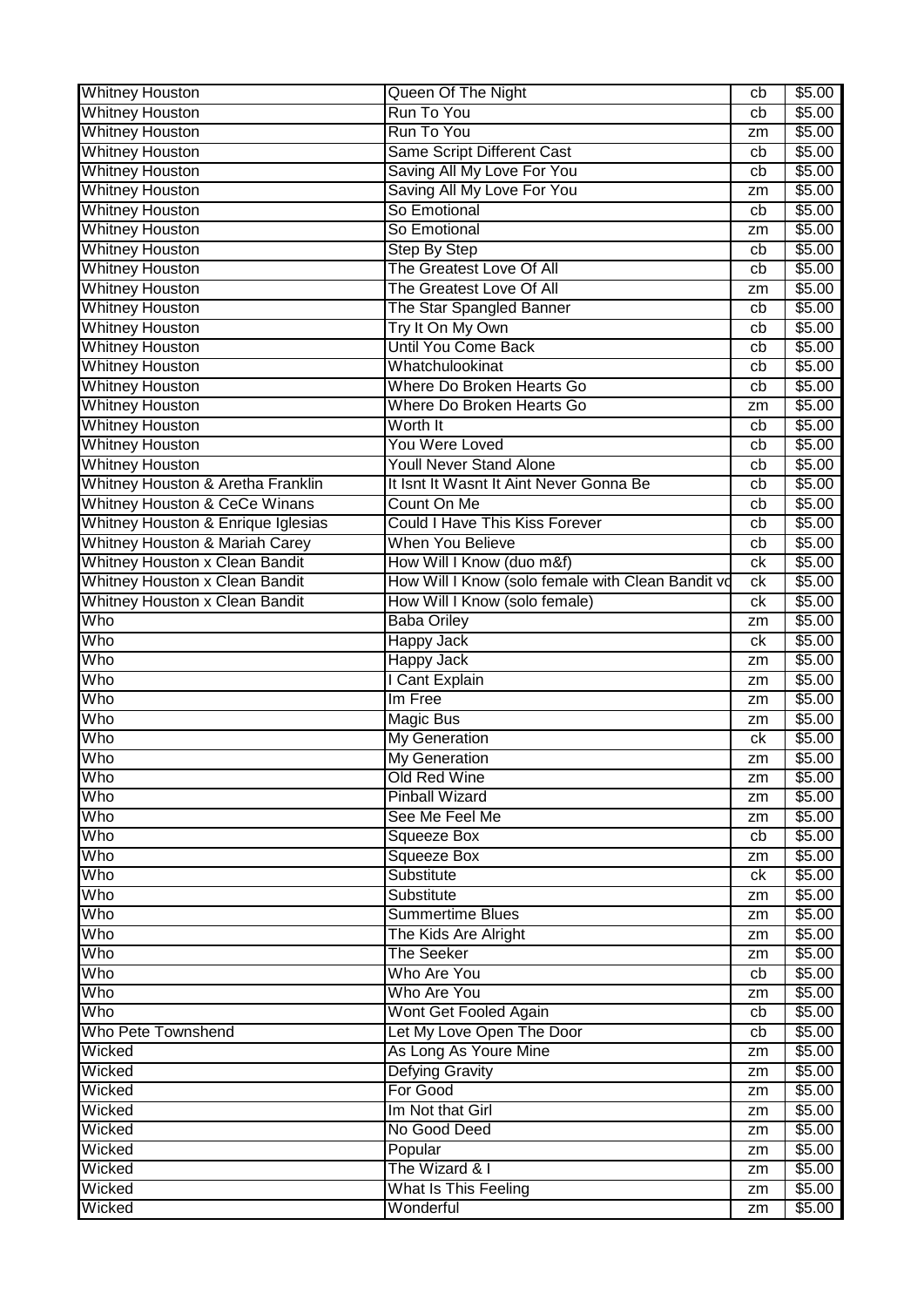| Whitney Houston | Queen Of The Night | cb | $5.00 |
|---|---|---|---|
| Whitney Houston | Run To You | cb | $5.00 |
| Whitney Houston | Run To You | zm | $5.00 |
| Whitney Houston | Same Script Different Cast | cb | $5.00 |
| Whitney Houston | Saving All My Love For You | cb | $5.00 |
| Whitney Houston | Saving All My Love For You | zm | $5.00 |
| Whitney Houston | So Emotional | cb | $5.00 |
| Whitney Houston | So Emotional | zm | $5.00 |
| Whitney Houston | Step By Step | cb | $5.00 |
| Whitney Houston | The Greatest Love Of All | cb | $5.00 |
| Whitney Houston | The Greatest Love Of All | zm | $5.00 |
| Whitney Houston | The Star Spangled Banner | cb | $5.00 |
| Whitney Houston | Try It On My Own | cb | $5.00 |
| Whitney Houston | Until You Come Back | cb | $5.00 |
| Whitney Houston | Whatchulookinat | cb | $5.00 |
| Whitney Houston | Where Do Broken Hearts Go | cb | $5.00 |
| Whitney Houston | Where Do Broken Hearts Go | zm | $5.00 |
| Whitney Houston | Worth It | cb | $5.00 |
| Whitney Houston | You Were Loved | cb | $5.00 |
| Whitney Houston | Youll Never Stand Alone | cb | $5.00 |
| Whitney Houston & Aretha Franklin | It Isnt It Wasnt It Aint Never Gonna Be | cb | $5.00 |
| Whitney Houston & CeCe Winans | Count On Me | cb | $5.00 |
| Whitney Houston & Enrique Iglesias | Could I Have This Kiss Forever | cb | $5.00 |
| Whitney Houston & Mariah Carey | When You Believe | cb | $5.00 |
| Whitney Houston x Clean Bandit | How Will I Know (duo m&f) | ck | $5.00 |
| Whitney Houston x Clean Bandit | How Will I Know (solo female with Clean Bandit vo | ck | $5.00 |
| Whitney Houston x Clean Bandit | How Will I Know (solo female) | ck | $5.00 |
| Who | Baba Oriley | zm | $5.00 |
| Who | Happy Jack | ck | $5.00 |
| Who | Happy Jack | zm | $5.00 |
| Who | I Cant Explain | zm | $5.00 |
| Who | Im Free | zm | $5.00 |
| Who | Magic Bus | zm | $5.00 |
| Who | My Generation | ck | $5.00 |
| Who | My Generation | zm | $5.00 |
| Who | Old Red Wine | zm | $5.00 |
| Who | Pinball Wizard | zm | $5.00 |
| Who | See Me Feel Me | zm | $5.00 |
| Who | Squeeze Box | cb | $5.00 |
| Who | Squeeze Box | zm | $5.00 |
| Who | Substitute | ck | $5.00 |
| Who | Substitute | zm | $5.00 |
| Who | Summertime Blues | zm | $5.00 |
| Who | The Kids Are Alright | zm | $5.00 |
| Who | The Seeker | zm | $5.00 |
| Who | Who Are You | cb | $5.00 |
| Who | Who Are You | zm | $5.00 |
| Who | Wont Get Fooled Again | cb | $5.00 |
| Who Pete Townshend | Let My Love Open The Door | cb | $5.00 |
| Wicked | As Long As Youre Mine | zm | $5.00 |
| Wicked | Defying Gravity | zm | $5.00 |
| Wicked | For Good | zm | $5.00 |
| Wicked | Im Not that Girl | zm | $5.00 |
| Wicked | No Good Deed | zm | $5.00 |
| Wicked | Popular | zm | $5.00 |
| Wicked | The Wizard & I | zm | $5.00 |
| Wicked | What Is This Feeling | zm | $5.00 |
| Wicked | Wonderful | zm | $5.00 |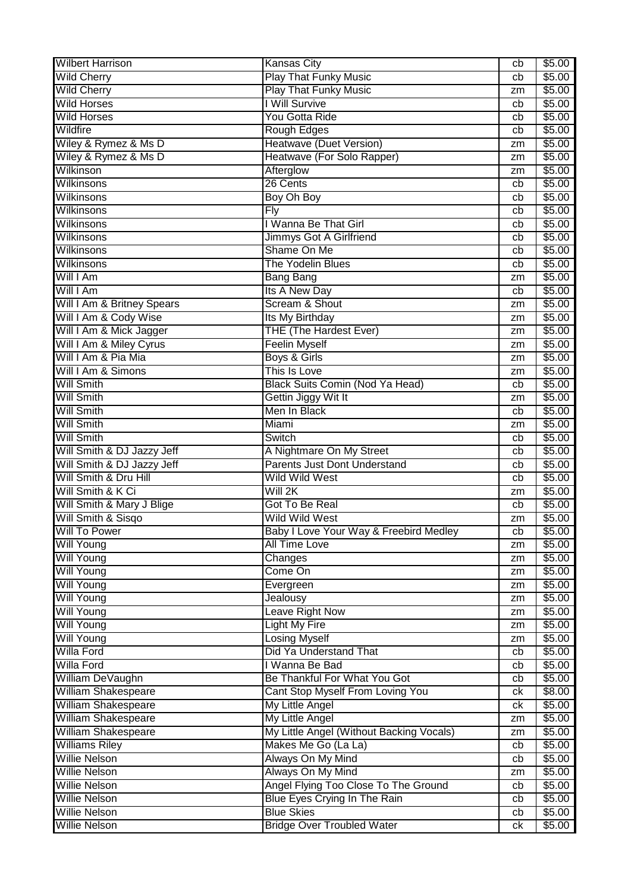| Wilbert Harrison | Kansas City | cb | $5.00 |
|---|---|---|---|
| Wild Cherry | Play That Funky Music | cb | $5.00 |
| Wild Cherry | Play That Funky Music | zm | $5.00 |
| Wild Horses | I Will Survive | cb | $5.00 |
| Wild Horses | You Gotta Ride | cb | $5.00 |
| Wildfire | Rough Edges | cb | $5.00 |
| Wiley & Rymez & Ms D | Heatwave (Duet Version) | zm | $5.00 |
| Wiley & Rymez & Ms D | Heatwave (For Solo Rapper) | zm | $5.00 |
| Wilkinson | Afterglow | zm | $5.00 |
| Wilkinsons | 26 Cents | cb | $5.00 |
| Wilkinsons | Boy Oh Boy | cb | $5.00 |
| Wilkinsons | Fly | cb | $5.00 |
| Wilkinsons | I Wanna Be That Girl | cb | $5.00 |
| Wilkinsons | Jimmys Got A Girlfriend | cb | $5.00 |
| Wilkinsons | Shame On Me | cb | $5.00 |
| Wilkinsons | The Yodelin Blues | cb | $5.00 |
| Will I Am | Bang Bang | zm | $5.00 |
| Will I Am | Its A New Day | cb | $5.00 |
| Will I Am & Britney Spears | Scream & Shout | zm | $5.00 |
| Will I Am & Cody Wise | Its My Birthday | zm | $5.00 |
| Will I Am & Mick Jagger | THE (The Hardest Ever) | zm | $5.00 |
| Will I Am & Miley Cyrus | Feelin Myself | zm | $5.00 |
| Will I Am & Pia Mia | Boys & Girls | zm | $5.00 |
| Will I Am & Simons | This Is Love | zm | $5.00 |
| Will Smith | Black Suits Comin (Nod Ya Head) | cb | $5.00 |
| Will Smith | Gettin Jiggy Wit It | zm | $5.00 |
| Will Smith | Men In Black | cb | $5.00 |
| Will Smith | Miami | zm | $5.00 |
| Will Smith | Switch | cb | $5.00 |
| Will Smith & DJ Jazzy Jeff | A Nightmare On My Street | cb | $5.00 |
| Will Smith & DJ Jazzy Jeff | Parents Just Dont Understand | cb | $5.00 |
| Will Smith & Dru Hill | Wild Wild West | cb | $5.00 |
| Will Smith & K Ci | Will 2K | zm | $5.00 |
| Will Smith & Mary J Blige | Got To Be Real | cb | $5.00 |
| Will Smith & Sisqo | Wild Wild West | zm | $5.00 |
| Will To Power | Baby I Love Your Way & Freebird Medley | cb | $5.00 |
| Will Young | All Time Love | zm | $5.00 |
| Will Young | Changes | zm | $5.00 |
| Will Young | Come On | zm | $5.00 |
| Will Young | Evergreen | zm | $5.00 |
| Will Young | Jealousy | zm | $5.00 |
| Will Young | Leave Right Now | zm | $5.00 |
| Will Young | Light My Fire | zm | $5.00 |
| Will Young | Losing Myself | zm | $5.00 |
| Willa Ford | Did Ya Understand That | cb | $5.00 |
| Willa Ford | I Wanna Be Bad | cb | $5.00 |
| William DeVaughn | Be Thankful For What You Got | cb | $5.00 |
| William Shakespeare | Cant Stop Myself From Loving You | ck | $8.00 |
| William Shakespeare | My Little Angel | ck | $5.00 |
| William Shakespeare | My Little Angel | zm | $5.00 |
| William Shakespeare | My Little Angel (Without Backing Vocals) | zm | $5.00 |
| Williams Riley | Makes Me Go (La La) | cb | $5.00 |
| Willie Nelson | Always On My Mind | cb | $5.00 |
| Willie Nelson | Always On My Mind | zm | $5.00 |
| Willie Nelson | Angel Flying Too Close To The Ground | cb | $5.00 |
| Willie Nelson | Blue Eyes Crying In The Rain | cb | $5.00 |
| Willie Nelson | Blue Skies | cb | $5.00 |
| Willie Nelson | Bridge Over Troubled Water | ck | $5.00 |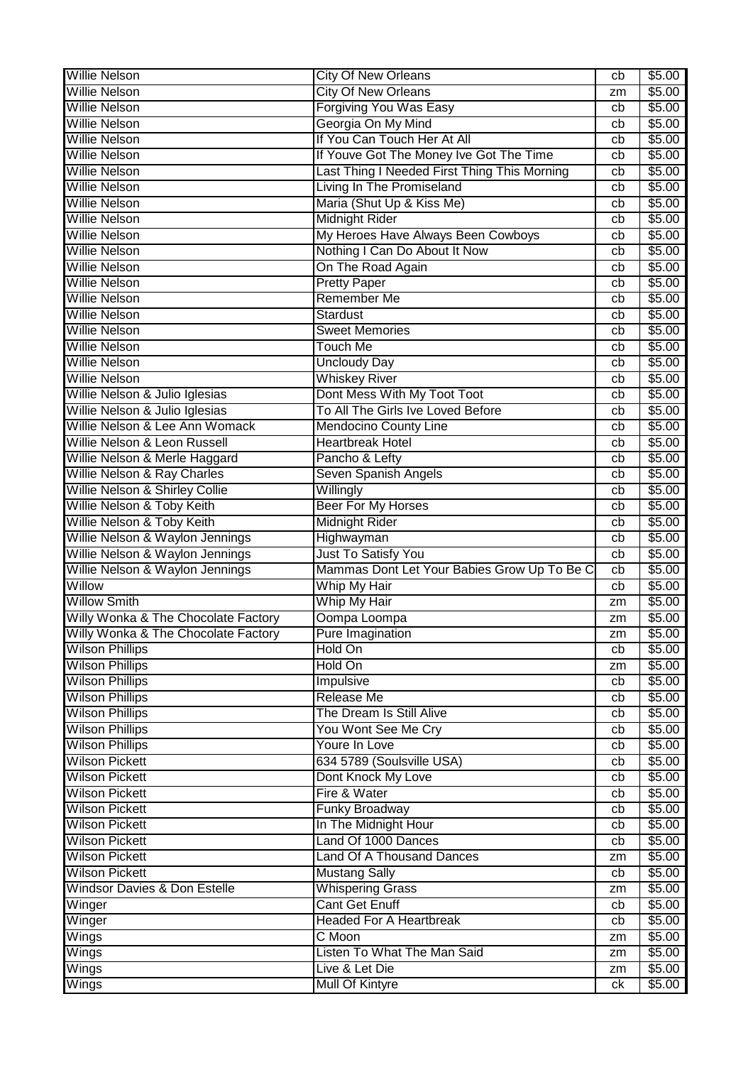| | | | |
|---|---|---|---|
| Willie Nelson | City Of New Orleans | cb | $5.00 |
| Willie Nelson | City Of New Orleans | zm | $5.00 |
| Willie Nelson | Forgiving You Was Easy | cb | $5.00 |
| Willie Nelson | Georgia On My Mind | cb | $5.00 |
| Willie Nelson | If You Can Touch Her At All | cb | $5.00 |
| Willie Nelson | If Youve Got The Money Ive Got The Time | cb | $5.00 |
| Willie Nelson | Last Thing I Needed First Thing This Morning | cb | $5.00 |
| Willie Nelson | Living In The Promiseland | cb | $5.00 |
| Willie Nelson | Maria (Shut Up & Kiss Me) | cb | $5.00 |
| Willie Nelson | Midnight Rider | cb | $5.00 |
| Willie Nelson | My Heroes Have Always Been Cowboys | cb | $5.00 |
| Willie Nelson | Nothing I Can Do About It Now | cb | $5.00 |
| Willie Nelson | On The Road Again | cb | $5.00 |
| Willie Nelson | Pretty Paper | cb | $5.00 |
| Willie Nelson | Remember Me | cb | $5.00 |
| Willie Nelson | Stardust | cb | $5.00 |
| Willie Nelson | Sweet Memories | cb | $5.00 |
| Willie Nelson | Touch Me | cb | $5.00 |
| Willie Nelson | Uncloudy Day | cb | $5.00 |
| Willie Nelson | Whiskey River | cb | $5.00 |
| Willie Nelson & Julio Iglesias | Dont Mess With My Toot Toot | cb | $5.00 |
| Willie Nelson & Julio Iglesias | To All The Girls Ive Loved Before | cb | $5.00 |
| Willie Nelson & Lee Ann Womack | Mendocino County Line | cb | $5.00 |
| Willie Nelson & Leon Russell | Heartbreak Hotel | cb | $5.00 |
| Willie Nelson & Merle Haggard | Pancho & Lefty | cb | $5.00 |
| Willie Nelson & Ray Charles | Seven Spanish Angels | cb | $5.00 |
| Willie Nelson & Shirley Collie | Willingly | cb | $5.00 |
| Willie Nelson & Toby Keith | Beer For My Horses | cb | $5.00 |
| Willie Nelson & Toby Keith | Midnight Rider | cb | $5.00 |
| Willie Nelson & Waylon Jennings | Highwayman | cb | $5.00 |
| Willie Nelson & Waylon Jennings | Just To Satisfy You | cb | $5.00 |
| Willie Nelson & Waylon Jennings | Mammas Dont Let Your Babies Grow Up To Be C | cb | $5.00 |
| Willow | Whip My Hair | cb | $5.00 |
| Willow Smith | Whip My Hair | zm | $5.00 |
| Willy Wonka & The Chocolate Factory | Oompa Loompa | zm | $5.00 |
| Willy Wonka & The Chocolate Factory | Pure Imagination | zm | $5.00 |
| Wilson Phillips | Hold On | cb | $5.00 |
| Wilson Phillips | Hold On | zm | $5.00 |
| Wilson Phillips | Impulsive | cb | $5.00 |
| Wilson Phillips | Release Me | cb | $5.00 |
| Wilson Phillips | The Dream Is Still Alive | cb | $5.00 |
| Wilson Phillips | You Wont See Me Cry | cb | $5.00 |
| Wilson Phillips | Youre In Love | cb | $5.00 |
| Wilson Pickett | 634 5789 (Soulsville USA) | cb | $5.00 |
| Wilson Pickett | Dont Knock My Love | cb | $5.00 |
| Wilson Pickett | Fire & Water | cb | $5.00 |
| Wilson Pickett | Funky Broadway | cb | $5.00 |
| Wilson Pickett | In The Midnight Hour | cb | $5.00 |
| Wilson Pickett | Land Of 1000 Dances | cb | $5.00 |
| Wilson Pickett | Land Of A Thousand Dances | zm | $5.00 |
| Wilson Pickett | Mustang Sally | cb | $5.00 |
| Windsor Davies & Don Estelle | Whispering Grass | zm | $5.00 |
| Winger | Cant Get Enuff | cb | $5.00 |
| Winger | Headed For A Heartbreak | cb | $5.00 |
| Wings | C Moon | zm | $5.00 |
| Wings | Listen To What The Man Said | zm | $5.00 |
| Wings | Live & Let Die | zm | $5.00 |
| Wings | Mull Of Kintyre | ck | $5.00 |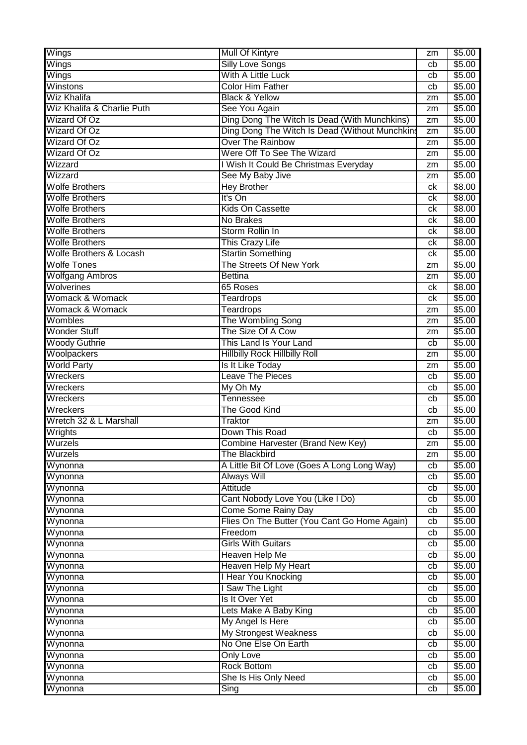| Wings | Mull Of Kintyre | zm | $5.00 |
|---|---|---|---|
| Wings | Silly Love Songs | cb | $5.00 |
| Wings | With A Little Luck | cb | $5.00 |
| Winstons | Color Him Father | cb | $5.00 |
| Wiz Khalifa | Black & Yellow | zm | $5.00 |
| Wiz Khalifa & Charlie Puth | See You Again | zm | $5.00 |
| Wizard Of Oz | Ding Dong The Witch Is Dead (With Munchkins) | zm | $5.00 |
| Wizard Of Oz | Ding Dong The Witch Is Dead (Without Munchkins | zm | $5.00 |
| Wizard Of Oz | Over The Rainbow | zm | $5.00 |
| Wizard Of Oz | Were Off To See The Wizard | zm | $5.00 |
| Wizzard | I Wish It Could Be Christmas Everyday | zm | $5.00 |
| Wizzard | See My Baby Jive | zm | $5.00 |
| Wolfe Brothers | Hey Brother | ck | $8.00 |
| Wolfe Brothers | It's On | ck | $8.00 |
| Wolfe Brothers | Kids On Cassette | ck | $8.00 |
| Wolfe Brothers | No Brakes | ck | $8.00 |
| Wolfe Brothers | Storm Rollin In | ck | $8.00 |
| Wolfe Brothers | This Crazy Life | ck | $8.00 |
| Wolfe Brothers & Locash | Startin Something | ck | $5.00 |
| Wolfe Tones | The Streets Of New York | zm | $5.00 |
| Wolfgang Ambros | Bettina | zm | $5.00 |
| Wolverines | 65 Roses | ck | $8.00 |
| Womack & Womack | Teardrops | ck | $5.00 |
| Womack & Womack | Teardrops | zm | $5.00 |
| Wombles | The Wombling Song | zm | $5.00 |
| Wonder Stuff | The Size Of A Cow | zm | $5.00 |
| Woody Guthrie | This Land Is Your Land | cb | $5.00 |
| Woolpackers | Hillbilly Rock Hillbilly Roll | zm | $5.00 |
| World Party | Is It Like Today | zm | $5.00 |
| Wreckers | Leave The Pieces | cb | $5.00 |
| Wreckers | My Oh My | cb | $5.00 |
| Wreckers | Tennessee | cb | $5.00 |
| Wreckers | The Good Kind | cb | $5.00 |
| Wretch 32 & L Marshall | Traktor | zm | $5.00 |
| Wrights | Down This Road | cb | $5.00 |
| Wurzels | Combine Harvester (Brand New Key) | zm | $5.00 |
| Wurzels | The Blackbird | zm | $5.00 |
| Wynonna | A Little Bit Of Love (Goes A Long Long Way) | cb | $5.00 |
| Wynonna | Always Will | cb | $5.00 |
| Wynonna | Attitude | cb | $5.00 |
| Wynonna | Cant Nobody Love You (Like I Do) | cb | $5.00 |
| Wynonna | Come Some Rainy Day | cb | $5.00 |
| Wynonna | Flies On The Butter (You Cant Go Home Again) | cb | $5.00 |
| Wynonna | Freedom | cb | $5.00 |
| Wynonna | Girls With Guitars | cb | $5.00 |
| Wynonna | Heaven Help Me | cb | $5.00 |
| Wynonna | Heaven Help My Heart | cb | $5.00 |
| Wynonna | I Hear You Knocking | cb | $5.00 |
| Wynonna | I Saw The Light | cb | $5.00 |
| Wynonna | Is It Over Yet | cb | $5.00 |
| Wynonna | Lets Make A Baby King | cb | $5.00 |
| Wynonna | My Angel Is Here | cb | $5.00 |
| Wynonna | My Strongest Weakness | cb | $5.00 |
| Wynonna | No One Else On Earth | cb | $5.00 |
| Wynonna | Only Love | cb | $5.00 |
| Wynonna | Rock Bottom | cb | $5.00 |
| Wynonna | She Is His Only Need | cb | $5.00 |
| Wynonna | Sing | cb | $5.00 |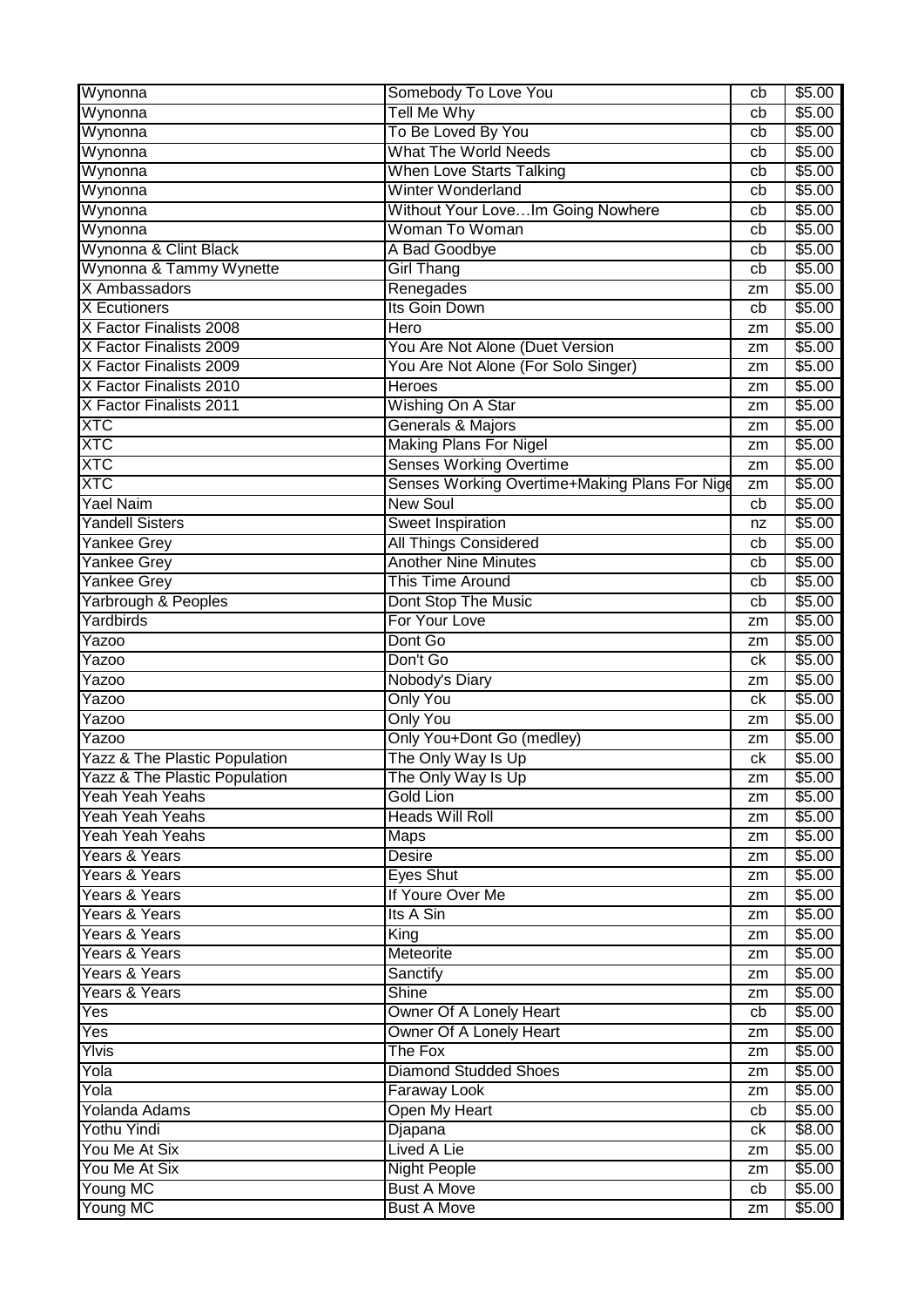| Wynonna | Somebody To Love You | cb | $5.00 |
|---|---|---|---|
| Wynonna | Tell Me Why | cb | $5.00 |
| Wynonna | To Be Loved By You | cb | $5.00 |
| Wynonna | What The World Needs | cb | $5.00 |
| Wynonna | When Love Starts Talking | cb | $5.00 |
| Wynonna | Winter Wonderland | cb | $5.00 |
| Wynonna | Without Your Love…Im Going Nowhere | cb | $5.00 |
| Wynonna | Woman To Woman | cb | $5.00 |
| Wynonna & Clint Black | A Bad Goodbye | cb | $5.00 |
| Wynonna & Tammy Wynette | Girl Thang | cb | $5.00 |
| X Ambassadors | Renegades | zm | $5.00 |
| X Ecutioners | Its Goin Down | cb | $5.00 |
| X Factor Finalists 2008 | Hero | zm | $5.00 |
| X Factor Finalists 2009 | You Are Not Alone (Duet Version | zm | $5.00 |
| X Factor Finalists 2009 | You Are Not Alone (For Solo Singer) | zm | $5.00 |
| X Factor Finalists 2010 | Heroes | zm | $5.00 |
| X Factor Finalists 2011 | Wishing On A Star | zm | $5.00 |
| XTC | Generals & Majors | zm | $5.00 |
| XTC | Making Plans For Nigel | zm | $5.00 |
| XTC | Senses Working Overtime | zm | $5.00 |
| XTC | Senses Working Overtime+Making Plans For Nige | zm | $5.00 |
| Yael Naim | New Soul | cb | $5.00 |
| Yandell Sisters | Sweet Inspiration | nz | $5.00 |
| Yankee Grey | All Things Considered | cb | $5.00 |
| Yankee Grey | Another Nine Minutes | cb | $5.00 |
| Yankee Grey | This Time Around | cb | $5.00 |
| Yarbrough & Peoples | Dont Stop The Music | cb | $5.00 |
| Yardbirds | For Your Love | zm | $5.00 |
| Yazoo | Dont Go | zm | $5.00 |
| Yazoo | Don't Go | ck | $5.00 |
| Yazoo | Nobody's Diary | zm | $5.00 |
| Yazoo | Only You | ck | $5.00 |
| Yazoo | Only You | zm | $5.00 |
| Yazoo | Only You+Dont Go (medley) | zm | $5.00 |
| Yazz & The Plastic Population | The Only Way Is Up | ck | $5.00 |
| Yazz & The Plastic Population | The Only Way Is Up | zm | $5.00 |
| Yeah Yeah Yeahs | Gold Lion | zm | $5.00 |
| Yeah Yeah Yeahs | Heads Will Roll | zm | $5.00 |
| Yeah Yeah Yeahs | Maps | zm | $5.00 |
| Years & Years | Desire | zm | $5.00 |
| Years & Years | Eyes Shut | zm | $5.00 |
| Years & Years | If Youre Over Me | zm | $5.00 |
| Years & Years | Its A Sin | zm | $5.00 |
| Years & Years | King | zm | $5.00 |
| Years & Years | Meteorite | zm | $5.00 |
| Years & Years | Sanctify | zm | $5.00 |
| Years & Years | Shine | zm | $5.00 |
| Yes | Owner Of A Lonely Heart | cb | $5.00 |
| Yes | Owner Of A Lonely Heart | zm | $5.00 |
| Ylvis | The Fox | zm | $5.00 |
| Yola | Diamond Studded Shoes | zm | $5.00 |
| Yola | Faraway Look | zm | $5.00 |
| Yolanda Adams | Open My Heart | cb | $5.00 |
| Yothu Yindi | Djapana | ck | $8.00 |
| You Me At Six | Lived A Lie | zm | $5.00 |
| You Me At Six | Night People | zm | $5.00 |
| Young MC | Bust A Move | cb | $5.00 |
| Young MC | Bust A Move | zm | $5.00 |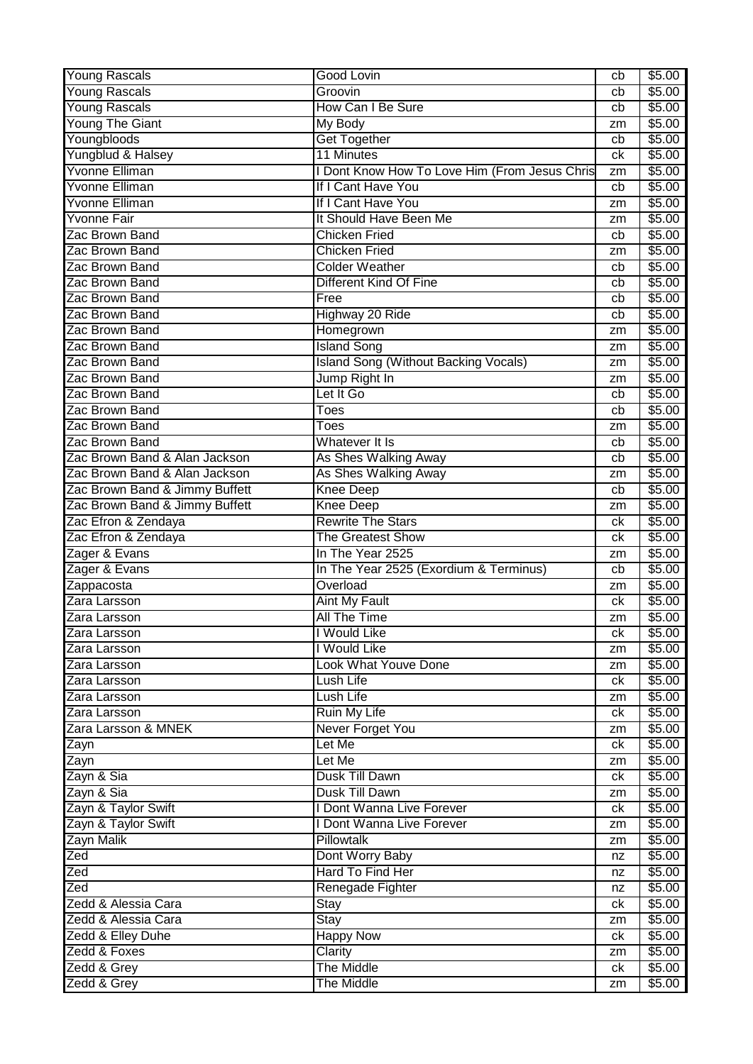| Young Rascals | Good Lovin | cb | $5.00 |
|---|---|---|---|
| Young Rascals | Groovin | cb | $5.00 |
| Young Rascals | How Can I Be Sure | cb | $5.00 |
| Young The Giant | My Body | zm | $5.00 |
| Youngbloods | Get Together | cb | $5.00 |
| Yungblud & Halsey | 11 Minutes | ck | $5.00 |
| Yvonne Elliman | I Dont Know How To Love Him (From Jesus Chris | zm | $5.00 |
| Yvonne Elliman | If I Cant Have You | cb | $5.00 |
| Yvonne Elliman | If I Cant Have You | zm | $5.00 |
| Yvonne Fair | It Should Have Been Me | zm | $5.00 |
| Zac Brown Band | Chicken Fried | cb | $5.00 |
| Zac Brown Band | Chicken Fried | zm | $5.00 |
| Zac Brown Band | Colder Weather | cb | $5.00 |
| Zac Brown Band | Different Kind Of Fine | cb | $5.00 |
| Zac Brown Band | Free | cb | $5.00 |
| Zac Brown Band | Highway 20 Ride | cb | $5.00 |
| Zac Brown Band | Homegrown | zm | $5.00 |
| Zac Brown Band | Island Song | zm | $5.00 |
| Zac Brown Band | Island Song (Without Backing Vocals) | zm | $5.00 |
| Zac Brown Band | Jump Right In | zm | $5.00 |
| Zac Brown Band | Let It Go | cb | $5.00 |
| Zac Brown Band | Toes | cb | $5.00 |
| Zac Brown Band | Toes | zm | $5.00 |
| Zac Brown Band | Whatever It Is | cb | $5.00 |
| Zac Brown Band & Alan Jackson | As Shes Walking Away | cb | $5.00 |
| Zac Brown Band & Alan Jackson | As Shes Walking Away | zm | $5.00 |
| Zac Brown Band & Jimmy Buffett | Knee Deep | cb | $5.00 |
| Zac Brown Band & Jimmy Buffett | Knee Deep | zm | $5.00 |
| Zac Efron & Zendaya | Rewrite The Stars | ck | $5.00 |
| Zac Efron & Zendaya | The Greatest Show | ck | $5.00 |
| Zager & Evans | In The Year 2525 | zm | $5.00 |
| Zager & Evans | In The Year 2525 (Exordium & Terminus) | cb | $5.00 |
| Zappacosta | Overload | zm | $5.00 |
| Zara Larsson | Aint My Fault | ck | $5.00 |
| Zara Larsson | All The Time | zm | $5.00 |
| Zara Larsson | I Would Like | ck | $5.00 |
| Zara Larsson | I Would Like | zm | $5.00 |
| Zara Larsson | Look What Youve Done | zm | $5.00 |
| Zara Larsson | Lush Life | ck | $5.00 |
| Zara Larsson | Lush Life | zm | $5.00 |
| Zara Larsson | Ruin My Life | ck | $5.00 |
| Zara Larsson & MNEK | Never Forget You | zm | $5.00 |
| Zayn | Let Me | ck | $5.00 |
| Zayn | Let Me | zm | $5.00 |
| Zayn & Sia | Dusk Till Dawn | ck | $5.00 |
| Zayn & Sia | Dusk Till Dawn | zm | $5.00 |
| Zayn & Taylor Swift | I Dont Wanna Live Forever | ck | $5.00 |
| Zayn & Taylor Swift | I Dont Wanna Live Forever | zm | $5.00 |
| Zayn Malik | Pillowtalk | zm | $5.00 |
| Zed | Dont Worry Baby | nz | $5.00 |
| Zed | Hard To Find Her | nz | $5.00 |
| Zed | Renegade Fighter | nz | $5.00 |
| Zedd & Alessia Cara | Stay | ck | $5.00 |
| Zedd & Alessia Cara | Stay | zm | $5.00 |
| Zedd & Elley Duhe | Happy Now | ck | $5.00 |
| Zedd & Foxes | Clarity | zm | $5.00 |
| Zedd & Grey | The Middle | ck | $5.00 |
| Zedd & Grey | The Middle | zm | $5.00 |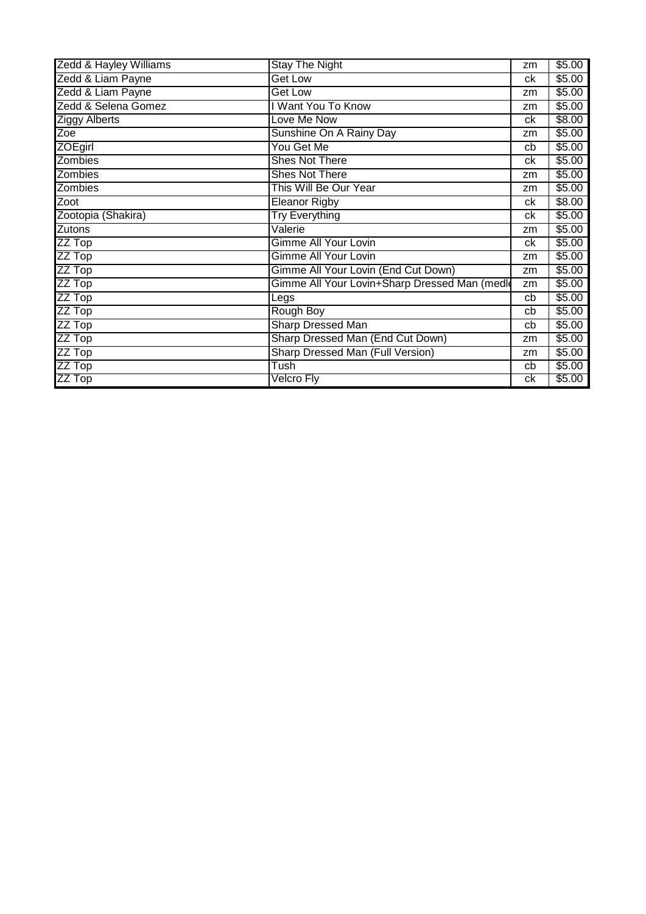| | | | |
|---|---|---|---|
| Zedd & Hayley Williams | Stay The Night | zm | $5.00 |
| Zedd & Liam Payne | Get Low | ck | $5.00 |
| Zedd & Liam Payne | Get Low | zm | $5.00 |
| Zedd & Selena Gomez | I Want You To Know | zm | $5.00 |
| Ziggy Alberts | Love Me Now | ck | $8.00 |
| Zoe | Sunshine On A Rainy Day | zm | $5.00 |
| ZOEgirl | You Get Me | cb | $5.00 |
| Zombies | Shes Not There | ck | $5.00 |
| Zombies | Shes Not There | zm | $5.00 |
| Zombies | This Will Be Our Year | zm | $5.00 |
| Zoot | Eleanor Rigby | ck | $8.00 |
| Zootopia (Shakira) | Try Everything | ck | $5.00 |
| Zutons | Valerie | zm | $5.00 |
| ZZ Top | Gimme All Your Lovin | ck | $5.00 |
| ZZ Top | Gimme All Your Lovin | zm | $5.00 |
| ZZ Top | Gimme All Your Lovin (End Cut Down) | zm | $5.00 |
| ZZ Top | Gimme All Your Lovin+Sharp Dressed Man (medl | zm | $5.00 |
| ZZ Top | Legs | cb | $5.00 |
| ZZ Top | Rough Boy | cb | $5.00 |
| ZZ Top | Sharp Dressed Man | cb | $5.00 |
| ZZ Top | Sharp Dressed Man (End Cut Down) | zm | $5.00 |
| ZZ Top | Sharp Dressed Man (Full Version) | zm | $5.00 |
| ZZ Top | Tush | cb | $5.00 |
| ZZ Top | Velcro Fly | ck | $5.00 |